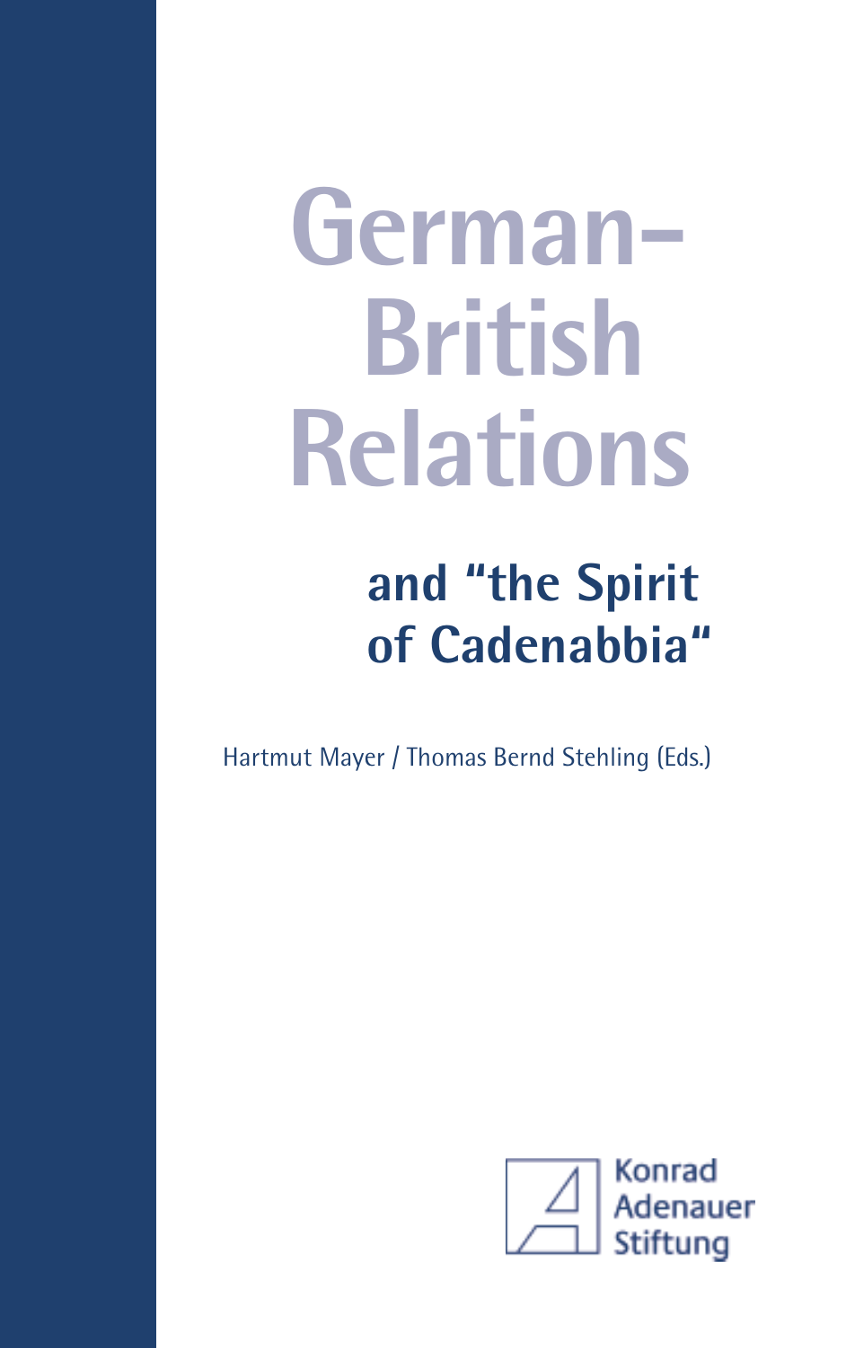# German-British Relations

## and "the Spirit of Cadenabbia"

Hartmut Mayer / Thomas Bernd Stehling (Eds.)

Konrad Adenauer Stiftung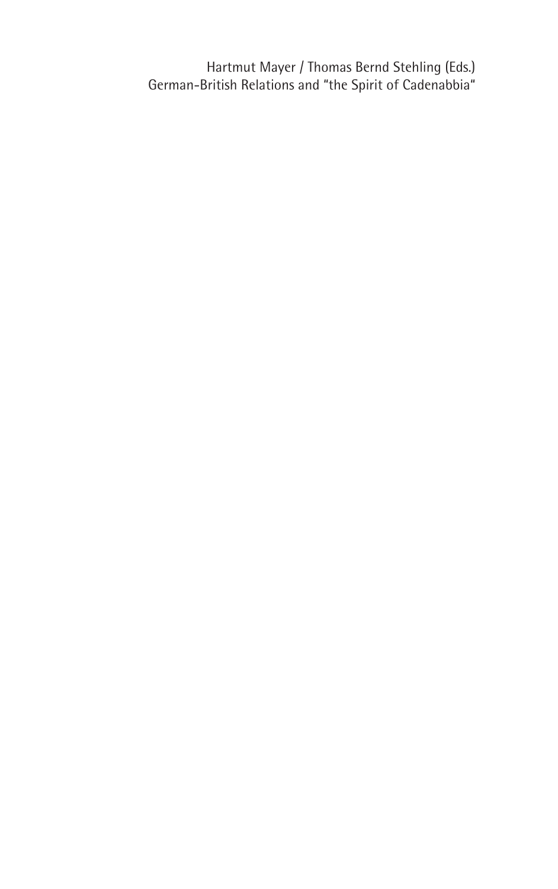Hartmut Mayer / Thomas Bernd Stehling (Eds.)
German-British Relations and "the Spirit of Cadenabbia"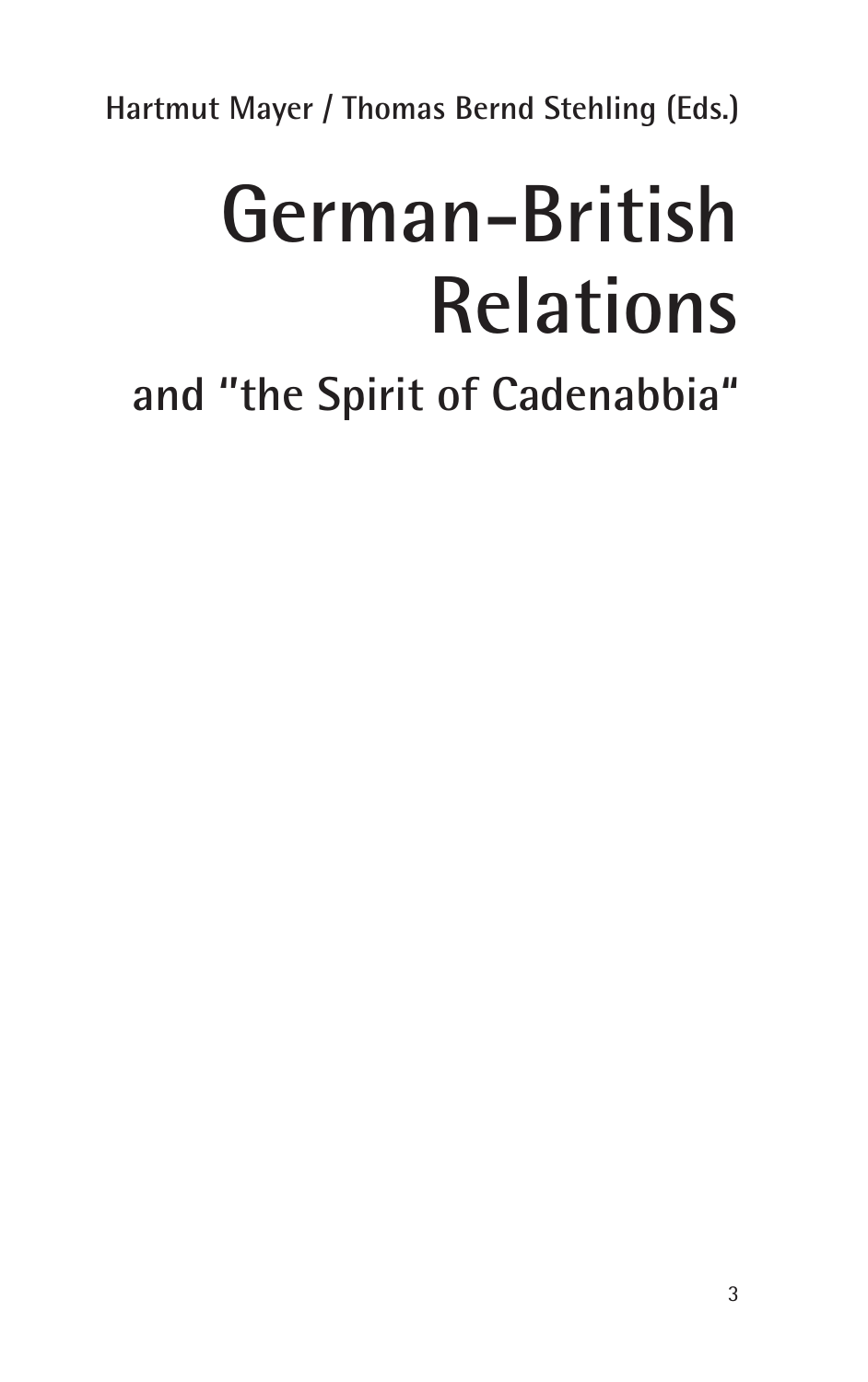Hartmut Mayer / Thomas Bernd Stehling (Eds.)

# German-British Relations

## and "the Spirit of Cadenabbia"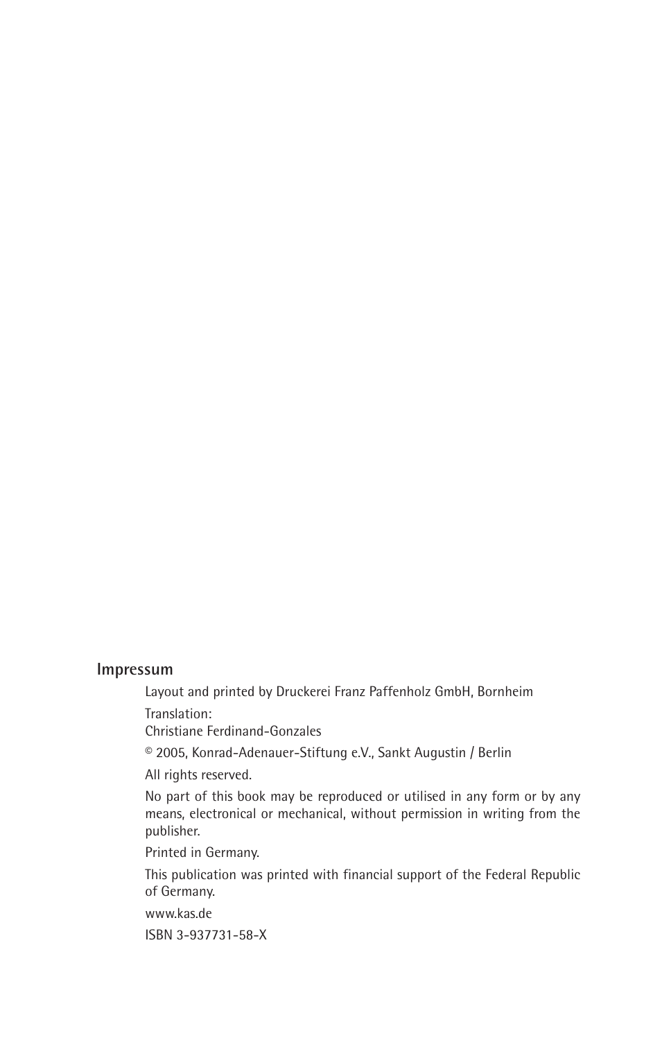**Impressum**

Layout and printed by Druckerei Franz Paffenholz GmbH, Bornheim

Translation:
Christiane Ferdinand-Gonzales

© 2005, Konrad-Adenauer-Stiftung e.V., Sankt Augustin / Berlin

All rights reserved.

No part of this book may be reproduced or utilised in any form or by any means, electronical or mechanical, without permission in writing from the publisher.

Printed in Germany.

This publication was printed with financial support of the Federal Republic of Germany.

www.kas.de

ISBN 3-937731-58-X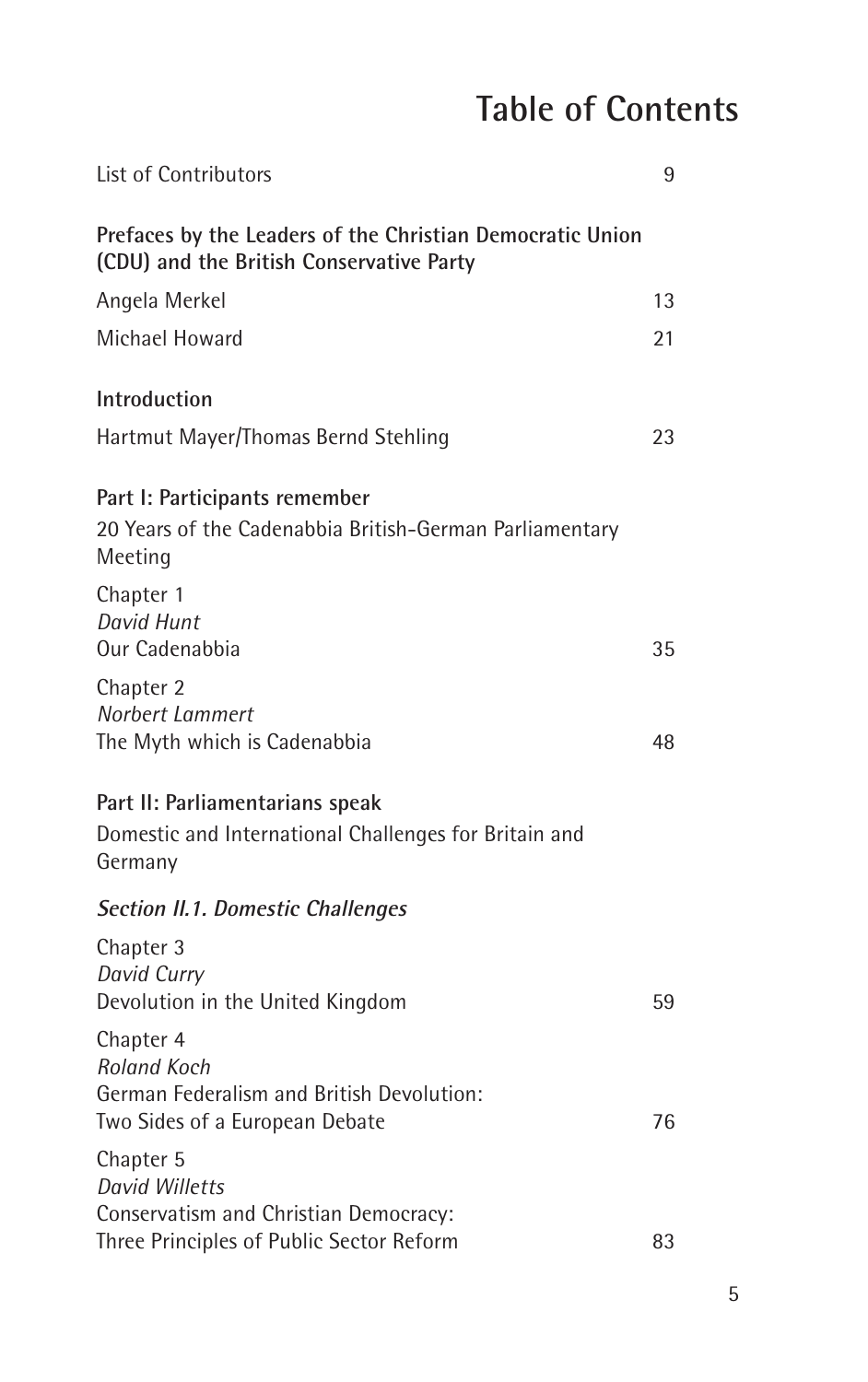# Table of Contents

List of Contributors 9

**Prefaces by the Leaders of the Christian Democratic Union (CDU) and the British Conservative Party**

Angela Merkel 13

Michael Howard 21

**Introduction**

Hartmut Mayer/Thomas Bernd Stehling 23

**Part I: Participants remember**

20 Years of the Cadenabbia British-German Parliamentary Meeting

Chapter 1
*David Hunt*
Our Cadenabbia 35

Chapter 2
*Norbert Lammert*
The Myth which is Cadenabbia 48

**Part II: Parliamentarians speak**

Domestic and International Challenges for Britain and Germany

***Section II.1. Domestic Challenges***

Chapter 3
*David Curry*
Devolution in the United Kingdom 59

Chapter 4
*Roland Koch*
German Federalism and British Devolution:
Two Sides of a European Debate 76

Chapter 5
*David Willetts*
Conservatism and Christian Democracy:
Three Principles of Public Sector Reform 83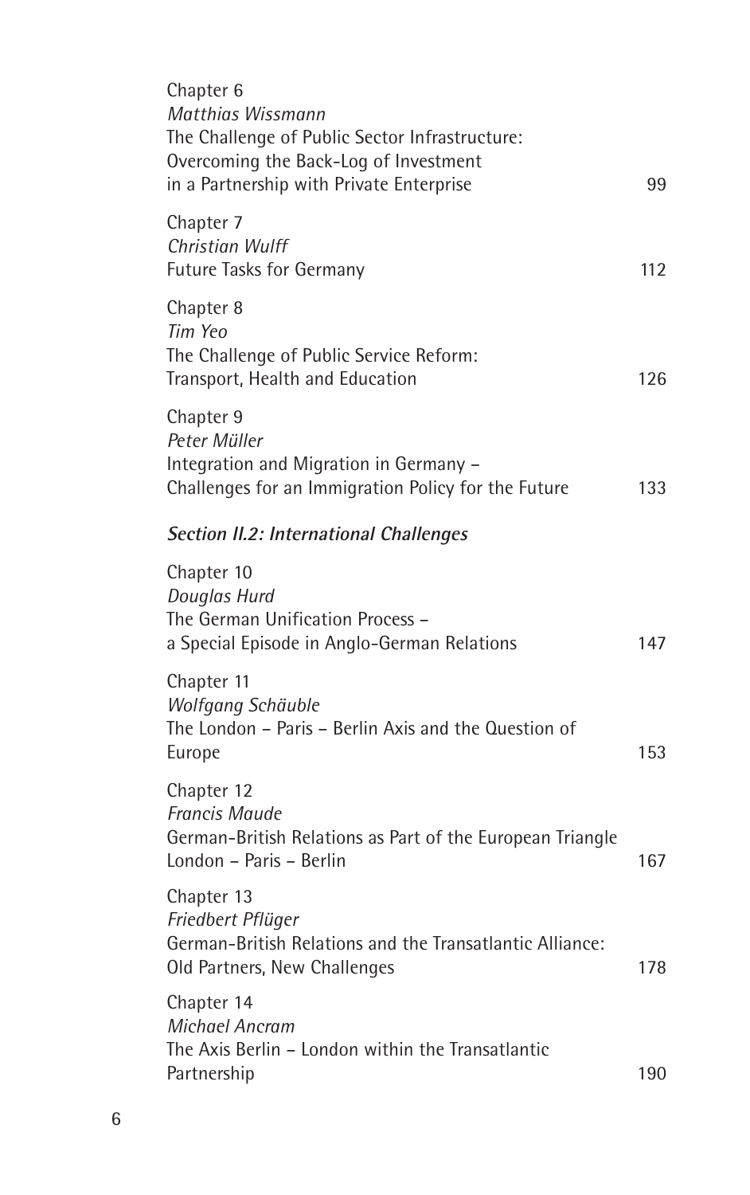Chapter 6
*Matthias Wissmann*
The Challenge of Public Sector Infrastructure: Overcoming the Back-Log of Investment in a Partnership with Private Enterprise 99

Chapter 7
*Christian Wulff*
Future Tasks for Germany 112

Chapter 8
*Tim Yeo*
The Challenge of Public Service Reform: Transport, Health and Education 126

Chapter 9
*Peter Müller*
Integration and Migration in Germany – Challenges for an Immigration Policy for the Future 133

***Section II.2: International Challenges***

Chapter 10
*Douglas Hurd*
The German Unification Process – a Special Episode in Anglo-German Relations 147

Chapter 11
*Wolfgang Schäuble*
The London – Paris – Berlin Axis and the Question of Europe 153

Chapter 12
*Francis Maude*
German-British Relations as Part of the European Triangle London – Paris – Berlin 167

Chapter 13
*Friedbert Pflüger*
German-British Relations and the Transatlantic Alliance: Old Partners, New Challenges 178

Chapter 14
*Michael Ancram*
The Axis Berlin – London within the Transatlantic Partnership 190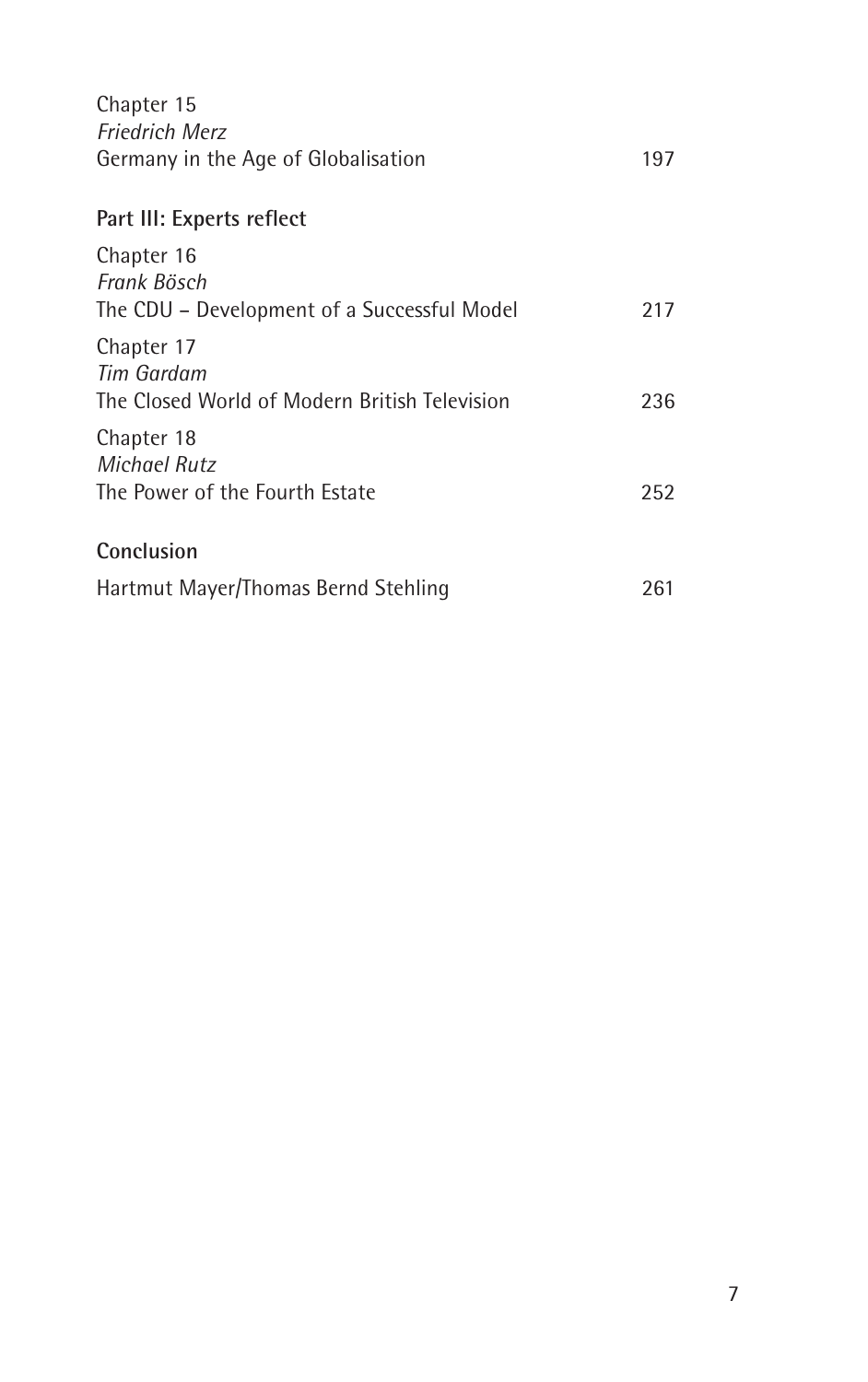Chapter 15
*Friedrich Merz*
Germany in the Age of Globalisation 197

**Part III: Experts reflect**

Chapter 16
*Frank Bösch*
The CDU – Development of a Successful Model 217

Chapter 17
*Tim Gardam*
The Closed World of Modern British Television 236

Chapter 18
*Michael Rutz*
The Power of the Fourth Estate 252

**Conclusion**

Hartmut Mayer/Thomas Bernd Stehling 261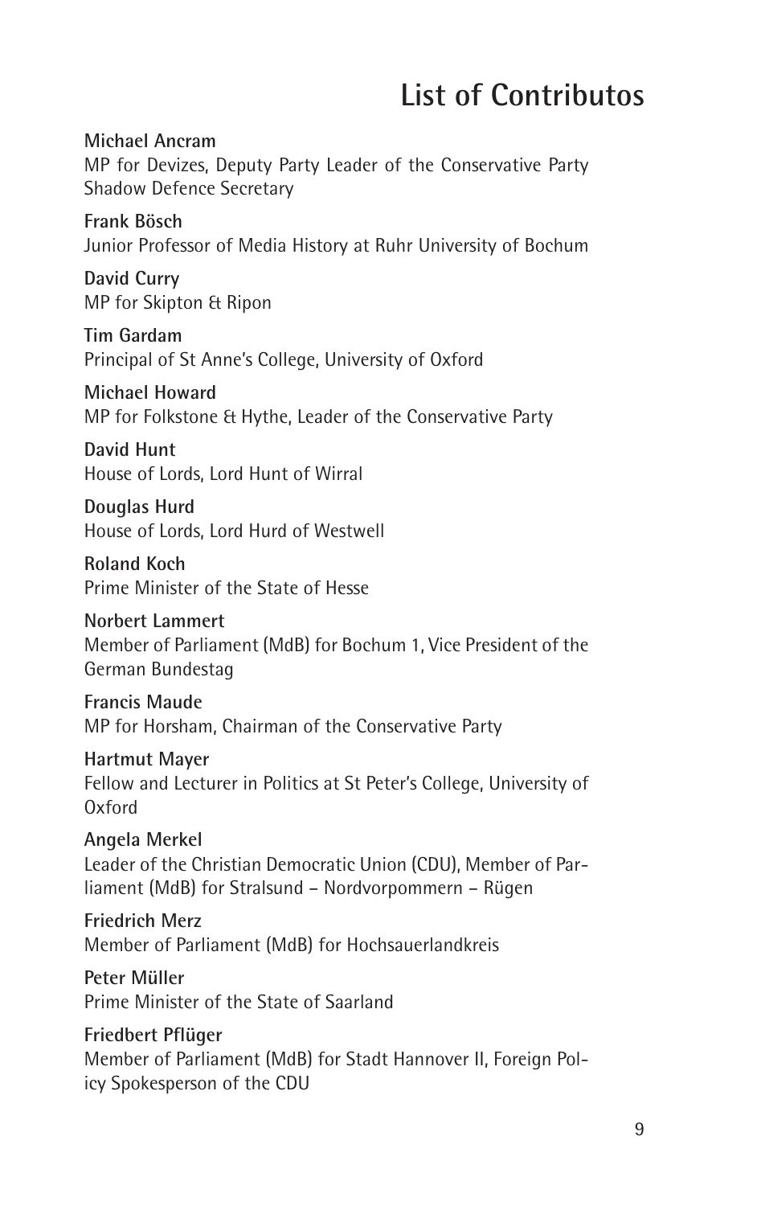# List of Contributos

**Michael Ancram**
MP for Devizes, Deputy Party Leader of the Conservative Party Shadow Defence Secretary

**Frank Bösch**
Junior Professor of Media History at Ruhr University of Bochum

**David Curry**
MP for Skipton & Ripon

**Tim Gardam**
Principal of St Anne's College, University of Oxford

**Michael Howard**
MP for Folkstone & Hythe, Leader of the Conservative Party

**David Hunt**
House of Lords, Lord Hunt of Wirral

**Douglas Hurd**
House of Lords, Lord Hurd of Westwell

**Roland Koch**
Prime Minister of the State of Hesse

**Norbert Lammert**
Member of Parliament (MdB) for Bochum 1, Vice President of the German Bundestag

**Francis Maude**
MP for Horsham, Chairman of the Conservative Party

**Hartmut Mayer**
Fellow and Lecturer in Politics at St Peter's College, University of Oxford

**Angela Merkel**
Leader of the Christian Democratic Union (CDU), Member of Parliament (MdB) for Stralsund – Nordvorpommern – Rügen

**Friedrich Merz**
Member of Parliament (MdB) for Hochsauerlandkreis

**Peter Müller**
Prime Minister of the State of Saarland

**Friedbert Pflüger**
Member of Parliament (MdB) for Stadt Hannover II, Foreign Policy Spokesperson of the CDU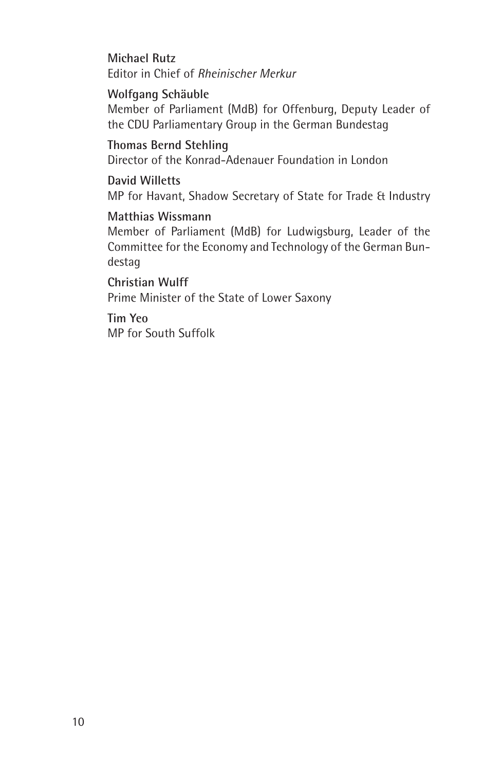**Michael Rutz**
Editor in Chief of *Rheinischer Merkur*

**Wolfgang Schäuble**
Member of Parliament (MdB) for Offenburg, Deputy Leader of the CDU Parliamentary Group in the German Bundestag

**Thomas Bernd Stehling**
Director of the Konrad-Adenauer Foundation in London

**David Willetts**
MP for Havant, Shadow Secretary of State for Trade & Industry

**Matthias Wissmann**
Member of Parliament (MdB) for Ludwigsburg, Leader of the Committee for the Economy and Technology of the German Bundestag

**Christian Wulff**
Prime Minister of the State of Lower Saxony

**Tim Yeo**
MP for South Suffolk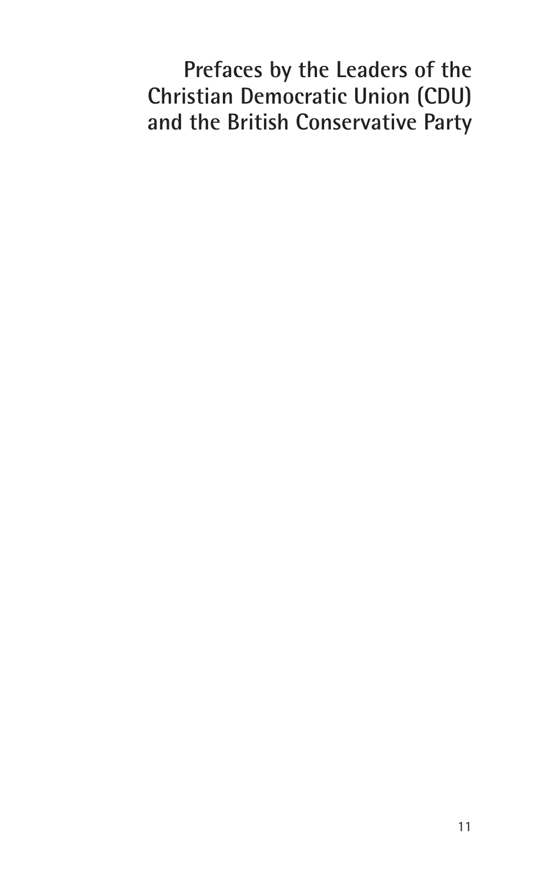# Prefaces by the Leaders of the Christian Democratic Union (CDU) and the British Conservative Party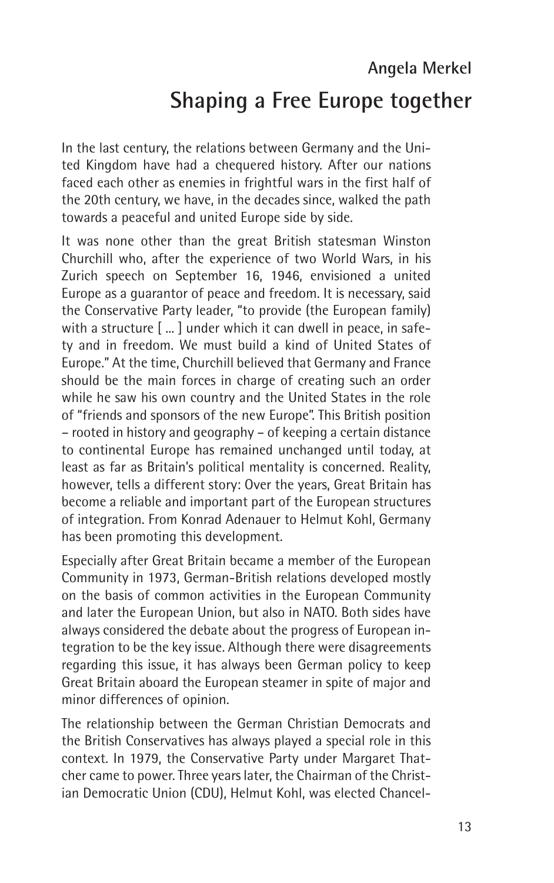**Angela Merkel**

# Shaping a Free Europe together

In the last century, the relations between Germany and the United Kingdom have had a chequered history. After our nations faced each other as enemies in frightful wars in the first half of the 20th century, we have, in the decades since, walked the path towards a peaceful and united Europe side by side.

It was none other than the great British statesman Winston Churchill who, after the experience of two World Wars, in his Zurich speech on September 16, 1946, envisioned a united Europe as a guarantor of peace and freedom. It is necessary, said the Conservative Party leader, "to provide (the European family) with a structure [ ... ] under which it can dwell in peace, in safety and in freedom. We must build a kind of United States of Europe." At the time, Churchill believed that Germany and France should be the main forces in charge of creating such an order while he saw his own country and the United States in the role of "friends and sponsors of the new Europe". This British position – rooted in history and geography – of keeping a certain distance to continental Europe has remained unchanged until today, at least as far as Britain's political mentality is concerned. Reality, however, tells a different story: Over the years, Great Britain has become a reliable and important part of the European structures of integration. From Konrad Adenauer to Helmut Kohl, Germany has been promoting this development.

Especially after Great Britain became a member of the European Community in 1973, German-British relations developed mostly on the basis of common activities in the European Community and later the European Union, but also in NATO. Both sides have always considered the debate about the progress of European integration to be the key issue. Although there were disagreements regarding this issue, it has always been German policy to keep Great Britain aboard the European steamer in spite of major and minor differences of opinion.

The relationship between the German Christian Democrats and the British Conservatives has always played a special role in this context. In 1979, the Conservative Party under Margaret Thatcher came to power. Three years later, the Chairman of the Christian Democratic Union (CDU), Helmut Kohl, was elected Chancel-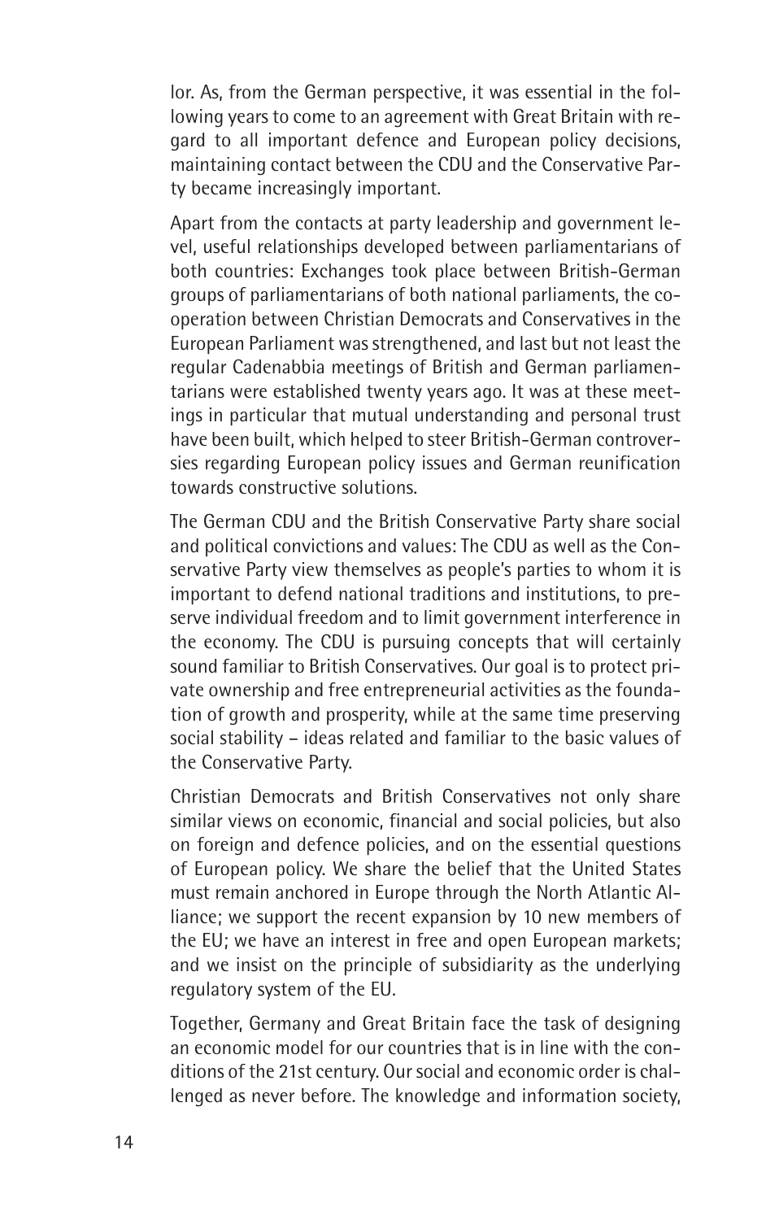lor. As, from the German perspective, it was essential in the following years to come to an agreement with Great Britain with regard to all important defence and European policy decisions, maintaining contact between the CDU and the Conservative Party became increasingly important.

Apart from the contacts at party leadership and government level, useful relationships developed between parliamentarians of both countries: Exchanges took place between British-German groups of parliamentarians of both national parliaments, the cooperation between Christian Democrats and Conservatives in the European Parliament was strengthened, and last but not least the regular Cadenabbia meetings of British and German parliamentarians were established twenty years ago. It was at these meetings in particular that mutual understanding and personal trust have been built, which helped to steer British-German controversies regarding European policy issues and German reunification towards constructive solutions.

The German CDU and the British Conservative Party share social and political convictions and values: The CDU as well as the Conservative Party view themselves as people's parties to whom it is important to defend national traditions and institutions, to preserve individual freedom and to limit government interference in the economy. The CDU is pursuing concepts that will certainly sound familiar to British Conservatives. Our goal is to protect private ownership and free entrepreneurial activities as the foundation of growth and prosperity, while at the same time preserving social stability – ideas related and familiar to the basic values of the Conservative Party.

Christian Democrats and British Conservatives not only share similar views on economic, financial and social policies, but also on foreign and defence policies, and on the essential questions of European policy. We share the belief that the United States must remain anchored in Europe through the North Atlantic Alliance; we support the recent expansion by 10 new members of the EU; we have an interest in free and open European markets; and we insist on the principle of subsidiarity as the underlying regulatory system of the EU.

Together, Germany and Great Britain face the task of designing an economic model for our countries that is in line with the conditions of the 21st century. Our social and economic order is challenged as never before. The knowledge and information society,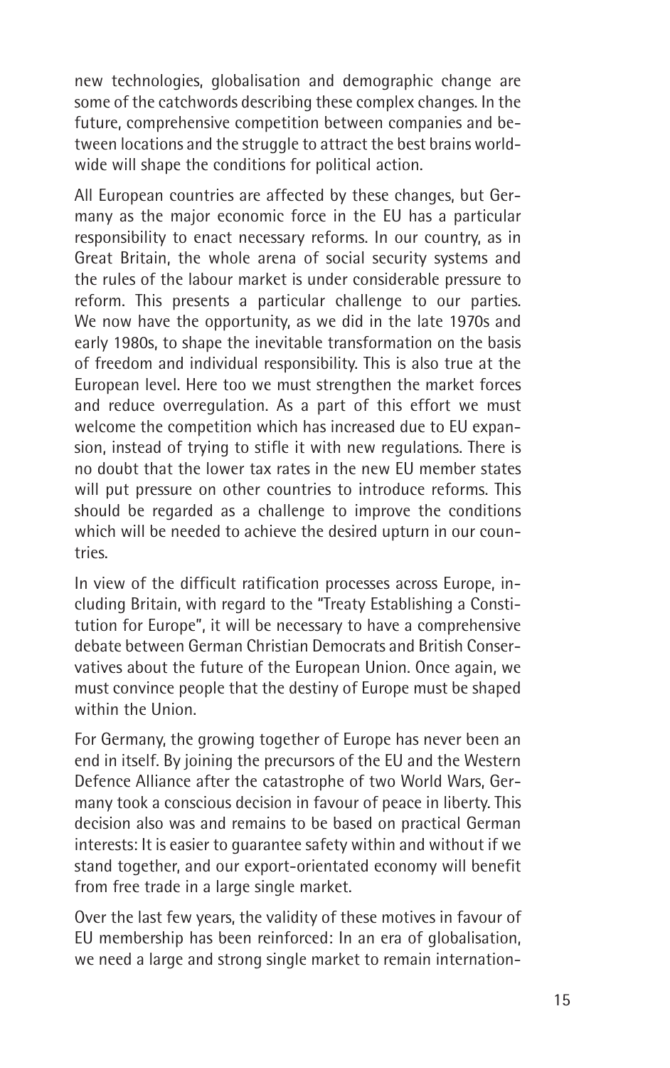new technologies, globalisation and demographic change are some of the catchwords describing these complex changes. In the future, comprehensive competition between companies and between locations and the struggle to attract the best brains worldwide will shape the conditions for political action.

All European countries are affected by these changes, but Germany as the major economic force in the EU has a particular responsibility to enact necessary reforms. In our country, as in Great Britain, the whole arena of social security systems and the rules of the labour market is under considerable pressure to reform. This presents a particular challenge to our parties. We now have the opportunity, as we did in the late 1970s and early 1980s, to shape the inevitable transformation on the basis of freedom and individual responsibility. This is also true at the European level. Here too we must strengthen the market forces and reduce overregulation. As a part of this effort we must welcome the competition which has increased due to EU expansion, instead of trying to stifle it with new regulations. There is no doubt that the lower tax rates in the new EU member states will put pressure on other countries to introduce reforms. This should be regarded as a challenge to improve the conditions which will be needed to achieve the desired upturn in our countries.

In view of the difficult ratification processes across Europe, including Britain, with regard to the "Treaty Establishing a Constitution for Europe", it will be necessary to have a comprehensive debate between German Christian Democrats and British Conservatives about the future of the European Union. Once again, we must convince people that the destiny of Europe must be shaped within the Union.

For Germany, the growing together of Europe has never been an end in itself. By joining the precursors of the EU and the Western Defence Alliance after the catastrophe of two World Wars, Germany took a conscious decision in favour of peace in liberty. This decision also was and remains to be based on practical German interests: It is easier to guarantee safety within and without if we stand together, and our export-orientated economy will benefit from free trade in a large single market.

Over the last few years, the validity of these motives in favour of EU membership has been reinforced: In an era of globalisation, we need a large and strong single market to remain internation-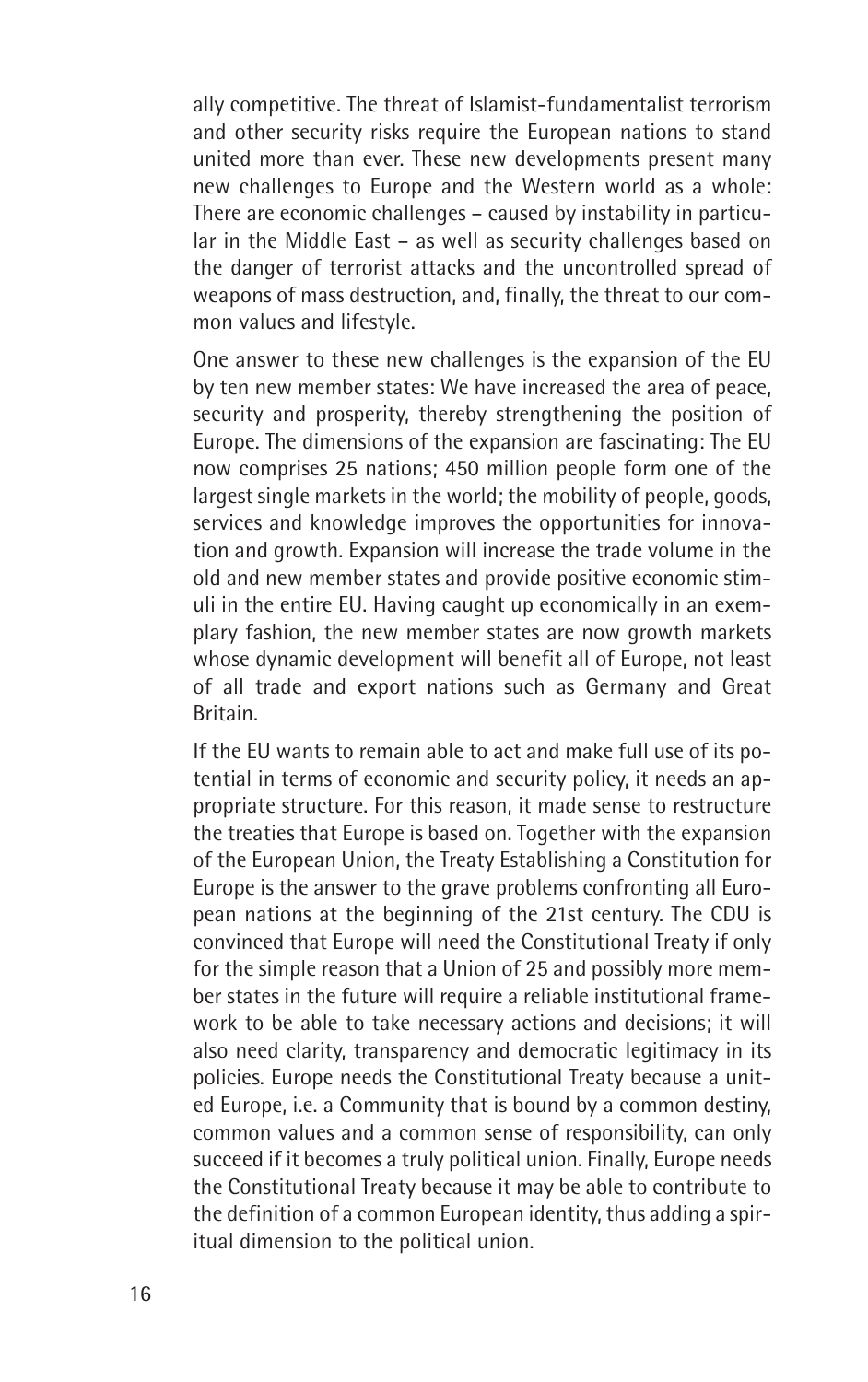ally competitive. The threat of Islamist-fundamentalist terrorism and other security risks require the European nations to stand united more than ever. These new developments present many new challenges to Europe and the Western world as a whole: There are economic challenges – caused by instability in particular in the Middle East – as well as security challenges based on the danger of terrorist attacks and the uncontrolled spread of weapons of mass destruction, and, finally, the threat to our common values and lifestyle.

One answer to these new challenges is the expansion of the EU by ten new member states: We have increased the area of peace, security and prosperity, thereby strengthening the position of Europe. The dimensions of the expansion are fascinating: The EU now comprises 25 nations; 450 million people form one of the largest single markets in the world; the mobility of people, goods, services and knowledge improves the opportunities for innovation and growth. Expansion will increase the trade volume in the old and new member states and provide positive economic stimuli in the entire EU. Having caught up economically in an exemplary fashion, the new member states are now growth markets whose dynamic development will benefit all of Europe, not least of all trade and export nations such as Germany and Great Britain.

If the EU wants to remain able to act and make full use of its potential in terms of economic and security policy, it needs an appropriate structure. For this reason, it made sense to restructure the treaties that Europe is based on. Together with the expansion of the European Union, the Treaty Establishing a Constitution for Europe is the answer to the grave problems confronting all European nations at the beginning of the 21st century. The CDU is convinced that Europe will need the Constitutional Treaty if only for the simple reason that a Union of 25 and possibly more member states in the future will require a reliable institutional framework to be able to take necessary actions and decisions; it will also need clarity, transparency and democratic legitimacy in its policies. Europe needs the Constitutional Treaty because a united Europe, i.e. a Community that is bound by a common destiny, common values and a common sense of responsibility, can only succeed if it becomes a truly political union. Finally, Europe needs the Constitutional Treaty because it may be able to contribute to the definition of a common European identity, thus adding a spiritual dimension to the political union.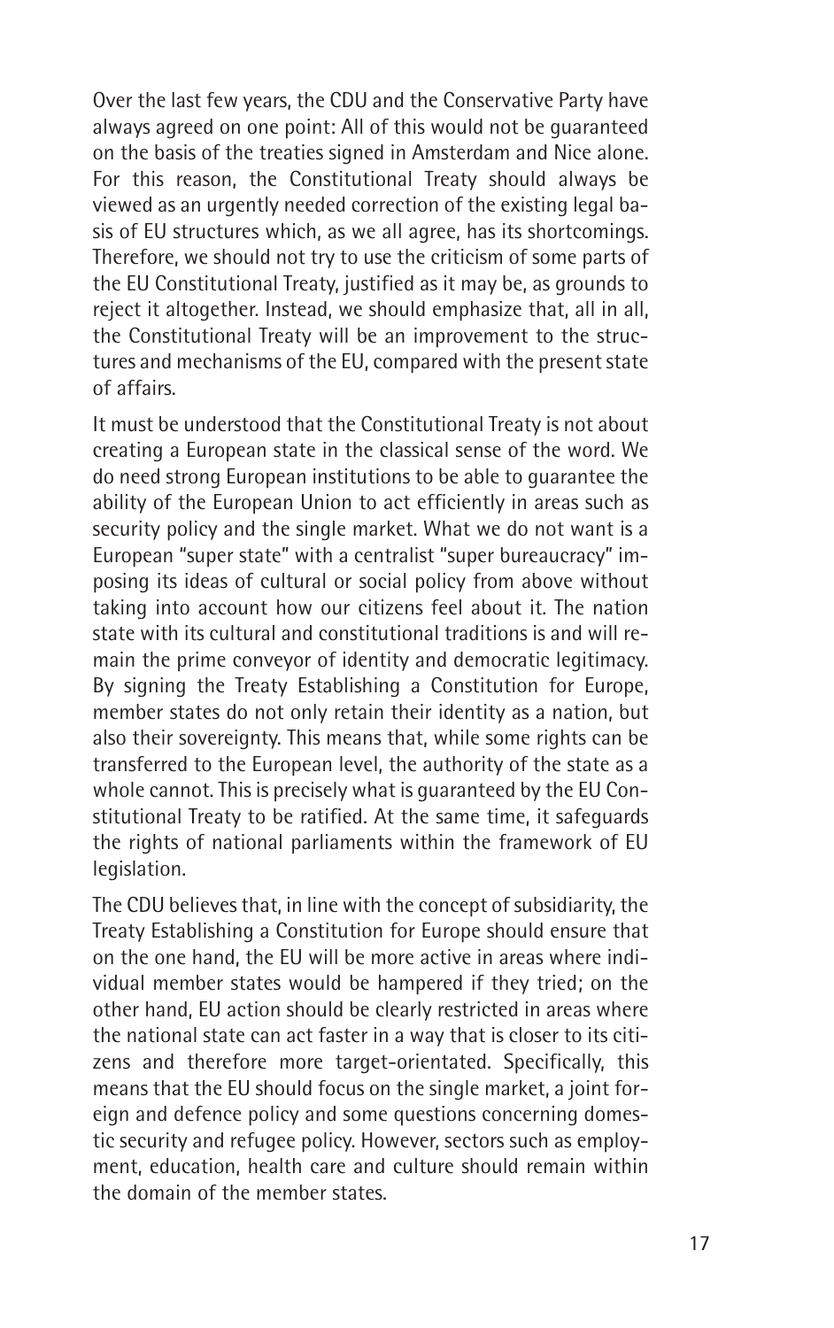Over the last few years, the CDU and the Conservative Party have always agreed on one point: All of this would not be guaranteed on the basis of the treaties signed in Amsterdam and Nice alone. For this reason, the Constitutional Treaty should always be viewed as an urgently needed correction of the existing legal basis of EU structures which, as we all agree, has its shortcomings. Therefore, we should not try to use the criticism of some parts of the EU Constitutional Treaty, justified as it may be, as grounds to reject it altogether. Instead, we should emphasize that, all in all, the Constitutional Treaty will be an improvement to the structures and mechanisms of the EU, compared with the present state of affairs.

It must be understood that the Constitutional Treaty is not about creating a European state in the classical sense of the word. We do need strong European institutions to be able to guarantee the ability of the European Union to act efficiently in areas such as security policy and the single market. What we do not want is a European "super state" with a centralist "super bureaucracy" imposing its ideas of cultural or social policy from above without taking into account how our citizens feel about it. The nation state with its cultural and constitutional traditions is and will remain the prime conveyor of identity and democratic legitimacy. By signing the Treaty Establishing a Constitution for Europe, member states do not only retain their identity as a nation, but also their sovereignty. This means that, while some rights can be transferred to the European level, the authority of the state as a whole cannot. This is precisely what is guaranteed by the EU Constitutional Treaty to be ratified. At the same time, it safeguards the rights of national parliaments within the framework of EU legislation.

The CDU believes that, in line with the concept of subsidiarity, the Treaty Establishing a Constitution for Europe should ensure that on the one hand, the EU will be more active in areas where individual member states would be hampered if they tried; on the other hand, EU action should be clearly restricted in areas where the national state can act faster in a way that is closer to its citizens and therefore more target-orientated. Specifically, this means that the EU should focus on the single market, a joint foreign and defence policy and some questions concerning domestic security and refugee policy. However, sectors such as employment, education, health care and culture should remain within the domain of the member states.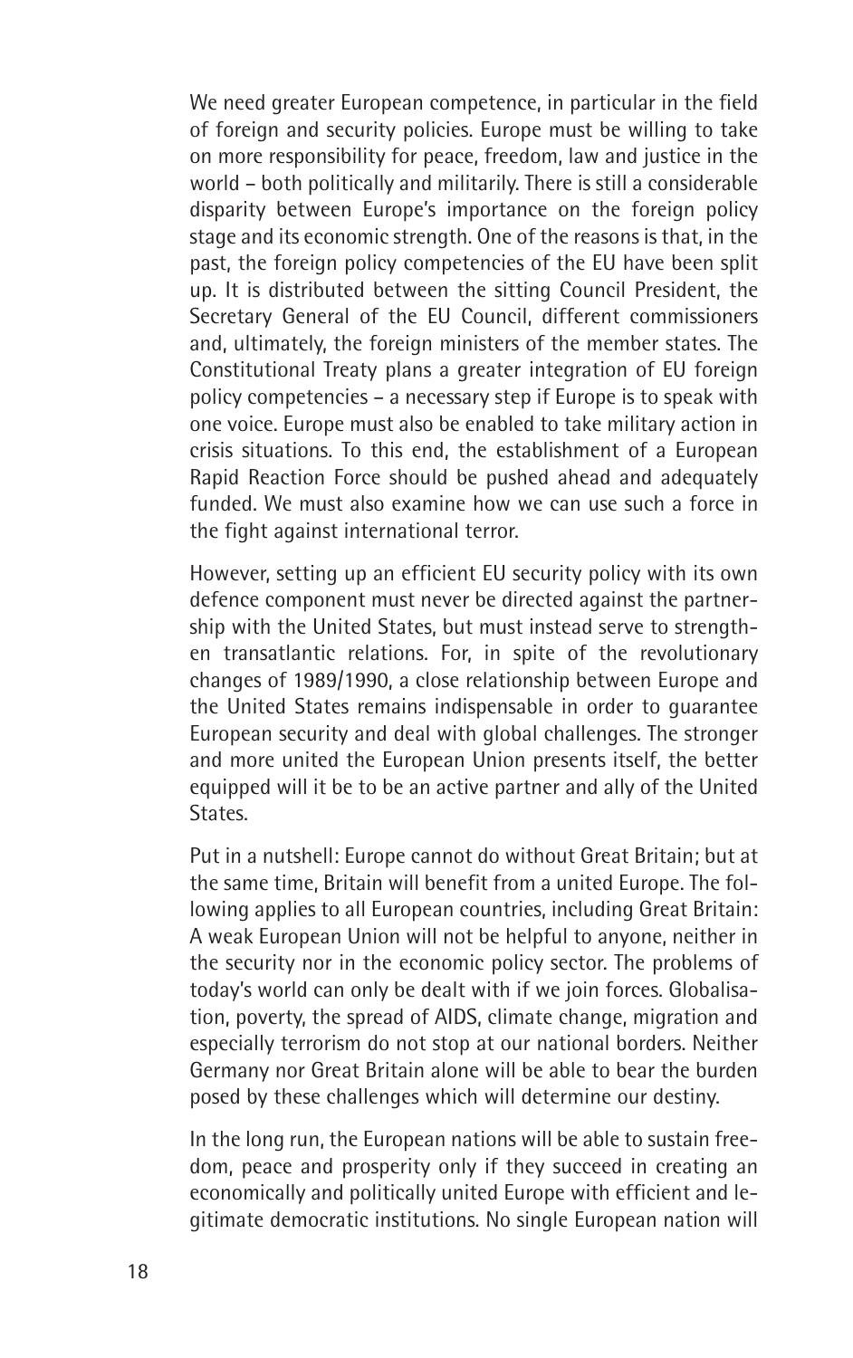We need greater European competence, in particular in the field of foreign and security policies. Europe must be willing to take on more responsibility for peace, freedom, law and justice in the world – both politically and militarily. There is still a considerable disparity between Europe's importance on the foreign policy stage and its economic strength. One of the reasons is that, in the past, the foreign policy competencies of the EU have been split up. It is distributed between the sitting Council President, the Secretary General of the EU Council, different commissioners and, ultimately, the foreign ministers of the member states. The Constitutional Treaty plans a greater integration of EU foreign policy competencies – a necessary step if Europe is to speak with one voice. Europe must also be enabled to take military action in crisis situations. To this end, the establishment of a European Rapid Reaction Force should be pushed ahead and adequately funded. We must also examine how we can use such a force in the fight against international terror.

However, setting up an efficient EU security policy with its own defence component must never be directed against the partnership with the United States, but must instead serve to strengthen transatlantic relations. For, in spite of the revolutionary changes of 1989/1990, a close relationship between Europe and the United States remains indispensable in order to guarantee European security and deal with global challenges. The stronger and more united the European Union presents itself, the better equipped will it be to be an active partner and ally of the United States.

Put in a nutshell: Europe cannot do without Great Britain; but at the same time, Britain will benefit from a united Europe. The following applies to all European countries, including Great Britain: A weak European Union will not be helpful to anyone, neither in the security nor in the economic policy sector. The problems of today's world can only be dealt with if we join forces. Globalisation, poverty, the spread of AIDS, climate change, migration and especially terrorism do not stop at our national borders. Neither Germany nor Great Britain alone will be able to bear the burden posed by these challenges which will determine our destiny.

In the long run, the European nations will be able to sustain freedom, peace and prosperity only if they succeed in creating an economically and politically united Europe with efficient and legitimate democratic institutions. No single European nation will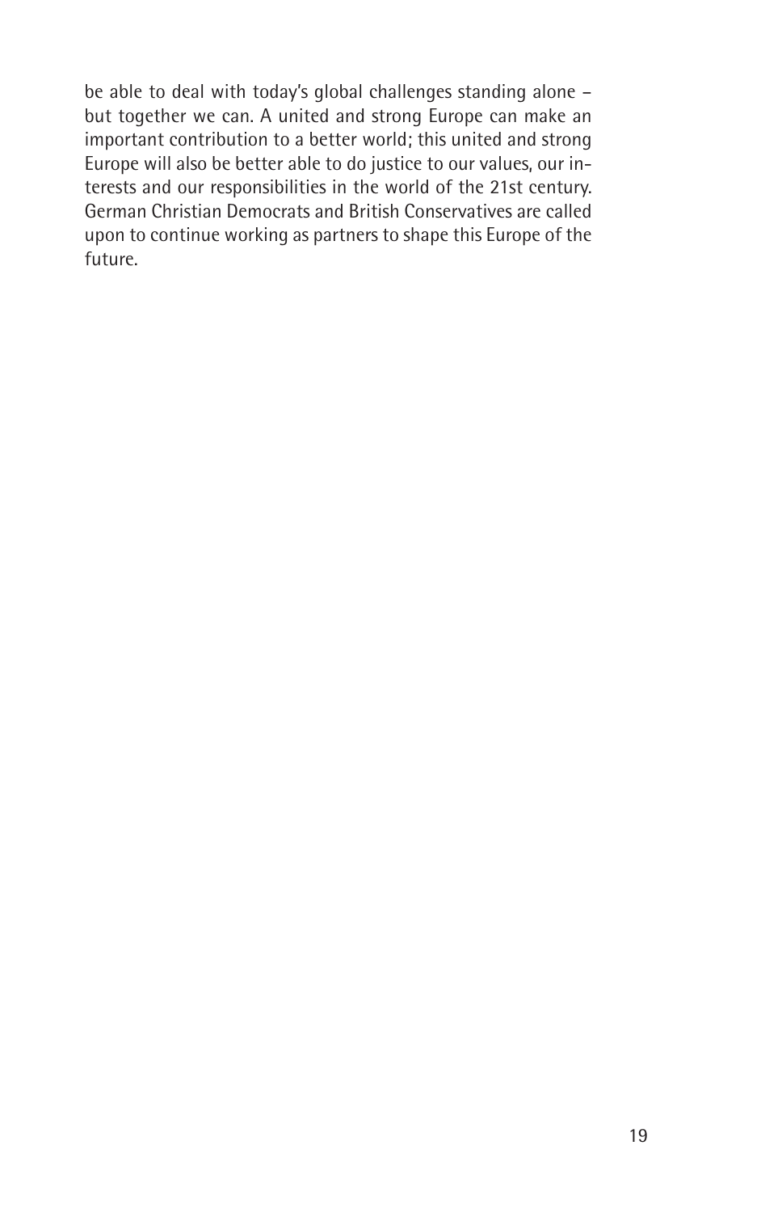be able to deal with today's global challenges standing alone – but together we can. A united and strong Europe can make an important contribution to a better world; this united and strong Europe will also be better able to do justice to our values, our interests and our responsibilities in the world of the 21st century. German Christian Democrats and British Conservatives are called upon to continue working as partners to shape this Europe of the future.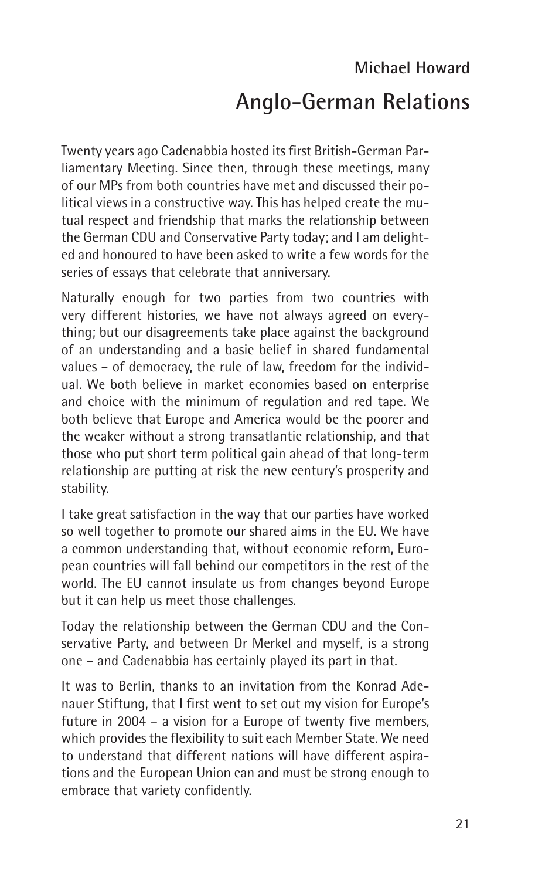**Michael Howard**

# Anglo-German Relations

Twenty years ago Cadenabbia hosted its first British-German Parliamentary Meeting. Since then, through these meetings, many of our MPs from both countries have met and discussed their political views in a constructive way. This has helped create the mutual respect and friendship that marks the relationship between the German CDU and Conservative Party today; and I am delighted and honoured to have been asked to write a few words for the series of essays that celebrate that anniversary.

Naturally enough for two parties from two countries with very different histories, we have not always agreed on everything; but our disagreements take place against the background of an understanding and a basic belief in shared fundamental values – of democracy, the rule of law, freedom for the individual. We both believe in market economies based on enterprise and choice with the minimum of regulation and red tape. We both believe that Europe and America would be the poorer and the weaker without a strong transatlantic relationship, and that those who put short term political gain ahead of that long-term relationship are putting at risk the new century's prosperity and stability.

I take great satisfaction in the way that our parties have worked so well together to promote our shared aims in the EU. We have a common understanding that, without economic reform, European countries will fall behind our competitors in the rest of the world. The EU cannot insulate us from changes beyond Europe but it can help us meet those challenges.

Today the relationship between the German CDU and the Conservative Party, and between Dr Merkel and myself, is a strong one – and Cadenabbia has certainly played its part in that.

It was to Berlin, thanks to an invitation from the Konrad Adenauer Stiftung, that I first went to set out my vision for Europe's future in 2004 – a vision for a Europe of twenty five members, which provides the flexibility to suit each Member State. We need to understand that different nations will have different aspirations and the European Union can and must be strong enough to embrace that variety confidently.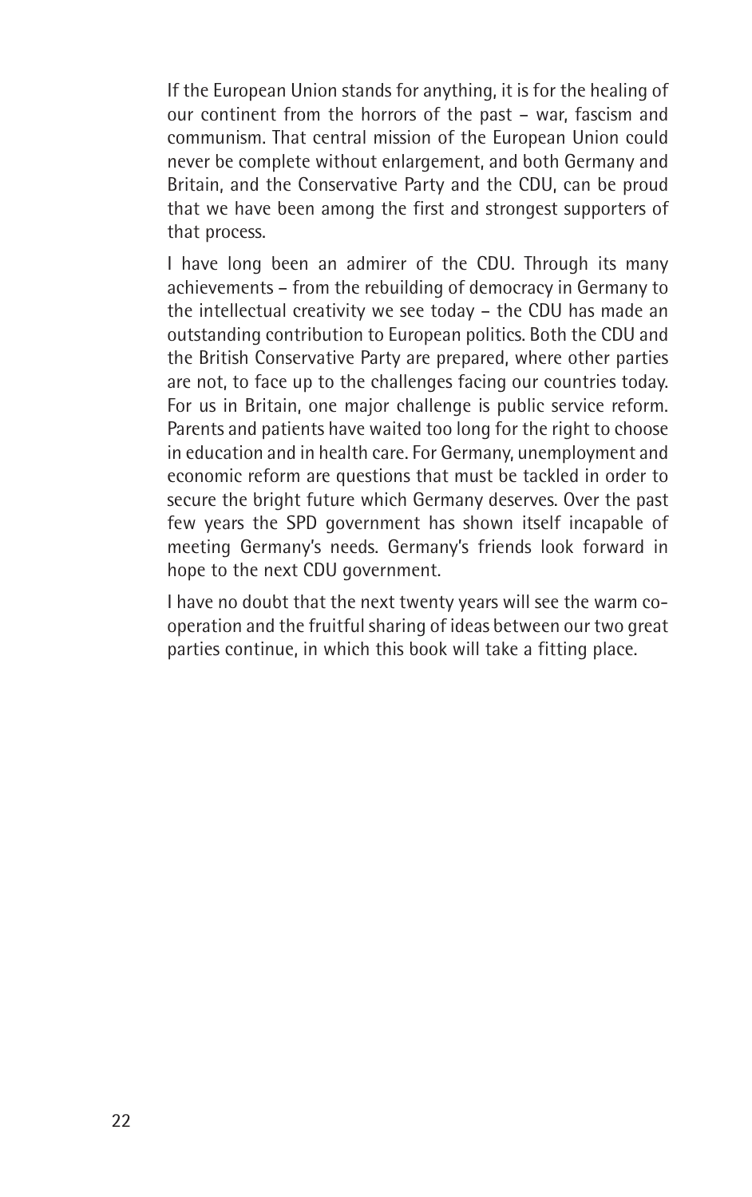If the European Union stands for anything, it is for the healing of our continent from the horrors of the past – war, fascism and communism. That central mission of the European Union could never be complete without enlargement, and both Germany and Britain, and the Conservative Party and the CDU, can be proud that we have been among the first and strongest supporters of that process.

I have long been an admirer of the CDU. Through its many achievements – from the rebuilding of democracy in Germany to the intellectual creativity we see today – the CDU has made an outstanding contribution to European politics. Both the CDU and the British Conservative Party are prepared, where other parties are not, to face up to the challenges facing our countries today. For us in Britain, one major challenge is public service reform. Parents and patients have waited too long for the right to choose in education and in health care. For Germany, unemployment and economic reform are questions that must be tackled in order to secure the bright future which Germany deserves. Over the past few years the SPD government has shown itself incapable of meeting Germany's needs. Germany's friends look forward in hope to the next CDU government.

I have no doubt that the next twenty years will see the warm co-operation and the fruitful sharing of ideas between our two great parties continue, in which this book will take a fitting place.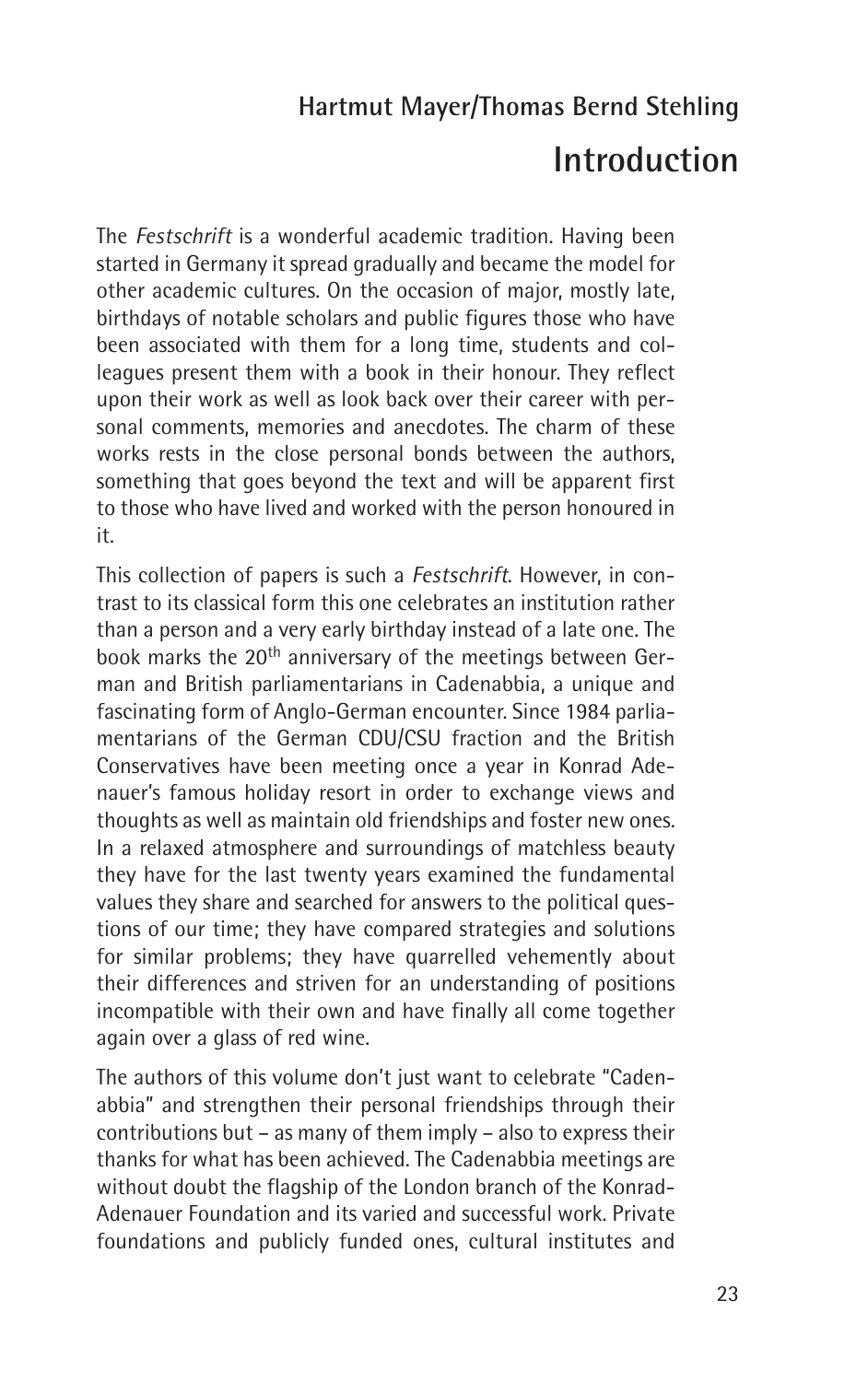## Hartmut Mayer/Thomas Bernd Stehling

# Introduction

The *Festschrift* is a wonderful academic tradition. Having been started in Germany it spread gradually and became the model for other academic cultures. On the occasion of major, mostly late, birthdays of notable scholars and public figures those who have been associated with them for a long time, students and colleagues present them with a book in their honour. They reflect upon their work as well as look back over their career with personal comments, memories and anecdotes. The charm of these works rests in the close personal bonds between the authors, something that goes beyond the text and will be apparent first to those who have lived and worked with the person honoured in it.

This collection of papers is such a *Festschrift*. However, in contrast to its classical form this one celebrates an institution rather than a person and a very early birthday instead of a late one. The book marks the 20th anniversary of the meetings between German and British parliamentarians in Cadenabbia, a unique and fascinating form of Anglo-German encounter. Since 1984 parliamentarians of the German CDU/CSU fraction and the British Conservatives have been meeting once a year in Konrad Adenauer's famous holiday resort in order to exchange views and thoughts as well as maintain old friendships and foster new ones. In a relaxed atmosphere and surroundings of matchless beauty they have for the last twenty years examined the fundamental values they share and searched for answers to the political questions of our time; they have compared strategies and solutions for similar problems; they have quarrelled vehemently about their differences and striven for an understanding of positions incompatible with their own and have finally all come together again over a glass of red wine.

The authors of this volume don't just want to celebrate "Cadenabbia" and strengthen their personal friendships through their contributions but – as many of them imply – also to express their thanks for what has been achieved. The Cadenabbia meetings are without doubt the flagship of the London branch of the Konrad-Adenauer Foundation and its varied and successful work. Private foundations and publicly funded ones, cultural institutes and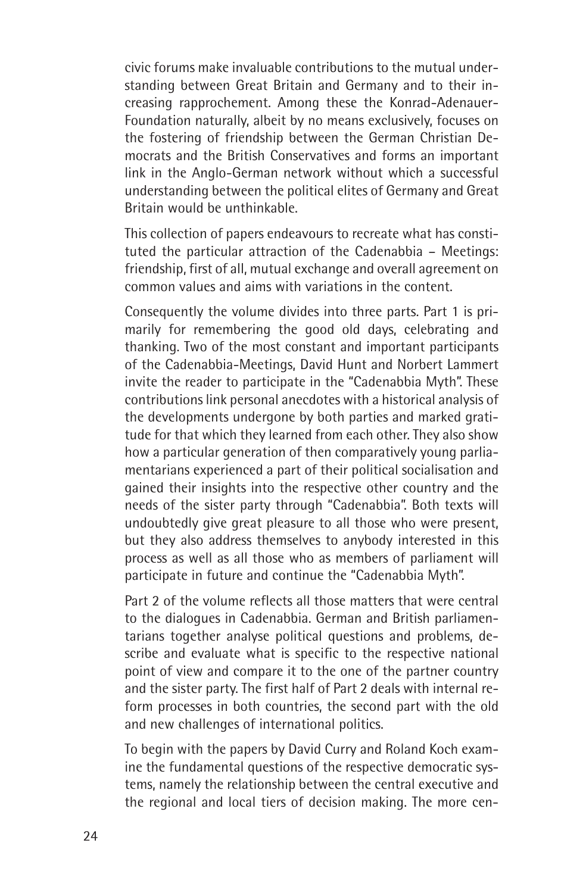civic forums make invaluable contributions to the mutual understanding between Great Britain and Germany and to their increasing rapprochement. Among these the Konrad-Adenauer-Foundation naturally, albeit by no means exclusively, focuses on the fostering of friendship between the German Christian Democrats and the British Conservatives and forms an important link in the Anglo-German network without which a successful understanding between the political elites of Germany and Great Britain would be unthinkable.

This collection of papers endeavours to recreate what has constituted the particular attraction of the Cadenabbia – Meetings: friendship, first of all, mutual exchange and overall agreement on common values and aims with variations in the content.

Consequently the volume divides into three parts. Part 1 is primarily for remembering the good old days, celebrating and thanking. Two of the most constant and important participants of the Cadenabbia-Meetings, David Hunt and Norbert Lammert invite the reader to participate in the "Cadenabbia Myth". These contributions link personal anecdotes with a historical analysis of the developments undergone by both parties and marked gratitude for that which they learned from each other. They also show how a particular generation of then comparatively young parliamentarians experienced a part of their political socialisation and gained their insights into the respective other country and the needs of the sister party through "Cadenabbia". Both texts will undoubtedly give great pleasure to all those who were present, but they also address themselves to anybody interested in this process as well as all those who as members of parliament will participate in future and continue the "Cadenabbia Myth".

Part 2 of the volume reflects all those matters that were central to the dialogues in Cadenabbia. German and British parliamentarians together analyse political questions and problems, describe and evaluate what is specific to the respective national point of view and compare it to the one of the partner country and the sister party. The first half of Part 2 deals with internal reform processes in both countries, the second part with the old and new challenges of international politics.

To begin with the papers by David Curry and Roland Koch examine the fundamental questions of the respective democratic systems, namely the relationship between the central executive and the regional and local tiers of decision making. The more cen-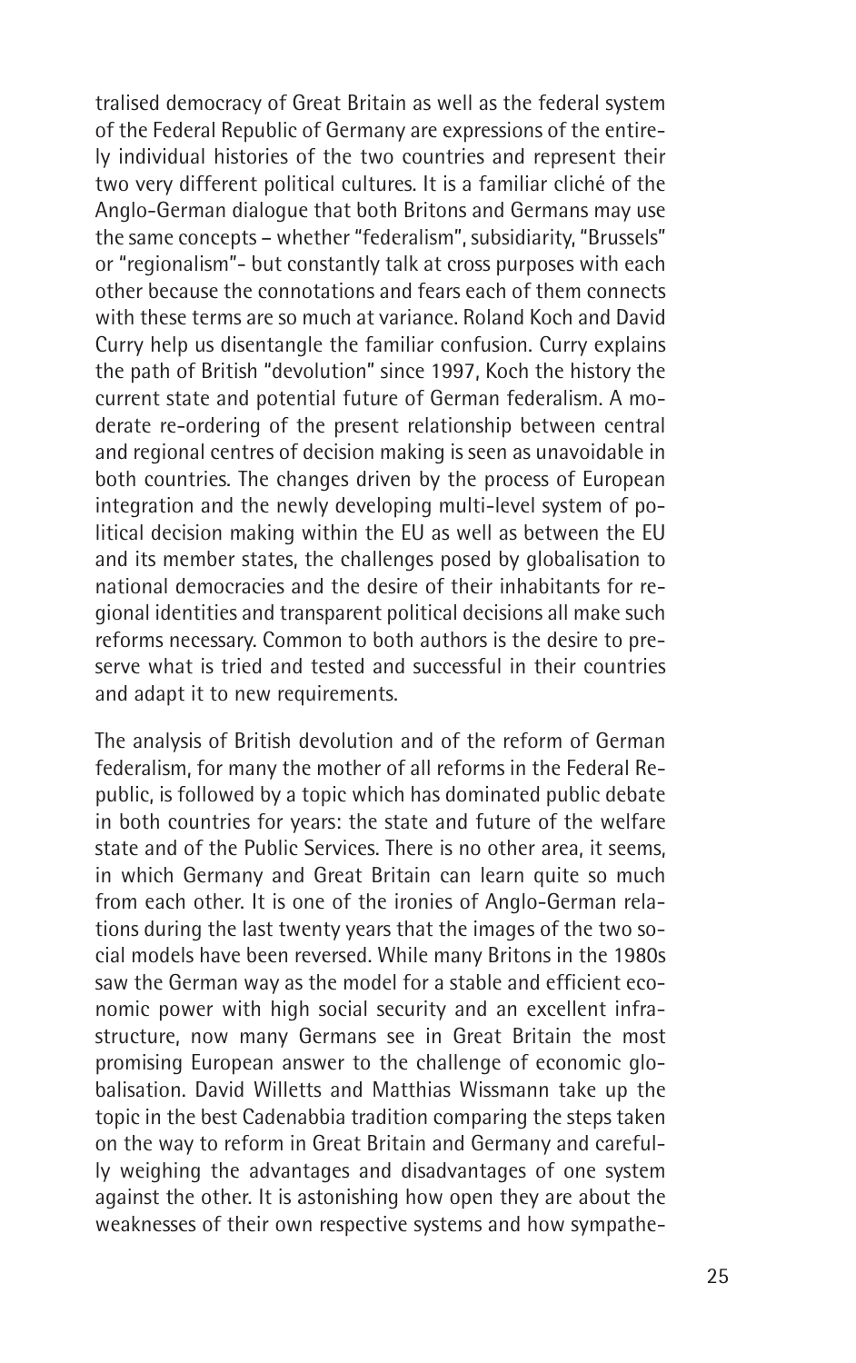tralised democracy of Great Britain as well as the federal system of the Federal Republic of Germany are expressions of the entirely individual histories of the two countries and represent their two very different political cultures. It is a familiar cliché of the Anglo-German dialogue that both Britons and Germans may use the same concepts – whether "federalism", subsidiarity, "Brussels" or "regionalism"- but constantly talk at cross purposes with each other because the connotations and fears each of them connects with these terms are so much at variance. Roland Koch and David Curry help us disentangle the familiar confusion. Curry explains the path of British "devolution" since 1997, Koch the history the current state and potential future of German federalism. A moderate re-ordering of the present relationship between central and regional centres of decision making is seen as unavoidable in both countries. The changes driven by the process of European integration and the newly developing multi-level system of political decision making within the EU as well as between the EU and its member states, the challenges posed by globalisation to national democracies and the desire of their inhabitants for regional identities and transparent political decisions all make such reforms necessary. Common to both authors is the desire to preserve what is tried and tested and successful in their countries and adapt it to new requirements.

The analysis of British devolution and of the reform of German federalism, for many the mother of all reforms in the Federal Republic, is followed by a topic which has dominated public debate in both countries for years: the state and future of the welfare state and of the Public Services. There is no other area, it seems, in which Germany and Great Britain can learn quite so much from each other. It is one of the ironies of Anglo-German relations during the last twenty years that the images of the two social models have been reversed. While many Britons in the 1980s saw the German way as the model for a stable and efficient economic power with high social security and an excellent infrastructure, now many Germans see in Great Britain the most promising European answer to the challenge of economic globalisation. David Willetts and Matthias Wissmann take up the topic in the best Cadenabbia tradition comparing the steps taken on the way to reform in Great Britain and Germany and carefully weighing the advantages and disadvantages of one system against the other. It is astonishing how open they are about the weaknesses of their own respective systems and how sympathe-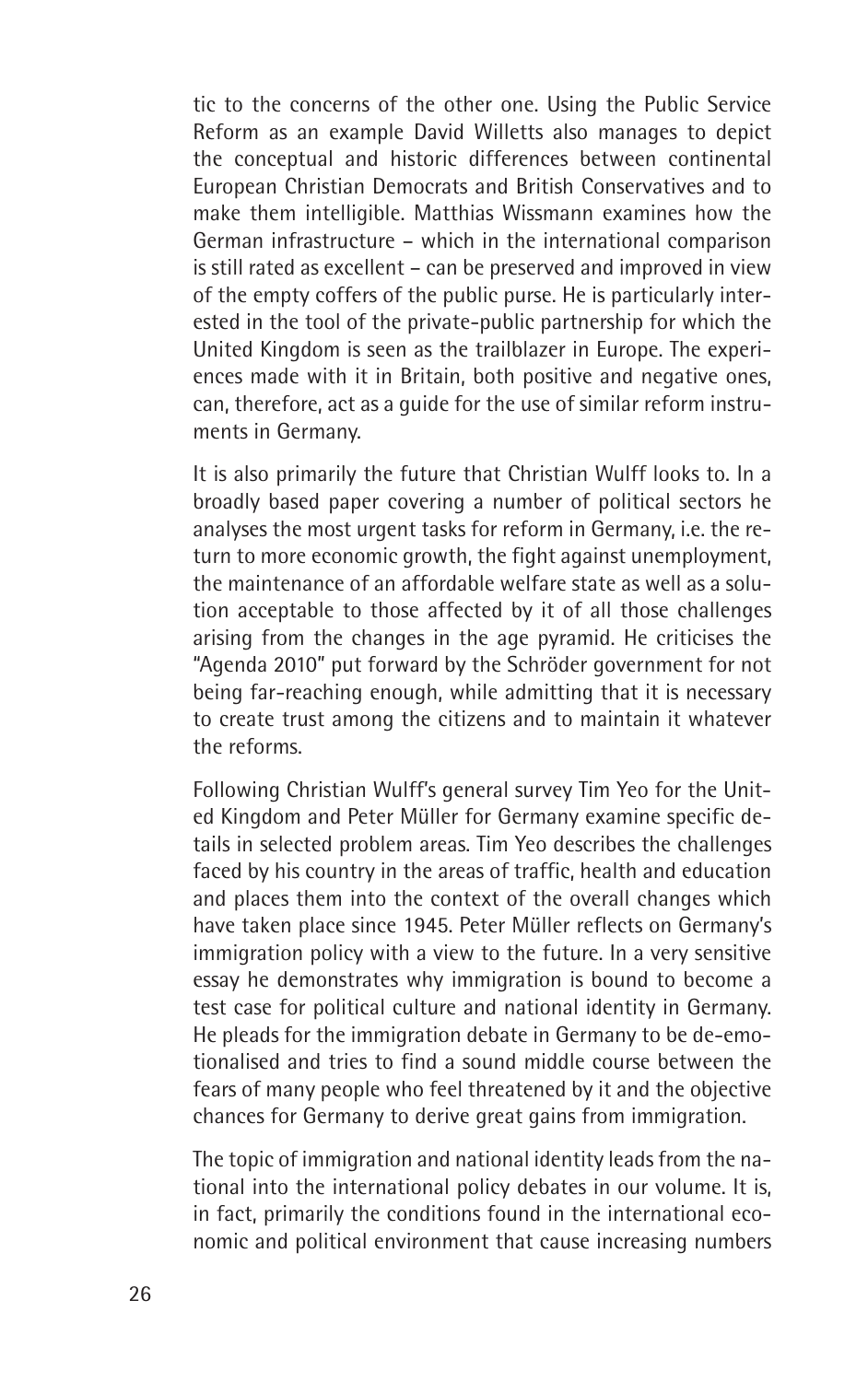tic to the concerns of the other one. Using the Public Service Reform as an example David Willetts also manages to depict the conceptual and historic differences between continental European Christian Democrats and British Conservatives and to make them intelligible. Matthias Wissmann examines how the German infrastructure – which in the international comparison is still rated as excellent – can be preserved and improved in view of the empty coffers of the public purse. He is particularly interested in the tool of the private-public partnership for which the United Kingdom is seen as the trailblazer in Europe. The experiences made with it in Britain, both positive and negative ones, can, therefore, act as a guide for the use of similar reform instruments in Germany.

It is also primarily the future that Christian Wulff looks to. In a broadly based paper covering a number of political sectors he analyses the most urgent tasks for reform in Germany, i.e. the return to more economic growth, the fight against unemployment, the maintenance of an affordable welfare state as well as a solution acceptable to those affected by it of all those challenges arising from the changes in the age pyramid. He criticises the "Agenda 2010" put forward by the Schröder government for not being far-reaching enough, while admitting that it is necessary to create trust among the citizens and to maintain it whatever the reforms.

Following Christian Wulff's general survey Tim Yeo for the United Kingdom and Peter Müller for Germany examine specific details in selected problem areas. Tim Yeo describes the challenges faced by his country in the areas of traffic, health and education and places them into the context of the overall changes which have taken place since 1945. Peter Müller reflects on Germany's immigration policy with a view to the future. In a very sensitive essay he demonstrates why immigration is bound to become a test case for political culture and national identity in Germany. He pleads for the immigration debate in Germany to be de-emotionalised and tries to find a sound middle course between the fears of many people who feel threatened by it and the objective chances for Germany to derive great gains from immigration.

The topic of immigration and national identity leads from the national into the international policy debates in our volume. It is, in fact, primarily the conditions found in the international economic and political environment that cause increasing numbers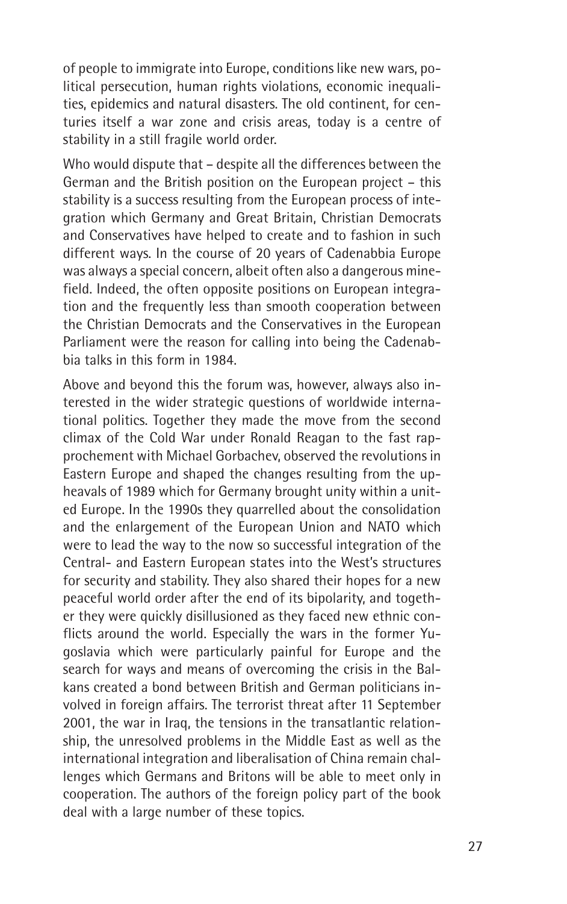of people to immigrate into Europe, conditions like new wars, political persecution, human rights violations, economic inequalities, epidemics and natural disasters. The old continent, for centuries itself a war zone and crisis areas, today is a centre of stability in a still fragile world order.

Who would dispute that – despite all the differences between the German and the British position on the European project – this stability is a success resulting from the European process of integration which Germany and Great Britain, Christian Democrats and Conservatives have helped to create and to fashion in such different ways. In the course of 20 years of Cadenabbia Europe was always a special concern, albeit often also a dangerous minefield. Indeed, the often opposite positions on European integration and the frequently less than smooth cooperation between the Christian Democrats and the Conservatives in the European Parliament were the reason for calling into being the Cadenabbia talks in this form in 1984.

Above and beyond this the forum was, however, always also interested in the wider strategic questions of worldwide international politics. Together they made the move from the second climax of the Cold War under Ronald Reagan to the fast rapprochement with Michael Gorbachev, observed the revolutions in Eastern Europe and shaped the changes resulting from the upheavals of 1989 which for Germany brought unity within a united Europe. In the 1990s they quarrelled about the consolidation and the enlargement of the European Union and NATO which were to lead the way to the now so successful integration of the Central- and Eastern European states into the West's structures for security and stability. They also shared their hopes for a new peaceful world order after the end of its bipolarity, and together they were quickly disillusioned as they faced new ethnic conflicts around the world. Especially the wars in the former Yugoslavia which were particularly painful for Europe and the search for ways and means of overcoming the crisis in the Balkans created a bond between British and German politicians involved in foreign affairs. The terrorist threat after 11 September 2001, the war in Iraq, the tensions in the transatlantic relationship, the unresolved problems in the Middle East as well as the international integration and liberalisation of China remain challenges which Germans and Britons will be able to meet only in cooperation. The authors of the foreign policy part of the book deal with a large number of these topics.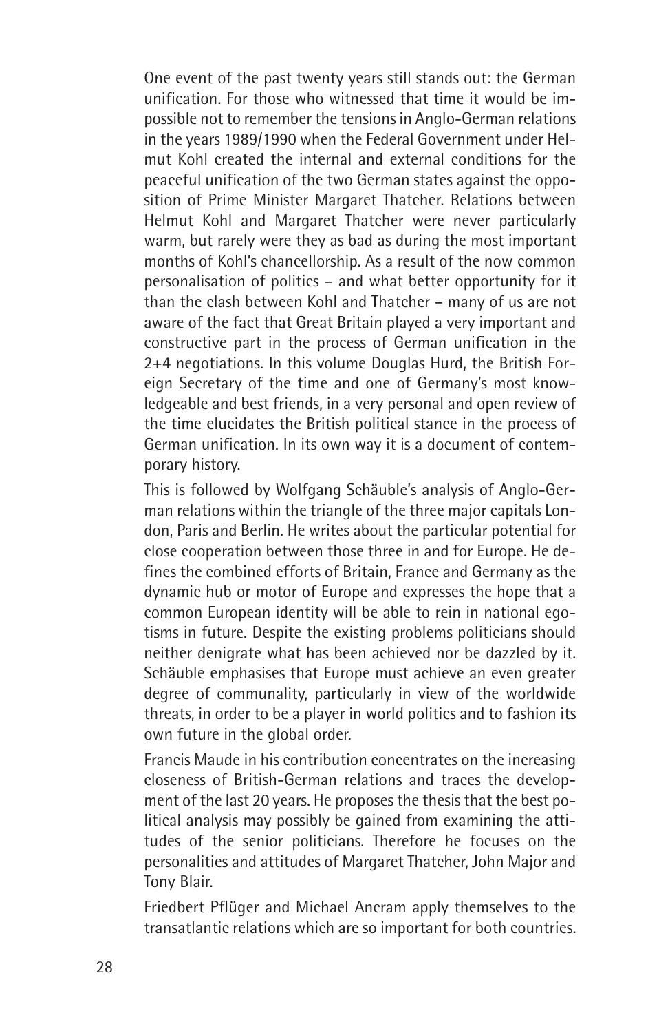One event of the past twenty years still stands out: the German unification. For those who witnessed that time it would be impossible not to remember the tensions in Anglo-German relations in the years 1989/1990 when the Federal Government under Helmut Kohl created the internal and external conditions for the peaceful unification of the two German states against the opposition of Prime Minister Margaret Thatcher. Relations between Helmut Kohl and Margaret Thatcher were never particularly warm, but rarely were they as bad as during the most important months of Kohl's chancellorship. As a result of the now common personalisation of politics – and what better opportunity for it than the clash between Kohl and Thatcher – many of us are not aware of the fact that Great Britain played a very important and constructive part in the process of German unification in the 2+4 negotiations. In this volume Douglas Hurd, the British Foreign Secretary of the time and one of Germany's most knowledgeable and best friends, in a very personal and open review of the time elucidates the British political stance in the process of German unification. In its own way it is a document of contemporary history.

This is followed by Wolfgang Schäuble's analysis of Anglo-German relations within the triangle of the three major capitals London, Paris and Berlin. He writes about the particular potential for close cooperation between those three in and for Europe. He defines the combined efforts of Britain, France and Germany as the dynamic hub or motor of Europe and expresses the hope that a common European identity will be able to rein in national egotisms in future. Despite the existing problems politicians should neither denigrate what has been achieved nor be dazzled by it. Schäuble emphasises that Europe must achieve an even greater degree of communality, particularly in view of the worldwide threats, in order to be a player in world politics and to fashion its own future in the global order.

Francis Maude in his contribution concentrates on the increasing closeness of British-German relations and traces the development of the last 20 years. He proposes the thesis that the best political analysis may possibly be gained from examining the attitudes of the senior politicians. Therefore he focuses on the personalities and attitudes of Margaret Thatcher, John Major and Tony Blair.

Friedbert Pflüger and Michael Ancram apply themselves to the transatlantic relations which are so important for both countries.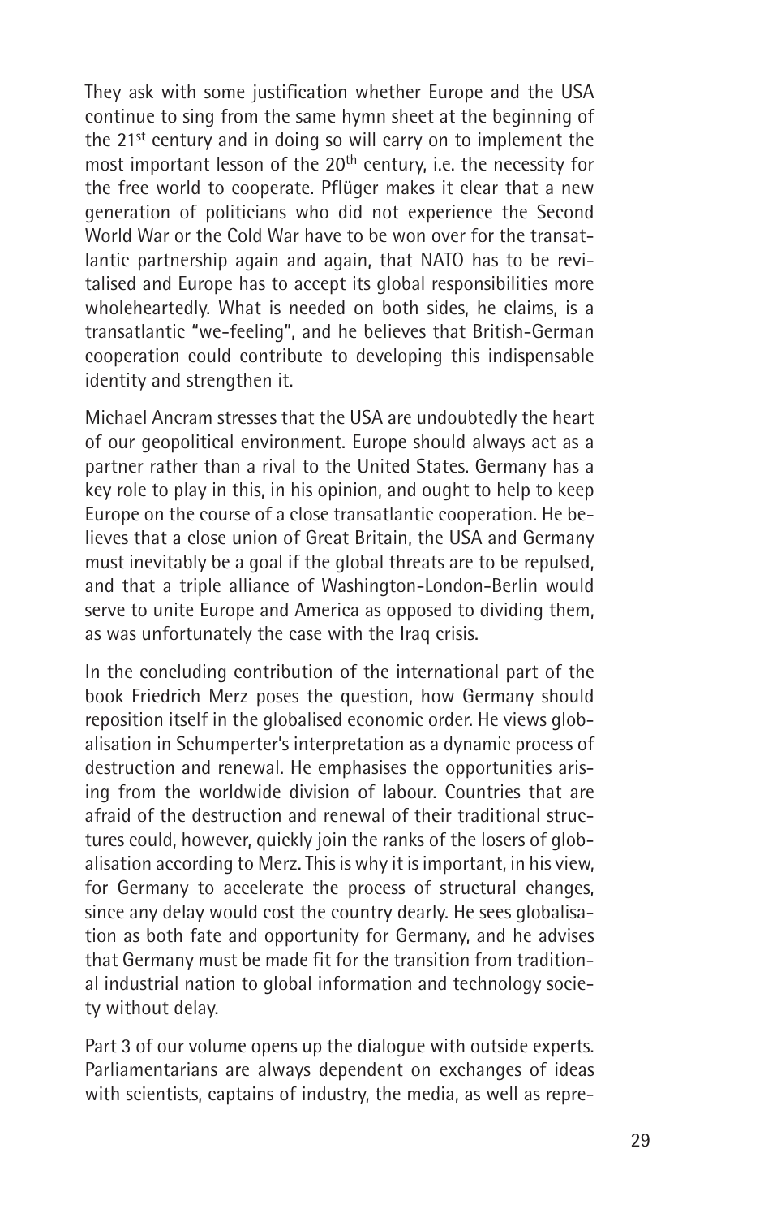They ask with some justification whether Europe and the USA continue to sing from the same hymn sheet at the beginning of the 21st century and in doing so will carry on to implement the most important lesson of the 20th century, i.e. the necessity for the free world to cooperate. Pflüger makes it clear that a new generation of politicians who did not experience the Second World War or the Cold War have to be won over for the transatlantic partnership again and again, that NATO has to be revitalised and Europe has to accept its global responsibilities more wholeheartedly. What is needed on both sides, he claims, is a transatlantic "we-feeling", and he believes that British-German cooperation could contribute to developing this indispensable identity and strengthen it.

Michael Ancram stresses that the USA are undoubtedly the heart of our geopolitical environment. Europe should always act as a partner rather than a rival to the United States. Germany has a key role to play in this, in his opinion, and ought to help to keep Europe on the course of a close transatlantic cooperation. He believes that a close union of Great Britain, the USA and Germany must inevitably be a goal if the global threats are to be repulsed, and that a triple alliance of Washington-London-Berlin would serve to unite Europe and America as opposed to dividing them, as was unfortunately the case with the Iraq crisis.

In the concluding contribution of the international part of the book Friedrich Merz poses the question, how Germany should reposition itself in the globalised economic order. He views globalisation in Schumperter's interpretation as a dynamic process of destruction and renewal. He emphasises the opportunities arising from the worldwide division of labour. Countries that are afraid of the destruction and renewal of their traditional structures could, however, quickly join the ranks of the losers of globalisation according to Merz. This is why it is important, in his view, for Germany to accelerate the process of structural changes, since any delay would cost the country dearly. He sees globalisation as both fate and opportunity for Germany, and he advises that Germany must be made fit for the transition from traditional industrial nation to global information and technology society without delay.

Part 3 of our volume opens up the dialogue with outside experts. Parliamentarians are always dependent on exchanges of ideas with scientists, captains of industry, the media, as well as repre-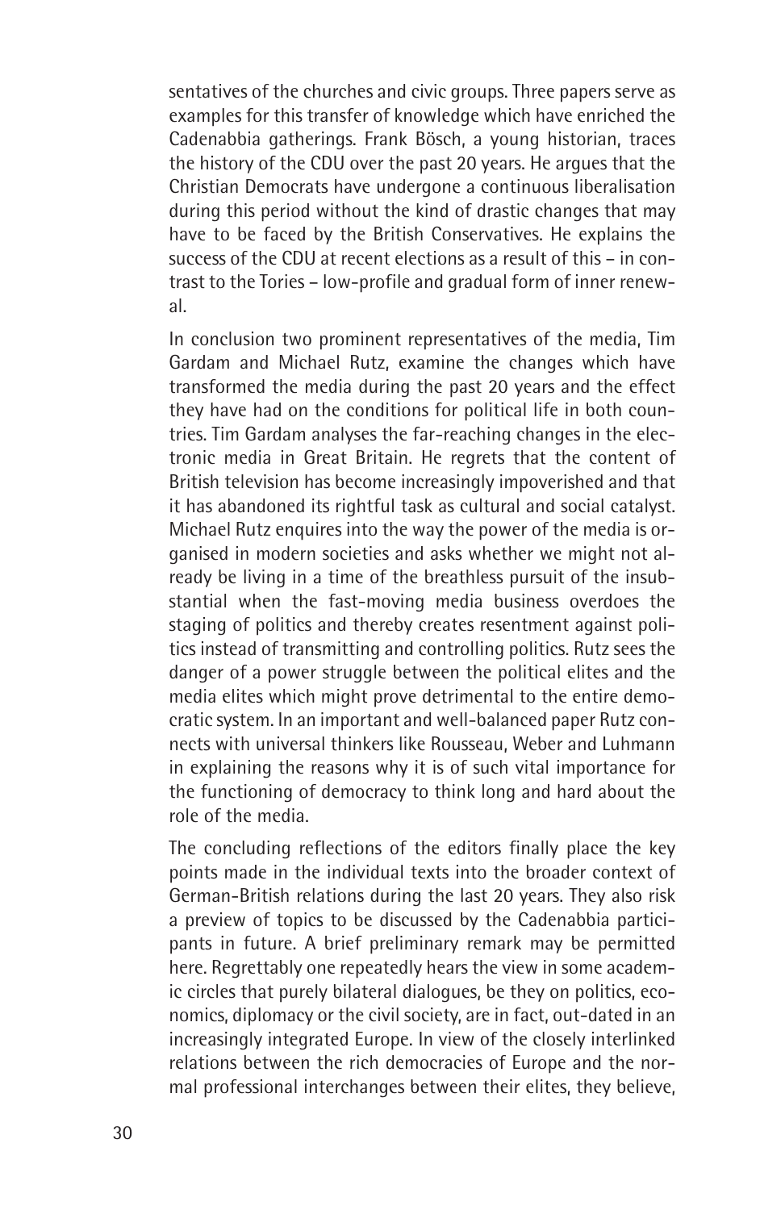sentatives of the churches and civic groups. Three papers serve as examples for this transfer of knowledge which have enriched the Cadenabbia gatherings. Frank Bösch, a young historian, traces the history of the CDU over the past 20 years. He argues that the Christian Democrats have undergone a continuous liberalisation during this period without the kind of drastic changes that may have to be faced by the British Conservatives. He explains the success of the CDU at recent elections as a result of this – in contrast to the Tories – low-profile and gradual form of inner renewal.

In conclusion two prominent representatives of the media, Tim Gardam and Michael Rutz, examine the changes which have transformed the media during the past 20 years and the effect they have had on the conditions for political life in both countries. Tim Gardam analyses the far-reaching changes in the electronic media in Great Britain. He regrets that the content of British television has become increasingly impoverished and that it has abandoned its rightful task as cultural and social catalyst. Michael Rutz enquires into the way the power of the media is organised in modern societies and asks whether we might not already be living in a time of the breathless pursuit of the insubstantial when the fast-moving media business overdoes the staging of politics and thereby creates resentment against politics instead of transmitting and controlling politics. Rutz sees the danger of a power struggle between the political elites and the media elites which might prove detrimental to the entire democratic system. In an important and well-balanced paper Rutz connects with universal thinkers like Rousseau, Weber and Luhmann in explaining the reasons why it is of such vital importance for the functioning of democracy to think long and hard about the role of the media.

The concluding reflections of the editors finally place the key points made in the individual texts into the broader context of German-British relations during the last 20 years. They also risk a preview of topics to be discussed by the Cadenabbia participants in future. A brief preliminary remark may be permitted here. Regrettably one repeatedly hears the view in some academic circles that purely bilateral dialogues, be they on politics, economics, diplomacy or the civil society, are in fact, out-dated in an increasingly integrated Europe. In view of the closely interlinked relations between the rich democracies of Europe and the normal professional interchanges between their elites, they believe,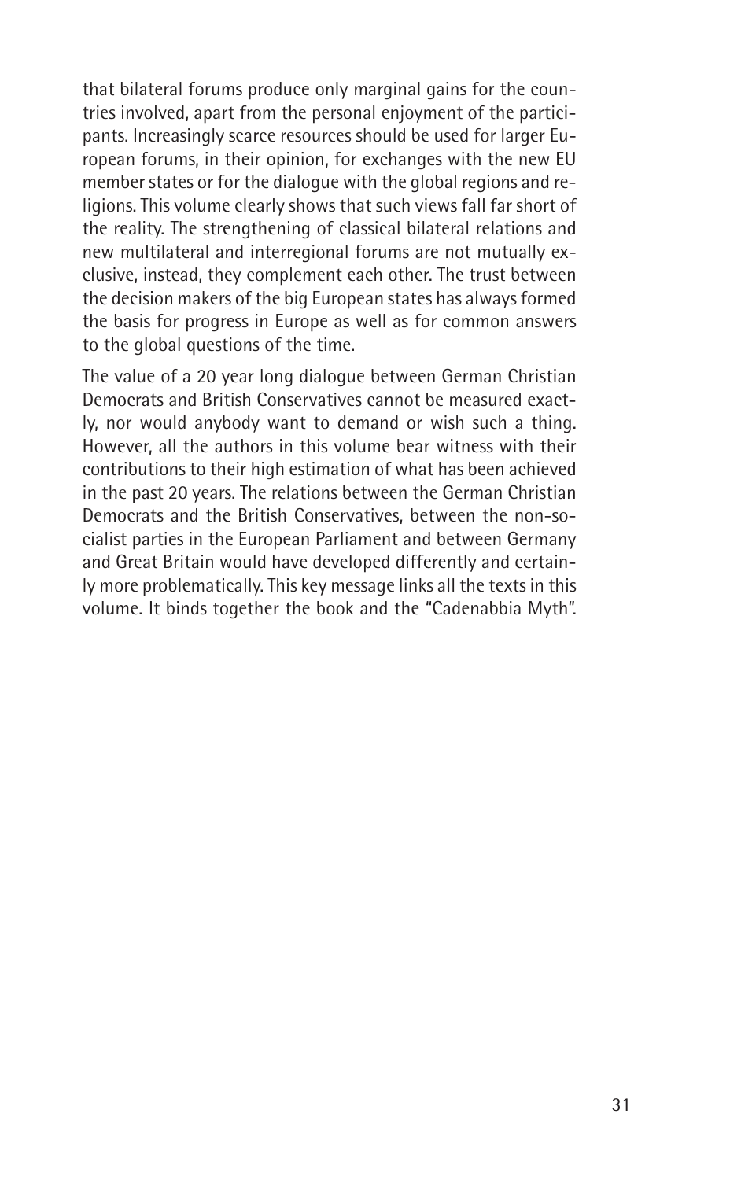that bilateral forums produce only marginal gains for the countries involved, apart from the personal enjoyment of the participants. Increasingly scarce resources should be used for larger European forums, in their opinion, for exchanges with the new EU member states or for the dialogue with the global regions and religions. This volume clearly shows that such views fall far short of the reality. The strengthening of classical bilateral relations and new multilateral and interregional forums are not mutually exclusive, instead, they complement each other. The trust between the decision makers of the big European states has always formed the basis for progress in Europe as well as for common answers to the global questions of the time.

The value of a 20 year long dialogue between German Christian Democrats and British Conservatives cannot be measured exactly, nor would anybody want to demand or wish such a thing. However, all the authors in this volume bear witness with their contributions to their high estimation of what has been achieved in the past 20 years. The relations between the German Christian Democrats and the British Conservatives, between the non-socialist parties in the European Parliament and between Germany and Great Britain would have developed differently and certainly more problematically. This key message links all the texts in this volume. It binds together the book and the "Cadenabbia Myth".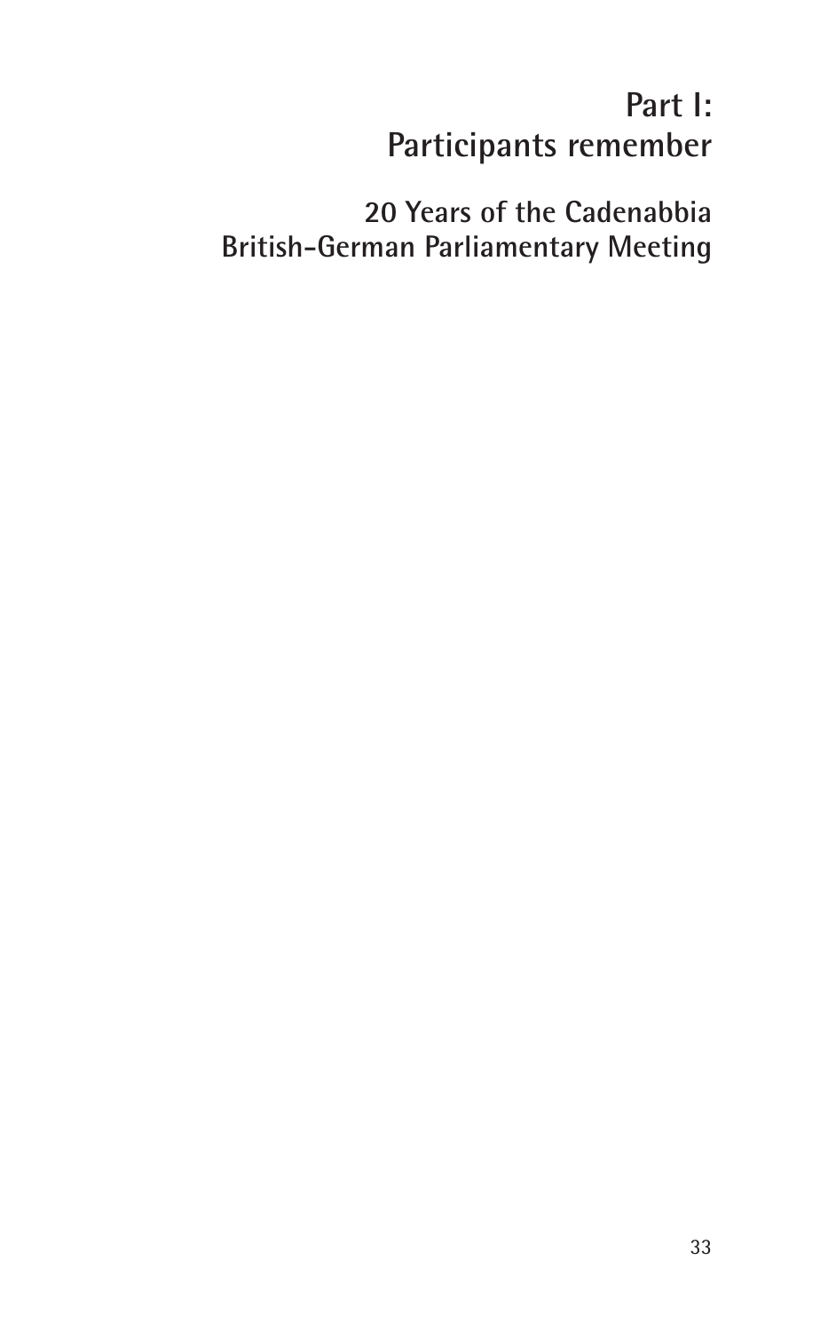# Part I: Participants remember

## 20 Years of the Cadenabbia British-German Parliamentary Meeting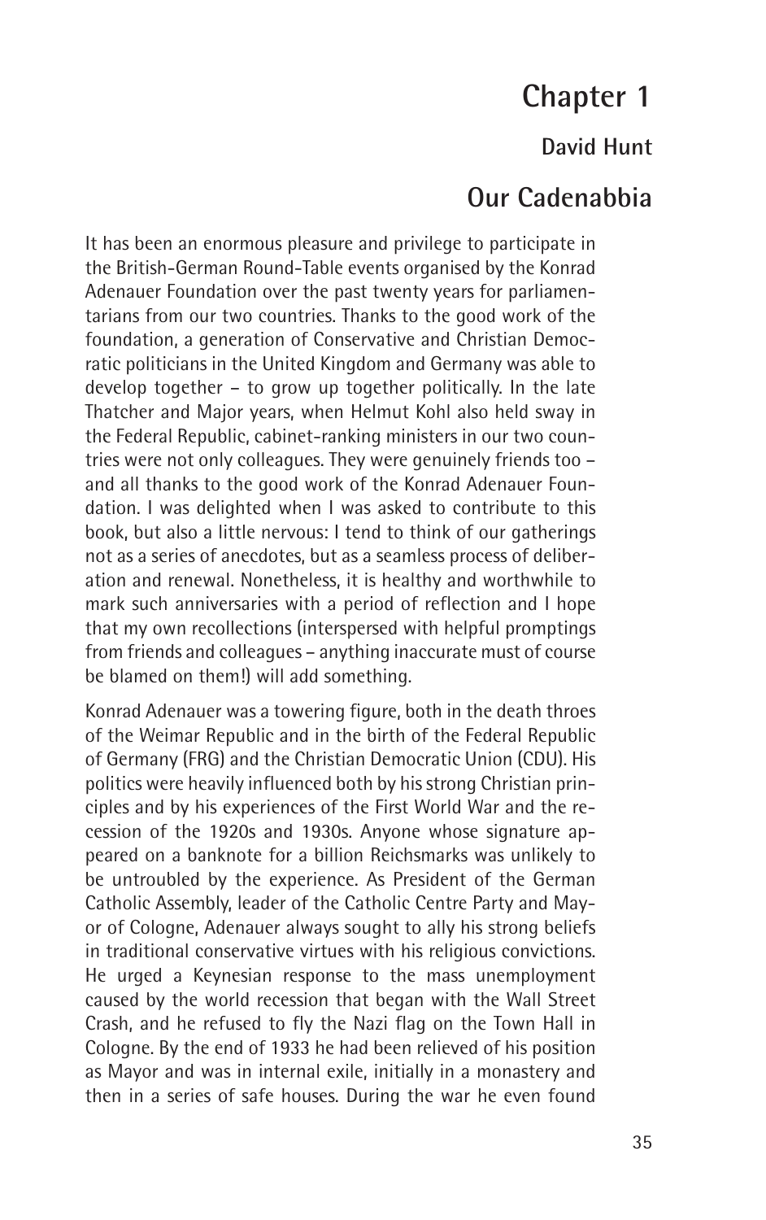# Chapter 1

## David Hunt

## Our Cadenabbia

It has been an enormous pleasure and privilege to participate in the British-German Round-Table events organised by the Konrad Adenauer Foundation over the past twenty years for parliamentarians from our two countries. Thanks to the good work of the foundation, a generation of Conservative and Christian Democratic politicians in the United Kingdom and Germany was able to develop together – to grow up together politically. In the late Thatcher and Major years, when Helmut Kohl also held sway in the Federal Republic, cabinet-ranking ministers in our two countries were not only colleagues. They were genuinely friends too – and all thanks to the good work of the Konrad Adenauer Foundation. I was delighted when I was asked to contribute to this book, but also a little nervous: I tend to think of our gatherings not as a series of anecdotes, but as a seamless process of deliberation and renewal. Nonetheless, it is healthy and worthwhile to mark such anniversaries with a period of reflection and I hope that my own recollections (interspersed with helpful promptings from friends and colleagues – anything inaccurate must of course be blamed on them!) will add something.

Konrad Adenauer was a towering figure, both in the death throes of the Weimar Republic and in the birth of the Federal Republic of Germany (FRG) and the Christian Democratic Union (CDU). His politics were heavily influenced both by his strong Christian principles and by his experiences of the First World War and the recession of the 1920s and 1930s. Anyone whose signature appeared on a banknote for a billion Reichsmarks was unlikely to be untroubled by the experience. As President of the German Catholic Assembly, leader of the Catholic Centre Party and Mayor of Cologne, Adenauer always sought to ally his strong beliefs in traditional conservative virtues with his religious convictions. He urged a Keynesian response to the mass unemployment caused by the world recession that began with the Wall Street Crash, and he refused to fly the Nazi flag on the Town Hall in Cologne. By the end of 1933 he had been relieved of his position as Mayor and was in internal exile, initially in a monastery and then in a series of safe houses. During the war he even found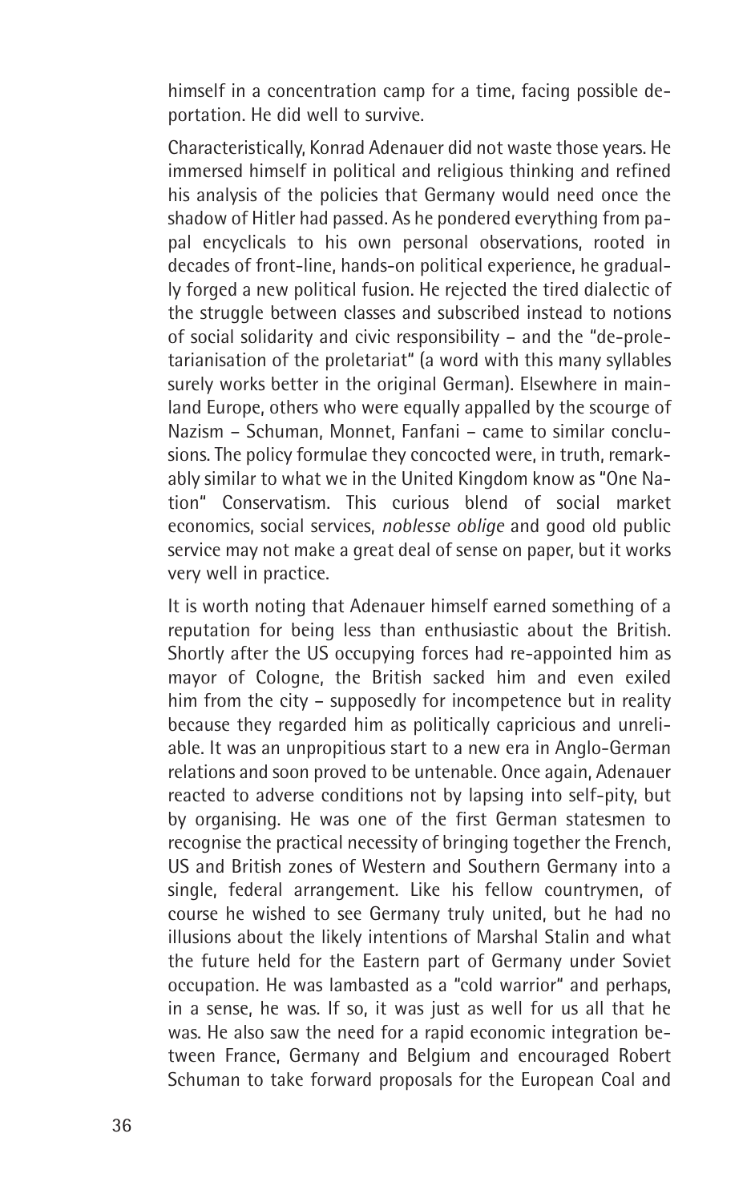himself in a concentration camp for a time, facing possible deportation. He did well to survive.

Characteristically, Konrad Adenauer did not waste those years. He immersed himself in political and religious thinking and refined his analysis of the policies that Germany would need once the shadow of Hitler had passed. As he pondered everything from papal encyclicals to his own personal observations, rooted in decades of front-line, hands-on political experience, he gradually forged a new political fusion. He rejected the tired dialectic of the struggle between classes and subscribed instead to notions of social solidarity and civic responsibility – and the "de-proletarianisation of the proletariat" (a word with this many syllables surely works better in the original German). Elsewhere in mainland Europe, others who were equally appalled by the scourge of Nazism – Schuman, Monnet, Fanfani – came to similar conclusions. The policy formulae they concocted were, in truth, remarkably similar to what we in the United Kingdom know as "One Nation" Conservatism. This curious blend of social market economics, social services, *noblesse oblige* and good old public service may not make a great deal of sense on paper, but it works very well in practice.

It is worth noting that Adenauer himself earned something of a reputation for being less than enthusiastic about the British. Shortly after the US occupying forces had re-appointed him as mayor of Cologne, the British sacked him and even exiled him from the city – supposedly for incompetence but in reality because they regarded him as politically capricious and unreliable. It was an unpropitious start to a new era in Anglo-German relations and soon proved to be untenable. Once again, Adenauer reacted to adverse conditions not by lapsing into self-pity, but by organising. He was one of the first German statesmen to recognise the practical necessity of bringing together the French, US and British zones of Western and Southern Germany into a single, federal arrangement. Like his fellow countrymen, of course he wished to see Germany truly united, but he had no illusions about the likely intentions of Marshal Stalin and what the future held for the Eastern part of Germany under Soviet occupation. He was lambasted as a "cold warrior" and perhaps, in a sense, he was. If so, it was just as well for us all that he was. He also saw the need for a rapid economic integration between France, Germany and Belgium and encouraged Robert Schuman to take forward proposals for the European Coal and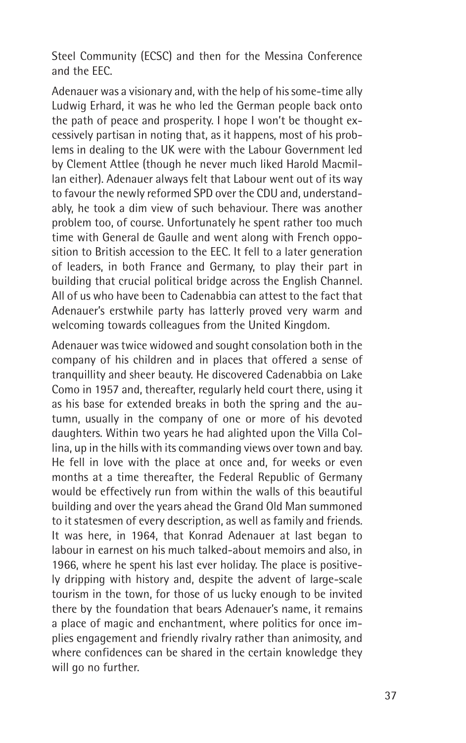Steel Community (ECSC) and then for the Messina Conference and the EEC.

Adenauer was a visionary and, with the help of his some-time ally Ludwig Erhard, it was he who led the German people back onto the path of peace and prosperity. I hope I won't be thought excessively partisan in noting that, as it happens, most of his problems in dealing to the UK were with the Labour Government led by Clement Attlee (though he never much liked Harold Macmillan either). Adenauer always felt that Labour went out of its way to favour the newly reformed SPD over the CDU and, understandably, he took a dim view of such behaviour. There was another problem too, of course. Unfortunately he spent rather too much time with General de Gaulle and went along with French opposition to British accession to the EEC. It fell to a later generation of leaders, in both France and Germany, to play their part in building that crucial political bridge across the English Channel. All of us who have been to Cadenabbia can attest to the fact that Adenauer's erstwhile party has latterly proved very warm and welcoming towards colleagues from the United Kingdom.

Adenauer was twice widowed and sought consolation both in the company of his children and in places that offered a sense of tranquillity and sheer beauty. He discovered Cadenabbia on Lake Como in 1957 and, thereafter, regularly held court there, using it as his base for extended breaks in both the spring and the autumn, usually in the company of one or more of his devoted daughters. Within two years he had alighted upon the Villa Collina, up in the hills with its commanding views over town and bay. He fell in love with the place at once and, for weeks or even months at a time thereafter, the Federal Republic of Germany would be effectively run from within the walls of this beautiful building and over the years ahead the Grand Old Man summoned to it statesmen of every description, as well as family and friends. It was here, in 1964, that Konrad Adenauer at last began to labour in earnest on his much talked-about memoirs and also, in 1966, where he spent his last ever holiday. The place is positively dripping with history and, despite the advent of large-scale tourism in the town, for those of us lucky enough to be invited there by the foundation that bears Adenauer's name, it remains a place of magic and enchantment, where politics for once implies engagement and friendly rivalry rather than animosity, and where confidences can be shared in the certain knowledge they will go no further.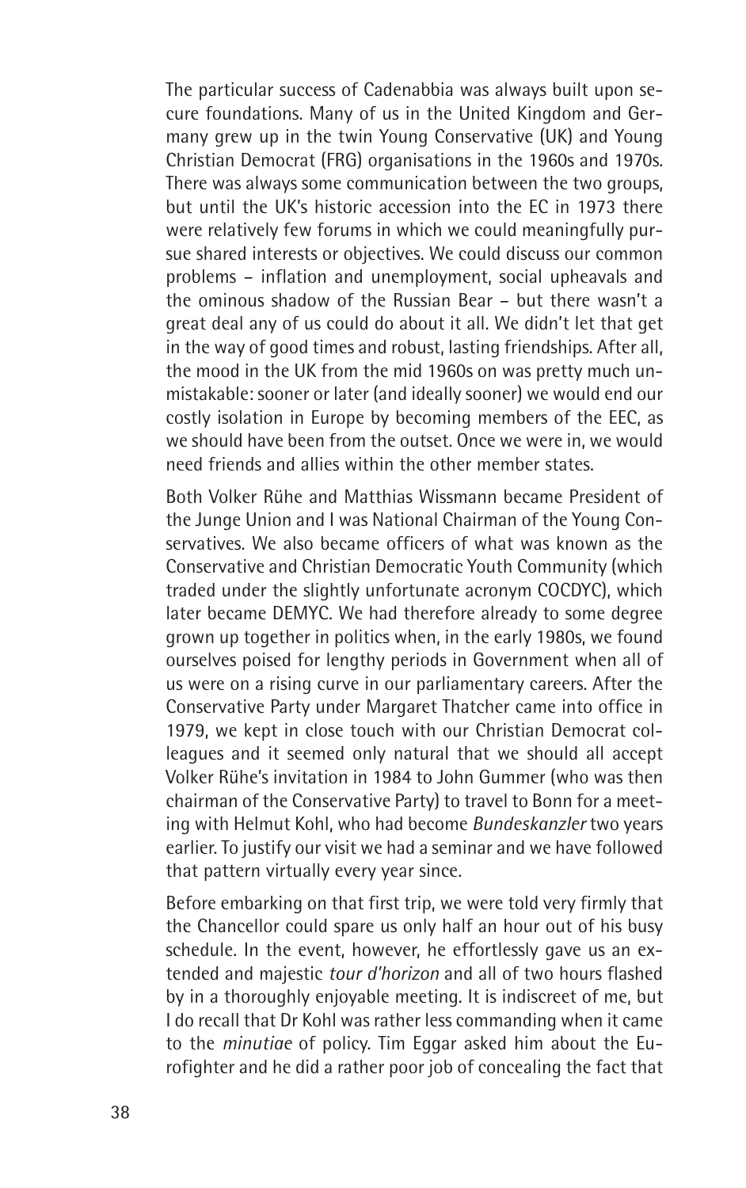The particular success of Cadenabbia was always built upon secure foundations. Many of us in the United Kingdom and Germany grew up in the twin Young Conservative (UK) and Young Christian Democrat (FRG) organisations in the 1960s and 1970s. There was always some communication between the two groups, but until the UK's historic accession into the EC in 1973 there were relatively few forums in which we could meaningfully pursue shared interests or objectives. We could discuss our common problems – inflation and unemployment, social upheavals and the ominous shadow of the Russian Bear – but there wasn't a great deal any of us could do about it all. We didn't let that get in the way of good times and robust, lasting friendships. After all, the mood in the UK from the mid 1960s on was pretty much unmistakable: sooner or later (and ideally sooner) we would end our costly isolation in Europe by becoming members of the EEC, as we should have been from the outset. Once we were in, we would need friends and allies within the other member states.

Both Volker Rühe and Matthias Wissmann became President of the Junge Union and I was National Chairman of the Young Conservatives. We also became officers of what was known as the Conservative and Christian Democratic Youth Community (which traded under the slightly unfortunate acronym COCDYC), which later became DEMYC. We had therefore already to some degree grown up together in politics when, in the early 1980s, we found ourselves poised for lengthy periods in Government when all of us were on a rising curve in our parliamentary careers. After the Conservative Party under Margaret Thatcher came into office in 1979, we kept in close touch with our Christian Democrat colleagues and it seemed only natural that we should all accept Volker Rühe's invitation in 1984 to John Gummer (who was then chairman of the Conservative Party) to travel to Bonn for a meeting with Helmut Kohl, who had become *Bundeskanzler* two years earlier. To justify our visit we had a seminar and we have followed that pattern virtually every year since.

Before embarking on that first trip, we were told very firmly that the Chancellor could spare us only half an hour out of his busy schedule. In the event, however, he effortlessly gave us an extended and majestic *tour d'horizon* and all of two hours flashed by in a thoroughly enjoyable meeting. It is indiscreet of me, but I do recall that Dr Kohl was rather less commanding when it came to the *minutiae* of policy. Tim Eggar asked him about the Eurofighter and he did a rather poor job of concealing the fact that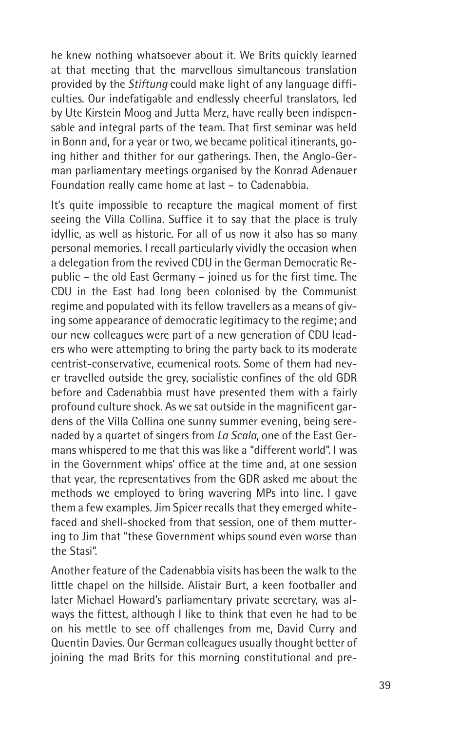he knew nothing whatsoever about it. We Brits quickly learned at that meeting that the marvellous simultaneous translation provided by the *Stiftung* could make light of any language difficulties. Our indefatigable and endlessly cheerful translators, led by Ute Kirstein Moog and Jutta Merz, have really been indispensable and integral parts of the team. That first seminar was held in Bonn and, for a year or two, we became political itinerants, going hither and thither for our gatherings. Then, the Anglo-German parliamentary meetings organised by the Konrad Adenauer Foundation really came home at last – to Cadenabbia.

It's quite impossible to recapture the magical moment of first seeing the Villa Collina. Suffice it to say that the place is truly idyllic, as well as historic. For all of us now it also has so many personal memories. I recall particularly vividly the occasion when a delegation from the revived CDU in the German Democratic Republic – the old East Germany – joined us for the first time. The CDU in the East had long been colonised by the Communist regime and populated with its fellow travellers as a means of giving some appearance of democratic legitimacy to the regime; and our new colleagues were part of a new generation of CDU leaders who were attempting to bring the party back to its moderate centrist-conservative, ecumenical roots. Some of them had never travelled outside the grey, socialistic confines of the old GDR before and Cadenabbia must have presented them with a fairly profound culture shock. As we sat outside in the magnificent gardens of the Villa Collina one sunny summer evening, being serenaded by a quartet of singers from *La Scala*, one of the East Germans whispered to me that this was like a "different world". I was in the Government whips' office at the time and, at one session that year, the representatives from the GDR asked me about the methods we employed to bring wavering MPs into line. I gave them a few examples. Jim Spicer recalls that they emerged white-faced and shell-shocked from that session, one of them muttering to Jim that "these Government whips sound even worse than the Stasi".

Another feature of the Cadenabbia visits has been the walk to the little chapel on the hillside. Alistair Burt, a keen footballer and later Michael Howard's parliamentary private secretary, was always the fittest, although I like to think that even he had to be on his mettle to see off challenges from me, David Curry and Quentin Davies. Our German colleagues usually thought better of joining the mad Brits for this morning constitutional and pre-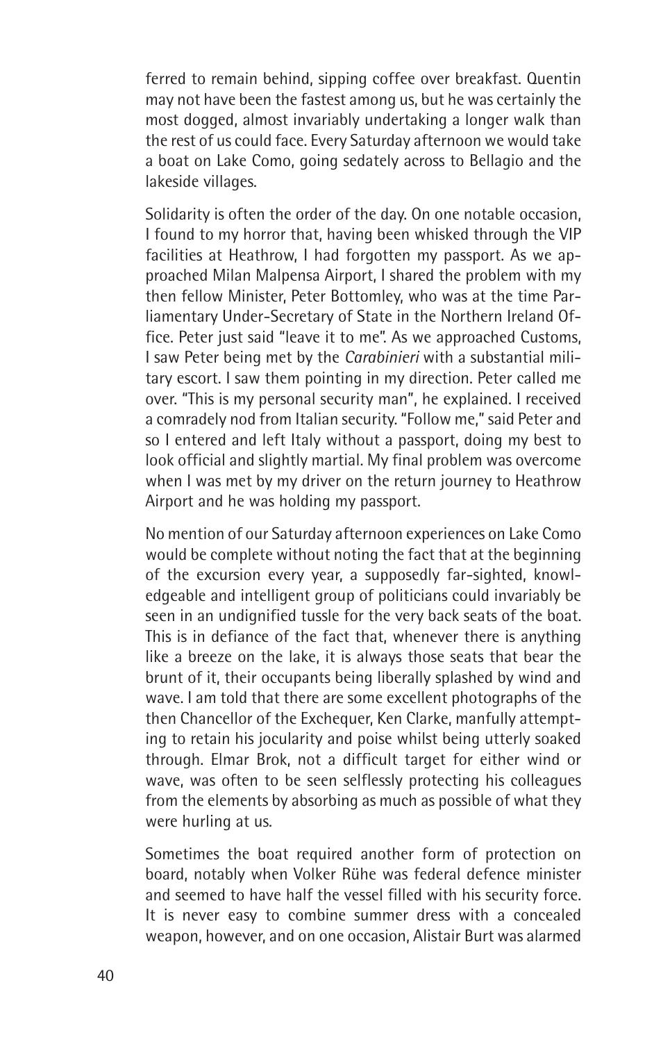ferred to remain behind, sipping coffee over breakfast. Quentin may not have been the fastest among us, but he was certainly the most dogged, almost invariably undertaking a longer walk than the rest of us could face. Every Saturday afternoon we would take a boat on Lake Como, going sedately across to Bellagio and the lakeside villages.

Solidarity is often the order of the day. On one notable occasion, I found to my horror that, having been whisked through the VIP facilities at Heathrow, I had forgotten my passport. As we approached Milan Malpensa Airport, I shared the problem with my then fellow Minister, Peter Bottomley, who was at the time Parliamentary Under-Secretary of State in the Northern Ireland Office. Peter just said "leave it to me". As we approached Customs, I saw Peter being met by the *Carabinieri* with a substantial military escort. I saw them pointing in my direction. Peter called me over. "This is my personal security man", he explained. I received a comradely nod from Italian security. "Follow me," said Peter and so I entered and left Italy without a passport, doing my best to look official and slightly martial. My final problem was overcome when I was met by my driver on the return journey to Heathrow Airport and he was holding my passport.

No mention of our Saturday afternoon experiences on Lake Como would be complete without noting the fact that at the beginning of the excursion every year, a supposedly far-sighted, knowledgeable and intelligent group of politicians could invariably be seen in an undignified tussle for the very back seats of the boat. This is in defiance of the fact that, whenever there is anything like a breeze on the lake, it is always those seats that bear the brunt of it, their occupants being liberally splashed by wind and wave. I am told that there are some excellent photographs of the then Chancellor of the Exchequer, Ken Clarke, manfully attempting to retain his jocularity and poise whilst being utterly soaked through. Elmar Brok, not a difficult target for either wind or wave, was often to be seen selflessly protecting his colleagues from the elements by absorbing as much as possible of what they were hurling at us.

Sometimes the boat required another form of protection on board, notably when Volker Rühe was federal defence minister and seemed to have half the vessel filled with his security force. It is never easy to combine summer dress with a concealed weapon, however, and on one occasion, Alistair Burt was alarmed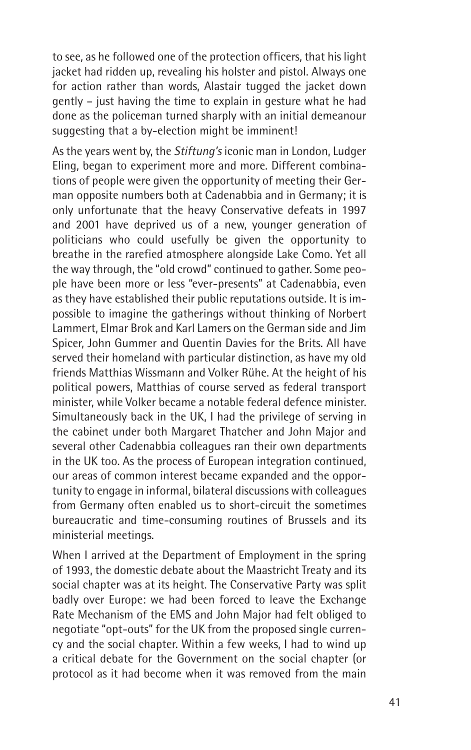to see, as he followed one of the protection officers, that his light jacket had ridden up, revealing his holster and pistol. Always one for action rather than words, Alastair tugged the jacket down gently – just having the time to explain in gesture what he had done as the policeman turned sharply with an initial demeanour suggesting that a by-election might be imminent!

As the years went by, the *Stiftung's* iconic man in London, Ludger Eling, began to experiment more and more. Different combinations of people were given the opportunity of meeting their German opposite numbers both at Cadenabbia and in Germany; it is only unfortunate that the heavy Conservative defeats in 1997 and 2001 have deprived us of a new, younger generation of politicians who could usefully be given the opportunity to breathe in the rarefied atmosphere alongside Lake Como. Yet all the way through, the "old crowd" continued to gather. Some people have been more or less "ever-presents" at Cadenabbia, even as they have established their public reputations outside. It is impossible to imagine the gatherings without thinking of Norbert Lammert, Elmar Brok and Karl Lamers on the German side and Jim Spicer, John Gummer and Quentin Davies for the Brits. All have served their homeland with particular distinction, as have my old friends Matthias Wissmann and Volker Rühe. At the height of his political powers, Matthias of course served as federal transport minister, while Volker became a notable federal defence minister. Simultaneously back in the UK, I had the privilege of serving in the cabinet under both Margaret Thatcher and John Major and several other Cadenabbia colleagues ran their own departments in the UK too. As the process of European integration continued, our areas of common interest became expanded and the opportunity to engage in informal, bilateral discussions with colleagues from Germany often enabled us to short-circuit the sometimes bureaucratic and time-consuming routines of Brussels and its ministerial meetings.

When I arrived at the Department of Employment in the spring of 1993, the domestic debate about the Maastricht Treaty and its social chapter was at its height. The Conservative Party was split badly over Europe: we had been forced to leave the Exchange Rate Mechanism of the EMS and John Major had felt obliged to negotiate "opt-outs" for the UK from the proposed single currency and the social chapter. Within a few weeks, I had to wind up a critical debate for the Government on the social chapter (or protocol as it had become when it was removed from the main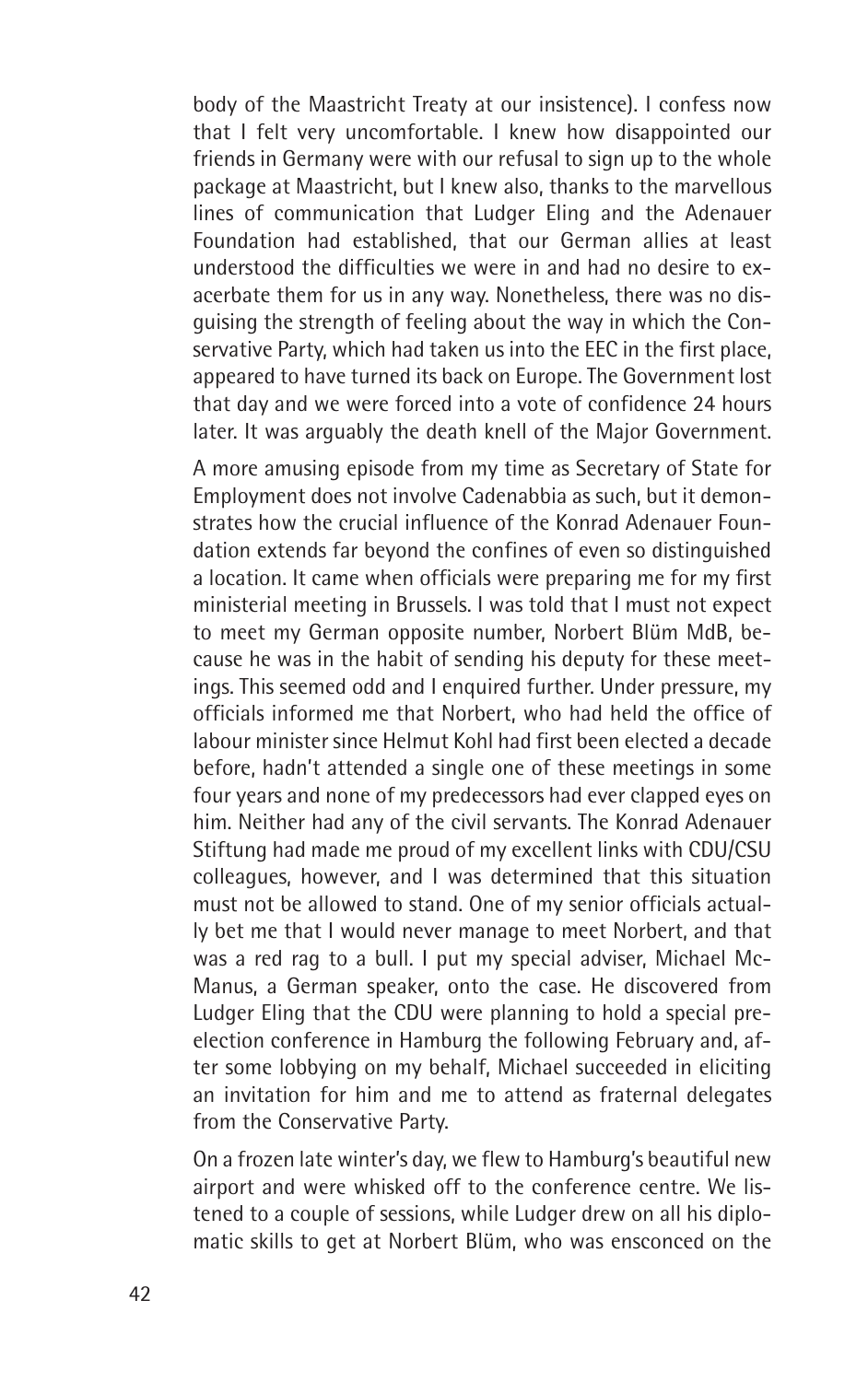body of the Maastricht Treaty at our insistence). I confess now that I felt very uncomfortable. I knew how disappointed our friends in Germany were with our refusal to sign up to the whole package at Maastricht, but I knew also, thanks to the marvellous lines of communication that Ludger Eling and the Adenauer Foundation had established, that our German allies at least understood the difficulties we were in and had no desire to exacerbate them for us in any way. Nonetheless, there was no disguising the strength of feeling about the way in which the Conservative Party, which had taken us into the EEC in the first place, appeared to have turned its back on Europe. The Government lost that day and we were forced into a vote of confidence 24 hours later. It was arguably the death knell of the Major Government.

A more amusing episode from my time as Secretary of State for Employment does not involve Cadenabbia as such, but it demonstrates how the crucial influence of the Konrad Adenauer Foundation extends far beyond the confines of even so distinguished a location. It came when officials were preparing me for my first ministerial meeting in Brussels. I was told that I must not expect to meet my German opposite number, Norbert Blüm MdB, because he was in the habit of sending his deputy for these meetings. This seemed odd and I enquired further. Under pressure, my officials informed me that Norbert, who had held the office of labour minister since Helmut Kohl had first been elected a decade before, hadn't attended a single one of these meetings in some four years and none of my predecessors had ever clapped eyes on him. Neither had any of the civil servants. The Konrad Adenauer Stiftung had made me proud of my excellent links with CDU/CSU colleagues, however, and I was determined that this situation must not be allowed to stand. One of my senior officials actually bet me that I would never manage to meet Norbert, and that was a red rag to a bull. I put my special adviser, Michael McManus, a German speaker, onto the case. He discovered from Ludger Eling that the CDU were planning to hold a special pre-election conference in Hamburg the following February and, after some lobbying on my behalf, Michael succeeded in eliciting an invitation for him and me to attend as fraternal delegates from the Conservative Party.

On a frozen late winter's day, we flew to Hamburg's beautiful new airport and were whisked off to the conference centre. We listened to a couple of sessions, while Ludger drew on all his diplomatic skills to get at Norbert Blüm, who was ensconced on the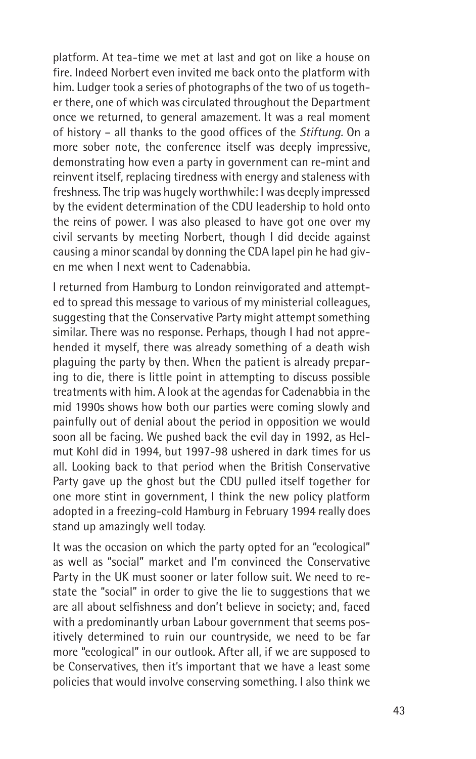platform. At tea-time we met at last and got on like a house on fire. Indeed Norbert even invited me back onto the platform with him. Ludger took a series of photographs of the two of us together there, one of which was circulated throughout the Department once we returned, to general amazement. It was a real moment of history – all thanks to the good offices of the *Stiftung*. On a more sober note, the conference itself was deeply impressive, demonstrating how even a party in government can re-mint and reinvent itself, replacing tiredness with energy and staleness with freshness. The trip was hugely worthwhile: I was deeply impressed by the evident determination of the CDU leadership to hold onto the reins of power. I was also pleased to have got one over my civil servants by meeting Norbert, though I did decide against causing a minor scandal by donning the CDA lapel pin he had given me when I next went to Cadenabbia.

I returned from Hamburg to London reinvigorated and attempted to spread this message to various of my ministerial colleagues, suggesting that the Conservative Party might attempt something similar. There was no response. Perhaps, though I had not apprehended it myself, there was already something of a death wish plaguing the party by then. When the patient is already preparing to die, there is little point in attempting to discuss possible treatments with him. A look at the agendas for Cadenabbia in the mid 1990s shows how both our parties were coming slowly and painfully out of denial about the period in opposition we would soon all be facing. We pushed back the evil day in 1992, as Helmut Kohl did in 1994, but 1997-98 ushered in dark times for us all. Looking back to that period when the British Conservative Party gave up the ghost but the CDU pulled itself together for one more stint in government, I think the new policy platform adopted in a freezing-cold Hamburg in February 1994 really does stand up amazingly well today.

It was the occasion on which the party opted for an "ecological" as well as "social" market and I'm convinced the Conservative Party in the UK must sooner or later follow suit. We need to restate the "social" in order to give the lie to suggestions that we are all about selfishness and don't believe in society; and, faced with a predominantly urban Labour government that seems positively determined to ruin our countryside, we need to be far more "ecological" in our outlook. After all, if we are supposed to be Conservatives, then it's important that we have a least some policies that would involve conserving something. I also think we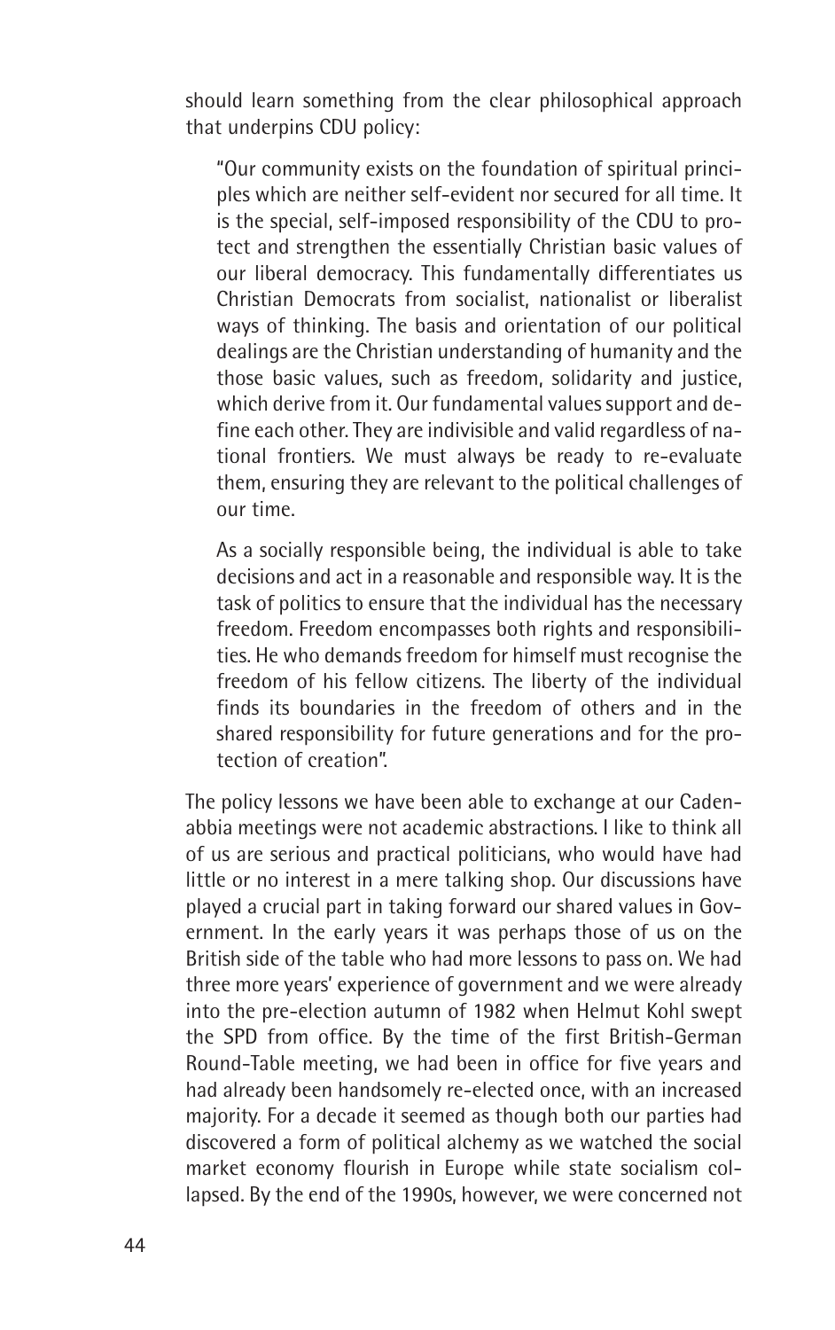should learn something from the clear philosophical approach that underpins CDU policy:

> "Our community exists on the foundation of spiritual principles which are neither self-evident nor secured for all time. It is the special, self-imposed responsibility of the CDU to protect and strengthen the essentially Christian basic values of our liberal democracy. This fundamentally differentiates us Christian Democrats from socialist, nationalist or liberalist ways of thinking. The basis and orientation of our political dealings are the Christian understanding of humanity and the those basic values, such as freedom, solidarity and justice, which derive from it. Our fundamental values support and define each other. They are indivisible and valid regardless of national frontiers. We must always be ready to re-evaluate them, ensuring they are relevant to the political challenges of our time.
>
> As a socially responsible being, the individual is able to take decisions and act in a reasonable and responsible way. It is the task of politics to ensure that the individual has the necessary freedom. Freedom encompasses both rights and responsibilities. He who demands freedom for himself must recognise the freedom of his fellow citizens. The liberty of the individual finds its boundaries in the freedom of others and in the shared responsibility for future generations and for the protection of creation".

The policy lessons we have been able to exchange at our Cadenabbia meetings were not academic abstractions. I like to think all of us are serious and practical politicians, who would have had little or no interest in a mere talking shop. Our discussions have played a crucial part in taking forward our shared values in Government. In the early years it was perhaps those of us on the British side of the table who had more lessons to pass on. We had three more years' experience of government and we were already into the pre-election autumn of 1982 when Helmut Kohl swept the SPD from office. By the time of the first British-German Round-Table meeting, we had been in office for five years and had already been handsomely re-elected once, with an increased majority. For a decade it seemed as though both our parties had discovered a form of political alchemy as we watched the social market economy flourish in Europe while state socialism collapsed. By the end of the 1990s, however, we were concerned not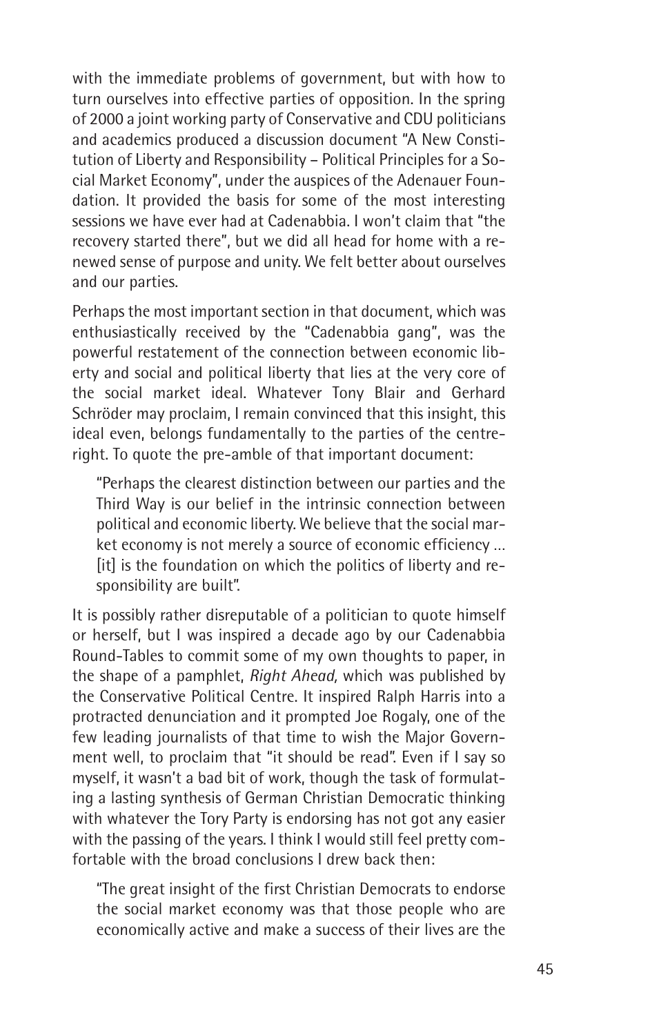with the immediate problems of government, but with how to turn ourselves into effective parties of opposition. In the spring of 2000 a joint working party of Conservative and CDU politicians and academics produced a discussion document "A New Constitution of Liberty and Responsibility – Political Principles for a Social Market Economy", under the auspices of the Adenauer Foundation. It provided the basis for some of the most interesting sessions we have ever had at Cadenabbia. I won't claim that "the recovery started there", but we did all head for home with a renewed sense of purpose and unity. We felt better about ourselves and our parties.

Perhaps the most important section in that document, which was enthusiastically received by the "Cadenabbia gang", was the powerful restatement of the connection between economic liberty and social and political liberty that lies at the very core of the social market ideal. Whatever Tony Blair and Gerhard Schröder may proclaim, I remain convinced that this insight, this ideal even, belongs fundamentally to the parties of the centre-right. To quote the pre-amble of that important document:

> "Perhaps the clearest distinction between our parties and the Third Way is our belief in the intrinsic connection between political and economic liberty. We believe that the social market economy is not merely a source of economic efficiency … [it] is the foundation on which the politics of liberty and responsibility are built".

It is possibly rather disreputable of a politician to quote himself or herself, but I was inspired a decade ago by our Cadenabbia Round-Tables to commit some of my own thoughts to paper, in the shape of a pamphlet, *Right Ahead*, which was published by the Conservative Political Centre. It inspired Ralph Harris into a protracted denunciation and it prompted Joe Rogaly, one of the few leading journalists of that time to wish the Major Government well, to proclaim that "it should be read". Even if I say so myself, it wasn't a bad bit of work, though the task of formulating a lasting synthesis of German Christian Democratic thinking with whatever the Tory Party is endorsing has not got any easier with the passing of the years. I think I would still feel pretty comfortable with the broad conclusions I drew back then:

> "The great insight of the first Christian Democrats to endorse the social market economy was that those people who are economically active and make a success of their lives are the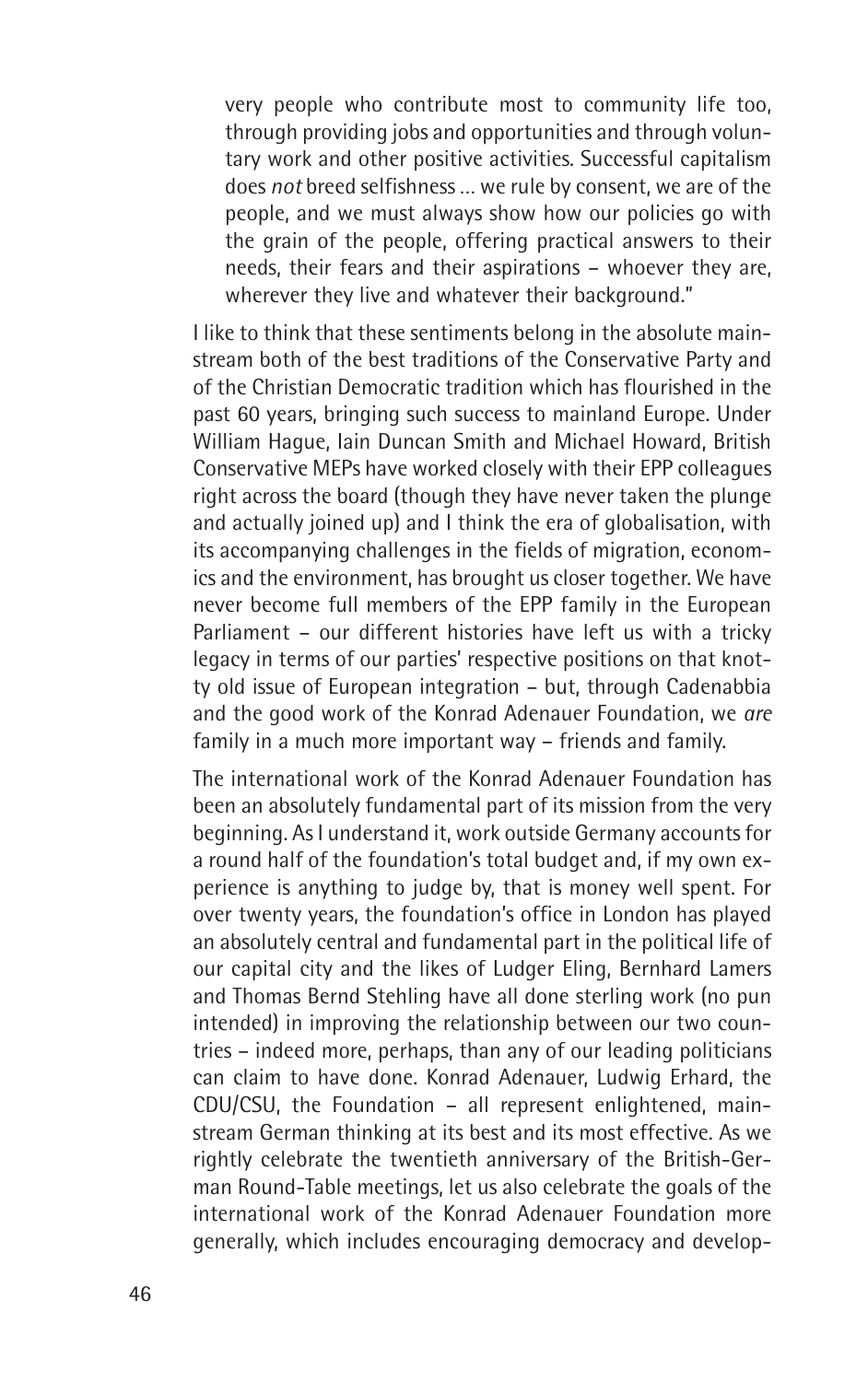very people who contribute most to community life too, through providing jobs and opportunities and through voluntary work and other positive activities. Successful capitalism does *not* breed selfishness ... we rule by consent, we are of the people, and we must always show how our policies go with the grain of the people, offering practical answers to their needs, their fears and their aspirations – whoever they are, wherever they live and whatever their background."

I like to think that these sentiments belong in the absolute mainstream both of the best traditions of the Conservative Party and of the Christian Democratic tradition which has flourished in the past 60 years, bringing such success to mainland Europe. Under William Hague, Iain Duncan Smith and Michael Howard, British Conservative MEPs have worked closely with their EPP colleagues right across the board (though they have never taken the plunge and actually joined up) and I think the era of globalisation, with its accompanying challenges in the fields of migration, economics and the environment, has brought us closer together. We have never become full members of the EPP family in the European Parliament – our different histories have left us with a tricky legacy in terms of our parties' respective positions on that knotty old issue of European integration – but, through Cadenabbia and the good work of the Konrad Adenauer Foundation, we *are* family in a much more important way – friends and family.

The international work of the Konrad Adenauer Foundation has been an absolutely fundamental part of its mission from the very beginning. As I understand it, work outside Germany accounts for a round half of the foundation's total budget and, if my own experience is anything to judge by, that is money well spent. For over twenty years, the foundation's office in London has played an absolutely central and fundamental part in the political life of our capital city and the likes of Ludger Eling, Bernhard Lamers and Thomas Bernd Stehling have all done sterling work (no pun intended) in improving the relationship between our two countries – indeed more, perhaps, than any of our leading politicians can claim to have done. Konrad Adenauer, Ludwig Erhard, the CDU/CSU, the Foundation – all represent enlightened, mainstream German thinking at its best and its most effective. As we rightly celebrate the twentieth anniversary of the British-German Round-Table meetings, let us also celebrate the goals of the international work of the Konrad Adenauer Foundation more generally, which includes encouraging democracy and develop-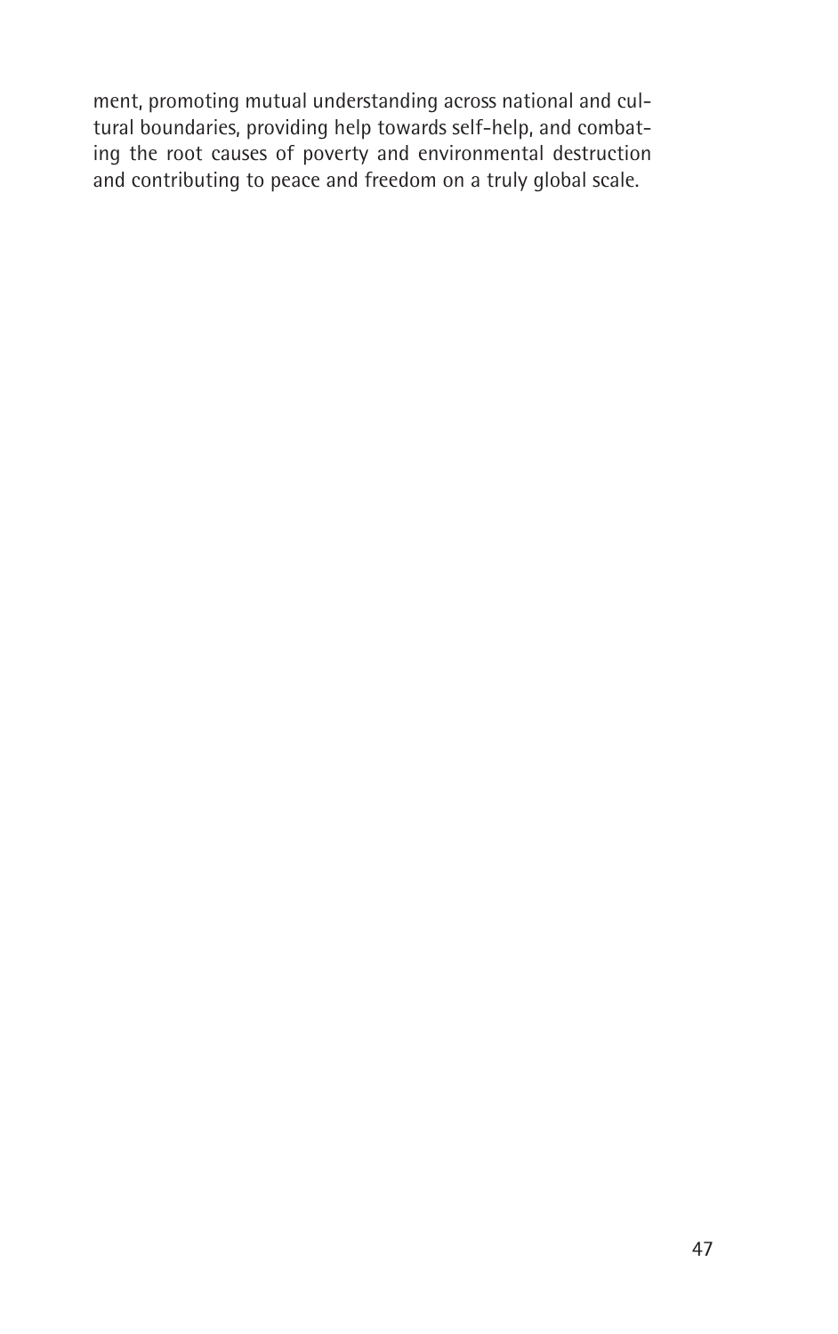ment, promoting mutual understanding across national and cultural boundaries, providing help towards self-help, and combating the root causes of poverty and environmental destruction and contributing to peace and freedom on a truly global scale.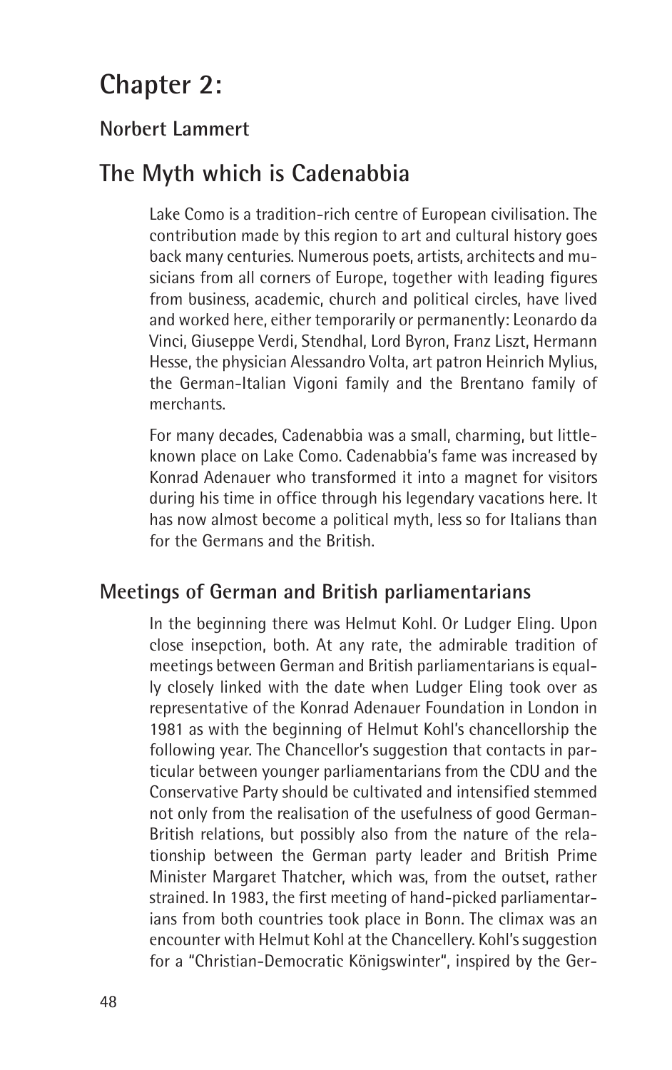# Chapter 2:

## Norbert Lammert

# The Myth which is Cadenabbia

Lake Como is a tradition-rich centre of European civilisation. The contribution made by this region to art and cultural history goes back many centuries. Numerous poets, artists, architects and musicians from all corners of Europe, together with leading figures from business, academic, church and political circles, have lived and worked here, either temporarily or permanently: Leonardo da Vinci, Giuseppe Verdi, Stendhal, Lord Byron, Franz Liszt, Hermann Hesse, the physician Alessandro Volta, art patron Heinrich Mylius, the German-Italian Vigoni family and the Brentano family of merchants.

For many decades, Cadenabbia was a small, charming, but little-known place on Lake Como. Cadenabbia's fame was increased by Konrad Adenauer who transformed it into a magnet for visitors during his time in office through his legendary vacations here. It has now almost become a political myth, less so for Italians than for the Germans and the British.

## Meetings of German and British parliamentarians

In the beginning there was Helmut Kohl. Or Ludger Eling. Upon close insepction, both. At any rate, the admirable tradition of meetings between German and British parliamentarians is equally closely linked with the date when Ludger Eling took over as representative of the Konrad Adenauer Foundation in London in 1981 as with the beginning of Helmut Kohl's chancellorship the following year. The Chancellor's suggestion that contacts in particular between younger parliamentarians from the CDU and the Conservative Party should be cultivated and intensified stemmed not only from the realisation of the usefulness of good German-British relations, but possibly also from the nature of the relationship between the German party leader and British Prime Minister Margaret Thatcher, which was, from the outset, rather strained. In 1983, the first meeting of hand-picked parliamentarians from both countries took place in Bonn. The climax was an encounter with Helmut Kohl at the Chancellery. Kohl's suggestion for a "Christian-Democratic Königswinter", inspired by the Ger-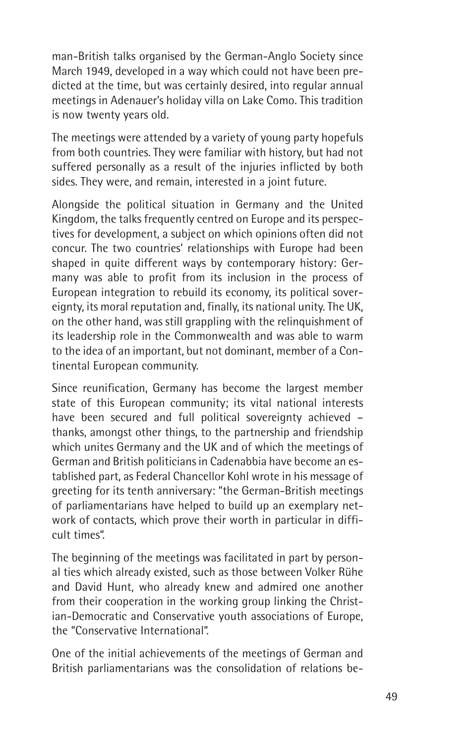man-British talks organised by the German-Anglo Society since March 1949, developed in a way which could not have been predicted at the time, but was certainly desired, into regular annual meetings in Adenauer's holiday villa on Lake Como. This tradition is now twenty years old.

The meetings were attended by a variety of young party hopefuls from both countries. They were familiar with history, but had not suffered personally as a result of the injuries inflicted by both sides. They were, and remain, interested in a joint future.

Alongside the political situation in Germany and the United Kingdom, the talks frequently centred on Europe and its perspectives for development, a subject on which opinions often did not concur. The two countries' relationships with Europe had been shaped in quite different ways by contemporary history: Germany was able to profit from its inclusion in the process of European integration to rebuild its economy, its political sovereignty, its moral reputation and, finally, its national unity. The UK, on the other hand, was still grappling with the relinquishment of its leadership role in the Commonwealth and was able to warm to the idea of an important, but not dominant, member of a Continental European community.

Since reunification, Germany has become the largest member state of this European community; its vital national interests have been secured and full political sovereignty achieved – thanks, amongst other things, to the partnership and friendship which unites Germany and the UK and of which the meetings of German and British politicians in Cadenabbia have become an established part, as Federal Chancellor Kohl wrote in his message of greeting for its tenth anniversary: "the German-British meetings of parliamentarians have helped to build up an exemplary network of contacts, which prove their worth in particular in difficult times".

The beginning of the meetings was facilitated in part by personal ties which already existed, such as those between Volker Rühe and David Hunt, who already knew and admired one another from their cooperation in the working group linking the Christian-Democratic and Conservative youth associations of Europe, the "Conservative International".

One of the initial achievements of the meetings of German and British parliamentarians was the consolidation of relations be-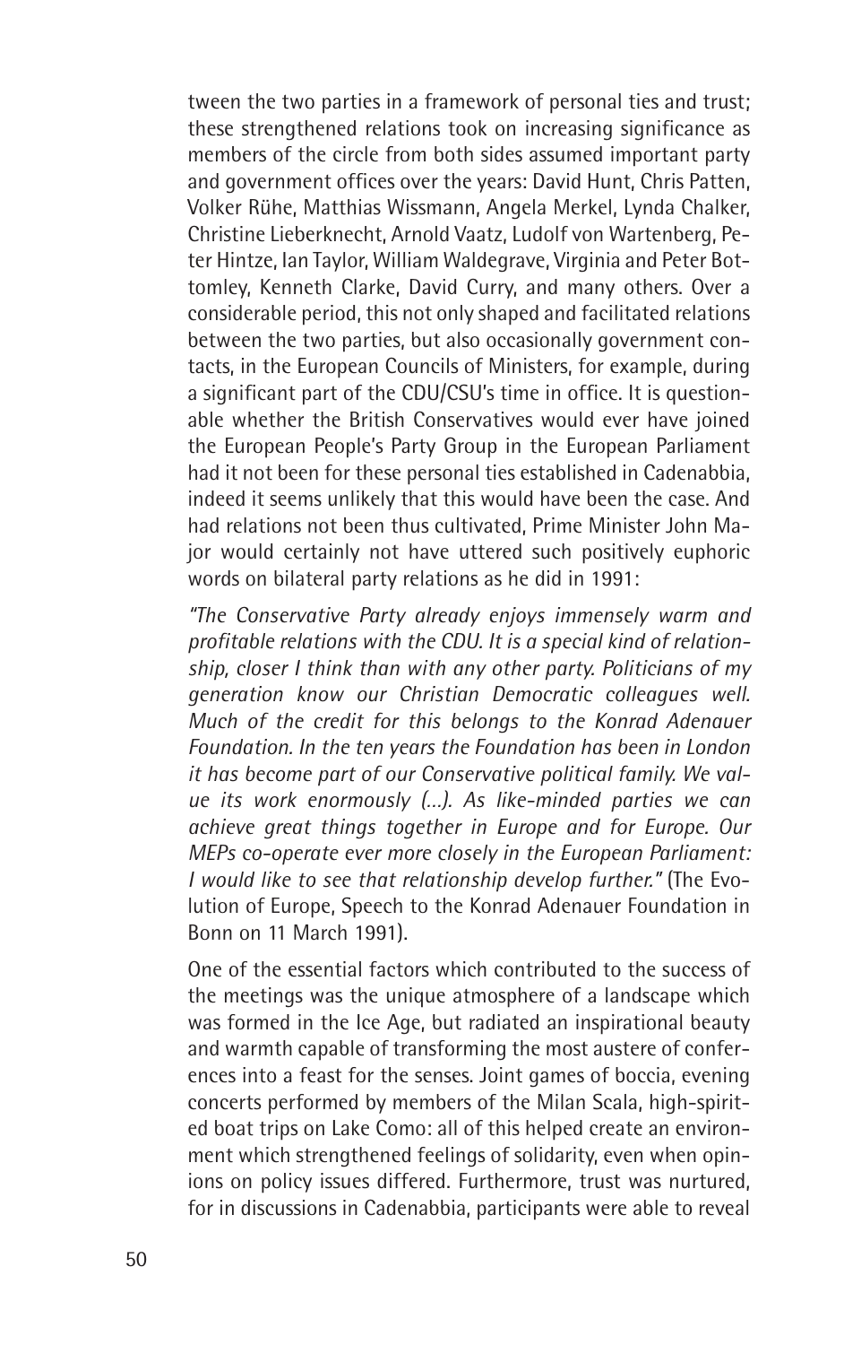tween the two parties in a framework of personal ties and trust; these strengthened relations took on increasing significance as members of the circle from both sides assumed important party and government offices over the years: David Hunt, Chris Patten, Volker Rühe, Matthias Wissmann, Angela Merkel, Lynda Chalker, Christine Lieberknecht, Arnold Vaatz, Ludolf von Wartenberg, Peter Hintze, Ian Taylor, William Waldegrave, Virginia and Peter Bottomley, Kenneth Clarke, David Curry, and many others. Over a considerable period, this not only shaped and facilitated relations between the two parties, but also occasionally government contacts, in the European Councils of Ministers, for example, during a significant part of the CDU/CSU's time in office. It is questionable whether the British Conservatives would ever have joined the European People's Party Group in the European Parliament had it not been for these personal ties established in Cadenabbia, indeed it seems unlikely that this would have been the case. And had relations not been thus cultivated, Prime Minister John Major would certainly not have uttered such positively euphoric words on bilateral party relations as he did in 1991:

*"The Conservative Party already enjoys immensely warm and profitable relations with the CDU. It is a special kind of relationship, closer I think than with any other party. Politicians of my generation know our Christian Democratic colleagues well. Much of the credit for this belongs to the Konrad Adenauer Foundation. In the ten years the Foundation has been in London it has become part of our Conservative political family. We value its work enormously (…). As like-minded parties we can achieve great things together in Europe and for Europe. Our MEPs co-operate ever more closely in the European Parliament: I would like to see that relationship develop further."* (The Evolution of Europe, Speech to the Konrad Adenauer Foundation in Bonn on 11 March 1991).

One of the essential factors which contributed to the success of the meetings was the unique atmosphere of a landscape which was formed in the Ice Age, but radiated an inspirational beauty and warmth capable of transforming the most austere of conferences into a feast for the senses. Joint games of boccia, evening concerts performed by members of the Milan Scala, high-spirited boat trips on Lake Como: all of this helped create an environment which strengthened feelings of solidarity, even when opinions on policy issues differed. Furthermore, trust was nurtured, for in discussions in Cadenabbia, participants were able to reveal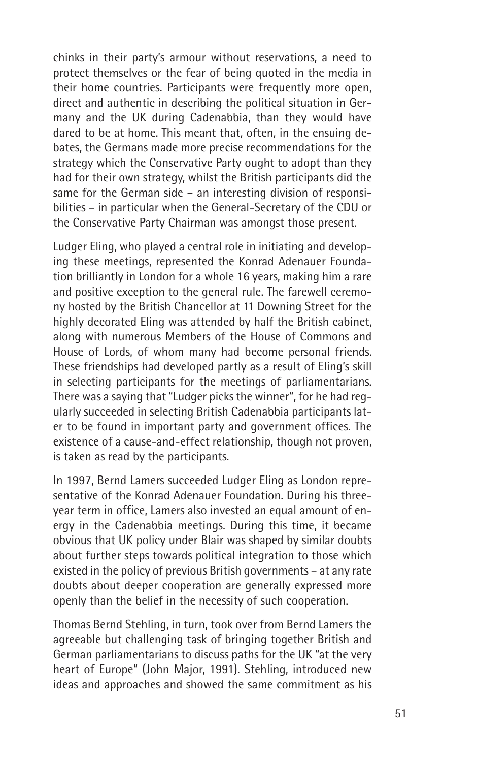chinks in their party's armour without reservations, a need to protect themselves or the fear of being quoted in the media in their home countries. Participants were frequently more open, direct and authentic in describing the political situation in Germany and the UK during Cadenabbia, than they would have dared to be at home. This meant that, often, in the ensuing debates, the Germans made more precise recommendations for the strategy which the Conservative Party ought to adopt than they had for their own strategy, whilst the British participants did the same for the German side – an interesting division of responsibilities – in particular when the General-Secretary of the CDU or the Conservative Party Chairman was amongst those present.

Ludger Eling, who played a central role in initiating and developing these meetings, represented the Konrad Adenauer Foundation brilliantly in London for a whole 16 years, making him a rare and positive exception to the general rule. The farewell ceremony hosted by the British Chancellor at 11 Downing Street for the highly decorated Eling was attended by half the British cabinet, along with numerous Members of the House of Commons and House of Lords, of whom many had become personal friends. These friendships had developed partly as a result of Eling's skill in selecting participants for the meetings of parliamentarians. There was a saying that "Ludger picks the winner", for he had regularly succeeded in selecting British Cadenabbia participants later to be found in important party and government offices. The existence of a cause-and-effect relationship, though not proven, is taken as read by the participants.

In 1997, Bernd Lamers succeeded Ludger Eling as London representative of the Konrad Adenauer Foundation. During his three-year term in office, Lamers also invested an equal amount of energy in the Cadenabbia meetings. During this time, it became obvious that UK policy under Blair was shaped by similar doubts about further steps towards political integration to those which existed in the policy of previous British governments – at any rate doubts about deeper cooperation are generally expressed more openly than the belief in the necessity of such cooperation.

Thomas Bernd Stehling, in turn, took over from Bernd Lamers the agreeable but challenging task of bringing together British and German parliamentarians to discuss paths for the UK "at the very heart of Europe" (John Major, 1991). Stehling, introduced new ideas and approaches and showed the same commitment as his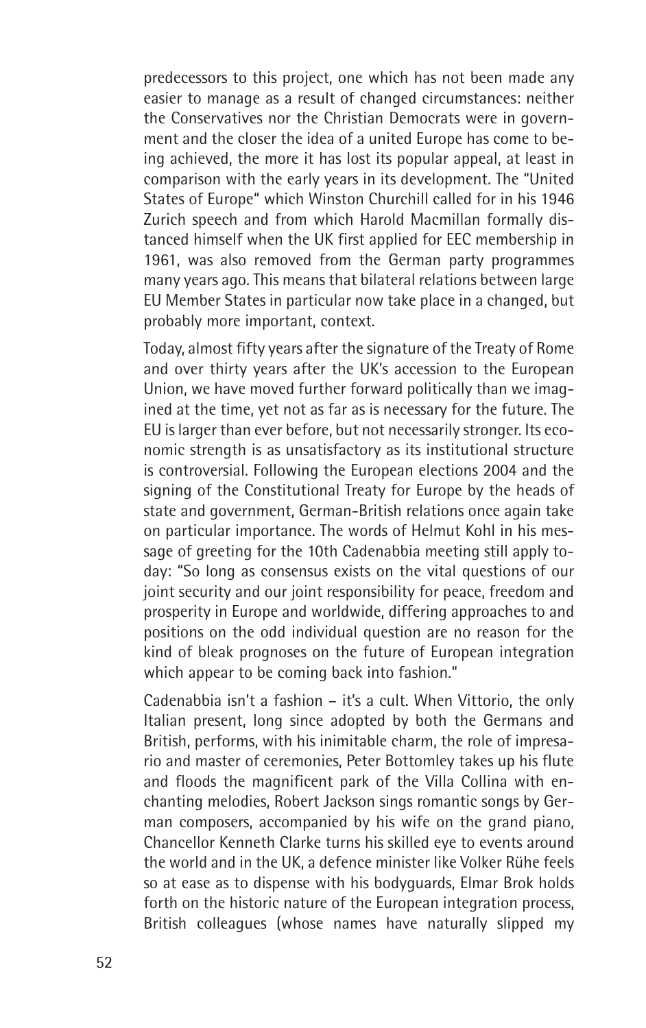predecessors to this project, one which has not been made any easier to manage as a result of changed circumstances: neither the Conservatives nor the Christian Democrats were in government and the closer the idea of a united Europe has come to being achieved, the more it has lost its popular appeal, at least in comparison with the early years in its development. The "United States of Europe" which Winston Churchill called for in his 1946 Zurich speech and from which Harold Macmillan formally distanced himself when the UK first applied for EEC membership in 1961, was also removed from the German party programmes many years ago. This means that bilateral relations between large EU Member States in particular now take place in a changed, but probably more important, context.

Today, almost fifty years after the signature of the Treaty of Rome and over thirty years after the UK's accession to the European Union, we have moved further forward politically than we imagined at the time, yet not as far as is necessary for the future. The EU is larger than ever before, but not necessarily stronger. Its economic strength is as unsatisfactory as its institutional structure is controversial. Following the European elections 2004 and the signing of the Constitutional Treaty for Europe by the heads of state and government, German-British relations once again take on particular importance. The words of Helmut Kohl in his message of greeting for the 10th Cadenabbia meeting still apply today: "So long as consensus exists on the vital questions of our joint security and our joint responsibility for peace, freedom and prosperity in Europe and worldwide, differing approaches to and positions on the odd individual question are no reason for the kind of bleak prognoses on the future of European integration which appear to be coming back into fashion."

Cadenabbia isn't a fashion – it's a cult. When Vittorio, the only Italian present, long since adopted by both the Germans and British, performs, with his inimitable charm, the role of impresario and master of ceremonies, Peter Bottomley takes up his flute and floods the magnificent park of the Villa Collina with enchanting melodies, Robert Jackson sings romantic songs by German composers, accompanied by his wife on the grand piano, Chancellor Kenneth Clarke turns his skilled eye to events around the world and in the UK, a defence minister like Volker Rühe feels so at ease as to dispense with his bodyguards, Elmar Brok holds forth on the historic nature of the European integration process, British colleagues (whose names have naturally slipped my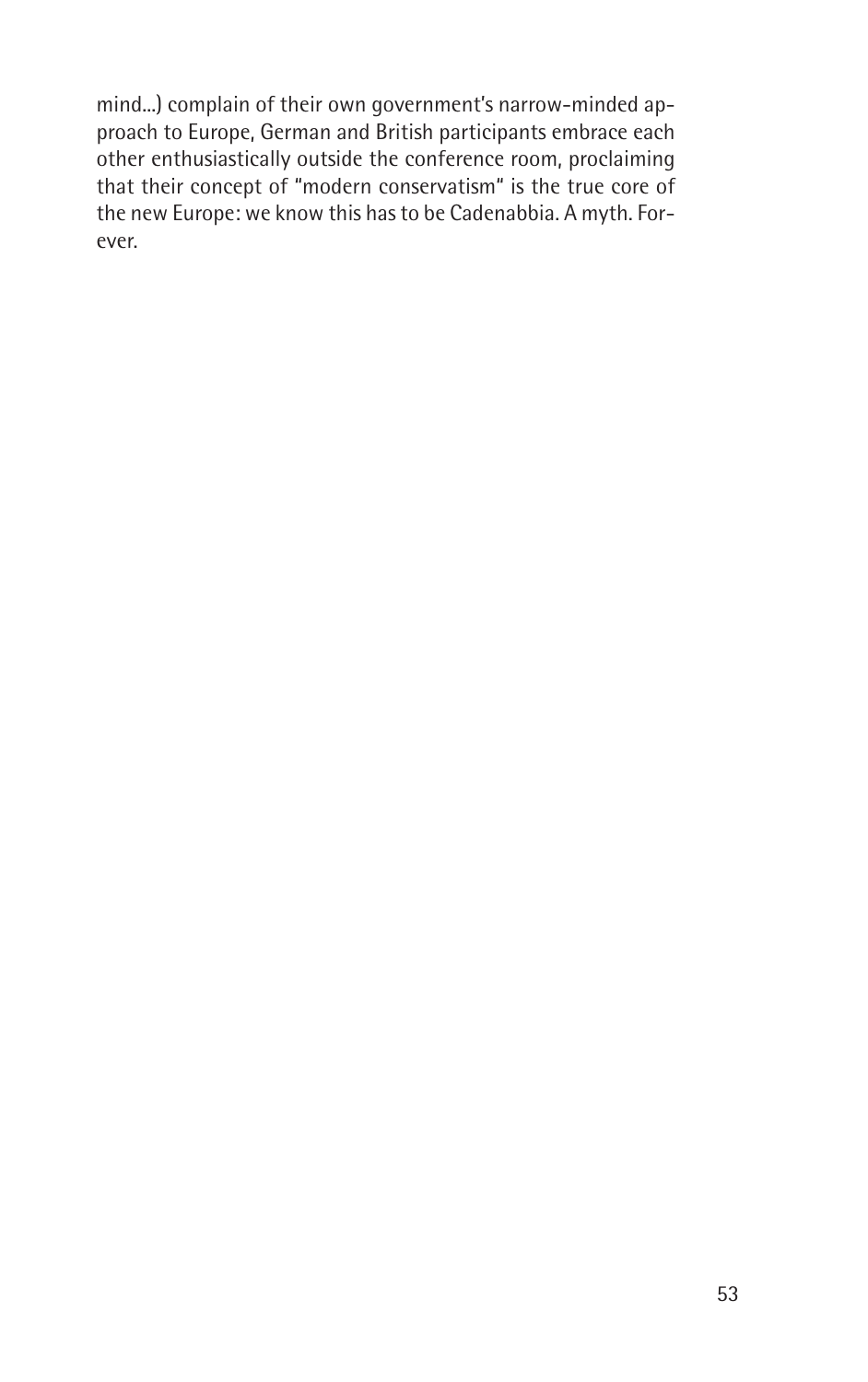mind...) complain of their own government's narrow-minded approach to Europe, German and British participants embrace each other enthusiastically outside the conference room, proclaiming that their concept of "modern conservatism" is the true core of the new Europe: we know this has to be Cadenabbia. A myth. Forever.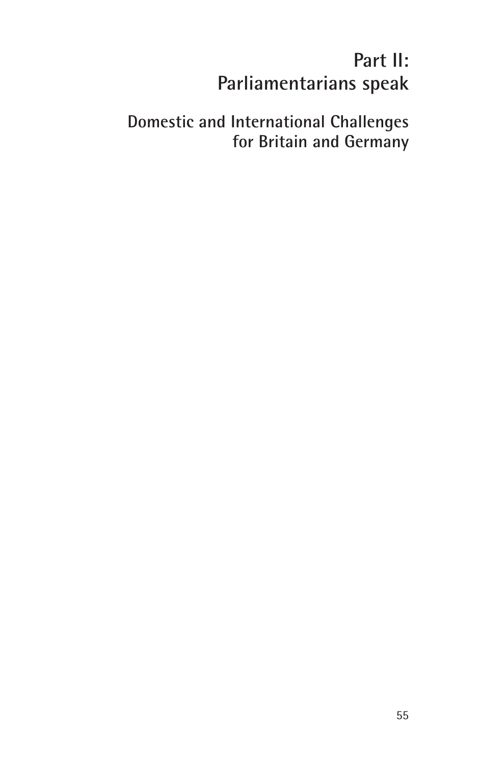# Part II: Parliamentarians speak

## Domestic and International Challenges for Britain and Germany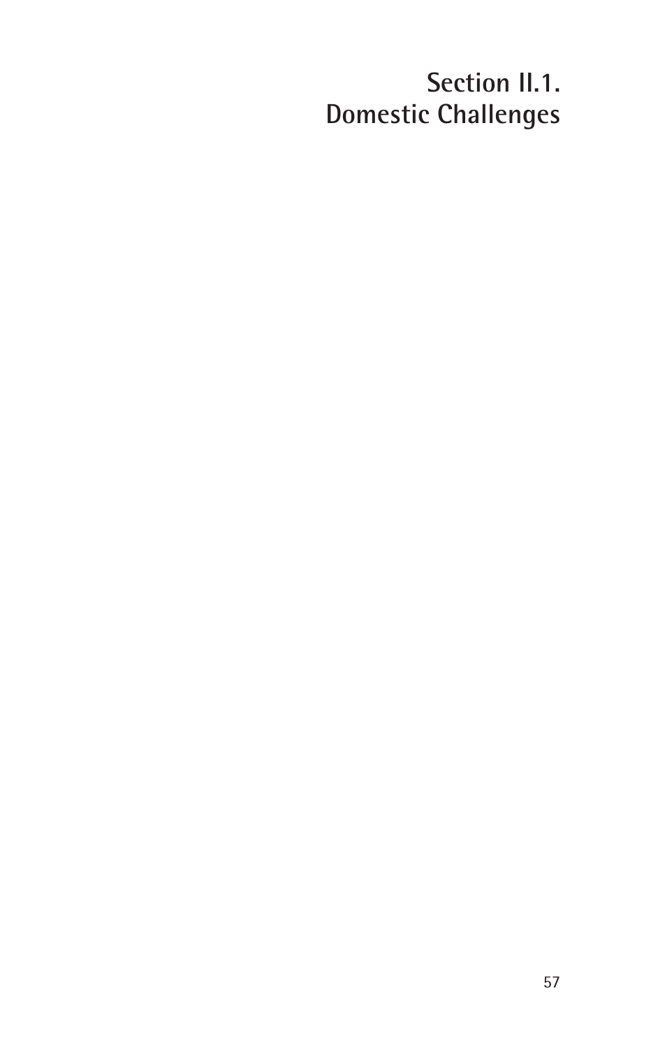# Section II.1.
# Domestic Challenges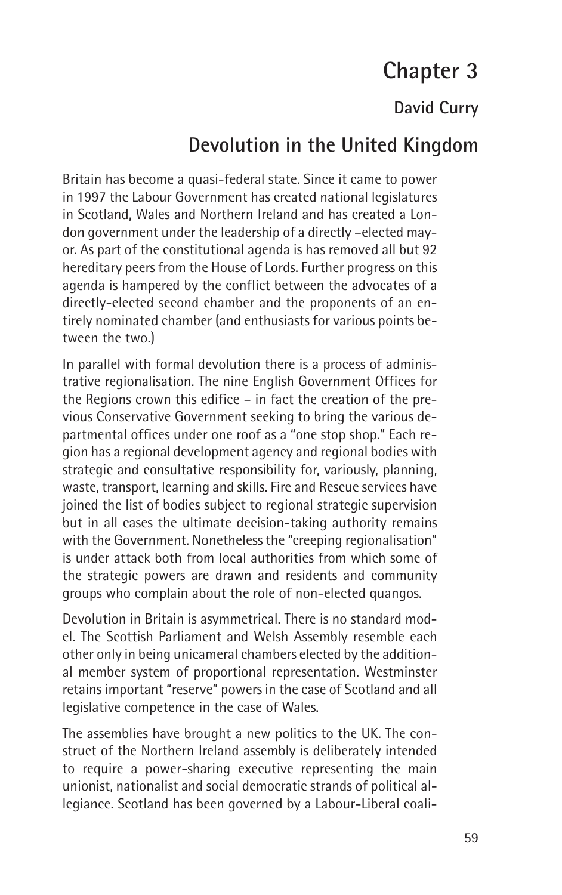# Chapter 3

### David Curry

## Devolution in the United Kingdom

Britain has become a quasi-federal state. Since it came to power in 1997 the Labour Government has created national legislatures in Scotland, Wales and Northern Ireland and has created a London government under the leadership of a directly –elected mayor. As part of the constitutional agenda is has removed all but 92 hereditary peers from the House of Lords. Further progress on this agenda is hampered by the conflict between the advocates of a directly-elected second chamber and the proponents of an entirely nominated chamber (and enthusiasts for various points between the two.)

In parallel with formal devolution there is a process of administrative regionalisation. The nine English Government Offices for the Regions crown this edifice – in fact the creation of the previous Conservative Government seeking to bring the various departmental offices under one roof as a "one stop shop." Each region has a regional development agency and regional bodies with strategic and consultative responsibility for, variously, planning, waste, transport, learning and skills. Fire and Rescue services have joined the list of bodies subject to regional strategic supervision but in all cases the ultimate decision-taking authority remains with the Government. Nonetheless the "creeping regionalisation" is under attack both from local authorities from which some of the strategic powers are drawn and residents and community groups who complain about the role of non-elected quangos.

Devolution in Britain is asymmetrical. There is no standard model. The Scottish Parliament and Welsh Assembly resemble each other only in being unicameral chambers elected by the additional member system of proportional representation. Westminster retains important "reserve" powers in the case of Scotland and all legislative competence in the case of Wales.

The assemblies have brought a new politics to the UK. The construct of the Northern Ireland assembly is deliberately intended to require a power-sharing executive representing the main unionist, nationalist and social democratic strands of political allegiance. Scotland has been governed by a Labour-Liberal coali-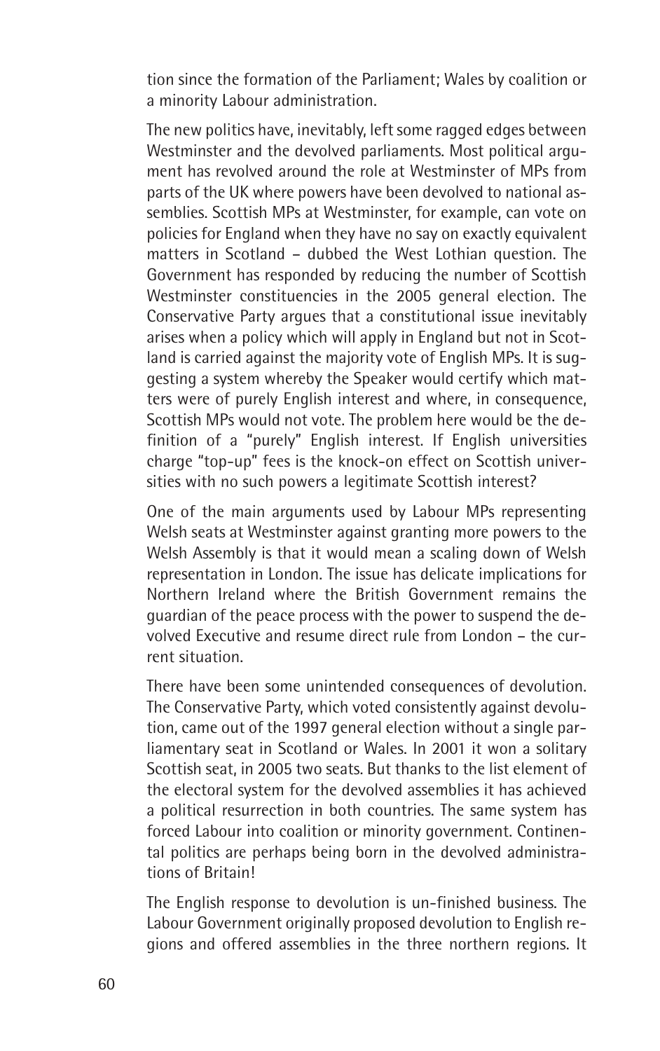tion since the formation of the Parliament; Wales by coalition or a minority Labour administration.

The new politics have, inevitably, left some ragged edges between Westminster and the devolved parliaments. Most political argument has revolved around the role at Westminster of MPs from parts of the UK where powers have been devolved to national assemblies. Scottish MPs at Westminster, for example, can vote on policies for England when they have no say on exactly equivalent matters in Scotland – dubbed the West Lothian question. The Government has responded by reducing the number of Scottish Westminster constituencies in the 2005 general election. The Conservative Party argues that a constitutional issue inevitably arises when a policy which will apply in England but not in Scotland is carried against the majority vote of English MPs. It is suggesting a system whereby the Speaker would certify which matters were of purely English interest and where, in consequence, Scottish MPs would not vote. The problem here would be the definition of a "purely" English interest. If English universities charge "top-up" fees is the knock-on effect on Scottish universities with no such powers a legitimate Scottish interest?

One of the main arguments used by Labour MPs representing Welsh seats at Westminster against granting more powers to the Welsh Assembly is that it would mean a scaling down of Welsh representation in London. The issue has delicate implications for Northern Ireland where the British Government remains the guardian of the peace process with the power to suspend the devolved Executive and resume direct rule from London – the current situation.

There have been some unintended consequences of devolution. The Conservative Party, which voted consistently against devolution, came out of the 1997 general election without a single parliamentary seat in Scotland or Wales. In 2001 it won a solitary Scottish seat, in 2005 two seats. But thanks to the list element of the electoral system for the devolved assemblies it has achieved a political resurrection in both countries. The same system has forced Labour into coalition or minority government. Continental politics are perhaps being born in the devolved administrations of Britain!

The English response to devolution is un-finished business. The Labour Government originally proposed devolution to English regions and offered assemblies in the three northern regions. It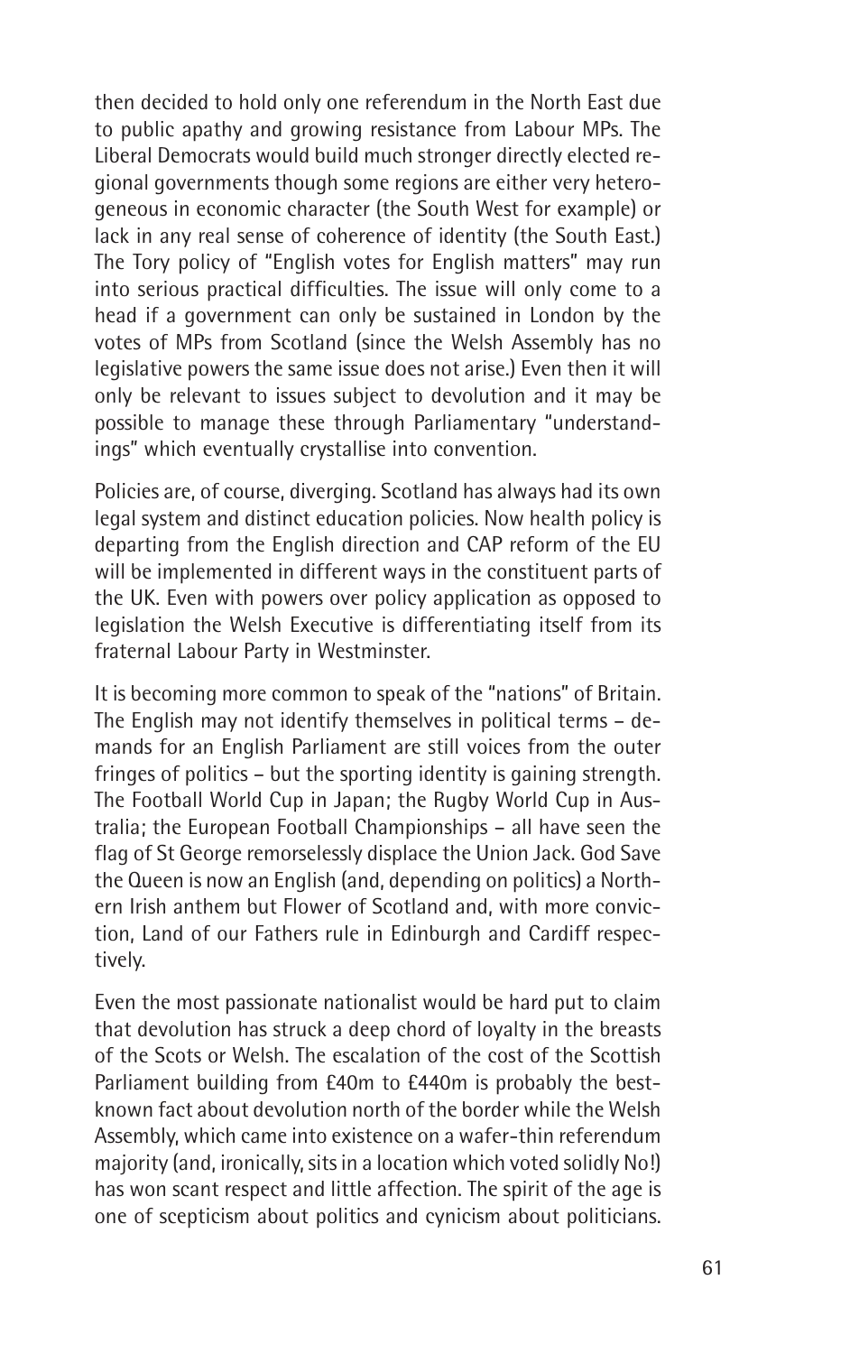then decided to hold only one referendum in the North East due to public apathy and growing resistance from Labour MPs. The Liberal Democrats would build much stronger directly elected regional governments though some regions are either very heterogeneous in economic character (the South West for example) or lack in any real sense of coherence of identity (the South East.) The Tory policy of "English votes for English matters" may run into serious practical difficulties. The issue will only come to a head if a government can only be sustained in London by the votes of MPs from Scotland (since the Welsh Assembly has no legislative powers the same issue does not arise.) Even then it will only be relevant to issues subject to devolution and it may be possible to manage these through Parliamentary "understandings" which eventually crystallise into convention.

Policies are, of course, diverging. Scotland has always had its own legal system and distinct education policies. Now health policy is departing from the English direction and CAP reform of the EU will be implemented in different ways in the constituent parts of the UK. Even with powers over policy application as opposed to legislation the Welsh Executive is differentiating itself from its fraternal Labour Party in Westminster.

It is becoming more common to speak of the "nations" of Britain. The English may not identify themselves in political terms – demands for an English Parliament are still voices from the outer fringes of politics – but the sporting identity is gaining strength. The Football World Cup in Japan; the Rugby World Cup in Australia; the European Football Championships – all have seen the flag of St George remorselessly displace the Union Jack. God Save the Queen is now an English (and, depending on politics) a Northern Irish anthem but Flower of Scotland and, with more conviction, Land of our Fathers rule in Edinburgh and Cardiff respectively.

Even the most passionate nationalist would be hard put to claim that devolution has struck a deep chord of loyalty in the breasts of the Scots or Welsh. The escalation of the cost of the Scottish Parliament building from £40m to £440m is probably the best-known fact about devolution north of the border while the Welsh Assembly, which came into existence on a wafer-thin referendum majority (and, ironically, sits in a location which voted solidly No!) has won scant respect and little affection. The spirit of the age is one of scepticism about politics and cynicism about politicians.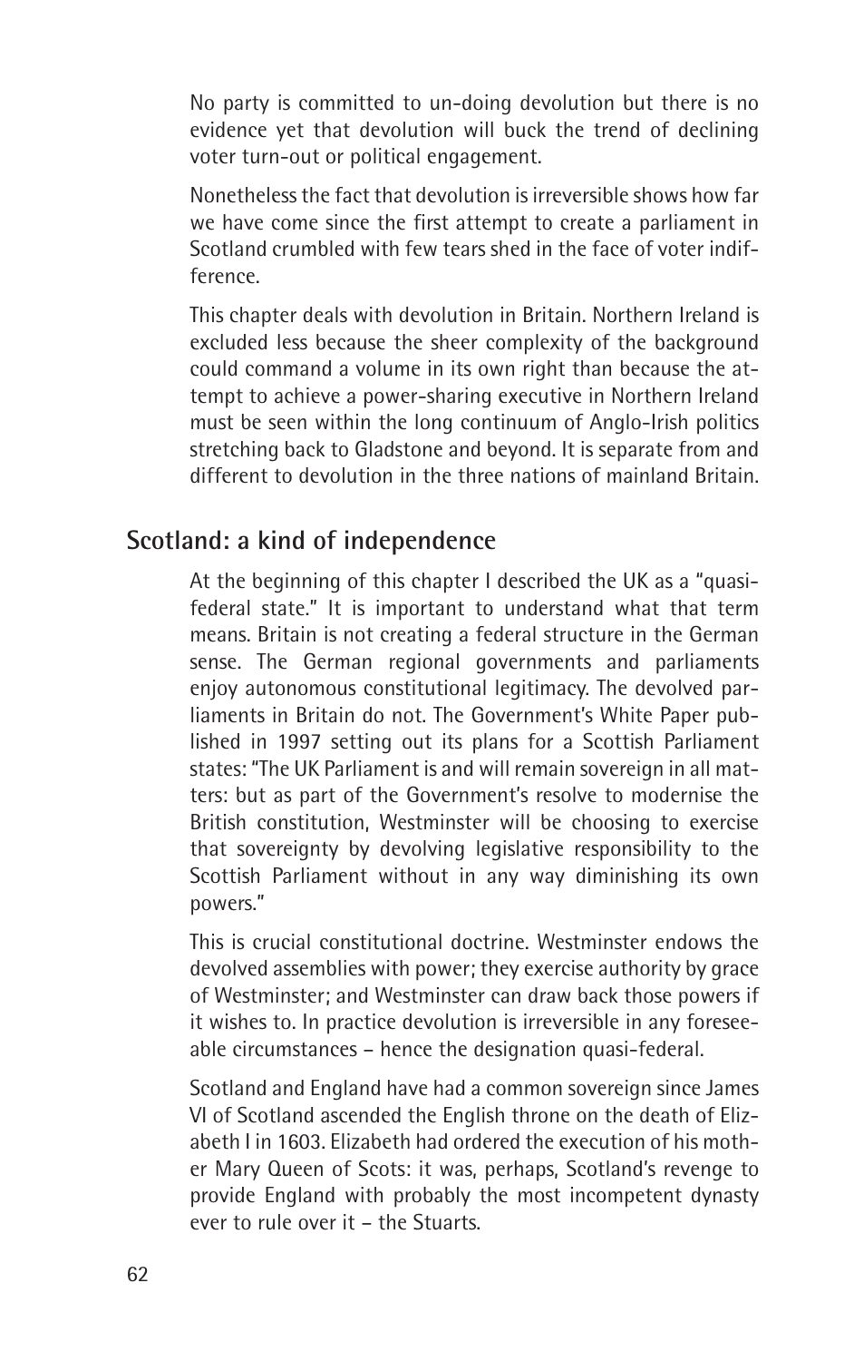No party is committed to un-doing devolution but there is no evidence yet that devolution will buck the trend of declining voter turn-out or political engagement.

Nonetheless the fact that devolution is irreversible shows how far we have come since the first attempt to create a parliament in Scotland crumbled with few tears shed in the face of voter indifference.

This chapter deals with devolution in Britain. Northern Ireland is excluded less because the sheer complexity of the background could command a volume in its own right than because the attempt to achieve a power-sharing executive in Northern Ireland must be seen within the long continuum of Anglo-Irish politics stretching back to Gladstone and beyond. It is separate from and different to devolution in the three nations of mainland Britain.

## Scotland: a kind of independence

At the beginning of this chapter I described the UK as a "quasi-federal state." It is important to understand what that term means. Britain is not creating a federal structure in the German sense. The German regional governments and parliaments enjoy autonomous constitutional legitimacy. The devolved parliaments in Britain do not. The Government's White Paper published in 1997 setting out its plans for a Scottish Parliament states: "The UK Parliament is and will remain sovereign in all matters: but as part of the Government's resolve to modernise the British constitution, Westminster will be choosing to exercise that sovereignty by devolving legislative responsibility to the Scottish Parliament without in any way diminishing its own powers."

This is crucial constitutional doctrine. Westminster endows the devolved assemblies with power; they exercise authority by grace of Westminster; and Westminster can draw back those powers if it wishes to. In practice devolution is irreversible in any foreseeable circumstances – hence the designation quasi-federal.

Scotland and England have had a common sovereign since James VI of Scotland ascended the English throne on the death of Elizabeth I in 1603. Elizabeth had ordered the execution of his mother Mary Queen of Scots: it was, perhaps, Scotland's revenge to provide England with probably the most incompetent dynasty ever to rule over it – the Stuarts.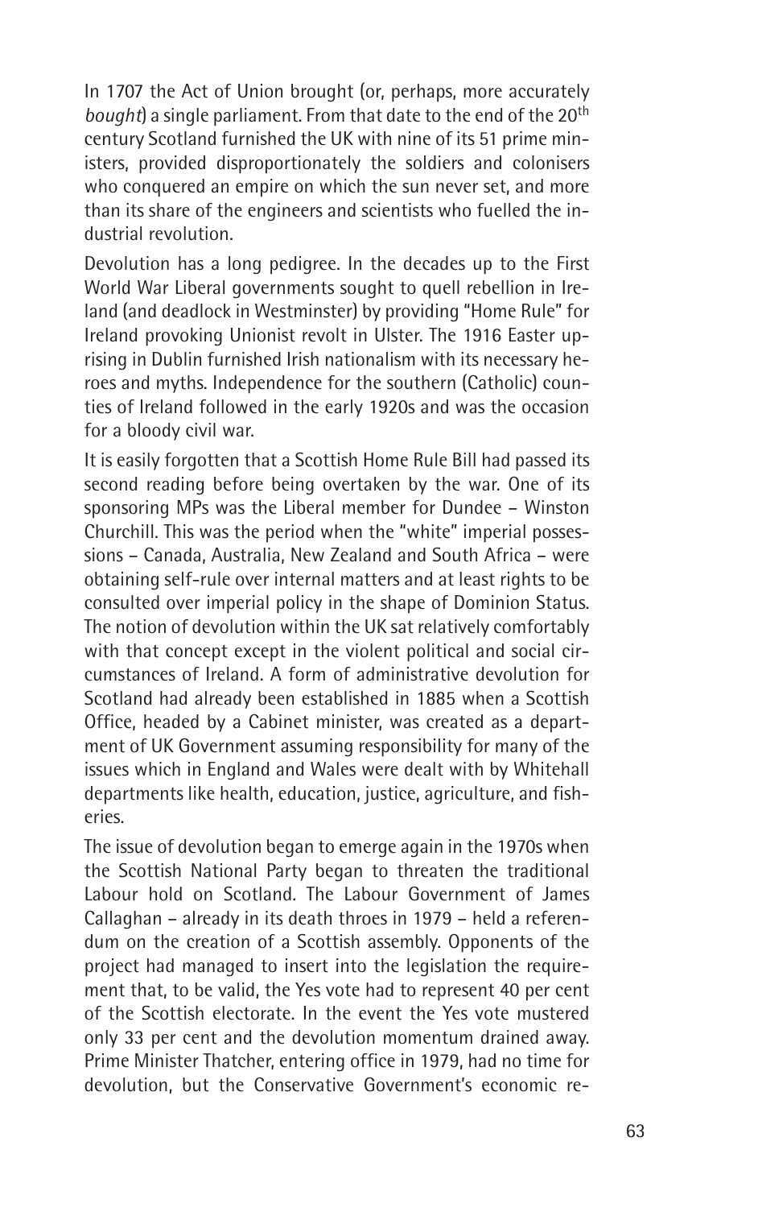In 1707 the Act of Union brought (or, perhaps, more accurately *bought*) a single parliament. From that date to the end of the 20th century Scotland furnished the UK with nine of its 51 prime ministers, provided disproportionately the soldiers and colonisers who conquered an empire on which the sun never set, and more than its share of the engineers and scientists who fuelled the industrial revolution.

Devolution has a long pedigree. In the decades up to the First World War Liberal governments sought to quell rebellion in Ireland (and deadlock in Westminster) by providing "Home Rule" for Ireland provoking Unionist revolt in Ulster. The 1916 Easter uprising in Dublin furnished Irish nationalism with its necessary heroes and myths. Independence for the southern (Catholic) counties of Ireland followed in the early 1920s and was the occasion for a bloody civil war.

It is easily forgotten that a Scottish Home Rule Bill had passed its second reading before being overtaken by the war. One of its sponsoring MPs was the Liberal member for Dundee – Winston Churchill. This was the period when the "white" imperial possessions – Canada, Australia, New Zealand and South Africa – were obtaining self-rule over internal matters and at least rights to be consulted over imperial policy in the shape of Dominion Status. The notion of devolution within the UK sat relatively comfortably with that concept except in the violent political and social circumstances of Ireland. A form of administrative devolution for Scotland had already been established in 1885 when a Scottish Office, headed by a Cabinet minister, was created as a department of UK Government assuming responsibility for many of the issues which in England and Wales were dealt with by Whitehall departments like health, education, justice, agriculture, and fisheries.

The issue of devolution began to emerge again in the 1970s when the Scottish National Party began to threaten the traditional Labour hold on Scotland. The Labour Government of James Callaghan – already in its death throes in 1979 – held a referendum on the creation of a Scottish assembly. Opponents of the project had managed to insert into the legislation the requirement that, to be valid, the Yes vote had to represent 40 per cent of the Scottish electorate. In the event the Yes vote mustered only 33 per cent and the devolution momentum drained away. Prime Minister Thatcher, entering office in 1979, had no time for devolution, but the Conservative Government's economic re-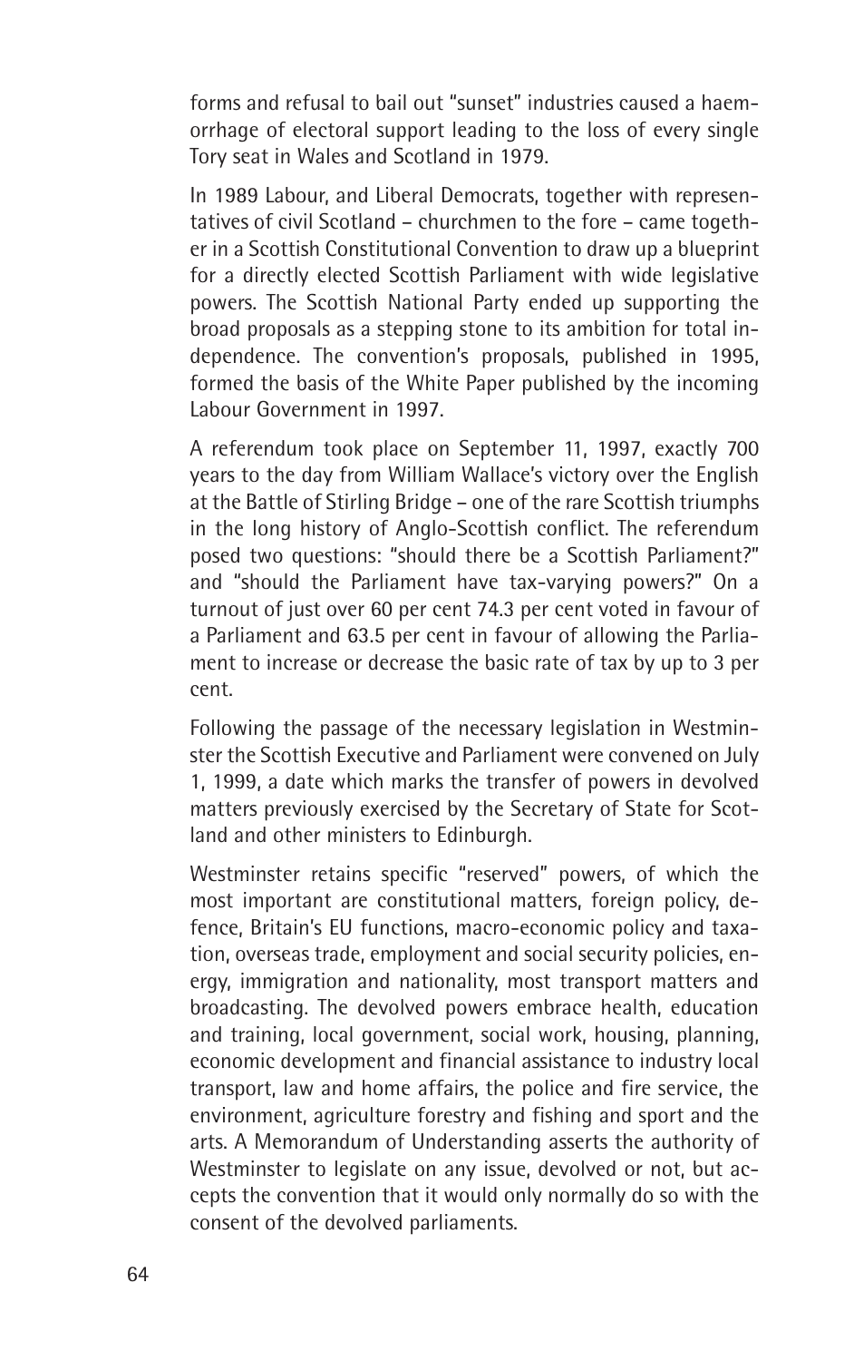forms and refusal to bail out "sunset" industries caused a haemorrhage of electoral support leading to the loss of every single Tory seat in Wales and Scotland in 1979.

In 1989 Labour, and Liberal Democrats, together with representatives of civil Scotland – churchmen to the fore – came together in a Scottish Constitutional Convention to draw up a blueprint for a directly elected Scottish Parliament with wide legislative powers. The Scottish National Party ended up supporting the broad proposals as a stepping stone to its ambition for total independence. The convention's proposals, published in 1995, formed the basis of the White Paper published by the incoming Labour Government in 1997.

A referendum took place on September 11, 1997, exactly 700 years to the day from William Wallace's victory over the English at the Battle of Stirling Bridge – one of the rare Scottish triumphs in the long history of Anglo-Scottish conflict. The referendum posed two questions: "should there be a Scottish Parliament?" and "should the Parliament have tax-varying powers?" On a turnout of just over 60 per cent 74.3 per cent voted in favour of a Parliament and 63.5 per cent in favour of allowing the Parliament to increase or decrease the basic rate of tax by up to 3 per cent.

Following the passage of the necessary legislation in Westminster the Scottish Executive and Parliament were convened on July 1, 1999, a date which marks the transfer of powers in devolved matters previously exercised by the Secretary of State for Scotland and other ministers to Edinburgh.

Westminster retains specific "reserved" powers, of which the most important are constitutional matters, foreign policy, defence, Britain's EU functions, macro-economic policy and taxation, overseas trade, employment and social security policies, energy, immigration and nationality, most transport matters and broadcasting. The devolved powers embrace health, education and training, local government, social work, housing, planning, economic development and financial assistance to industry local transport, law and home affairs, the police and fire service, the environment, agriculture forestry and fishing and sport and the arts. A Memorandum of Understanding asserts the authority of Westminster to legislate on any issue, devolved or not, but accepts the convention that it would only normally do so with the consent of the devolved parliaments.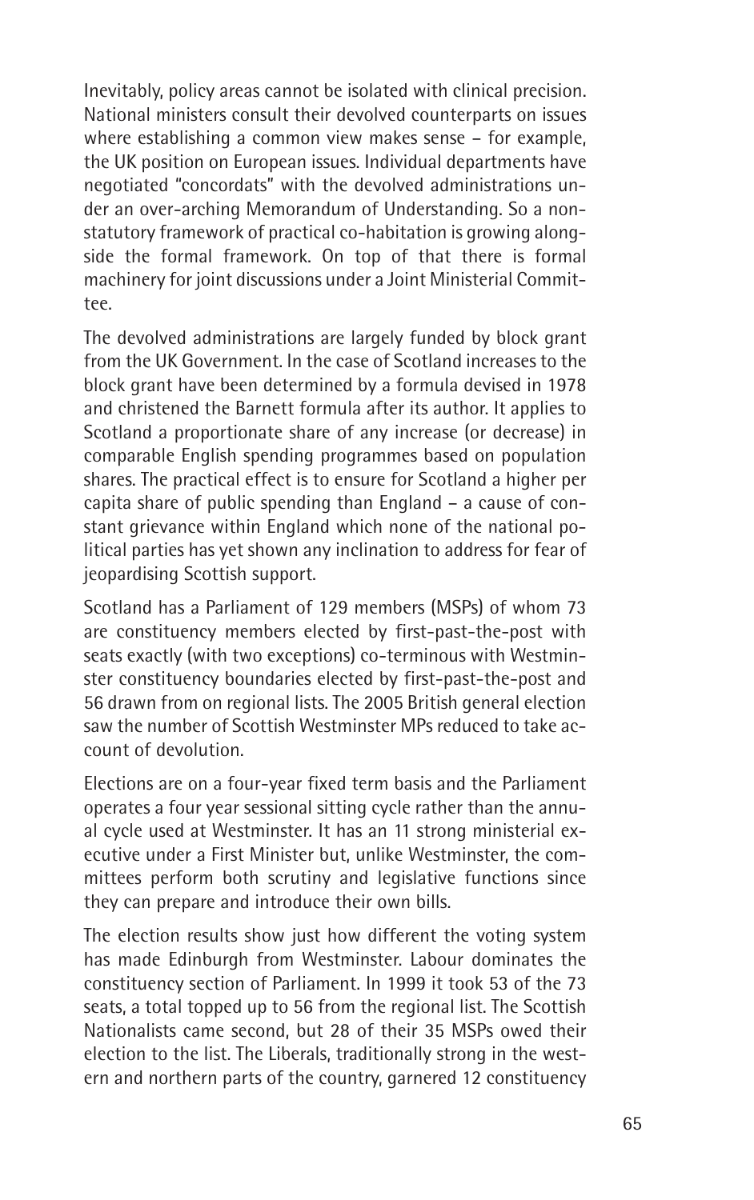Inevitably, policy areas cannot be isolated with clinical precision. National ministers consult their devolved counterparts on issues where establishing a common view makes sense – for example, the UK position on European issues. Individual departments have negotiated "concordats" with the devolved administrations under an over-arching Memorandum of Understanding. So a non-statutory framework of practical co-habitation is growing alongside the formal framework. On top of that there is formal machinery for joint discussions under a Joint Ministerial Committee.

The devolved administrations are largely funded by block grant from the UK Government. In the case of Scotland increases to the block grant have been determined by a formula devised in 1978 and christened the Barnett formula after its author. It applies to Scotland a proportionate share of any increase (or decrease) in comparable English spending programmes based on population shares. The practical effect is to ensure for Scotland a higher per capita share of public spending than England – a cause of constant grievance within England which none of the national political parties has yet shown any inclination to address for fear of jeopardising Scottish support.

Scotland has a Parliament of 129 members (MSPs) of whom 73 are constituency members elected by first-past-the-post with seats exactly (with two exceptions) co-terminous with Westminster constituency boundaries elected by first-past-the-post and 56 drawn from on regional lists. The 2005 British general election saw the number of Scottish Westminster MPs reduced to take account of devolution.

Elections are on a four-year fixed term basis and the Parliament operates a four year sessional sitting cycle rather than the annual cycle used at Westminster. It has an 11 strong ministerial executive under a First Minister but, unlike Westminster, the committees perform both scrutiny and legislative functions since they can prepare and introduce their own bills.

The election results show just how different the voting system has made Edinburgh from Westminster. Labour dominates the constituency section of Parliament. In 1999 it took 53 of the 73 seats, a total topped up to 56 from the regional list. The Scottish Nationalists came second, but 28 of their 35 MSPs owed their election to the list. The Liberals, traditionally strong in the western and northern parts of the country, garnered 12 constituency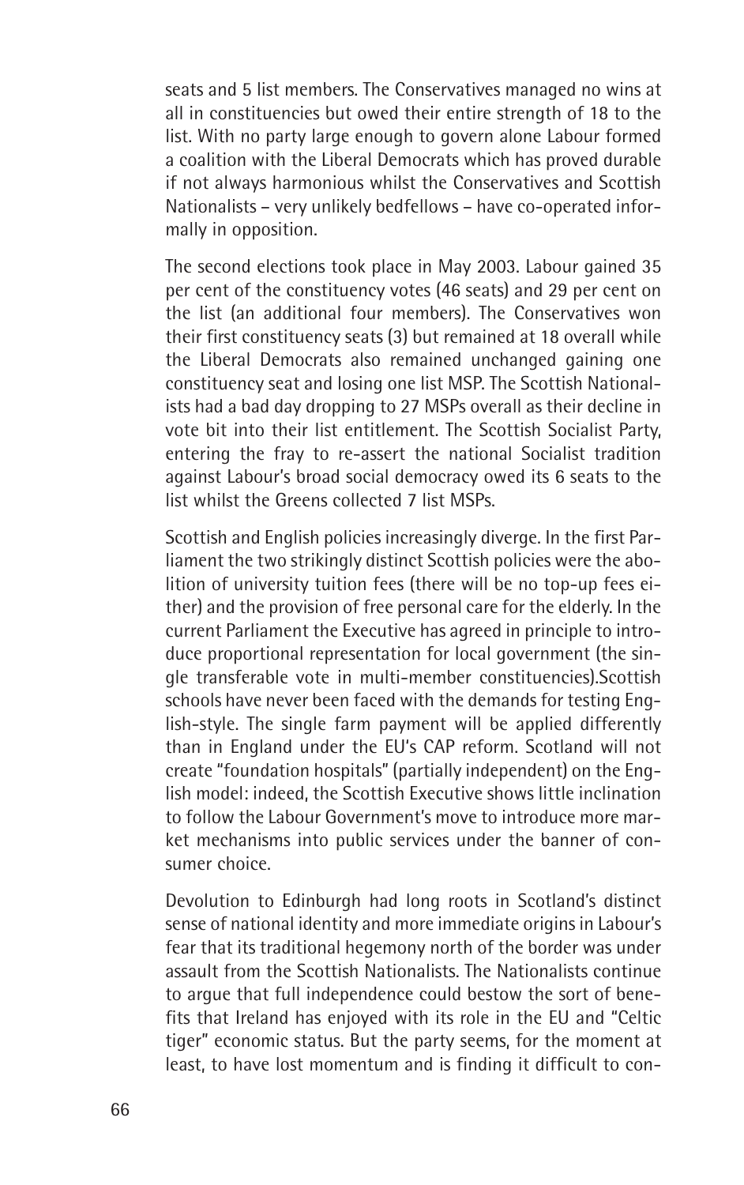seats and 5 list members. The Conservatives managed no wins at all in constituencies but owed their entire strength of 18 to the list. With no party large enough to govern alone Labour formed a coalition with the Liberal Democrats which has proved durable if not always harmonious whilst the Conservatives and Scottish Nationalists – very unlikely bedfellows – have co-operated informally in opposition.

The second elections took place in May 2003. Labour gained 35 per cent of the constituency votes (46 seats) and 29 per cent on the list (an additional four members). The Conservatives won their first constituency seats (3) but remained at 18 overall while the Liberal Democrats also remained unchanged gaining one constituency seat and losing one list MSP. The Scottish Nationalists had a bad day dropping to 27 MSPs overall as their decline in vote bit into their list entitlement. The Scottish Socialist Party, entering the fray to re-assert the national Socialist tradition against Labour's broad social democracy owed its 6 seats to the list whilst the Greens collected 7 list MSPs.

Scottish and English policies increasingly diverge. In the first Parliament the two strikingly distinct Scottish policies were the abolition of university tuition fees (there will be no top-up fees either) and the provision of free personal care for the elderly. In the current Parliament the Executive has agreed in principle to introduce proportional representation for local government (the single transferable vote in multi-member constituencies).Scottish schools have never been faced with the demands for testing English-style. The single farm payment will be applied differently than in England under the EU's CAP reform. Scotland will not create "foundation hospitals" (partially independent) on the English model: indeed, the Scottish Executive shows little inclination to follow the Labour Government's move to introduce more market mechanisms into public services under the banner of consumer choice.

Devolution to Edinburgh had long roots in Scotland's distinct sense of national identity and more immediate origins in Labour's fear that its traditional hegemony north of the border was under assault from the Scottish Nationalists. The Nationalists continue to argue that full independence could bestow the sort of benefits that Ireland has enjoyed with its role in the EU and "Celtic tiger" economic status. But the party seems, for the moment at least, to have lost momentum and is finding it difficult to con-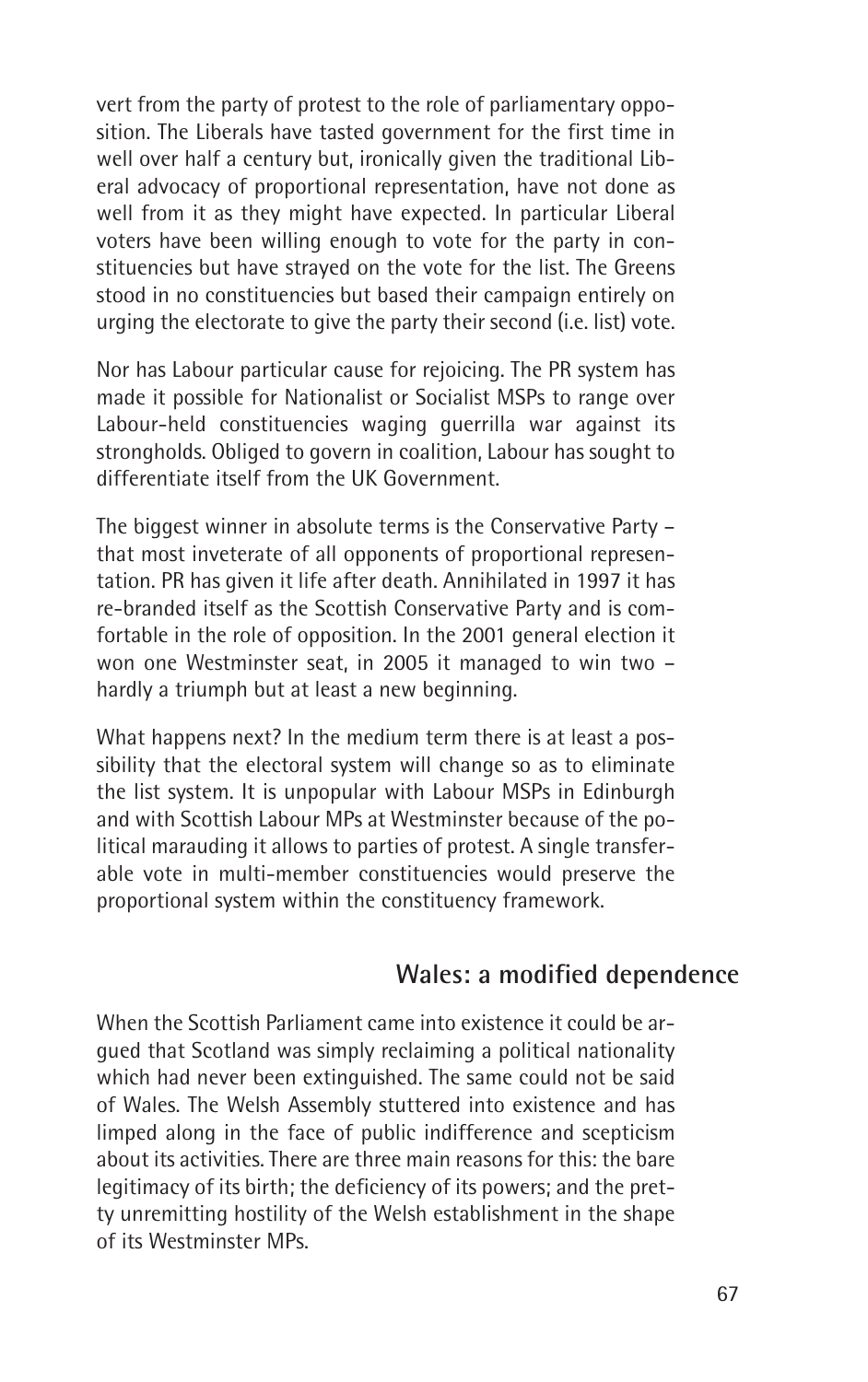vert from the party of protest to the role of parliamentary opposition. The Liberals have tasted government for the first time in well over half a century but, ironically given the traditional Liberal advocacy of proportional representation, have not done as well from it as they might have expected. In particular Liberal voters have been willing enough to vote for the party in constituencies but have strayed on the vote for the list. The Greens stood in no constituencies but based their campaign entirely on urging the electorate to give the party their second (i.e. list) vote.

Nor has Labour particular cause for rejoicing. The PR system has made it possible for Nationalist or Socialist MSPs to range over Labour-held constituencies waging guerrilla war against its strongholds. Obliged to govern in coalition, Labour has sought to differentiate itself from the UK Government.

The biggest winner in absolute terms is the Conservative Party – that most inveterate of all opponents of proportional representation. PR has given it life after death. Annihilated in 1997 it has re-branded itself as the Scottish Conservative Party and is comfortable in the role of opposition. In the 2001 general election it won one Westminster seat, in 2005 it managed to win two – hardly a triumph but at least a new beginning.

What happens next? In the medium term there is at least a possibility that the electoral system will change so as to eliminate the list system. It is unpopular with Labour MSPs in Edinburgh and with Scottish Labour MPs at Westminster because of the political marauding it allows to parties of protest. A single transferable vote in multi-member constituencies would preserve the proportional system within the constituency framework.

## Wales: a modified dependence

When the Scottish Parliament came into existence it could be argued that Scotland was simply reclaiming a political nationality which had never been extinguished. The same could not be said of Wales. The Welsh Assembly stuttered into existence and has limped along in the face of public indifference and scepticism about its activities. There are three main reasons for this: the bare legitimacy of its birth; the deficiency of its powers; and the pretty unremitting hostility of the Welsh establishment in the shape of its Westminster MPs.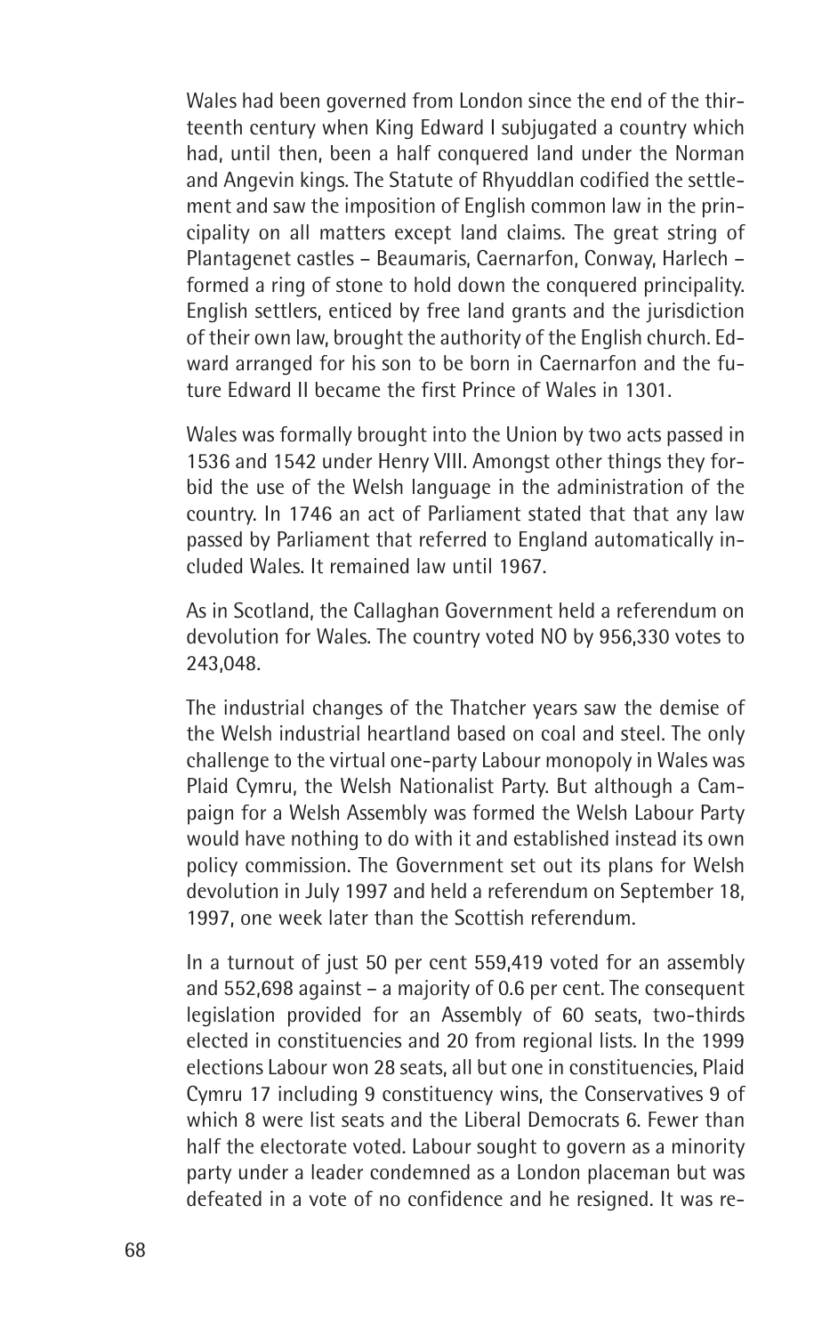Wales had been governed from London since the end of the thirteenth century when King Edward I subjugated a country which had, until then, been a half conquered land under the Norman and Angevin kings. The Statute of Rhyuddlan codified the settlement and saw the imposition of English common law in the principality on all matters except land claims. The great string of Plantagenet castles – Beaumaris, Caernarfon, Conway, Harlech – formed a ring of stone to hold down the conquered principality. English settlers, enticed by free land grants and the jurisdiction of their own law, brought the authority of the English church. Edward arranged for his son to be born in Caernarfon and the future Edward II became the first Prince of Wales in 1301.

Wales was formally brought into the Union by two acts passed in 1536 and 1542 under Henry VIII. Amongst other things they forbid the use of the Welsh language in the administration of the country. In 1746 an act of Parliament stated that that any law passed by Parliament that referred to England automatically included Wales. It remained law until 1967.

As in Scotland, the Callaghan Government held a referendum on devolution for Wales. The country voted NO by 956,330 votes to 243,048.

The industrial changes of the Thatcher years saw the demise of the Welsh industrial heartland based on coal and steel. The only challenge to the virtual one-party Labour monopoly in Wales was Plaid Cymru, the Welsh Nationalist Party. But although a Campaign for a Welsh Assembly was formed the Welsh Labour Party would have nothing to do with it and established instead its own policy commission. The Government set out its plans for Welsh devolution in July 1997 and held a referendum on September 18, 1997, one week later than the Scottish referendum.

In a turnout of just 50 per cent 559,419 voted for an assembly and 552,698 against – a majority of 0.6 per cent. The consequent legislation provided for an Assembly of 60 seats, two-thirds elected in constituencies and 20 from regional lists. In the 1999 elections Labour won 28 seats, all but one in constituencies, Plaid Cymru 17 including 9 constituency wins, the Conservatives 9 of which 8 were list seats and the Liberal Democrats 6. Fewer than half the electorate voted. Labour sought to govern as a minority party under a leader condemned as a London placeman but was defeated in a vote of no confidence and he resigned. It was re-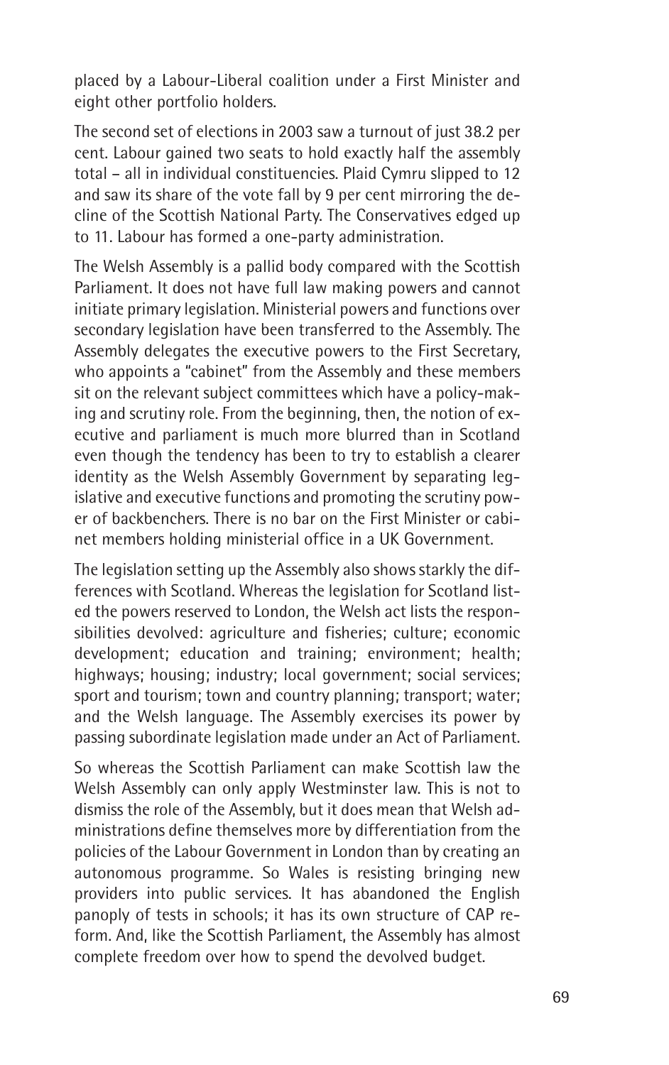placed by a Labour-Liberal coalition under a First Minister and eight other portfolio holders.

The second set of elections in 2003 saw a turnout of just 38.2 per cent. Labour gained two seats to hold exactly half the assembly total – all in individual constituencies. Plaid Cymru slipped to 12 and saw its share of the vote fall by 9 per cent mirroring the decline of the Scottish National Party. The Conservatives edged up to 11. Labour has formed a one-party administration.

The Welsh Assembly is a pallid body compared with the Scottish Parliament. It does not have full law making powers and cannot initiate primary legislation. Ministerial powers and functions over secondary legislation have been transferred to the Assembly. The Assembly delegates the executive powers to the First Secretary, who appoints a "cabinet" from the Assembly and these members sit on the relevant subject committees which have a policy-making and scrutiny role. From the beginning, then, the notion of executive and parliament is much more blurred than in Scotland even though the tendency has been to try to establish a clearer identity as the Welsh Assembly Government by separating legislative and executive functions and promoting the scrutiny power of backbenchers. There is no bar on the First Minister or cabinet members holding ministerial office in a UK Government.

The legislation setting up the Assembly also shows starkly the differences with Scotland. Whereas the legislation for Scotland listed the powers reserved to London, the Welsh act lists the responsibilities devolved: agriculture and fisheries; culture; economic development; education and training; environment; health; highways; housing; industry; local government; social services; sport and tourism; town and country planning; transport; water; and the Welsh language. The Assembly exercises its power by passing subordinate legislation made under an Act of Parliament.

So whereas the Scottish Parliament can make Scottish law the Welsh Assembly can only apply Westminster law. This is not to dismiss the role of the Assembly, but it does mean that Welsh administrations define themselves more by differentiation from the policies of the Labour Government in London than by creating an autonomous programme. So Wales is resisting bringing new providers into public services. It has abandoned the English panoply of tests in schools; it has its own structure of CAP reform. And, like the Scottish Parliament, the Assembly has almost complete freedom over how to spend the devolved budget.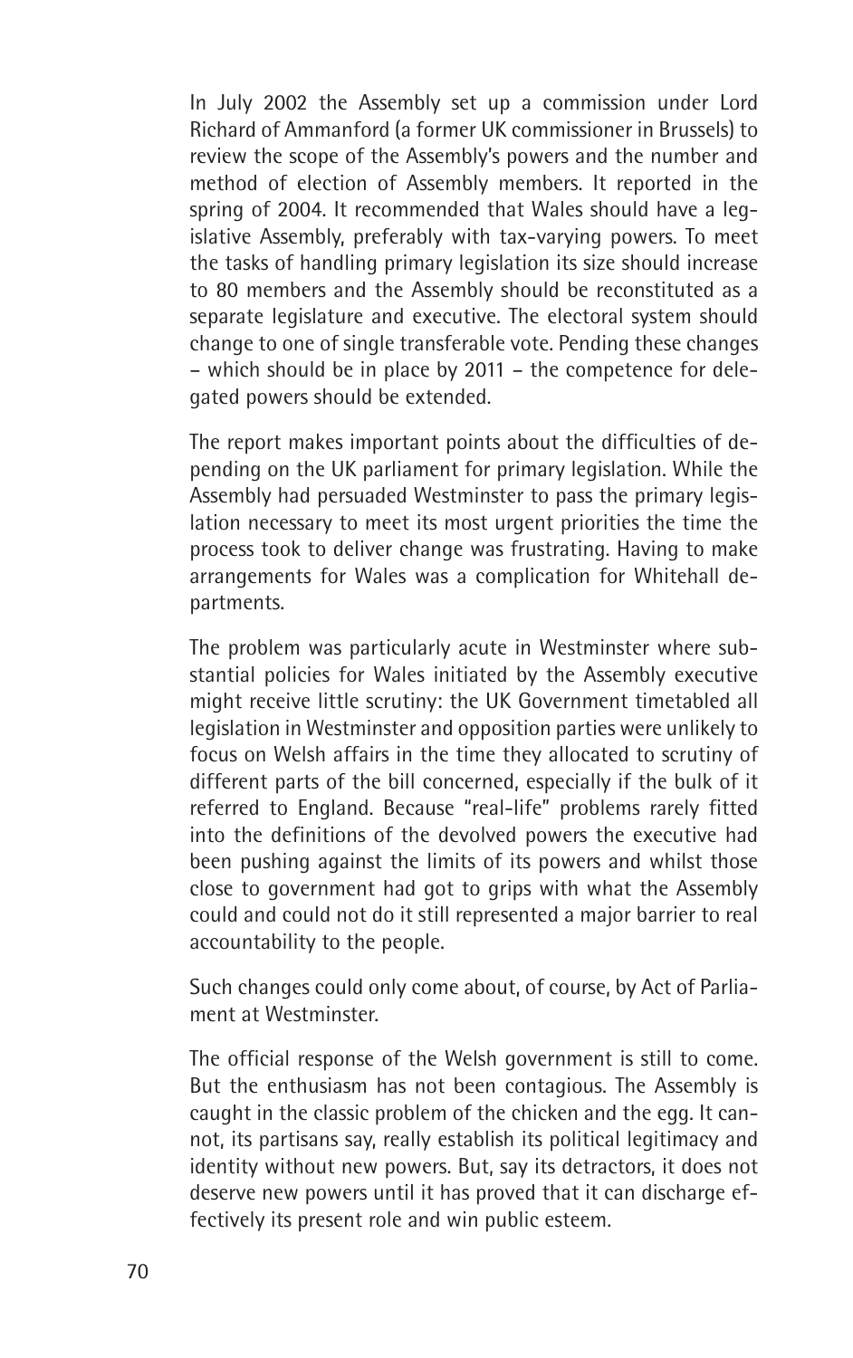In July 2002 the Assembly set up a commission under Lord Richard of Ammanford (a former UK commissioner in Brussels) to review the scope of the Assembly's powers and the number and method of election of Assembly members. It reported in the spring of 2004. It recommended that Wales should have a legislative Assembly, preferably with tax-varying powers. To meet the tasks of handling primary legislation its size should increase to 80 members and the Assembly should be reconstituted as a separate legislature and executive. The electoral system should change to one of single transferable vote. Pending these changes – which should be in place by 2011 – the competence for delegated powers should be extended.

The report makes important points about the difficulties of depending on the UK parliament for primary legislation. While the Assembly had persuaded Westminster to pass the primary legislation necessary to meet its most urgent priorities the time the process took to deliver change was frustrating. Having to make arrangements for Wales was a complication for Whitehall departments.

The problem was particularly acute in Westminster where substantial policies for Wales initiated by the Assembly executive might receive little scrutiny: the UK Government timetabled all legislation in Westminster and opposition parties were unlikely to focus on Welsh affairs in the time they allocated to scrutiny of different parts of the bill concerned, especially if the bulk of it referred to England. Because "real-life" problems rarely fitted into the definitions of the devolved powers the executive had been pushing against the limits of its powers and whilst those close to government had got to grips with what the Assembly could and could not do it still represented a major barrier to real accountability to the people.

Such changes could only come about, of course, by Act of Parliament at Westminster.

The official response of the Welsh government is still to come. But the enthusiasm has not been contagious. The Assembly is caught in the classic problem of the chicken and the egg. It cannot, its partisans say, really establish its political legitimacy and identity without new powers. But, say its detractors, it does not deserve new powers until it has proved that it can discharge effectively its present role and win public esteem.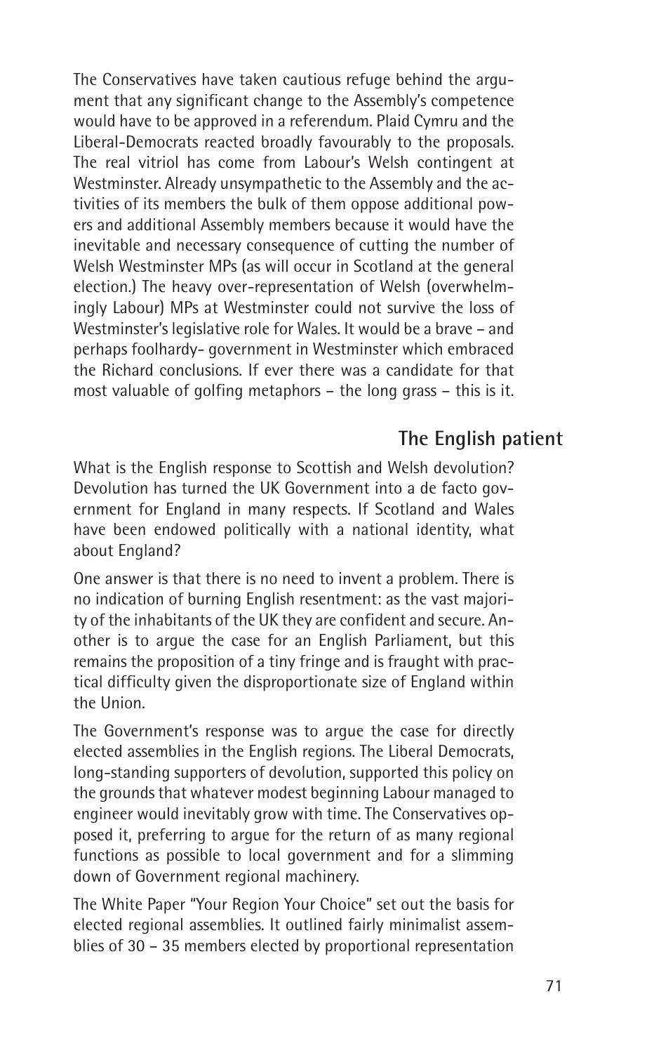The Conservatives have taken cautious refuge behind the argument that any significant change to the Assembly's competence would have to be approved in a referendum. Plaid Cymru and the Liberal-Democrats reacted broadly favourably to the proposals. The real vitriol has come from Labour's Welsh contingent at Westminster. Already unsympathetic to the Assembly and the activities of its members the bulk of them oppose additional powers and additional Assembly members because it would have the inevitable and necessary consequence of cutting the number of Welsh Westminster MPs (as will occur in Scotland at the general election.) The heavy over-representation of Welsh (overwhelmingly Labour) MPs at Westminster could not survive the loss of Westminster's legislative role for Wales. It would be a brave – and perhaps foolhardy- government in Westminster which embraced the Richard conclusions. If ever there was a candidate for that most valuable of golfing metaphors – the long grass – this is it.

## The English patient

What is the English response to Scottish and Welsh devolution? Devolution has turned the UK Government into a de facto government for England in many respects. If Scotland and Wales have been endowed politically with a national identity, what about England?

One answer is that there is no need to invent a problem. There is no indication of burning English resentment: as the vast majority of the inhabitants of the UK they are confident and secure. Another is to argue the case for an English Parliament, but this remains the proposition of a tiny fringe and is fraught with practical difficulty given the disproportionate size of England within the Union.

The Government's response was to argue the case for directly elected assemblies in the English regions. The Liberal Democrats, long-standing supporters of devolution, supported this policy on the grounds that whatever modest beginning Labour managed to engineer would inevitably grow with time. The Conservatives opposed it, preferring to argue for the return of as many regional functions as possible to local government and for a slimming down of Government regional machinery.

The White Paper "Your Region Your Choice" set out the basis for elected regional assemblies. It outlined fairly minimalist assemblies of 30 – 35 members elected by proportional representation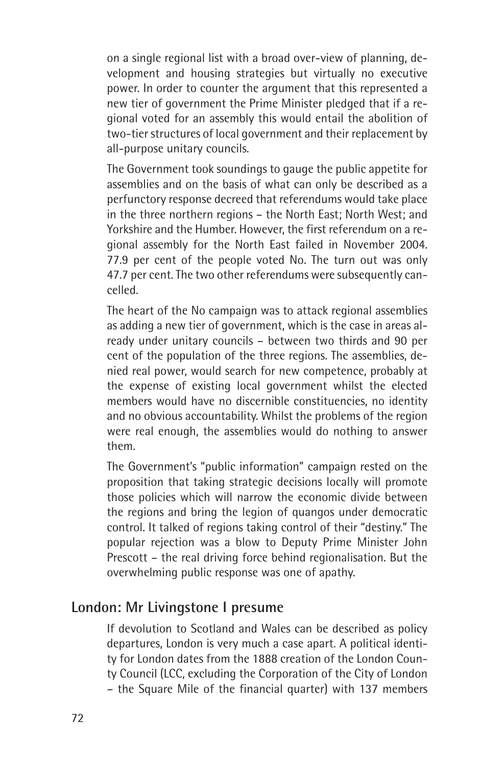on a single regional list with a broad over-view of planning, development and housing strategies but virtually no executive power. In order to counter the argument that this represented a new tier of government the Prime Minister pledged that if a regional voted for an assembly this would entail the abolition of two-tier structures of local government and their replacement by all-purpose unitary councils.

The Government took soundings to gauge the public appetite for assemblies and on the basis of what can only be described as a perfunctory response decreed that referendums would take place in the three northern regions – the North East; North West; and Yorkshire and the Humber. However, the first referendum on a regional assembly for the North East failed in November 2004. 77.9 per cent of the people voted No. The turn out was only 47.7 per cent. The two other referendums were subsequently cancelled.

The heart of the No campaign was to attack regional assemblies as adding a new tier of government, which is the case in areas already under unitary councils – between two thirds and 90 per cent of the population of the three regions. The assemblies, denied real power, would search for new competence, probably at the expense of existing local government whilst the elected members would have no discernible constituencies, no identity and no obvious accountability. Whilst the problems of the region were real enough, the assemblies would do nothing to answer them.

The Government's "public information" campaign rested on the proposition that taking strategic decisions locally will promote those policies which will narrow the economic divide between the regions and bring the legion of quangos under democratic control. It talked of regions taking control of their "destiny." The popular rejection was a blow to Deputy Prime Minister John Prescott – the real driving force behind regionalisation. But the overwhelming public response was one of apathy.

## London: Mr Livingstone I presume

If devolution to Scotland and Wales can be described as policy departures, London is very much a case apart. A political identity for London dates from the 1888 creation of the London County Council (LCC, excluding the Corporation of the City of London – the Square Mile of the financial quarter) with 137 members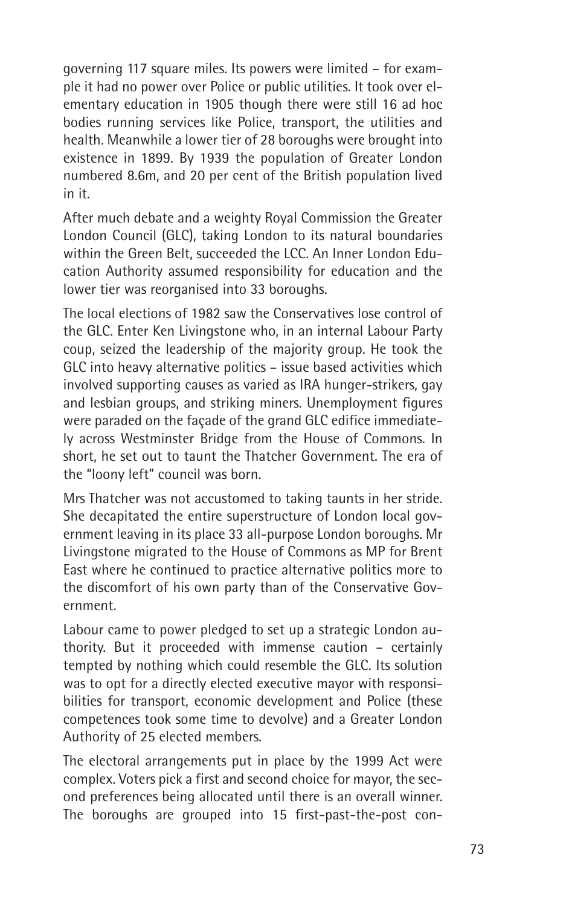governing 117 square miles. Its powers were limited – for example it had no power over Police or public utilities. It took over elementary education in 1905 though there were still 16 ad hoc bodies running services like Police, transport, the utilities and health. Meanwhile a lower tier of 28 boroughs were brought into existence in 1899. By 1939 the population of Greater London numbered 8.6m, and 20 per cent of the British population lived in it.

After much debate and a weighty Royal Commission the Greater London Council (GLC), taking London to its natural boundaries within the Green Belt, succeeded the LCC. An Inner London Education Authority assumed responsibility for education and the lower tier was reorganised into 33 boroughs.

The local elections of 1982 saw the Conservatives lose control of the GLC. Enter Ken Livingstone who, in an internal Labour Party coup, seized the leadership of the majority group. He took the GLC into heavy alternative politics – issue based activities which involved supporting causes as varied as IRA hunger-strikers, gay and lesbian groups, and striking miners. Unemployment figures were paraded on the façade of the grand GLC edifice immediately across Westminster Bridge from the House of Commons. In short, he set out to taunt the Thatcher Government. The era of the "loony left" council was born.

Mrs Thatcher was not accustomed to taking taunts in her stride. She decapitated the entire superstructure of London local government leaving in its place 33 all-purpose London boroughs. Mr Livingstone migrated to the House of Commons as MP for Brent East where he continued to practice alternative politics more to the discomfort of his own party than of the Conservative Government.

Labour came to power pledged to set up a strategic London authority. But it proceeded with immense caution – certainly tempted by nothing which could resemble the GLC. Its solution was to opt for a directly elected executive mayor with responsibilities for transport, economic development and Police (these competences took some time to devolve) and a Greater London Authority of 25 elected members.

The electoral arrangements put in place by the 1999 Act were complex. Voters pick a first and second choice for mayor, the second preferences being allocated until there is an overall winner. The boroughs are grouped into 15 first-past-the-post con-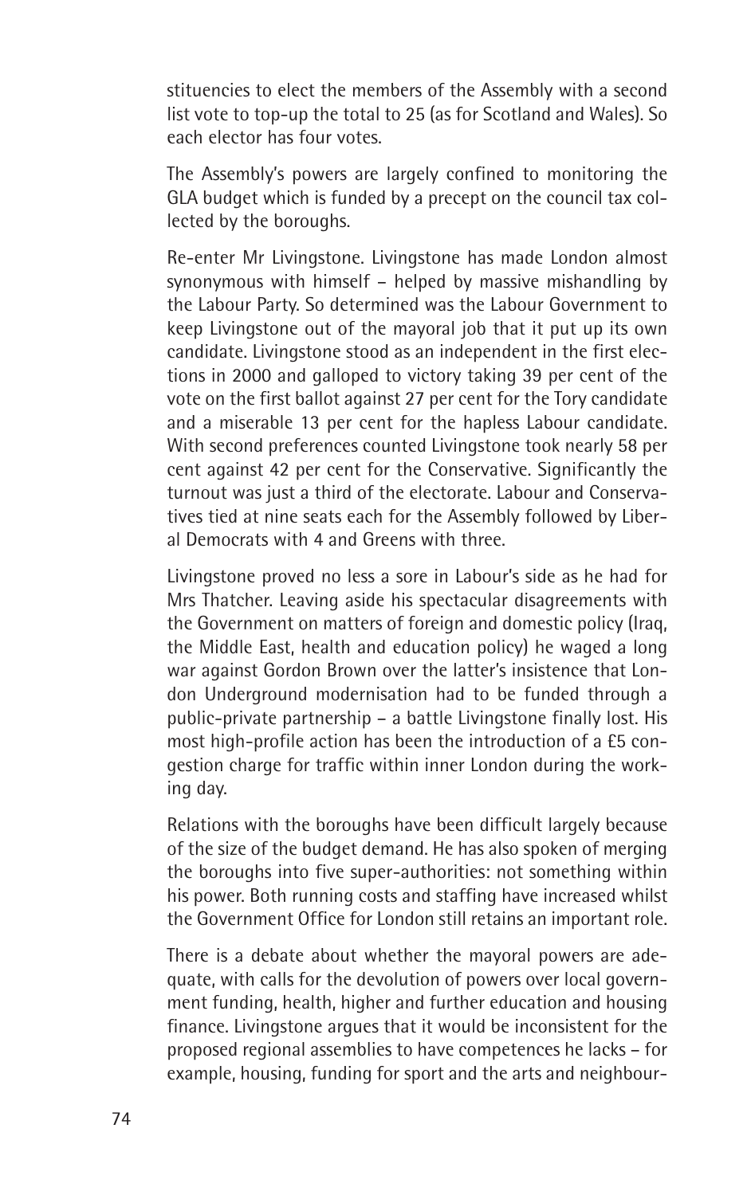stituencies to elect the members of the Assembly with a second list vote to top-up the total to 25 (as for Scotland and Wales). So each elector has four votes.

The Assembly's powers are largely confined to monitoring the GLA budget which is funded by a precept on the council tax collected by the boroughs.

Re-enter Mr Livingstone. Livingstone has made London almost synonymous with himself – helped by massive mishandling by the Labour Party. So determined was the Labour Government to keep Livingstone out of the mayoral job that it put up its own candidate. Livingstone stood as an independent in the first elections in 2000 and galloped to victory taking 39 per cent of the vote on the first ballot against 27 per cent for the Tory candidate and a miserable 13 per cent for the hapless Labour candidate. With second preferences counted Livingstone took nearly 58 per cent against 42 per cent for the Conservative. Significantly the turnout was just a third of the electorate. Labour and Conservatives tied at nine seats each for the Assembly followed by Liberal Democrats with 4 and Greens with three.

Livingstone proved no less a sore in Labour's side as he had for Mrs Thatcher. Leaving aside his spectacular disagreements with the Government on matters of foreign and domestic policy (Iraq, the Middle East, health and education policy) he waged a long war against Gordon Brown over the latter's insistence that London Underground modernisation had to be funded through a public-private partnership – a battle Livingstone finally lost. His most high-profile action has been the introduction of a £5 congestion charge for traffic within inner London during the working day.

Relations with the boroughs have been difficult largely because of the size of the budget demand. He has also spoken of merging the boroughs into five super-authorities: not something within his power. Both running costs and staffing have increased whilst the Government Office for London still retains an important role.

There is a debate about whether the mayoral powers are adequate, with calls for the devolution of powers over local government funding, health, higher and further education and housing finance. Livingstone argues that it would be inconsistent for the proposed regional assemblies to have competences he lacks – for example, housing, funding for sport and the arts and neighbour-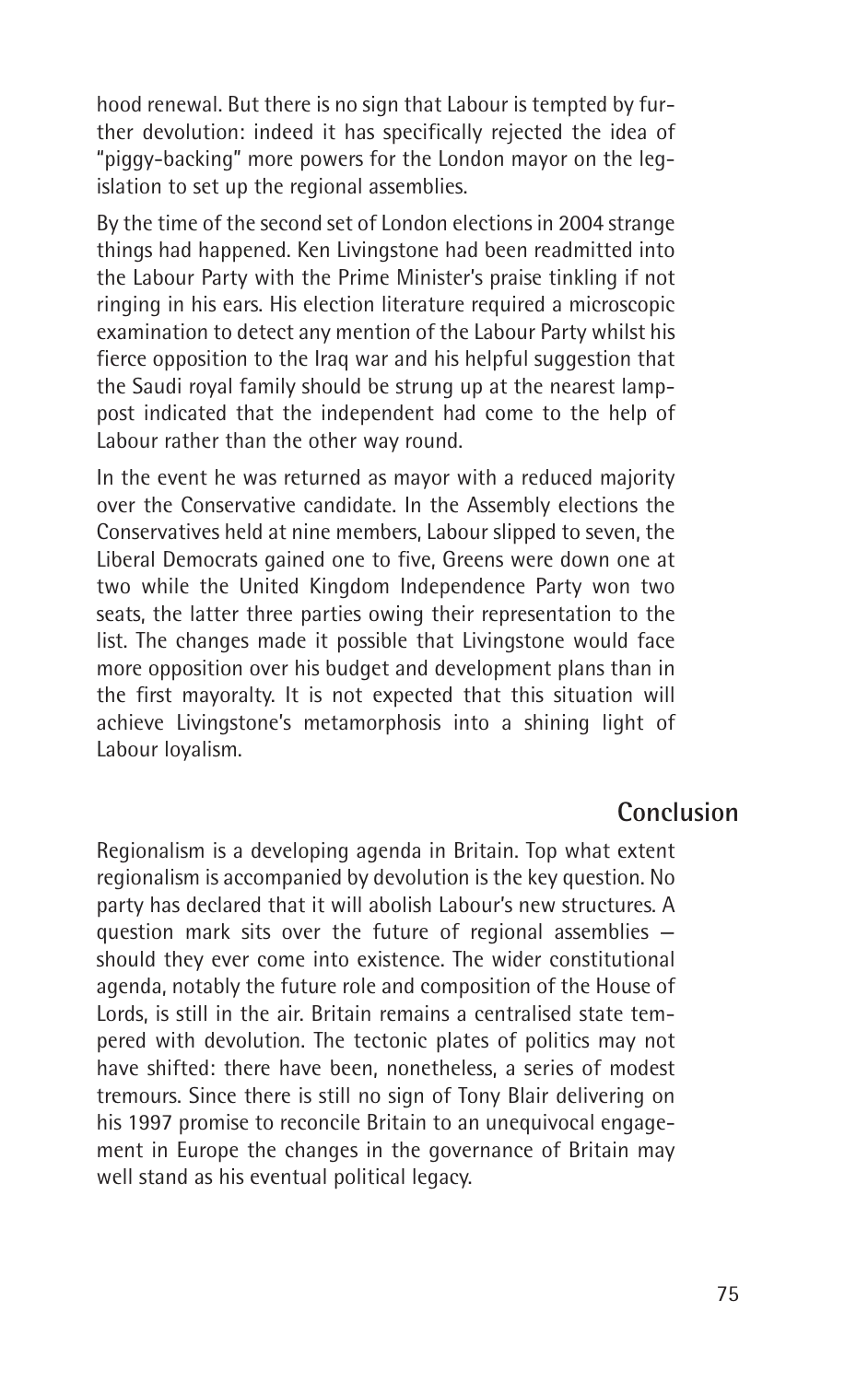hood renewal. But there is no sign that Labour is tempted by further devolution: indeed it has specifically rejected the idea of "piggy-backing" more powers for the London mayor on the legislation to set up the regional assemblies.

By the time of the second set of London elections in 2004 strange things had happened. Ken Livingstone had been readmitted into the Labour Party with the Prime Minister's praise tinkling if not ringing in his ears. His election literature required a microscopic examination to detect any mention of the Labour Party whilst his fierce opposition to the Iraq war and his helpful suggestion that the Saudi royal family should be strung up at the nearest lamppost indicated that the independent had come to the help of Labour rather than the other way round.

In the event he was returned as mayor with a reduced majority over the Conservative candidate. In the Assembly elections the Conservatives held at nine members, Labour slipped to seven, the Liberal Democrats gained one to five, Greens were down one at two while the United Kingdom Independence Party won two seats, the latter three parties owing their representation to the list. The changes made it possible that Livingstone would face more opposition over his budget and development plans than in the first mayoralty. It is not expected that this situation will achieve Livingstone's metamorphosis into a shining light of Labour loyalism.

## Conclusion

Regionalism is a developing agenda in Britain. Top what extent regionalism is accompanied by devolution is the key question. No party has declared that it will abolish Labour's new structures. A question mark sits over the future of regional assemblies — should they ever come into existence. The wider constitutional agenda, notably the future role and composition of the House of Lords, is still in the air. Britain remains a centralised state tempered with devolution. The tectonic plates of politics may not have shifted: there have been, nonetheless, a series of modest tremours. Since there is still no sign of Tony Blair delivering on his 1997 promise to reconcile Britain to an unequivocal engagement in Europe the changes in the governance of Britain may well stand as his eventual political legacy.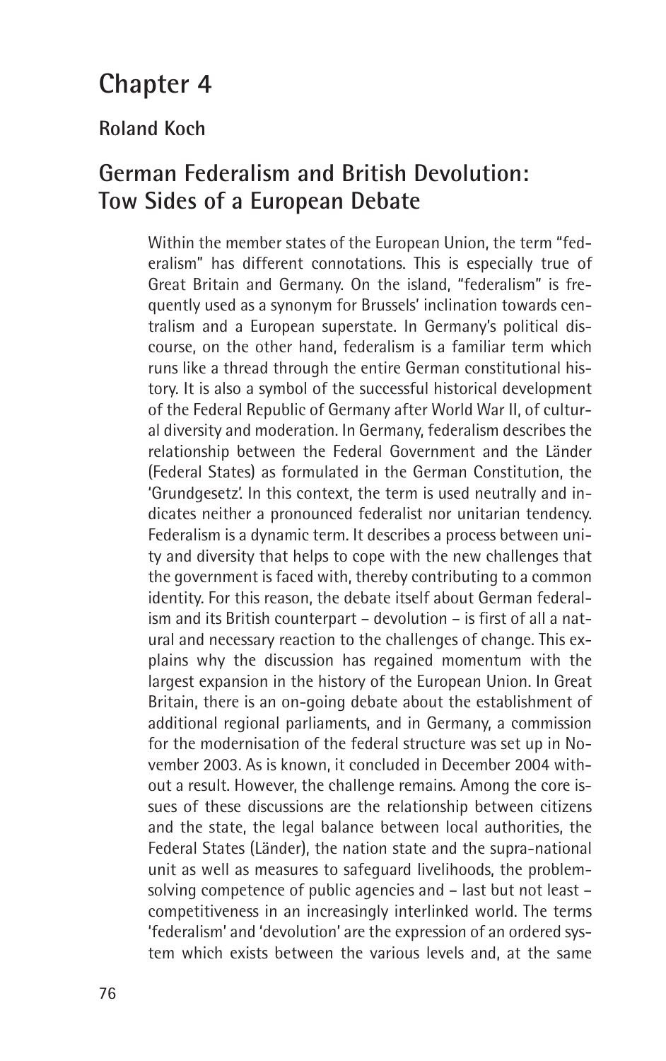# Chapter 4

## Roland Koch

## German Federalism and British Devolution: Tow Sides of a European Debate

Within the member states of the European Union, the term "federalism" has different connotations. This is especially true of Great Britain and Germany. On the island, "federalism" is frequently used as a synonym for Brussels' inclination towards centralism and a European superstate. In Germany's political discourse, on the other hand, federalism is a familiar term which runs like a thread through the entire German constitutional history. It is also a symbol of the successful historical development of the Federal Republic of Germany after World War II, of cultural diversity and moderation. In Germany, federalism describes the relationship between the Federal Government and the Länder (Federal States) as formulated in the German Constitution, the 'Grundgesetz'. In this context, the term is used neutrally and indicates neither a pronounced federalist nor unitarian tendency. Federalism is a dynamic term. It describes a process between unity and diversity that helps to cope with the new challenges that the government is faced with, thereby contributing to a common identity. For this reason, the debate itself about German federalism and its British counterpart – devolution – is first of all a natural and necessary reaction to the challenges of change. This explains why the discussion has regained momentum with the largest expansion in the history of the European Union. In Great Britain, there is an on-going debate about the establishment of additional regional parliaments, and in Germany, a commission for the modernisation of the federal structure was set up in November 2003. As is known, it concluded in December 2004 without a result. However, the challenge remains. Among the core issues of these discussions are the relationship between citizens and the state, the legal balance between local authorities, the Federal States (Länder), the nation state and the supra-national unit as well as measures to safeguard livelihoods, the problem-solving competence of public agencies and – last but not least – competitiveness in an increasingly interlinked world. The terms 'federalism' and 'devolution' are the expression of an ordered system which exists between the various levels and, at the same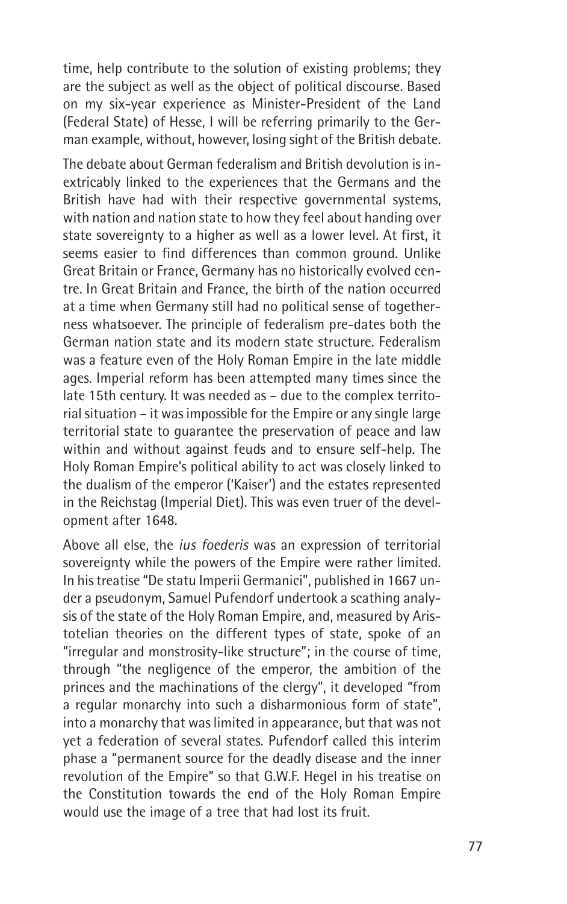time, help contribute to the solution of existing problems; they are the subject as well as the object of political discourse. Based on my six-year experience as Minister-President of the Land (Federal State) of Hesse, I will be referring primarily to the German example, without, however, losing sight of the British debate.

The debate about German federalism and British devolution is inextricably linked to the experiences that the Germans and the British have had with their respective governmental systems, with nation and nation state to how they feel about handing over state sovereignty to a higher as well as a lower level. At first, it seems easier to find differences than common ground. Unlike Great Britain or France, Germany has no historically evolved centre. In Great Britain and France, the birth of the nation occurred at a time when Germany still had no political sense of togetherness whatsoever. The principle of federalism pre-dates both the German nation state and its modern state structure. Federalism was a feature even of the Holy Roman Empire in the late middle ages. Imperial reform has been attempted many times since the late 15th century. It was needed as – due to the complex territorial situation – it was impossible for the Empire or any single large territorial state to guarantee the preservation of peace and law within and without against feuds and to ensure self-help. The Holy Roman Empire's political ability to act was closely linked to the dualism of the emperor ('Kaiser') and the estates represented in the Reichstag (Imperial Diet). This was even truer of the development after 1648.

Above all else, the *ius foederis* was an expression of territorial sovereignty while the powers of the Empire were rather limited. In his treatise "De statu Imperii Germanici", published in 1667 under a pseudonym, Samuel Pufendorf undertook a scathing analysis of the state of the Holy Roman Empire, and, measured by Aristotelian theories on the different types of state, spoke of an "irregular and monstrosity-like structure"; in the course of time, through "the negligence of the emperor, the ambition of the princes and the machinations of the clergy", it developed "from a regular monarchy into such a disharmonious form of state", into a monarchy that was limited in appearance, but that was not yet a federation of several states. Pufendorf called this interim phase a "permanent source for the deadly disease and the inner revolution of the Empire" so that G.W.F. Hegel in his treatise on the Constitution towards the end of the Holy Roman Empire would use the image of a tree that had lost its fruit.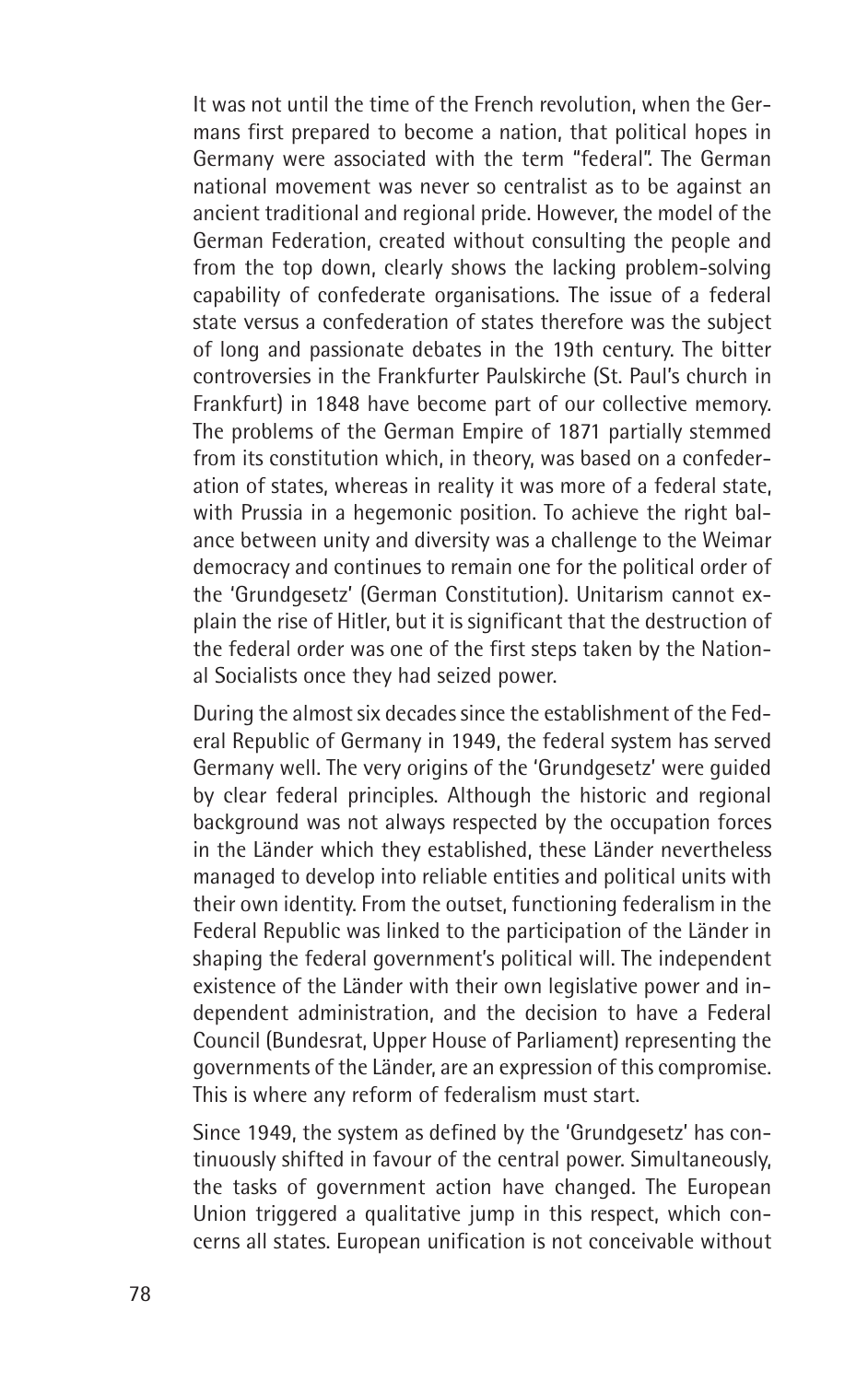It was not until the time of the French revolution, when the Germans first prepared to become a nation, that political hopes in Germany were associated with the term "federal". The German national movement was never so centralist as to be against an ancient traditional and regional pride. However, the model of the German Federation, created without consulting the people and from the top down, clearly shows the lacking problem-solving capability of confederate organisations. The issue of a federal state versus a confederation of states therefore was the subject of long and passionate debates in the 19th century. The bitter controversies in the Frankfurter Paulskirche (St. Paul's church in Frankfurt) in 1848 have become part of our collective memory. The problems of the German Empire of 1871 partially stemmed from its constitution which, in theory, was based on a confederation of states, whereas in reality it was more of a federal state, with Prussia in a hegemonic position. To achieve the right balance between unity and diversity was a challenge to the Weimar democracy and continues to remain one for the political order of the 'Grundgesetz' (German Constitution). Unitarism cannot explain the rise of Hitler, but it is significant that the destruction of the federal order was one of the first steps taken by the National Socialists once they had seized power.

During the almost six decades since the establishment of the Federal Republic of Germany in 1949, the federal system has served Germany well. The very origins of the 'Grundgesetz' were guided by clear federal principles. Although the historic and regional background was not always respected by the occupation forces in the Länder which they established, these Länder nevertheless managed to develop into reliable entities and political units with their own identity. From the outset, functioning federalism in the Federal Republic was linked to the participation of the Länder in shaping the federal government's political will. The independent existence of the Länder with their own legislative power and independent administration, and the decision to have a Federal Council (Bundesrat, Upper House of Parliament) representing the governments of the Länder, are an expression of this compromise. This is where any reform of federalism must start.

Since 1949, the system as defined by the 'Grundgesetz' has continuously shifted in favour of the central power. Simultaneously, the tasks of government action have changed. The European Union triggered a qualitative jump in this respect, which concerns all states. European unification is not conceivable without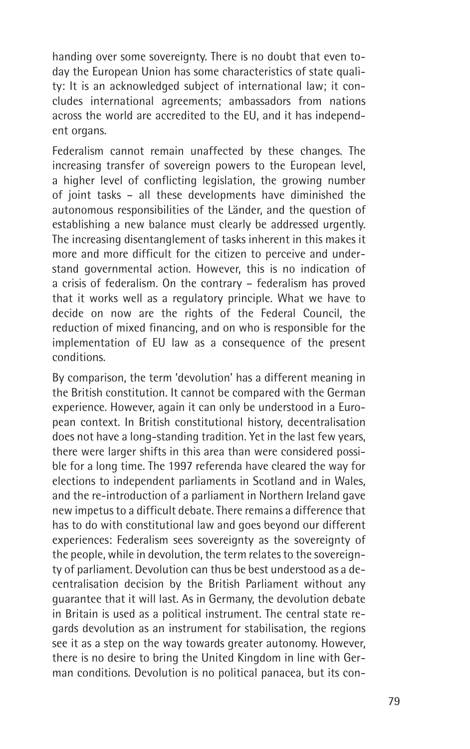handing over some sovereignty. There is no doubt that even today the European Union has some characteristics of state quality: It is an acknowledged subject of international law; it concludes international agreements; ambassadors from nations across the world are accredited to the EU, and it has independent organs.

Federalism cannot remain unaffected by these changes. The increasing transfer of sovereign powers to the European level, a higher level of conflicting legislation, the growing number of joint tasks – all these developments have diminished the autonomous responsibilities of the Länder, and the question of establishing a new balance must clearly be addressed urgently. The increasing disentanglement of tasks inherent in this makes it more and more difficult for the citizen to perceive and understand governmental action. However, this is no indication of a crisis of federalism. On the contrary – federalism has proved that it works well as a regulatory principle. What we have to decide on now are the rights of the Federal Council, the reduction of mixed financing, and on who is responsible for the implementation of EU law as a consequence of the present conditions.

By comparison, the term 'devolution' has a different meaning in the British constitution. It cannot be compared with the German experience. However, again it can only be understood in a European context. In British constitutional history, decentralisation does not have a long-standing tradition. Yet in the last few years, there were larger shifts in this area than were considered possible for a long time. The 1997 referenda have cleared the way for elections to independent parliaments in Scotland and in Wales, and the re-introduction of a parliament in Northern Ireland gave new impetus to a difficult debate. There remains a difference that has to do with constitutional law and goes beyond our different experiences: Federalism sees sovereignty as the sovereignty of the people, while in devolution, the term relates to the sovereignty of parliament. Devolution can thus be best understood as a decentralisation decision by the British Parliament without any guarantee that it will last. As in Germany, the devolution debate in Britain is used as a political instrument. The central state regards devolution as an instrument for stabilisation, the regions see it as a step on the way towards greater autonomy. However, there is no desire to bring the United Kingdom in line with German conditions. Devolution is no political panacea, but its con-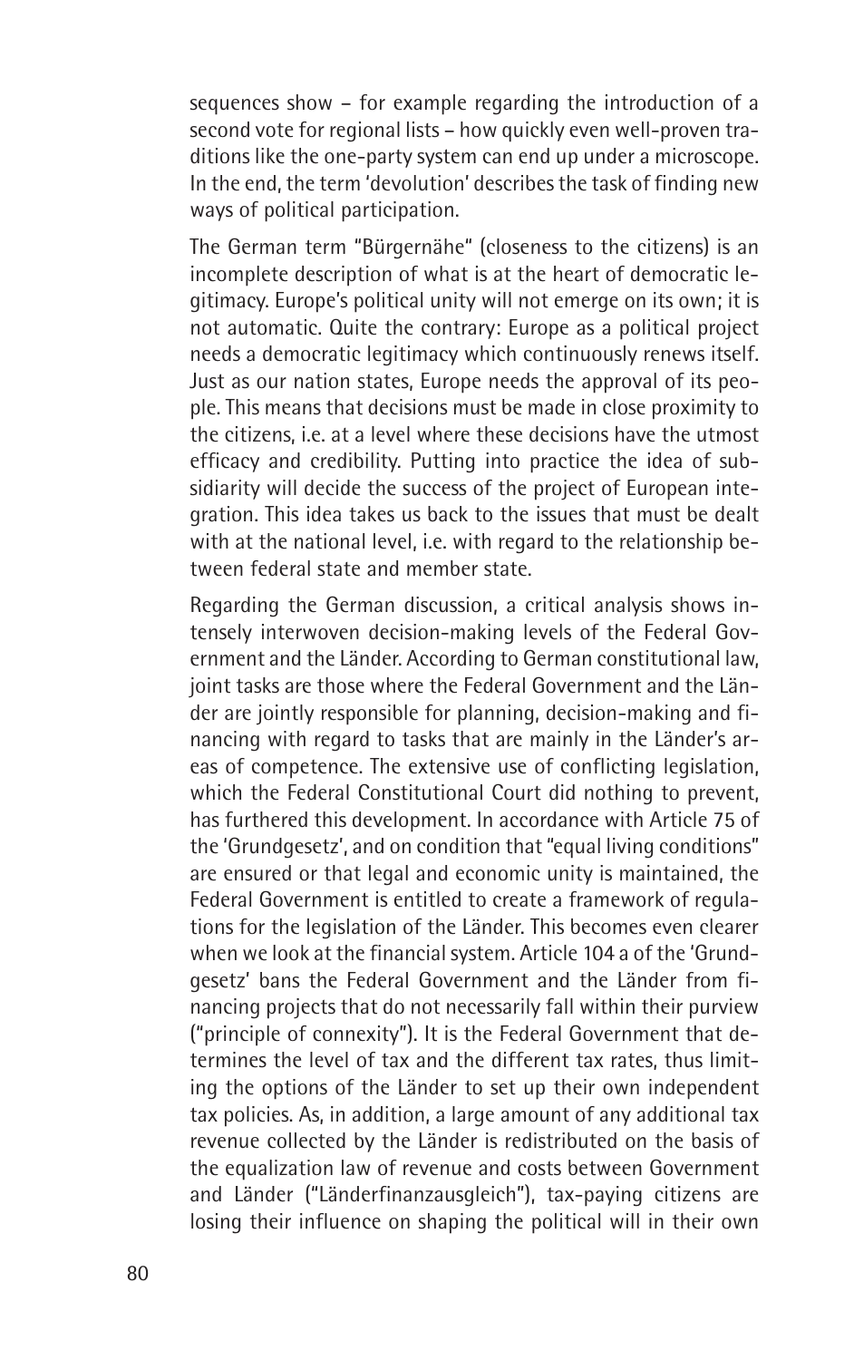sequences show – for example regarding the introduction of a second vote for regional lists – how quickly even well-proven traditions like the one-party system can end up under a microscope. In the end, the term 'devolution' describes the task of finding new ways of political participation.

The German term "Bürgernähe" (closeness to the citizens) is an incomplete description of what is at the heart of democratic legitimacy. Europe's political unity will not emerge on its own; it is not automatic. Quite the contrary: Europe as a political project needs a democratic legitimacy which continuously renews itself. Just as our nation states, Europe needs the approval of its people. This means that decisions must be made in close proximity to the citizens, i.e. at a level where these decisions have the utmost efficacy and credibility. Putting into practice the idea of subsidiarity will decide the success of the project of European integration. This idea takes us back to the issues that must be dealt with at the national level, i.e. with regard to the relationship between federal state and member state.

Regarding the German discussion, a critical analysis shows intensely interwoven decision-making levels of the Federal Government and the Länder. According to German constitutional law, joint tasks are those where the Federal Government and the Länder are jointly responsible for planning, decision-making and financing with regard to tasks that are mainly in the Länder's areas of competence. The extensive use of conflicting legislation, which the Federal Constitutional Court did nothing to prevent, has furthered this development. In accordance with Article 75 of the 'Grundgesetz', and on condition that "equal living conditions" are ensured or that legal and economic unity is maintained, the Federal Government is entitled to create a framework of regulations for the legislation of the Länder. This becomes even clearer when we look at the financial system. Article 104 a of the 'Grundgesetz' bans the Federal Government and the Länder from financing projects that do not necessarily fall within their purview ("principle of connexity"). It is the Federal Government that determines the level of tax and the different tax rates, thus limiting the options of the Länder to set up their own independent tax policies. As, in addition, a large amount of any additional tax revenue collected by the Länder is redistributed on the basis of the equalization law of revenue and costs between Government and Länder ("Länderfinanzausgleich"), tax-paying citizens are losing their influence on shaping the political will in their own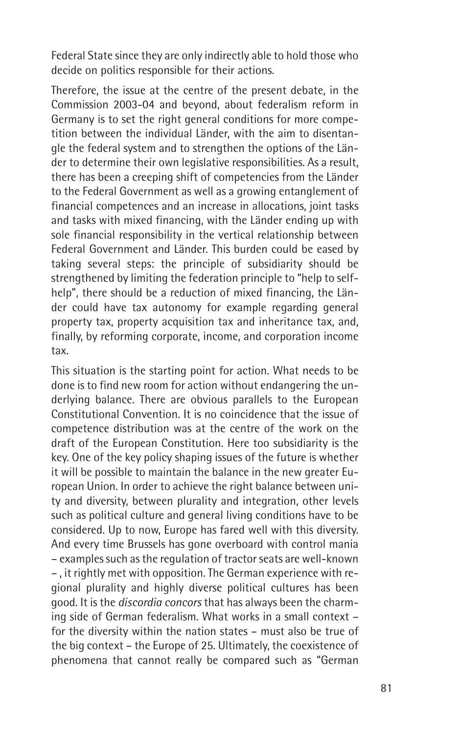Federal State since they are only indirectly able to hold those who decide on politics responsible for their actions.

Therefore, the issue at the centre of the present debate, in the Commission 2003-04 and beyond, about federalism reform in Germany is to set the right general conditions for more competition between the individual Länder, with the aim to disentangle the federal system and to strengthen the options of the Länder to determine their own legislative responsibilities. As a result, there has been a creeping shift of competencies from the Länder to the Federal Government as well as a growing entanglement of financial competences and an increase in allocations, joint tasks and tasks with mixed financing, with the Länder ending up with sole financial responsibility in the vertical relationship between Federal Government and Länder. This burden could be eased by taking several steps: the principle of subsidiarity should be strengthened by limiting the federation principle to "help to self-help", there should be a reduction of mixed financing, the Länder could have tax autonomy for example regarding general property tax, property acquisition tax and inheritance tax, and, finally, by reforming corporate, income, and corporation income tax.

This situation is the starting point for action. What needs to be done is to find new room for action without endangering the underlying balance. There are obvious parallels to the European Constitutional Convention. It is no coincidence that the issue of competence distribution was at the centre of the work on the draft of the European Constitution. Here too subsidiarity is the key. One of the key policy shaping issues of the future is whether it will be possible to maintain the balance in the new greater European Union. In order to achieve the right balance between unity and diversity, between plurality and integration, other levels such as political culture and general living conditions have to be considered. Up to now, Europe has fared well with this diversity. And every time Brussels has gone overboard with control mania – examples such as the regulation of tractor seats are well-known – , it rightly met with opposition. The German experience with regional plurality and highly diverse political cultures has been good. It is the *discordia concors* that has always been the charming side of German federalism. What works in a small context – for the diversity within the nation states – must also be true of the big context – the Europe of 25. Ultimately, the coexistence of phenomena that cannot really be compared such as "German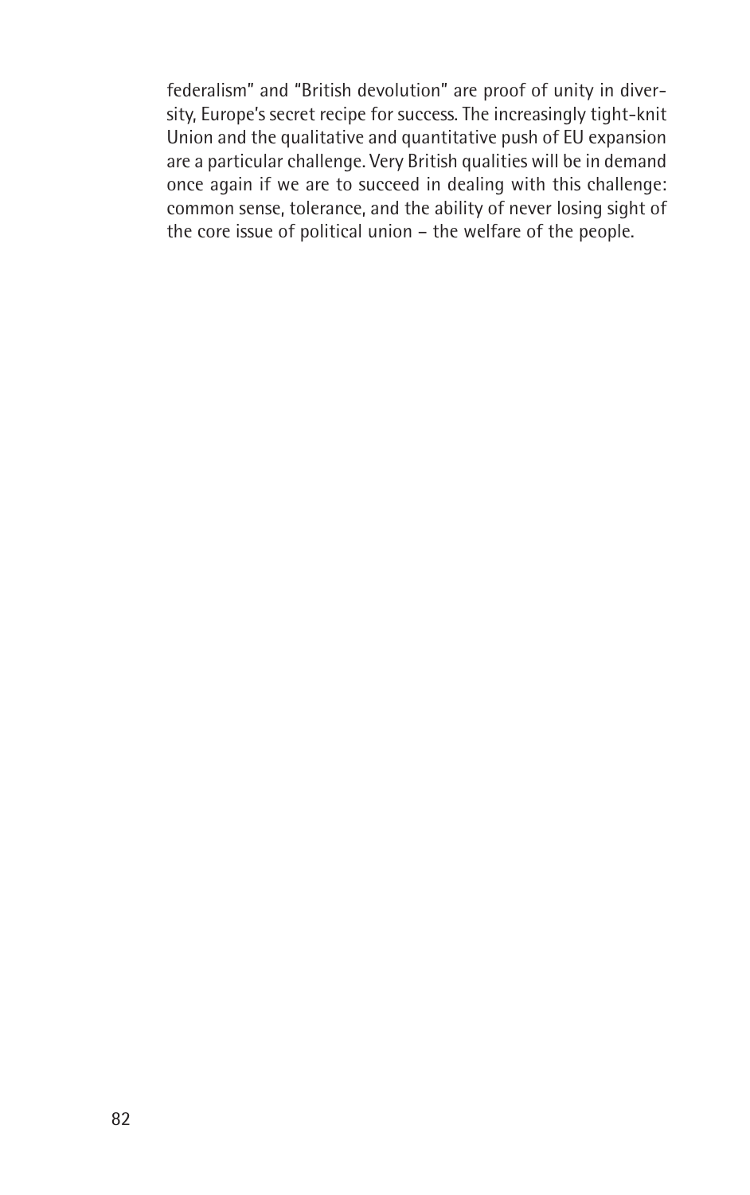federalism" and "British devolution" are proof of unity in diversity, Europe's secret recipe for success. The increasingly tight-knit Union and the qualitative and quantitative push of EU expansion are a particular challenge. Very British qualities will be in demand once again if we are to succeed in dealing with this challenge: common sense, tolerance, and the ability of never losing sight of the core issue of political union – the welfare of the people.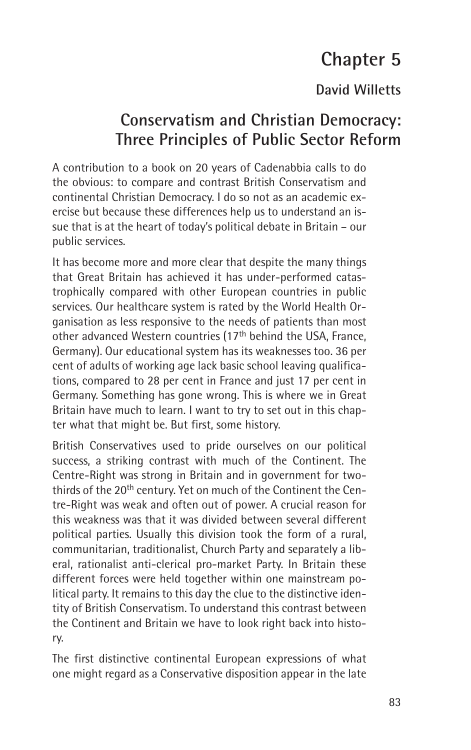# Chapter 5

**David Willetts**

## Conservatism and Christian Democracy: Three Principles of Public Sector Reform

A contribution to a book on 20 years of Cadenabbia calls to do the obvious: to compare and contrast British Conservatism and continental Christian Democracy. I do so not as an academic exercise but because these differences help us to understand an issue that is at the heart of today's political debate in Britain – our public services.

It has become more and more clear that despite the many things that Great Britain has achieved it has under-performed catastrophically compared with other European countries in public services. Our healthcare system is rated by the World Health Organisation as less responsive to the needs of patients than most other advanced Western countries (17th behind the USA, France, Germany). Our educational system has its weaknesses too. 36 per cent of adults of working age lack basic school leaving qualifications, compared to 28 per cent in France and just 17 per cent in Germany. Something has gone wrong. This is where we in Great Britain have much to learn. I want to try to set out in this chapter what that might be. But first, some history.

British Conservatives used to pride ourselves on our political success, a striking contrast with much of the Continent. The Centre-Right was strong in Britain and in government for two-thirds of the 20th century. Yet on much of the Continent the Centre-Right was weak and often out of power. A crucial reason for this weakness was that it was divided between several different political parties. Usually this division took the form of a rural, communitarian, traditionalist, Church Party and separately a liberal, rationalist anti-clerical pro-market Party. In Britain these different forces were held together within one mainstream political party. It remains to this day the clue to the distinctive identity of British Conservatism. To understand this contrast between the Continent and Britain we have to look right back into history.

The first distinctive continental European expressions of what one might regard as a Conservative disposition appear in the late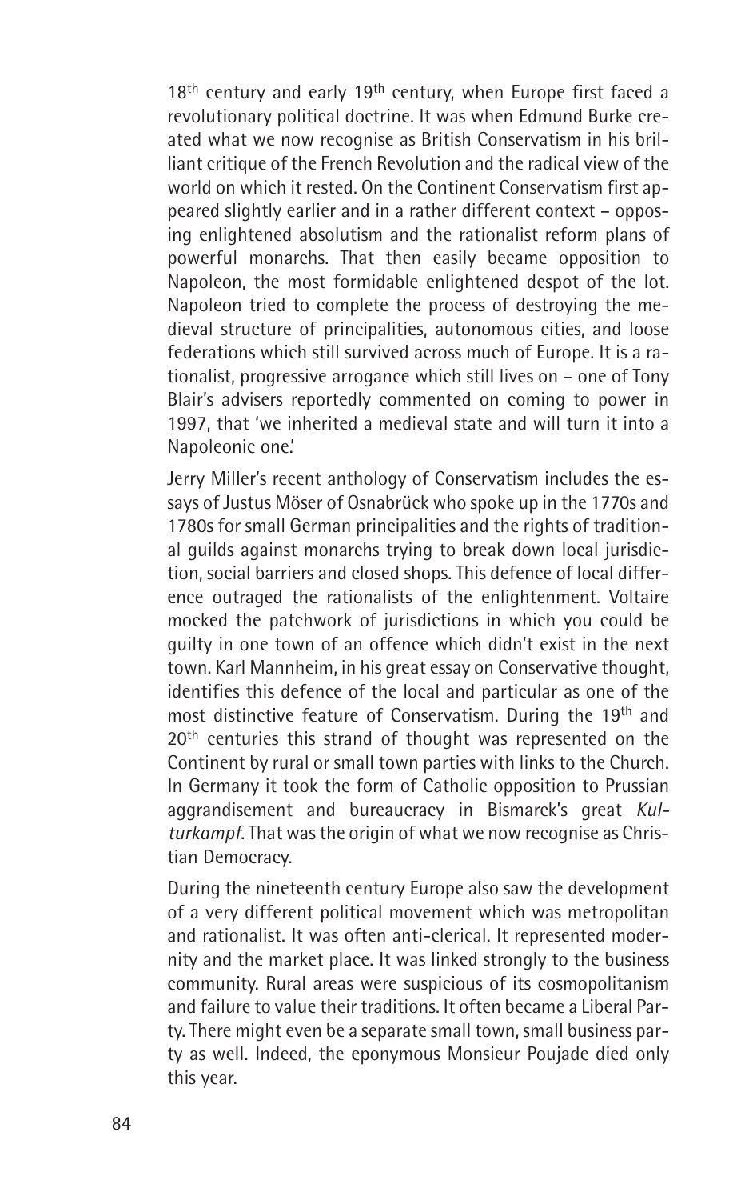18th century and early 19th century, when Europe first faced a revolutionary political doctrine. It was when Edmund Burke created what we now recognise as British Conservatism in his brilliant critique of the French Revolution and the radical view of the world on which it rested. On the Continent Conservatism first appeared slightly earlier and in a rather different context – opposing enlightened absolutism and the rationalist reform plans of powerful monarchs. That then easily became opposition to Napoleon, the most formidable enlightened despot of the lot. Napoleon tried to complete the process of destroying the medieval structure of principalities, autonomous cities, and loose federations which still survived across much of Europe. It is a rationalist, progressive arrogance which still lives on – one of Tony Blair's advisers reportedly commented on coming to power in 1997, that 'we inherited a medieval state and will turn it into a Napoleonic one.'

Jerry Miller's recent anthology of Conservatism includes the essays of Justus Möser of Osnabrück who spoke up in the 1770s and 1780s for small German principalities and the rights of traditional guilds against monarchs trying to break down local jurisdiction, social barriers and closed shops. This defence of local difference outraged the rationalists of the enlightenment. Voltaire mocked the patchwork of jurisdictions in which you could be guilty in one town of an offence which didn't exist in the next town. Karl Mannheim, in his great essay on Conservative thought, identifies this defence of the local and particular as one of the most distinctive feature of Conservatism. During the 19th and 20th centuries this strand of thought was represented on the Continent by rural or small town parties with links to the Church. In Germany it took the form of Catholic opposition to Prussian aggrandisement and bureaucracy in Bismarck's great *Kulturkampf*. That was the origin of what we now recognise as Christian Democracy.

During the nineteenth century Europe also saw the development of a very different political movement which was metropolitan and rationalist. It was often anti-clerical. It represented modernity and the market place. It was linked strongly to the business community. Rural areas were suspicious of its cosmopolitanism and failure to value their traditions. It often became a Liberal Party. There might even be a separate small town, small business party as well. Indeed, the eponymous Monsieur Poujade died only this year.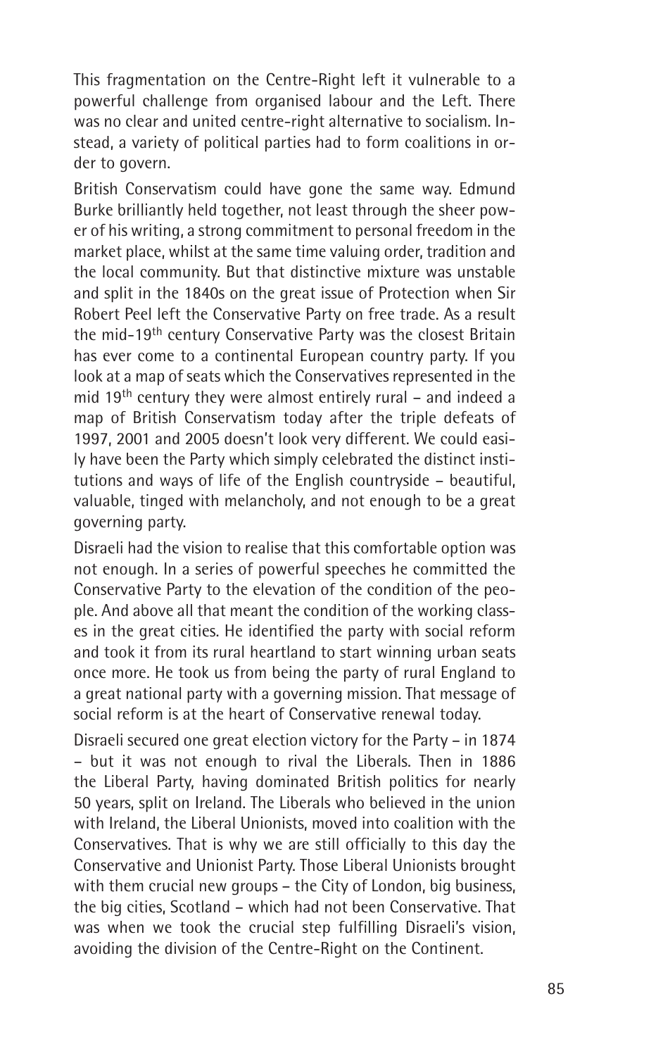This fragmentation on the Centre-Right left it vulnerable to a powerful challenge from organised labour and the Left. There was no clear and united centre-right alternative to socialism. Instead, a variety of political parties had to form coalitions in order to govern.

British Conservatism could have gone the same way. Edmund Burke brilliantly held together, not least through the sheer power of his writing, a strong commitment to personal freedom in the market place, whilst at the same time valuing order, tradition and the local community. But that distinctive mixture was unstable and split in the 1840s on the great issue of Protection when Sir Robert Peel left the Conservative Party on free trade. As a result the mid-19th century Conservative Party was the closest Britain has ever come to a continental European country party. If you look at a map of seats which the Conservatives represented in the mid 19th century they were almost entirely rural – and indeed a map of British Conservatism today after the triple defeats of 1997, 2001 and 2005 doesn't look very different. We could easily have been the Party which simply celebrated the distinct institutions and ways of life of the English countryside – beautiful, valuable, tinged with melancholy, and not enough to be a great governing party.

Disraeli had the vision to realise that this comfortable option was not enough. In a series of powerful speeches he committed the Conservative Party to the elevation of the condition of the people. And above all that meant the condition of the working classes in the great cities. He identified the party with social reform and took it from its rural heartland to start winning urban seats once more. He took us from being the party of rural England to a great national party with a governing mission. That message of social reform is at the heart of Conservative renewal today.

Disraeli secured one great election victory for the Party – in 1874 – but it was not enough to rival the Liberals. Then in 1886 the Liberal Party, having dominated British politics for nearly 50 years, split on Ireland. The Liberals who believed in the union with Ireland, the Liberal Unionists, moved into coalition with the Conservatives. That is why we are still officially to this day the Conservative and Unionist Party. Those Liberal Unionists brought with them crucial new groups – the City of London, big business, the big cities, Scotland – which had not been Conservative. That was when we took the crucial step fulfilling Disraeli's vision, avoiding the division of the Centre-Right on the Continent.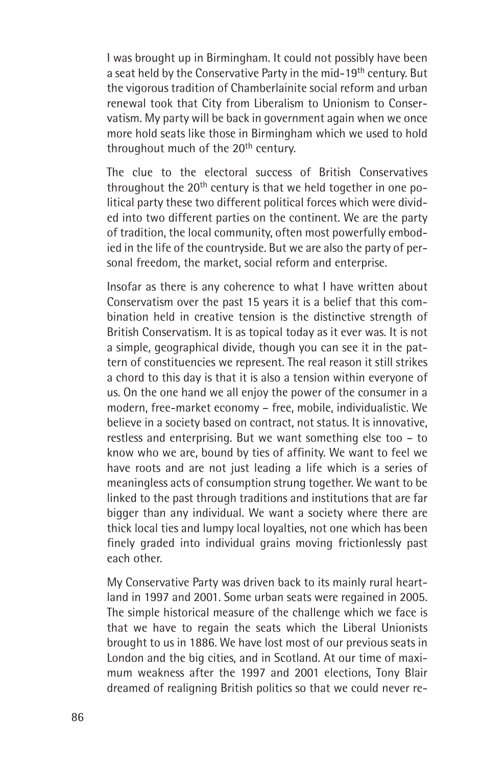I was brought up in Birmingham. It could not possibly have been a seat held by the Conservative Party in the mid-19th century. But the vigorous tradition of Chamberlainite social reform and urban renewal took that City from Liberalism to Unionism to Conservatism. My party will be back in government again when we once more hold seats like those in Birmingham which we used to hold throughout much of the 20th century.

The clue to the electoral success of British Conservatives throughout the 20th century is that we held together in one political party these two different political forces which were divided into two different parties on the continent. We are the party of tradition, the local community, often most powerfully embodied in the life of the countryside. But we are also the party of personal freedom, the market, social reform and enterprise.

Insofar as there is any coherence to what I have written about Conservatism over the past 15 years it is a belief that this combination held in creative tension is the distinctive strength of British Conservatism. It is as topical today as it ever was. It is not a simple, geographical divide, though you can see it in the pattern of constituencies we represent. The real reason it still strikes a chord to this day is that it is also a tension within everyone of us. On the one hand we all enjoy the power of the consumer in a modern, free-market economy – free, mobile, individualistic. We believe in a society based on contract, not status. It is innovative, restless and enterprising. But we want something else too – to know who we are, bound by ties of affinity. We want to feel we have roots and are not just leading a life which is a series of meaningless acts of consumption strung together. We want to be linked to the past through traditions and institutions that are far bigger than any individual. We want a society where there are thick local ties and lumpy local loyalties, not one which has been finely graded into individual grains moving frictionlessly past each other.

My Conservative Party was driven back to its mainly rural heartland in 1997 and 2001. Some urban seats were regained in 2005. The simple historical measure of the challenge which we face is that we have to regain the seats which the Liberal Unionists brought to us in 1886. We have lost most of our previous seats in London and the big cities, and in Scotland. At our time of maximum weakness after the 1997 and 2001 elections, Tony Blair dreamed of realigning British politics so that we could never re-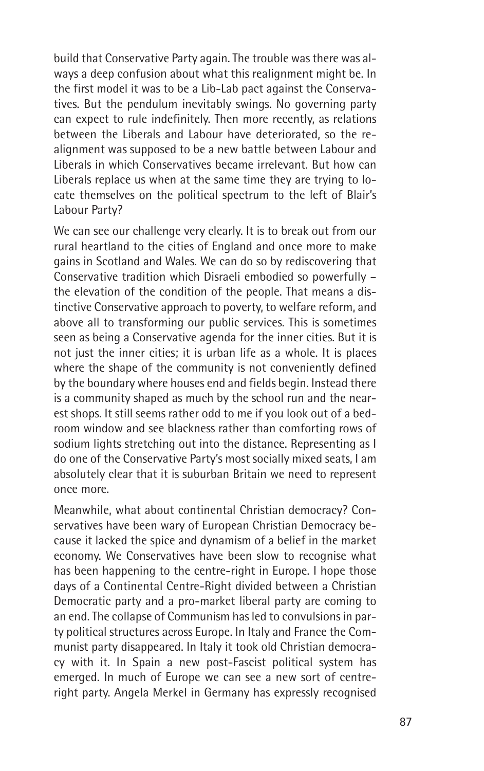build that Conservative Party again. The trouble was there was always a deep confusion about what this realignment might be. In the first model it was to be a Lib-Lab pact against the Conservatives. But the pendulum inevitably swings. No governing party can expect to rule indefinitely. Then more recently, as relations between the Liberals and Labour have deteriorated, so the realignment was supposed to be a new battle between Labour and Liberals in which Conservatives became irrelevant. But how can Liberals replace us when at the same time they are trying to locate themselves on the political spectrum to the left of Blair's Labour Party?

We can see our challenge very clearly. It is to break out from our rural heartland to the cities of England and once more to make gains in Scotland and Wales. We can do so by rediscovering that Conservative tradition which Disraeli embodied so powerfully – the elevation of the condition of the people. That means a distinctive Conservative approach to poverty, to welfare reform, and above all to transforming our public services. This is sometimes seen as being a Conservative agenda for the inner cities. But it is not just the inner cities; it is urban life as a whole. It is places where the shape of the community is not conveniently defined by the boundary where houses end and fields begin. Instead there is a community shaped as much by the school run and the nearest shops. It still seems rather odd to me if you look out of a bedroom window and see blackness rather than comforting rows of sodium lights stretching out into the distance. Representing as I do one of the Conservative Party's most socially mixed seats, I am absolutely clear that it is suburban Britain we need to represent once more.

Meanwhile, what about continental Christian democracy? Conservatives have been wary of European Christian Democracy because it lacked the spice and dynamism of a belief in the market economy. We Conservatives have been slow to recognise what has been happening to the centre-right in Europe. I hope those days of a Continental Centre-Right divided between a Christian Democratic party and a pro-market liberal party are coming to an end. The collapse of Communism has led to convulsions in party political structures across Europe. In Italy and France the Communist party disappeared. In Italy it took old Christian democracy with it. In Spain a new post-Fascist political system has emerged. In much of Europe we can see a new sort of centre-right party. Angela Merkel in Germany has expressly recognised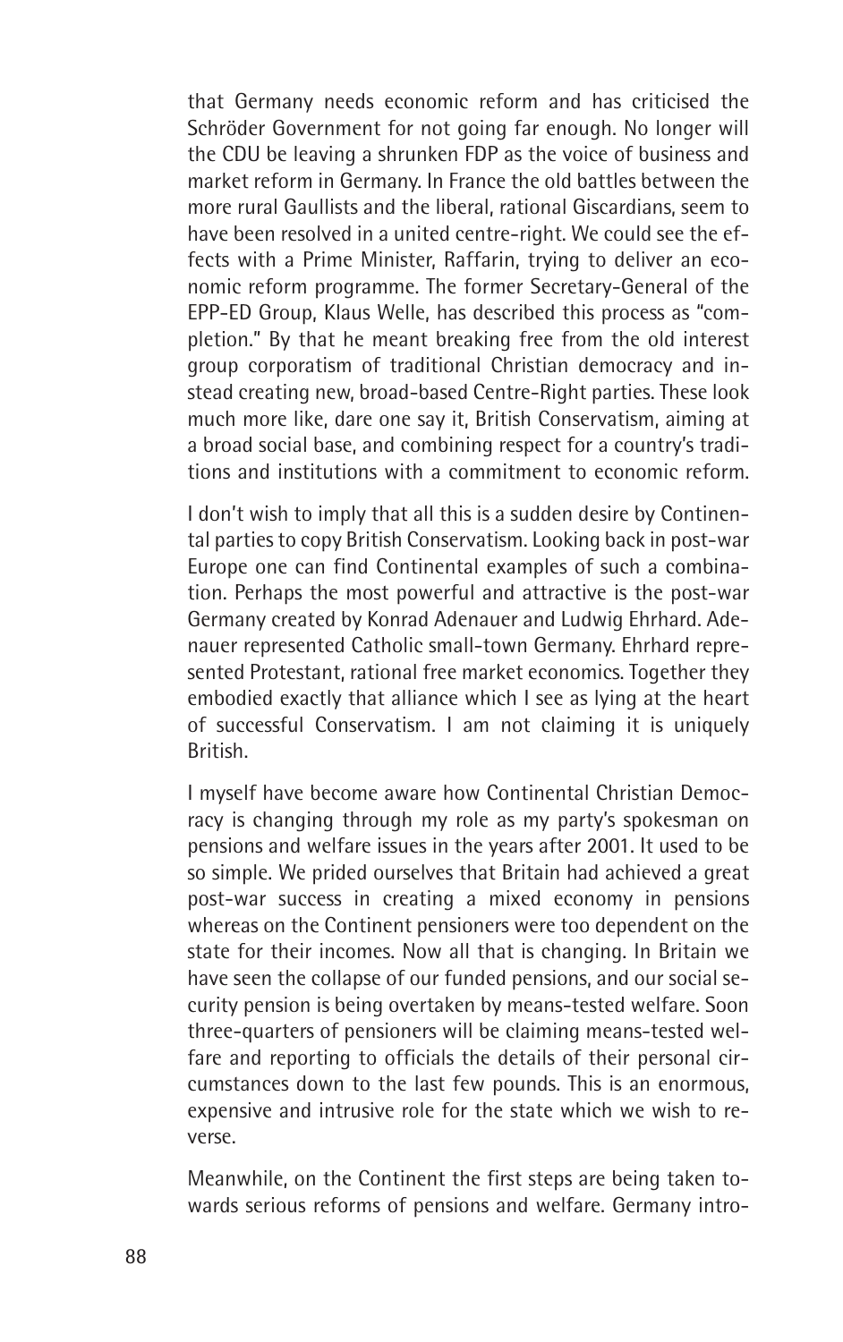that Germany needs economic reform and has criticised the Schröder Government for not going far enough. No longer will the CDU be leaving a shrunken FDP as the voice of business and market reform in Germany. In France the old battles between the more rural Gaullists and the liberal, rational Giscardians, seem to have been resolved in a united centre-right. We could see the effects with a Prime Minister, Raffarin, trying to deliver an economic reform programme. The former Secretary-General of the EPP-ED Group, Klaus Welle, has described this process as "completion." By that he meant breaking free from the old interest group corporatism of traditional Christian democracy and instead creating new, broad-based Centre-Right parties. These look much more like, dare one say it, British Conservatism, aiming at a broad social base, and combining respect for a country's traditions and institutions with a commitment to economic reform.

I don't wish to imply that all this is a sudden desire by Continental parties to copy British Conservatism. Looking back in post-war Europe one can find Continental examples of such a combination. Perhaps the most powerful and attractive is the post-war Germany created by Konrad Adenauer and Ludwig Ehrhard. Adenauer represented Catholic small-town Germany. Ehrhard represented Protestant, rational free market economics. Together they embodied exactly that alliance which I see as lying at the heart of successful Conservatism. I am not claiming it is uniquely British.

I myself have become aware how Continental Christian Democracy is changing through my role as my party's spokesman on pensions and welfare issues in the years after 2001. It used to be so simple. We prided ourselves that Britain had achieved a great post-war success in creating a mixed economy in pensions whereas on the Continent pensioners were too dependent on the state for their incomes. Now all that is changing. In Britain we have seen the collapse of our funded pensions, and our social security pension is being overtaken by means-tested welfare. Soon three-quarters of pensioners will be claiming means-tested welfare and reporting to officials the details of their personal circumstances down to the last few pounds. This is an enormous, expensive and intrusive role for the state which we wish to reverse.

Meanwhile, on the Continent the first steps are being taken towards serious reforms of pensions and welfare. Germany intro-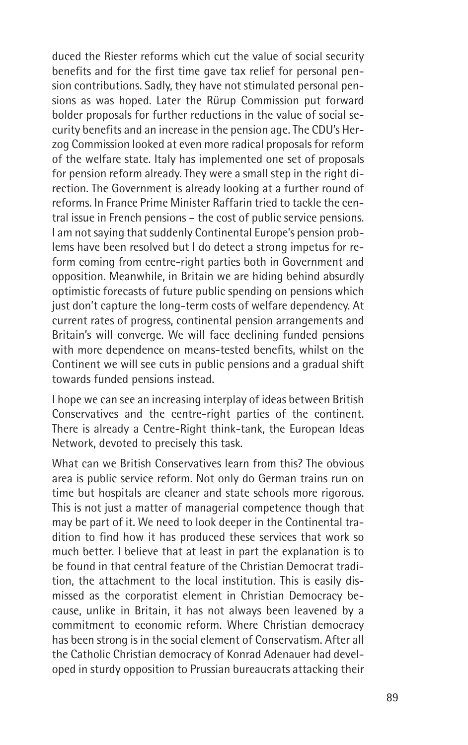duced the Riester reforms which cut the value of social security benefits and for the first time gave tax relief for personal pension contributions. Sadly, they have not stimulated personal pensions as was hoped. Later the Rürup Commission put forward bolder proposals for further reductions in the value of social security benefits and an increase in the pension age. The CDU's Herzog Commission looked at even more radical proposals for reform of the welfare state. Italy has implemented one set of proposals for pension reform already. They were a small step in the right direction. The Government is already looking at a further round of reforms. In France Prime Minister Raffarin tried to tackle the central issue in French pensions – the cost of public service pensions. I am not saying that suddenly Continental Europe's pension problems have been resolved but I do detect a strong impetus for reform coming from centre-right parties both in Government and opposition. Meanwhile, in Britain we are hiding behind absurdly optimistic forecasts of future public spending on pensions which just don't capture the long-term costs of welfare dependency. At current rates of progress, continental pension arrangements and Britain's will converge. We will face declining funded pensions with more dependence on means-tested benefits, whilst on the Continent we will see cuts in public pensions and a gradual shift towards funded pensions instead.

I hope we can see an increasing interplay of ideas between British Conservatives and the centre-right parties of the continent. There is already a Centre-Right think-tank, the European Ideas Network, devoted to precisely this task.

What can we British Conservatives learn from this? The obvious area is public service reform. Not only do German trains run on time but hospitals are cleaner and state schools more rigorous. This is not just a matter of managerial competence though that may be part of it. We need to look deeper in the Continental tradition to find how it has produced these services that work so much better. I believe that at least in part the explanation is to be found in that central feature of the Christian Democrat tradition, the attachment to the local institution. This is easily dismissed as the corporatist element in Christian Democracy because, unlike in Britain, it has not always been leavened by a commitment to economic reform. Where Christian democracy has been strong is in the social element of Conservatism. After all the Catholic Christian democracy of Konrad Adenauer had developed in sturdy opposition to Prussian bureaucrats attacking their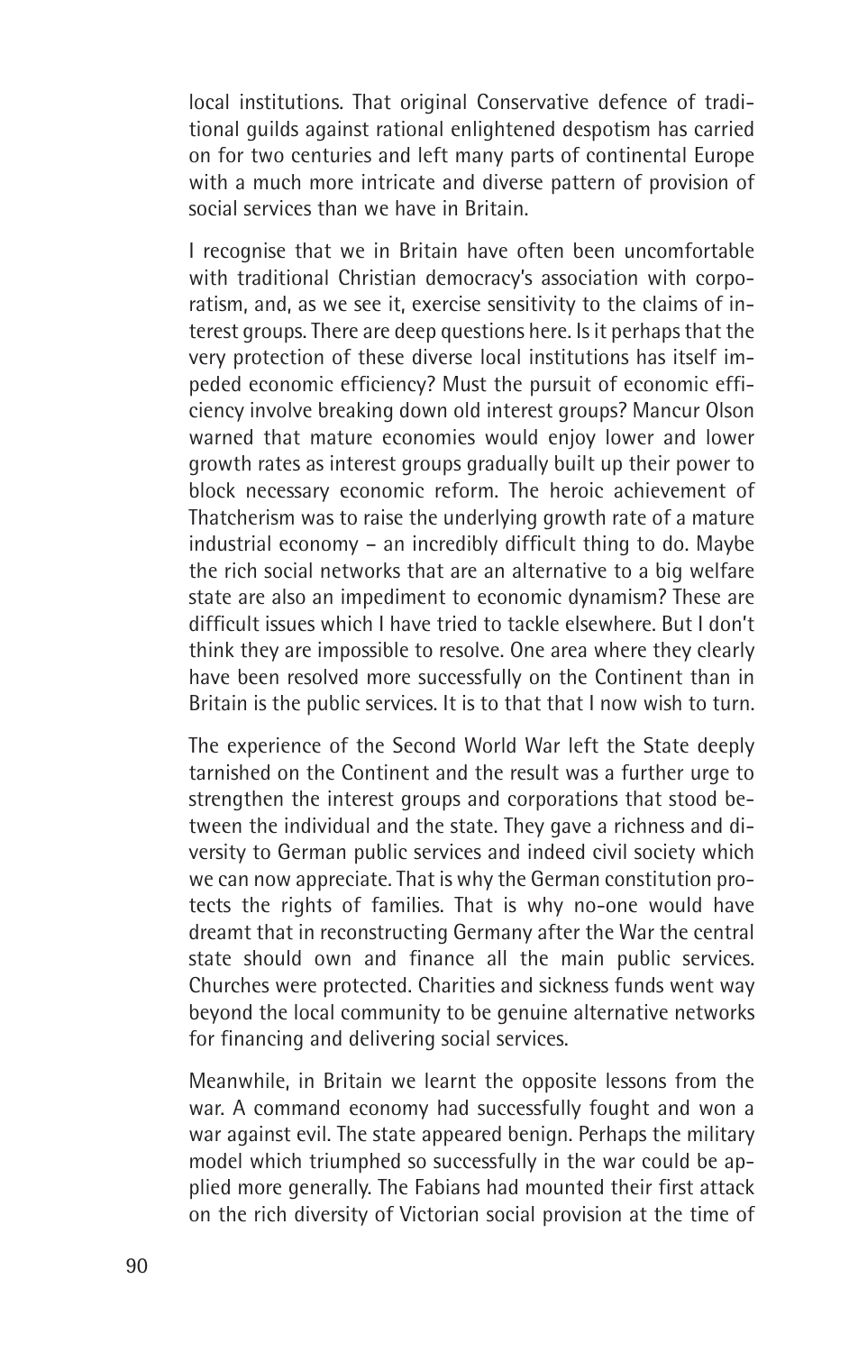local institutions. That original Conservative defence of traditional guilds against rational enlightened despotism has carried on for two centuries and left many parts of continental Europe with a much more intricate and diverse pattern of provision of social services than we have in Britain.

I recognise that we in Britain have often been uncomfortable with traditional Christian democracy's association with corporatism, and, as we see it, exercise sensitivity to the claims of interest groups. There are deep questions here. Is it perhaps that the very protection of these diverse local institutions has itself impeded economic efficiency? Must the pursuit of economic efficiency involve breaking down old interest groups? Mancur Olson warned that mature economies would enjoy lower and lower growth rates as interest groups gradually built up their power to block necessary economic reform. The heroic achievement of Thatcherism was to raise the underlying growth rate of a mature industrial economy – an incredibly difficult thing to do. Maybe the rich social networks that are an alternative to a big welfare state are also an impediment to economic dynamism? These are difficult issues which I have tried to tackle elsewhere. But I don't think they are impossible to resolve. One area where they clearly have been resolved more successfully on the Continent than in Britain is the public services. It is to that that I now wish to turn.

The experience of the Second World War left the State deeply tarnished on the Continent and the result was a further urge to strengthen the interest groups and corporations that stood between the individual and the state. They gave a richness and diversity to German public services and indeed civil society which we can now appreciate. That is why the German constitution protects the rights of families. That is why no-one would have dreamt that in reconstructing Germany after the War the central state should own and finance all the main public services. Churches were protected. Charities and sickness funds went way beyond the local community to be genuine alternative networks for financing and delivering social services.

Meanwhile, in Britain we learnt the opposite lessons from the war. A command economy had successfully fought and won a war against evil. The state appeared benign. Perhaps the military model which triumphed so successfully in the war could be applied more generally. The Fabians had mounted their first attack on the rich diversity of Victorian social provision at the time of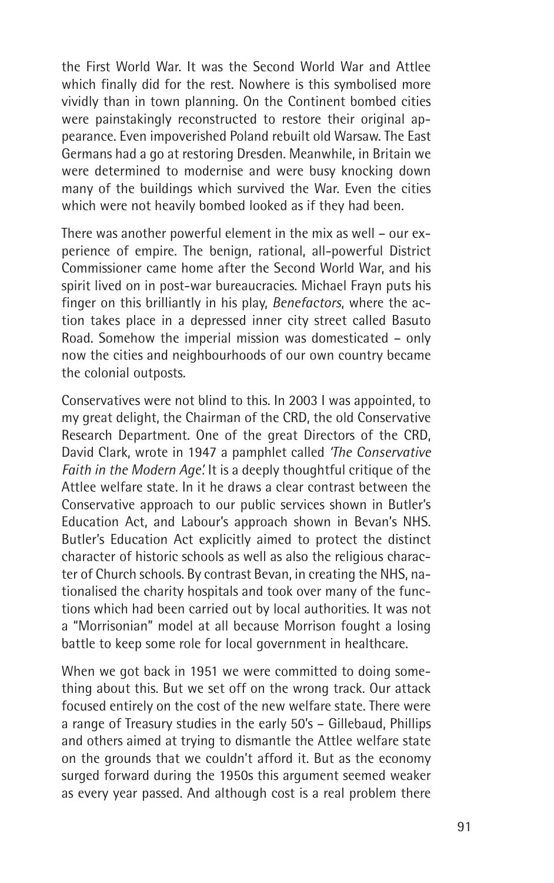the First World War. It was the Second World War and Attlee which finally did for the rest. Nowhere is this symbolised more vividly than in town planning. On the Continent bombed cities were painstakingly reconstructed to restore their original appearance. Even impoverished Poland rebuilt old Warsaw. The East Germans had a go at restoring Dresden. Meanwhile, in Britain we were determined to modernise and were busy knocking down many of the buildings which survived the War. Even the cities which were not heavily bombed looked as if they had been.

There was another powerful element in the mix as well – our experience of empire. The benign, rational, all-powerful District Commissioner came home after the Second World War, and his spirit lived on in post-war bureaucracies. Michael Frayn puts his finger on this brilliantly in his play, *Benefactors*, where the action takes place in a depressed inner city street called Basuto Road. Somehow the imperial mission was domesticated – only now the cities and neighbourhoods of our own country became the colonial outposts.

Conservatives were not blind to this. In 2003 I was appointed, to my great delight, the Chairman of the CRD, the old Conservative Research Department. One of the great Directors of the CRD, David Clark, wrote in 1947 a pamphlet called *'The Conservative Faith in the Modern Age'.* It is a deeply thoughtful critique of the Attlee welfare state. In it he draws a clear contrast between the Conservative approach to our public services shown in Butler's Education Act, and Labour's approach shown in Bevan's NHS. Butler's Education Act explicitly aimed to protect the distinct character of historic schools as well as also the religious character of Church schools. By contrast Bevan, in creating the NHS, nationalised the charity hospitals and took over many of the functions which had been carried out by local authorities. It was not a "Morrisonian" model at all because Morrison fought a losing battle to keep some role for local government in healthcare.

When we got back in 1951 we were committed to doing something about this. But we set off on the wrong track. Our attack focused entirely on the cost of the new welfare state. There were a range of Treasury studies in the early 50's – Gillebaud, Phillips and others aimed at trying to dismantle the Attlee welfare state on the grounds that we couldn't afford it. But as the economy surged forward during the 1950s this argument seemed weaker as every year passed. And although cost is a real problem there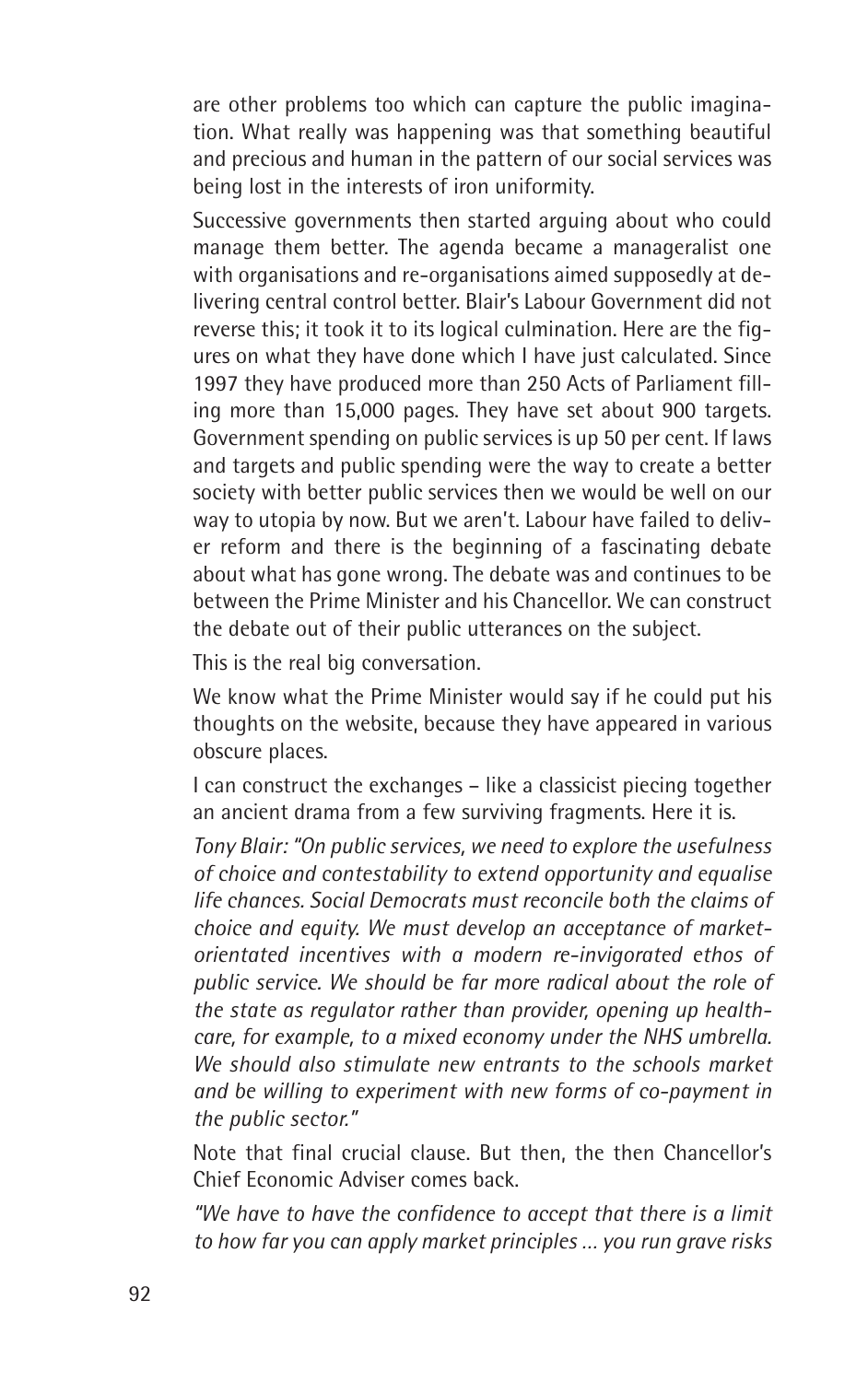are other problems too which can capture the public imagination. What really was happening was that something beautiful and precious and human in the pattern of our social services was being lost in the interests of iron uniformity.

Successive governments then started arguing about who could manage them better. The agenda became a manageralist one with organisations and re-organisations aimed supposedly at delivering central control better. Blair's Labour Government did not reverse this; it took it to its logical culmination. Here are the figures on what they have done which I have just calculated. Since 1997 they have produced more than 250 Acts of Parliament filling more than 15,000 pages. They have set about 900 targets. Government spending on public services is up 50 per cent. If laws and targets and public spending were the way to create a better society with better public services then we would be well on our way to utopia by now. But we aren't. Labour have failed to deliver reform and there is the beginning of a fascinating debate about what has gone wrong. The debate was and continues to be between the Prime Minister and his Chancellor. We can construct the debate out of their public utterances on the subject.

This is the real big conversation.

We know what the Prime Minister would say if he could put his thoughts on the website, because they have appeared in various obscure places.

I can construct the exchanges – like a classicist piecing together an ancient drama from a few surviving fragments. Here it is.

*Tony Blair: "On public services, we need to explore the usefulness of choice and contestability to extend opportunity and equalise life chances. Social Democrats must reconcile both the claims of choice and equity. We must develop an acceptance of market-orientated incentives with a modern re-invigorated ethos of public service. We should be far more radical about the role of the state as regulator rather than provider, opening up healthcare, for example, to a mixed economy under the NHS umbrella. We should also stimulate new entrants to the schools market and be willing to experiment with new forms of co-payment in the public sector."*

Note that final crucial clause. But then, the then Chancellor's Chief Economic Adviser comes back.

*"We have to have the confidence to accept that there is a limit to how far you can apply market principles ... you run grave risks*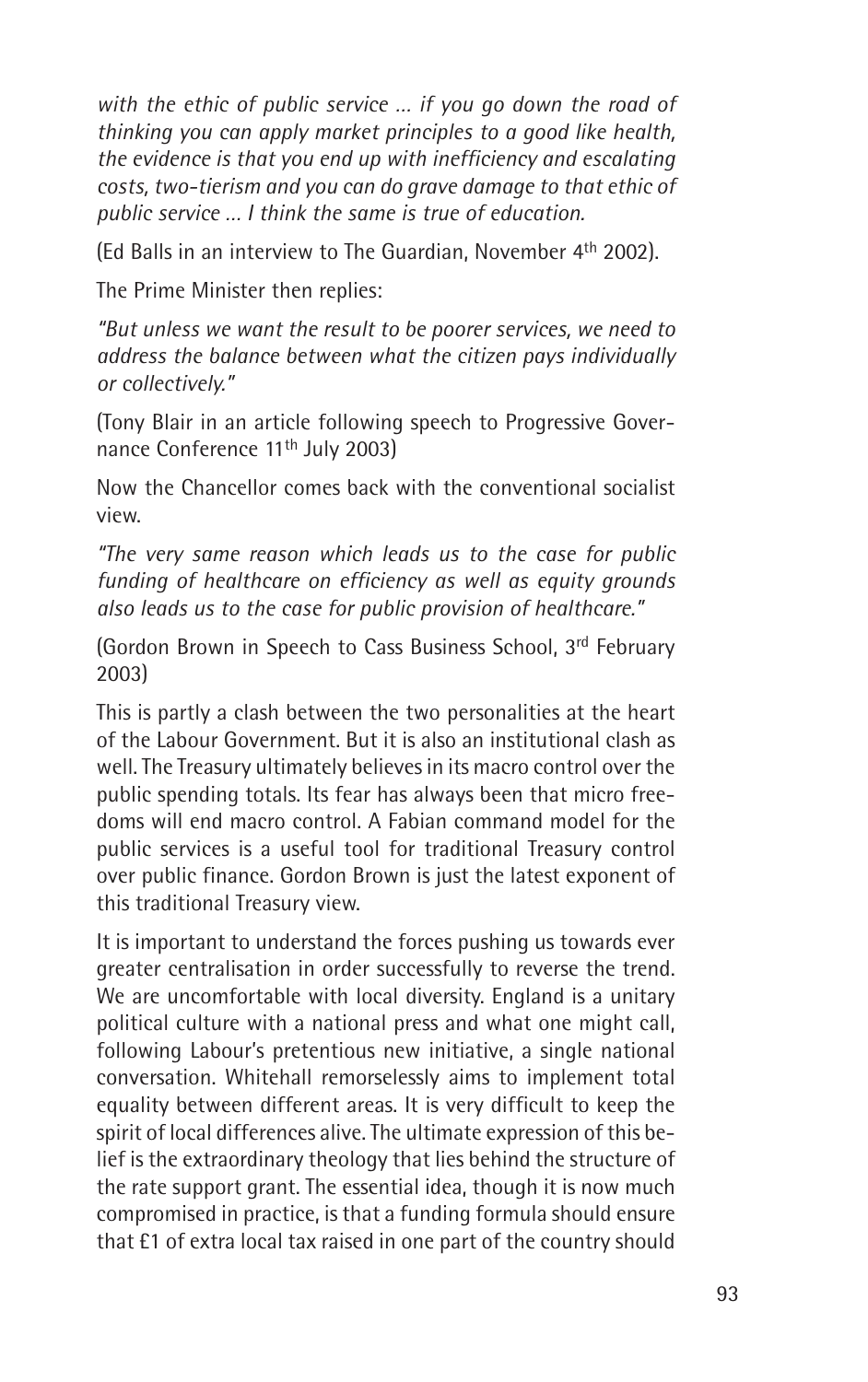*with the ethic of public service … if you go down the road of thinking you can apply market principles to a good like health, the evidence is that you end up with inefficiency and escalating costs, two-tierism and you can do grave damage to that ethic of public service … I think the same is true of education.*

(Ed Balls in an interview to The Guardian, November 4th 2002).

The Prime Minister then replies:

*"But unless we want the result to be poorer services, we need to address the balance between what the citizen pays individually or collectively."*

(Tony Blair in an article following speech to Progressive Governance Conference 11th July 2003)

Now the Chancellor comes back with the conventional socialist view.

*"The very same reason which leads us to the case for public funding of healthcare on efficiency as well as equity grounds also leads us to the case for public provision of healthcare."*

(Gordon Brown in Speech to Cass Business School, 3rd February 2003)

This is partly a clash between the two personalities at the heart of the Labour Government. But it is also an institutional clash as well. The Treasury ultimately believes in its macro control over the public spending totals. Its fear has always been that micro freedoms will end macro control. A Fabian command model for the public services is a useful tool for traditional Treasury control over public finance. Gordon Brown is just the latest exponent of this traditional Treasury view.

It is important to understand the forces pushing us towards ever greater centralisation in order successfully to reverse the trend. We are uncomfortable with local diversity. England is a unitary political culture with a national press and what one might call, following Labour's pretentious new initiative, a single national conversation. Whitehall remorselessly aims to implement total equality between different areas. It is very difficult to keep the spirit of local differences alive. The ultimate expression of this belief is the extraordinary theology that lies behind the structure of the rate support grant. The essential idea, though it is now much compromised in practice, is that a funding formula should ensure that £1 of extra local tax raised in one part of the country should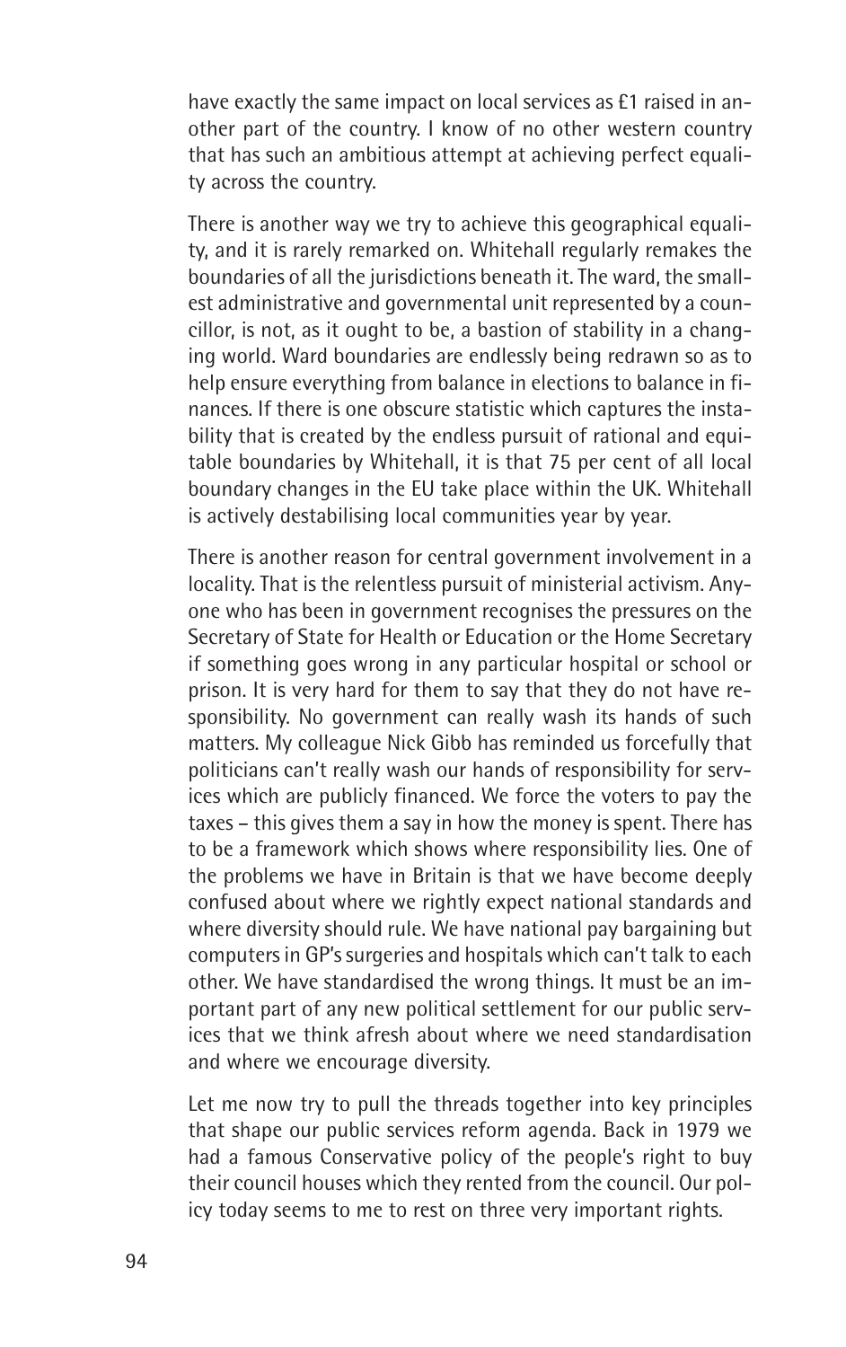have exactly the same impact on local services as £1 raised in another part of the country. I know of no other western country that has such an ambitious attempt at achieving perfect equality across the country.

There is another way we try to achieve this geographical equality, and it is rarely remarked on. Whitehall regularly remakes the boundaries of all the jurisdictions beneath it. The ward, the smallest administrative and governmental unit represented by a councillor, is not, as it ought to be, a bastion of stability in a changing world. Ward boundaries are endlessly being redrawn so as to help ensure everything from balance in elections to balance in finances. If there is one obscure statistic which captures the instability that is created by the endless pursuit of rational and equitable boundaries by Whitehall, it is that 75 per cent of all local boundary changes in the EU take place within the UK. Whitehall is actively destabilising local communities year by year.

There is another reason for central government involvement in a locality. That is the relentless pursuit of ministerial activism. Anyone who has been in government recognises the pressures on the Secretary of State for Health or Education or the Home Secretary if something goes wrong in any particular hospital or school or prison. It is very hard for them to say that they do not have responsibility. No government can really wash its hands of such matters. My colleague Nick Gibb has reminded us forcefully that politicians can't really wash our hands of responsibility for services which are publicly financed. We force the voters to pay the taxes – this gives them a say in how the money is spent. There has to be a framework which shows where responsibility lies. One of the problems we have in Britain is that we have become deeply confused about where we rightly expect national standards and where diversity should rule. We have national pay bargaining but computers in GP's surgeries and hospitals which can't talk to each other. We have standardised the wrong things. It must be an important part of any new political settlement for our public services that we think afresh about where we need standardisation and where we encourage diversity.

Let me now try to pull the threads together into key principles that shape our public services reform agenda. Back in 1979 we had a famous Conservative policy of the people's right to buy their council houses which they rented from the council. Our policy today seems to me to rest on three very important rights.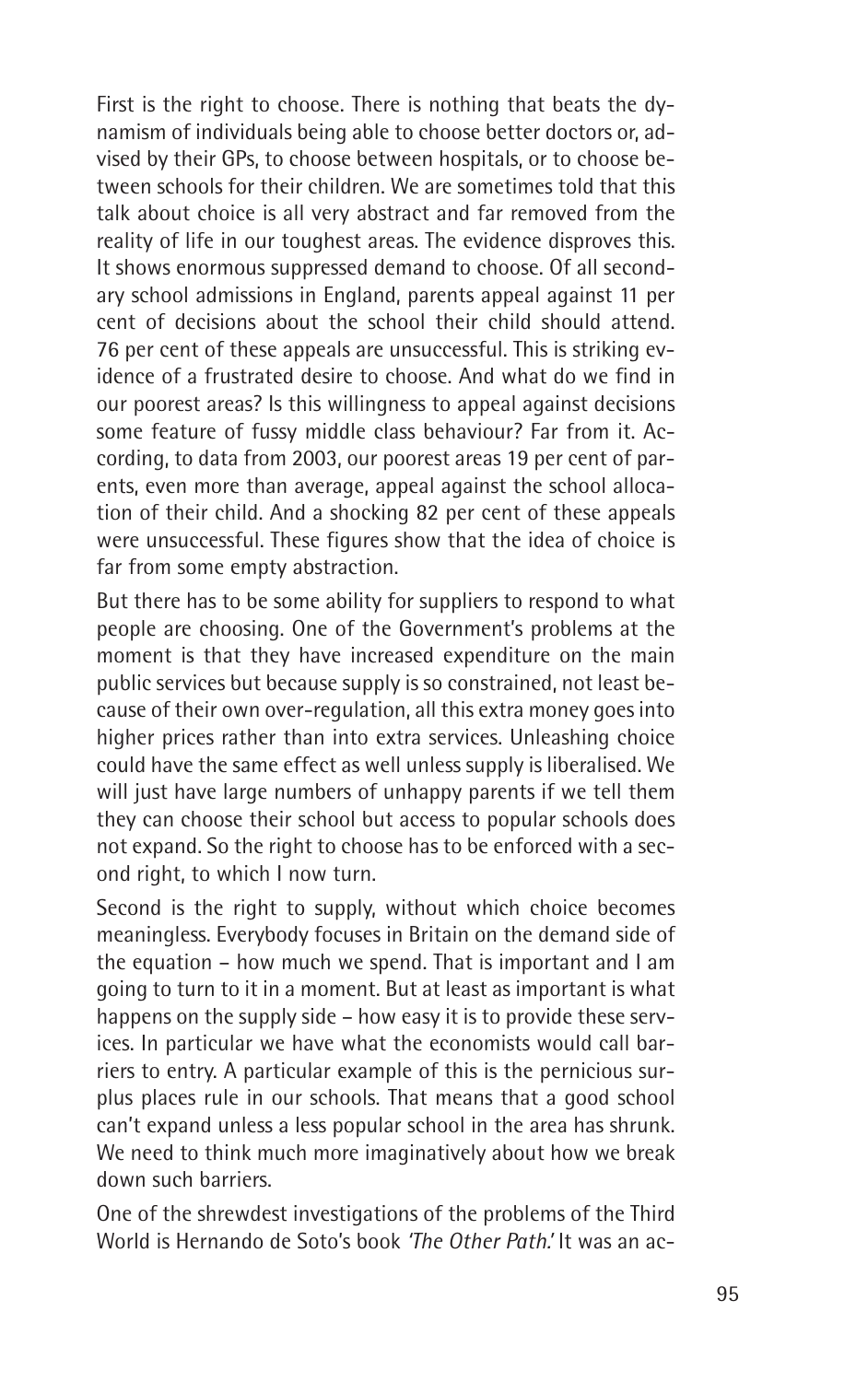First is the right to choose. There is nothing that beats the dynamism of individuals being able to choose better doctors or, advised by their GPs, to choose between hospitals, or to choose between schools for their children. We are sometimes told that this talk about choice is all very abstract and far removed from the reality of life in our toughest areas. The evidence disproves this. It shows enormous suppressed demand to choose. Of all secondary school admissions in England, parents appeal against 11 per cent of decisions about the school their child should attend. 76 per cent of these appeals are unsuccessful. This is striking evidence of a frustrated desire to choose. And what do we find in our poorest areas? Is this willingness to appeal against decisions some feature of fussy middle class behaviour? Far from it. According, to data from 2003, our poorest areas 19 per cent of parents, even more than average, appeal against the school allocation of their child. And a shocking 82 per cent of these appeals were unsuccessful. These figures show that the idea of choice is far from some empty abstraction.

But there has to be some ability for suppliers to respond to what people are choosing. One of the Government's problems at the moment is that they have increased expenditure on the main public services but because supply is so constrained, not least because of their own over-regulation, all this extra money goes into higher prices rather than into extra services. Unleashing choice could have the same effect as well unless supply is liberalised. We will just have large numbers of unhappy parents if we tell them they can choose their school but access to popular schools does not expand. So the right to choose has to be enforced with a second right, to which I now turn.

Second is the right to supply, without which choice becomes meaningless. Everybody focuses in Britain on the demand side of the equation – how much we spend. That is important and I am going to turn to it in a moment. But at least as important is what happens on the supply side – how easy it is to provide these services. In particular we have what the economists would call barriers to entry. A particular example of this is the pernicious surplus places rule in our schools. That means that a good school can't expand unless a less popular school in the area has shrunk. We need to think much more imaginatively about how we break down such barriers.

One of the shrewdest investigations of the problems of the Third World is Hernando de Soto's book *'The Other Path.'* It was an ac-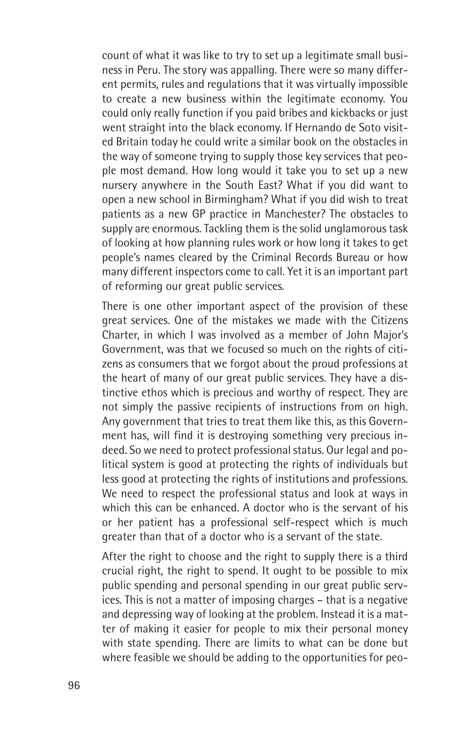count of what it was like to try to set up a legitimate small business in Peru. The story was appalling. There were so many different permits, rules and regulations that it was virtually impossible to create a new business within the legitimate economy. You could only really function if you paid bribes and kickbacks or just went straight into the black economy. If Hernando de Soto visited Britain today he could write a similar book on the obstacles in the way of someone trying to supply those key services that people most demand. How long would it take you to set up a new nursery anywhere in the South East? What if you did want to open a new school in Birmingham? What if you did wish to treat patients as a new GP practice in Manchester? The obstacles to supply are enormous. Tackling them is the solid unglamorous task of looking at how planning rules work or how long it takes to get people's names cleared by the Criminal Records Bureau or how many different inspectors come to call. Yet it is an important part of reforming our great public services.

There is one other important aspect of the provision of these great services. One of the mistakes we made with the Citizens Charter, in which I was involved as a member of John Major's Government, was that we focused so much on the rights of citizens as consumers that we forgot about the proud professions at the heart of many of our great public services. They have a distinctive ethos which is precious and worthy of respect. They are not simply the passive recipients of instructions from on high. Any government that tries to treat them like this, as this Government has, will find it is destroying something very precious indeed. So we need to protect professional status. Our legal and political system is good at protecting the rights of individuals but less good at protecting the rights of institutions and professions. We need to respect the professional status and look at ways in which this can be enhanced. A doctor who is the servant of his or her patient has a professional self-respect which is much greater than that of a doctor who is a servant of the state.

After the right to choose and the right to supply there is a third crucial right, the right to spend. It ought to be possible to mix public spending and personal spending in our great public services. This is not a matter of imposing charges – that is a negative and depressing way of looking at the problem. Instead it is a matter of making it easier for people to mix their personal money with state spending. There are limits to what can be done but where feasible we should be adding to the opportunities for peo-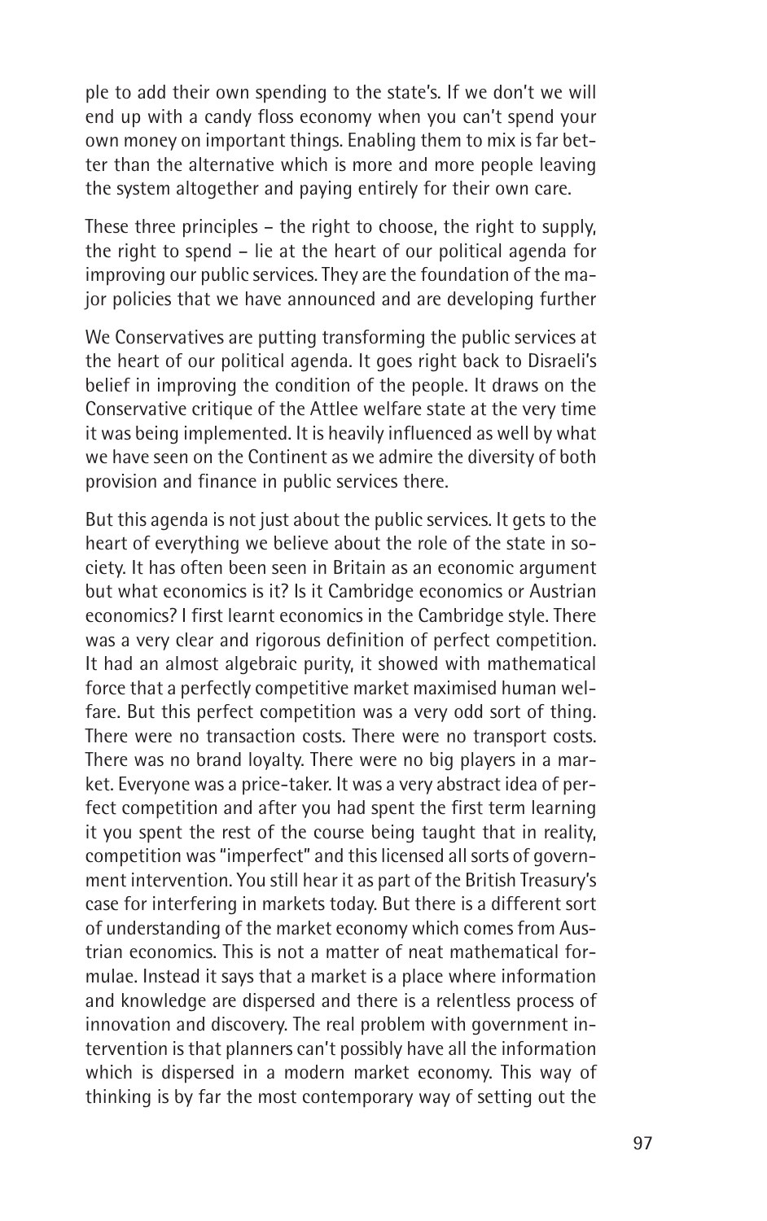ple to add their own spending to the state's. If we don't we will end up with a candy floss economy when you can't spend your own money on important things. Enabling them to mix is far better than the alternative which is more and more people leaving the system altogether and paying entirely for their own care.

These three principles – the right to choose, the right to supply, the right to spend – lie at the heart of our political agenda for improving our public services. They are the foundation of the major policies that we have announced and are developing further

We Conservatives are putting transforming the public services at the heart of our political agenda. It goes right back to Disraeli's belief in improving the condition of the people. It draws on the Conservative critique of the Attlee welfare state at the very time it was being implemented. It is heavily influenced as well by what we have seen on the Continent as we admire the diversity of both provision and finance in public services there.

But this agenda is not just about the public services. It gets to the heart of everything we believe about the role of the state in society. It has often been seen in Britain as an economic argument but what economics is it? Is it Cambridge economics or Austrian economics? I first learnt economics in the Cambridge style. There was a very clear and rigorous definition of perfect competition. It had an almost algebraic purity, it showed with mathematical force that a perfectly competitive market maximised human welfare. But this perfect competition was a very odd sort of thing. There were no transaction costs. There were no transport costs. There was no brand loyalty. There were no big players in a market. Everyone was a price-taker. It was a very abstract idea of perfect competition and after you had spent the first term learning it you spent the rest of the course being taught that in reality, competition was "imperfect" and this licensed all sorts of government intervention. You still hear it as part of the British Treasury's case for interfering in markets today. But there is a different sort of understanding of the market economy which comes from Austrian economics. This is not a matter of neat mathematical formulae. Instead it says that a market is a place where information and knowledge are dispersed and there is a relentless process of innovation and discovery. The real problem with government intervention is that planners can't possibly have all the information which is dispersed in a modern market economy. This way of thinking is by far the most contemporary way of setting out the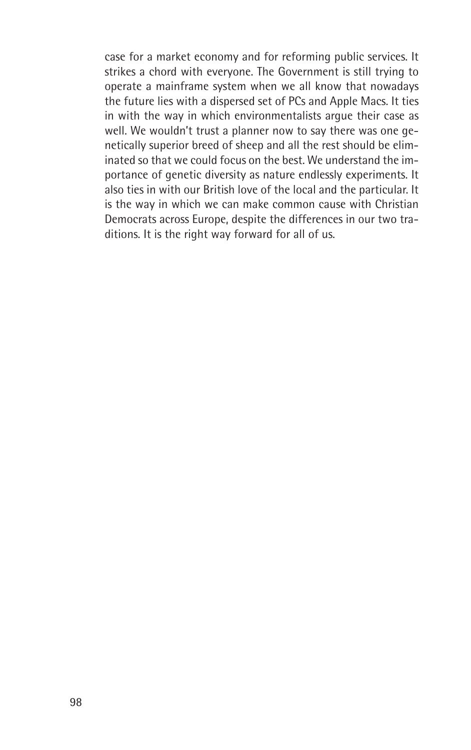case for a market economy and for reforming public services. It strikes a chord with everyone. The Government is still trying to operate a mainframe system when we all know that nowadays the future lies with a dispersed set of PCs and Apple Macs. It ties in with the way in which environmentalists argue their case as well. We wouldn't trust a planner now to say there was one genetically superior breed of sheep and all the rest should be eliminated so that we could focus on the best. We understand the importance of genetic diversity as nature endlessly experiments. It also ties in with our British love of the local and the particular. It is the way in which we can make common cause with Christian Democrats across Europe, despite the differences in our two traditions. It is the right way forward for all of us.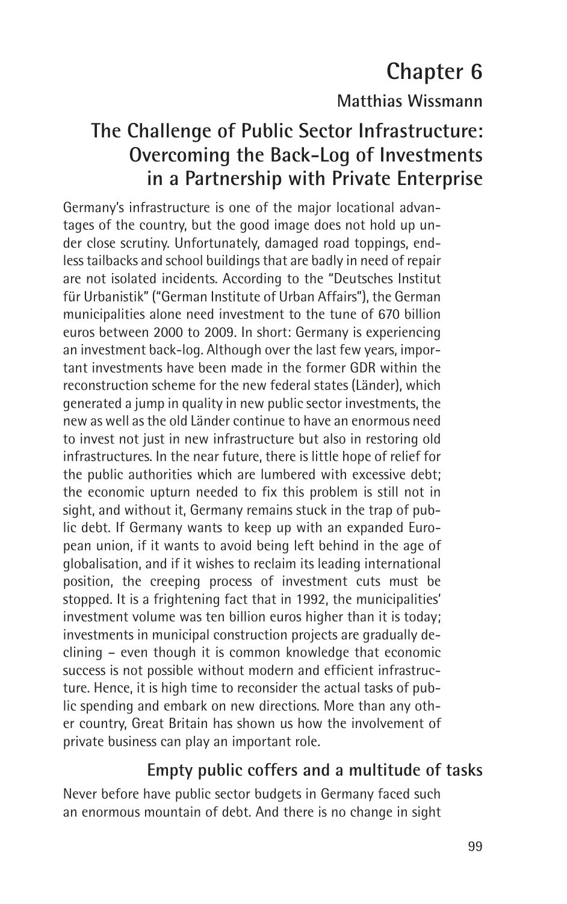# Chapter 6

**Matthias Wissmann**

## The Challenge of Public Sector Infrastructure: Overcoming the Back-Log of Investments in a Partnership with Private Enterprise

Germany's infrastructure is one of the major locational advantages of the country, but the good image does not hold up under close scrutiny. Unfortunately, damaged road toppings, endless tailbacks and school buildings that are badly in need of repair are not isolated incidents. According to the "Deutsches Institut für Urbanistik" ("German Institute of Urban Affairs"), the German municipalities alone need investment to the tune of 670 billion euros between 2000 to 2009. In short: Germany is experiencing an investment back-log. Although over the last few years, important investments have been made in the former GDR within the reconstruction scheme for the new federal states (Länder), which generated a jump in quality in new public sector investments, the new as well as the old Länder continue to have an enormous need to invest not just in new infrastructure but also in restoring old infrastructures. In the near future, there is little hope of relief for the public authorities which are lumbered with excessive debt; the economic upturn needed to fix this problem is still not in sight, and without it, Germany remains stuck in the trap of public debt. If Germany wants to keep up with an expanded European union, if it wants to avoid being left behind in the age of globalisation, and if it wishes to reclaim its leading international position, the creeping process of investment cuts must be stopped. It is a frightening fact that in 1992, the municipalities' investment volume was ten billion euros higher than it is today; investments in municipal construction projects are gradually declining – even though it is common knowledge that economic success is not possible without modern and efficient infrastructure. Hence, it is high time to reconsider the actual tasks of public spending and embark on new directions. More than any other country, Great Britain has shown us how the involvement of private business can play an important role.

### Empty public coffers and a multitude of tasks

Never before have public sector budgets in Germany faced such an enormous mountain of debt. And there is no change in sight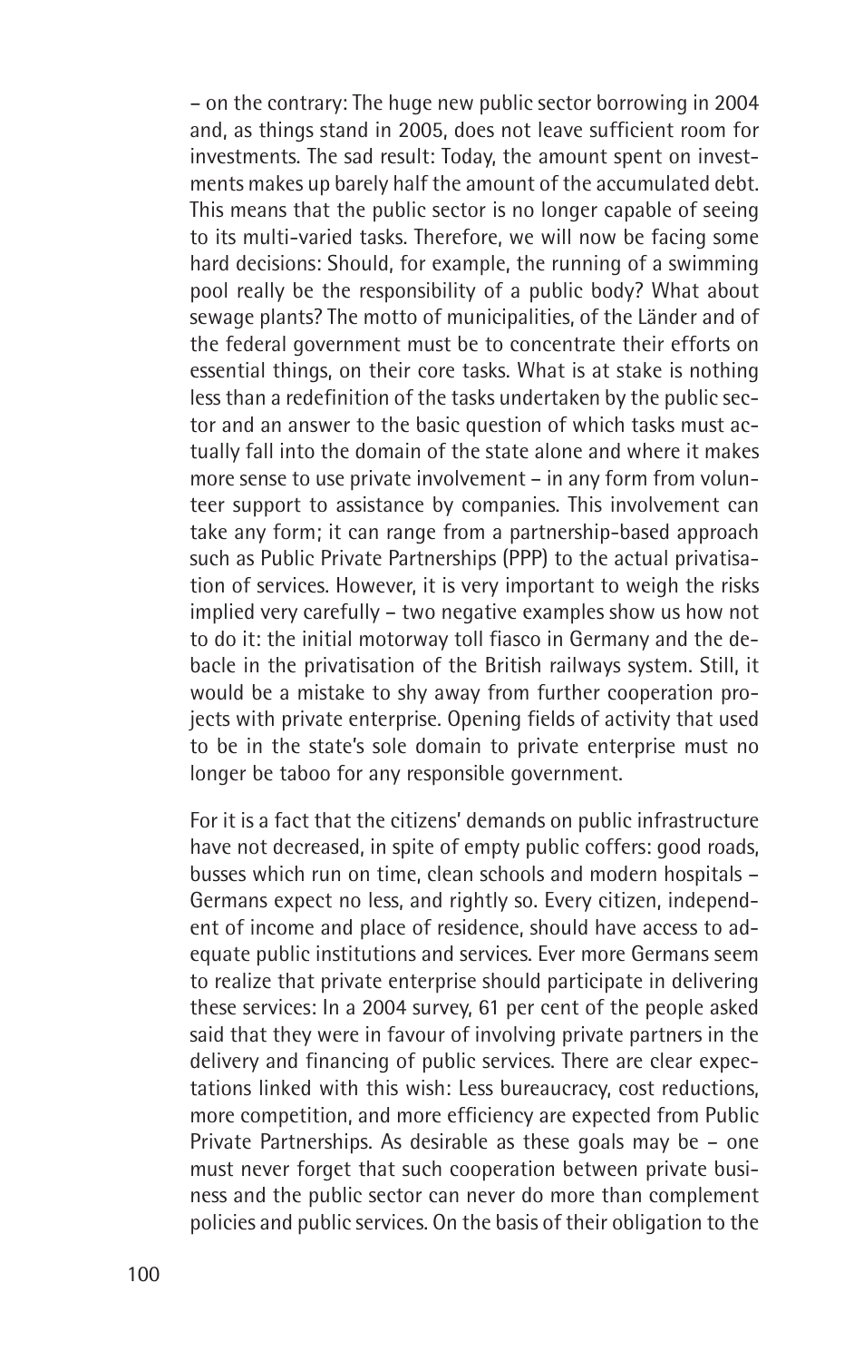– on the contrary: The huge new public sector borrowing in 2004 and, as things stand in 2005, does not leave sufficient room for investments. The sad result: Today, the amount spent on investments makes up barely half the amount of the accumulated debt. This means that the public sector is no longer capable of seeing to its multi-varied tasks. Therefore, we will now be facing some hard decisions: Should, for example, the running of a swimming pool really be the responsibility of a public body? What about sewage plants? The motto of municipalities, of the Länder and of the federal government must be to concentrate their efforts on essential things, on their core tasks. What is at stake is nothing less than a redefinition of the tasks undertaken by the public sector and an answer to the basic question of which tasks must actually fall into the domain of the state alone and where it makes more sense to use private involvement – in any form from volunteer support to assistance by companies. This involvement can take any form; it can range from a partnership-based approach such as Public Private Partnerships (PPP) to the actual privatisation of services. However, it is very important to weigh the risks implied very carefully – two negative examples show us how not to do it: the initial motorway toll fiasco in Germany and the debacle in the privatisation of the British railways system. Still, it would be a mistake to shy away from further cooperation projects with private enterprise. Opening fields of activity that used to be in the state's sole domain to private enterprise must no longer be taboo for any responsible government.

For it is a fact that the citizens' demands on public infrastructure have not decreased, in spite of empty public coffers: good roads, busses which run on time, clean schools and modern hospitals – Germans expect no less, and rightly so. Every citizen, independent of income and place of residence, should have access to adequate public institutions and services. Ever more Germans seem to realize that private enterprise should participate in delivering these services: In a 2004 survey, 61 per cent of the people asked said that they were in favour of involving private partners in the delivery and financing of public services. There are clear expectations linked with this wish: Less bureaucracy, cost reductions, more competition, and more efficiency are expected from Public Private Partnerships. As desirable as these goals may be – one must never forget that such cooperation between private business and the public sector can never do more than complement policies and public services. On the basis of their obligation to the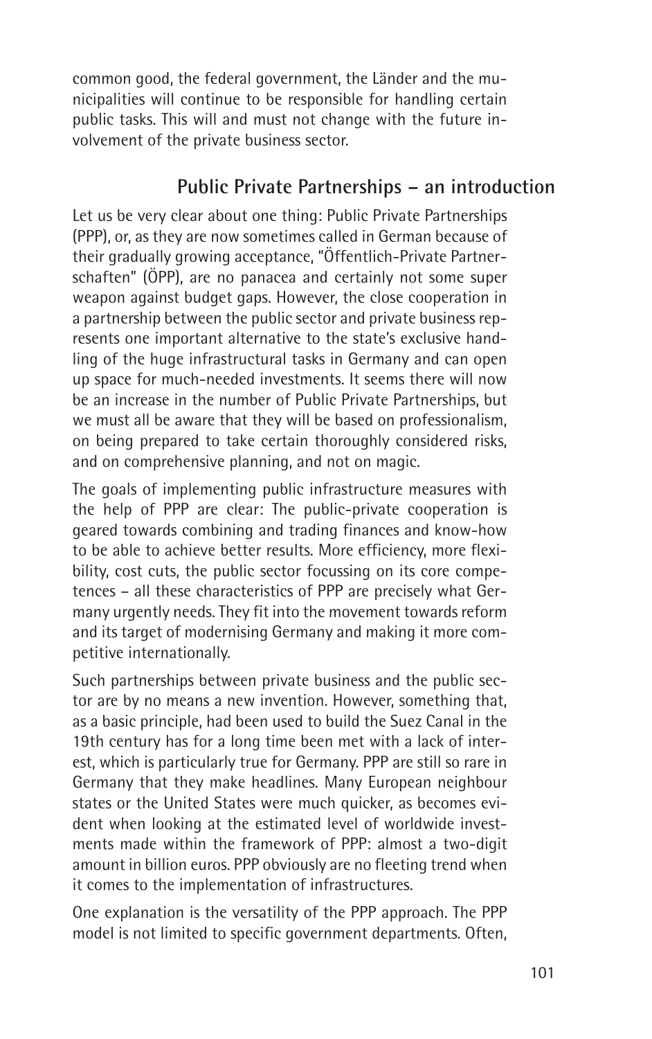common good, the federal government, the Länder and the municipalities will continue to be responsible for handling certain public tasks. This will and must not change with the future involvement of the private business sector.

## Public Private Partnerships – an introduction

Let us be very clear about one thing: Public Private Partnerships (PPP), or, as they are now sometimes called in German because of their gradually growing acceptance, "Öffentlich-Private Partnerschaften" (ÖPP), are no panacea and certainly not some super weapon against budget gaps. However, the close cooperation in a partnership between the public sector and private business represents one important alternative to the state's exclusive handling of the huge infrastructural tasks in Germany and can open up space for much-needed investments. It seems there will now be an increase in the number of Public Private Partnerships, but we must all be aware that they will be based on professionalism, on being prepared to take certain thoroughly considered risks, and on comprehensive planning, and not on magic.

The goals of implementing public infrastructure measures with the help of PPP are clear: The public-private cooperation is geared towards combining and trading finances and know-how to be able to achieve better results. More efficiency, more flexibility, cost cuts, the public sector focussing on its core competences – all these characteristics of PPP are precisely what Germany urgently needs. They fit into the movement towards reform and its target of modernising Germany and making it more competitive internationally.

Such partnerships between private business and the public sector are by no means a new invention. However, something that, as a basic principle, had been used to build the Suez Canal in the 19th century has for a long time been met with a lack of interest, which is particularly true for Germany. PPP are still so rare in Germany that they make headlines. Many European neighbour states or the United States were much quicker, as becomes evident when looking at the estimated level of worldwide investments made within the framework of PPP: almost a two-digit amount in billion euros. PPP obviously are no fleeting trend when it comes to the implementation of infrastructures.

One explanation is the versatility of the PPP approach. The PPP model is not limited to specific government departments. Often,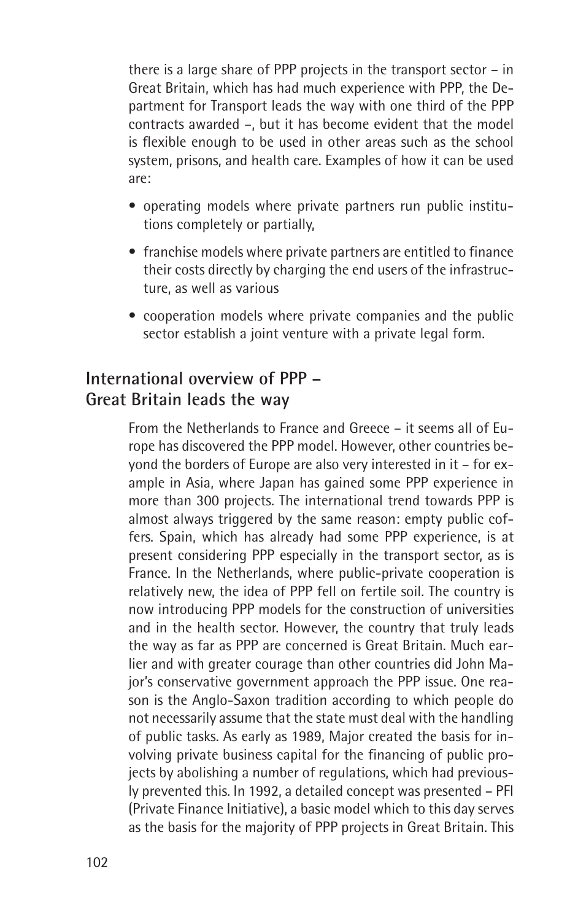there is a large share of PPP projects in the transport sector – in Great Britain, which has had much experience with PPP, the Department for Transport leads the way with one third of the PPP contracts awarded –, but it has become evident that the model is flexible enough to be used in other areas such as the school system, prisons, and health care. Examples of how it can be used are:

- operating models where private partners run public institutions completely or partially,
- franchise models where private partners are entitled to finance their costs directly by charging the end users of the infrastructure, as well as various
- cooperation models where private companies and the public sector establish a joint venture with a private legal form.

## International overview of PPP – Great Britain leads the way

From the Netherlands to France and Greece – it seems all of Europe has discovered the PPP model. However, other countries beyond the borders of Europe are also very interested in it – for example in Asia, where Japan has gained some PPP experience in more than 300 projects. The international trend towards PPP is almost always triggered by the same reason: empty public coffers. Spain, which has already had some PPP experience, is at present considering PPP especially in the transport sector, as is France. In the Netherlands, where public-private cooperation is relatively new, the idea of PPP fell on fertile soil. The country is now introducing PPP models for the construction of universities and in the health sector. However, the country that truly leads the way as far as PPP are concerned is Great Britain. Much earlier and with greater courage than other countries did John Major's conservative government approach the PPP issue. One reason is the Anglo-Saxon tradition according to which people do not necessarily assume that the state must deal with the handling of public tasks. As early as 1989, Major created the basis for involving private business capital for the financing of public projects by abolishing a number of regulations, which had previously prevented this. In 1992, a detailed concept was presented – PFI (Private Finance Initiative), a basic model which to this day serves as the basis for the majority of PPP projects in Great Britain. This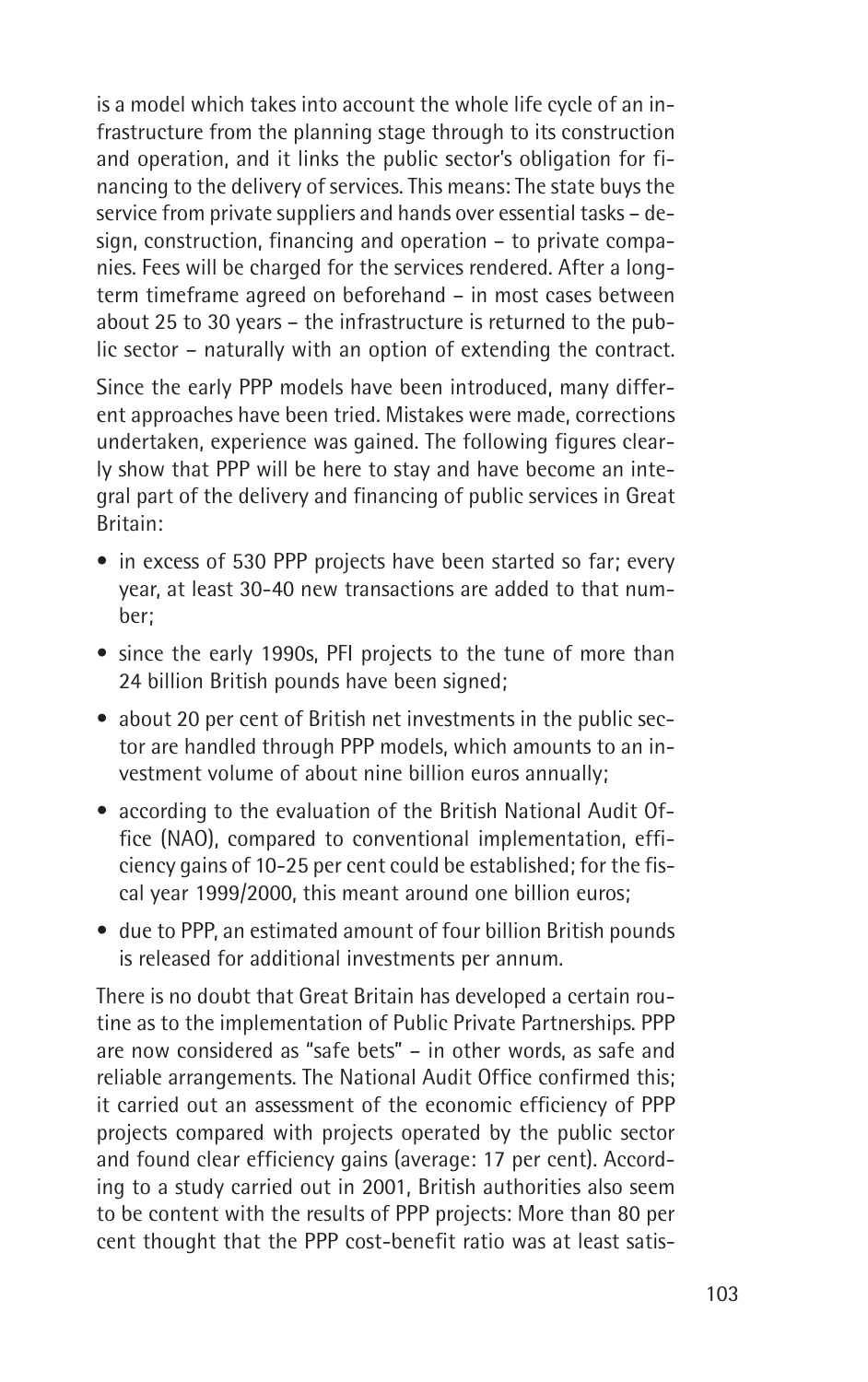is a model which takes into account the whole life cycle of an infrastructure from the planning stage through to its construction and operation, and it links the public sector's obligation for financing to the delivery of services. This means: The state buys the service from private suppliers and hands over essential tasks – design, construction, financing and operation – to private companies. Fees will be charged for the services rendered. After a long-term timeframe agreed on beforehand – in most cases between about 25 to 30 years – the infrastructure is returned to the public sector – naturally with an option of extending the contract.

Since the early PPP models have been introduced, many different approaches have been tried. Mistakes were made, corrections undertaken, experience was gained. The following figures clearly show that PPP will be here to stay and have become an integral part of the delivery and financing of public services in Great Britain:

- in excess of 530 PPP projects have been started so far; every year, at least 30-40 new transactions are added to that number;
- since the early 1990s, PFI projects to the tune of more than 24 billion British pounds have been signed;
- about 20 per cent of British net investments in the public sector are handled through PPP models, which amounts to an investment volume of about nine billion euros annually;
- according to the evaluation of the British National Audit Office (NAO), compared to conventional implementation, efficiency gains of 10-25 per cent could be established; for the fiscal year 1999/2000, this meant around one billion euros;
- due to PPP, an estimated amount of four billion British pounds is released for additional investments per annum.

There is no doubt that Great Britain has developed a certain routine as to the implementation of Public Private Partnerships. PPP are now considered as "safe bets" – in other words, as safe and reliable arrangements. The National Audit Office confirmed this; it carried out an assessment of the economic efficiency of PPP projects compared with projects operated by the public sector and found clear efficiency gains (average: 17 per cent). According to a study carried out in 2001, British authorities also seem to be content with the results of PPP projects: More than 80 per cent thought that the PPP cost-benefit ratio was at least satis-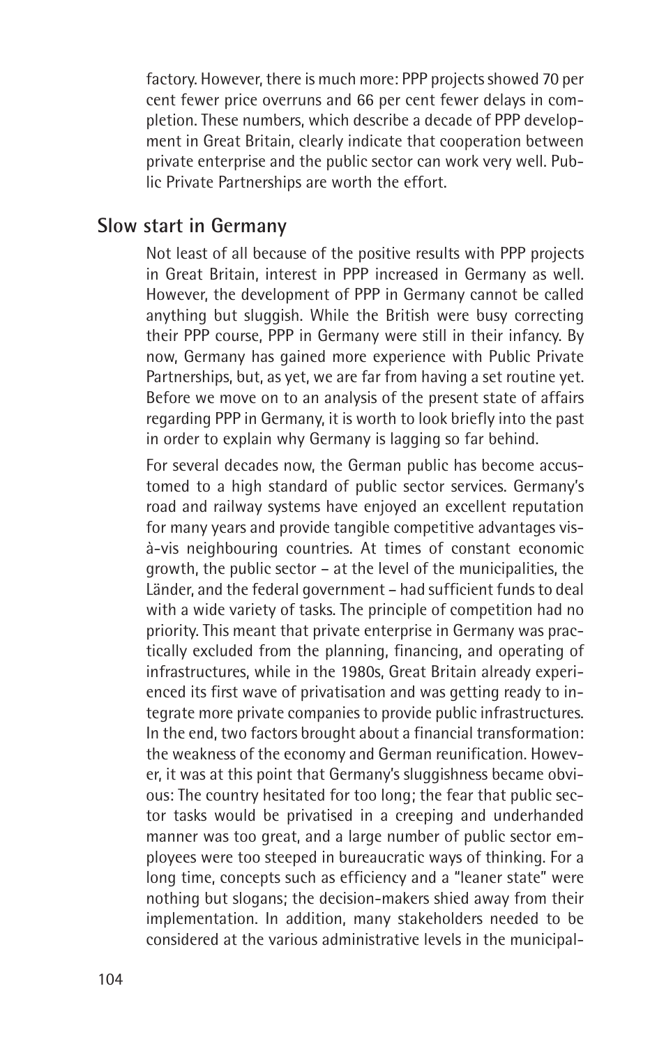factory. However, there is much more: PPP projects showed 70 per cent fewer price overruns and 66 per cent fewer delays in completion. These numbers, which describe a decade of PPP development in Great Britain, clearly indicate that cooperation between private enterprise and the public sector can work very well. Public Private Partnerships are worth the effort.

## Slow start in Germany

Not least of all because of the positive results with PPP projects in Great Britain, interest in PPP increased in Germany as well. However, the development of PPP in Germany cannot be called anything but sluggish. While the British were busy correcting their PPP course, PPP in Germany were still in their infancy. By now, Germany has gained more experience with Public Private Partnerships, but, as yet, we are far from having a set routine yet. Before we move on to an analysis of the present state of affairs regarding PPP in Germany, it is worth to look briefly into the past in order to explain why Germany is lagging so far behind.

For several decades now, the German public has become accustomed to a high standard of public sector services. Germany's road and railway systems have enjoyed an excellent reputation for many years and provide tangible competitive advantages vis-à-vis neighbouring countries. At times of constant economic growth, the public sector – at the level of the municipalities, the Länder, and the federal government – had sufficient funds to deal with a wide variety of tasks. The principle of competition had no priority. This meant that private enterprise in Germany was practically excluded from the planning, financing, and operating of infrastructures, while in the 1980s, Great Britain already experienced its first wave of privatisation and was getting ready to integrate more private companies to provide public infrastructures. In the end, two factors brought about a financial transformation: the weakness of the economy and German reunification. However, it was at this point that Germany's sluggishness became obvious: The country hesitated for too long; the fear that public sector tasks would be privatised in a creeping and underhanded manner was too great, and a large number of public sector employees were too steeped in bureaucratic ways of thinking. For a long time, concepts such as efficiency and a "leaner state" were nothing but slogans; the decision-makers shied away from their implementation. In addition, many stakeholders needed to be considered at the various administrative levels in the municipal-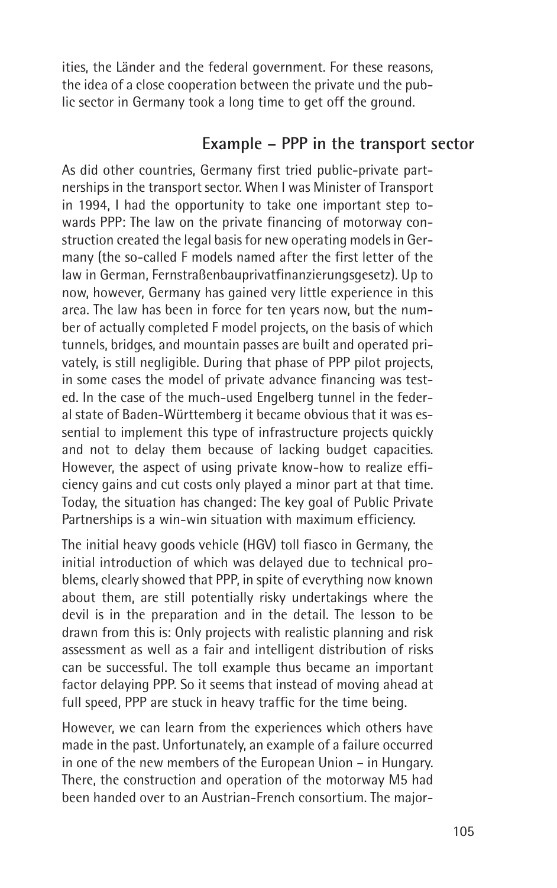ities, the Länder and the federal government. For these reasons, the idea of a close cooperation between the private und the public sector in Germany took a long time to get off the ground.

## Example – PPP in the transport sector

As did other countries, Germany first tried public-private partnerships in the transport sector. When I was Minister of Transport in 1994, I had the opportunity to take one important step towards PPP: The law on the private financing of motorway construction created the legal basis for new operating models in Germany (the so-called F models named after the first letter of the law in German, Fernstraßenbauprivatfinanzierungsgesetz). Up to now, however, Germany has gained very little experience in this area. The law has been in force for ten years now, but the number of actually completed F model projects, on the basis of which tunnels, bridges, and mountain passes are built and operated privately, is still negligible. During that phase of PPP pilot projects, in some cases the model of private advance financing was tested. In the case of the much-used Engelberg tunnel in the federal state of Baden-Württemberg it became obvious that it was essential to implement this type of infrastructure projects quickly and not to delay them because of lacking budget capacities. However, the aspect of using private know-how to realize efficiency gains and cut costs only played a minor part at that time. Today, the situation has changed: The key goal of Public Private Partnerships is a win-win situation with maximum efficiency.

The initial heavy goods vehicle (HGV) toll fiasco in Germany, the initial introduction of which was delayed due to technical problems, clearly showed that PPP, in spite of everything now known about them, are still potentially risky undertakings where the devil is in the preparation and in the detail. The lesson to be drawn from this is: Only projects with realistic planning and risk assessment as well as a fair and intelligent distribution of risks can be successful. The toll example thus became an important factor delaying PPP. So it seems that instead of moving ahead at full speed, PPP are stuck in heavy traffic for the time being.

However, we can learn from the experiences which others have made in the past. Unfortunately, an example of a failure occurred in one of the new members of the European Union – in Hungary. There, the construction and operation of the motorway M5 had been handed over to an Austrian-French consortium. The major-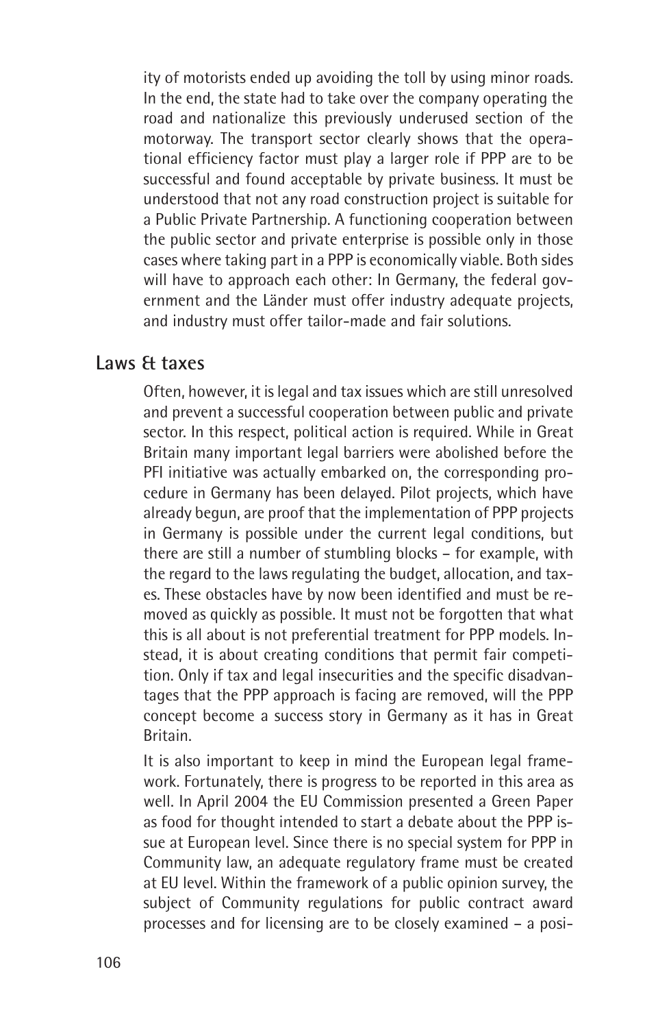ity of motorists ended up avoiding the toll by using minor roads. In the end, the state had to take over the company operating the road and nationalize this previously underused section of the motorway. The transport sector clearly shows that the operational efficiency factor must play a larger role if PPP are to be successful and found acceptable by private business. It must be understood that not any road construction project is suitable for a Public Private Partnership. A functioning cooperation between the public sector and private enterprise is possible only in those cases where taking part in a PPP is economically viable. Both sides will have to approach each other: In Germany, the federal government and the Länder must offer industry adequate projects, and industry must offer tailor-made and fair solutions.

## Laws & taxes

Often, however, it is legal and tax issues which are still unresolved and prevent a successful cooperation between public and private sector. In this respect, political action is required. While in Great Britain many important legal barriers were abolished before the PFI initiative was actually embarked on, the corresponding procedure in Germany has been delayed. Pilot projects, which have already begun, are proof that the implementation of PPP projects in Germany is possible under the current legal conditions, but there are still a number of stumbling blocks – for example, with the regard to the laws regulating the budget, allocation, and taxes. These obstacles have by now been identified and must be removed as quickly as possible. It must not be forgotten that what this is all about is not preferential treatment for PPP models. Instead, it is about creating conditions that permit fair competition. Only if tax and legal insecurities and the specific disadvantages that the PPP approach is facing are removed, will the PPP concept become a success story in Germany as it has in Great Britain.

It is also important to keep in mind the European legal framework. Fortunately, there is progress to be reported in this area as well. In April 2004 the EU Commission presented a Green Paper as food for thought intended to start a debate about the PPP issue at European level. Since there is no special system for PPP in Community law, an adequate regulatory frame must be created at EU level. Within the framework of a public opinion survey, the subject of Community regulations for public contract award processes and for licensing are to be closely examined – a posi-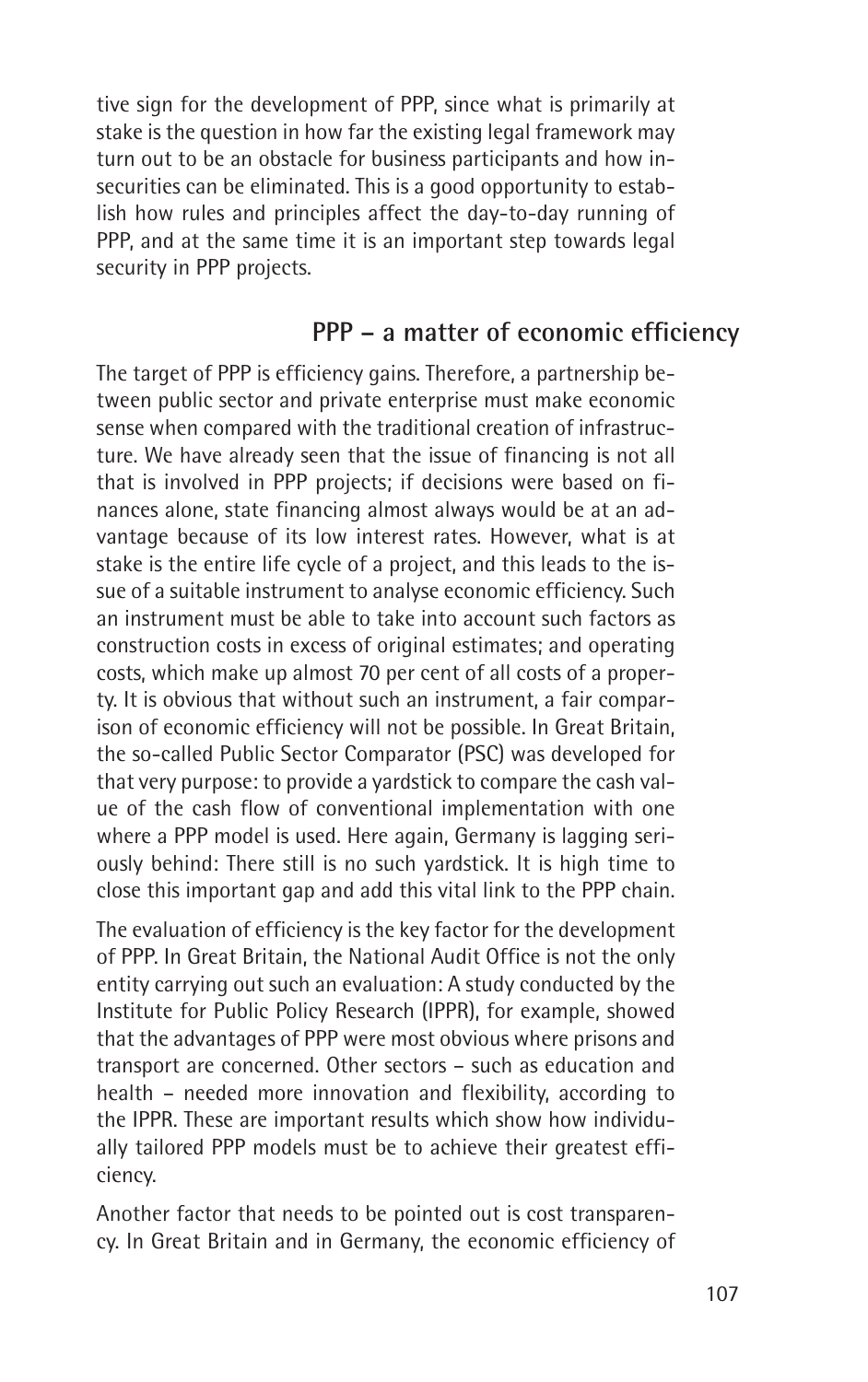tive sign for the development of PPP, since what is primarily at stake is the question in how far the existing legal framework may turn out to be an obstacle for business participants and how insecurities can be eliminated. This is a good opportunity to establish how rules and principles affect the day-to-day running of PPP, and at the same time it is an important step towards legal security in PPP projects.

## PPP – a matter of economic efficiency

The target of PPP is efficiency gains. Therefore, a partnership between public sector and private enterprise must make economic sense when compared with the traditional creation of infrastructure. We have already seen that the issue of financing is not all that is involved in PPP projects; if decisions were based on finances alone, state financing almost always would be at an advantage because of its low interest rates. However, what is at stake is the entire life cycle of a project, and this leads to the issue of a suitable instrument to analyse economic efficiency. Such an instrument must be able to take into account such factors as construction costs in excess of original estimates; and operating costs, which make up almost 70 per cent of all costs of a property. It is obvious that without such an instrument, a fair comparison of economic efficiency will not be possible. In Great Britain, the so-called Public Sector Comparator (PSC) was developed for that very purpose: to provide a yardstick to compare the cash value of the cash flow of conventional implementation with one where a PPP model is used. Here again, Germany is lagging seriously behind: There still is no such yardstick. It is high time to close this important gap and add this vital link to the PPP chain.

The evaluation of efficiency is the key factor for the development of PPP. In Great Britain, the National Audit Office is not the only entity carrying out such an evaluation: A study conducted by the Institute for Public Policy Research (IPPR), for example, showed that the advantages of PPP were most obvious where prisons and transport are concerned. Other sectors – such as education and health – needed more innovation and flexibility, according to the IPPR. These are important results which show how individually tailored PPP models must be to achieve their greatest efficiency.

Another factor that needs to be pointed out is cost transparency. In Great Britain and in Germany, the economic efficiency of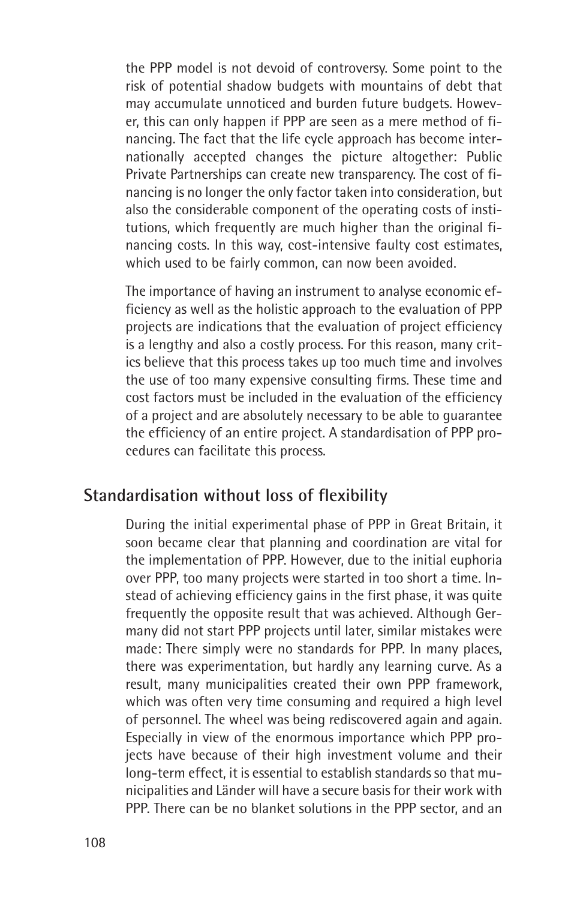the PPP model is not devoid of controversy. Some point to the risk of potential shadow budgets with mountains of debt that may accumulate unnoticed and burden future budgets. However, this can only happen if PPP are seen as a mere method of financing. The fact that the life cycle approach has become internationally accepted changes the picture altogether: Public Private Partnerships can create new transparency. The cost of financing is no longer the only factor taken into consideration, but also the considerable component of the operating costs of institutions, which frequently are much higher than the original financing costs. In this way, cost-intensive faulty cost estimates, which used to be fairly common, can now been avoided.

The importance of having an instrument to analyse economic efficiency as well as the holistic approach to the evaluation of PPP projects are indications that the evaluation of project efficiency is a lengthy and also a costly process. For this reason, many critics believe that this process takes up too much time and involves the use of too many expensive consulting firms. These time and cost factors must be included in the evaluation of the efficiency of a project and are absolutely necessary to be able to guarantee the efficiency of an entire project. A standardisation of PPP procedures can facilitate this process.

## Standardisation without loss of flexibility

During the initial experimental phase of PPP in Great Britain, it soon became clear that planning and coordination are vital for the implementation of PPP. However, due to the initial euphoria over PPP, too many projects were started in too short a time. Instead of achieving efficiency gains in the first phase, it was quite frequently the opposite result that was achieved. Although Germany did not start PPP projects until later, similar mistakes were made: There simply were no standards for PPP. In many places, there was experimentation, but hardly any learning curve. As a result, many municipalities created their own PPP framework, which was often very time consuming and required a high level of personnel. The wheel was being rediscovered again and again. Especially in view of the enormous importance which PPP projects have because of their high investment volume and their long-term effect, it is essential to establish standards so that municipalities and Länder will have a secure basis for their work with PPP. There can be no blanket solutions in the PPP sector, and an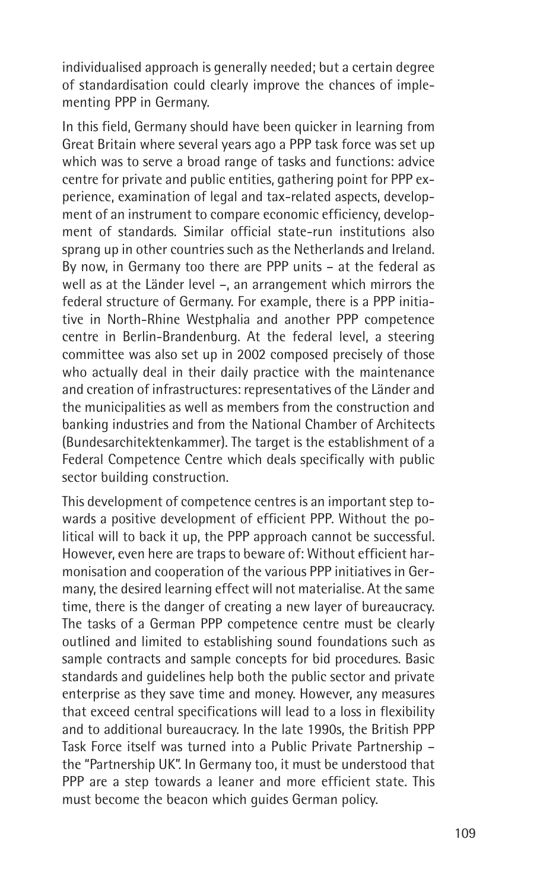individualised approach is generally needed; but a certain degree of standardisation could clearly improve the chances of implementing PPP in Germany.

In this field, Germany should have been quicker in learning from Great Britain where several years ago a PPP task force was set up which was to serve a broad range of tasks and functions: advice centre for private and public entities, gathering point for PPP experience, examination of legal and tax-related aspects, development of an instrument to compare economic efficiency, development of standards. Similar official state-run institutions also sprang up in other countries such as the Netherlands and Ireland. By now, in Germany too there are PPP units – at the federal as well as at the Länder level –, an arrangement which mirrors the federal structure of Germany. For example, there is a PPP initiative in North-Rhine Westphalia and another PPP competence centre in Berlin-Brandenburg. At the federal level, a steering committee was also set up in 2002 composed precisely of those who actually deal in their daily practice with the maintenance and creation of infrastructures: representatives of the Länder and the municipalities as well as members from the construction and banking industries and from the National Chamber of Architects (Bundesarchitektenkammer). The target is the establishment of a Federal Competence Centre which deals specifically with public sector building construction.

This development of competence centres is an important step towards a positive development of efficient PPP. Without the political will to back it up, the PPP approach cannot be successful. However, even here are traps to beware of: Without efficient harmonisation and cooperation of the various PPP initiatives in Germany, the desired learning effect will not materialise. At the same time, there is the danger of creating a new layer of bureaucracy. The tasks of a German PPP competence centre must be clearly outlined and limited to establishing sound foundations such as sample contracts and sample concepts for bid procedures. Basic standards and guidelines help both the public sector and private enterprise as they save time and money. However, any measures that exceed central specifications will lead to a loss in flexibility and to additional bureaucracy. In the late 1990s, the British PPP Task Force itself was turned into a Public Private Partnership – the "Partnership UK". In Germany too, it must be understood that PPP are a step towards a leaner and more efficient state. This must become the beacon which guides German policy.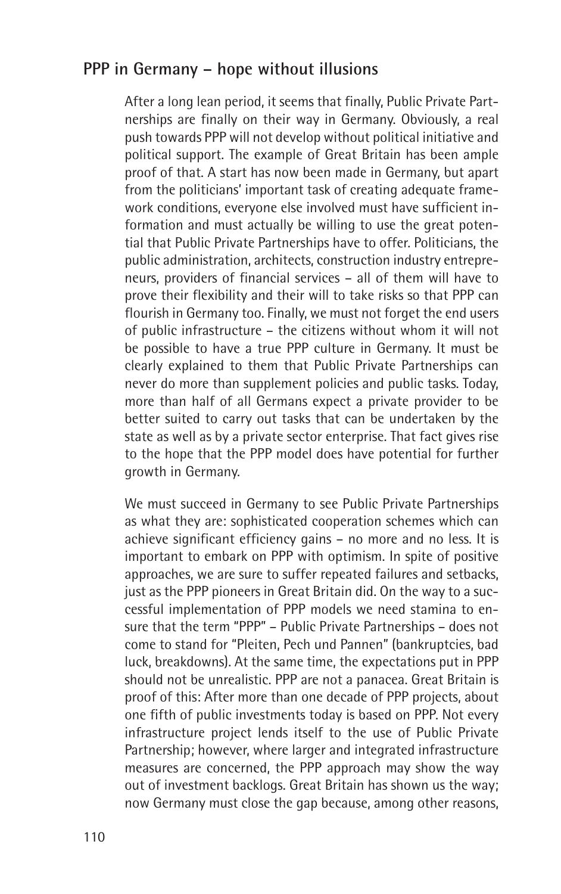## PPP in Germany – hope without illusions

After a long lean period, it seems that finally, Public Private Partnerships are finally on their way in Germany. Obviously, a real push towards PPP will not develop without political initiative and political support. The example of Great Britain has been ample proof of that. A start has now been made in Germany, but apart from the politicians' important task of creating adequate framework conditions, everyone else involved must have sufficient information and must actually be willing to use the great potential that Public Private Partnerships have to offer. Politicians, the public administration, architects, construction industry entrepreneurs, providers of financial services – all of them will have to prove their flexibility and their will to take risks so that PPP can flourish in Germany too. Finally, we must not forget the end users of public infrastructure – the citizens without whom it will not be possible to have a true PPP culture in Germany. It must be clearly explained to them that Public Private Partnerships can never do more than supplement policies and public tasks. Today, more than half of all Germans expect a private provider to be better suited to carry out tasks that can be undertaken by the state as well as by a private sector enterprise. That fact gives rise to the hope that the PPP model does have potential for further growth in Germany.

We must succeed in Germany to see Public Private Partnerships as what they are: sophisticated cooperation schemes which can achieve significant efficiency gains – no more and no less. It is important to embark on PPP with optimism. In spite of positive approaches, we are sure to suffer repeated failures and setbacks, just as the PPP pioneers in Great Britain did. On the way to a successful implementation of PPP models we need stamina to ensure that the term "PPP" – Public Private Partnerships – does not come to stand for "Pleiten, Pech und Pannen" (bankruptcies, bad luck, breakdowns). At the same time, the expectations put in PPP should not be unrealistic. PPP are not a panacea. Great Britain is proof of this: After more than one decade of PPP projects, about one fifth of public investments today is based on PPP. Not every infrastructure project lends itself to the use of Public Private Partnership; however, where larger and integrated infrastructure measures are concerned, the PPP approach may show the way out of investment backlogs. Great Britain has shown us the way; now Germany must close the gap because, among other reasons,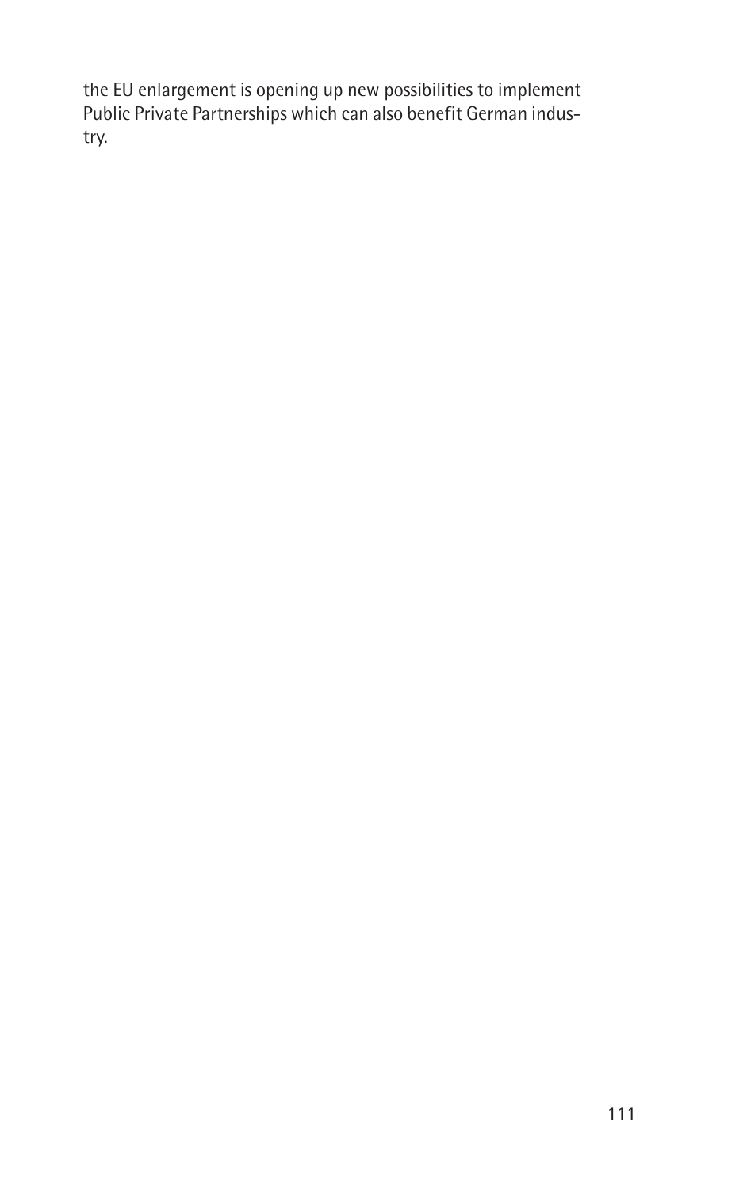the EU enlargement is opening up new possibilities to implement Public Private Partnerships which can also benefit German industry.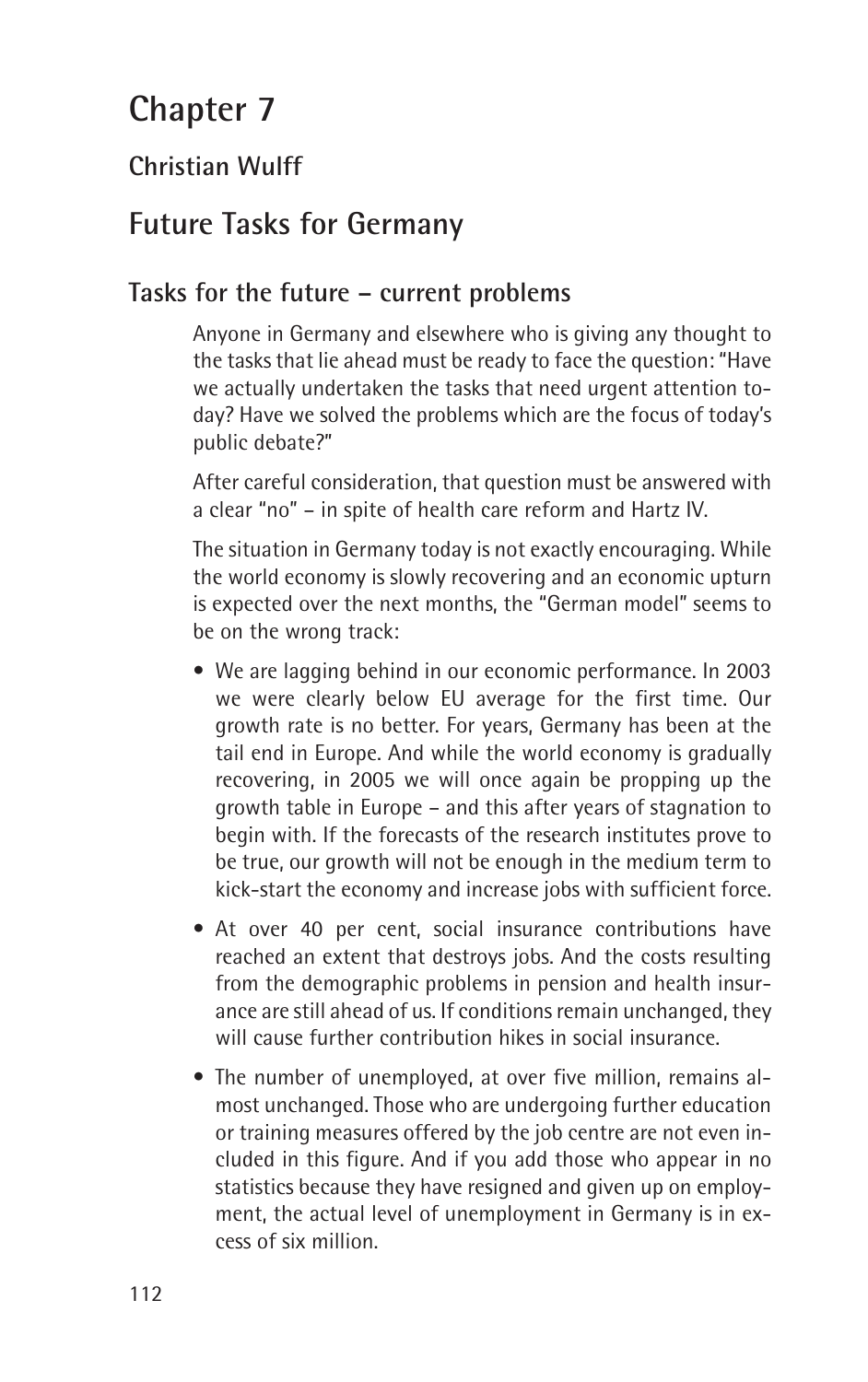# Chapter 7

## Christian Wulff

# Future Tasks for Germany

### Tasks for the future – current problems

Anyone in Germany and elsewhere who is giving any thought to the tasks that lie ahead must be ready to face the question: "Have we actually undertaken the tasks that need urgent attention today? Have we solved the problems which are the focus of today's public debate?"

After careful consideration, that question must be answered with a clear "no" – in spite of health care reform and Hartz IV.

The situation in Germany today is not exactly encouraging. While the world economy is slowly recovering and an economic upturn is expected over the next months, the "German model" seems to be on the wrong track:

- We are lagging behind in our economic performance. In 2003 we were clearly below EU average for the first time. Our growth rate is no better. For years, Germany has been at the tail end in Europe. And while the world economy is gradually recovering, in 2005 we will once again be propping up the growth table in Europe – and this after years of stagnation to begin with. If the forecasts of the research institutes prove to be true, our growth will not be enough in the medium term to kick-start the economy and increase jobs with sufficient force.
- At over 40 per cent, social insurance contributions have reached an extent that destroys jobs. And the costs resulting from the demographic problems in pension and health insurance are still ahead of us. If conditions remain unchanged, they will cause further contribution hikes in social insurance.
- The number of unemployed, at over five million, remains almost unchanged. Those who are undergoing further education or training measures offered by the job centre are not even included in this figure. And if you add those who appear in no statistics because they have resigned and given up on employment, the actual level of unemployment in Germany is in excess of six million.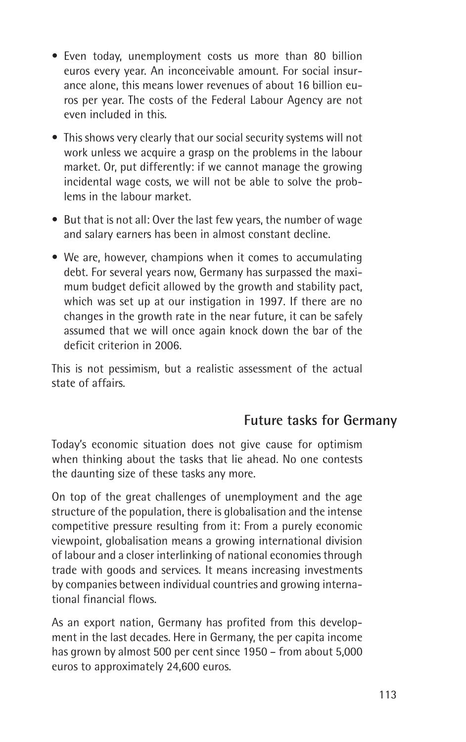- Even today, unemployment costs us more than 80 billion euros every year. An inconceivable amount. For social insurance alone, this means lower revenues of about 16 billion euros per year. The costs of the Federal Labour Agency are not even included in this.
- This shows very clearly that our social security systems will not work unless we acquire a grasp on the problems in the labour market. Or, put differently: if we cannot manage the growing incidental wage costs, we will not be able to solve the problems in the labour market.
- But that is not all: Over the last few years, the number of wage and salary earners has been in almost constant decline.
- We are, however, champions when it comes to accumulating debt. For several years now, Germany has surpassed the maximum budget deficit allowed by the growth and stability pact, which was set up at our instigation in 1997. If there are no changes in the growth rate in the near future, it can be safely assumed that we will once again knock down the bar of the deficit criterion in 2006.

This is not pessimism, but a realistic assessment of the actual state of affairs.

## Future tasks for Germany

Today's economic situation does not give cause for optimism when thinking about the tasks that lie ahead. No one contests the daunting size of these tasks any more.

On top of the great challenges of unemployment and the age structure of the population, there is globalisation and the intense competitive pressure resulting from it: From a purely economic viewpoint, globalisation means a growing international division of labour and a closer interlinking of national economies through trade with goods and services. It means increasing investments by companies between individual countries and growing international financial flows.

As an export nation, Germany has profited from this development in the last decades. Here in Germany, the per capita income has grown by almost 500 per cent since 1950 – from about 5,000 euros to approximately 24,600 euros.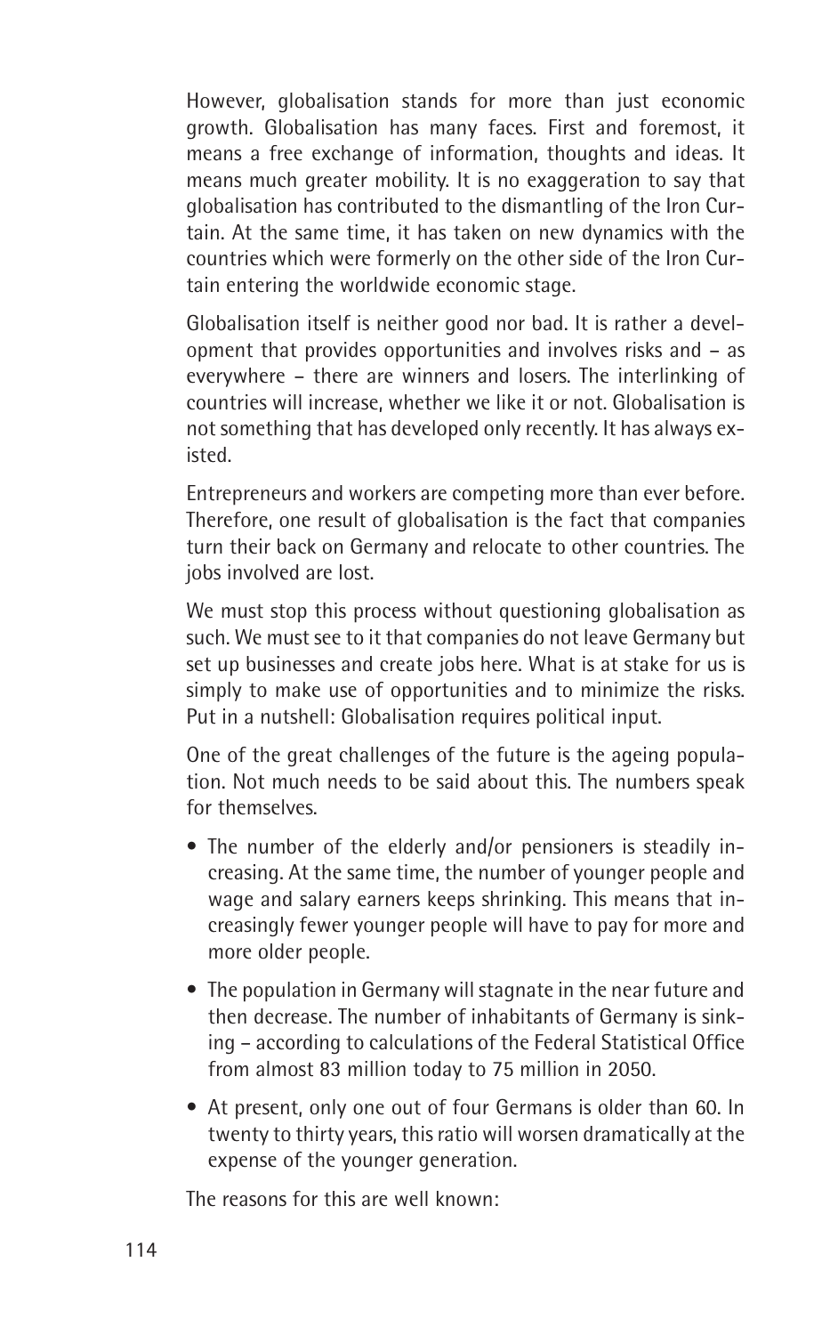However, globalisation stands for more than just economic growth. Globalisation has many faces. First and foremost, it means a free exchange of information, thoughts and ideas. It means much greater mobility. It is no exaggeration to say that globalisation has contributed to the dismantling of the Iron Curtain. At the same time, it has taken on new dynamics with the countries which were formerly on the other side of the Iron Curtain entering the worldwide economic stage.

Globalisation itself is neither good nor bad. It is rather a development that provides opportunities and involves risks and – as everywhere – there are winners and losers. The interlinking of countries will increase, whether we like it or not. Globalisation is not something that has developed only recently. It has always existed.

Entrepreneurs and workers are competing more than ever before. Therefore, one result of globalisation is the fact that companies turn their back on Germany and relocate to other countries. The jobs involved are lost.

We must stop this process without questioning globalisation as such. We must see to it that companies do not leave Germany but set up businesses and create jobs here. What is at stake for us is simply to make use of opportunities and to minimize the risks. Put in a nutshell: Globalisation requires political input.

One of the great challenges of the future is the ageing population. Not much needs to be said about this. The numbers speak for themselves.

- The number of the elderly and/or pensioners is steadily increasing. At the same time, the number of younger people and wage and salary earners keeps shrinking. This means that increasingly fewer younger people will have to pay for more and more older people.
- The population in Germany will stagnate in the near future and then decrease. The number of inhabitants of Germany is sinking – according to calculations of the Federal Statistical Office from almost 83 million today to 75 million in 2050.
- At present, only one out of four Germans is older than 60. In twenty to thirty years, this ratio will worsen dramatically at the expense of the younger generation.

The reasons for this are well known: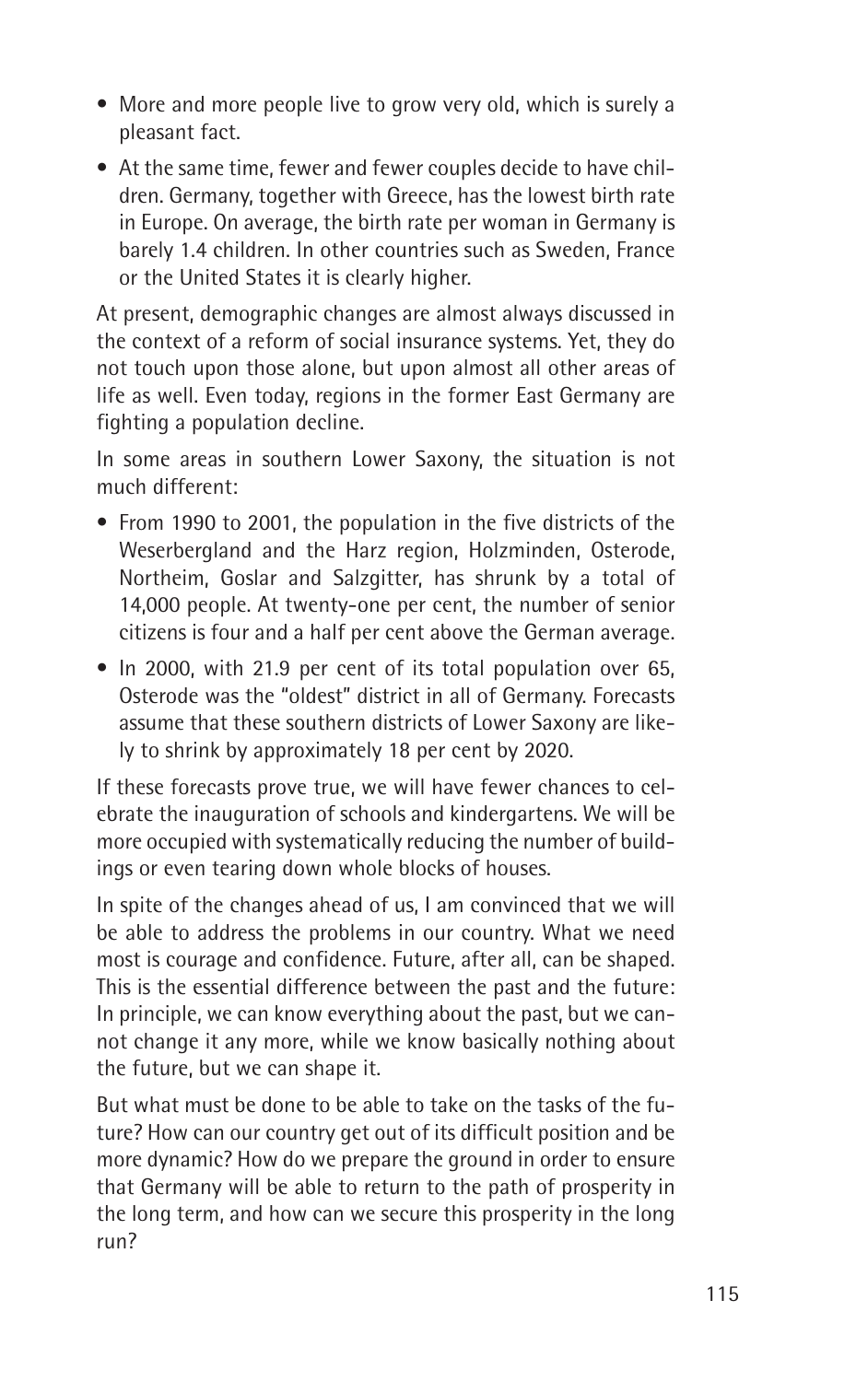- More and more people live to grow very old, which is surely a pleasant fact.
- At the same time, fewer and fewer couples decide to have children. Germany, together with Greece, has the lowest birth rate in Europe. On average, the birth rate per woman in Germany is barely 1.4 children. In other countries such as Sweden, France or the United States it is clearly higher.

At present, demographic changes are almost always discussed in the context of a reform of social insurance systems. Yet, they do not touch upon those alone, but upon almost all other areas of life as well. Even today, regions in the former East Germany are fighting a population decline.

In some areas in southern Lower Saxony, the situation is not much different:

- From 1990 to 2001, the population in the five districts of the Weserbergland and the Harz region, Holzminden, Osterode, Northeim, Goslar and Salzgitter, has shrunk by a total of 14,000 people. At twenty-one per cent, the number of senior citizens is four and a half per cent above the German average.
- In 2000, with 21.9 per cent of its total population over 65, Osterode was the "oldest" district in all of Germany. Forecasts assume that these southern districts of Lower Saxony are likely to shrink by approximately 18 per cent by 2020.

If these forecasts prove true, we will have fewer chances to celebrate the inauguration of schools and kindergartens. We will be more occupied with systematically reducing the number of buildings or even tearing down whole blocks of houses.

In spite of the changes ahead of us, I am convinced that we will be able to address the problems in our country. What we need most is courage and confidence. Future, after all, can be shaped. This is the essential difference between the past and the future: In principle, we can know everything about the past, but we cannot change it any more, while we know basically nothing about the future, but we can shape it.

But what must be done to be able to take on the tasks of the future? How can our country get out of its difficult position and be more dynamic? How do we prepare the ground in order to ensure that Germany will be able to return to the path of prosperity in the long term, and how can we secure this prosperity in the long run?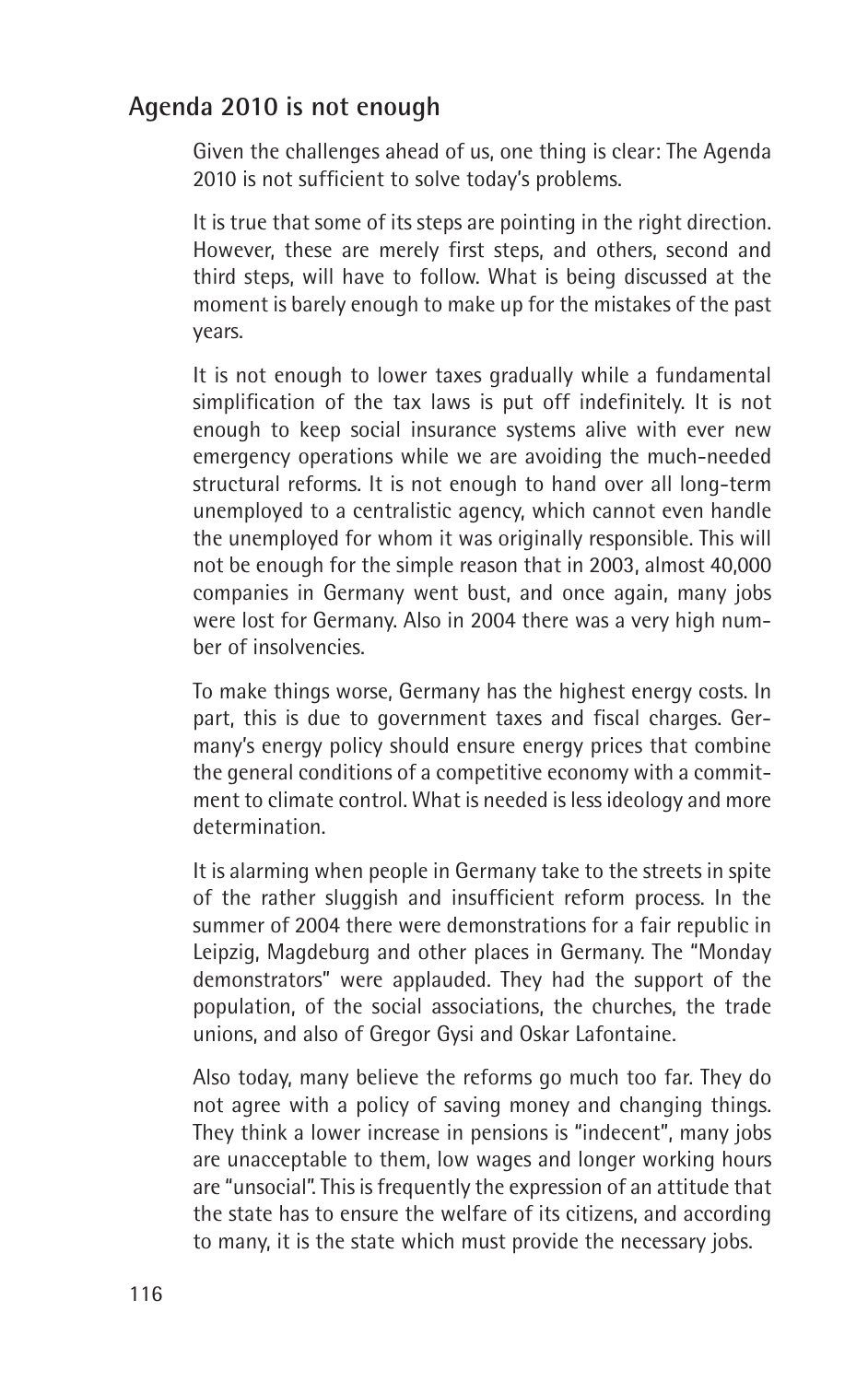## Agenda 2010 is not enough

Given the challenges ahead of us, one thing is clear: The Agenda 2010 is not sufficient to solve today's problems.

It is true that some of its steps are pointing in the right direction. However, these are merely first steps, and others, second and third steps, will have to follow. What is being discussed at the moment is barely enough to make up for the mistakes of the past years.

It is not enough to lower taxes gradually while a fundamental simplification of the tax laws is put off indefinitely. It is not enough to keep social insurance systems alive with ever new emergency operations while we are avoiding the much-needed structural reforms. It is not enough to hand over all long-term unemployed to a centralistic agency, which cannot even handle the unemployed for whom it was originally responsible. This will not be enough for the simple reason that in 2003, almost 40,000 companies in Germany went bust, and once again, many jobs were lost for Germany. Also in 2004 there was a very high number of insolvencies.

To make things worse, Germany has the highest energy costs. In part, this is due to government taxes and fiscal charges. Germany's energy policy should ensure energy prices that combine the general conditions of a competitive economy with a commitment to climate control. What is needed is less ideology and more determination.

It is alarming when people in Germany take to the streets in spite of the rather sluggish and insufficient reform process. In the summer of 2004 there were demonstrations for a fair republic in Leipzig, Magdeburg and other places in Germany. The "Monday demonstrators" were applauded. They had the support of the population, of the social associations, the churches, the trade unions, and also of Gregor Gysi and Oskar Lafontaine.

Also today, many believe the reforms go much too far. They do not agree with a policy of saving money and changing things. They think a lower increase in pensions is "indecent", many jobs are unacceptable to them, low wages and longer working hours are "unsocial". This is frequently the expression of an attitude that the state has to ensure the welfare of its citizens, and according to many, it is the state which must provide the necessary jobs.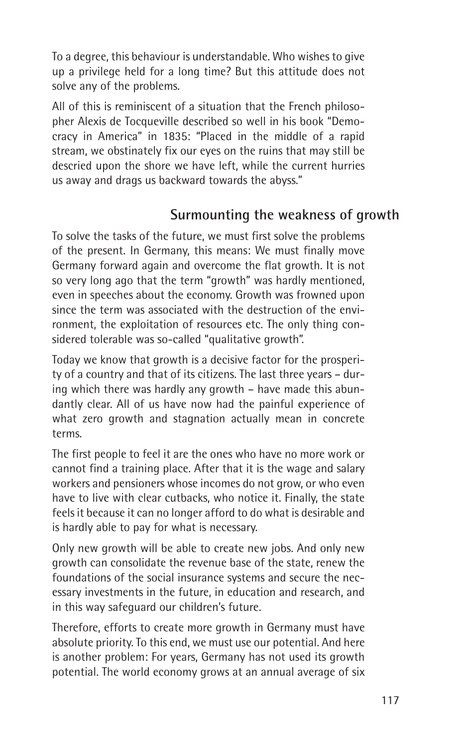To a degree, this behaviour is understandable. Who wishes to give up a privilege held for a long time? But this attitude does not solve any of the problems.

All of this is reminiscent of a situation that the French philosopher Alexis de Tocqueville described so well in his book "Democracy in America" in 1835: "Placed in the middle of a rapid stream, we obstinately fix our eyes on the ruins that may still be descried upon the shore we have left, while the current hurries us away and drags us backward towards the abyss."

## Surmounting the weakness of growth

To solve the tasks of the future, we must first solve the problems of the present. In Germany, this means: We must finally move Germany forward again and overcome the flat growth. It is not so very long ago that the term "growth" was hardly mentioned, even in speeches about the economy. Growth was frowned upon since the term was associated with the destruction of the environment, the exploitation of resources etc. The only thing considered tolerable was so-called "qualitative growth".

Today we know that growth is a decisive factor for the prosperity of a country and that of its citizens. The last three years – during which there was hardly any growth – have made this abundantly clear. All of us have now had the painful experience of what zero growth and stagnation actually mean in concrete terms.

The first people to feel it are the ones who have no more work or cannot find a training place. After that it is the wage and salary workers and pensioners whose incomes do not grow, or who even have to live with clear cutbacks, who notice it. Finally, the state feels it because it can no longer afford to do what is desirable and is hardly able to pay for what is necessary.

Only new growth will be able to create new jobs. And only new growth can consolidate the revenue base of the state, renew the foundations of the social insurance systems and secure the necessary investments in the future, in education and research, and in this way safeguard our children's future.

Therefore, efforts to create more growth in Germany must have absolute priority. To this end, we must use our potential. And here is another problem: For years, Germany has not used its growth potential. The world economy grows at an annual average of six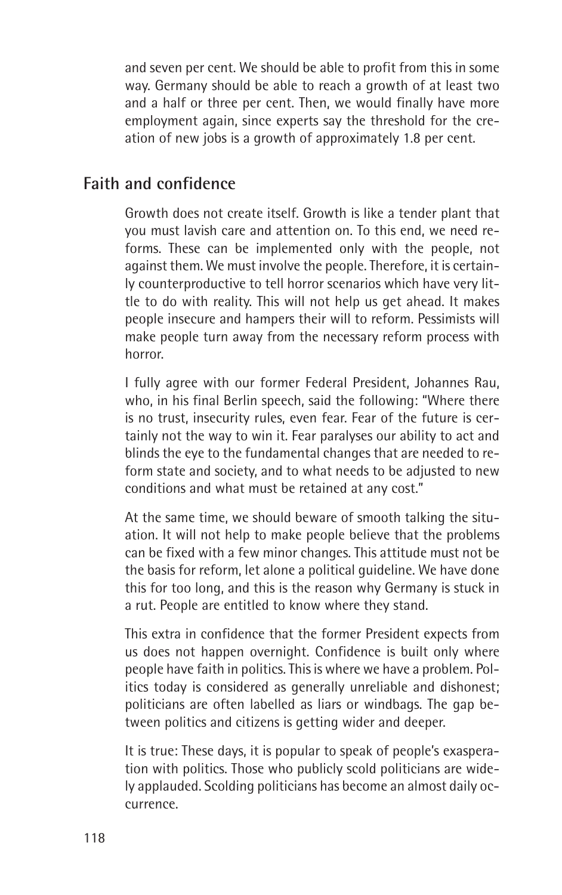and seven per cent. We should be able to profit from this in some way. Germany should be able to reach a growth of at least two and a half or three per cent. Then, we would finally have more employment again, since experts say the threshold for the creation of new jobs is a growth of approximately 1.8 per cent.

## Faith and confidence

Growth does not create itself. Growth is like a tender plant that you must lavish care and attention on. To this end, we need reforms. These can be implemented only with the people, not against them. We must involve the people. Therefore, it is certainly counterproductive to tell horror scenarios which have very little to do with reality. This will not help us get ahead. It makes people insecure and hampers their will to reform. Pessimists will make people turn away from the necessary reform process with horror.

I fully agree with our former Federal President, Johannes Rau, who, in his final Berlin speech, said the following: "Where there is no trust, insecurity rules, even fear. Fear of the future is certainly not the way to win it. Fear paralyses our ability to act and blinds the eye to the fundamental changes that are needed to reform state and society, and to what needs to be adjusted to new conditions and what must be retained at any cost."

At the same time, we should beware of smooth talking the situation. It will not help to make people believe that the problems can be fixed with a few minor changes. This attitude must not be the basis for reform, let alone a political guideline. We have done this for too long, and this is the reason why Germany is stuck in a rut. People are entitled to know where they stand.

This extra in confidence that the former President expects from us does not happen overnight. Confidence is built only where people have faith in politics. This is where we have a problem. Politics today is considered as generally unreliable and dishonest; politicians are often labelled as liars or windbags. The gap between politics and citizens is getting wider and deeper.

It is true: These days, it is popular to speak of people's exasperation with politics. Those who publicly scold politicians are widely applauded. Scolding politicians has become an almost daily occurrence.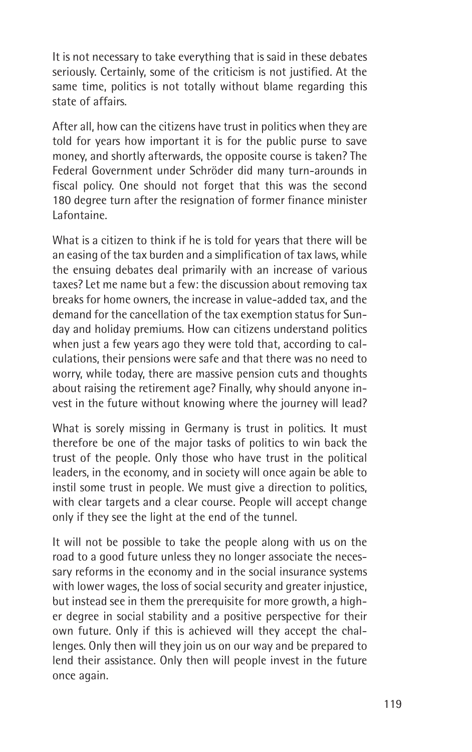It is not necessary to take everything that is said in these debates seriously. Certainly, some of the criticism is not justified. At the same time, politics is not totally without blame regarding this state of affairs.

After all, how can the citizens have trust in politics when they are told for years how important it is for the public purse to save money, and shortly afterwards, the opposite course is taken? The Federal Government under Schröder did many turn-arounds in fiscal policy. One should not forget that this was the second 180 degree turn after the resignation of former finance minister Lafontaine.

What is a citizen to think if he is told for years that there will be an easing of the tax burden and a simplification of tax laws, while the ensuing debates deal primarily with an increase of various taxes? Let me name but a few: the discussion about removing tax breaks for home owners, the increase in value-added tax, and the demand for the cancellation of the tax exemption status for Sunday and holiday premiums. How can citizens understand politics when just a few years ago they were told that, according to calculations, their pensions were safe and that there was no need to worry, while today, there are massive pension cuts and thoughts about raising the retirement age? Finally, why should anyone invest in the future without knowing where the journey will lead?

What is sorely missing in Germany is trust in politics. It must therefore be one of the major tasks of politics to win back the trust of the people. Only those who have trust in the political leaders, in the economy, and in society will once again be able to instil some trust in people. We must give a direction to politics, with clear targets and a clear course. People will accept change only if they see the light at the end of the tunnel.

It will not be possible to take the people along with us on the road to a good future unless they no longer associate the necessary reforms in the economy and in the social insurance systems with lower wages, the loss of social security and greater injustice, but instead see in them the prerequisite for more growth, a higher degree in social stability and a positive perspective for their own future. Only if this is achieved will they accept the challenges. Only then will they join us on our way and be prepared to lend their assistance. Only then will people invest in the future once again.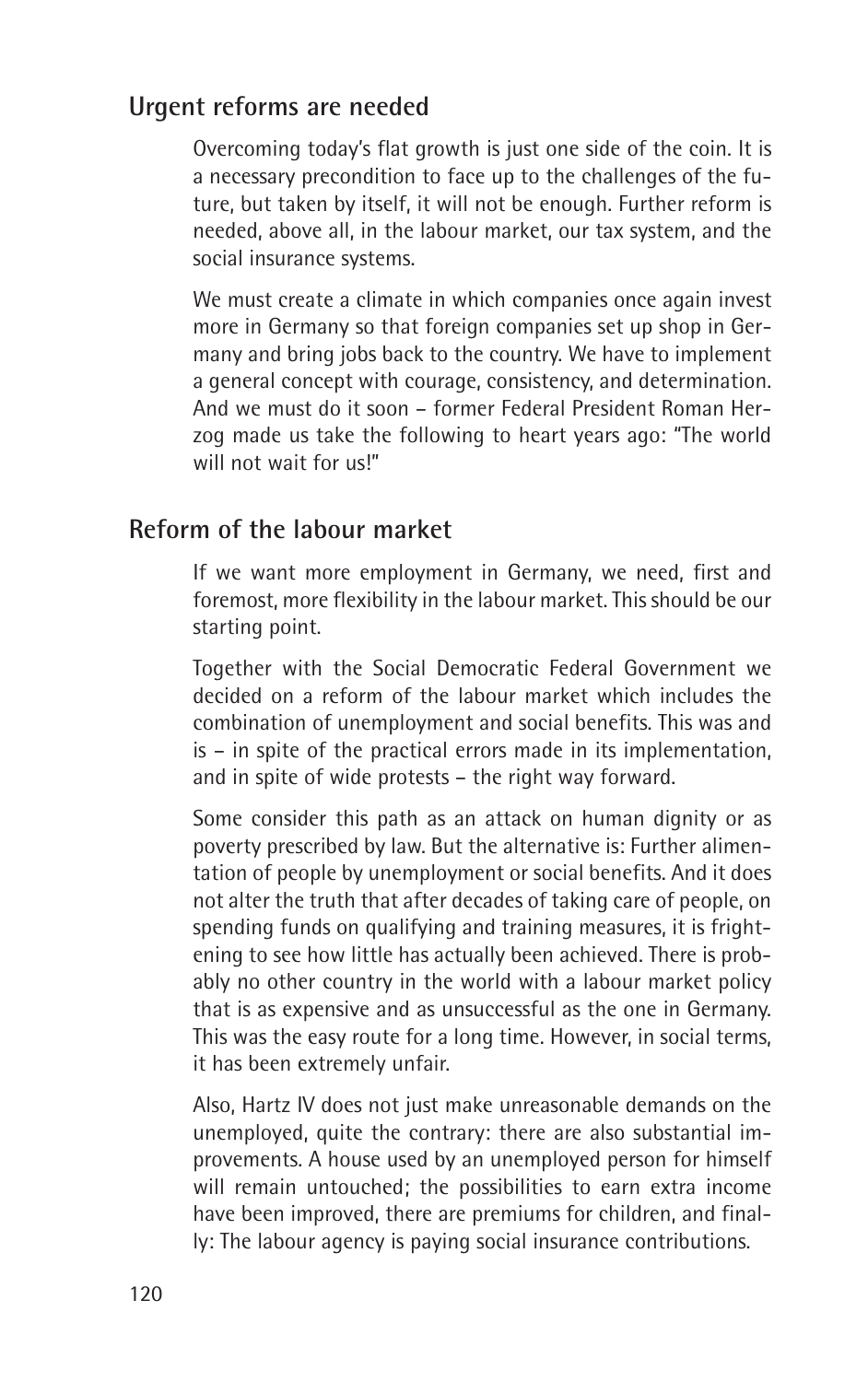## Urgent reforms are needed

Overcoming today's flat growth is just one side of the coin. It is a necessary precondition to face up to the challenges of the future, but taken by itself, it will not be enough. Further reform is needed, above all, in the labour market, our tax system, and the social insurance systems.

We must create a climate in which companies once again invest more in Germany so that foreign companies set up shop in Germany and bring jobs back to the country. We have to implement a general concept with courage, consistency, and determination. And we must do it soon – former Federal President Roman Herzog made us take the following to heart years ago: "The world will not wait for us!"

## Reform of the labour market

If we want more employment in Germany, we need, first and foremost, more flexibility in the labour market. This should be our starting point.

Together with the Social Democratic Federal Government we decided on a reform of the labour market which includes the combination of unemployment and social benefits. This was and is – in spite of the practical errors made in its implementation, and in spite of wide protests – the right way forward.

Some consider this path as an attack on human dignity or as poverty prescribed by law. But the alternative is: Further alimentation of people by unemployment or social benefits. And it does not alter the truth that after decades of taking care of people, on spending funds on qualifying and training measures, it is frightening to see how little has actually been achieved. There is probably no other country in the world with a labour market policy that is as expensive and as unsuccessful as the one in Germany. This was the easy route for a long time. However, in social terms, it has been extremely unfair.

Also, Hartz IV does not just make unreasonable demands on the unemployed, quite the contrary: there are also substantial improvements. A house used by an unemployed person for himself will remain untouched; the possibilities to earn extra income have been improved, there are premiums for children, and finally: The labour agency is paying social insurance contributions.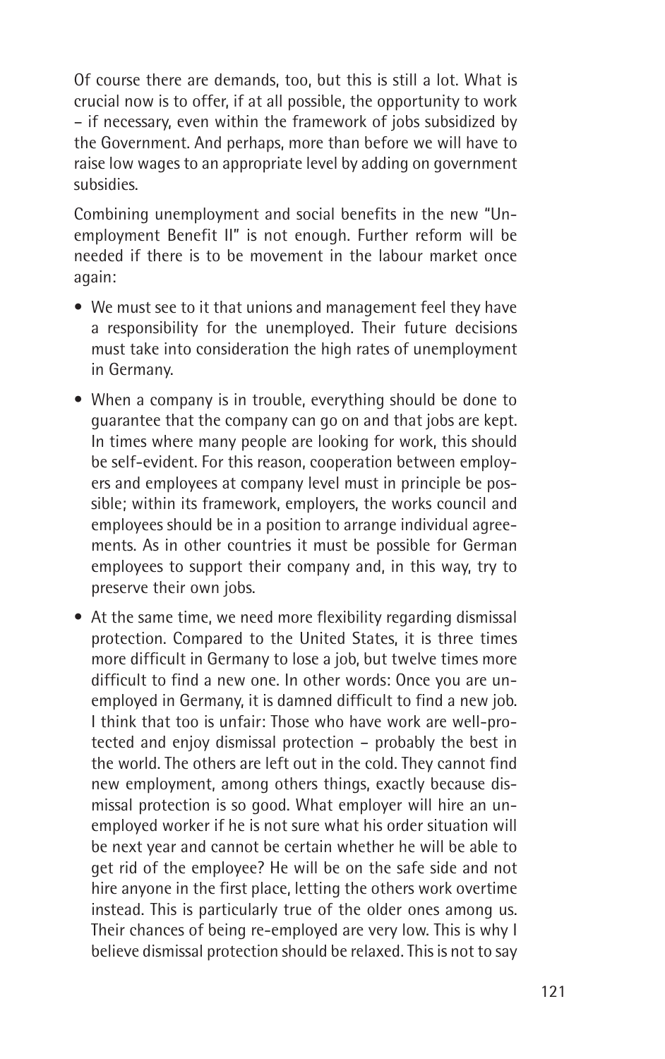Of course there are demands, too, but this is still a lot. What is crucial now is to offer, if at all possible, the opportunity to work – if necessary, even within the framework of jobs subsidized by the Government. And perhaps, more than before we will have to raise low wages to an appropriate level by adding on government subsidies.

Combining unemployment and social benefits in the new "Unemployment Benefit II" is not enough. Further reform will be needed if there is to be movement in the labour market once again:

- We must see to it that unions and management feel they have a responsibility for the unemployed. Their future decisions must take into consideration the high rates of unemployment in Germany.
- When a company is in trouble, everything should be done to guarantee that the company can go on and that jobs are kept. In times where many people are looking for work, this should be self-evident. For this reason, cooperation between employers and employees at company level must in principle be possible; within its framework, employers, the works council and employees should be in a position to arrange individual agreements. As in other countries it must be possible for German employees to support their company and, in this way, try to preserve their own jobs.
- At the same time, we need more flexibility regarding dismissal protection. Compared to the United States, it is three times more difficult in Germany to lose a job, but twelve times more difficult to find a new one. In other words: Once you are unemployed in Germany, it is damned difficult to find a new job. I think that too is unfair: Those who have work are well-protected and enjoy dismissal protection – probably the best in the world. The others are left out in the cold. They cannot find new employment, among others things, exactly because dismissal protection is so good. What employer will hire an unemployed worker if he is not sure what his order situation will be next year and cannot be certain whether he will be able to get rid of the employee? He will be on the safe side and not hire anyone in the first place, letting the others work overtime instead. This is particularly true of the older ones among us. Their chances of being re-employed are very low. This is why I believe dismissal protection should be relaxed. This is not to say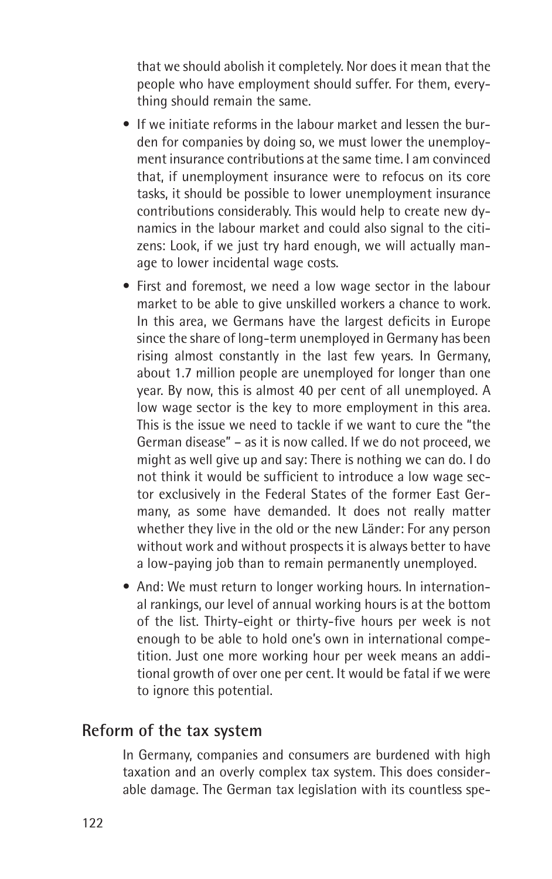that we should abolish it completely. Nor does it mean that the people who have employment should suffer. For them, everything should remain the same.

- If we initiate reforms in the labour market and lessen the burden for companies by doing so, we must lower the unemployment insurance contributions at the same time. I am convinced that, if unemployment insurance were to refocus on its core tasks, it should be possible to lower unemployment insurance contributions considerably. This would help to create new dynamics in the labour market and could also signal to the citizens: Look, if we just try hard enough, we will actually manage to lower incidental wage costs.
- First and foremost, we need a low wage sector in the labour market to be able to give unskilled workers a chance to work. In this area, we Germans have the largest deficits in Europe since the share of long-term unemployed in Germany has been rising almost constantly in the last few years. In Germany, about 1.7 million people are unemployed for longer than one year. By now, this is almost 40 per cent of all unemployed. A low wage sector is the key to more employment in this area. This is the issue we need to tackle if we want to cure the "the German disease" – as it is now called. If we do not proceed, we might as well give up and say: There is nothing we can do. I do not think it would be sufficient to introduce a low wage sector exclusively in the Federal States of the former East Germany, as some have demanded. It does not really matter whether they live in the old or the new Länder: For any person without work and without prospects it is always better to have a low-paying job than to remain permanently unemployed.
- And: We must return to longer working hours. In international rankings, our level of annual working hours is at the bottom of the list. Thirty-eight or thirty-five hours per week is not enough to be able to hold one's own in international competition. Just one more working hour per week means an additional growth of over one per cent. It would be fatal if we were to ignore this potential.

## Reform of the tax system

In Germany, companies and consumers are burdened with high taxation and an overly complex tax system. This does considerable damage. The German tax legislation with its countless spe-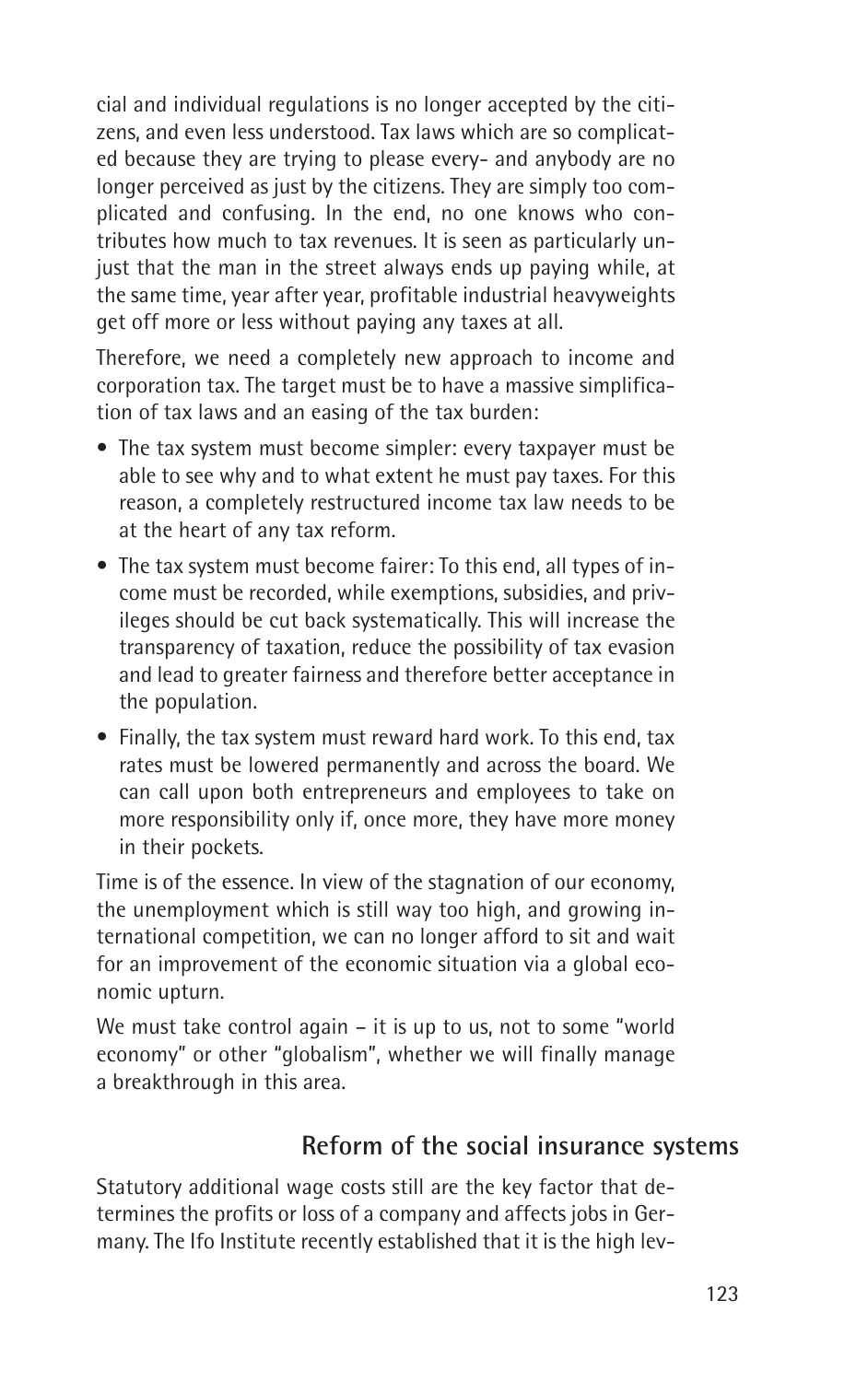cial and individual regulations is no longer accepted by the citizens, and even less understood. Tax laws which are so complicated because they are trying to please every- and anybody are no longer perceived as just by the citizens. They are simply too complicated and confusing. In the end, no one knows who contributes how much to tax revenues. It is seen as particularly unjust that the man in the street always ends up paying while, at the same time, year after year, profitable industrial heavyweights get off more or less without paying any taxes at all.

Therefore, we need a completely new approach to income and corporation tax. The target must be to have a massive simplification of tax laws and an easing of the tax burden:

- The tax system must become simpler: every taxpayer must be able to see why and to what extent he must pay taxes. For this reason, a completely restructured income tax law needs to be at the heart of any tax reform.
- The tax system must become fairer: To this end, all types of income must be recorded, while exemptions, subsidies, and privileges should be cut back systematically. This will increase the transparency of taxation, reduce the possibility of tax evasion and lead to greater fairness and therefore better acceptance in the population.
- Finally, the tax system must reward hard work. To this end, tax rates must be lowered permanently and across the board. We can call upon both entrepreneurs and employees to take on more responsibility only if, once more, they have more money in their pockets.

Time is of the essence. In view of the stagnation of our economy, the unemployment which is still way too high, and growing international competition, we can no longer afford to sit and wait for an improvement of the economic situation via a global economic upturn.

We must take control again – it is up to us, not to some "world economy" or other "globalism", whether we will finally manage a breakthrough in this area.

## Reform of the social insurance systems

Statutory additional wage costs still are the key factor that determines the profits or loss of a company and affects jobs in Germany. The Ifo Institute recently established that it is the high lev-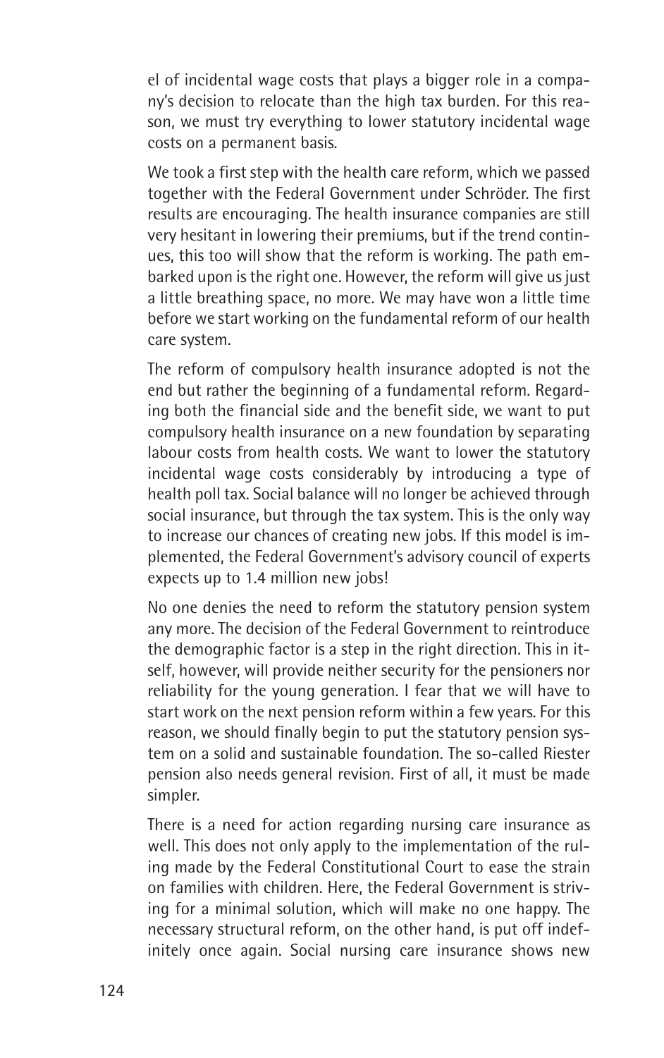el of incidental wage costs that plays a bigger role in a company's decision to relocate than the high tax burden. For this reason, we must try everything to lower statutory incidental wage costs on a permanent basis.

We took a first step with the health care reform, which we passed together with the Federal Government under Schröder. The first results are encouraging. The health insurance companies are still very hesitant in lowering their premiums, but if the trend continues, this too will show that the reform is working. The path embarked upon is the right one. However, the reform will give us just a little breathing space, no more. We may have won a little time before we start working on the fundamental reform of our health care system.

The reform of compulsory health insurance adopted is not the end but rather the beginning of a fundamental reform. Regarding both the financial side and the benefit side, we want to put compulsory health insurance on a new foundation by separating labour costs from health costs. We want to lower the statutory incidental wage costs considerably by introducing a type of health poll tax. Social balance will no longer be achieved through social insurance, but through the tax system. This is the only way to increase our chances of creating new jobs. If this model is implemented, the Federal Government's advisory council of experts expects up to 1.4 million new jobs!

No one denies the need to reform the statutory pension system any more. The decision of the Federal Government to reintroduce the demographic factor is a step in the right direction. This in itself, however, will provide neither security for the pensioners nor reliability for the young generation. I fear that we will have to start work on the next pension reform within a few years. For this reason, we should finally begin to put the statutory pension system on a solid and sustainable foundation. The so-called Riester pension also needs general revision. First of all, it must be made simpler.

There is a need for action regarding nursing care insurance as well. This does not only apply to the implementation of the ruling made by the Federal Constitutional Court to ease the strain on families with children. Here, the Federal Government is striving for a minimal solution, which will make no one happy. The necessary structural reform, on the other hand, is put off indefinitely once again. Social nursing care insurance shows new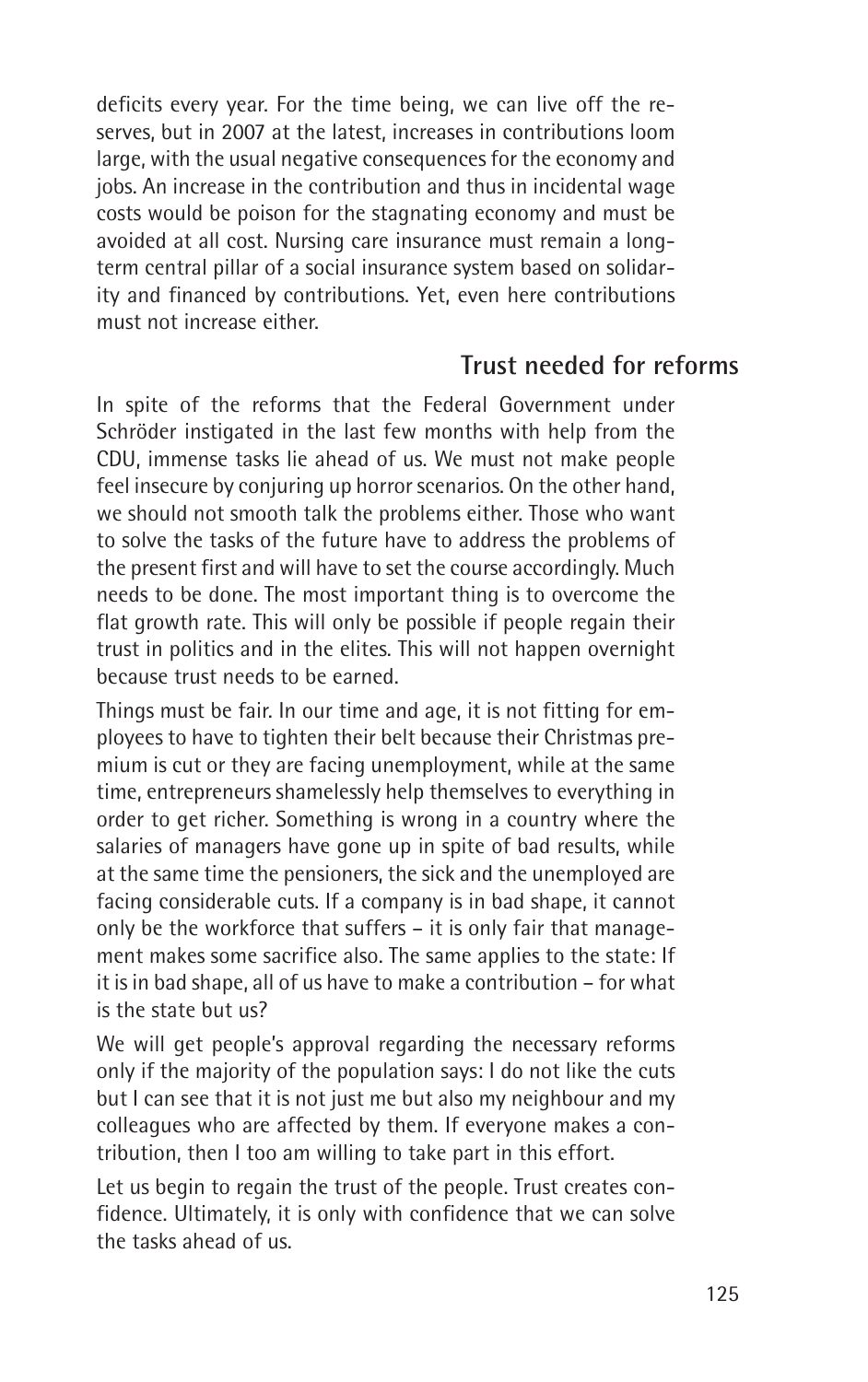deficits every year. For the time being, we can live off the reserves, but in 2007 at the latest, increases in contributions loom large, with the usual negative consequences for the economy and jobs. An increase in the contribution and thus in incidental wage costs would be poison for the stagnating economy and must be avoided at all cost. Nursing care insurance must remain a long-term central pillar of a social insurance system based on solidarity and financed by contributions. Yet, even here contributions must not increase either.

## Trust needed for reforms

In spite of the reforms that the Federal Government under Schröder instigated in the last few months with help from the CDU, immense tasks lie ahead of us. We must not make people feel insecure by conjuring up horror scenarios. On the other hand, we should not smooth talk the problems either. Those who want to solve the tasks of the future have to address the problems of the present first and will have to set the course accordingly. Much needs to be done. The most important thing is to overcome the flat growth rate. This will only be possible if people regain their trust in politics and in the elites. This will not happen overnight because trust needs to be earned.

Things must be fair. In our time and age, it is not fitting for employees to have to tighten their belt because their Christmas premium is cut or they are facing unemployment, while at the same time, entrepreneurs shamelessly help themselves to everything in order to get richer. Something is wrong in a country where the salaries of managers have gone up in spite of bad results, while at the same time the pensioners, the sick and the unemployed are facing considerable cuts. If a company is in bad shape, it cannot only be the workforce that suffers – it is only fair that management makes some sacrifice also. The same applies to the state: If it is in bad shape, all of us have to make a contribution – for what is the state but us?

We will get people's approval regarding the necessary reforms only if the majority of the population says: I do not like the cuts but I can see that it is not just me but also my neighbour and my colleagues who are affected by them. If everyone makes a contribution, then I too am willing to take part in this effort.

Let us begin to regain the trust of the people. Trust creates confidence. Ultimately, it is only with confidence that we can solve the tasks ahead of us.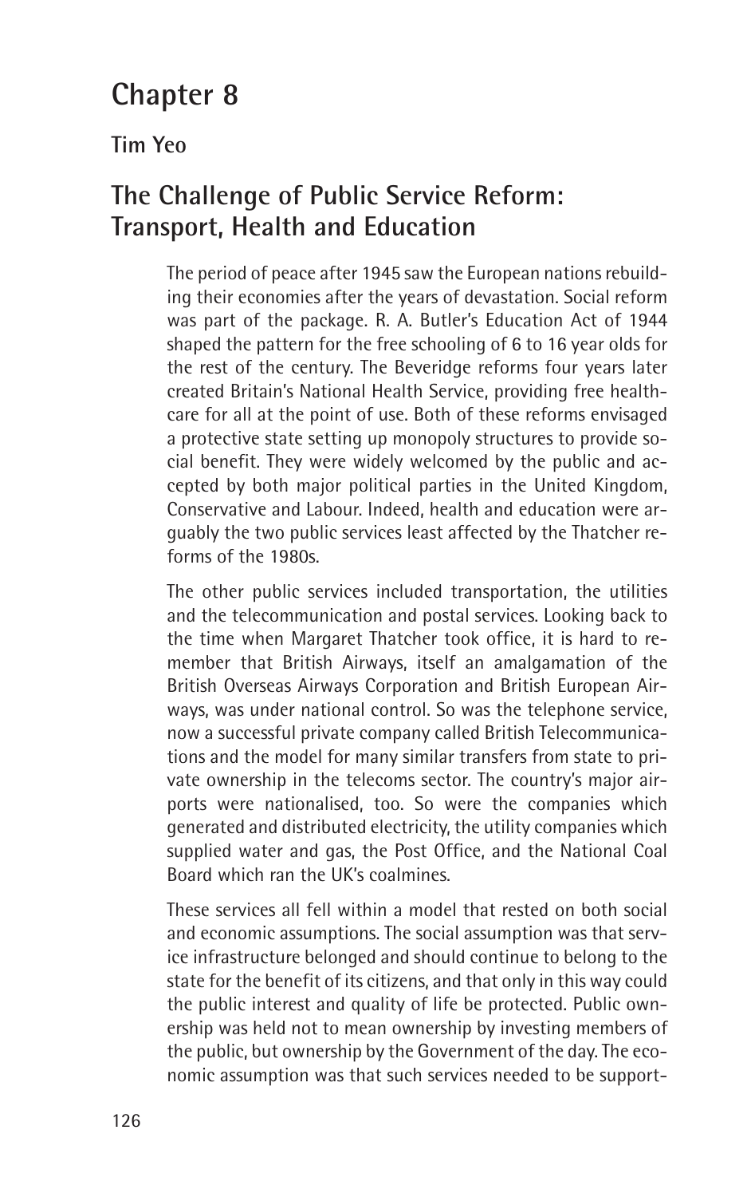# Chapter 8

**Tim Yeo**

## The Challenge of Public Service Reform: Transport, Health and Education

The period of peace after 1945 saw the European nations rebuilding their economies after the years of devastation. Social reform was part of the package. R. A. Butler's Education Act of 1944 shaped the pattern for the free schooling of 6 to 16 year olds for the rest of the century. The Beveridge reforms four years later created Britain's National Health Service, providing free healthcare for all at the point of use. Both of these reforms envisaged a protective state setting up monopoly structures to provide social benefit. They were widely welcomed by the public and accepted by both major political parties in the United Kingdom, Conservative and Labour. Indeed, health and education were arguably the two public services least affected by the Thatcher reforms of the 1980s.

The other public services included transportation, the utilities and the telecommunication and postal services. Looking back to the time when Margaret Thatcher took office, it is hard to remember that British Airways, itself an amalgamation of the British Overseas Airways Corporation and British European Airways, was under national control. So was the telephone service, now a successful private company called British Telecommunications and the model for many similar transfers from state to private ownership in the telecoms sector. The country's major airports were nationalised, too. So were the companies which generated and distributed electricity, the utility companies which supplied water and gas, the Post Office, and the National Coal Board which ran the UK's coalmines.

These services all fell within a model that rested on both social and economic assumptions. The social assumption was that service infrastructure belonged and should continue to belong to the state for the benefit of its citizens, and that only in this way could the public interest and quality of life be protected. Public ownership was held not to mean ownership by investing members of the public, but ownership by the Government of the day. The economic assumption was that such services needed to be support-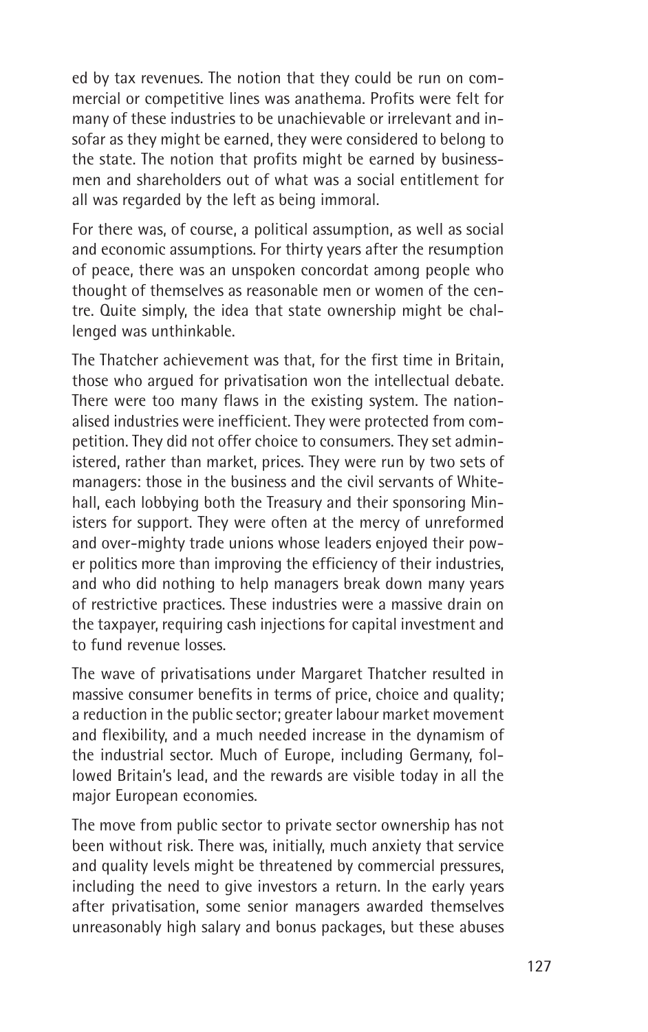ed by tax revenues. The notion that they could be run on commercial or competitive lines was anathema. Profits were felt for many of these industries to be unachievable or irrelevant and insofar as they might be earned, they were considered to belong to the state. The notion that profits might be earned by businessmen and shareholders out of what was a social entitlement for all was regarded by the left as being immoral.

For there was, of course, a political assumption, as well as social and economic assumptions. For thirty years after the resumption of peace, there was an unspoken concordat among people who thought of themselves as reasonable men or women of the centre. Quite simply, the idea that state ownership might be challenged was unthinkable.

The Thatcher achievement was that, for the first time in Britain, those who argued for privatisation won the intellectual debate. There were too many flaws in the existing system. The nationalised industries were inefficient. They were protected from competition. They did not offer choice to consumers. They set administered, rather than market, prices. They were run by two sets of managers: those in the business and the civil servants of Whitehall, each lobbying both the Treasury and their sponsoring Ministers for support. They were often at the mercy of unreformed and over-mighty trade unions whose leaders enjoyed their power politics more than improving the efficiency of their industries, and who did nothing to help managers break down many years of restrictive practices. These industries were a massive drain on the taxpayer, requiring cash injections for capital investment and to fund revenue losses.

The wave of privatisations under Margaret Thatcher resulted in massive consumer benefits in terms of price, choice and quality; a reduction in the public sector; greater labour market movement and flexibility, and a much needed increase in the dynamism of the industrial sector. Much of Europe, including Germany, followed Britain's lead, and the rewards are visible today in all the major European economies.

The move from public sector to private sector ownership has not been without risk. There was, initially, much anxiety that service and quality levels might be threatened by commercial pressures, including the need to give investors a return. In the early years after privatisation, some senior managers awarded themselves unreasonably high salary and bonus packages, but these abuses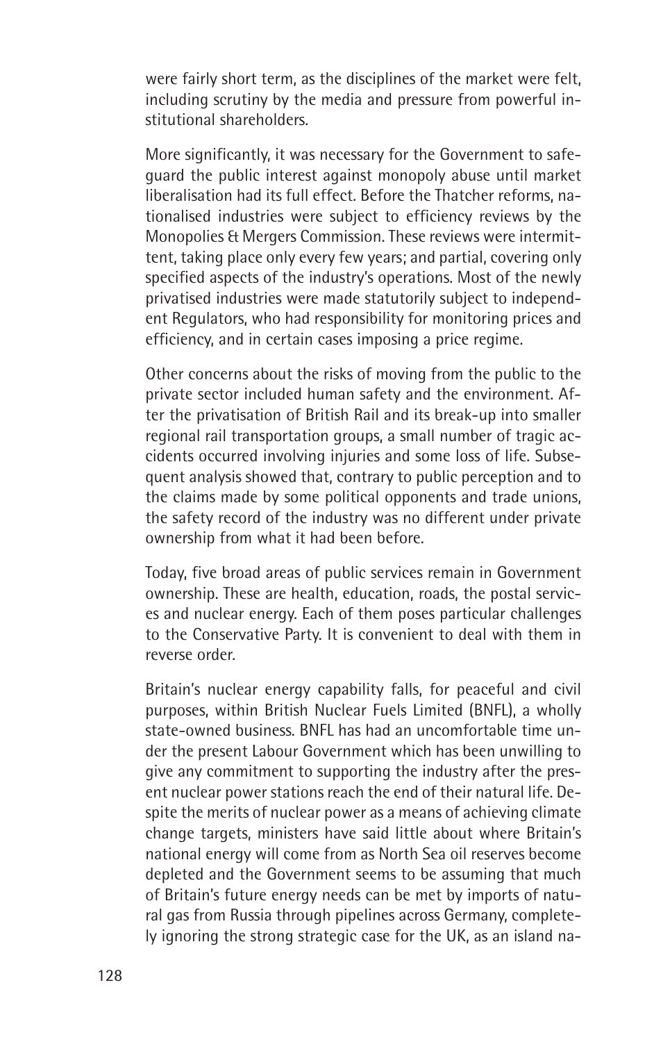were fairly short term, as the disciplines of the market were felt, including scrutiny by the media and pressure from powerful institutional shareholders.

More significantly, it was necessary for the Government to safeguard the public interest against monopoly abuse until market liberalisation had its full effect. Before the Thatcher reforms, nationalised industries were subject to efficiency reviews by the Monopolies & Mergers Commission. These reviews were intermittent, taking place only every few years; and partial, covering only specified aspects of the industry's operations. Most of the newly privatised industries were made statutorily subject to independent Regulators, who had responsibility for monitoring prices and efficiency, and in certain cases imposing a price regime.

Other concerns about the risks of moving from the public to the private sector included human safety and the environment. After the privatisation of British Rail and its break-up into smaller regional rail transportation groups, a small number of tragic accidents occurred involving injuries and some loss of life. Subsequent analysis showed that, contrary to public perception and to the claims made by some political opponents and trade unions, the safety record of the industry was no different under private ownership from what it had been before.

Today, five broad areas of public services remain in Government ownership. These are health, education, roads, the postal services and nuclear energy. Each of them poses particular challenges to the Conservative Party. It is convenient to deal with them in reverse order.

Britain's nuclear energy capability falls, for peaceful and civil purposes, within British Nuclear Fuels Limited (BNFL), a wholly state-owned business. BNFL has had an uncomfortable time under the present Labour Government which has been unwilling to give any commitment to supporting the industry after the present nuclear power stations reach the end of their natural life. Despite the merits of nuclear power as a means of achieving climate change targets, ministers have said little about where Britain's national energy will come from as North Sea oil reserves become depleted and the Government seems to be assuming that much of Britain's future energy needs can be met by imports of natural gas from Russia through pipelines across Germany, completely ignoring the strong strategic case for the UK, as an island na-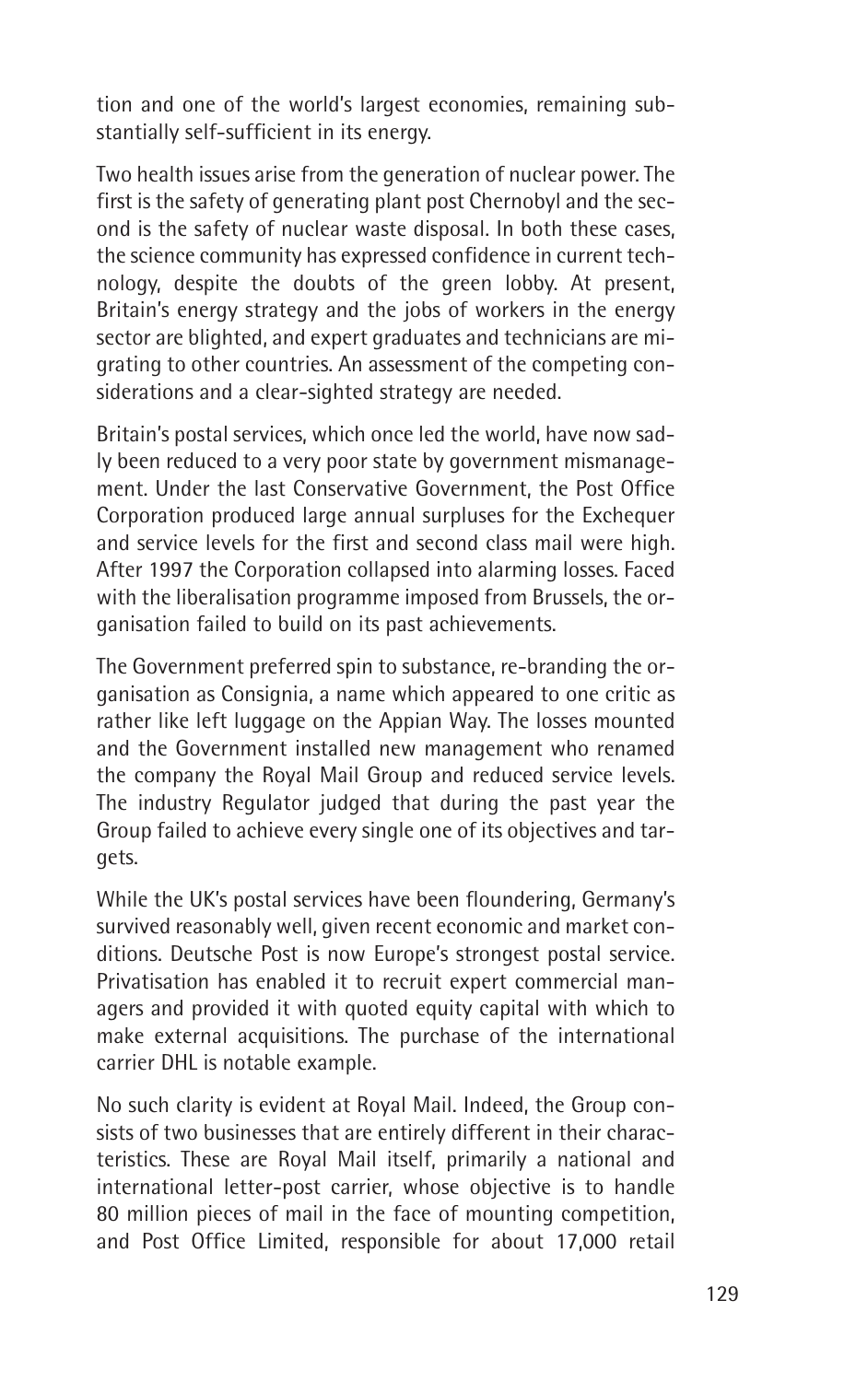tion and one of the world's largest economies, remaining substantially self-sufficient in its energy.

Two health issues arise from the generation of nuclear power. The first is the safety of generating plant post Chernobyl and the second is the safety of nuclear waste disposal. In both these cases, the science community has expressed confidence in current technology, despite the doubts of the green lobby. At present, Britain's energy strategy and the jobs of workers in the energy sector are blighted, and expert graduates and technicians are migrating to other countries. An assessment of the competing considerations and a clear-sighted strategy are needed.

Britain's postal services, which once led the world, have now sadly been reduced to a very poor state by government mismanagement. Under the last Conservative Government, the Post Office Corporation produced large annual surpluses for the Exchequer and service levels for the first and second class mail were high. After 1997 the Corporation collapsed into alarming losses. Faced with the liberalisation programme imposed from Brussels, the organisation failed to build on its past achievements.

The Government preferred spin to substance, re-branding the organisation as Consignia, a name which appeared to one critic as rather like left luggage on the Appian Way. The losses mounted and the Government installed new management who renamed the company the Royal Mail Group and reduced service levels. The industry Regulator judged that during the past year the Group failed to achieve every single one of its objectives and targets.

While the UK's postal services have been floundering, Germany's survived reasonably well, given recent economic and market conditions. Deutsche Post is now Europe's strongest postal service. Privatisation has enabled it to recruit expert commercial managers and provided it with quoted equity capital with which to make external acquisitions. The purchase of the international carrier DHL is notable example.

No such clarity is evident at Royal Mail. Indeed, the Group consists of two businesses that are entirely different in their characteristics. These are Royal Mail itself, primarily a national and international letter-post carrier, whose objective is to handle 80 million pieces of mail in the face of mounting competition, and Post Office Limited, responsible for about 17,000 retail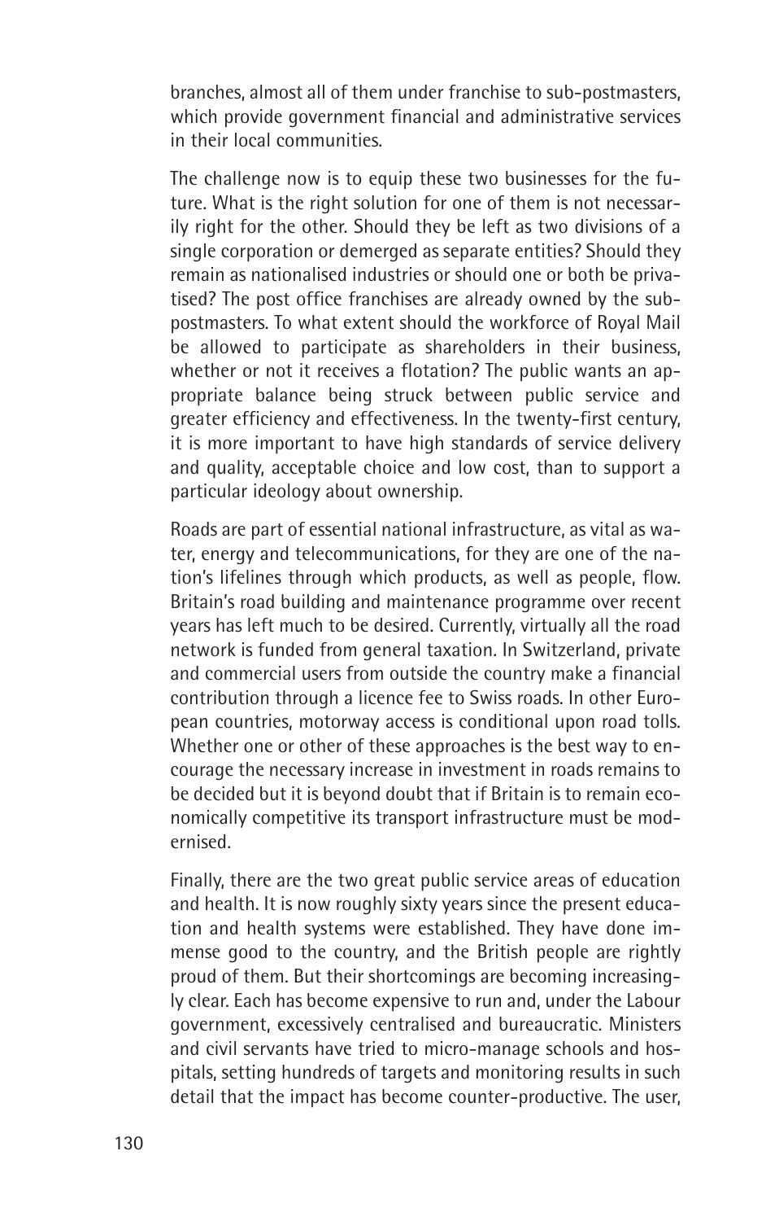branches, almost all of them under franchise to sub-postmasters, which provide government financial and administrative services in their local communities.

The challenge now is to equip these two businesses for the future. What is the right solution for one of them is not necessarily right for the other. Should they be left as two divisions of a single corporation or demerged as separate entities? Should they remain as nationalised industries or should one or both be privatised? The post office franchises are already owned by the sub-postmasters. To what extent should the workforce of Royal Mail be allowed to participate as shareholders in their business, whether or not it receives a flotation? The public wants an appropriate balance being struck between public service and greater efficiency and effectiveness. In the twenty-first century, it is more important to have high standards of service delivery and quality, acceptable choice and low cost, than to support a particular ideology about ownership.

Roads are part of essential national infrastructure, as vital as water, energy and telecommunications, for they are one of the nation's lifelines through which products, as well as people, flow. Britain's road building and maintenance programme over recent years has left much to be desired. Currently, virtually all the road network is funded from general taxation. In Switzerland, private and commercial users from outside the country make a financial contribution through a licence fee to Swiss roads. In other European countries, motorway access is conditional upon road tolls. Whether one or other of these approaches is the best way to encourage the necessary increase in investment in roads remains to be decided but it is beyond doubt that if Britain is to remain economically competitive its transport infrastructure must be modernised.

Finally, there are the two great public service areas of education and health. It is now roughly sixty years since the present education and health systems were established. They have done immense good to the country, and the British people are rightly proud of them. But their shortcomings are becoming increasingly clear. Each has become expensive to run and, under the Labour government, excessively centralised and bureaucratic. Ministers and civil servants have tried to micro-manage schools and hospitals, setting hundreds of targets and monitoring results in such detail that the impact has become counter-productive. The user,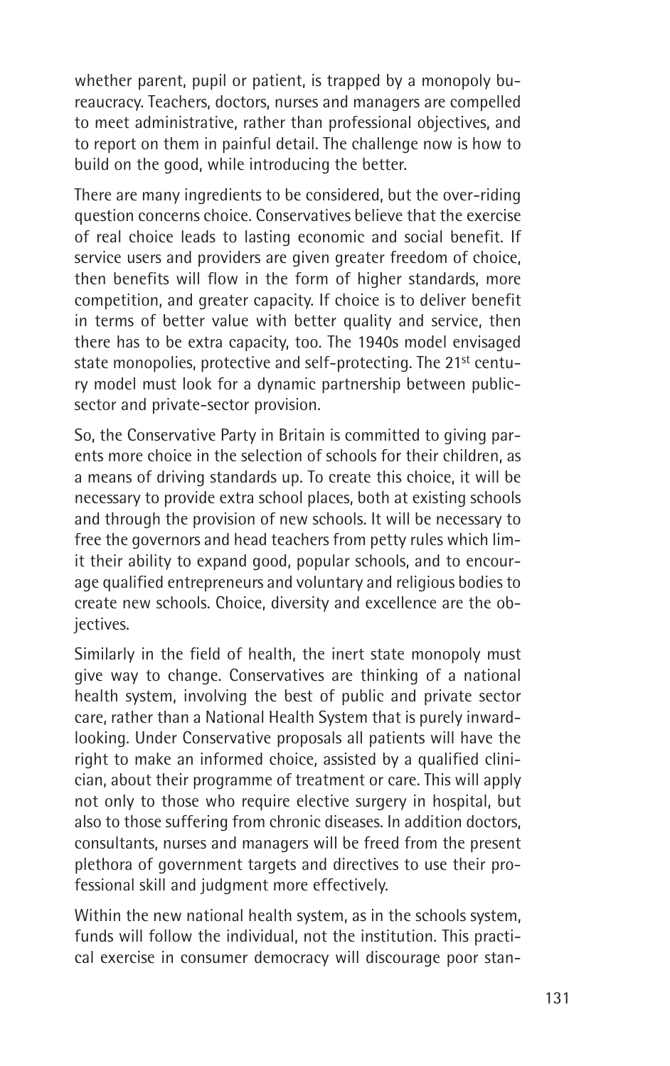whether parent, pupil or patient, is trapped by a monopoly bureaucracy. Teachers, doctors, nurses and managers are compelled to meet administrative, rather than professional objectives, and to report on them in painful detail. The challenge now is how to build on the good, while introducing the better.

There are many ingredients to be considered, but the over-riding question concerns choice. Conservatives believe that the exercise of real choice leads to lasting economic and social benefit. If service users and providers are given greater freedom of choice, then benefits will flow in the form of higher standards, more competition, and greater capacity. If choice is to deliver benefit in terms of better value with better quality and service, then there has to be extra capacity, too. The 1940s model envisaged state monopolies, protective and self-protecting. The 21st century model must look for a dynamic partnership between public-sector and private-sector provision.

So, the Conservative Party in Britain is committed to giving parents more choice in the selection of schools for their children, as a means of driving standards up. To create this choice, it will be necessary to provide extra school places, both at existing schools and through the provision of new schools. It will be necessary to free the governors and head teachers from petty rules which limit their ability to expand good, popular schools, and to encourage qualified entrepreneurs and voluntary and religious bodies to create new schools. Choice, diversity and excellence are the objectives.

Similarly in the field of health, the inert state monopoly must give way to change. Conservatives are thinking of a national health system, involving the best of public and private sector care, rather than a National Health System that is purely inward-looking. Under Conservative proposals all patients will have the right to make an informed choice, assisted by a qualified clinician, about their programme of treatment or care. This will apply not only to those who require elective surgery in hospital, but also to those suffering from chronic diseases. In addition doctors, consultants, nurses and managers will be freed from the present plethora of government targets and directives to use their professional skill and judgment more effectively.

Within the new national health system, as in the schools system, funds will follow the individual, not the institution. This practical exercise in consumer democracy will discourage poor stan-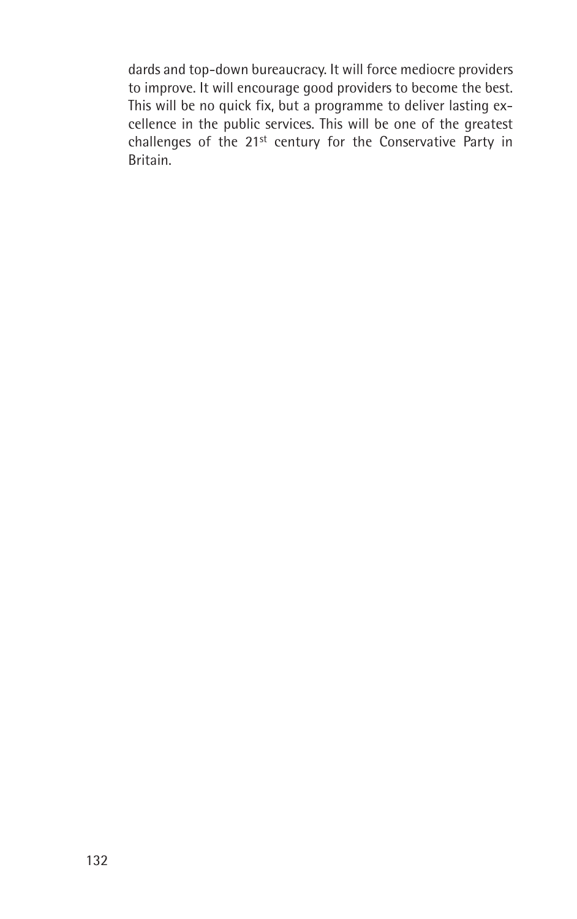dards and top-down bureaucracy. It will force mediocre providers to improve. It will encourage good providers to become the best. This will be no quick fix, but a programme to deliver lasting excellence in the public services. This will be one of the greatest challenges of the 21st century for the Conservative Party in Britain.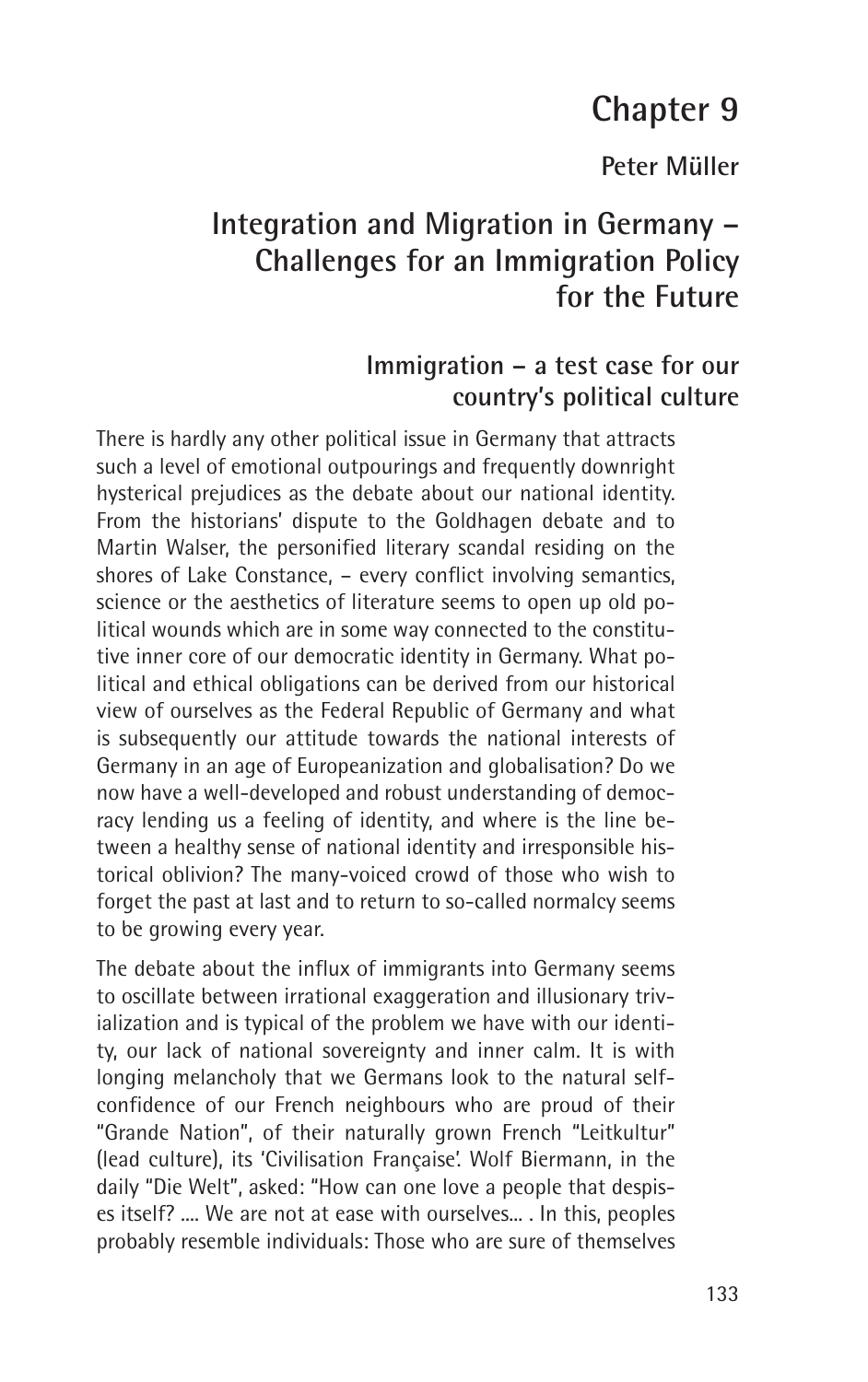# Chapter 9

**Peter Müller**

## Integration and Migration in Germany – Challenges for an Immigration Policy for the Future

### Immigration – a test case for our country's political culture

There is hardly any other political issue in Germany that attracts such a level of emotional outpourings and frequently downright hysterical prejudices as the debate about our national identity. From the historians' dispute to the Goldhagen debate and to Martin Walser, the personified literary scandal residing on the shores of Lake Constance, – every conflict involving semantics, science or the aesthetics of literature seems to open up old political wounds which are in some way connected to the constitutive inner core of our democratic identity in Germany. What political and ethical obligations can be derived from our historical view of ourselves as the Federal Republic of Germany and what is subsequently our attitude towards the national interests of Germany in an age of Europeanization and globalisation? Do we now have a well-developed and robust understanding of democracy lending us a feeling of identity, and where is the line between a healthy sense of national identity and irresponsible historical oblivion? The many-voiced crowd of those who wish to forget the past at last and to return to so-called normalcy seems to be growing every year.

The debate about the influx of immigrants into Germany seems to oscillate between irrational exaggeration and illusionary trivialization and is typical of the problem we have with our identity, our lack of national sovereignty and inner calm. It is with longing melancholy that we Germans look to the natural self-confidence of our French neighbours who are proud of their "Grande Nation", of their naturally grown French "Leitkultur" (lead culture), its 'Civilisation Française'. Wolf Biermann, in the daily "Die Welt", asked: "How can one love a people that despises itself? .... We are not at ease with ourselves... . In this, peoples probably resemble individuals: Those who are sure of themselves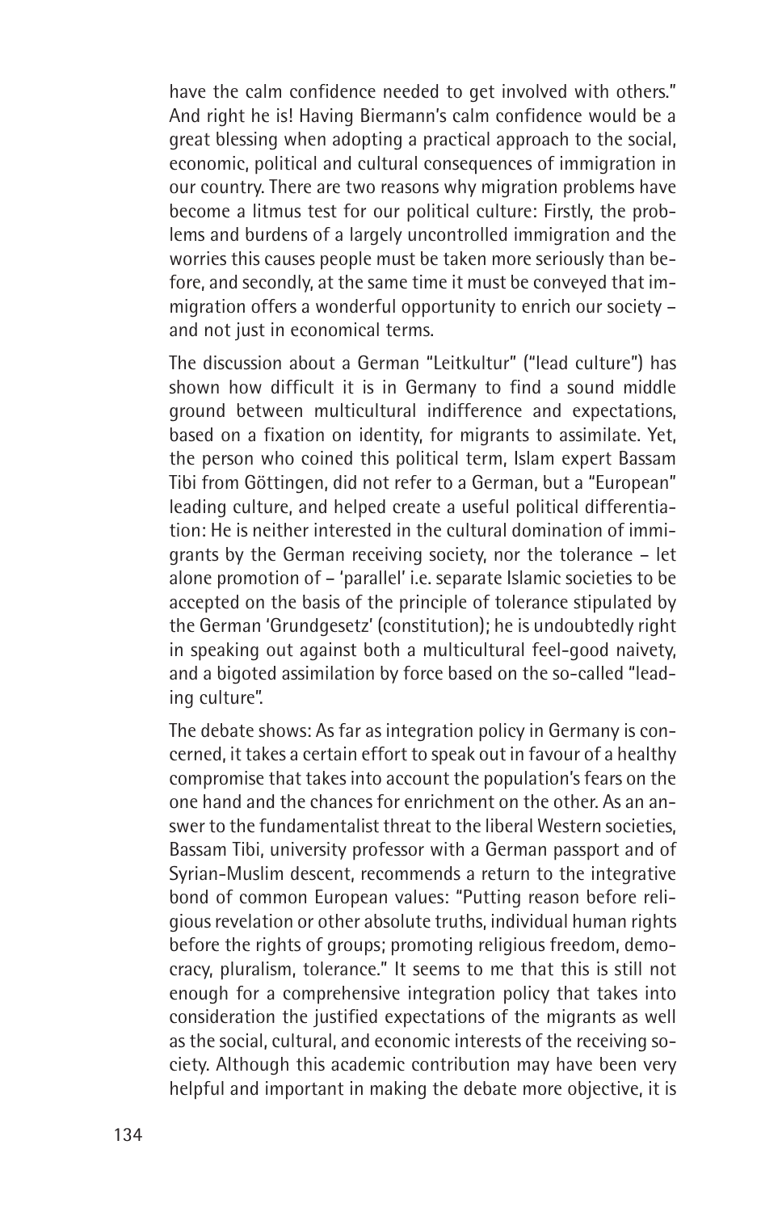have the calm confidence needed to get involved with others." And right he is! Having Biermann's calm confidence would be a great blessing when adopting a practical approach to the social, economic, political and cultural consequences of immigration in our country. There are two reasons why migration problems have become a litmus test for our political culture: Firstly, the problems and burdens of a largely uncontrolled immigration and the worries this causes people must be taken more seriously than before, and secondly, at the same time it must be conveyed that immigration offers a wonderful opportunity to enrich our society – and not just in economical terms.

The discussion about a German "Leitkultur" ("lead culture") has shown how difficult it is in Germany to find a sound middle ground between multicultural indifference and expectations, based on a fixation on identity, for migrants to assimilate. Yet, the person who coined this political term, Islam expert Bassam Tibi from Göttingen, did not refer to a German, but a "European" leading culture, and helped create a useful political differentiation: He is neither interested in the cultural domination of immigrants by the German receiving society, nor the tolerance – let alone promotion of – 'parallel' i.e. separate Islamic societies to be accepted on the basis of the principle of tolerance stipulated by the German 'Grundgesetz' (constitution); he is undoubtedly right in speaking out against both a multicultural feel-good naivety, and a bigoted assimilation by force based on the so-called "leading culture".

The debate shows: As far as integration policy in Germany is concerned, it takes a certain effort to speak out in favour of a healthy compromise that takes into account the population's fears on the one hand and the chances for enrichment on the other. As an answer to the fundamentalist threat to the liberal Western societies, Bassam Tibi, university professor with a German passport and of Syrian-Muslim descent, recommends a return to the integrative bond of common European values: "Putting reason before religious revelation or other absolute truths, individual human rights before the rights of groups; promoting religious freedom, democracy, pluralism, tolerance." It seems to me that this is still not enough for a comprehensive integration policy that takes into consideration the justified expectations of the migrants as well as the social, cultural, and economic interests of the receiving society. Although this academic contribution may have been very helpful and important in making the debate more objective, it is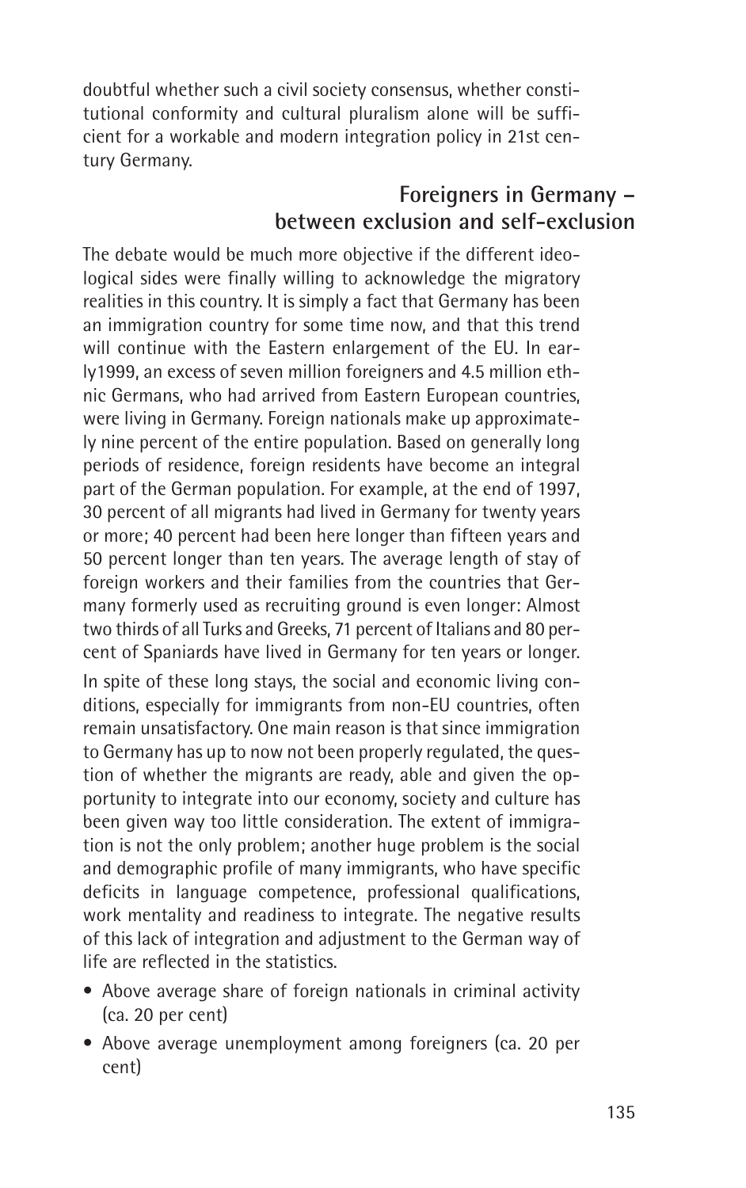doubtful whether such a civil society consensus, whether constitutional conformity and cultural pluralism alone will be sufficient for a workable and modern integration policy in 21st century Germany.

## Foreigners in Germany – between exclusion and self-exclusion

The debate would be much more objective if the different ideological sides were finally willing to acknowledge the migratory realities in this country. It is simply a fact that Germany has been an immigration country for some time now, and that this trend will continue with the Eastern enlargement of the EU. In early1999, an excess of seven million foreigners and 4.5 million ethnic Germans, who had arrived from Eastern European countries, were living in Germany. Foreign nationals make up approximately nine percent of the entire population. Based on generally long periods of residence, foreign residents have become an integral part of the German population. For example, at the end of 1997, 30 percent of all migrants had lived in Germany for twenty years or more; 40 percent had been here longer than fifteen years and 50 percent longer than ten years. The average length of stay of foreign workers and their families from the countries that Germany formerly used as recruiting ground is even longer: Almost two thirds of all Turks and Greeks, 71 percent of Italians and 80 percent of Spaniards have lived in Germany for ten years or longer.

In spite of these long stays, the social and economic living conditions, especially for immigrants from non-EU countries, often remain unsatisfactory. One main reason is that since immigration to Germany has up to now not been properly regulated, the question of whether the migrants are ready, able and given the opportunity to integrate into our economy, society and culture has been given way too little consideration. The extent of immigration is not the only problem; another huge problem is the social and demographic profile of many immigrants, who have specific deficits in language competence, professional qualifications, work mentality and readiness to integrate. The negative results of this lack of integration and adjustment to the German way of life are reflected in the statistics.

- Above average share of foreign nationals in criminal activity (ca. 20 per cent)
- Above average unemployment among foreigners (ca. 20 per cent)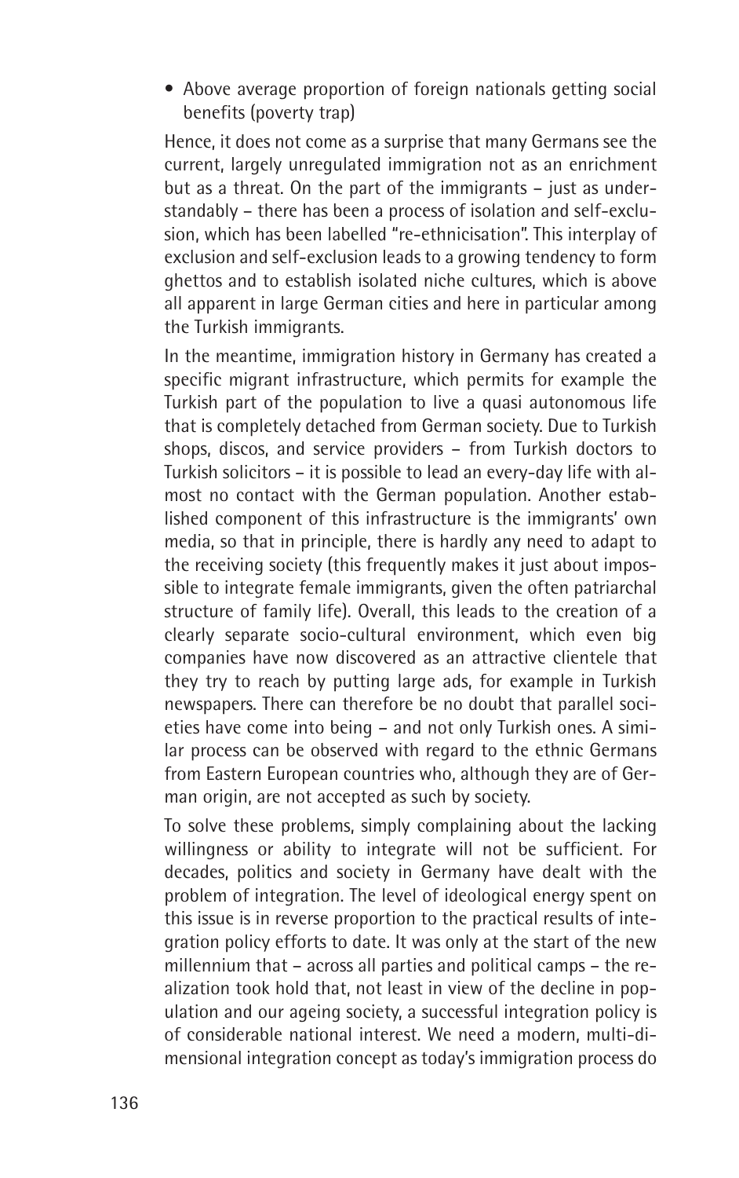- Above average proportion of foreign nationals getting social benefits (poverty trap)

Hence, it does not come as a surprise that many Germans see the current, largely unregulated immigration not as an enrichment but as a threat. On the part of the immigrants – just as understandably – there has been a process of isolation and self-exclusion, which has been labelled "re-ethnicisation". This interplay of exclusion and self-exclusion leads to a growing tendency to form ghettos and to establish isolated niche cultures, which is above all apparent in large German cities and here in particular among the Turkish immigrants.

In the meantime, immigration history in Germany has created a specific migrant infrastructure, which permits for example the Turkish part of the population to live a quasi autonomous life that is completely detached from German society. Due to Turkish shops, discos, and service providers – from Turkish doctors to Turkish solicitors – it is possible to lead an every-day life with almost no contact with the German population. Another established component of this infrastructure is the immigrants' own media, so that in principle, there is hardly any need to adapt to the receiving society (this frequently makes it just about impossible to integrate female immigrants, given the often patriarchal structure of family life). Overall, this leads to the creation of a clearly separate socio-cultural environment, which even big companies have now discovered as an attractive clientele that they try to reach by putting large ads, for example in Turkish newspapers. There can therefore be no doubt that parallel societies have come into being – and not only Turkish ones. A similar process can be observed with regard to the ethnic Germans from Eastern European countries who, although they are of German origin, are not accepted as such by society.

To solve these problems, simply complaining about the lacking willingness or ability to integrate will not be sufficient. For decades, politics and society in Germany have dealt with the problem of integration. The level of ideological energy spent on this issue is in reverse proportion to the practical results of integration policy efforts to date. It was only at the start of the new millennium that – across all parties and political camps – the realization took hold that, not least in view of the decline in population and our ageing society, a successful integration policy is of considerable national interest. We need a modern, multi-dimensional integration concept as today's immigration process do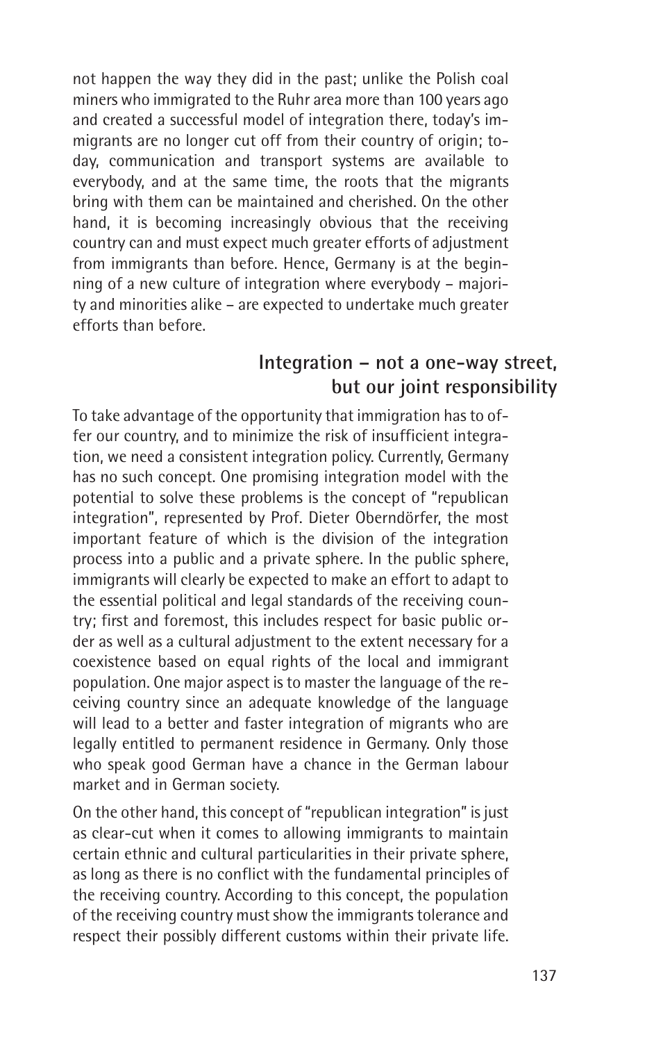not happen the way they did in the past; unlike the Polish coal miners who immigrated to the Ruhr area more than 100 years ago and created a successful model of integration there, today's immigrants are no longer cut off from their country of origin; today, communication and transport systems are available to everybody, and at the same time, the roots that the migrants bring with them can be maintained and cherished. On the other hand, it is becoming increasingly obvious that the receiving country can and must expect much greater efforts of adjustment from immigrants than before. Hence, Germany is at the beginning of a new culture of integration where everybody – majority and minorities alike – are expected to undertake much greater efforts than before.

## Integration – not a one-way street, but our joint responsibility

To take advantage of the opportunity that immigration has to offer our country, and to minimize the risk of insufficient integration, we need a consistent integration policy. Currently, Germany has no such concept. One promising integration model with the potential to solve these problems is the concept of "republican integration", represented by Prof. Dieter Oberndörfer, the most important feature of which is the division of the integration process into a public and a private sphere. In the public sphere, immigrants will clearly be expected to make an effort to adapt to the essential political and legal standards of the receiving country; first and foremost, this includes respect for basic public order as well as a cultural adjustment to the extent necessary for a coexistence based on equal rights of the local and immigrant population. One major aspect is to master the language of the receiving country since an adequate knowledge of the language will lead to a better and faster integration of migrants who are legally entitled to permanent residence in Germany. Only those who speak good German have a chance in the German labour market and in German society.

On the other hand, this concept of "republican integration" is just as clear-cut when it comes to allowing immigrants to maintain certain ethnic and cultural particularities in their private sphere, as long as there is no conflict with the fundamental principles of the receiving country. According to this concept, the population of the receiving country must show the immigrants tolerance and respect their possibly different customs within their private life.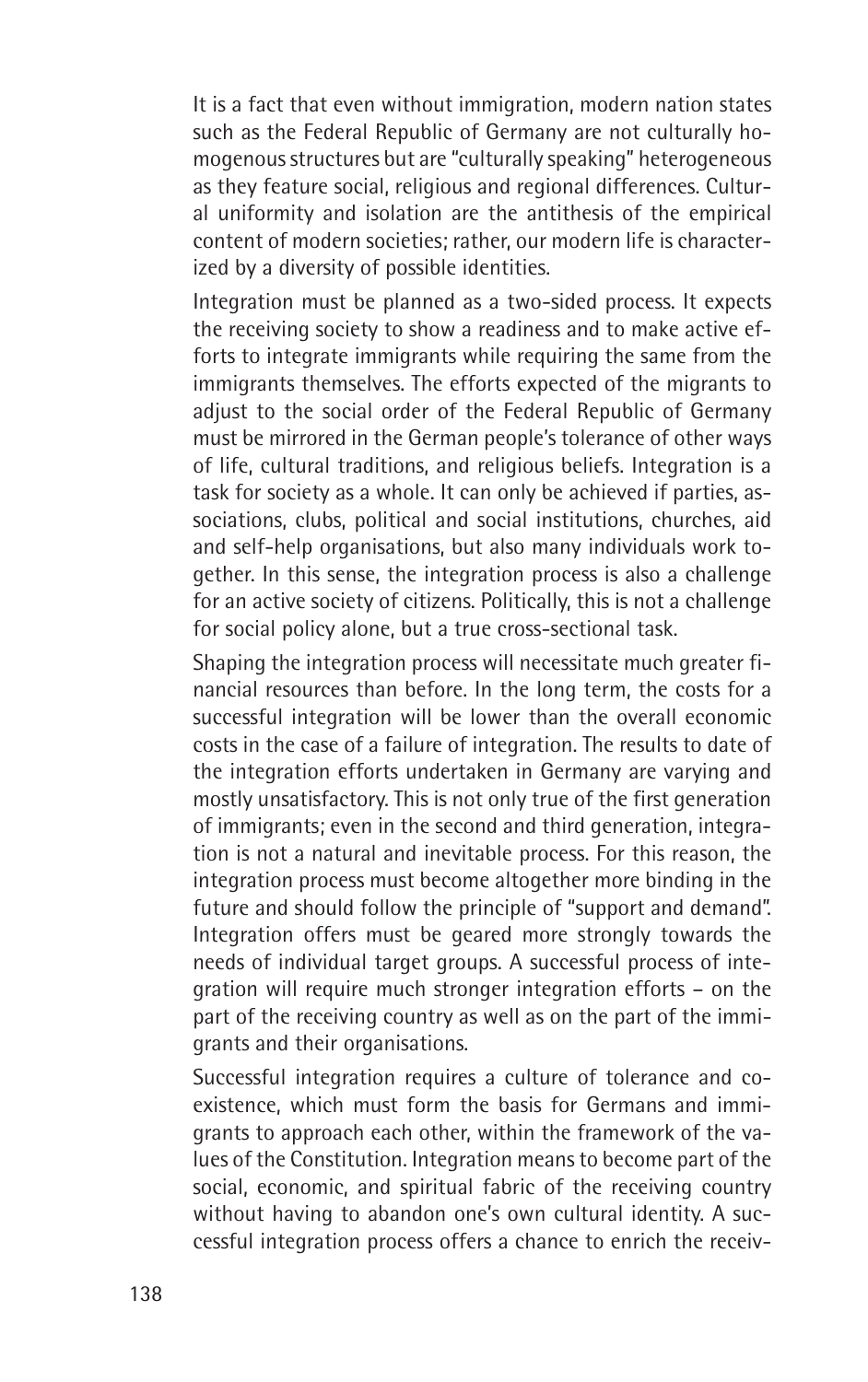It is a fact that even without immigration, modern nation states such as the Federal Republic of Germany are not culturally homogenous structures but are "culturally speaking" heterogeneous as they feature social, religious and regional differences. Cultural uniformity and isolation are the antithesis of the empirical content of modern societies; rather, our modern life is characterized by a diversity of possible identities.

Integration must be planned as a two-sided process. It expects the receiving society to show a readiness and to make active efforts to integrate immigrants while requiring the same from the immigrants themselves. The efforts expected of the migrants to adjust to the social order of the Federal Republic of Germany must be mirrored in the German people's tolerance of other ways of life, cultural traditions, and religious beliefs. Integration is a task for society as a whole. It can only be achieved if parties, associations, clubs, political and social institutions, churches, aid and self-help organisations, but also many individuals work together. In this sense, the integration process is also a challenge for an active society of citizens. Politically, this is not a challenge for social policy alone, but a true cross-sectional task.

Shaping the integration process will necessitate much greater financial resources than before. In the long term, the costs for a successful integration will be lower than the overall economic costs in the case of a failure of integration. The results to date of the integration efforts undertaken in Germany are varying and mostly unsatisfactory. This is not only true of the first generation of immigrants; even in the second and third generation, integration is not a natural and inevitable process. For this reason, the integration process must become altogether more binding in the future and should follow the principle of "support and demand". Integration offers must be geared more strongly towards the needs of individual target groups. A successful process of integration will require much stronger integration efforts – on the part of the receiving country as well as on the part of the immigrants and their organisations.

Successful integration requires a culture of tolerance and coexistence, which must form the basis for Germans and immigrants to approach each other, within the framework of the values of the Constitution. Integration means to become part of the social, economic, and spiritual fabric of the receiving country without having to abandon one's own cultural identity. A successful integration process offers a chance to enrich the receiv-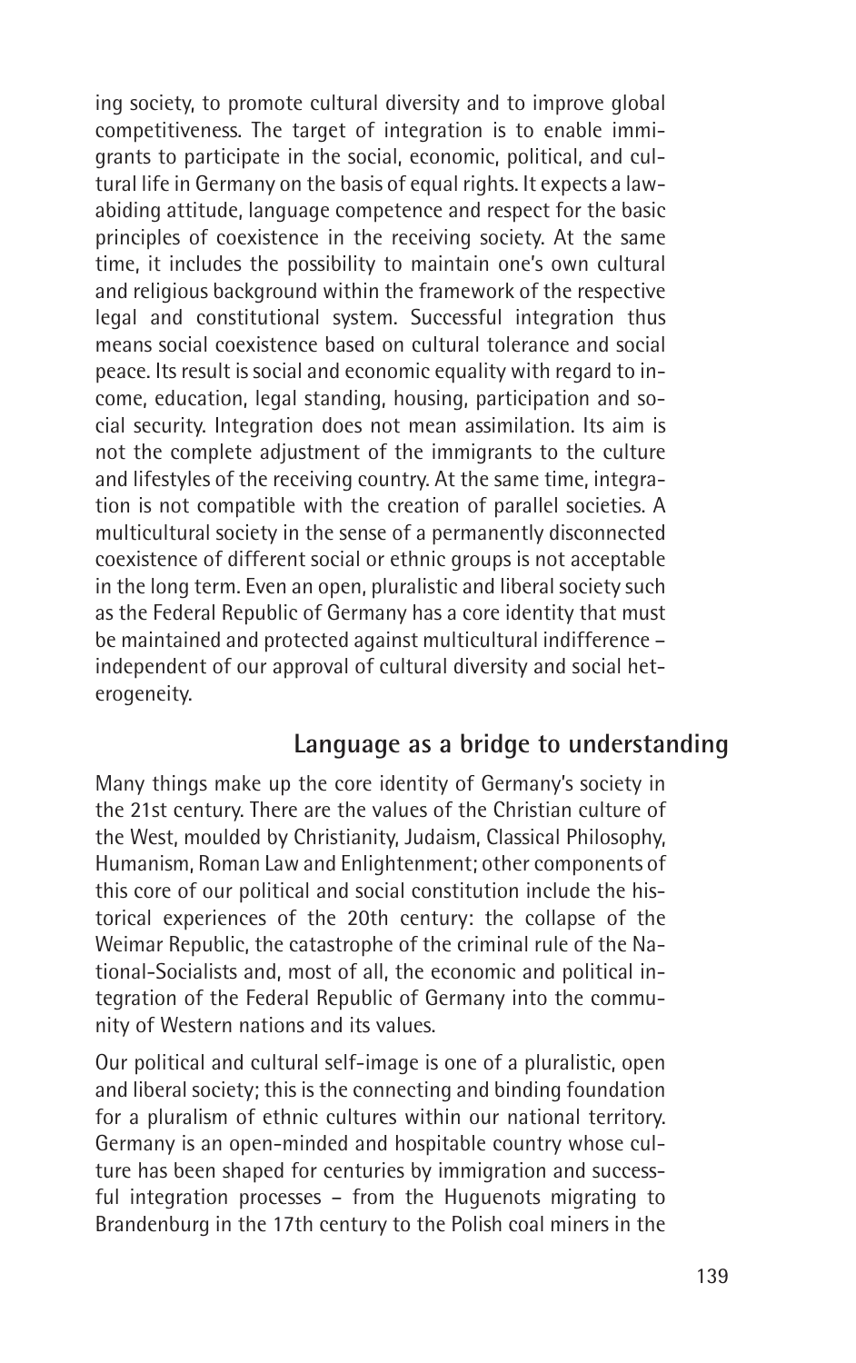ing society, to promote cultural diversity and to improve global competitiveness. The target of integration is to enable immigrants to participate in the social, economic, political, and cultural life in Germany on the basis of equal rights. It expects a law-abiding attitude, language competence and respect for the basic principles of coexistence in the receiving society. At the same time, it includes the possibility to maintain one's own cultural and religious background within the framework of the respective legal and constitutional system. Successful integration thus means social coexistence based on cultural tolerance and social peace. Its result is social and economic equality with regard to income, education, legal standing, housing, participation and social security. Integration does not mean assimilation. Its aim is not the complete adjustment of the immigrants to the culture and lifestyles of the receiving country. At the same time, integration is not compatible with the creation of parallel societies. A multicultural society in the sense of a permanently disconnected coexistence of different social or ethnic groups is not acceptable in the long term. Even an open, pluralistic and liberal society such as the Federal Republic of Germany has a core identity that must be maintained and protected against multicultural indifference – independent of our approval of cultural diversity and social heterogeneity.

## Language as a bridge to understanding

Many things make up the core identity of Germany's society in the 21st century. There are the values of the Christian culture of the West, moulded by Christianity, Judaism, Classical Philosophy, Humanism, Roman Law and Enlightenment; other components of this core of our political and social constitution include the historical experiences of the 20th century: the collapse of the Weimar Republic, the catastrophe of the criminal rule of the National-Socialists and, most of all, the economic and political integration of the Federal Republic of Germany into the community of Western nations and its values.

Our political and cultural self-image is one of a pluralistic, open and liberal society; this is the connecting and binding foundation for a pluralism of ethnic cultures within our national territory. Germany is an open-minded and hospitable country whose culture has been shaped for centuries by immigration and successful integration processes – from the Huguenots migrating to Brandenburg in the 17th century to the Polish coal miners in the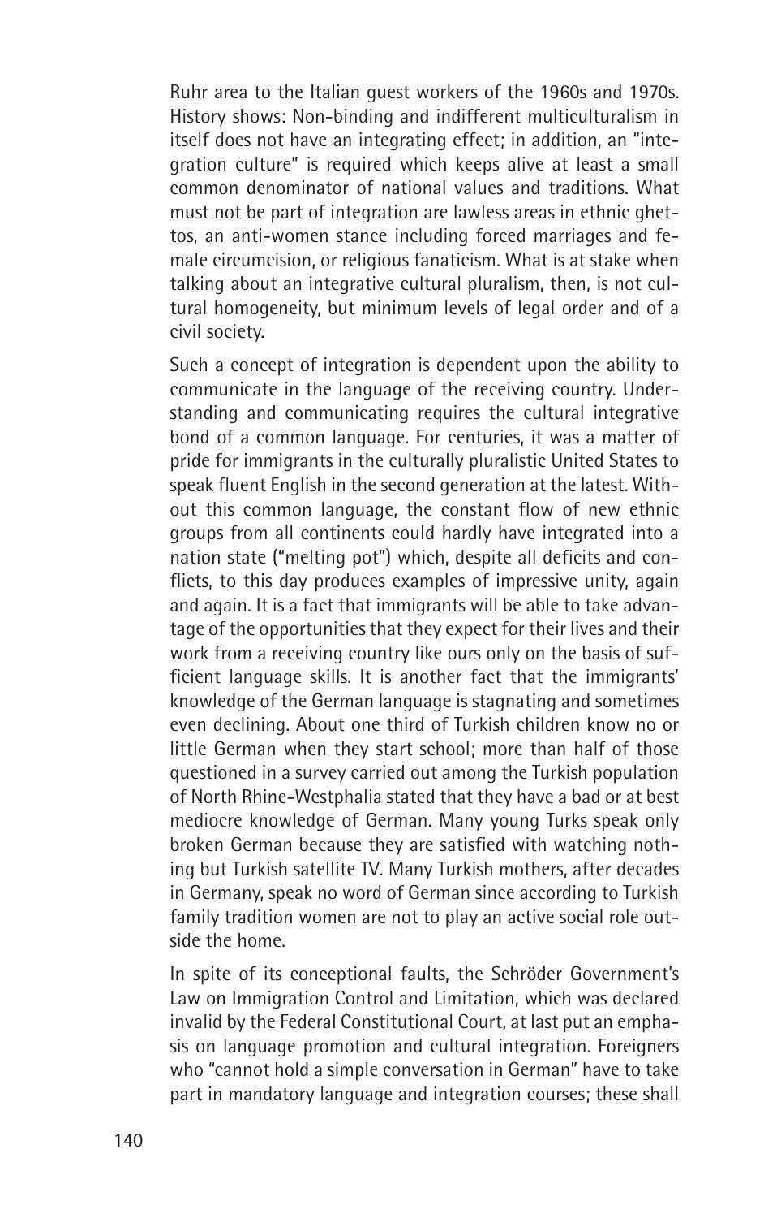Ruhr area to the Italian guest workers of the 1960s and 1970s. History shows: Non-binding and indifferent multiculturalism in itself does not have an integrating effect; in addition, an "integration culture" is required which keeps alive at least a small common denominator of national values and traditions. What must not be part of integration are lawless areas in ethnic ghettos, an anti-women stance including forced marriages and female circumcision, or religious fanaticism. What is at stake when talking about an integrative cultural pluralism, then, is not cultural homogeneity, but minimum levels of legal order and of a civil society.

Such a concept of integration is dependent upon the ability to communicate in the language of the receiving country. Understanding and communicating requires the cultural integrative bond of a common language. For centuries, it was a matter of pride for immigrants in the culturally pluralistic United States to speak fluent English in the second generation at the latest. Without this common language, the constant flow of new ethnic groups from all continents could hardly have integrated into a nation state ("melting pot") which, despite all deficits and conflicts, to this day produces examples of impressive unity, again and again. It is a fact that immigrants will be able to take advantage of the opportunities that they expect for their lives and their work from a receiving country like ours only on the basis of sufficient language skills. It is another fact that the immigrants' knowledge of the German language is stagnating and sometimes even declining. About one third of Turkish children know no or little German when they start school; more than half of those questioned in a survey carried out among the Turkish population of North Rhine-Westphalia stated that they have a bad or at best mediocre knowledge of German. Many young Turks speak only broken German because they are satisfied with watching nothing but Turkish satellite TV. Many Turkish mothers, after decades in Germany, speak no word of German since according to Turkish family tradition women are not to play an active social role outside the home.

In spite of its conceptional faults, the Schröder Government's Law on Immigration Control and Limitation, which was declared invalid by the Federal Constitutional Court, at last put an emphasis on language promotion and cultural integration. Foreigners who "cannot hold a simple conversation in German" have to take part in mandatory language and integration courses; these shall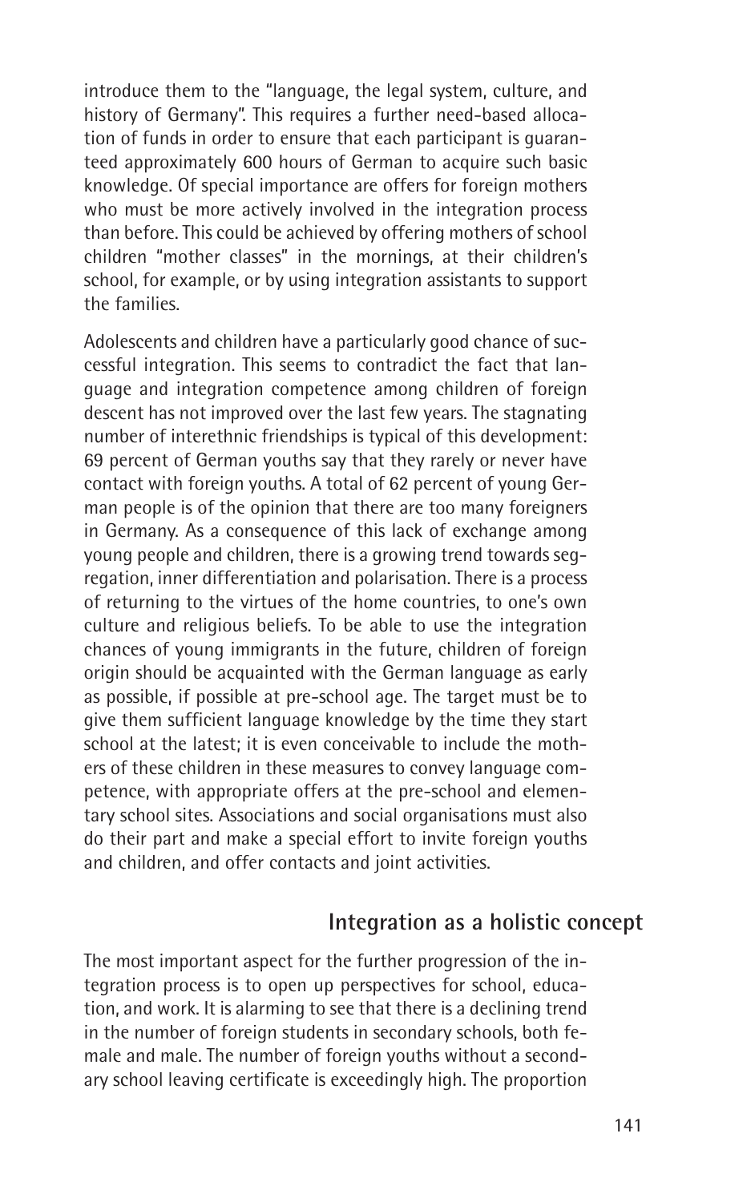introduce them to the "language, the legal system, culture, and history of Germany". This requires a further need-based allocation of funds in order to ensure that each participant is guaranteed approximately 600 hours of German to acquire such basic knowledge. Of special importance are offers for foreign mothers who must be more actively involved in the integration process than before. This could be achieved by offering mothers of school children "mother classes" in the mornings, at their children's school, for example, or by using integration assistants to support the families.

Adolescents and children have a particularly good chance of successful integration. This seems to contradict the fact that language and integration competence among children of foreign descent has not improved over the last few years. The stagnating number of interethnic friendships is typical of this development: 69 percent of German youths say that they rarely or never have contact with foreign youths. A total of 62 percent of young German people is of the opinion that there are too many foreigners in Germany. As a consequence of this lack of exchange among young people and children, there is a growing trend towards segregation, inner differentiation and polarisation. There is a process of returning to the virtues of the home countries, to one's own culture and religious beliefs. To be able to use the integration chances of young immigrants in the future, children of foreign origin should be acquainted with the German language as early as possible, if possible at pre-school age. The target must be to give them sufficient language knowledge by the time they start school at the latest; it is even conceivable to include the mothers of these children in these measures to convey language competence, with appropriate offers at the pre-school and elementary school sites. Associations and social organisations must also do their part and make a special effort to invite foreign youths and children, and offer contacts and joint activities.

## Integration as a holistic concept

The most important aspect for the further progression of the integration process is to open up perspectives for school, education, and work. It is alarming to see that there is a declining trend in the number of foreign students in secondary schools, both female and male. The number of foreign youths without a secondary school leaving certificate is exceedingly high. The proportion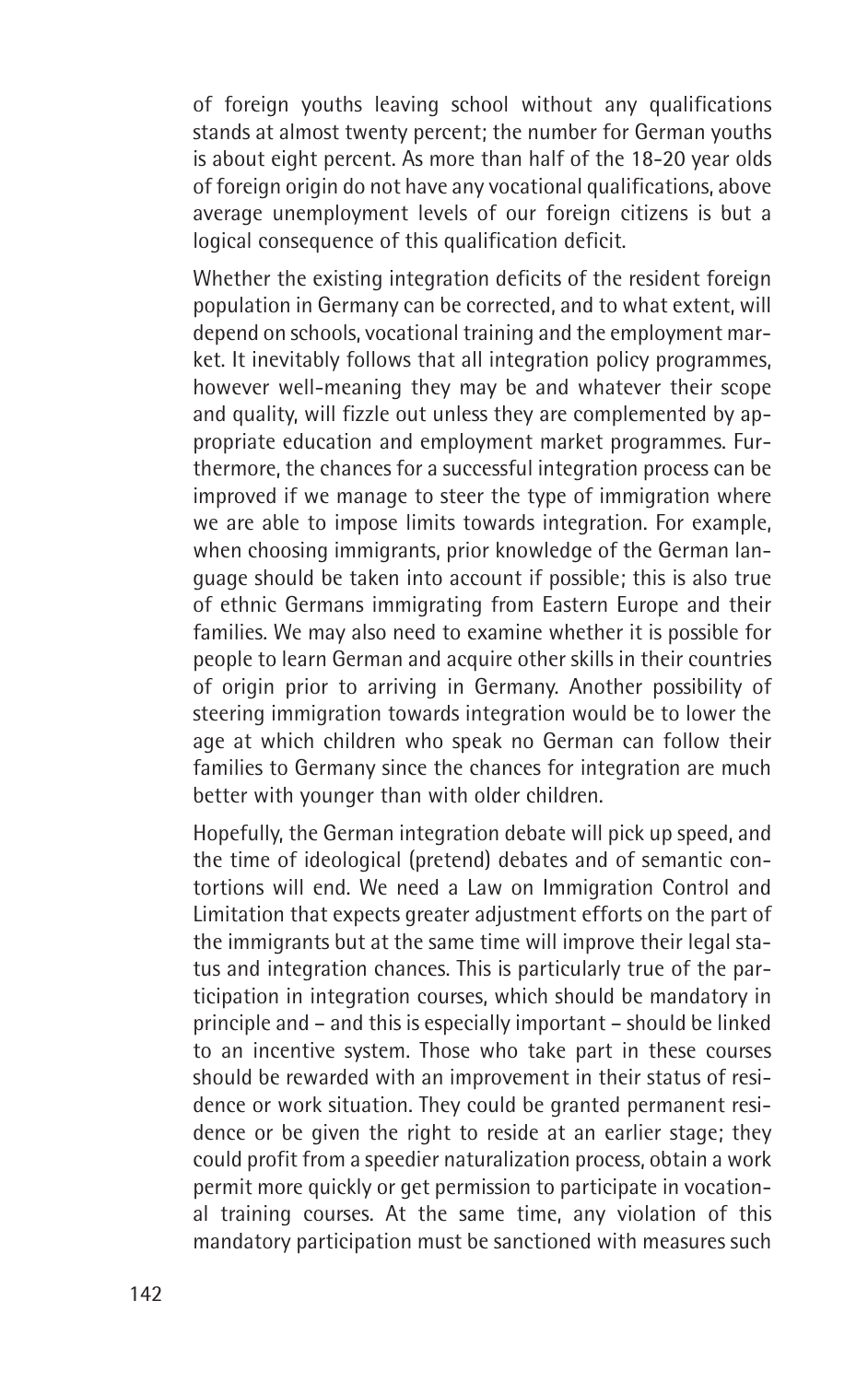of foreign youths leaving school without any qualifications stands at almost twenty percent; the number for German youths is about eight percent. As more than half of the 18-20 year olds of foreign origin do not have any vocational qualifications, above average unemployment levels of our foreign citizens is but a logical consequence of this qualification deficit.

Whether the existing integration deficits of the resident foreign population in Germany can be corrected, and to what extent, will depend on schools, vocational training and the employment market. It inevitably follows that all integration policy programmes, however well-meaning they may be and whatever their scope and quality, will fizzle out unless they are complemented by appropriate education and employment market programmes. Furthermore, the chances for a successful integration process can be improved if we manage to steer the type of immigration where we are able to impose limits towards integration. For example, when choosing immigrants, prior knowledge of the German language should be taken into account if possible; this is also true of ethnic Germans immigrating from Eastern Europe and their families. We may also need to examine whether it is possible for people to learn German and acquire other skills in their countries of origin prior to arriving in Germany. Another possibility of steering immigration towards integration would be to lower the age at which children who speak no German can follow their families to Germany since the chances for integration are much better with younger than with older children.

Hopefully, the German integration debate will pick up speed, and the time of ideological (pretend) debates and of semantic contortions will end. We need a Law on Immigration Control and Limitation that expects greater adjustment efforts on the part of the immigrants but at the same time will improve their legal status and integration chances. This is particularly true of the participation in integration courses, which should be mandatory in principle and – and this is especially important – should be linked to an incentive system. Those who take part in these courses should be rewarded with an improvement in their status of residence or work situation. They could be granted permanent residence or be given the right to reside at an earlier stage; they could profit from a speedier naturalization process, obtain a work permit more quickly or get permission to participate in vocational training courses. At the same time, any violation of this mandatory participation must be sanctioned with measures such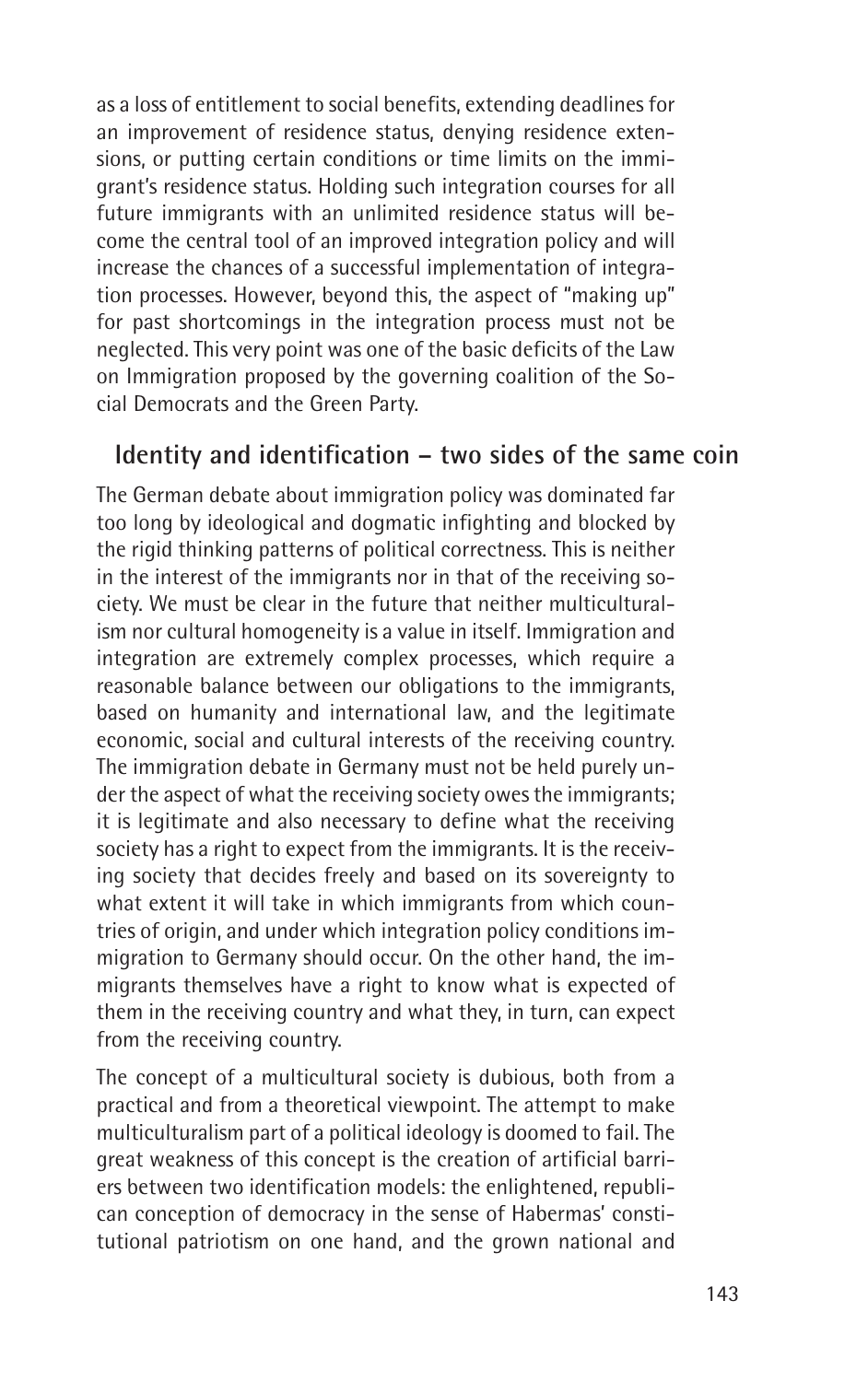as a loss of entitlement to social benefits, extending deadlines for an improvement of residence status, denying residence extensions, or putting certain conditions or time limits on the immigrant's residence status. Holding such integration courses for all future immigrants with an unlimited residence status will become the central tool of an improved integration policy and will increase the chances of a successful implementation of integration processes. However, beyond this, the aspect of "making up" for past shortcomings in the integration process must not be neglected. This very point was one of the basic deficits of the Law on Immigration proposed by the governing coalition of the Social Democrats and the Green Party.

## Identity and identification – two sides of the same coin

The German debate about immigration policy was dominated far too long by ideological and dogmatic infighting and blocked by the rigid thinking patterns of political correctness. This is neither in the interest of the immigrants nor in that of the receiving society. We must be clear in the future that neither multiculturalism nor cultural homogeneity is a value in itself. Immigration and integration are extremely complex processes, which require a reasonable balance between our obligations to the immigrants, based on humanity and international law, and the legitimate economic, social and cultural interests of the receiving country. The immigration debate in Germany must not be held purely under the aspect of what the receiving society owes the immigrants; it is legitimate and also necessary to define what the receiving society has a right to expect from the immigrants. It is the receiving society that decides freely and based on its sovereignty to what extent it will take in which immigrants from which countries of origin, and under which integration policy conditions immigration to Germany should occur. On the other hand, the immigrants themselves have a right to know what is expected of them in the receiving country and what they, in turn, can expect from the receiving country.

The concept of a multicultural society is dubious, both from a practical and from a theoretical viewpoint. The attempt to make multiculturalism part of a political ideology is doomed to fail. The great weakness of this concept is the creation of artificial barriers between two identification models: the enlightened, republican conception of democracy in the sense of Habermas' constitutional patriotism on one hand, and the grown national and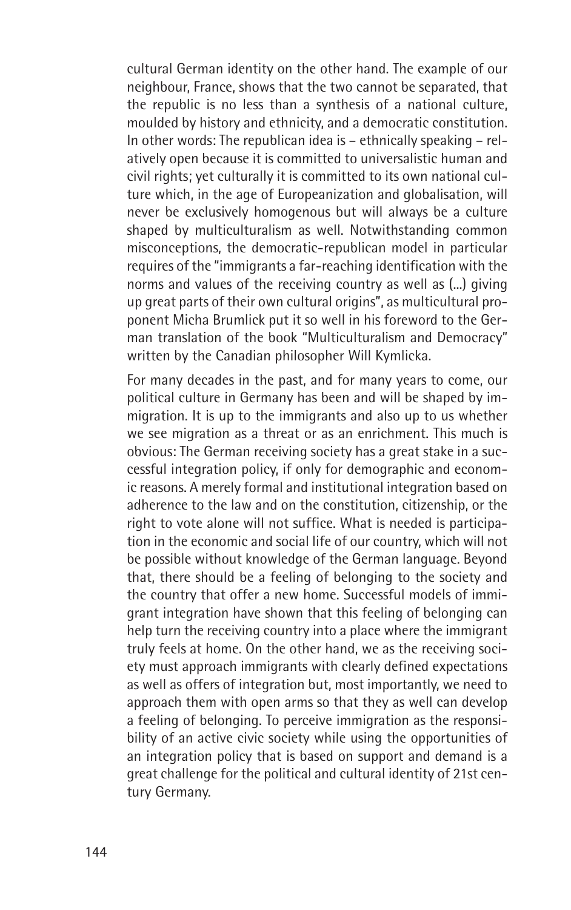cultural German identity on the other hand. The example of our neighbour, France, shows that the two cannot be separated, that the republic is no less than a synthesis of a national culture, moulded by history and ethnicity, and a democratic constitution. In other words: The republican idea is – ethnically speaking – relatively open because it is committed to universalistic human and civil rights; yet culturally it is committed to its own national culture which, in the age of Europeanization and globalisation, will never be exclusively homogenous but will always be a culture shaped by multiculturalism as well. Notwithstanding common misconceptions, the democratic-republican model in particular requires of the "immigrants a far-reaching identification with the norms and values of the receiving country as well as (...) giving up great parts of their own cultural origins", as multicultural proponent Micha Brumlick put it so well in his foreword to the German translation of the book "Multiculturalism and Democracy" written by the Canadian philosopher Will Kymlicka.

For many decades in the past, and for many years to come, our political culture in Germany has been and will be shaped by immigration. It is up to the immigrants and also up to us whether we see migration as a threat or as an enrichment. This much is obvious: The German receiving society has a great stake in a successful integration policy, if only for demographic and economic reasons. A merely formal and institutional integration based on adherence to the law and on the constitution, citizenship, or the right to vote alone will not suffice. What is needed is participation in the economic and social life of our country, which will not be possible without knowledge of the German language. Beyond that, there should be a feeling of belonging to the society and the country that offer a new home. Successful models of immigrant integration have shown that this feeling of belonging can help turn the receiving country into a place where the immigrant truly feels at home. On the other hand, we as the receiving society must approach immigrants with clearly defined expectations as well as offers of integration but, most importantly, we need to approach them with open arms so that they as well can develop a feeling of belonging. To perceive immigration as the responsibility of an active civic society while using the opportunities of an integration policy that is based on support and demand is a great challenge for the political and cultural identity of 21st century Germany.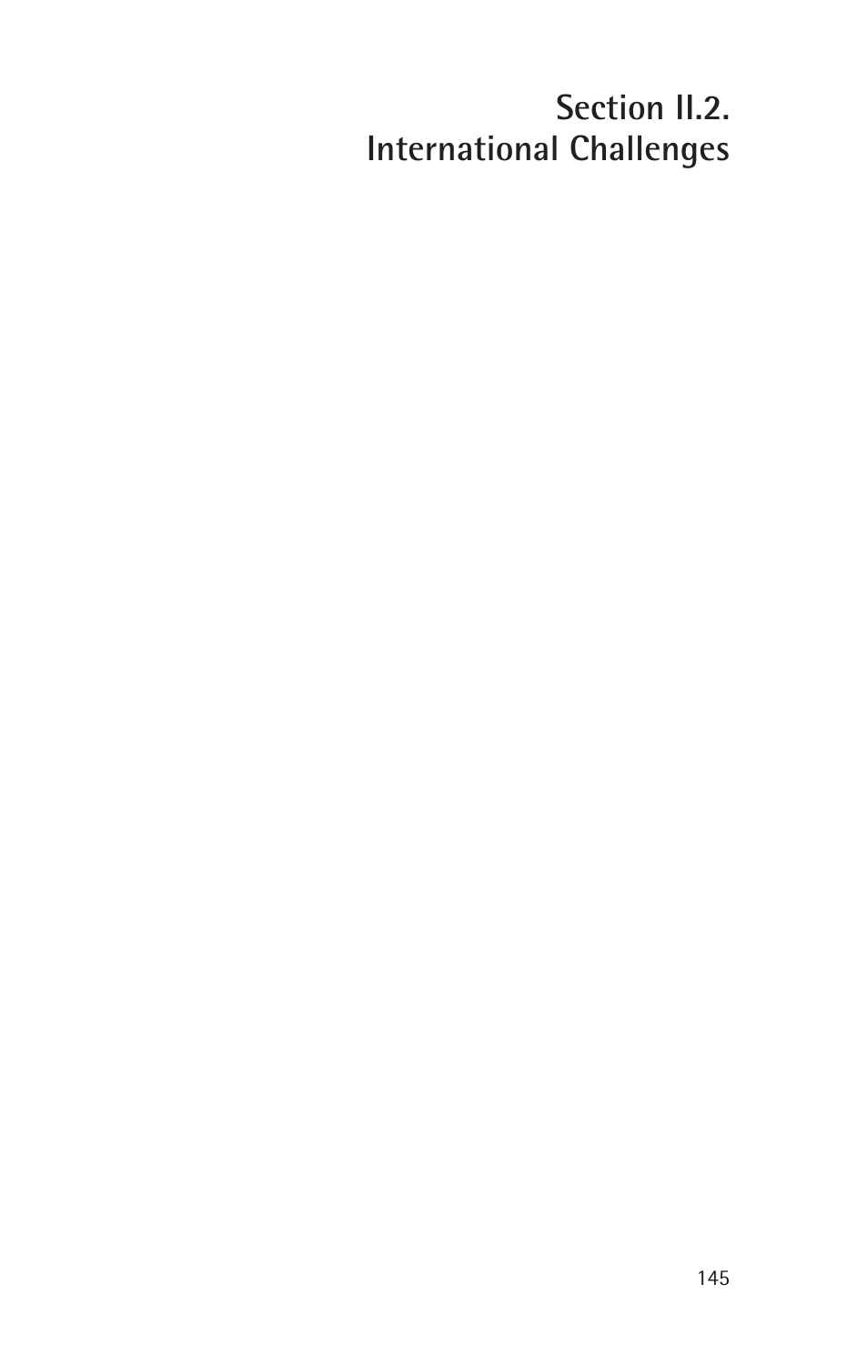# Section II.2.
# International Challenges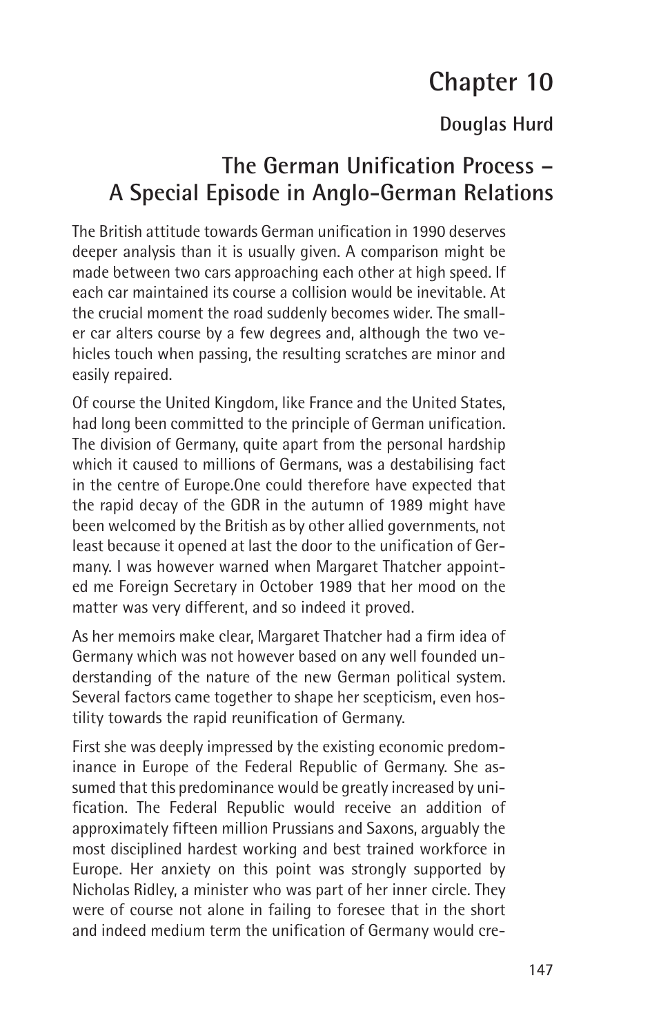# Chapter 10

## Douglas Hurd

## The German Unification Process – A Special Episode in Anglo-German Relations

The British attitude towards German unification in 1990 deserves deeper analysis than it is usually given. A comparison might be made between two cars approaching each other at high speed. If each car maintained its course a collision would be inevitable. At the crucial moment the road suddenly becomes wider. The smaller car alters course by a few degrees and, although the two vehicles touch when passing, the resulting scratches are minor and easily repaired.

Of course the United Kingdom, like France and the United States, had long been committed to the principle of German unification. The division of Germany, quite apart from the personal hardship which it caused to millions of Germans, was a destabilising fact in the centre of Europe.One could therefore have expected that the rapid decay of the GDR in the autumn of 1989 might have been welcomed by the British as by other allied governments, not least because it opened at last the door to the unification of Germany. I was however warned when Margaret Thatcher appointed me Foreign Secretary in October 1989 that her mood on the matter was very different, and so indeed it proved.

As her memoirs make clear, Margaret Thatcher had a firm idea of Germany which was not however based on any well founded understanding of the nature of the new German political system. Several factors came together to shape her scepticism, even hostility towards the rapid reunification of Germany.

First she was deeply impressed by the existing economic predominance in Europe of the Federal Republic of Germany. She assumed that this predominance would be greatly increased by unification. The Federal Republic would receive an addition of approximately fifteen million Prussians and Saxons, arguably the most disciplined hardest working and best trained workforce in Europe. Her anxiety on this point was strongly supported by Nicholas Ridley, a minister who was part of her inner circle. They were of course not alone in failing to foresee that in the short and indeed medium term the unification of Germany would cre-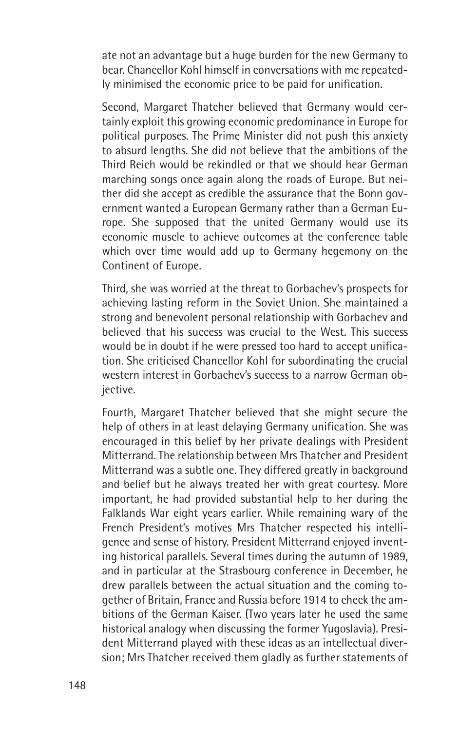ate not an advantage but a huge burden for the new Germany to bear. Chancellor Kohl himself in conversations with me repeatedly minimised the economic price to be paid for unification.

Second, Margaret Thatcher believed that Germany would certainly exploit this growing economic predominance in Europe for political purposes. The Prime Minister did not push this anxiety to absurd lengths. She did not believe that the ambitions of the Third Reich would be rekindled or that we should hear German marching songs once again along the roads of Europe. But neither did she accept as credible the assurance that the Bonn government wanted a European Germany rather than a German Europe. She supposed that the united Germany would use its economic muscle to achieve outcomes at the conference table which over time would add up to Germany hegemony on the Continent of Europe.

Third, she was worried at the threat to Gorbachev's prospects for achieving lasting reform in the Soviet Union. She maintained a strong and benevolent personal relationship with Gorbachev and believed that his success was crucial to the West. This success would be in doubt if he were pressed too hard to accept unification. She criticised Chancellor Kohl for subordinating the crucial western interest in Gorbachev's success to a narrow German objective.

Fourth, Margaret Thatcher believed that she might secure the help of others in at least delaying Germany unification. She was encouraged in this belief by her private dealings with President Mitterrand. The relationship between Mrs Thatcher and President Mitterrand was a subtle one. They differed greatly in background and belief but he always treated her with great courtesy. More important, he had provided substantial help to her during the Falklands War eight years earlier. While remaining wary of the French President's motives Mrs Thatcher respected his intelligence and sense of history. President Mitterrand enjoyed inventing historical parallels. Several times during the autumn of 1989, and in particular at the Strasbourg conference in December, he drew parallels between the actual situation and the coming together of Britain, France and Russia before 1914 to check the ambitions of the German Kaiser. (Two years later he used the same historical analogy when discussing the former Yugoslavia). President Mitterrand played with these ideas as an intellectual diversion; Mrs Thatcher received them gladly as further statements of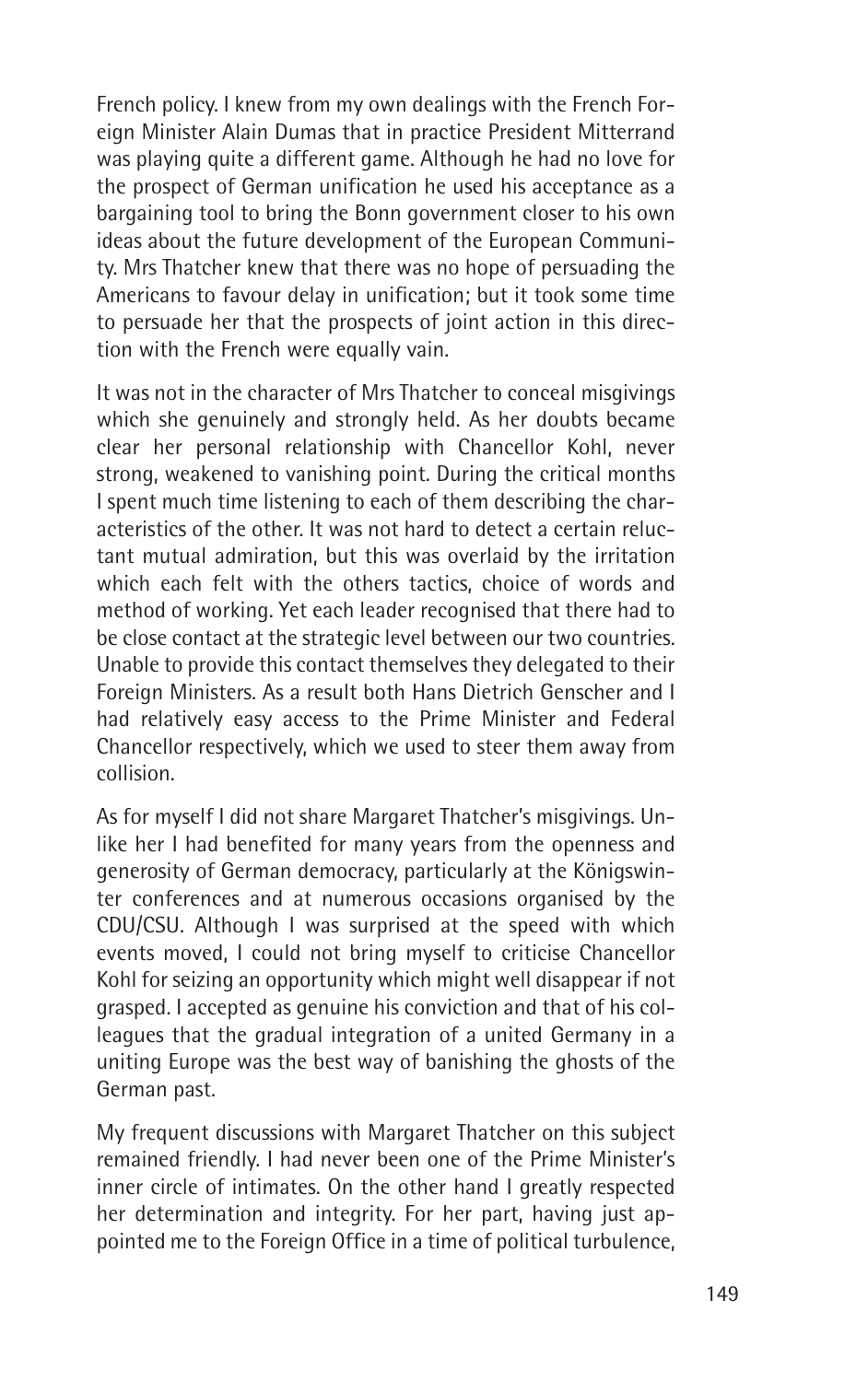French policy. I knew from my own dealings with the French Foreign Minister Alain Dumas that in practice President Mitterrand was playing quite a different game. Although he had no love for the prospect of German unification he used his acceptance as a bargaining tool to bring the Bonn government closer to his own ideas about the future development of the European Community. Mrs Thatcher knew that there was no hope of persuading the Americans to favour delay in unification; but it took some time to persuade her that the prospects of joint action in this direction with the French were equally vain.

It was not in the character of Mrs Thatcher to conceal misgivings which she genuinely and strongly held. As her doubts became clear her personal relationship with Chancellor Kohl, never strong, weakened to vanishing point. During the critical months I spent much time listening to each of them describing the characteristics of the other. It was not hard to detect a certain reluctant mutual admiration, but this was overlaid by the irritation which each felt with the others tactics, choice of words and method of working. Yet each leader recognised that there had to be close contact at the strategic level between our two countries. Unable to provide this contact themselves they delegated to their Foreign Ministers. As a result both Hans Dietrich Genscher and I had relatively easy access to the Prime Minister and Federal Chancellor respectively, which we used to steer them away from collision.

As for myself I did not share Margaret Thatcher's misgivings. Unlike her I had benefited for many years from the openness and generosity of German democracy, particularly at the Königswinter conferences and at numerous occasions organised by the CDU/CSU. Although I was surprised at the speed with which events moved, I could not bring myself to criticise Chancellor Kohl for seizing an opportunity which might well disappear if not grasped. I accepted as genuine his conviction and that of his colleagues that the gradual integration of a united Germany in a uniting Europe was the best way of banishing the ghosts of the German past.

My frequent discussions with Margaret Thatcher on this subject remained friendly. I had never been one of the Prime Minister's inner circle of intimates. On the other hand I greatly respected her determination and integrity. For her part, having just appointed me to the Foreign Office in a time of political turbulence,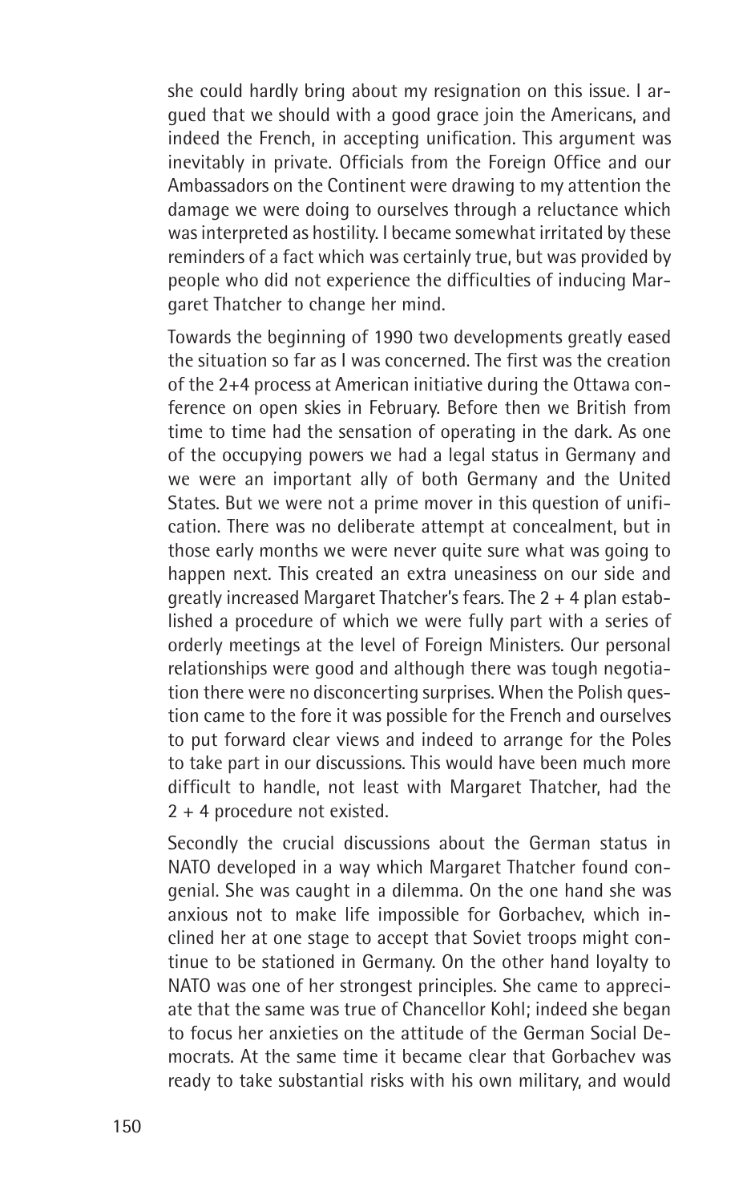she could hardly bring about my resignation on this issue. I argued that we should with a good grace join the Americans, and indeed the French, in accepting unification. This argument was inevitably in private. Officials from the Foreign Office and our Ambassadors on the Continent were drawing to my attention the damage we were doing to ourselves through a reluctance which was interpreted as hostility. I became somewhat irritated by these reminders of a fact which was certainly true, but was provided by people who did not experience the difficulties of inducing Margaret Thatcher to change her mind.

Towards the beginning of 1990 two developments greatly eased the situation so far as I was concerned. The first was the creation of the 2+4 process at American initiative during the Ottawa conference on open skies in February. Before then we British from time to time had the sensation of operating in the dark. As one of the occupying powers we had a legal status in Germany and we were an important ally of both Germany and the United States. But we were not a prime mover in this question of unification. There was no deliberate attempt at concealment, but in those early months we were never quite sure what was going to happen next. This created an extra uneasiness on our side and greatly increased Margaret Thatcher's fears. The 2 + 4 plan established a procedure of which we were fully part with a series of orderly meetings at the level of Foreign Ministers. Our personal relationships were good and although there was tough negotiation there were no disconcerting surprises. When the Polish question came to the fore it was possible for the French and ourselves to put forward clear views and indeed to arrange for the Poles to take part in our discussions. This would have been much more difficult to handle, not least with Margaret Thatcher, had the 2 + 4 procedure not existed.

Secondly the crucial discussions about the German status in NATO developed in a way which Margaret Thatcher found congenial. She was caught in a dilemma. On the one hand she was anxious not to make life impossible for Gorbachev, which inclined her at one stage to accept that Soviet troops might continue to be stationed in Germany. On the other hand loyalty to NATO was one of her strongest principles. She came to appreciate that the same was true of Chancellor Kohl; indeed she began to focus her anxieties on the attitude of the German Social Democrats. At the same time it became clear that Gorbachev was ready to take substantial risks with his own military, and would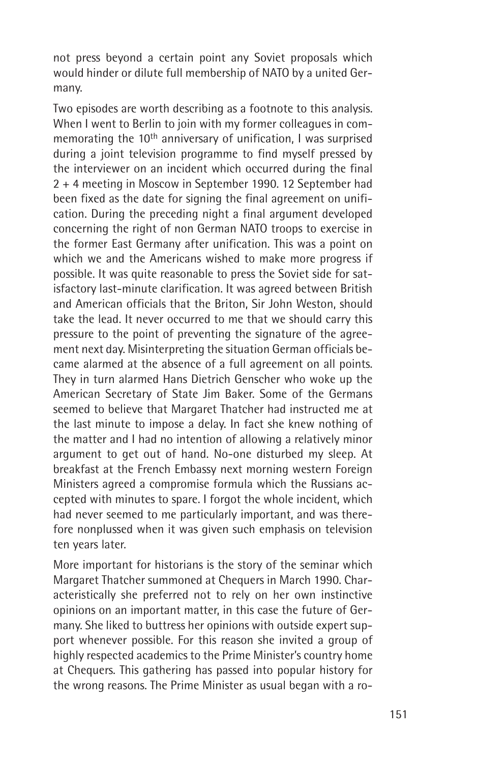not press beyond a certain point any Soviet proposals which would hinder or dilute full membership of NATO by a united Germany.

Two episodes are worth describing as a footnote to this analysis. When I went to Berlin to join with my former colleagues in commemorating the 10th anniversary of unification, I was surprised during a joint television programme to find myself pressed by the interviewer on an incident which occurred during the final 2 + 4 meeting in Moscow in September 1990. 12 September had been fixed as the date for signing the final agreement on unification. During the preceding night a final argument developed concerning the right of non German NATO troops to exercise in the former East Germany after unification. This was a point on which we and the Americans wished to make more progress if possible. It was quite reasonable to press the Soviet side for satisfactory last-minute clarification. It was agreed between British and American officials that the Briton, Sir John Weston, should take the lead. It never occurred to me that we should carry this pressure to the point of preventing the signature of the agreement next day. Misinterpreting the situation German officials became alarmed at the absence of a full agreement on all points. They in turn alarmed Hans Dietrich Genscher who woke up the American Secretary of State Jim Baker. Some of the Germans seemed to believe that Margaret Thatcher had instructed me at the last minute to impose a delay. In fact she knew nothing of the matter and I had no intention of allowing a relatively minor argument to get out of hand. No-one disturbed my sleep. At breakfast at the French Embassy next morning western Foreign Ministers agreed a compromise formula which the Russians accepted with minutes to spare. I forgot the whole incident, which had never seemed to me particularly important, and was therefore nonplussed when it was given such emphasis on television ten years later.

More important for historians is the story of the seminar which Margaret Thatcher summoned at Chequers in March 1990. Characteristically she preferred not to rely on her own instinctive opinions on an important matter, in this case the future of Germany. She liked to buttress her opinions with outside expert support whenever possible. For this reason she invited a group of highly respected academics to the Prime Minister's country home at Chequers. This gathering has passed into popular history for the wrong reasons. The Prime Minister as usual began with a ro-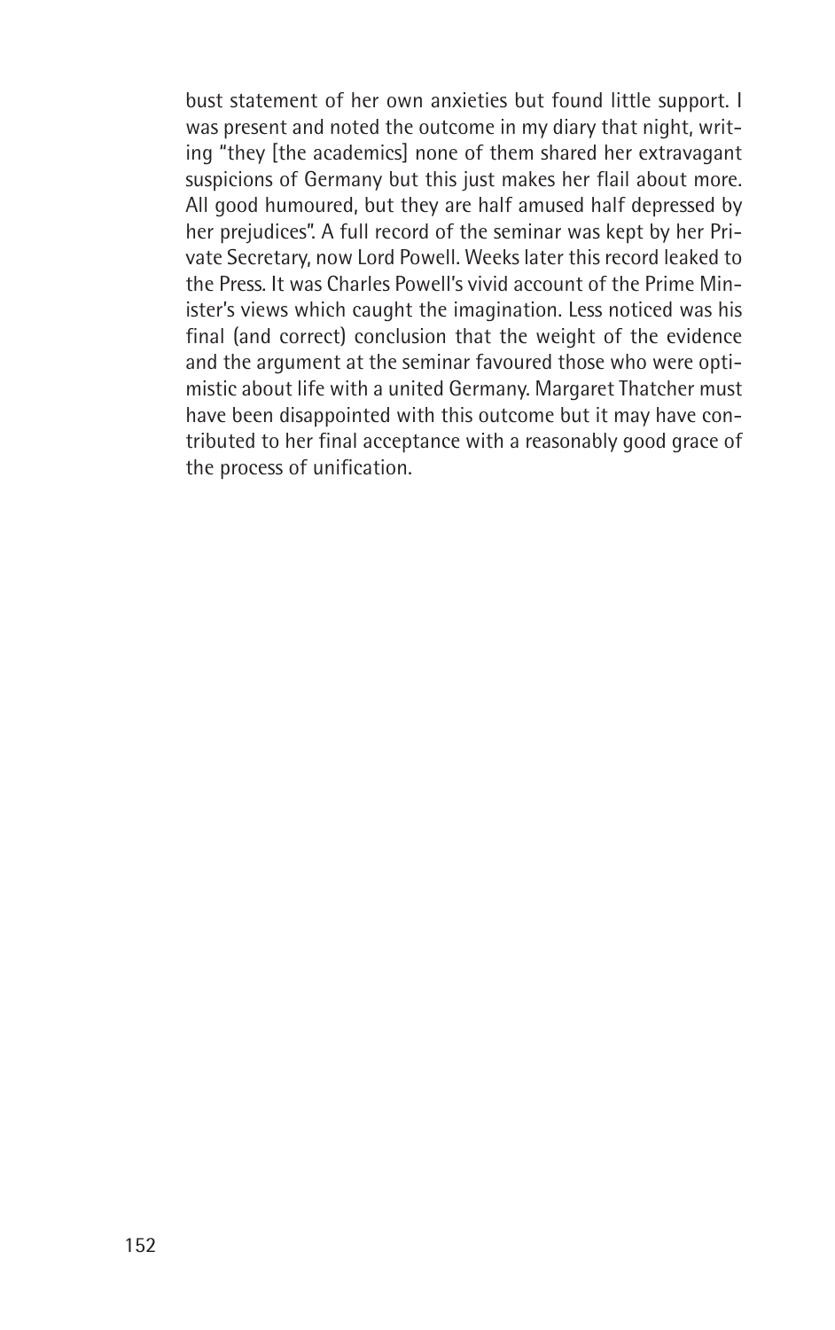bust statement of her own anxieties but found little support. I was present and noted the outcome in my diary that night, writing "they [the academics] none of them shared her extravagant suspicions of Germany but this just makes her flail about more. All good humoured, but they are half amused half depressed by her prejudices". A full record of the seminar was kept by her Private Secretary, now Lord Powell. Weeks later this record leaked to the Press. It was Charles Powell's vivid account of the Prime Minister's views which caught the imagination. Less noticed was his final (and correct) conclusion that the weight of the evidence and the argument at the seminar favoured those who were optimistic about life with a united Germany. Margaret Thatcher must have been disappointed with this outcome but it may have contributed to her final acceptance with a reasonably good grace of the process of unification.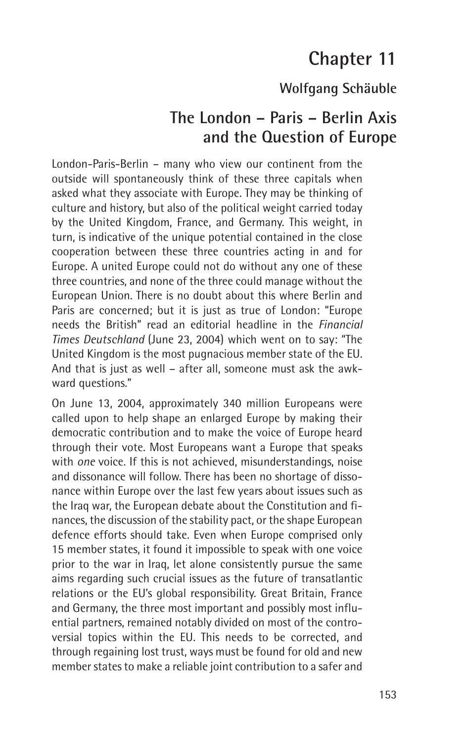# Chapter 11

## Wolfgang Schäuble

# The London – Paris – Berlin Axis and the Question of Europe

London-Paris-Berlin – many who view our continent from the outside will spontaneously think of these three capitals when asked what they associate with Europe. They may be thinking of culture and history, but also of the political weight carried today by the United Kingdom, France, and Germany. This weight, in turn, is indicative of the unique potential contained in the close cooperation between these three countries acting in and for Europe. A united Europe could not do without any one of these three countries, and none of the three could manage without the European Union. There is no doubt about this where Berlin and Paris are concerned; but it is just as true of London: "Europe needs the British" read an editorial headline in the *Financial Times Deutschland* (June 23, 2004) which went on to say: "The United Kingdom is the most pugnacious member state of the EU. And that is just as well – after all, someone must ask the awkward questions."

On June 13, 2004, approximately 340 million Europeans were called upon to help shape an enlarged Europe by making their democratic contribution and to make the voice of Europe heard through their vote. Most Europeans want a Europe that speaks with *one* voice. If this is not achieved, misunderstandings, noise and dissonance will follow. There has been no shortage of dissonance within Europe over the last few years about issues such as the Iraq war, the European debate about the Constitution and finances, the discussion of the stability pact, or the shape European defence efforts should take. Even when Europe comprised only 15 member states, it found it impossible to speak with one voice prior to the war in Iraq, let alone consistently pursue the same aims regarding such crucial issues as the future of transatlantic relations or the EU's global responsibility. Great Britain, France and Germany, the three most important and possibly most influential partners, remained notably divided on most of the controversial topics within the EU. This needs to be corrected, and through regaining lost trust, ways must be found for old and new member states to make a reliable joint contribution to a safer and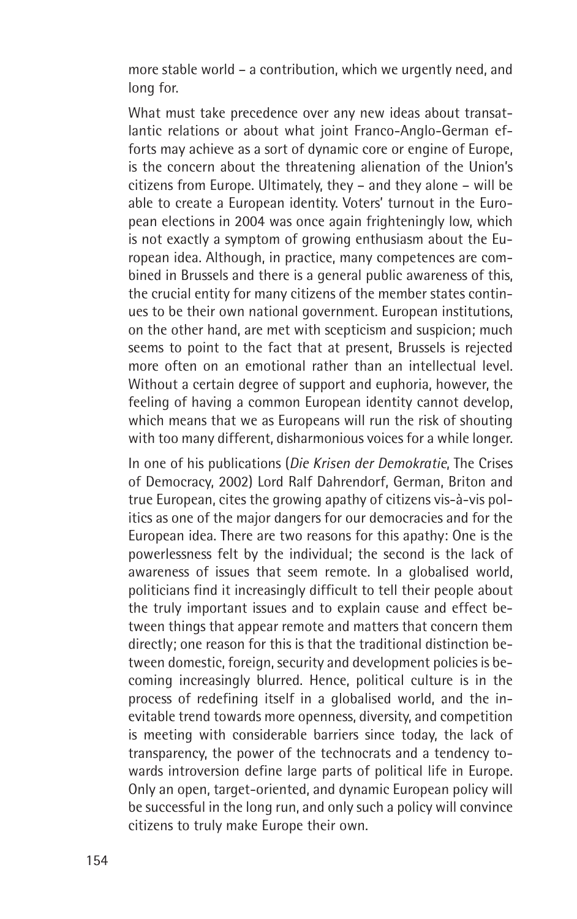more stable world – a contribution, which we urgently need, and long for.

What must take precedence over any new ideas about transatlantic relations or about what joint Franco-Anglo-German efforts may achieve as a sort of dynamic core or engine of Europe, is the concern about the threatening alienation of the Union's citizens from Europe. Ultimately, they – and they alone – will be able to create a European identity. Voters' turnout in the European elections in 2004 was once again frighteningly low, which is not exactly a symptom of growing enthusiasm about the European idea. Although, in practice, many competences are combined in Brussels and there is a general public awareness of this, the crucial entity for many citizens of the member states continues to be their own national government. European institutions, on the other hand, are met with scepticism and suspicion; much seems to point to the fact that at present, Brussels is rejected more often on an emotional rather than an intellectual level. Without a certain degree of support and euphoria, however, the feeling of having a common European identity cannot develop, which means that we as Europeans will run the risk of shouting with too many different, disharmonious voices for a while longer.

In one of his publications (*Die Krisen der Demokratie*, The Crises of Democracy, 2002) Lord Ralf Dahrendorf, German, Briton and true European, cites the growing apathy of citizens vis-à-vis politics as one of the major dangers for our democracies and for the European idea. There are two reasons for this apathy: One is the powerlessness felt by the individual; the second is the lack of awareness of issues that seem remote. In a globalised world, politicians find it increasingly difficult to tell their people about the truly important issues and to explain cause and effect between things that appear remote and matters that concern them directly; one reason for this is that the traditional distinction between domestic, foreign, security and development policies is becoming increasingly blurred. Hence, political culture is in the process of redefining itself in a globalised world, and the inevitable trend towards more openness, diversity, and competition is meeting with considerable barriers since today, the lack of transparency, the power of the technocrats and a tendency towards introversion define large parts of political life in Europe. Only an open, target-oriented, and dynamic European policy will be successful in the long run, and only such a policy will convince citizens to truly make Europe their own.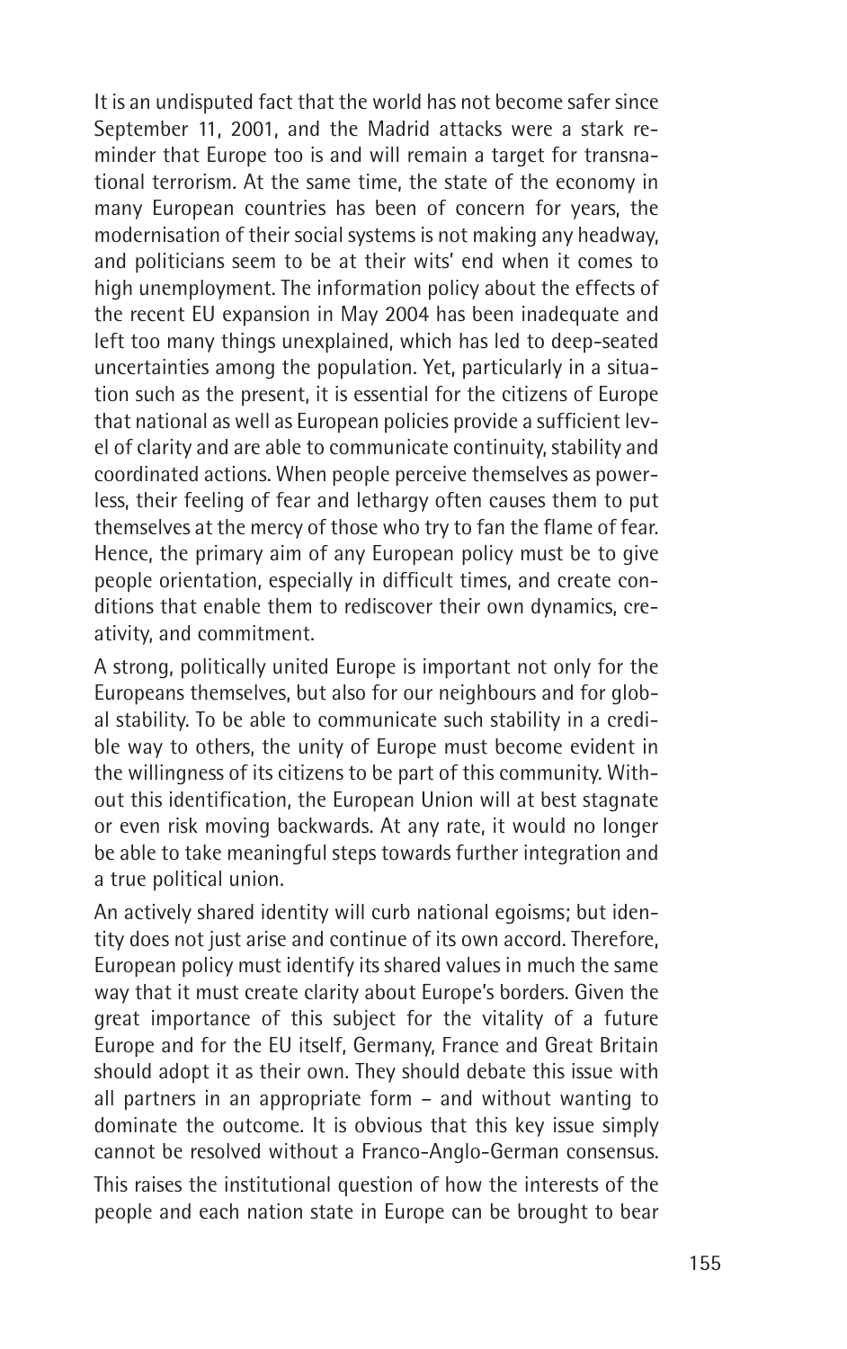It is an undisputed fact that the world has not become safer since September 11, 2001, and the Madrid attacks were a stark reminder that Europe too is and will remain a target for transnational terrorism. At the same time, the state of the economy in many European countries has been of concern for years, the modernisation of their social systems is not making any headway, and politicians seem to be at their wits' end when it comes to high unemployment. The information policy about the effects of the recent EU expansion in May 2004 has been inadequate and left too many things unexplained, which has led to deep-seated uncertainties among the population. Yet, particularly in a situation such as the present, it is essential for the citizens of Europe that national as well as European policies provide a sufficient level of clarity and are able to communicate continuity, stability and coordinated actions. When people perceive themselves as powerless, their feeling of fear and lethargy often causes them to put themselves at the mercy of those who try to fan the flame of fear. Hence, the primary aim of any European policy must be to give people orientation, especially in difficult times, and create conditions that enable them to rediscover their own dynamics, creativity, and commitment.

A strong, politically united Europe is important not only for the Europeans themselves, but also for our neighbours and for global stability. To be able to communicate such stability in a credible way to others, the unity of Europe must become evident in the willingness of its citizens to be part of this community. Without this identification, the European Union will at best stagnate or even risk moving backwards. At any rate, it would no longer be able to take meaningful steps towards further integration and a true political union.

An actively shared identity will curb national egoisms; but identity does not just arise and continue of its own accord. Therefore, European policy must identify its shared values in much the same way that it must create clarity about Europe's borders. Given the great importance of this subject for the vitality of a future Europe and for the EU itself, Germany, France and Great Britain should adopt it as their own. They should debate this issue with all partners in an appropriate form – and without wanting to dominate the outcome. It is obvious that this key issue simply cannot be resolved without a Franco-Anglo-German consensus.

This raises the institutional question of how the interests of the people and each nation state in Europe can be brought to bear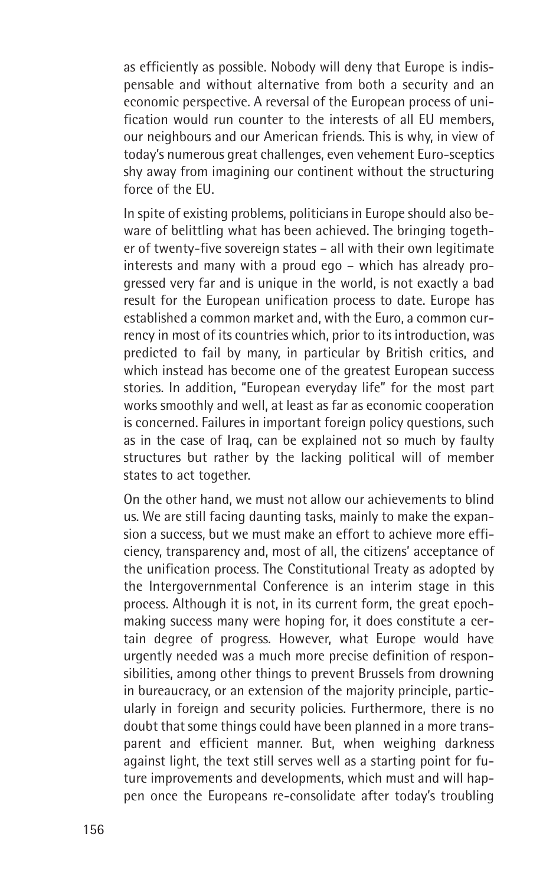as efficiently as possible. Nobody will deny that Europe is indispensable and without alternative from both a security and an economic perspective. A reversal of the European process of unification would run counter to the interests of all EU members, our neighbours and our American friends. This is why, in view of today's numerous great challenges, even vehement Euro-sceptics shy away from imagining our continent without the structuring force of the EU.

In spite of existing problems, politicians in Europe should also beware of belittling what has been achieved. The bringing together of twenty-five sovereign states – all with their own legitimate interests and many with a proud ego – which has already progressed very far and is unique in the world, is not exactly a bad result for the European unification process to date. Europe has established a common market and, with the Euro, a common currency in most of its countries which, prior to its introduction, was predicted to fail by many, in particular by British critics, and which instead has become one of the greatest European success stories. In addition, "European everyday life" for the most part works smoothly and well, at least as far as economic cooperation is concerned. Failures in important foreign policy questions, such as in the case of Iraq, can be explained not so much by faulty structures but rather by the lacking political will of member states to act together.

On the other hand, we must not allow our achievements to blind us. We are still facing daunting tasks, mainly to make the expansion a success, but we must make an effort to achieve more efficiency, transparency and, most of all, the citizens' acceptance of the unification process. The Constitutional Treaty as adopted by the Intergovernmental Conference is an interim stage in this process. Although it is not, in its current form, the great epoch-making success many were hoping for, it does constitute a certain degree of progress. However, what Europe would have urgently needed was a much more precise definition of responsibilities, among other things to prevent Brussels from drowning in bureaucracy, or an extension of the majority principle, particularly in foreign and security policies. Furthermore, there is no doubt that some things could have been planned in a more transparent and efficient manner. But, when weighing darkness against light, the text still serves well as a starting point for future improvements and developments, which must and will happen once the Europeans re-consolidate after today's troubling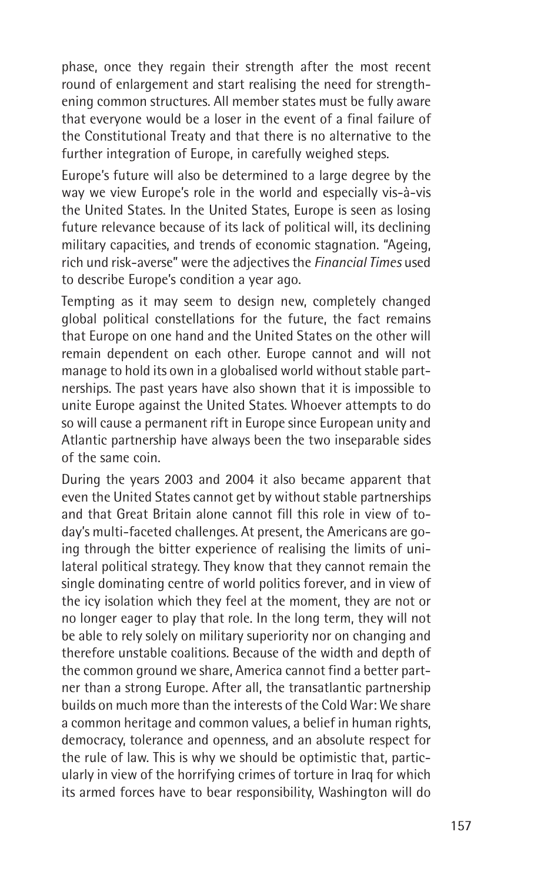phase, once they regain their strength after the most recent round of enlargement and start realising the need for strengthening common structures. All member states must be fully aware that everyone would be a loser in the event of a final failure of the Constitutional Treaty and that there is no alternative to the further integration of Europe, in carefully weighed steps.

Europe's future will also be determined to a large degree by the way we view Europe's role in the world and especially vis-à-vis the United States. In the United States, Europe is seen as losing future relevance because of its lack of political will, its declining military capacities, and trends of economic stagnation. "Ageing, rich und risk-averse" were the adjectives the *Financial Times* used to describe Europe's condition a year ago.

Tempting as it may seem to design new, completely changed global political constellations for the future, the fact remains that Europe on one hand and the United States on the other will remain dependent on each other. Europe cannot and will not manage to hold its own in a globalised world without stable partnerships. The past years have also shown that it is impossible to unite Europe against the United States. Whoever attempts to do so will cause a permanent rift in Europe since European unity and Atlantic partnership have always been the two inseparable sides of the same coin.

During the years 2003 and 2004 it also became apparent that even the United States cannot get by without stable partnerships and that Great Britain alone cannot fill this role in view of today's multi-faceted challenges. At present, the Americans are going through the bitter experience of realising the limits of unilateral political strategy. They know that they cannot remain the single dominating centre of world politics forever, and in view of the icy isolation which they feel at the moment, they are not or no longer eager to play that role. In the long term, they will not be able to rely solely on military superiority nor on changing and therefore unstable coalitions. Because of the width and depth of the common ground we share, America cannot find a better partner than a strong Europe. After all, the transatlantic partnership builds on much more than the interests of the Cold War: We share a common heritage and common values, a belief in human rights, democracy, tolerance and openness, and an absolute respect for the rule of law. This is why we should be optimistic that, particularly in view of the horrifying crimes of torture in Iraq for which its armed forces have to bear responsibility, Washington will do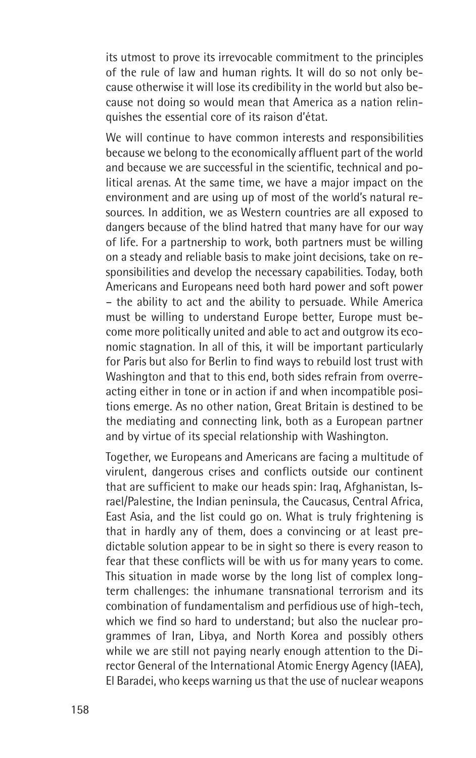its utmost to prove its irrevocable commitment to the principles of the rule of law and human rights. It will do so not only because otherwise it will lose its credibility in the world but also because not doing so would mean that America as a nation relinquishes the essential core of its raison d'état.

We will continue to have common interests and responsibilities because we belong to the economically affluent part of the world and because we are successful in the scientific, technical and political arenas. At the same time, we have a major impact on the environment and are using up of most of the world's natural resources. In addition, we as Western countries are all exposed to dangers because of the blind hatred that many have for our way of life. For a partnership to work, both partners must be willing on a steady and reliable basis to make joint decisions, take on responsibilities and develop the necessary capabilities. Today, both Americans and Europeans need both hard power and soft power – the ability to act and the ability to persuade. While America must be willing to understand Europe better, Europe must become more politically united and able to act and outgrow its economic stagnation. In all of this, it will be important particularly for Paris but also for Berlin to find ways to rebuild lost trust with Washington and that to this end, both sides refrain from overreacting either in tone or in action if and when incompatible positions emerge. As no other nation, Great Britain is destined to be the mediating and connecting link, both as a European partner and by virtue of its special relationship with Washington.

Together, we Europeans and Americans are facing a multitude of virulent, dangerous crises and conflicts outside our continent that are sufficient to make our heads spin: Iraq, Afghanistan, Israel/Palestine, the Indian peninsula, the Caucasus, Central Africa, East Asia, and the list could go on. What is truly frightening is that in hardly any of them, does a convincing or at least predictable solution appear to be in sight so there is every reason to fear that these conflicts will be with us for many years to come. This situation in made worse by the long list of complex long-term challenges: the inhumane transnational terrorism and its combination of fundamentalism and perfidious use of high-tech, which we find so hard to understand; but also the nuclear programmes of Iran, Libya, and North Korea and possibly others while we are still not paying nearly enough attention to the Director General of the International Atomic Energy Agency (IAEA), El Baradei, who keeps warning us that the use of nuclear weapons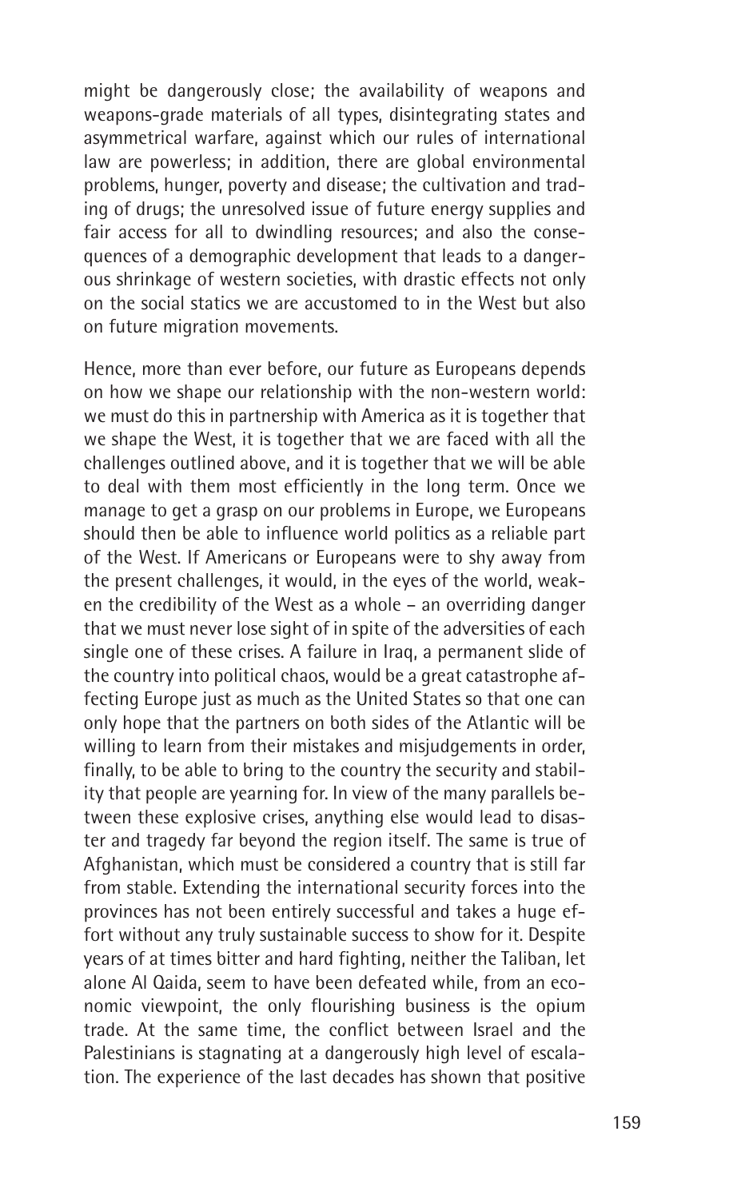might be dangerously close; the availability of weapons and weapons-grade materials of all types, disintegrating states and asymmetrical warfare, against which our rules of international law are powerless; in addition, there are global environmental problems, hunger, poverty and disease; the cultivation and trading of drugs; the unresolved issue of future energy supplies and fair access for all to dwindling resources; and also the consequences of a demographic development that leads to a dangerous shrinkage of western societies, with drastic effects not only on the social statics we are accustomed to in the West but also on future migration movements.

Hence, more than ever before, our future as Europeans depends on how we shape our relationship with the non-western world: we must do this in partnership with America as it is together that we shape the West, it is together that we are faced with all the challenges outlined above, and it is together that we will be able to deal with them most efficiently in the long term. Once we manage to get a grasp on our problems in Europe, we Europeans should then be able to influence world politics as a reliable part of the West. If Americans or Europeans were to shy away from the present challenges, it would, in the eyes of the world, weaken the credibility of the West as a whole – an overriding danger that we must never lose sight of in spite of the adversities of each single one of these crises. A failure in Iraq, a permanent slide of the country into political chaos, would be a great catastrophe affecting Europe just as much as the United States so that one can only hope that the partners on both sides of the Atlantic will be willing to learn from their mistakes and misjudgements in order, finally, to be able to bring to the country the security and stability that people are yearning for. In view of the many parallels between these explosive crises, anything else would lead to disaster and tragedy far beyond the region itself. The same is true of Afghanistan, which must be considered a country that is still far from stable. Extending the international security forces into the provinces has not been entirely successful and takes a huge effort without any truly sustainable success to show for it. Despite years of at times bitter and hard fighting, neither the Taliban, let alone Al Qaida, seem to have been defeated while, from an economic viewpoint, the only flourishing business is the opium trade. At the same time, the conflict between Israel and the Palestinians is stagnating at a dangerously high level of escalation. The experience of the last decades has shown that positive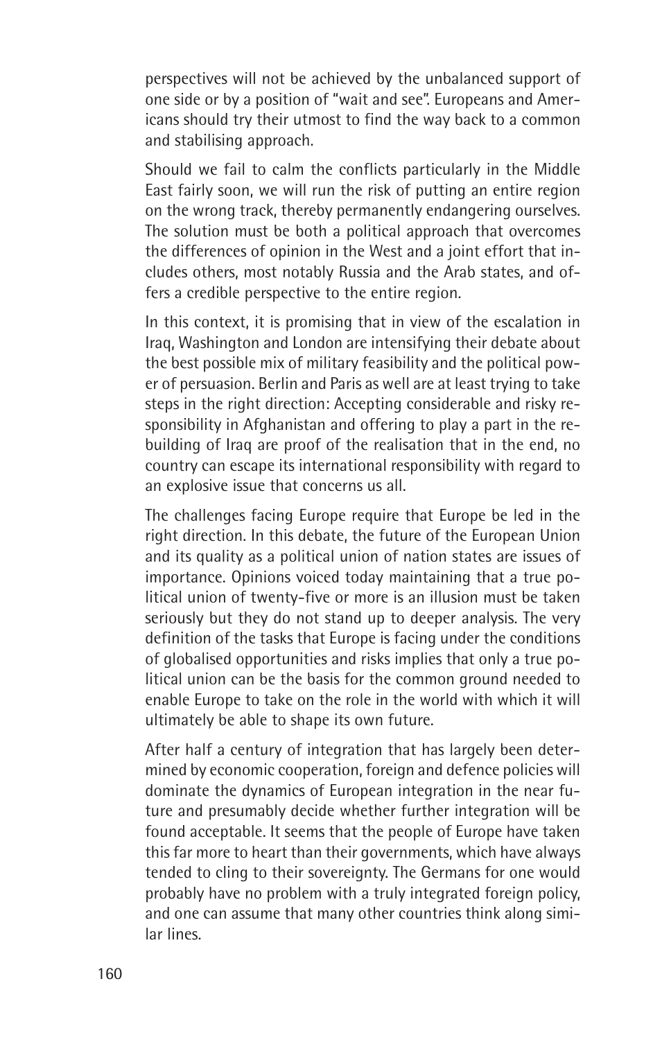perspectives will not be achieved by the unbalanced support of one side or by a position of "wait and see". Europeans and Americans should try their utmost to find the way back to a common and stabilising approach.

Should we fail to calm the conflicts particularly in the Middle East fairly soon, we will run the risk of putting an entire region on the wrong track, thereby permanently endangering ourselves. The solution must be both a political approach that overcomes the differences of opinion in the West and a joint effort that includes others, most notably Russia and the Arab states, and offers a credible perspective to the entire region.

In this context, it is promising that in view of the escalation in Iraq, Washington and London are intensifying their debate about the best possible mix of military feasibility and the political power of persuasion. Berlin and Paris as well are at least trying to take steps in the right direction: Accepting considerable and risky responsibility in Afghanistan and offering to play a part in the rebuilding of Iraq are proof of the realisation that in the end, no country can escape its international responsibility with regard to an explosive issue that concerns us all.

The challenges facing Europe require that Europe be led in the right direction. In this debate, the future of the European Union and its quality as a political union of nation states are issues of importance. Opinions voiced today maintaining that a true political union of twenty-five or more is an illusion must be taken seriously but they do not stand up to deeper analysis. The very definition of the tasks that Europe is facing under the conditions of globalised opportunities and risks implies that only a true political union can be the basis for the common ground needed to enable Europe to take on the role in the world with which it will ultimately be able to shape its own future.

After half a century of integration that has largely been determined by economic cooperation, foreign and defence policies will dominate the dynamics of European integration in the near future and presumably decide whether further integration will be found acceptable. It seems that the people of Europe have taken this far more to heart than their governments, which have always tended to cling to their sovereignty. The Germans for one would probably have no problem with a truly integrated foreign policy, and one can assume that many other countries think along similar lines.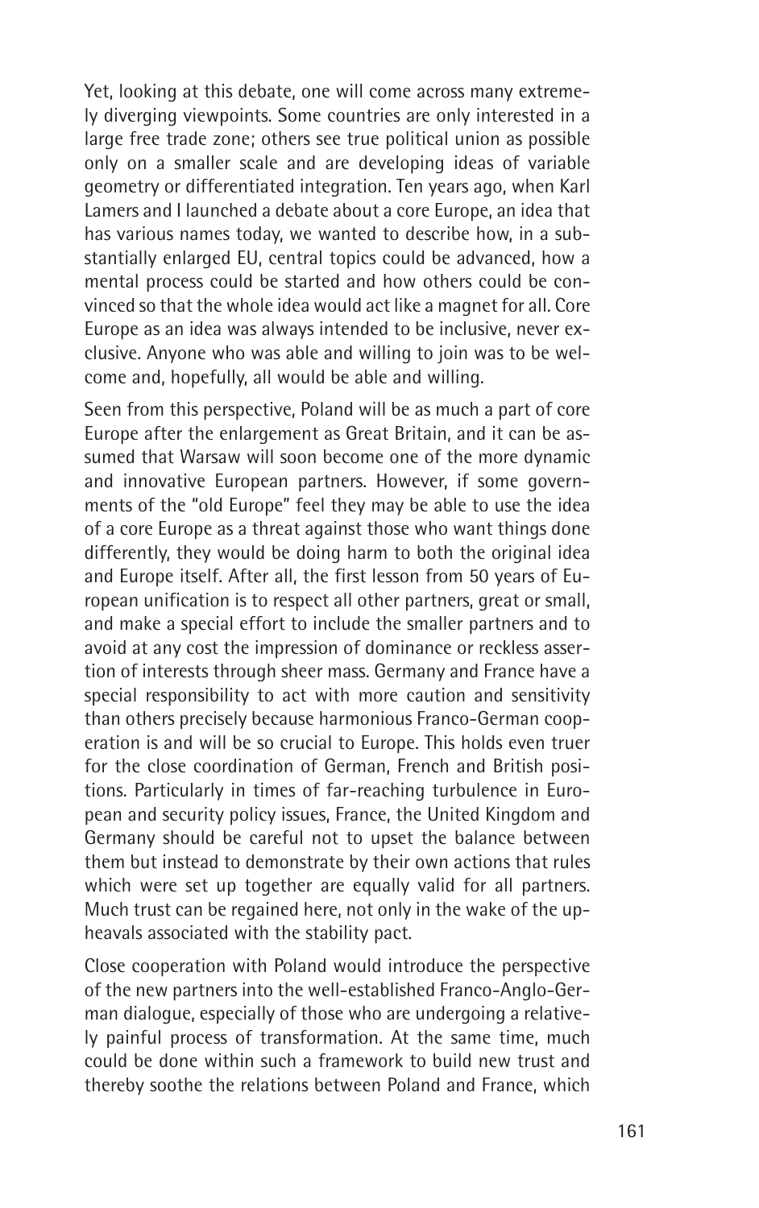Yet, looking at this debate, one will come across many extremely diverging viewpoints. Some countries are only interested in a large free trade zone; others see true political union as possible only on a smaller scale and are developing ideas of variable geometry or differentiated integration. Ten years ago, when Karl Lamers and I launched a debate about a core Europe, an idea that has various names today, we wanted to describe how, in a substantially enlarged EU, central topics could be advanced, how a mental process could be started and how others could be convinced so that the whole idea would act like a magnet for all. Core Europe as an idea was always intended to be inclusive, never exclusive. Anyone who was able and willing to join was to be welcome and, hopefully, all would be able and willing.

Seen from this perspective, Poland will be as much a part of core Europe after the enlargement as Great Britain, and it can be assumed that Warsaw will soon become one of the more dynamic and innovative European partners. However, if some governments of the "old Europe" feel they may be able to use the idea of a core Europe as a threat against those who want things done differently, they would be doing harm to both the original idea and Europe itself. After all, the first lesson from 50 years of European unification is to respect all other partners, great or small, and make a special effort to include the smaller partners and to avoid at any cost the impression of dominance or reckless assertion of interests through sheer mass. Germany and France have a special responsibility to act with more caution and sensitivity than others precisely because harmonious Franco-German cooperation is and will be so crucial to Europe. This holds even truer for the close coordination of German, French and British positions. Particularly in times of far-reaching turbulence in European and security policy issues, France, the United Kingdom and Germany should be careful not to upset the balance between them but instead to demonstrate by their own actions that rules which were set up together are equally valid for all partners. Much trust can be regained here, not only in the wake of the upheavals associated with the stability pact.

Close cooperation with Poland would introduce the perspective of the new partners into the well-established Franco-Anglo-German dialogue, especially of those who are undergoing a relatively painful process of transformation. At the same time, much could be done within such a framework to build new trust and thereby soothe the relations between Poland and France, which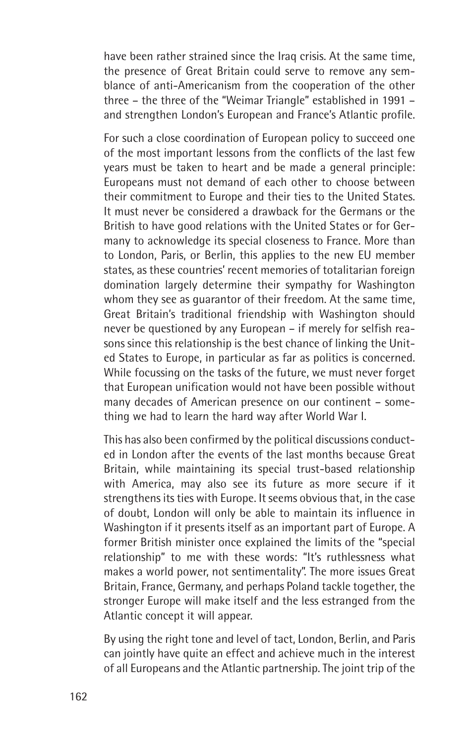have been rather strained since the Iraq crisis. At the same time, the presence of Great Britain could serve to remove any semblance of anti-Americanism from the cooperation of the other three – the three of the "Weimar Triangle" established in 1991 – and strengthen London's European and France's Atlantic profile.

For such a close coordination of European policy to succeed one of the most important lessons from the conflicts of the last few years must be taken to heart and be made a general principle: Europeans must not demand of each other to choose between their commitment to Europe and their ties to the United States. It must never be considered a drawback for the Germans or the British to have good relations with the United States or for Germany to acknowledge its special closeness to France. More than to London, Paris, or Berlin, this applies to the new EU member states, as these countries' recent memories of totalitarian foreign domination largely determine their sympathy for Washington whom they see as guarantor of their freedom. At the same time, Great Britain's traditional friendship with Washington should never be questioned by any European – if merely for selfish reasons since this relationship is the best chance of linking the United States to Europe, in particular as far as politics is concerned. While focussing on the tasks of the future, we must never forget that European unification would not have been possible without many decades of American presence on our continent – something we had to learn the hard way after World War I.

This has also been confirmed by the political discussions conducted in London after the events of the last months because Great Britain, while maintaining its special trust-based relationship with America, may also see its future as more secure if it strengthens its ties with Europe. It seems obvious that, in the case of doubt, London will only be able to maintain its influence in Washington if it presents itself as an important part of Europe. A former British minister once explained the limits of the "special relationship" to me with these words: "It's ruthlessness what makes a world power, not sentimentality". The more issues Great Britain, France, Germany, and perhaps Poland tackle together, the stronger Europe will make itself and the less estranged from the Atlantic concept it will appear.

By using the right tone and level of tact, London, Berlin, and Paris can jointly have quite an effect and achieve much in the interest of all Europeans and the Atlantic partnership. The joint trip of the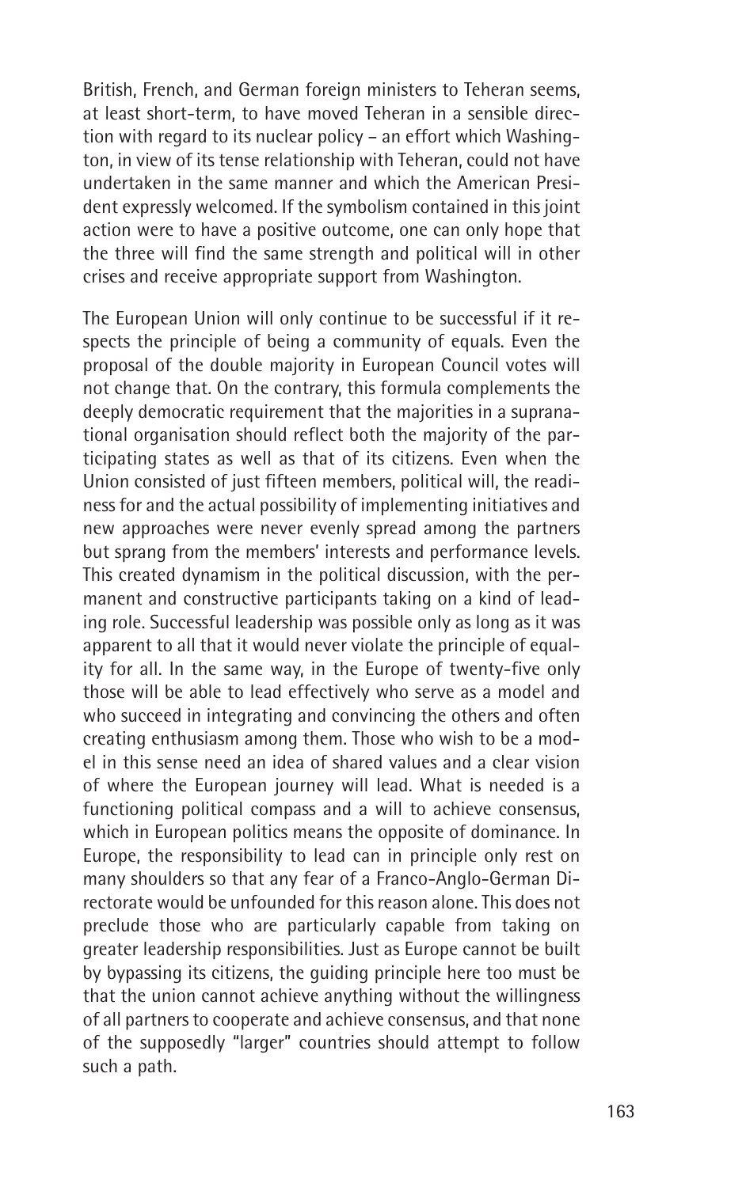British, French, and German foreign ministers to Teheran seems, at least short-term, to have moved Teheran in a sensible direction with regard to its nuclear policy – an effort which Washington, in view of its tense relationship with Teheran, could not have undertaken in the same manner and which the American President expressly welcomed. If the symbolism contained in this joint action were to have a positive outcome, one can only hope that the three will find the same strength and political will in other crises and receive appropriate support from Washington.

The European Union will only continue to be successful if it respects the principle of being a community of equals. Even the proposal of the double majority in European Council votes will not change that. On the contrary, this formula complements the deeply democratic requirement that the majorities in a supranational organisation should reflect both the majority of the participating states as well as that of its citizens. Even when the Union consisted of just fifteen members, political will, the readiness for and the actual possibility of implementing initiatives and new approaches were never evenly spread among the partners but sprang from the members' interests and performance levels. This created dynamism in the political discussion, with the permanent and constructive participants taking on a kind of leading role. Successful leadership was possible only as long as it was apparent to all that it would never violate the principle of equality for all. In the same way, in the Europe of twenty-five only those will be able to lead effectively who serve as a model and who succeed in integrating and convincing the others and often creating enthusiasm among them. Those who wish to be a model in this sense need an idea of shared values and a clear vision of where the European journey will lead. What is needed is a functioning political compass and a will to achieve consensus, which in European politics means the opposite of dominance. In Europe, the responsibility to lead can in principle only rest on many shoulders so that any fear of a Franco-Anglo-German Directorate would be unfounded for this reason alone. This does not preclude those who are particularly capable from taking on greater leadership responsibilities. Just as Europe cannot be built by bypassing its citizens, the guiding principle here too must be that the union cannot achieve anything without the willingness of all partners to cooperate and achieve consensus, and that none of the supposedly "larger" countries should attempt to follow such a path.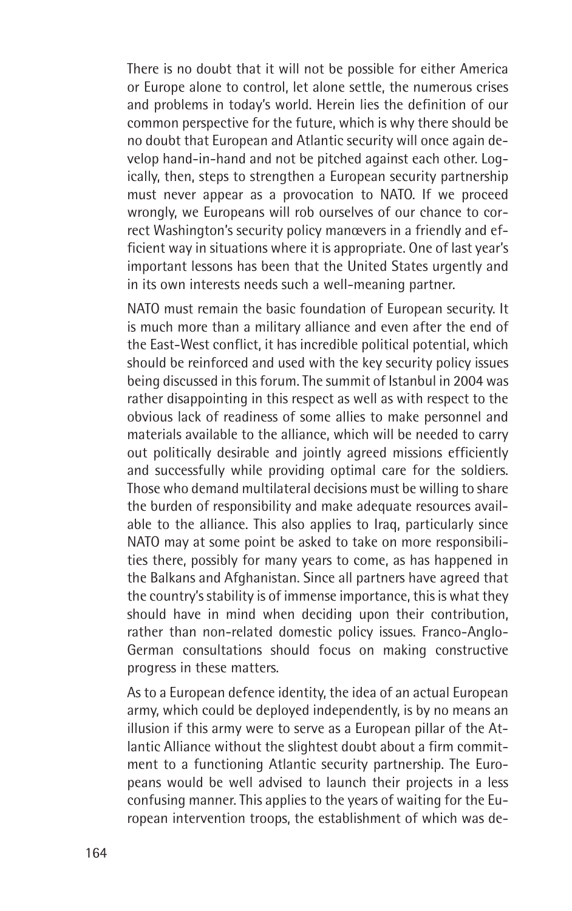There is no doubt that it will not be possible for either America or Europe alone to control, let alone settle, the numerous crises and problems in today's world. Herein lies the definition of our common perspective for the future, which is why there should be no doubt that European and Atlantic security will once again develop hand-in-hand and not be pitched against each other. Logically, then, steps to strengthen a European security partnership must never appear as a provocation to NATO. If we proceed wrongly, we Europeans will rob ourselves of our chance to correct Washington's security policy manœvers in a friendly and efficient way in situations where it is appropriate. One of last year's important lessons has been that the United States urgently and in its own interests needs such a well-meaning partner.

NATO must remain the basic foundation of European security. It is much more than a military alliance and even after the end of the East-West conflict, it has incredible political potential, which should be reinforced and used with the key security policy issues being discussed in this forum. The summit of Istanbul in 2004 was rather disappointing in this respect as well as with respect to the obvious lack of readiness of some allies to make personnel and materials available to the alliance, which will be needed to carry out politically desirable and jointly agreed missions efficiently and successfully while providing optimal care for the soldiers. Those who demand multilateral decisions must be willing to share the burden of responsibility and make adequate resources available to the alliance. This also applies to Iraq, particularly since NATO may at some point be asked to take on more responsibilities there, possibly for many years to come, as has happened in the Balkans and Afghanistan. Since all partners have agreed that the country's stability is of immense importance, this is what they should have in mind when deciding upon their contribution, rather than non-related domestic policy issues. Franco-Anglo-German consultations should focus on making constructive progress in these matters.

As to a European defence identity, the idea of an actual European army, which could be deployed independently, is by no means an illusion if this army were to serve as a European pillar of the Atlantic Alliance without the slightest doubt about a firm commitment to a functioning Atlantic security partnership. The Europeans would be well advised to launch their projects in a less confusing manner. This applies to the years of waiting for the European intervention troops, the establishment of which was de-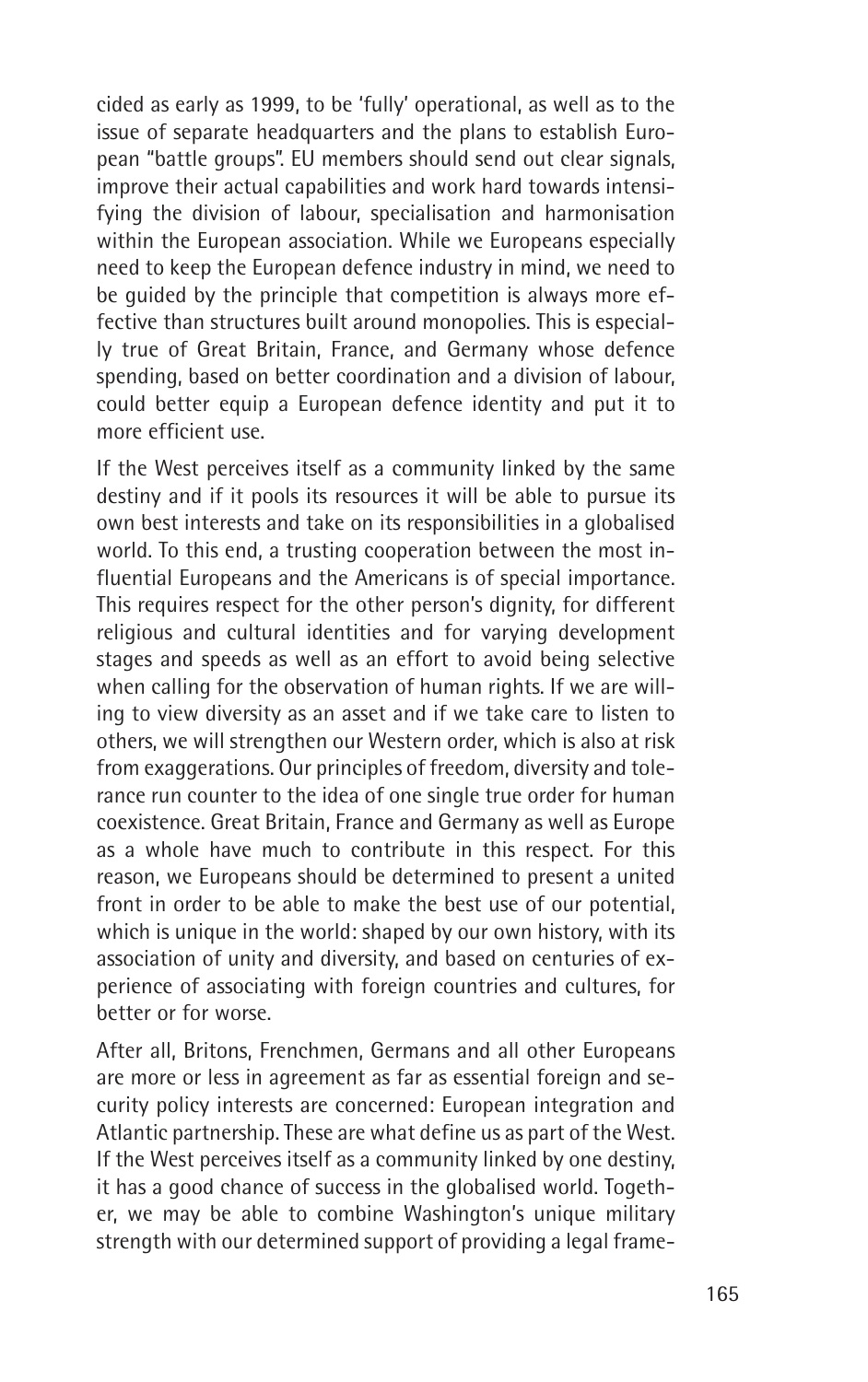cided as early as 1999, to be 'fully' operational, as well as to the issue of separate headquarters and the plans to establish European "battle groups". EU members should send out clear signals, improve their actual capabilities and work hard towards intensifying the division of labour, specialisation and harmonisation within the European association. While we Europeans especially need to keep the European defence industry in mind, we need to be guided by the principle that competition is always more effective than structures built around monopolies. This is especially true of Great Britain, France, and Germany whose defence spending, based on better coordination and a division of labour, could better equip a European defence identity and put it to more efficient use.

If the West perceives itself as a community linked by the same destiny and if it pools its resources it will be able to pursue its own best interests and take on its responsibilities in a globalised world. To this end, a trusting cooperation between the most influential Europeans and the Americans is of special importance. This requires respect for the other person's dignity, for different religious and cultural identities and for varying development stages and speeds as well as an effort to avoid being selective when calling for the observation of human rights. If we are willing to view diversity as an asset and if we take care to listen to others, we will strengthen our Western order, which is also at risk from exaggerations. Our principles of freedom, diversity and tolerance run counter to the idea of one single true order for human coexistence. Great Britain, France and Germany as well as Europe as a whole have much to contribute in this respect. For this reason, we Europeans should be determined to present a united front in order to be able to make the best use of our potential, which is unique in the world: shaped by our own history, with its association of unity and diversity, and based on centuries of experience of associating with foreign countries and cultures, for better or for worse.

After all, Britons, Frenchmen, Germans and all other Europeans are more or less in agreement as far as essential foreign and security policy interests are concerned: European integration and Atlantic partnership. These are what define us as part of the West. If the West perceives itself as a community linked by one destiny, it has a good chance of success in the globalised world. Together, we may be able to combine Washington's unique military strength with our determined support of providing a legal frame-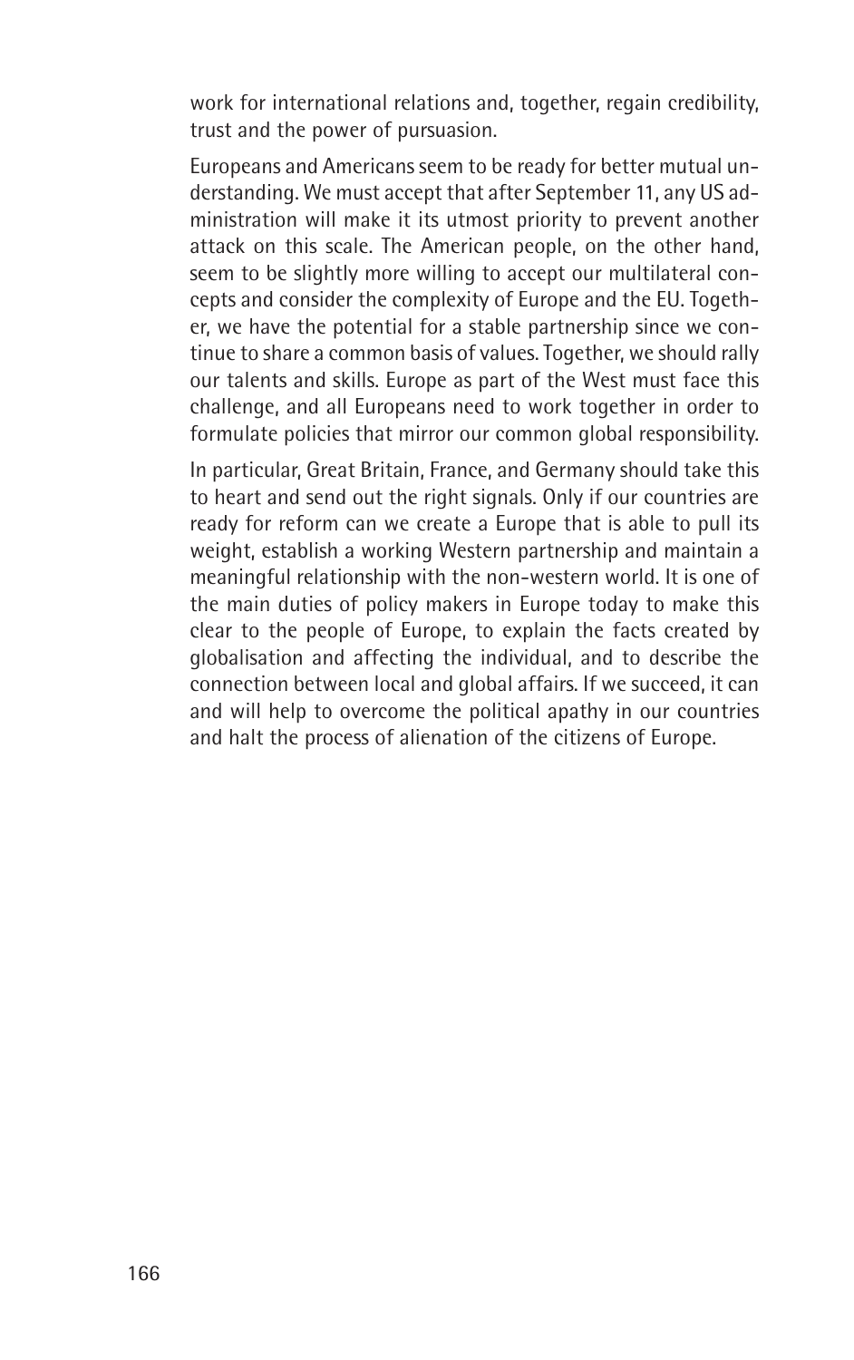work for international relations and, together, regain credibility, trust and the power of pursuasion.

Europeans and Americans seem to be ready for better mutual understanding. We must accept that after September 11, any US administration will make it its utmost priority to prevent another attack on this scale. The American people, on the other hand, seem to be slightly more willing to accept our multilateral concepts and consider the complexity of Europe and the EU. Together, we have the potential for a stable partnership since we continue to share a common basis of values. Together, we should rally our talents and skills. Europe as part of the West must face this challenge, and all Europeans need to work together in order to formulate policies that mirror our common global responsibility.

In particular, Great Britain, France, and Germany should take this to heart and send out the right signals. Only if our countries are ready for reform can we create a Europe that is able to pull its weight, establish a working Western partnership and maintain a meaningful relationship with the non-western world. It is one of the main duties of policy makers in Europe today to make this clear to the people of Europe, to explain the facts created by globalisation and affecting the individual, and to describe the connection between local and global affairs. If we succeed, it can and will help to overcome the political apathy in our countries and halt the process of alienation of the citizens of Europe.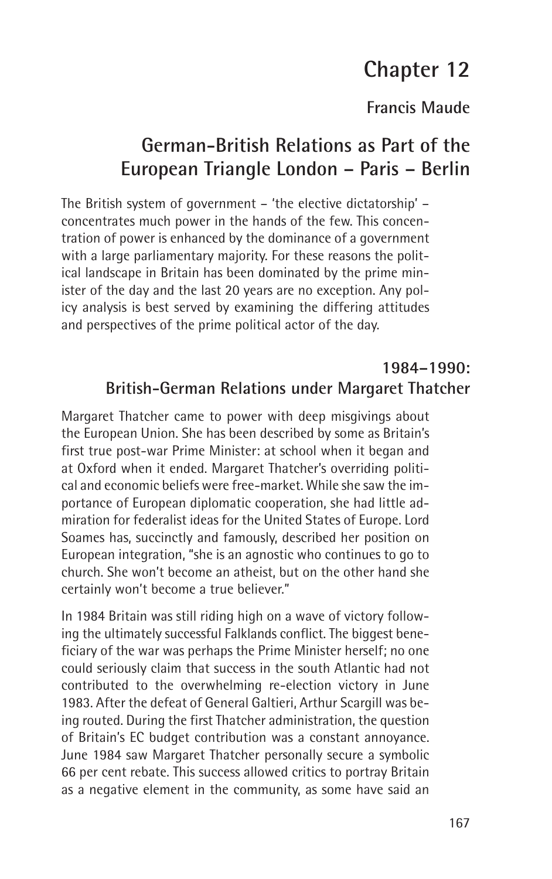# Chapter 12

**Francis Maude**

## German-British Relations as Part of the European Triangle London – Paris – Berlin

The British system of government – 'the elective dictatorship' – concentrates much power in the hands of the few. This concentration of power is enhanced by the dominance of a government with a large parliamentary majority. For these reasons the political landscape in Britain has been dominated by the prime minister of the day and the last 20 years are no exception. Any policy analysis is best served by examining the differing attitudes and perspectives of the prime political actor of the day.

### 1984–1990: British-German Relations under Margaret Thatcher

Margaret Thatcher came to power with deep misgivings about the European Union. She has been described by some as Britain's first true post-war Prime Minister: at school when it began and at Oxford when it ended. Margaret Thatcher's overriding political and economic beliefs were free-market. While she saw the importance of European diplomatic cooperation, she had little admiration for federalist ideas for the United States of Europe. Lord Soames has, succinctly and famously, described her position on European integration, "she is an agnostic who continues to go to church. She won't become an atheist, but on the other hand she certainly won't become a true believer."

In 1984 Britain was still riding high on a wave of victory following the ultimately successful Falklands conflict. The biggest beneficiary of the war was perhaps the Prime Minister herself; no one could seriously claim that success in the south Atlantic had not contributed to the overwhelming re-election victory in June 1983. After the defeat of General Galtieri, Arthur Scargill was being routed. During the first Thatcher administration, the question of Britain's EC budget contribution was a constant annoyance. June 1984 saw Margaret Thatcher personally secure a symbolic 66 per cent rebate. This success allowed critics to portray Britain as a negative element in the community, as some have said an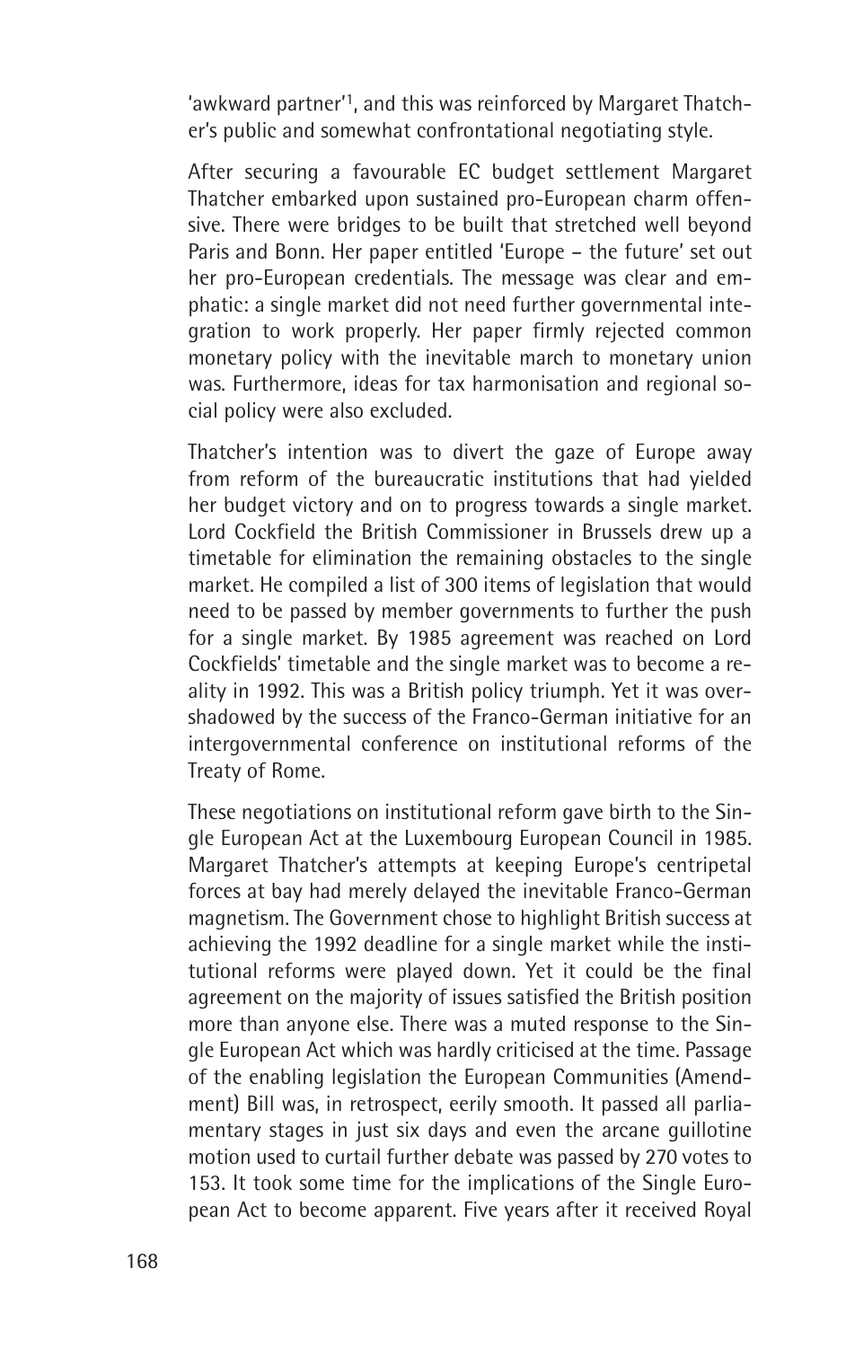'awkward partner'[1], and this was reinforced by Margaret Thatcher's public and somewhat confrontational negotiating style.

After securing a favourable EC budget settlement Margaret Thatcher embarked upon sustained pro-European charm offensive. There were bridges to be built that stretched well beyond Paris and Bonn. Her paper entitled 'Europe – the future' set out her pro-European credentials. The message was clear and emphatic: a single market did not need further governmental integration to work properly. Her paper firmly rejected common monetary policy with the inevitable march to monetary union was. Furthermore, ideas for tax harmonisation and regional social policy were also excluded.

Thatcher's intention was to divert the gaze of Europe away from reform of the bureaucratic institutions that had yielded her budget victory and on to progress towards a single market. Lord Cockfield the British Commissioner in Brussels drew up a timetable for elimination the remaining obstacles to the single market. He compiled a list of 300 items of legislation that would need to be passed by member governments to further the push for a single market. By 1985 agreement was reached on Lord Cockfields' timetable and the single market was to become a reality in 1992. This was a British policy triumph. Yet it was overshadowed by the success of the Franco-German initiative for an intergovernmental conference on institutional reforms of the Treaty of Rome.

These negotiations on institutional reform gave birth to the Single European Act at the Luxembourg European Council in 1985. Margaret Thatcher's attempts at keeping Europe's centripetal forces at bay had merely delayed the inevitable Franco-German magnetism. The Government chose to highlight British success at achieving the 1992 deadline for a single market while the institutional reforms were played down. Yet it could be the final agreement on the majority of issues satisfied the British position more than anyone else. There was a muted response to the Single European Act which was hardly criticised at the time. Passage of the enabling legislation the European Communities (Amendment) Bill was, in retrospect, eerily smooth. It passed all parliamentary stages in just six days and even the arcane guillotine motion used to curtail further debate was passed by 270 votes to 153. It took some time for the implications of the Single European Act to become apparent. Five years after it received Royal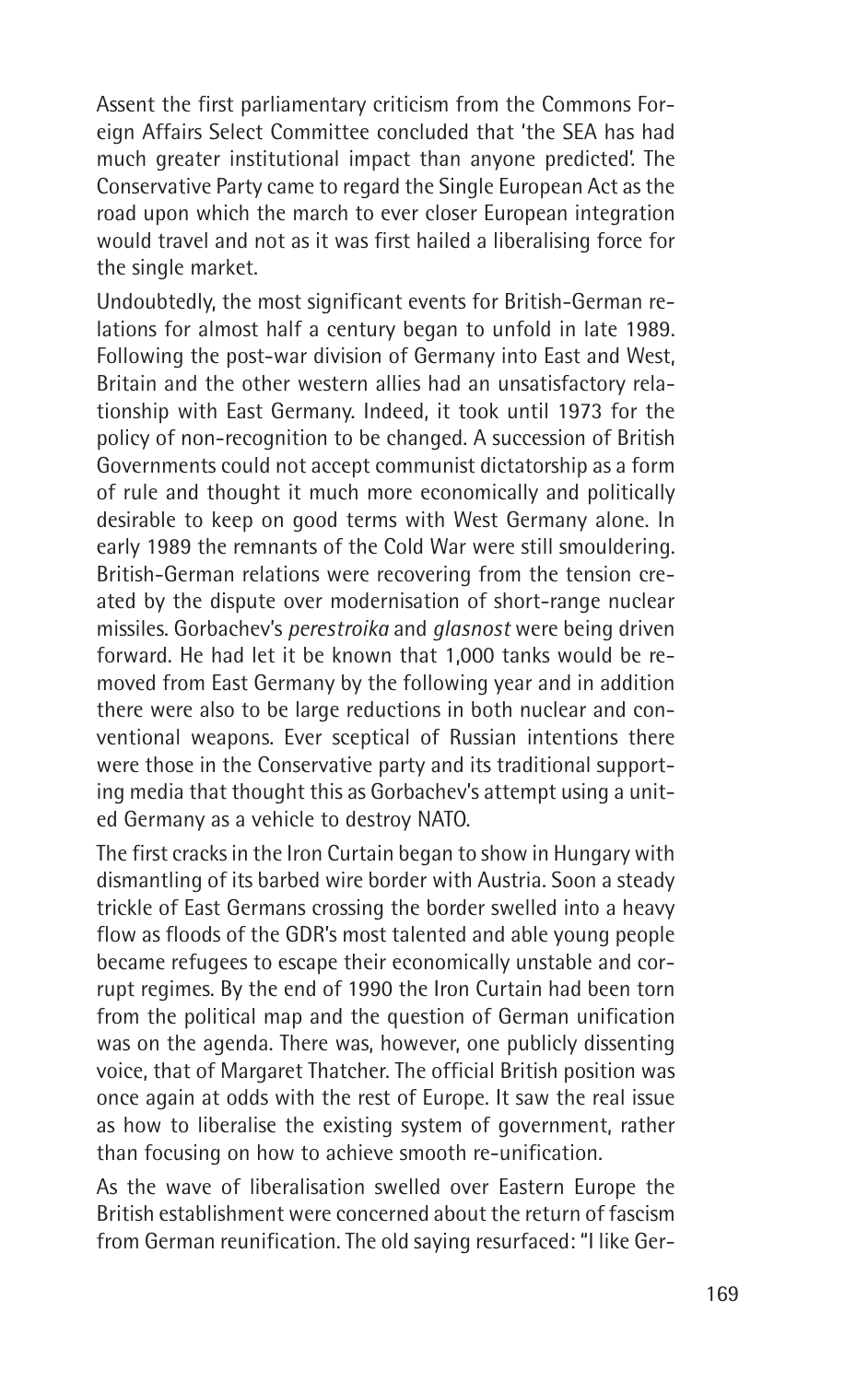Assent the first parliamentary criticism from the Commons Foreign Affairs Select Committee concluded that 'the SEA has had much greater institutional impact than anyone predicted'. The Conservative Party came to regard the Single European Act as the road upon which the march to ever closer European integration would travel and not as it was first hailed a liberalising force for the single market.

Undoubtedly, the most significant events for British-German relations for almost half a century began to unfold in late 1989. Following the post-war division of Germany into East and West, Britain and the other western allies had an unsatisfactory relationship with East Germany. Indeed, it took until 1973 for the policy of non-recognition to be changed. A succession of British Governments could not accept communist dictatorship as a form of rule and thought it much more economically and politically desirable to keep on good terms with West Germany alone. In early 1989 the remnants of the Cold War were still smouldering. British-German relations were recovering from the tension created by the dispute over modernisation of short-range nuclear missiles. Gorbachev's *perestroika* and *glasnost* were being driven forward. He had let it be known that 1,000 tanks would be removed from East Germany by the following year and in addition there were also to be large reductions in both nuclear and conventional weapons. Ever sceptical of Russian intentions there were those in the Conservative party and its traditional supporting media that thought this as Gorbachev's attempt using a united Germany as a vehicle to destroy NATO.

The first cracks in the Iron Curtain began to show in Hungary with dismantling of its barbed wire border with Austria. Soon a steady trickle of East Germans crossing the border swelled into a heavy flow as floods of the GDR's most talented and able young people became refugees to escape their economically unstable and corrupt regimes. By the end of 1990 the Iron Curtain had been torn from the political map and the question of German unification was on the agenda. There was, however, one publicly dissenting voice, that of Margaret Thatcher. The official British position was once again at odds with the rest of Europe. It saw the real issue as how to liberalise the existing system of government, rather than focusing on how to achieve smooth re-unification.

As the wave of liberalisation swelled over Eastern Europe the British establishment were concerned about the return of fascism from German reunification. The old saying resurfaced: "I like Ger-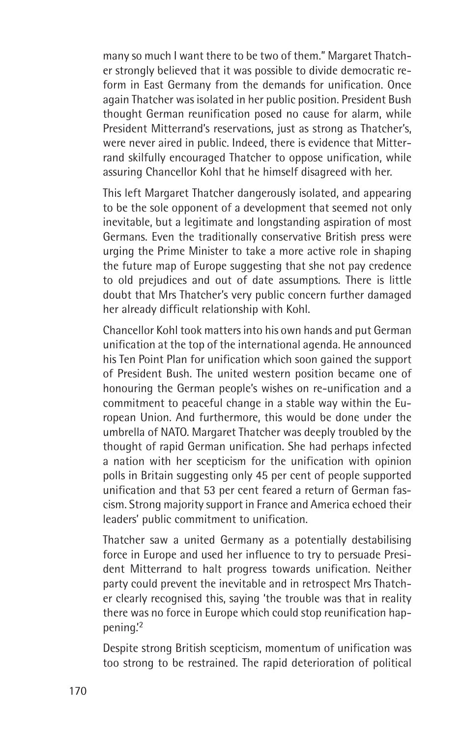many so much I want there to be two of them." Margaret Thatcher strongly believed that it was possible to divide democratic reform in East Germany from the demands for unification. Once again Thatcher was isolated in her public position. President Bush thought German reunification posed no cause for alarm, while President Mitterrand's reservations, just as strong as Thatcher's, were never aired in public. Indeed, there is evidence that Mitterrand skilfully encouraged Thatcher to oppose unification, while assuring Chancellor Kohl that he himself disagreed with her.

This left Margaret Thatcher dangerously isolated, and appearing to be the sole opponent of a development that seemed not only inevitable, but a legitimate and longstanding aspiration of most Germans. Even the traditionally conservative British press were urging the Prime Minister to take a more active role in shaping the future map of Europe suggesting that she not pay credence to old prejudices and out of date assumptions. There is little doubt that Mrs Thatcher's very public concern further damaged her already difficult relationship with Kohl.

Chancellor Kohl took matters into his own hands and put German unification at the top of the international agenda. He announced his Ten Point Plan for unification which soon gained the support of President Bush. The united western position became one of honouring the German people's wishes on re-unification and a commitment to peaceful change in a stable way within the European Union. And furthermore, this would be done under the umbrella of NATO. Margaret Thatcher was deeply troubled by the thought of rapid German unification. She had perhaps infected a nation with her scepticism for the unification with opinion polls in Britain suggesting only 45 per cent of people supported unification and that 53 per cent feared a return of German fascism. Strong majority support in France and America echoed their leaders' public commitment to unification.

Thatcher saw a united Germany as a potentially destabilising force in Europe and used her influence to try to persuade President Mitterrand to halt progress towards unification. Neither party could prevent the inevitable and in retrospect Mrs Thatcher clearly recognised this, saying 'the trouble was that in reality there was no force in Europe which could stop reunification happening.'[2]

Despite strong British scepticism, momentum of unification was too strong to be restrained. The rapid deterioration of political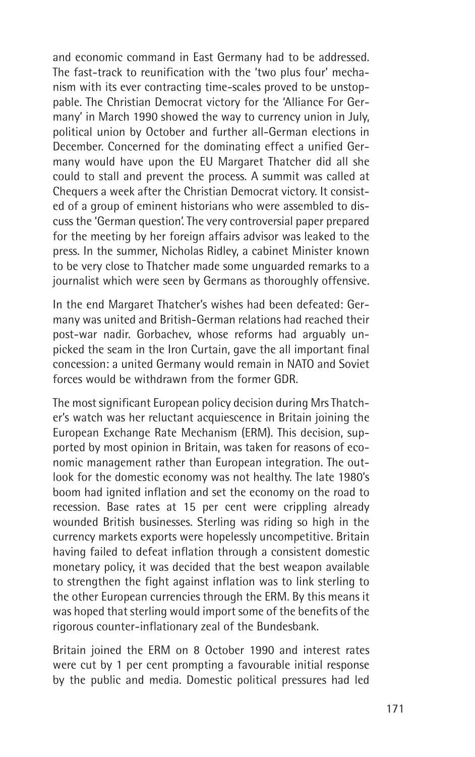and economic command in East Germany had to be addressed. The fast-track to reunification with the 'two plus four' mechanism with its ever contracting time-scales proved to be unstoppable. The Christian Democrat victory for the 'Alliance For Germany' in March 1990 showed the way to currency union in July, political union by October and further all-German elections in December. Concerned for the dominating effect a unified Germany would have upon the EU Margaret Thatcher did all she could to stall and prevent the process. A summit was called at Chequers a week after the Christian Democrat victory. It consisted of a group of eminent historians who were assembled to discuss the 'German question'. The very controversial paper prepared for the meeting by her foreign affairs advisor was leaked to the press. In the summer, Nicholas Ridley, a cabinet Minister known to be very close to Thatcher made some unguarded remarks to a journalist which were seen by Germans as thoroughly offensive.

In the end Margaret Thatcher's wishes had been defeated: Germany was united and British-German relations had reached their post-war nadir. Gorbachev, whose reforms had arguably unpicked the seam in the Iron Curtain, gave the all important final concession: a united Germany would remain in NATO and Soviet forces would be withdrawn from the former GDR.

The most significant European policy decision during Mrs Thatcher's watch was her reluctant acquiescence in Britain joining the European Exchange Rate Mechanism (ERM). This decision, supported by most opinion in Britain, was taken for reasons of economic management rather than European integration. The outlook for the domestic economy was not healthy. The late 1980's boom had ignited inflation and set the economy on the road to recession. Base rates at 15 per cent were crippling already wounded British businesses. Sterling was riding so high in the currency markets exports were hopelessly uncompetitive. Britain having failed to defeat inflation through a consistent domestic monetary policy, it was decided that the best weapon available to strengthen the fight against inflation was to link sterling to the other European currencies through the ERM. By this means it was hoped that sterling would import some of the benefits of the rigorous counter-inflationary zeal of the Bundesbank.

Britain joined the ERM on 8 October 1990 and interest rates were cut by 1 per cent prompting a favourable initial response by the public and media. Domestic political pressures had led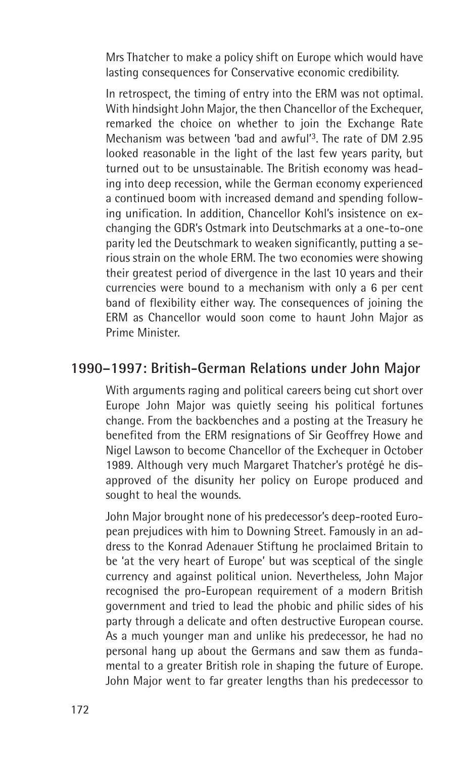Mrs Thatcher to make a policy shift on Europe which would have lasting consequences for Conservative economic credibility.

In retrospect, the timing of entry into the ERM was not optimal. With hindsight John Major, the then Chancellor of the Exchequer, remarked the choice on whether to join the Exchange Rate Mechanism was between 'bad and awful'[3]. The rate of DM 2.95 looked reasonable in the light of the last few years parity, but turned out to be unsustainable. The British economy was heading into deep recession, while the German economy experienced a continued boom with increased demand and spending following unification. In addition, Chancellor Kohl's insistence on exchanging the GDR's Ostmark into Deutschmarks at a one-to-one parity led the Deutschmark to weaken significantly, putting a serious strain on the whole ERM. The two economies were showing their greatest period of divergence in the last 10 years and their currencies were bound to a mechanism with only a 6 per cent band of flexibility either way. The consequences of joining the ERM as Chancellor would soon come to haunt John Major as Prime Minister.

## 1990–1997: British-German Relations under John Major

With arguments raging and political careers being cut short over Europe John Major was quietly seeing his political fortunes change. From the backbenches and a posting at the Treasury he benefited from the ERM resignations of Sir Geoffrey Howe and Nigel Lawson to become Chancellor of the Exchequer in October 1989. Although very much Margaret Thatcher's protégé he disapproved of the disunity her policy on Europe produced and sought to heal the wounds.

John Major brought none of his predecessor's deep-rooted European prejudices with him to Downing Street. Famously in an address to the Konrad Adenauer Stiftung he proclaimed Britain to be 'at the very heart of Europe' but was sceptical of the single currency and against political union. Nevertheless, John Major recognised the pro-European requirement of a modern British government and tried to lead the phobic and philic sides of his party through a delicate and often destructive European course. As a much younger man and unlike his predecessor, he had no personal hang up about the Germans and saw them as fundamental to a greater British role in shaping the future of Europe. John Major went to far greater lengths than his predecessor to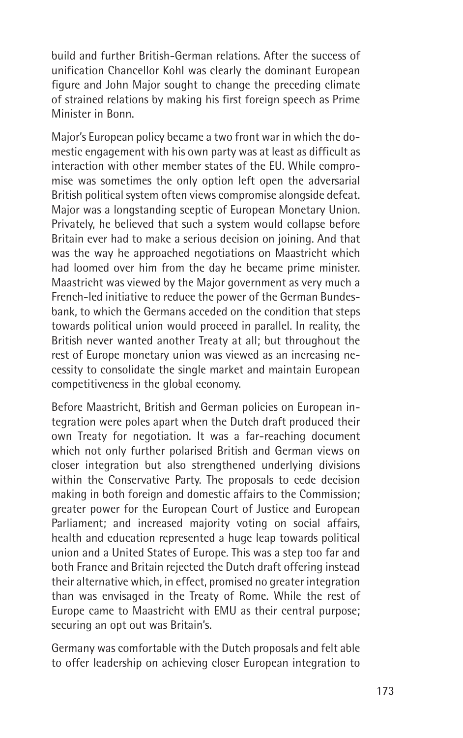build and further British-German relations. After the success of unification Chancellor Kohl was clearly the dominant European figure and John Major sought to change the preceding climate of strained relations by making his first foreign speech as Prime Minister in Bonn.

Major's European policy became a two front war in which the domestic engagement with his own party was at least as difficult as interaction with other member states of the EU. While compromise was sometimes the only option left open the adversarial British political system often views compromise alongside defeat. Major was a longstanding sceptic of European Monetary Union. Privately, he believed that such a system would collapse before Britain ever had to make a serious decision on joining. And that was the way he approached negotiations on Maastricht which had loomed over him from the day he became prime minister. Maastricht was viewed by the Major government as very much a French-led initiative to reduce the power of the German Bundesbank, to which the Germans acceded on the condition that steps towards political union would proceed in parallel. In reality, the British never wanted another Treaty at all; but throughout the rest of Europe monetary union was viewed as an increasing necessity to consolidate the single market and maintain European competitiveness in the global economy.

Before Maastricht, British and German policies on European integration were poles apart when the Dutch draft produced their own Treaty for negotiation. It was a far-reaching document which not only further polarised British and German views on closer integration but also strengthened underlying divisions within the Conservative Party. The proposals to cede decision making in both foreign and domestic affairs to the Commission; greater power for the European Court of Justice and European Parliament; and increased majority voting on social affairs, health and education represented a huge leap towards political union and a United States of Europe. This was a step too far and both France and Britain rejected the Dutch draft offering instead their alternative which, in effect, promised no greater integration than was envisaged in the Treaty of Rome. While the rest of Europe came to Maastricht with EMU as their central purpose; securing an opt out was Britain's.

Germany was comfortable with the Dutch proposals and felt able to offer leadership on achieving closer European integration to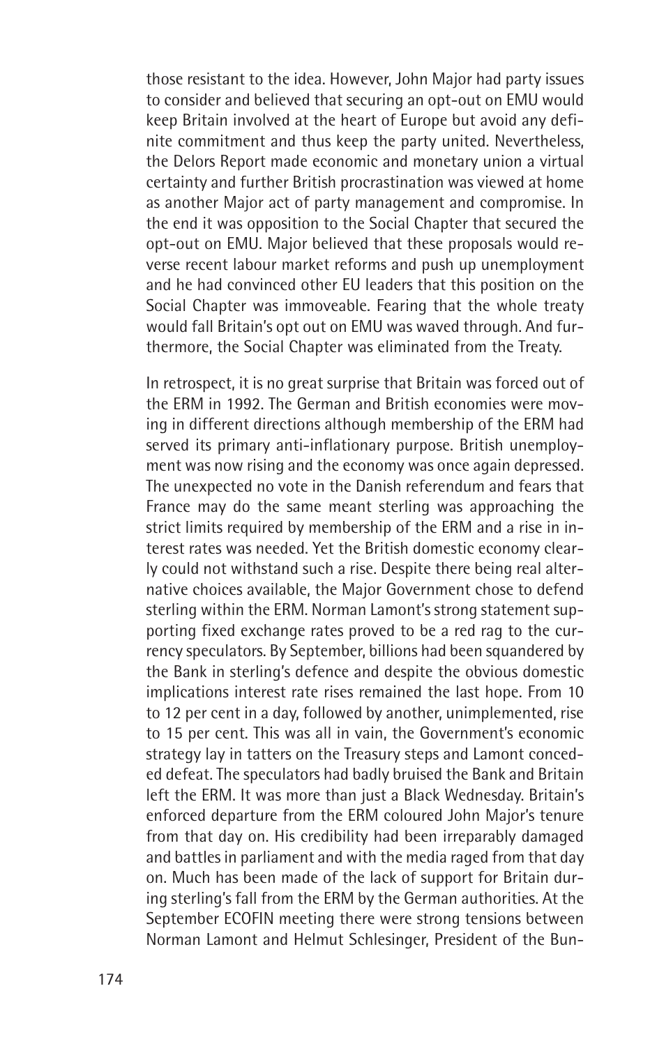those resistant to the idea. However, John Major had party issues to consider and believed that securing an opt-out on EMU would keep Britain involved at the heart of Europe but avoid any definite commitment and thus keep the party united. Nevertheless, the Delors Report made economic and monetary union a virtual certainty and further British procrastination was viewed at home as another Major act of party management and compromise. In the end it was opposition to the Social Chapter that secured the opt-out on EMU. Major believed that these proposals would reverse recent labour market reforms and push up unemployment and he had convinced other EU leaders that this position on the Social Chapter was immoveable. Fearing that the whole treaty would fall Britain's opt out on EMU was waved through. And furthermore, the Social Chapter was eliminated from the Treaty.

In retrospect, it is no great surprise that Britain was forced out of the ERM in 1992. The German and British economies were moving in different directions although membership of the ERM had served its primary anti-inflationary purpose. British unemployment was now rising and the economy was once again depressed. The unexpected no vote in the Danish referendum and fears that France may do the same meant sterling was approaching the strict limits required by membership of the ERM and a rise in interest rates was needed. Yet the British domestic economy clearly could not withstand such a rise. Despite there being real alternative choices available, the Major Government chose to defend sterling within the ERM. Norman Lamont's strong statement supporting fixed exchange rates proved to be a red rag to the currency speculators. By September, billions had been squandered by the Bank in sterling's defence and despite the obvious domestic implications interest rate rises remained the last hope. From 10 to 12 per cent in a day, followed by another, unimplemented, rise to 15 per cent. This was all in vain, the Government's economic strategy lay in tatters on the Treasury steps and Lamont conceded defeat. The speculators had badly bruised the Bank and Britain left the ERM. It was more than just a Black Wednesday. Britain's enforced departure from the ERM coloured John Major's tenure from that day on. His credibility had been irreparably damaged and battles in parliament and with the media raged from that day on. Much has been made of the lack of support for Britain during sterling's fall from the ERM by the German authorities. At the September ECOFIN meeting there were strong tensions between Norman Lamont and Helmut Schlesinger, President of the Bun-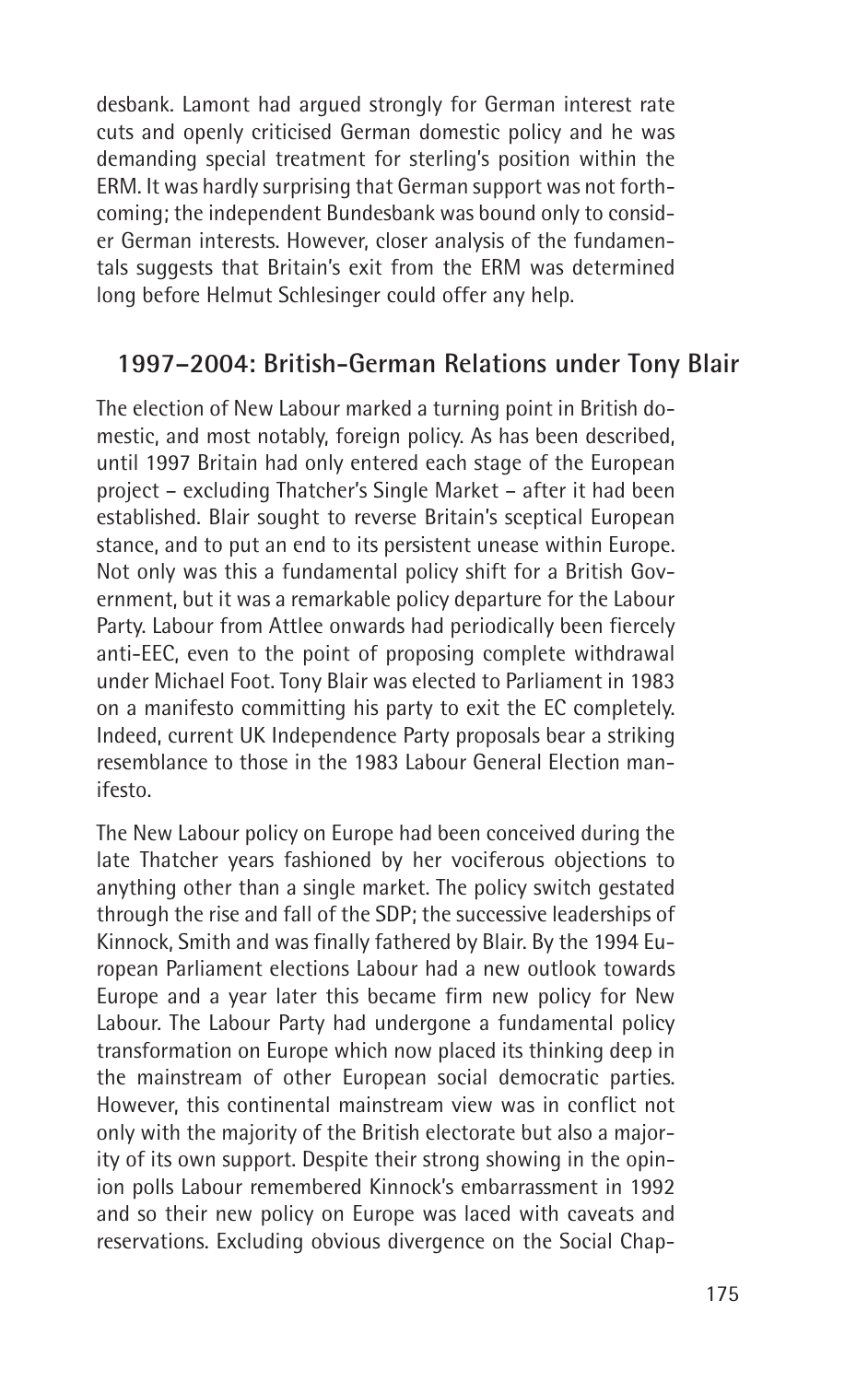desbank. Lamont had argued strongly for German interest rate cuts and openly criticised German domestic policy and he was demanding special treatment for sterling's position within the ERM. It was hardly surprising that German support was not forthcoming; the independent Bundesbank was bound only to consider German interests. However, closer analysis of the fundamentals suggests that Britain's exit from the ERM was determined long before Helmut Schlesinger could offer any help.

## 1997–2004: British-German Relations under Tony Blair

The election of New Labour marked a turning point in British domestic, and most notably, foreign policy. As has been described, until 1997 Britain had only entered each stage of the European project – excluding Thatcher's Single Market – after it had been established. Blair sought to reverse Britain's sceptical European stance, and to put an end to its persistent unease within Europe. Not only was this a fundamental policy shift for a British Government, but it was a remarkable policy departure for the Labour Party. Labour from Attlee onwards had periodically been fiercely anti-EEC, even to the point of proposing complete withdrawal under Michael Foot. Tony Blair was elected to Parliament in 1983 on a manifesto committing his party to exit the EC completely. Indeed, current UK Independence Party proposals bear a striking resemblance to those in the 1983 Labour General Election manifesto.

The New Labour policy on Europe had been conceived during the late Thatcher years fashioned by her vociferous objections to anything other than a single market. The policy switch gestated through the rise and fall of the SDP; the successive leaderships of Kinnock, Smith and was finally fathered by Blair. By the 1994 European Parliament elections Labour had a new outlook towards Europe and a year later this became firm new policy for New Labour. The Labour Party had undergone a fundamental policy transformation on Europe which now placed its thinking deep in the mainstream of other European social democratic parties. However, this continental mainstream view was in conflict not only with the majority of the British electorate but also a majority of its own support. Despite their strong showing in the opinion polls Labour remembered Kinnock's embarrassment in 1992 and so their new policy on Europe was laced with caveats and reservations. Excluding obvious divergence on the Social Chap-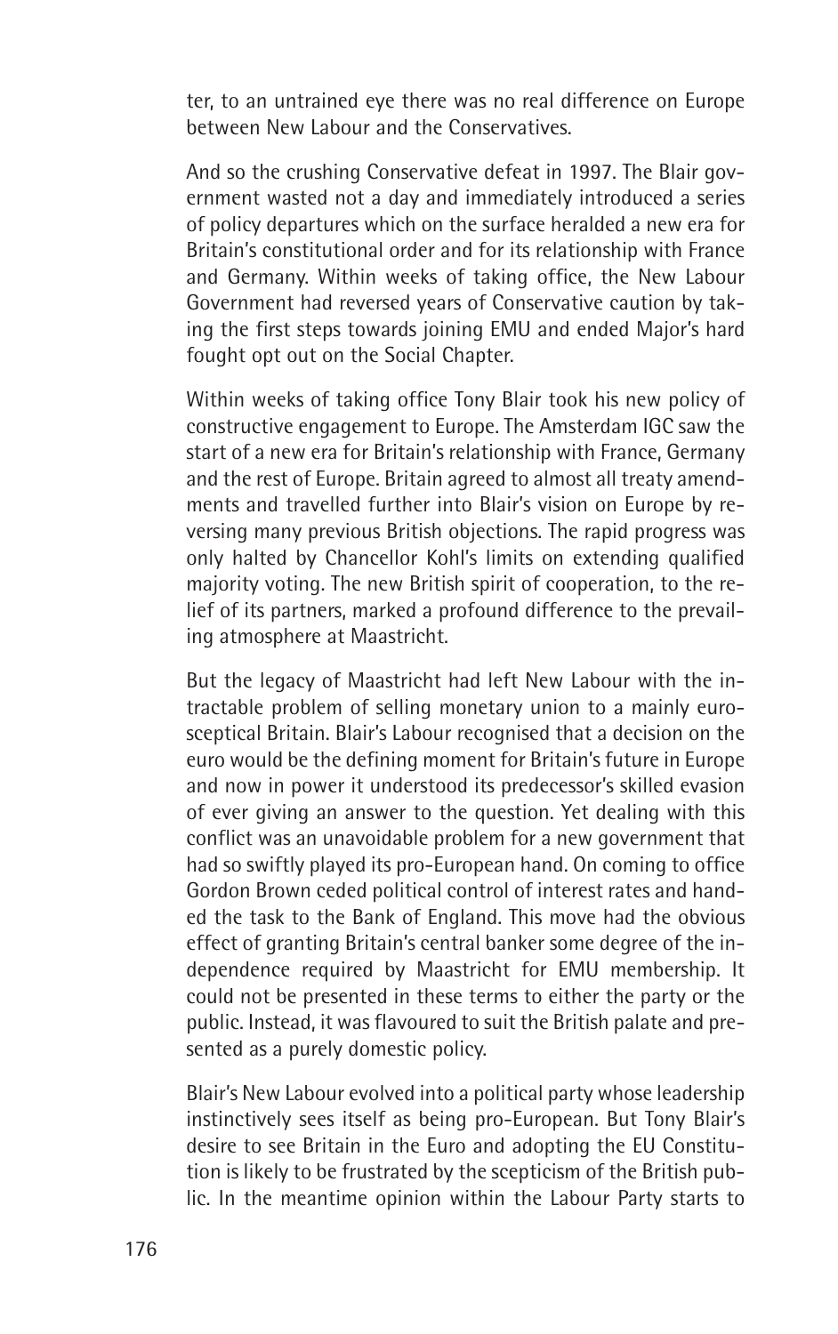ter, to an untrained eye there was no real difference on Europe between New Labour and the Conservatives.

And so the crushing Conservative defeat in 1997. The Blair government wasted not a day and immediately introduced a series of policy departures which on the surface heralded a new era for Britain's constitutional order and for its relationship with France and Germany. Within weeks of taking office, the New Labour Government had reversed years of Conservative caution by taking the first steps towards joining EMU and ended Major's hard fought opt out on the Social Chapter.

Within weeks of taking office Tony Blair took his new policy of constructive engagement to Europe. The Amsterdam IGC saw the start of a new era for Britain's relationship with France, Germany and the rest of Europe. Britain agreed to almost all treaty amendments and travelled further into Blair's vision on Europe by reversing many previous British objections. The rapid progress was only halted by Chancellor Kohl's limits on extending qualified majority voting. The new British spirit of cooperation, to the relief of its partners, marked a profound difference to the prevailing atmosphere at Maastricht.

But the legacy of Maastricht had left New Labour with the intractable problem of selling monetary union to a mainly eurosceptical Britain. Blair's Labour recognised that a decision on the euro would be the defining moment for Britain's future in Europe and now in power it understood its predecessor's skilled evasion of ever giving an answer to the question. Yet dealing with this conflict was an unavoidable problem for a new government that had so swiftly played its pro-European hand. On coming to office Gordon Brown ceded political control of interest rates and handed the task to the Bank of England. This move had the obvious effect of granting Britain's central banker some degree of the independence required by Maastricht for EMU membership. It could not be presented in these terms to either the party or the public. Instead, it was flavoured to suit the British palate and presented as a purely domestic policy.

Blair's New Labour evolved into a political party whose leadership instinctively sees itself as being pro-European. But Tony Blair's desire to see Britain in the Euro and adopting the EU Constitution is likely to be frustrated by the scepticism of the British public. In the meantime opinion within the Labour Party starts to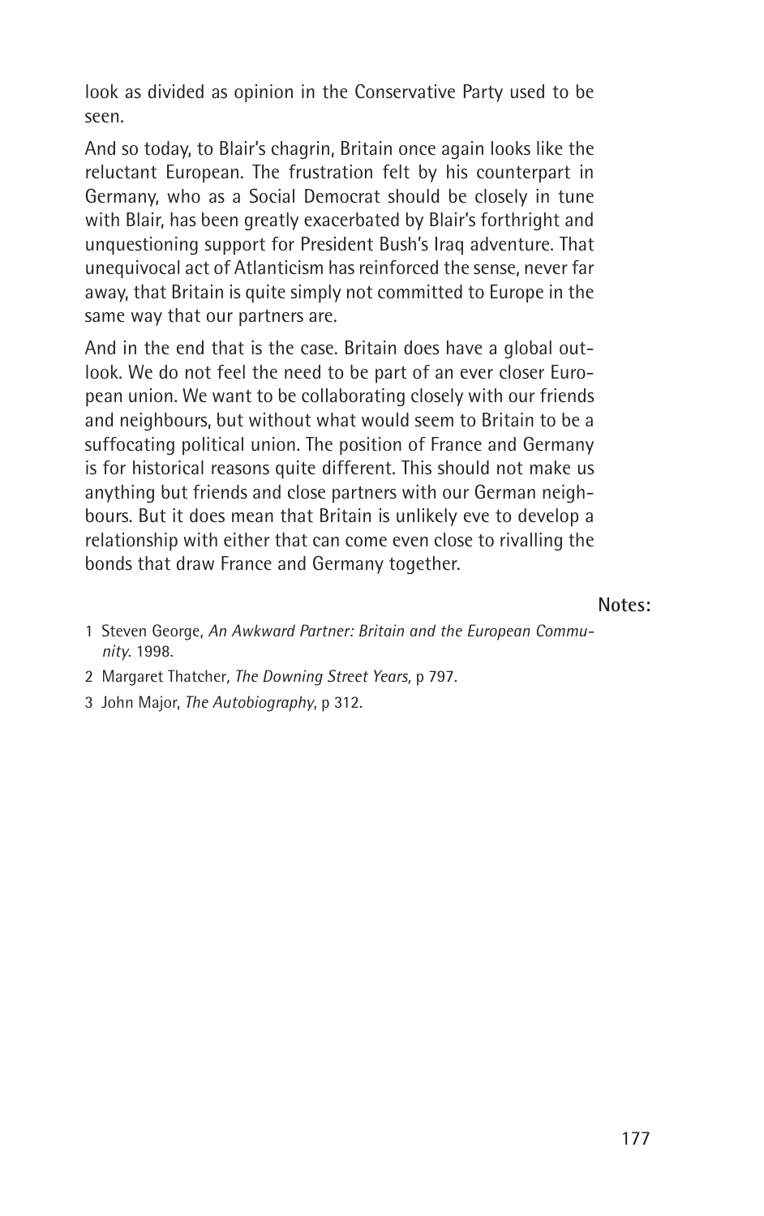look as divided as opinion in the Conservative Party used to be seen.

And so today, to Blair's chagrin, Britain once again looks like the reluctant European. The frustration felt by his counterpart in Germany, who as a Social Democrat should be closely in tune with Blair, has been greatly exacerbated by Blair's forthright and unquestioning support for President Bush's Iraq adventure. That unequivocal act of Atlanticism has reinforced the sense, never far away, that Britain is quite simply not committed to Europe in the same way that our partners are.

And in the end that is the case. Britain does have a global outlook. We do not feel the need to be part of an ever closer European union. We want to be collaborating closely with our friends and neighbours, but without what would seem to Britain to be a suffocating political union. The position of France and Germany is for historical reasons quite different. This should not make us anything but friends and close partners with our German neighbours. But it does mean that Britain is unlikely eve to develop a relationship with either that can come even close to rivalling the bonds that draw France and Germany together.

**Notes:**

1 Steven George, *An Awkward Partner: Britain and the European Community*. 1998.

2 Margaret Thatcher, *The Downing Street Years*, p 797.

3 John Major, *The Autobiography*, p 312.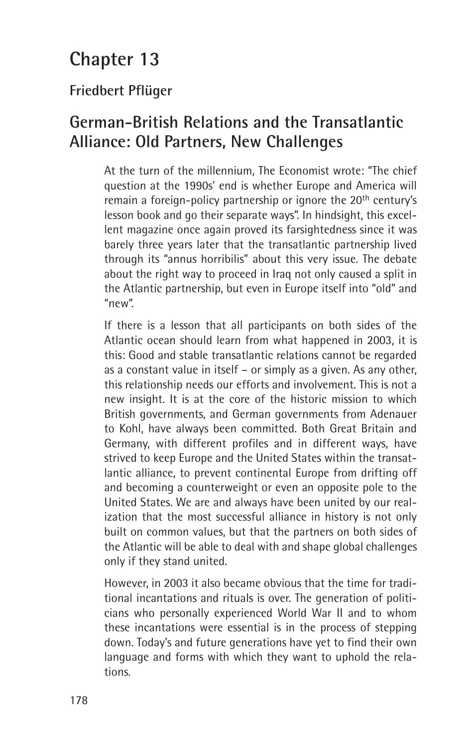# Chapter 13

**Friedbert Pflüger**

## German-British Relations and the Transatlantic Alliance: Old Partners, New Challenges

At the turn of the millennium, The Economist wrote: "The chief question at the 1990s' end is whether Europe and America will remain a foreign-policy partnership or ignore the 20th century's lesson book and go their separate ways". In hindsight, this excellent magazine once again proved its farsightedness since it was barely three years later that the transatlantic partnership lived through its "annus horribilis" about this very issue. The debate about the right way to proceed in Iraq not only caused a split in the Atlantic partnership, but even in Europe itself into "old" and "new".

If there is a lesson that all participants on both sides of the Atlantic ocean should learn from what happened in 2003, it is this: Good and stable transatlantic relations cannot be regarded as a constant value in itself – or simply as a given. As any other, this relationship needs our efforts and involvement. This is not a new insight. It is at the core of the historic mission to which British governments, and German governments from Adenauer to Kohl, have always been committed. Both Great Britain and Germany, with different profiles and in different ways, have strived to keep Europe and the United States within the transatlantic alliance, to prevent continental Europe from drifting off and becoming a counterweight or even an opposite pole to the United States. We are and always have been united by our realization that the most successful alliance in history is not only built on common values, but that the partners on both sides of the Atlantic will be able to deal with and shape global challenges only if they stand united.

However, in 2003 it also became obvious that the time for traditional incantations and rituals is over. The generation of politicians who personally experienced World War II and to whom these incantations were essential is in the process of stepping down. Today's and future generations have yet to find their own language and forms with which they want to uphold the relations.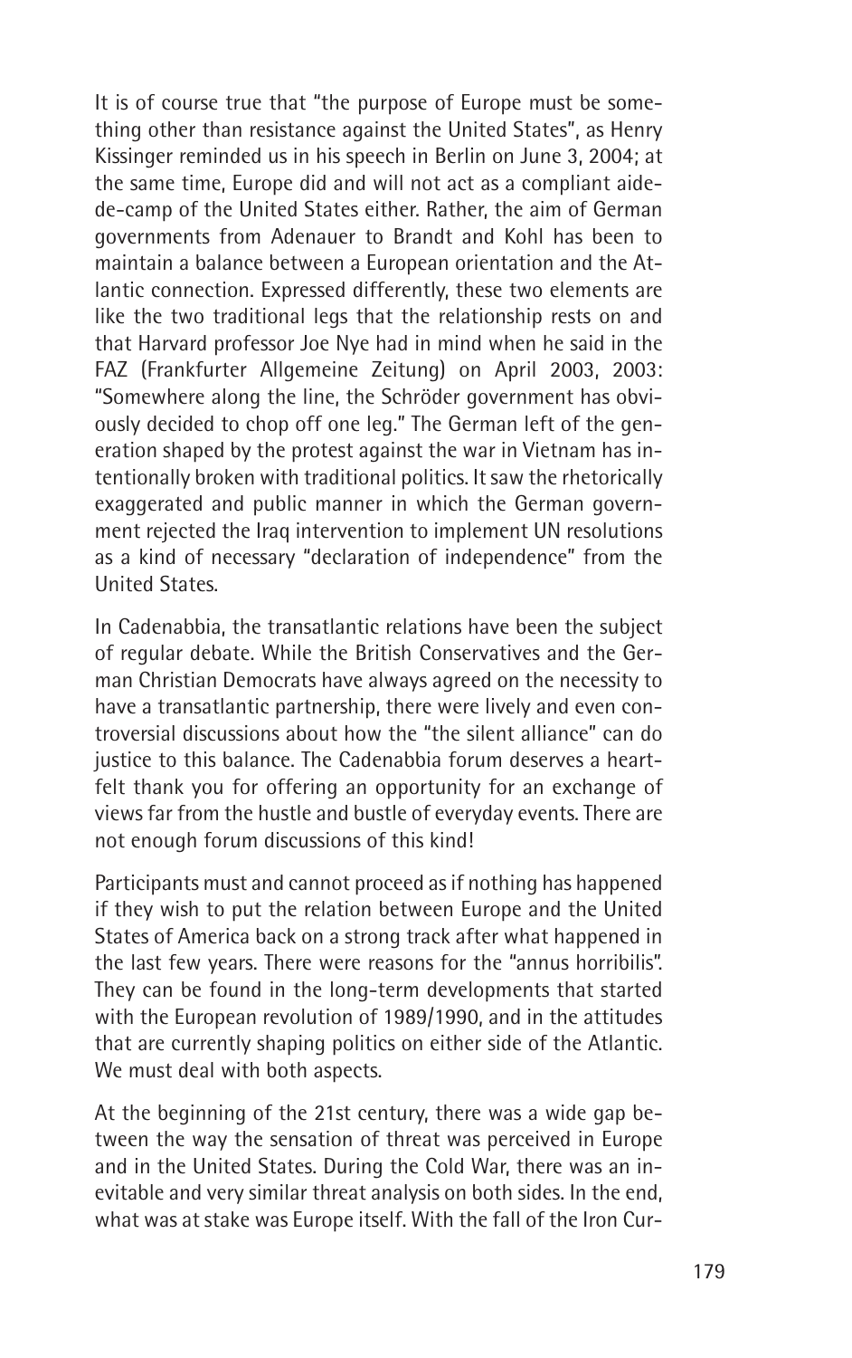It is of course true that "the purpose of Europe must be something other than resistance against the United States", as Henry Kissinger reminded us in his speech in Berlin on June 3, 2004; at the same time, Europe did and will not act as a compliant aide-de-camp of the United States either. Rather, the aim of German governments from Adenauer to Brandt and Kohl has been to maintain a balance between a European orientation and the Atlantic connection. Expressed differently, these two elements are like the two traditional legs that the relationship rests on and that Harvard professor Joe Nye had in mind when he said in the FAZ (Frankfurter Allgemeine Zeitung) on April 2003, 2003: "Somewhere along the line, the Schröder government has obviously decided to chop off one leg." The German left of the generation shaped by the protest against the war in Vietnam has intentionally broken with traditional politics. It saw the rhetorically exaggerated and public manner in which the German government rejected the Iraq intervention to implement UN resolutions as a kind of necessary "declaration of independence" from the United States.

In Cadenabbia, the transatlantic relations have been the subject of regular debate. While the British Conservatives and the German Christian Democrats have always agreed on the necessity to have a transatlantic partnership, there were lively and even controversial discussions about how the "the silent alliance" can do justice to this balance. The Cadenabbia forum deserves a heartfelt thank you for offering an opportunity for an exchange of views far from the hustle and bustle of everyday events. There are not enough forum discussions of this kind!

Participants must and cannot proceed as if nothing has happened if they wish to put the relation between Europe and the United States of America back on a strong track after what happened in the last few years. There were reasons for the "annus horribilis". They can be found in the long-term developments that started with the European revolution of 1989/1990, and in the attitudes that are currently shaping politics on either side of the Atlantic. We must deal with both aspects.

At the beginning of the 21st century, there was a wide gap between the way the sensation of threat was perceived in Europe and in the United States. During the Cold War, there was an inevitable and very similar threat analysis on both sides. In the end, what was at stake was Europe itself. With the fall of the Iron Cur-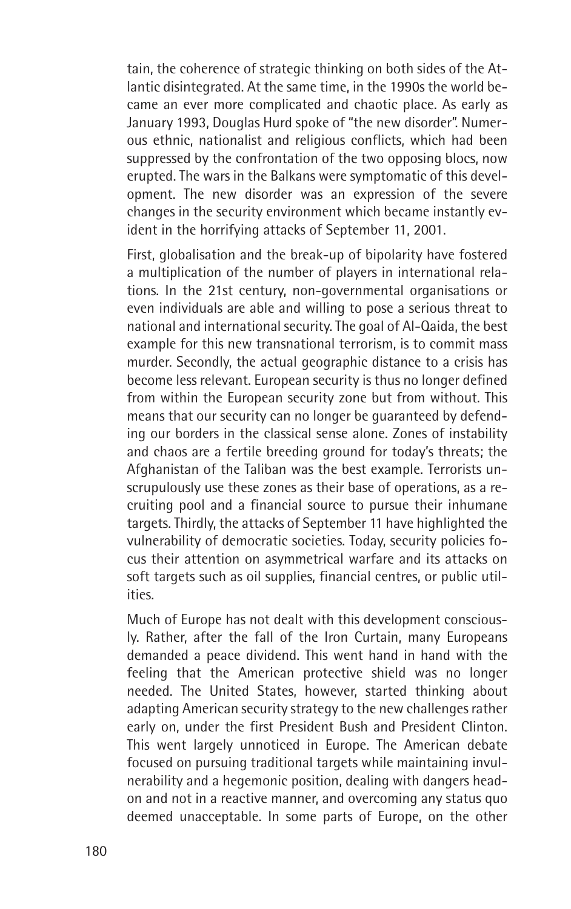tain, the coherence of strategic thinking on both sides of the Atlantic disintegrated. At the same time, in the 1990s the world became an ever more complicated and chaotic place. As early as January 1993, Douglas Hurd spoke of "the new disorder". Numerous ethnic, nationalist and religious conflicts, which had been suppressed by the confrontation of the two opposing blocs, now erupted. The wars in the Balkans were symptomatic of this development. The new disorder was an expression of the severe changes in the security environment which became instantly evident in the horrifying attacks of September 11, 2001.

First, globalisation and the break-up of bipolarity have fostered a multiplication of the number of players in international relations. In the 21st century, non-governmental organisations or even individuals are able and willing to pose a serious threat to national and international security. The goal of Al-Qaida, the best example for this new transnational terrorism, is to commit mass murder. Secondly, the actual geographic distance to a crisis has become less relevant. European security is thus no longer defined from within the European security zone but from without. This means that our security can no longer be guaranteed by defending our borders in the classical sense alone. Zones of instability and chaos are a fertile breeding ground for today's threats; the Afghanistan of the Taliban was the best example. Terrorists unscrupulously use these zones as their base of operations, as a recruiting pool and a financial source to pursue their inhumane targets. Thirdly, the attacks of September 11 have highlighted the vulnerability of democratic societies. Today, security policies focus their attention on asymmetrical warfare and its attacks on soft targets such as oil supplies, financial centres, or public utilities.

Much of Europe has not dealt with this development consciously. Rather, after the fall of the Iron Curtain, many Europeans demanded a peace dividend. This went hand in hand with the feeling that the American protective shield was no longer needed. The United States, however, started thinking about adapting American security strategy to the new challenges rather early on, under the first President Bush and President Clinton. This went largely unnoticed in Europe. The American debate focused on pursuing traditional targets while maintaining invulnerability and a hegemonic position, dealing with dangers head-on and not in a reactive manner, and overcoming any status quo deemed unacceptable. In some parts of Europe, on the other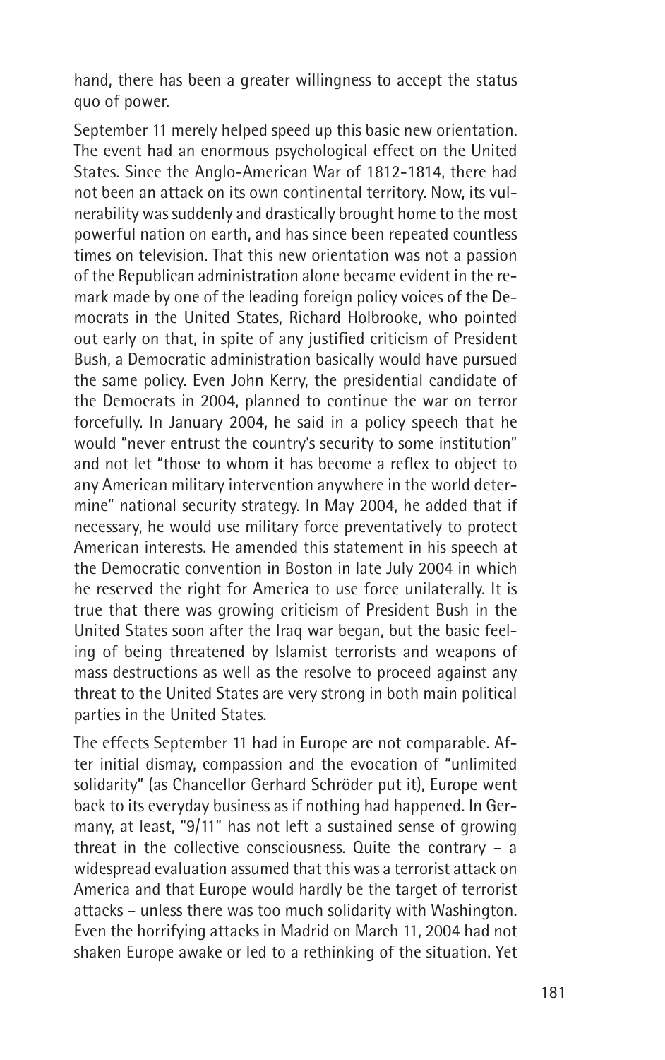hand, there has been a greater willingness to accept the status quo of power.

September 11 merely helped speed up this basic new orientation. The event had an enormous psychological effect on the United States. Since the Anglo-American War of 1812-1814, there had not been an attack on its own continental territory. Now, its vulnerability was suddenly and drastically brought home to the most powerful nation on earth, and has since been repeated countless times on television. That this new orientation was not a passion of the Republican administration alone became evident in the remark made by one of the leading foreign policy voices of the Democrats in the United States, Richard Holbrooke, who pointed out early on that, in spite of any justified criticism of President Bush, a Democratic administration basically would have pursued the same policy. Even John Kerry, the presidential candidate of the Democrats in 2004, planned to continue the war on terror forcefully. In January 2004, he said in a policy speech that he would "never entrust the country's security to some institution" and not let "those to whom it has become a reflex to object to any American military intervention anywhere in the world determine" national security strategy. In May 2004, he added that if necessary, he would use military force preventatively to protect American interests. He amended this statement in his speech at the Democratic convention in Boston in late July 2004 in which he reserved the right for America to use force unilaterally. It is true that there was growing criticism of President Bush in the United States soon after the Iraq war began, but the basic feeling of being threatened by Islamist terrorists and weapons of mass destructions as well as the resolve to proceed against any threat to the United States are very strong in both main political parties in the United States.

The effects September 11 had in Europe are not comparable. After initial dismay, compassion and the evocation of "unlimited solidarity" (as Chancellor Gerhard Schröder put it), Europe went back to its everyday business as if nothing had happened. In Germany, at least, "9/11" has not left a sustained sense of growing threat in the collective consciousness. Quite the contrary – a widespread evaluation assumed that this was a terrorist attack on America and that Europe would hardly be the target of terrorist attacks – unless there was too much solidarity with Washington. Even the horrifying attacks in Madrid on March 11, 2004 had not shaken Europe awake or led to a rethinking of the situation. Yet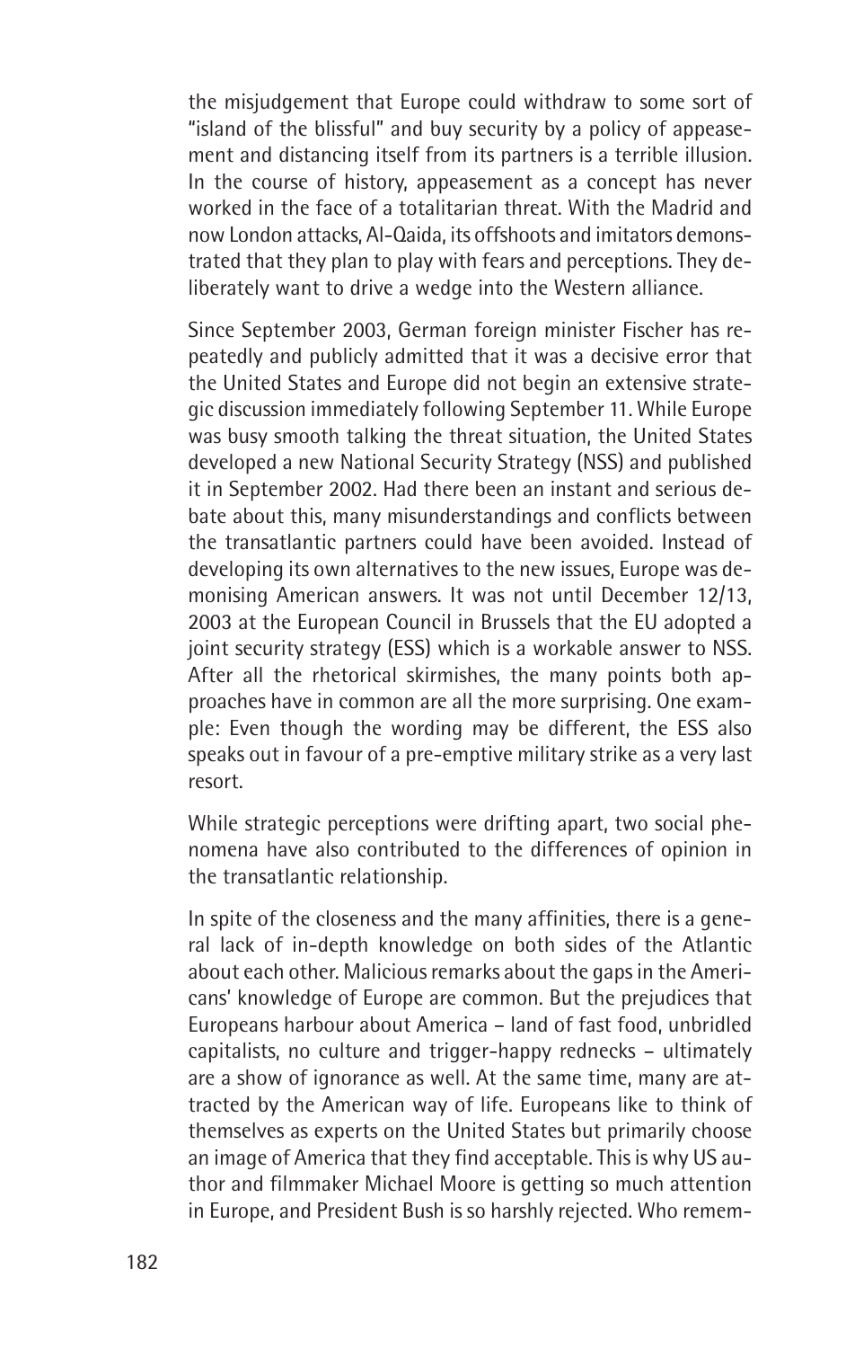the misjudgement that Europe could withdraw to some sort of "island of the blissful" and buy security by a policy of appeasement and distancing itself from its partners is a terrible illusion. In the course of history, appeasement as a concept has never worked in the face of a totalitarian threat. With the Madrid and now London attacks, Al-Qaida, its offshoots and imitators demonstrated that they plan to play with fears and perceptions. They deliberately want to drive a wedge into the Western alliance.

Since September 2003, German foreign minister Fischer has repeatedly and publicly admitted that it was a decisive error that the United States and Europe did not begin an extensive strategic discussion immediately following September 11. While Europe was busy smooth talking the threat situation, the United States developed a new National Security Strategy (NSS) and published it in September 2002. Had there been an instant and serious debate about this, many misunderstandings and conflicts between the transatlantic partners could have been avoided. Instead of developing its own alternatives to the new issues, Europe was demonising American answers. It was not until December 12/13, 2003 at the European Council in Brussels that the EU adopted a joint security strategy (ESS) which is a workable answer to NSS. After all the rhetorical skirmishes, the many points both approaches have in common are all the more surprising. One example: Even though the wording may be different, the ESS also speaks out in favour of a pre-emptive military strike as a very last resort.

While strategic perceptions were drifting apart, two social phenomena have also contributed to the differences of opinion in the transatlantic relationship.

In spite of the closeness and the many affinities, there is a general lack of in-depth knowledge on both sides of the Atlantic about each other. Malicious remarks about the gaps in the Americans' knowledge of Europe are common. But the prejudices that Europeans harbour about America – land of fast food, unbridled capitalists, no culture and trigger-happy rednecks – ultimately are a show of ignorance as well. At the same time, many are attracted by the American way of life. Europeans like to think of themselves as experts on the United States but primarily choose an image of America that they find acceptable. This is why US author and filmmaker Michael Moore is getting so much attention in Europe, and President Bush is so harshly rejected. Who remem-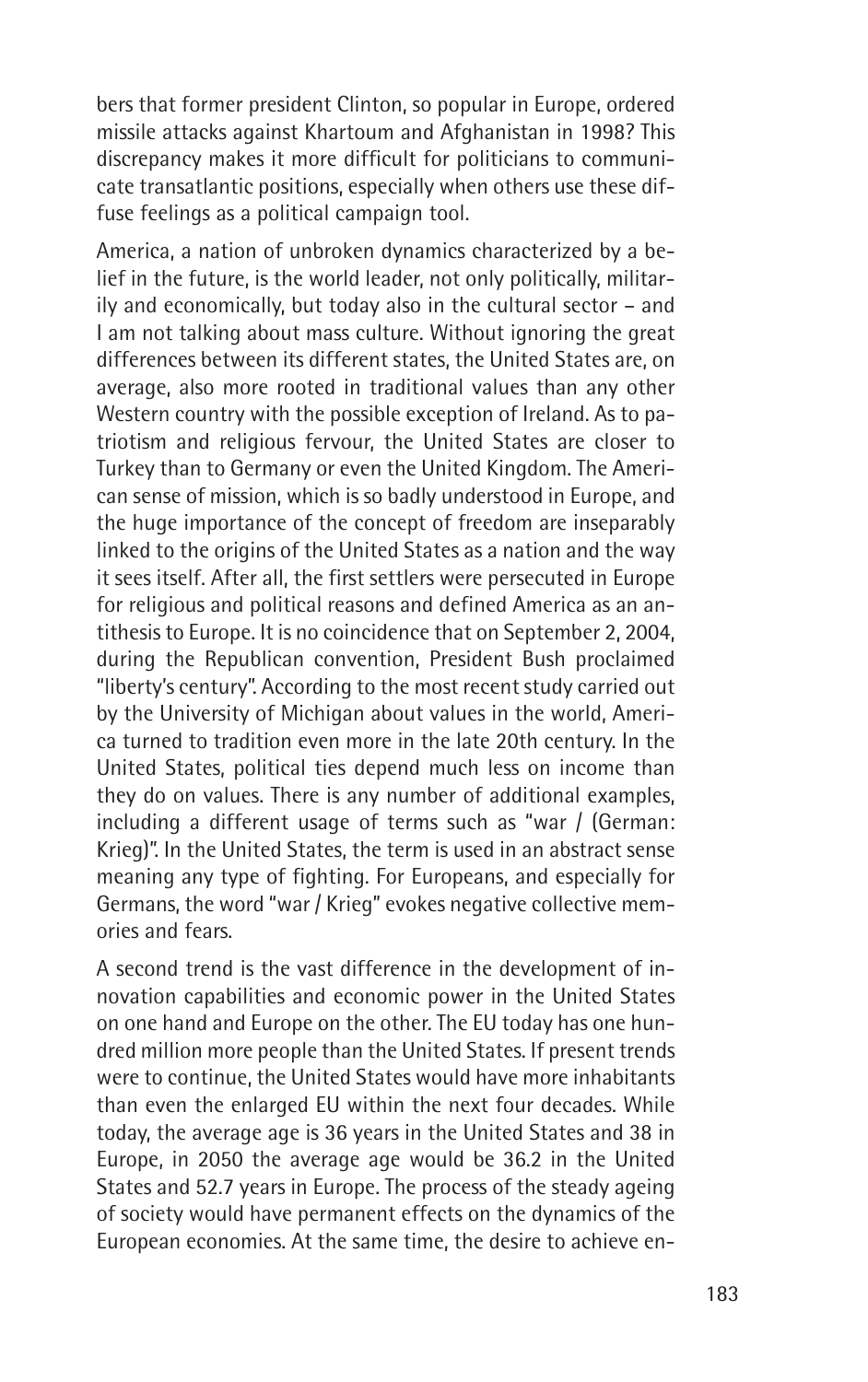bers that former president Clinton, so popular in Europe, ordered missile attacks against Khartoum and Afghanistan in 1998? This discrepancy makes it more difficult for politicians to communicate transatlantic positions, especially when others use these diffuse feelings as a political campaign tool.

America, a nation of unbroken dynamics characterized by a belief in the future, is the world leader, not only politically, militarily and economically, but today also in the cultural sector – and I am not talking about mass culture. Without ignoring the great differences between its different states, the United States are, on average, also more rooted in traditional values than any other Western country with the possible exception of Ireland. As to patriotism and religious fervour, the United States are closer to Turkey than to Germany or even the United Kingdom. The American sense of mission, which is so badly understood in Europe, and the huge importance of the concept of freedom are inseparably linked to the origins of the United States as a nation and the way it sees itself. After all, the first settlers were persecuted in Europe for religious and political reasons and defined America as an antithesis to Europe. It is no coincidence that on September 2, 2004, during the Republican convention, President Bush proclaimed "liberty's century". According to the most recent study carried out by the University of Michigan about values in the world, America turned to tradition even more in the late 20th century. In the United States, political ties depend much less on income than they do on values. There is any number of additional examples, including a different usage of terms such as "war / (German: Krieg)". In the United States, the term is used in an abstract sense meaning any type of fighting. For Europeans, and especially for Germans, the word "war / Krieg" evokes negative collective memories and fears.

A second trend is the vast difference in the development of innovation capabilities and economic power in the United States on one hand and Europe on the other. The EU today has one hundred million more people than the United States. If present trends were to continue, the United States would have more inhabitants than even the enlarged EU within the next four decades. While today, the average age is 36 years in the United States and 38 in Europe, in 2050 the average age would be 36.2 in the United States and 52.7 years in Europe. The process of the steady ageing of society would have permanent effects on the dynamics of the European economies. At the same time, the desire to achieve en-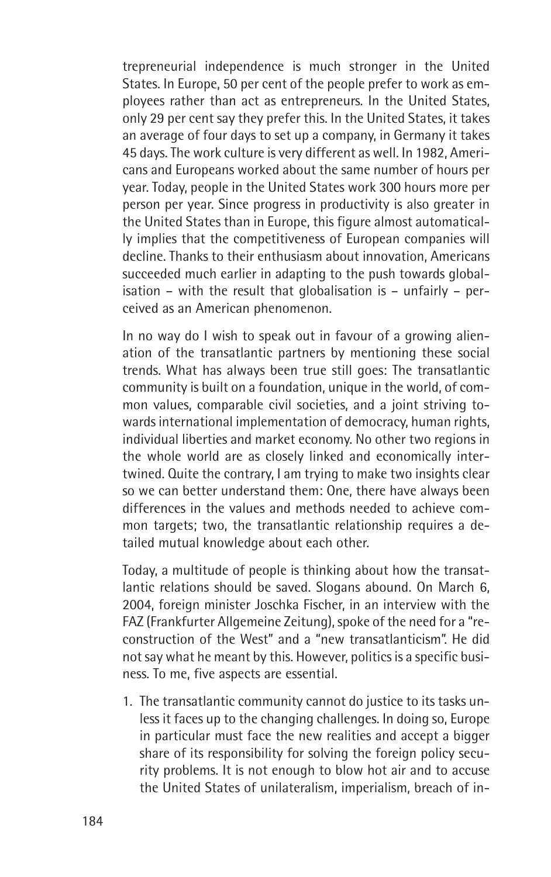trepreneurial independence is much stronger in the United States. In Europe, 50 per cent of the people prefer to work as employees rather than act as entrepreneurs. In the United States, only 29 per cent say they prefer this. In the United States, it takes an average of four days to set up a company, in Germany it takes 45 days. The work culture is very different as well. In 1982, Americans and Europeans worked about the same number of hours per year. Today, people in the United States work 300 hours more per person per year. Since progress in productivity is also greater in the United States than in Europe, this figure almost automatically implies that the competitiveness of European companies will decline. Thanks to their enthusiasm about innovation, Americans succeeded much earlier in adapting to the push towards globalisation – with the result that globalisation is – unfairly – perceived as an American phenomenon.

In no way do I wish to speak out in favour of a growing alienation of the transatlantic partners by mentioning these social trends. What has always been true still goes: The transatlantic community is built on a foundation, unique in the world, of common values, comparable civil societies, and a joint striving towards international implementation of democracy, human rights, individual liberties and market economy. No other two regions in the whole world are as closely linked and economically intertwined. Quite the contrary, I am trying to make two insights clear so we can better understand them: One, there have always been differences in the values and methods needed to achieve common targets; two, the transatlantic relationship requires a detailed mutual knowledge about each other.

Today, a multitude of people is thinking about how the transatlantic relations should be saved. Slogans abound. On March 6, 2004, foreign minister Joschka Fischer, in an interview with the FAZ (Frankfurter Allgemeine Zeitung), spoke of the need for a "reconstruction of the West" and a "new transatlanticism". He did not say what he meant by this. However, politics is a specific business. To me, five aspects are essential.

1. The transatlantic community cannot do justice to its tasks unless it faces up to the changing challenges. In doing so, Europe in particular must face the new realities and accept a bigger share of its responsibility for solving the foreign policy security problems. It is not enough to blow hot air and to accuse the United States of unilateralism, imperialism, breach of in-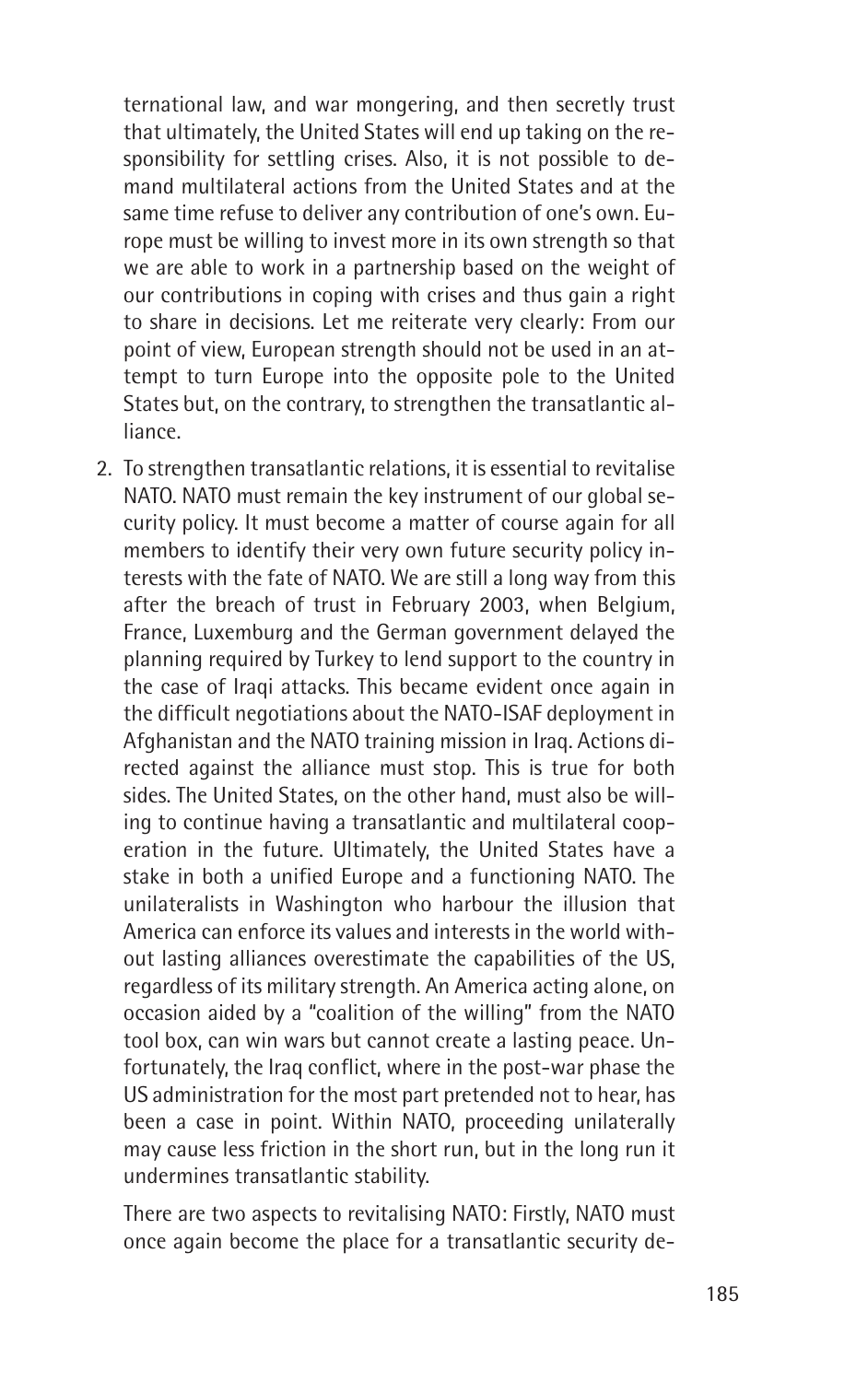ternational law, and war mongering, and then secretly trust that ultimately, the United States will end up taking on the responsibility for settling crises. Also, it is not possible to demand multilateral actions from the United States and at the same time refuse to deliver any contribution of one's own. Europe must be willing to invest more in its own strength so that we are able to work in a partnership based on the weight of our contributions in coping with crises and thus gain a right to share in decisions. Let me reiterate very clearly: From our point of view, European strength should not be used in an attempt to turn Europe into the opposite pole to the United States but, on the contrary, to strengthen the transatlantic alliance.

2. To strengthen transatlantic relations, it is essential to revitalise NATO. NATO must remain the key instrument of our global security policy. It must become a matter of course again for all members to identify their very own future security policy interests with the fate of NATO. We are still a long way from this after the breach of trust in February 2003, when Belgium, France, Luxemburg and the German government delayed the planning required by Turkey to lend support to the country in the case of Iraqi attacks. This became evident once again in the difficult negotiations about the NATO-ISAF deployment in Afghanistan and the NATO training mission in Iraq. Actions directed against the alliance must stop. This is true for both sides. The United States, on the other hand, must also be willing to continue having a transatlantic and multilateral cooperation in the future. Ultimately, the United States have a stake in both a unified Europe and a functioning NATO. The unilateralists in Washington who harbour the illusion that America can enforce its values and interests in the world without lasting alliances overestimate the capabilities of the US, regardless of its military strength. An America acting alone, on occasion aided by a "coalition of the willing" from the NATO tool box, can win wars but cannot create a lasting peace. Unfortunately, the Iraq conflict, where in the post-war phase the US administration for the most part pretended not to hear, has been a case in point. Within NATO, proceeding unilaterally may cause less friction in the short run, but in the long run it undermines transatlantic stability.

   There are two aspects to revitalising NATO: Firstly, NATO must once again become the place for a transatlantic security de-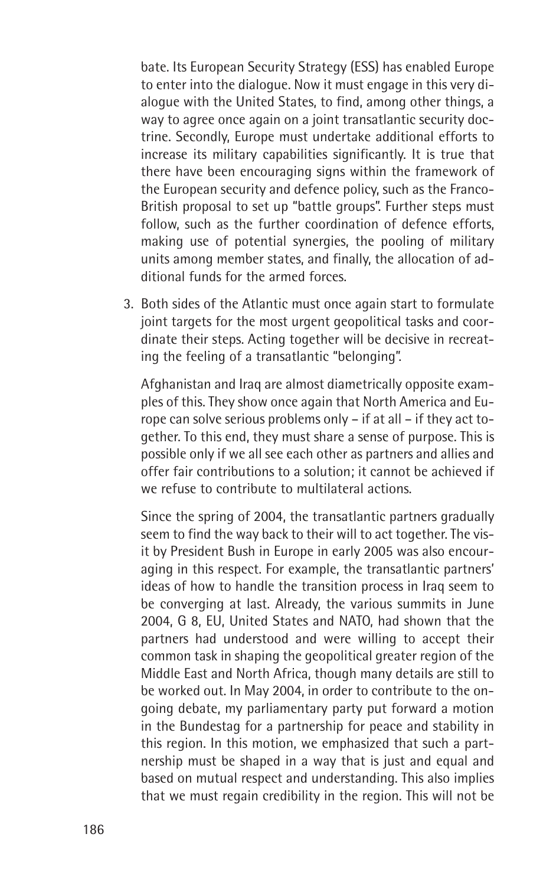bate. Its European Security Strategy (ESS) has enabled Europe to enter into the dialogue. Now it must engage in this very dialogue with the United States, to find, among other things, a way to agree once again on a joint transatlantic security doctrine. Secondly, Europe must undertake additional efforts to increase its military capabilities significantly. It is true that there have been encouraging signs within the framework of the European security and defence policy, such as the Franco-British proposal to set up "battle groups". Further steps must follow, such as the further coordination of defence efforts, making use of potential synergies, the pooling of military units among member states, and finally, the allocation of additional funds for the armed forces.

3. Both sides of the Atlantic must once again start to formulate joint targets for the most urgent geopolitical tasks and coordinate their steps. Acting together will be decisive in recreating the feeling of a transatlantic "belonging".

   Afghanistan and Iraq are almost diametrically opposite examples of this. They show once again that North America and Europe can solve serious problems only – if at all – if they act together. To this end, they must share a sense of purpose. This is possible only if we all see each other as partners and allies and offer fair contributions to a solution; it cannot be achieved if we refuse to contribute to multilateral actions.

   Since the spring of 2004, the transatlantic partners gradually seem to find the way back to their will to act together. The visit by President Bush in Europe in early 2005 was also encouraging in this respect. For example, the transatlantic partners' ideas of how to handle the transition process in Iraq seem to be converging at last. Already, the various summits in June 2004, G 8, EU, United States and NATO, had shown that the partners had understood and were willing to accept their common task in shaping the geopolitical greater region of the Middle East and North Africa, though many details are still to be worked out. In May 2004, in order to contribute to the ongoing debate, my parliamentary party put forward a motion in the Bundestag for a partnership for peace and stability in this region. In this motion, we emphasized that such a partnership must be shaped in a way that is just and equal and based on mutual respect and understanding. This also implies that we must regain credibility in the region. This will not be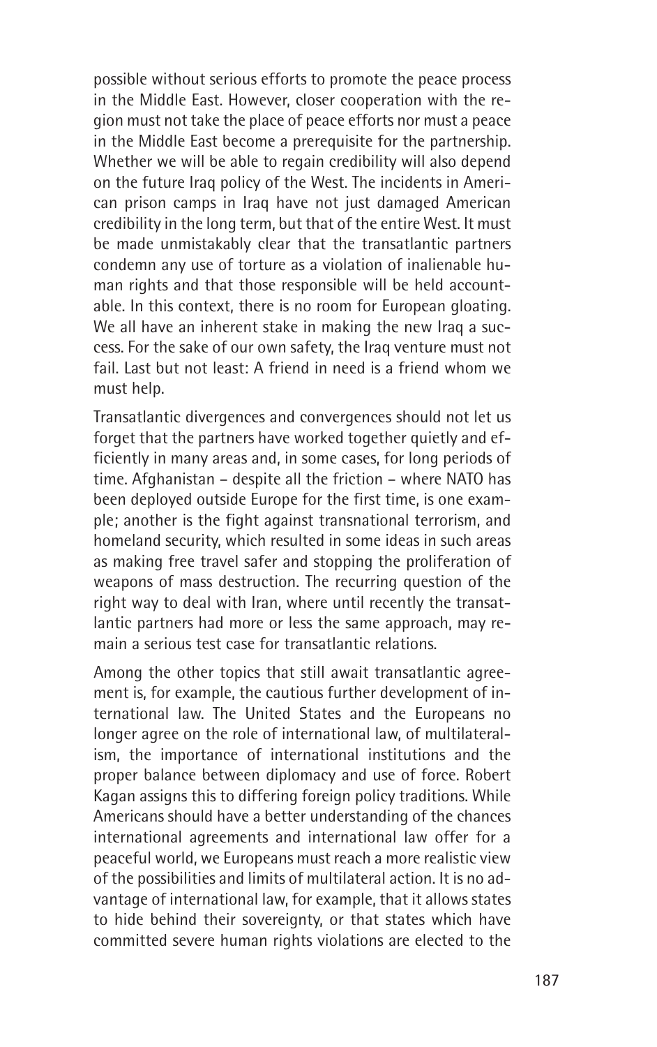possible without serious efforts to promote the peace process in the Middle East. However, closer cooperation with the region must not take the place of peace efforts nor must a peace in the Middle East become a prerequisite for the partnership. Whether we will be able to regain credibility will also depend on the future Iraq policy of the West. The incidents in American prison camps in Iraq have not just damaged American credibility in the long term, but that of the entire West. It must be made unmistakably clear that the transatlantic partners condemn any use of torture as a violation of inalienable human rights and that those responsible will be held accountable. In this context, there is no room for European gloating. We all have an inherent stake in making the new Iraq a success. For the sake of our own safety, the Iraq venture must not fail. Last but not least: A friend in need is a friend whom we must help.

Transatlantic divergences and convergences should not let us forget that the partners have worked together quietly and efficiently in many areas and, in some cases, for long periods of time. Afghanistan – despite all the friction – where NATO has been deployed outside Europe for the first time, is one example; another is the fight against transnational terrorism, and homeland security, which resulted in some ideas in such areas as making free travel safer and stopping the proliferation of weapons of mass destruction. The recurring question of the right way to deal with Iran, where until recently the transatlantic partners had more or less the same approach, may remain a serious test case for transatlantic relations.

Among the other topics that still await transatlantic agreement is, for example, the cautious further development of international law. The United States and the Europeans no longer agree on the role of international law, of multilateralism, the importance of international institutions and the proper balance between diplomacy and use of force. Robert Kagan assigns this to differing foreign policy traditions. While Americans should have a better understanding of the chances international agreements and international law offer for a peaceful world, we Europeans must reach a more realistic view of the possibilities and limits of multilateral action. It is no advantage of international law, for example, that it allows states to hide behind their sovereignty, or that states which have committed severe human rights violations are elected to the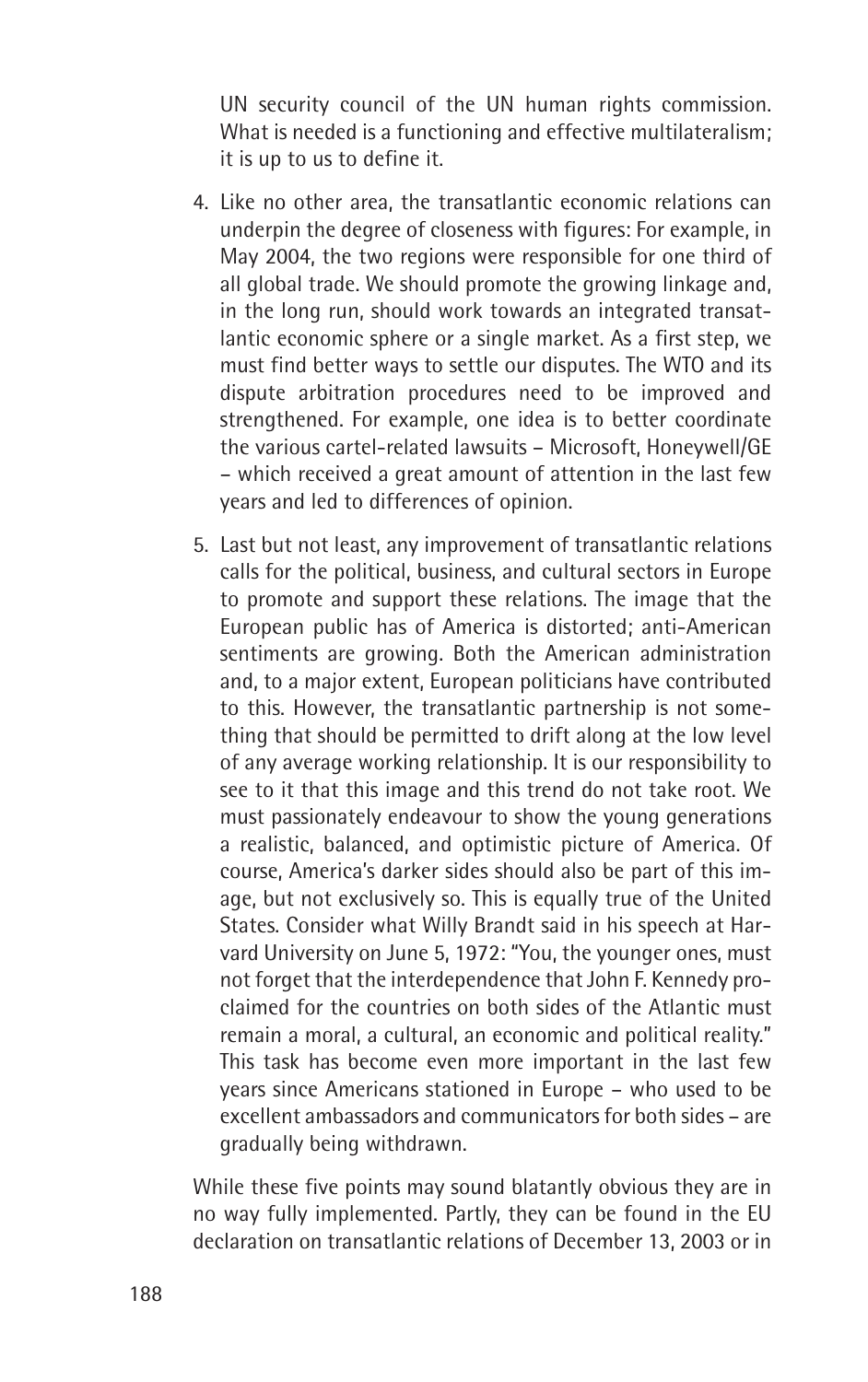UN security council of the UN human rights commission. What is needed is a functioning and effective multilateralism; it is up to us to define it.

4. Like no other area, the transatlantic economic relations can underpin the degree of closeness with figures: For example, in May 2004, the two regions were responsible for one third of all global trade. We should promote the growing linkage and, in the long run, should work towards an integrated transatlantic economic sphere or a single market. As a first step, we must find better ways to settle our disputes. The WTO and its dispute arbitration procedures need to be improved and strengthened. For example, one idea is to better coordinate the various cartel-related lawsuits – Microsoft, Honeywell/GE – which received a great amount of attention in the last few years and led to differences of opinion.

5. Last but not least, any improvement of transatlantic relations calls for the political, business, and cultural sectors in Europe to promote and support these relations. The image that the European public has of America is distorted; anti-American sentiments are growing. Both the American administration and, to a major extent, European politicians have contributed to this. However, the transatlantic partnership is not something that should be permitted to drift along at the low level of any average working relationship. It is our responsibility to see to it that this image and this trend do not take root. We must passionately endeavour to show the young generations a realistic, balanced, and optimistic picture of America. Of course, America's darker sides should also be part of this image, but not exclusively so. This is equally true of the United States. Consider what Willy Brandt said in his speech at Harvard University on June 5, 1972: "You, the younger ones, must not forget that the interdependence that John F. Kennedy proclaimed for the countries on both sides of the Atlantic must remain a moral, a cultural, an economic and political reality." This task has become even more important in the last few years since Americans stationed in Europe – who used to be excellent ambassadors and communicators for both sides – are gradually being withdrawn.

While these five points may sound blatantly obvious they are in no way fully implemented. Partly, they can be found in the EU declaration on transatlantic relations of December 13, 2003 or in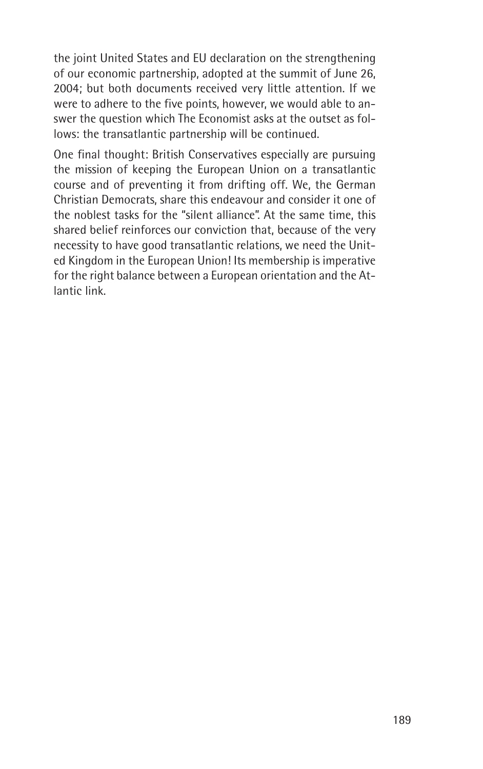the joint United States and EU declaration on the strengthening of our economic partnership, adopted at the summit of June 26, 2004; but both documents received very little attention. If we were to adhere to the five points, however, we would able to answer the question which The Economist asks at the outset as follows: the transatlantic partnership will be continued.

One final thought: British Conservatives especially are pursuing the mission of keeping the European Union on a transatlantic course and of preventing it from drifting off. We, the German Christian Democrats, share this endeavour and consider it one of the noblest tasks for the "silent alliance". At the same time, this shared belief reinforces our conviction that, because of the very necessity to have good transatlantic relations, we need the United Kingdom in the European Union! Its membership is imperative for the right balance between a European orientation and the Atlantic link.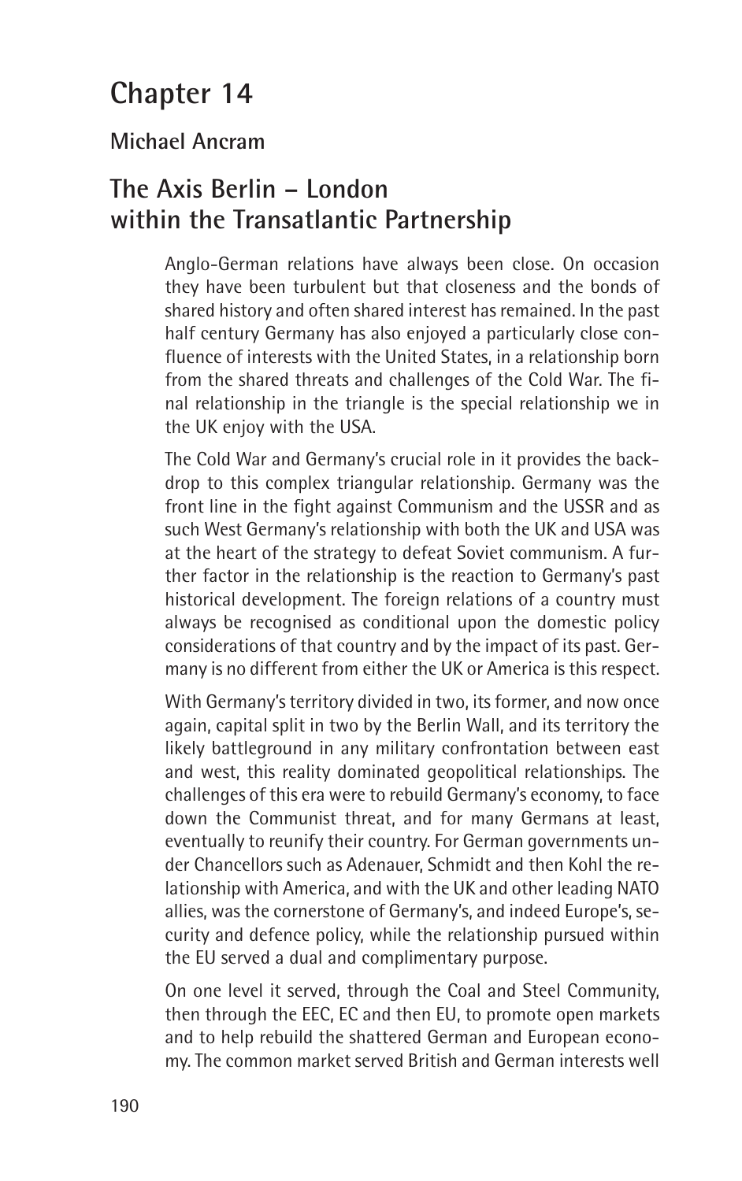# Chapter 14

**Michael Ancram**

## The Axis Berlin – London within the Transatlantic Partnership

Anglo-German relations have always been close. On occasion they have been turbulent but that closeness and the bonds of shared history and often shared interest has remained. In the past half century Germany has also enjoyed a particularly close confluence of interests with the United States, in a relationship born from the shared threats and challenges of the Cold War. The final relationship in the triangle is the special relationship we in the UK enjoy with the USA.

The Cold War and Germany's crucial role in it provides the backdrop to this complex triangular relationship. Germany was the front line in the fight against Communism and the USSR and as such West Germany's relationship with both the UK and USA was at the heart of the strategy to defeat Soviet communism. A further factor in the relationship is the reaction to Germany's past historical development. The foreign relations of a country must always be recognised as conditional upon the domestic policy considerations of that country and by the impact of its past. Germany is no different from either the UK or America is this respect.

With Germany's territory divided in two, its former, and now once again, capital split in two by the Berlin Wall, and its territory the likely battleground in any military confrontation between east and west, this reality dominated geopolitical relationships. The challenges of this era were to rebuild Germany's economy, to face down the Communist threat, and for many Germans at least, eventually to reunify their country. For German governments under Chancellors such as Adenauer, Schmidt and then Kohl the relationship with America, and with the UK and other leading NATO allies, was the cornerstone of Germany's, and indeed Europe's, security and defence policy, while the relationship pursued within the EU served a dual and complimentary purpose.

On one level it served, through the Coal and Steel Community, then through the EEC, EC and then EU, to promote open markets and to help rebuild the shattered German and European economy. The common market served British and German interests well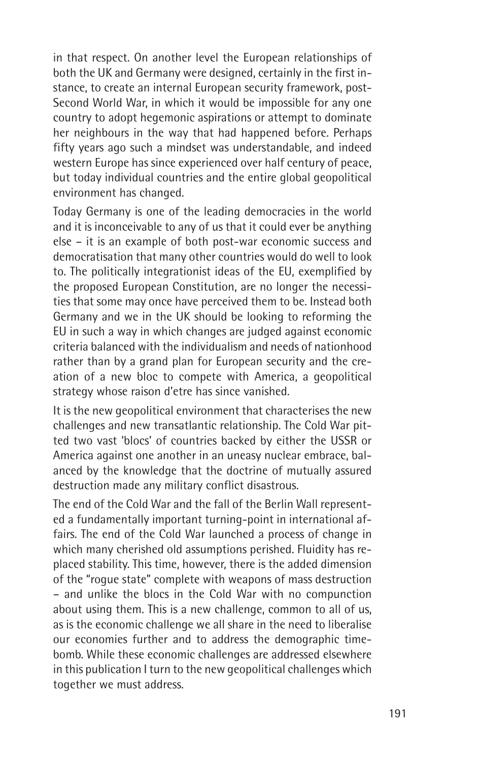in that respect. On another level the European relationships of both the UK and Germany were designed, certainly in the first instance, to create an internal European security framework, post-Second World War, in which it would be impossible for any one country to adopt hegemonic aspirations or attempt to dominate her neighbours in the way that had happened before. Perhaps fifty years ago such a mindset was understandable, and indeed western Europe has since experienced over half century of peace, but today individual countries and the entire global geopolitical environment has changed.

Today Germany is one of the leading democracies in the world and it is inconceivable to any of us that it could ever be anything else – it is an example of both post-war economic success and democratisation that many other countries would do well to look to. The politically integrationist ideas of the EU, exemplified by the proposed European Constitution, are no longer the necessities that some may once have perceived them to be. Instead both Germany and we in the UK should be looking to reforming the EU in such a way in which changes are judged against economic criteria balanced with the individualism and needs of nationhood rather than by a grand plan for European security and the creation of a new bloc to compete with America, a geopolitical strategy whose raison d'etre has since vanished.

It is the new geopolitical environment that characterises the new challenges and new transatlantic relationship. The Cold War pitted two vast 'blocs' of countries backed by either the USSR or America against one another in an uneasy nuclear embrace, balanced by the knowledge that the doctrine of mutually assured destruction made any military conflict disastrous.

The end of the Cold War and the fall of the Berlin Wall represented a fundamentally important turning-point in international affairs. The end of the Cold War launched a process of change in which many cherished old assumptions perished. Fluidity has replaced stability. This time, however, there is the added dimension of the "rogue state" complete with weapons of mass destruction – and unlike the blocs in the Cold War with no compunction about using them. This is a new challenge, common to all of us, as is the economic challenge we all share in the need to liberalise our economies further and to address the demographic time-bomb. While these economic challenges are addressed elsewhere in this publication I turn to the new geopolitical challenges which together we must address.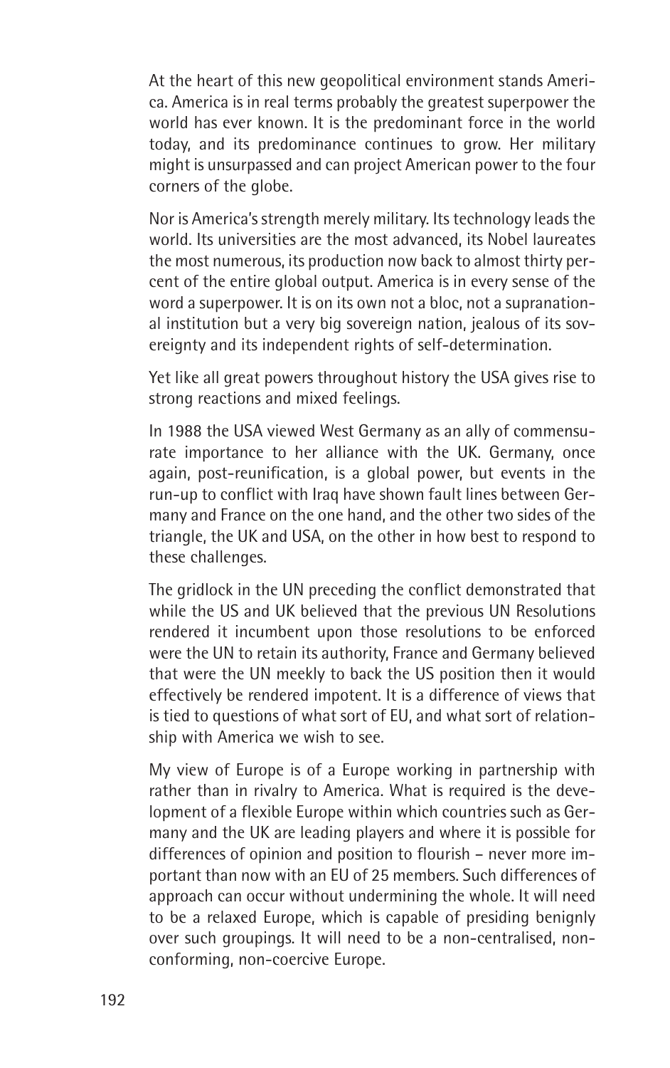At the heart of this new geopolitical environment stands America. America is in real terms probably the greatest superpower the world has ever known. It is the predominant force in the world today, and its predominance continues to grow. Her military might is unsurpassed and can project American power to the four corners of the globe.

Nor is America's strength merely military. Its technology leads the world. Its universities are the most advanced, its Nobel laureates the most numerous, its production now back to almost thirty percent of the entire global output. America is in every sense of the word a superpower. It is on its own not a bloc, not a supranational institution but a very big sovereign nation, jealous of its sovereignty and its independent rights of self-determination.

Yet like all great powers throughout history the USA gives rise to strong reactions and mixed feelings.

In 1988 the USA viewed West Germany as an ally of commensurate importance to her alliance with the UK. Germany, once again, post-reunification, is a global power, but events in the run-up to conflict with Iraq have shown fault lines between Germany and France on the one hand, and the other two sides of the triangle, the UK and USA, on the other in how best to respond to these challenges.

The gridlock in the UN preceding the conflict demonstrated that while the US and UK believed that the previous UN Resolutions rendered it incumbent upon those resolutions to be enforced were the UN to retain its authority, France and Germany believed that were the UN meekly to back the US position then it would effectively be rendered impotent. It is a difference of views that is tied to questions of what sort of EU, and what sort of relationship with America we wish to see.

My view of Europe is of a Europe working in partnership with rather than in rivalry to America. What is required is the development of a flexible Europe within which countries such as Germany and the UK are leading players and where it is possible for differences of opinion and position to flourish – never more important than now with an EU of 25 members. Such differences of approach can occur without undermining the whole. It will need to be a relaxed Europe, which is capable of presiding benignly over such groupings. It will need to be a non-centralised, non-conforming, non-coercive Europe.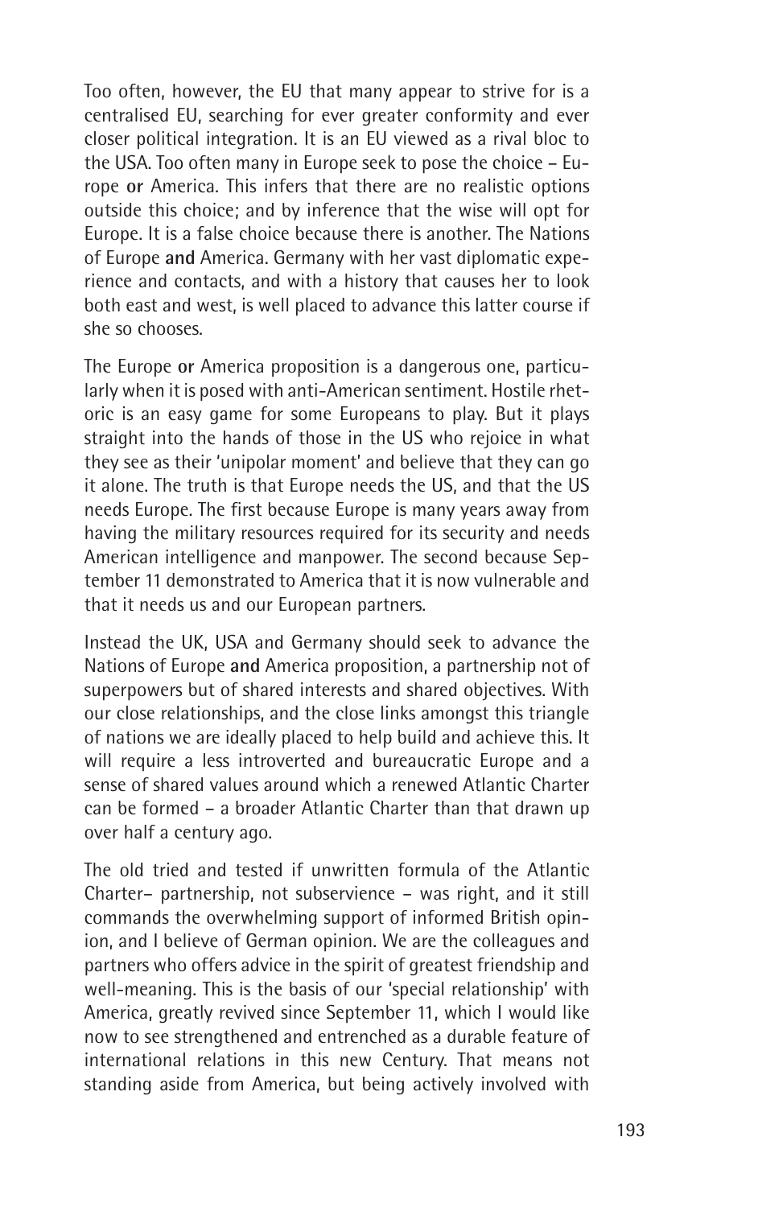Too often, however, the EU that many appear to strive for is a centralised EU, searching for ever greater conformity and ever closer political integration. It is an EU viewed as a rival bloc to the USA. Too often many in Europe seek to pose the choice – Europe **or** America. This infers that there are no realistic options outside this choice; and by inference that the wise will opt for Europe. It is a false choice because there is another. The Nations of Europe **and** America. Germany with her vast diplomatic experience and contacts, and with a history that causes her to look both east and west, is well placed to advance this latter course if she so chooses.

The Europe **or** America proposition is a dangerous one, particularly when it is posed with anti-American sentiment. Hostile rhetoric is an easy game for some Europeans to play. But it plays straight into the hands of those in the US who rejoice in what they see as their 'unipolar moment' and believe that they can go it alone. The truth is that Europe needs the US, and that the US needs Europe. The first because Europe is many years away from having the military resources required for its security and needs American intelligence and manpower. The second because September 11 demonstrated to America that it is now vulnerable and that it needs us and our European partners.

Instead the UK, USA and Germany should seek to advance the Nations of Europe **and** America proposition, a partnership not of superpowers but of shared interests and shared objectives. With our close relationships, and the close links amongst this triangle of nations we are ideally placed to help build and achieve this. It will require a less introverted and bureaucratic Europe and a sense of shared values around which a renewed Atlantic Charter can be formed – a broader Atlantic Charter than that drawn up over half a century ago.

The old tried and tested if unwritten formula of the Atlantic Charter– partnership, not subservience – was right, and it still commands the overwhelming support of informed British opinion, and I believe of German opinion. We are the colleagues and partners who offers advice in the spirit of greatest friendship and well-meaning. This is the basis of our 'special relationship' with America, greatly revived since September 11, which I would like now to see strengthened and entrenched as a durable feature of international relations in this new Century. That means not standing aside from America, but being actively involved with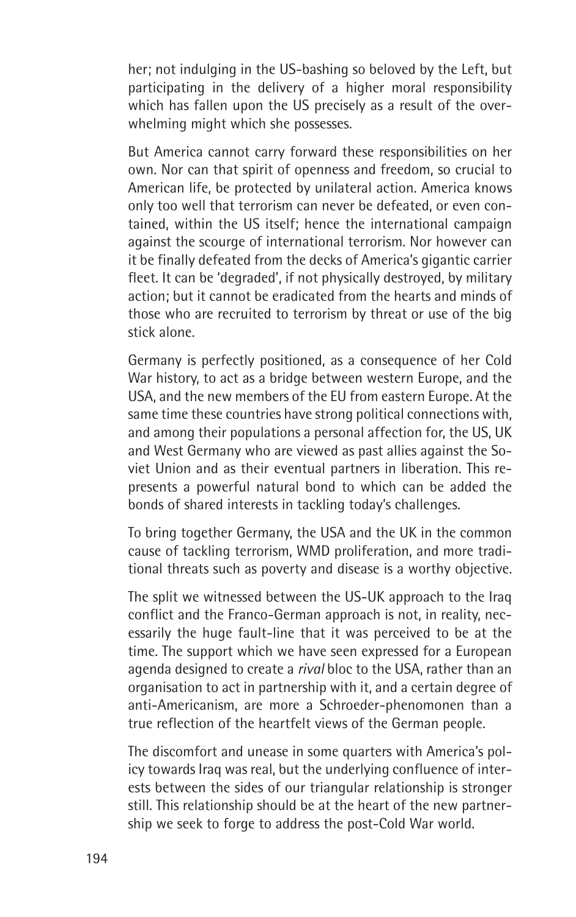her; not indulging in the US-bashing so beloved by the Left, but participating in the delivery of a higher moral responsibility which has fallen upon the US precisely as a result of the overwhelming might which she possesses.

But America cannot carry forward these responsibilities on her own. Nor can that spirit of openness and freedom, so crucial to American life, be protected by unilateral action. America knows only too well that terrorism can never be defeated, or even contained, within the US itself; hence the international campaign against the scourge of international terrorism. Nor however can it be finally defeated from the decks of America's gigantic carrier fleet. It can be 'degraded', if not physically destroyed, by military action; but it cannot be eradicated from the hearts and minds of those who are recruited to terrorism by threat or use of the big stick alone.

Germany is perfectly positioned, as a consequence of her Cold War history, to act as a bridge between western Europe, and the USA, and the new members of the EU from eastern Europe. At the same time these countries have strong political connections with, and among their populations a personal affection for, the US, UK and West Germany who are viewed as past allies against the Soviet Union and as their eventual partners in liberation. This represents a powerful natural bond to which can be added the bonds of shared interests in tackling today's challenges.

To bring together Germany, the USA and the UK in the common cause of tackling terrorism, WMD proliferation, and more traditional threats such as poverty and disease is a worthy objective.

The split we witnessed between the US-UK approach to the Iraq conflict and the Franco-German approach is not, in reality, necessarily the huge fault-line that it was perceived to be at the time. The support which we have seen expressed for a European agenda designed to create a *rival* bloc to the USA, rather than an organisation to act in partnership with it, and a certain degree of anti-Americanism, are more a Schroeder-phenomonen than a true reflection of the heartfelt views of the German people.

The discomfort and unease in some quarters with America's policy towards Iraq was real, but the underlying confluence of interests between the sides of our triangular relationship is stronger still. This relationship should be at the heart of the new partnership we seek to forge to address the post-Cold War world.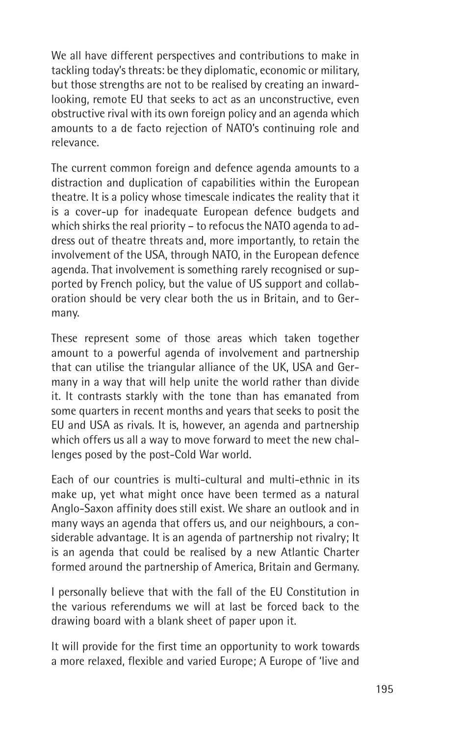We all have different perspectives and contributions to make in tackling today's threats: be they diplomatic, economic or military, but those strengths are not to be realised by creating an inward-looking, remote EU that seeks to act as an unconstructive, even obstructive rival with its own foreign policy and an agenda which amounts to a de facto rejection of NATO's continuing role and relevance.

The current common foreign and defence agenda amounts to a distraction and duplication of capabilities within the European theatre. It is a policy whose timescale indicates the reality that it is a cover-up for inadequate European defence budgets and which shirks the real priority – to refocus the NATO agenda to address out of theatre threats and, more importantly, to retain the involvement of the USA, through NATO, in the European defence agenda. That involvement is something rarely recognised or supported by French policy, but the value of US support and collaboration should be very clear both the us in Britain, and to Germany.

These represent some of those areas which taken together amount to a powerful agenda of involvement and partnership that can utilise the triangular alliance of the UK, USA and Germany in a way that will help unite the world rather than divide it. It contrasts starkly with the tone than has emanated from some quarters in recent months and years that seeks to posit the EU and USA as rivals. It is, however, an agenda and partnership which offers us all a way to move forward to meet the new challenges posed by the post-Cold War world.

Each of our countries is multi-cultural and multi-ethnic in its make up, yet what might once have been termed as a natural Anglo-Saxon affinity does still exist. We share an outlook and in many ways an agenda that offers us, and our neighbours, a considerable advantage. It is an agenda of partnership not rivalry; It is an agenda that could be realised by a new Atlantic Charter formed around the partnership of America, Britain and Germany.

I personally believe that with the fall of the EU Constitution in the various referendums we will at last be forced back to the drawing board with a blank sheet of paper upon it.

It will provide for the first time an opportunity to work towards a more relaxed, flexible and varied Europe; A Europe of 'live and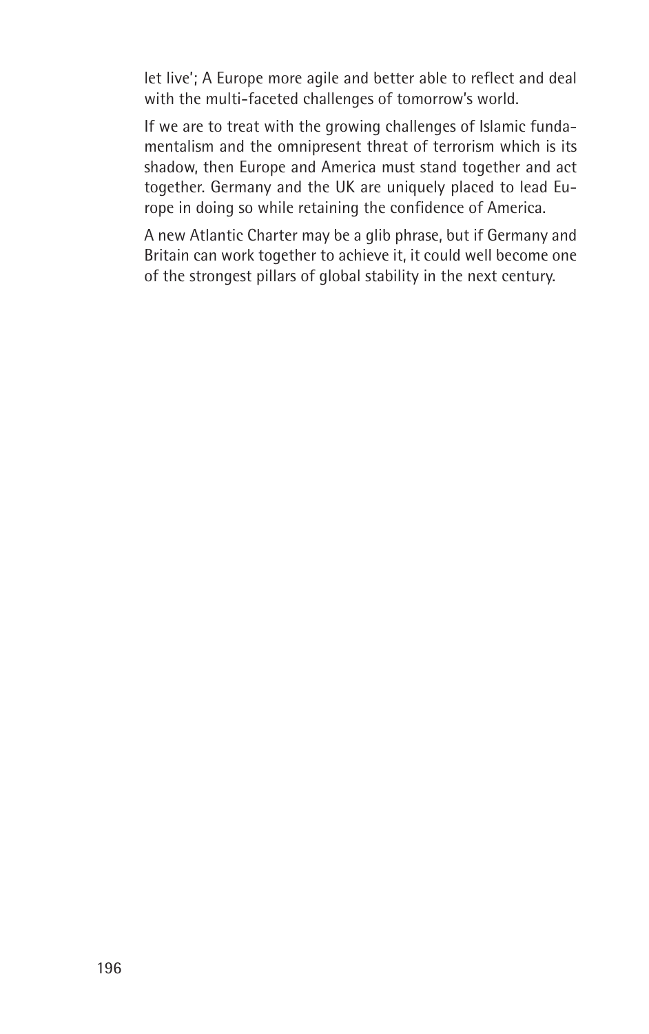let live'; A Europe more agile and better able to reflect and deal with the multi-faceted challenges of tomorrow's world.

If we are to treat with the growing challenges of Islamic fundamentalism and the omnipresent threat of terrorism which is its shadow, then Europe and America must stand together and act together. Germany and the UK are uniquely placed to lead Europe in doing so while retaining the confidence of America.

A new Atlantic Charter may be a glib phrase, but if Germany and Britain can work together to achieve it, it could well become one of the strongest pillars of global stability in the next century.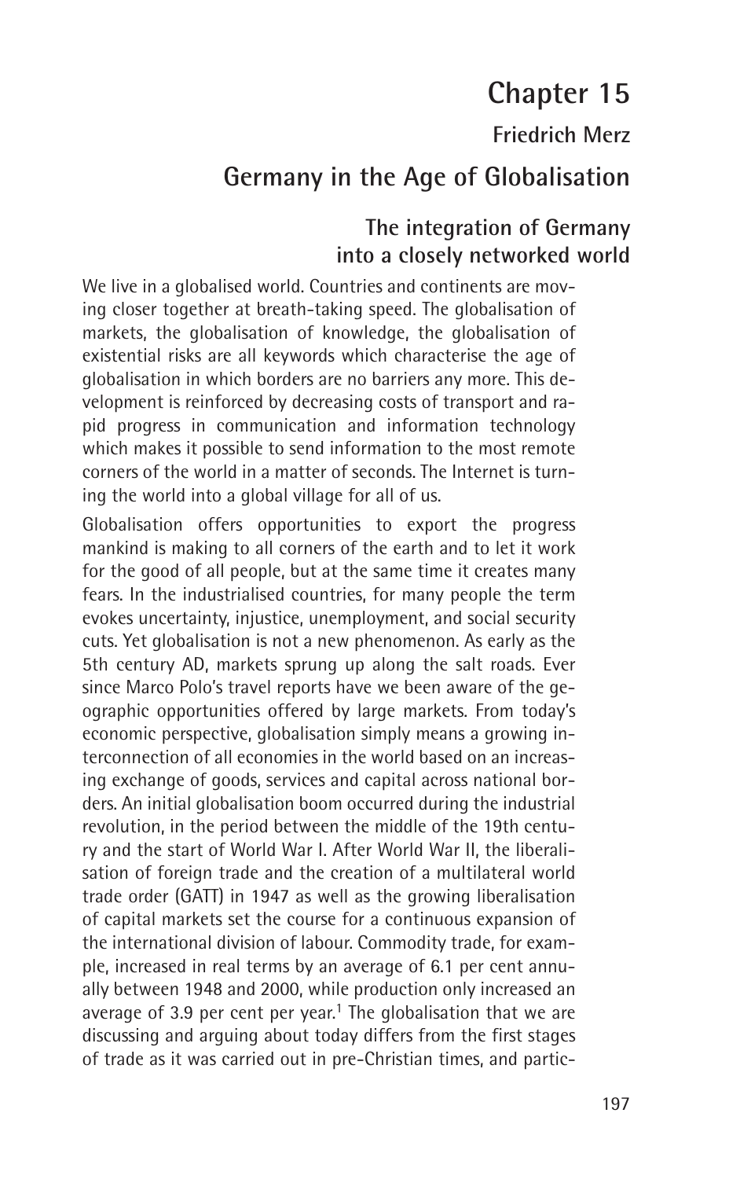# Chapter 15

## Friedrich Merz

## Germany in the Age of Globalisation

### The integration of Germany into a closely networked world

We live in a globalised world. Countries and continents are moving closer together at breath-taking speed. The globalisation of markets, the globalisation of knowledge, the globalisation of existential risks are all keywords which characterise the age of globalisation in which borders are no barriers any more. This development is reinforced by decreasing costs of transport and rapid progress in communication and information technology which makes it possible to send information to the most remote corners of the world in a matter of seconds. The Internet is turning the world into a global village for all of us.

Globalisation offers opportunities to export the progress mankind is making to all corners of the earth and to let it work for the good of all people, but at the same time it creates many fears. In the industrialised countries, for many people the term evokes uncertainty, injustice, unemployment, and social security cuts. Yet globalisation is not a new phenomenon. As early as the 5th century AD, markets sprung up along the salt roads. Ever since Marco Polo's travel reports have we been aware of the geographic opportunities offered by large markets. From today's economic perspective, globalisation simply means a growing interconnection of all economies in the world based on an increasing exchange of goods, services and capital across national borders. An initial globalisation boom occurred during the industrial revolution, in the period between the middle of the 19th century and the start of World War I. After World War II, the liberalisation of foreign trade and the creation of a multilateral world trade order (GATT) in 1947 as well as the growing liberalisation of capital markets set the course for a continuous expansion of the international division of labour. Commodity trade, for example, increased in real terms by an average of 6.1 per cent annually between 1948 and 2000, while production only increased an average of 3.9 per cent per year.[1] The globalisation that we are discussing and arguing about today differs from the first stages of trade as it was carried out in pre-Christian times, and partic-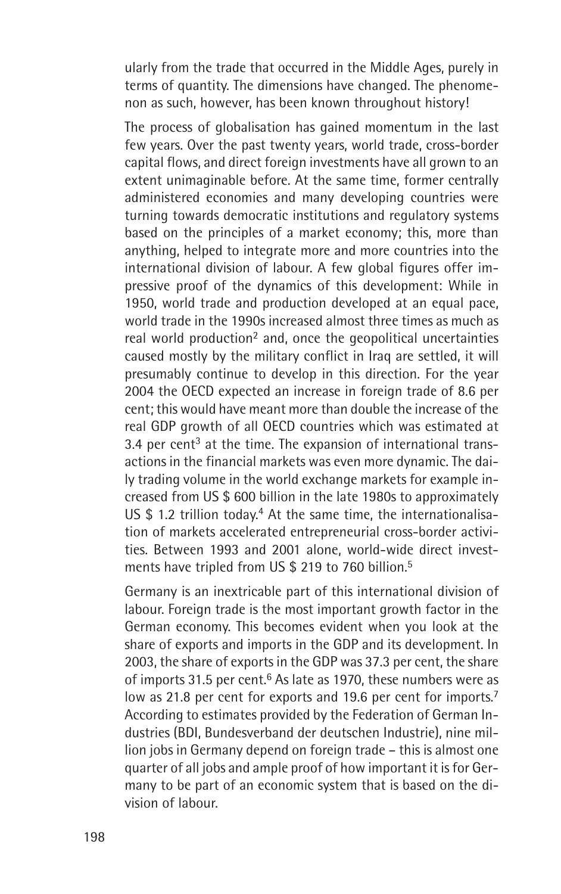ularly from the trade that occurred in the Middle Ages, purely in terms of quantity. The dimensions have changed. The phenomenon as such, however, has been known throughout history!

The process of globalisation has gained momentum in the last few years. Over the past twenty years, world trade, cross-border capital flows, and direct foreign investments have all grown to an extent unimaginable before. At the same time, former centrally administered economies and many developing countries were turning towards democratic institutions and regulatory systems based on the principles of a market economy; this, more than anything, helped to integrate more and more countries into the international division of labour. A few global figures offer impressive proof of the dynamics of this development: While in 1950, world trade and production developed at an equal pace, world trade in the 1990s increased almost three times as much as real world production[2] and, once the geopolitical uncertainties caused mostly by the military conflict in Iraq are settled, it will presumably continue to develop in this direction. For the year 2004 the OECD expected an increase in foreign trade of 8.6 per cent; this would have meant more than double the increase of the real GDP growth of all OECD countries which was estimated at 3.4 per cent[3] at the time. The expansion of international transactions in the financial markets was even more dynamic. The daily trading volume in the world exchange markets for example increased from US $ 600 billion in the late 1980s to approximately US $ 1.2 trillion today.[4] At the same time, the internationalisation of markets accelerated entrepreneurial cross-border activities. Between 1993 and 2001 alone, world-wide direct investments have tripled from US $ 219 to 760 billion.[5]

Germany is an inextricable part of this international division of labour. Foreign trade is the most important growth factor in the German economy. This becomes evident when you look at the share of exports and imports in the GDP and its development. In 2003, the share of exports in the GDP was 37.3 per cent, the share of imports 31.5 per cent.[6] As late as 1970, these numbers were as low as 21.8 per cent for exports and 19.6 per cent for imports.[7] According to estimates provided by the Federation of German Industries (BDI, Bundesverband der deutschen Industrie), nine million jobs in Germany depend on foreign trade – this is almost one quarter of all jobs and ample proof of how important it is for Germany to be part of an economic system that is based on the division of labour.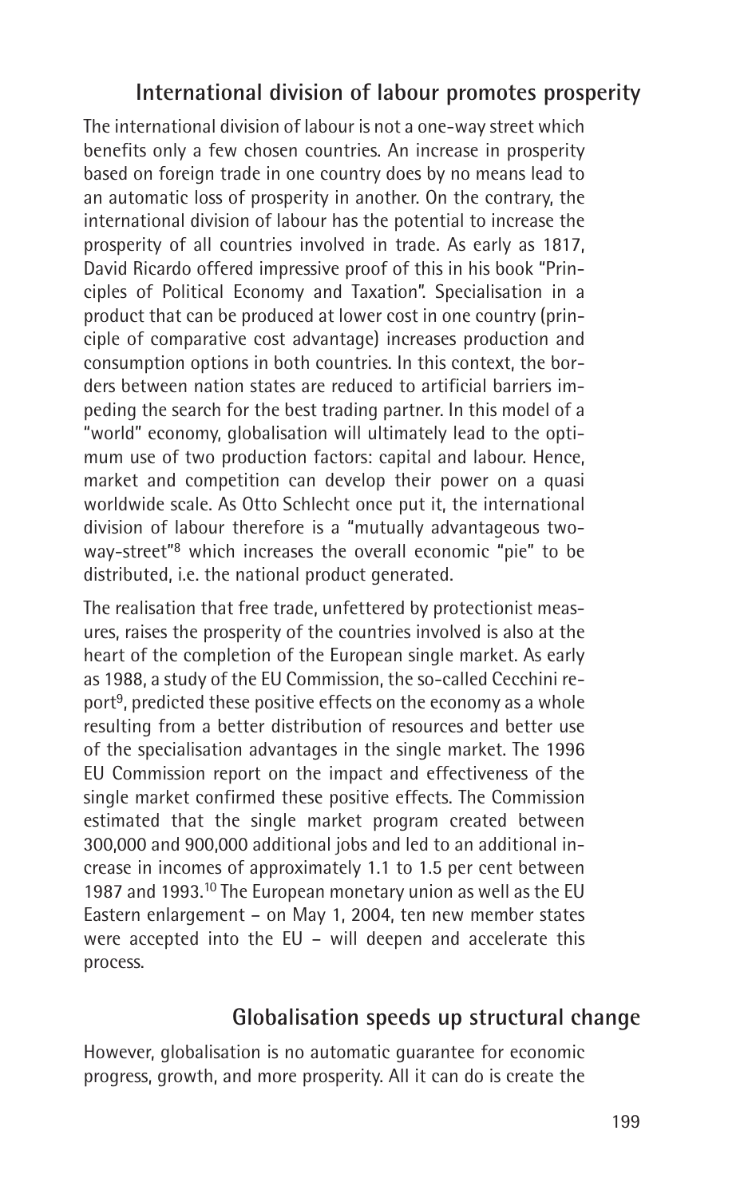## International division of labour promotes prosperity

The international division of labour is not a one-way street which benefits only a few chosen countries. An increase in prosperity based on foreign trade in one country does by no means lead to an automatic loss of prosperity in another. On the contrary, the international division of labour has the potential to increase the prosperity of all countries involved in trade. As early as 1817, David Ricardo offered impressive proof of this in his book "Principles of Political Economy and Taxation". Specialisation in a product that can be produced at lower cost in one country (principle of comparative cost advantage) increases production and consumption options in both countries. In this context, the borders between nation states are reduced to artificial barriers impeding the search for the best trading partner. In this model of a "world" economy, globalisation will ultimately lead to the optimum use of two production factors: capital and labour. Hence, market and competition can develop their power on a quasi worldwide scale. As Otto Schlecht once put it, the international division of labour therefore is a "mutually advantageous two-way-street"[8] which increases the overall economic "pie" to be distributed, i.e. the national product generated.

The realisation that free trade, unfettered by protectionist measures, raises the prosperity of the countries involved is also at the heart of the completion of the European single market. As early as 1988, a study of the EU Commission, the so-called Cecchini report[9], predicted these positive effects on the economy as a whole resulting from a better distribution of resources and better use of the specialisation advantages in the single market. The 1996 EU Commission report on the impact and effectiveness of the single market confirmed these positive effects. The Commission estimated that the single market program created between 300,000 and 900,000 additional jobs and led to an additional increase in incomes of approximately 1.1 to 1.5 per cent between 1987 and 1993.[10] The European monetary union as well as the EU Eastern enlargement – on May 1, 2004, ten new member states were accepted into the EU – will deepen and accelerate this process.

## Globalisation speeds up structural change

However, globalisation is no automatic guarantee for economic progress, growth, and more prosperity. All it can do is create the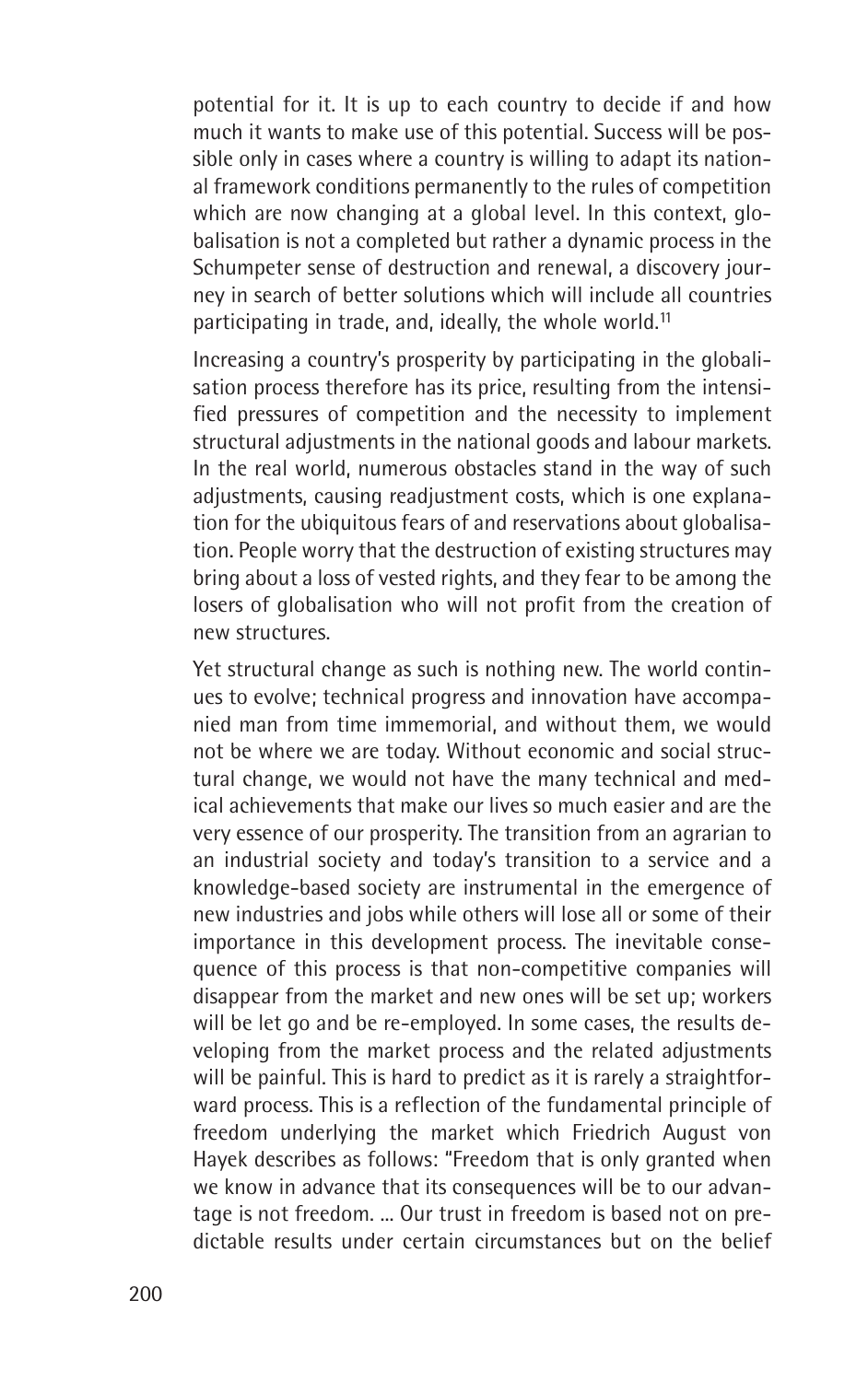potential for it. It is up to each country to decide if and how much it wants to make use of this potential. Success will be possible only in cases where a country is willing to adapt its national framework conditions permanently to the rules of competition which are now changing at a global level. In this context, globalisation is not a completed but rather a dynamic process in the Schumpeter sense of destruction and renewal, a discovery journey in search of better solutions which will include all countries participating in trade, and, ideally, the whole world.[11]

Increasing a country's prosperity by participating in the globalisation process therefore has its price, resulting from the intensified pressures of competition and the necessity to implement structural adjustments in the national goods and labour markets. In the real world, numerous obstacles stand in the way of such adjustments, causing readjustment costs, which is one explanation for the ubiquitous fears of and reservations about globalisation. People worry that the destruction of existing structures may bring about a loss of vested rights, and they fear to be among the losers of globalisation who will not profit from the creation of new structures.

Yet structural change as such is nothing new. The world continues to evolve; technical progress and innovation have accompanied man from time immemorial, and without them, we would not be where we are today. Without economic and social structural change, we would not have the many technical and medical achievements that make our lives so much easier and are the very essence of our prosperity. The transition from an agrarian to an industrial society and today's transition to a service and a knowledge-based society are instrumental in the emergence of new industries and jobs while others will lose all or some of their importance in this development process. The inevitable consequence of this process is that non-competitive companies will disappear from the market and new ones will be set up; workers will be let go and be re-employed. In some cases, the results developing from the market process and the related adjustments will be painful. This is hard to predict as it is rarely a straightforward process. This is a reflection of the fundamental principle of freedom underlying the market which Friedrich August von Hayek describes as follows: "Freedom that is only granted when we know in advance that its consequences will be to our advantage is not freedom. ... Our trust in freedom is based not on predictable results under certain circumstances but on the belief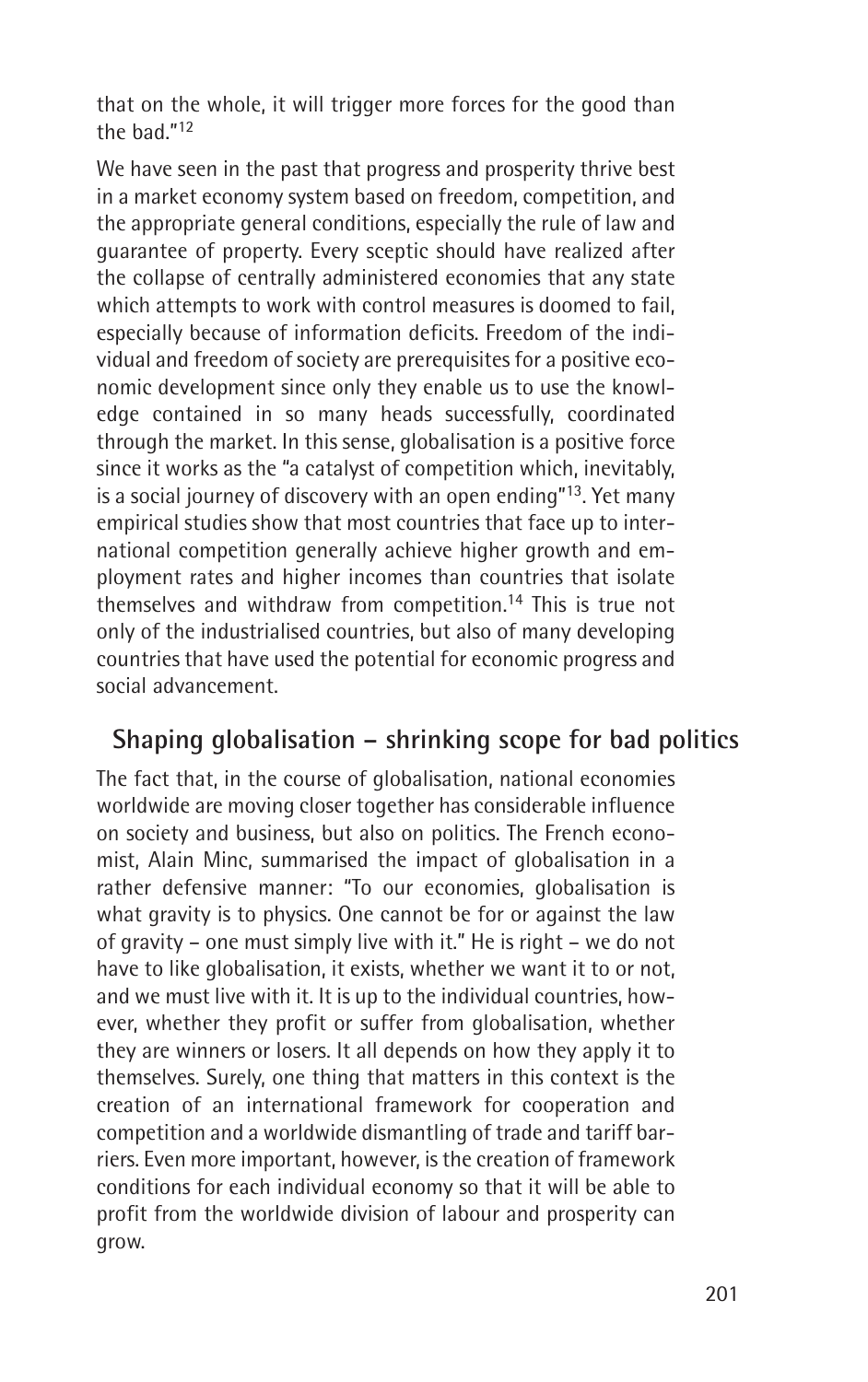that on the whole, it will trigger more forces for the good than the bad."[12]

We have seen in the past that progress and prosperity thrive best in a market economy system based on freedom, competition, and the appropriate general conditions, especially the rule of law and guarantee of property. Every sceptic should have realized after the collapse of centrally administered economies that any state which attempts to work with control measures is doomed to fail, especially because of information deficits. Freedom of the individual and freedom of society are prerequisites for a positive economic development since only they enable us to use the knowledge contained in so many heads successfully, coordinated through the market. In this sense, globalisation is a positive force since it works as the "a catalyst of competition which, inevitably, is a social journey of discovery with an open ending"[13]. Yet many empirical studies show that most countries that face up to international competition generally achieve higher growth and employment rates and higher incomes than countries that isolate themselves and withdraw from competition.[14] This is true not only of the industrialised countries, but also of many developing countries that have used the potential for economic progress and social advancement.

## Shaping globalisation – shrinking scope for bad politics

The fact that, in the course of globalisation, national economies worldwide are moving closer together has considerable influence on society and business, but also on politics. The French economist, Alain Minc, summarised the impact of globalisation in a rather defensive manner: "To our economies, globalisation is what gravity is to physics. One cannot be for or against the law of gravity – one must simply live with it." He is right – we do not have to like globalisation, it exists, whether we want it to or not, and we must live with it. It is up to the individual countries, however, whether they profit or suffer from globalisation, whether they are winners or losers. It all depends on how they apply it to themselves. Surely, one thing that matters in this context is the creation of an international framework for cooperation and competition and a worldwide dismantling of trade and tariff barriers. Even more important, however, is the creation of framework conditions for each individual economy so that it will be able to profit from the worldwide division of labour and prosperity can grow.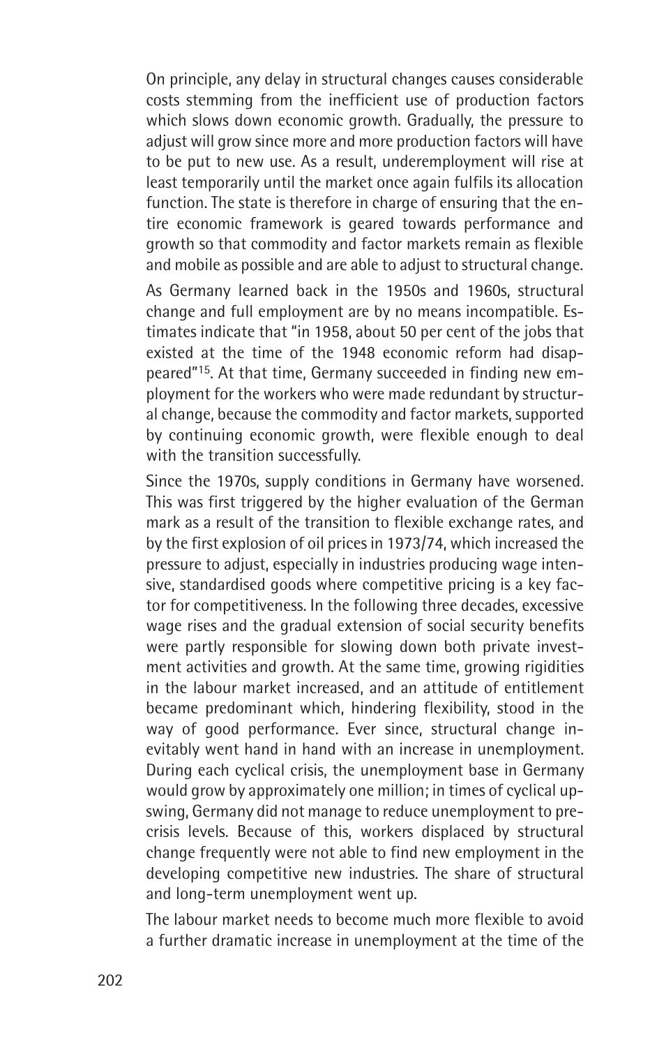On principle, any delay in structural changes causes considerable costs stemming from the inefficient use of production factors which slows down economic growth. Gradually, the pressure to adjust will grow since more and more production factors will have to be put to new use. As a result, underemployment will rise at least temporarily until the market once again fulfils its allocation function. The state is therefore in charge of ensuring that the entire economic framework is geared towards performance and growth so that commodity and factor markets remain as flexible and mobile as possible and are able to adjust to structural change.

As Germany learned back in the 1950s and 1960s, structural change and full employment are by no means incompatible. Estimates indicate that "in 1958, about 50 per cent of the jobs that existed at the time of the 1948 economic reform had disappeared"[15]. At that time, Germany succeeded in finding new employment for the workers who were made redundant by structural change, because the commodity and factor markets, supported by continuing economic growth, were flexible enough to deal with the transition successfully.

Since the 1970s, supply conditions in Germany have worsened. This was first triggered by the higher evaluation of the German mark as a result of the transition to flexible exchange rates, and by the first explosion of oil prices in 1973/74, which increased the pressure to adjust, especially in industries producing wage intensive, standardised goods where competitive pricing is a key factor for competitiveness. In the following three decades, excessive wage rises and the gradual extension of social security benefits were partly responsible for slowing down both private investment activities and growth. At the same time, growing rigidities in the labour market increased, and an attitude of entitlement became predominant which, hindering flexibility, stood in the way of good performance. Ever since, structural change inevitably went hand in hand with an increase in unemployment. During each cyclical crisis, the unemployment base in Germany would grow by approximately one million; in times of cyclical upswing, Germany did not manage to reduce unemployment to pre-crisis levels. Because of this, workers displaced by structural change frequently were not able to find new employment in the developing competitive new industries. The share of structural and long-term unemployment went up.

The labour market needs to become much more flexible to avoid a further dramatic increase in unemployment at the time of the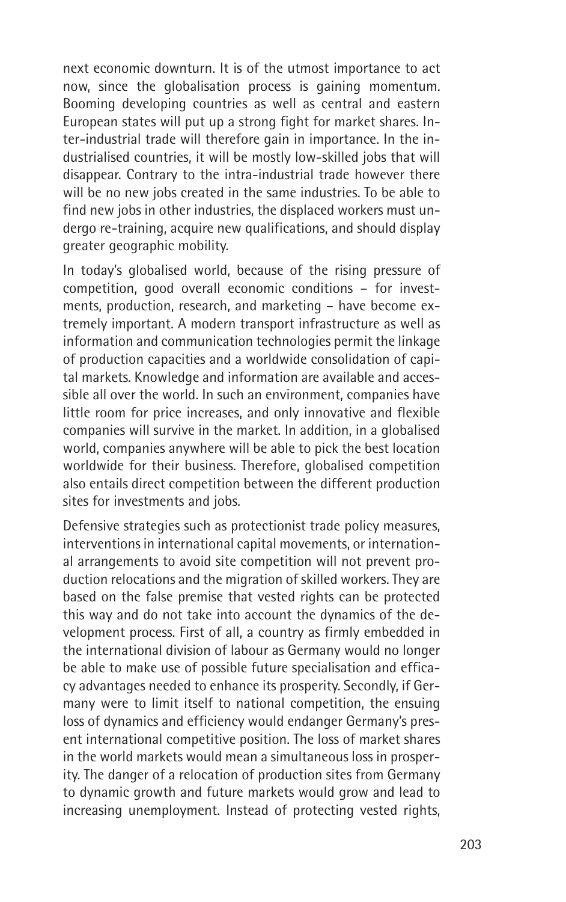next economic downturn. It is of the utmost importance to act now, since the globalisation process is gaining momentum. Booming developing countries as well as central and eastern European states will put up a strong fight for market shares. Inter-industrial trade will therefore gain in importance. In the industrialised countries, it will be mostly low-skilled jobs that will disappear. Contrary to the intra-industrial trade however there will be no new jobs created in the same industries. To be able to find new jobs in other industries, the displaced workers must undergo re-training, acquire new qualifications, and should display greater geographic mobility.

In today's globalised world, because of the rising pressure of competition, good overall economic conditions – for investments, production, research, and marketing – have become extremely important. A modern transport infrastructure as well as information and communication technologies permit the linkage of production capacities and a worldwide consolidation of capital markets. Knowledge and information are available and accessible all over the world. In such an environment, companies have little room for price increases, and only innovative and flexible companies will survive in the market. In addition, in a globalised world, companies anywhere will be able to pick the best location worldwide for their business. Therefore, globalised competition also entails direct competition between the different production sites for investments and jobs.

Defensive strategies such as protectionist trade policy measures, interventions in international capital movements, or international arrangements to avoid site competition will not prevent production relocations and the migration of skilled workers. They are based on the false premise that vested rights can be protected this way and do not take into account the dynamics of the development process. First of all, a country as firmly embedded in the international division of labour as Germany would no longer be able to make use of possible future specialisation and efficacy advantages needed to enhance its prosperity. Secondly, if Germany were to limit itself to national competition, the ensuing loss of dynamics and efficiency would endanger Germany's present international competitive position. The loss of market shares in the world markets would mean a simultaneous loss in prosperity. The danger of a relocation of production sites from Germany to dynamic growth and future markets would grow and lead to increasing unemployment. Instead of protecting vested rights,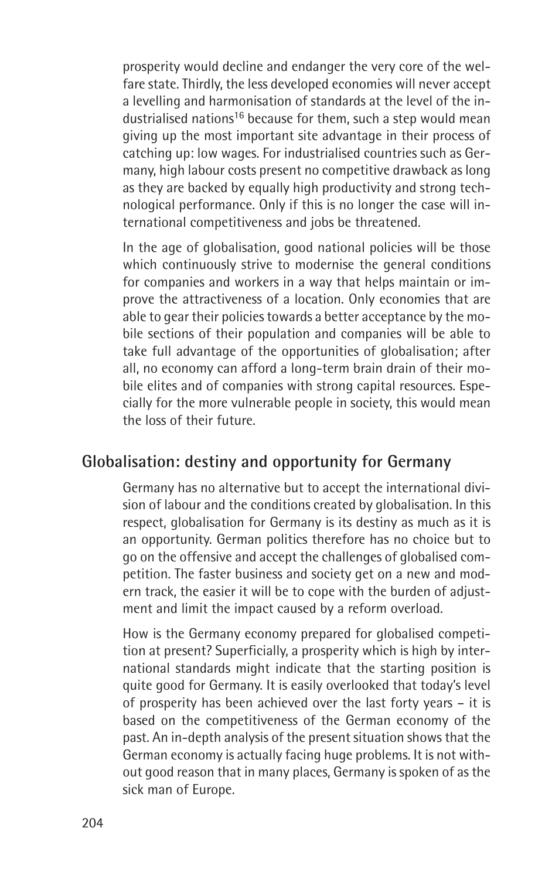prosperity would decline and endanger the very core of the welfare state. Thirdly, the less developed economies will never accept a levelling and harmonisation of standards at the level of the industrialised nations[16] because for them, such a step would mean giving up the most important site advantage in their process of catching up: low wages. For industrialised countries such as Germany, high labour costs present no competitive drawback as long as they are backed by equally high productivity and strong technological performance. Only if this is no longer the case will international competitiveness and jobs be threatened.

In the age of globalisation, good national policies will be those which continuously strive to modernise the general conditions for companies and workers in a way that helps maintain or improve the attractiveness of a location. Only economies that are able to gear their policies towards a better acceptance by the mobile sections of their population and companies will be able to take full advantage of the opportunities of globalisation; after all, no economy can afford a long-term brain drain of their mobile elites and of companies with strong capital resources. Especially for the more vulnerable people in society, this would mean the loss of their future.

## Globalisation: destiny and opportunity for Germany

Germany has no alternative but to accept the international division of labour and the conditions created by globalisation. In this respect, globalisation for Germany is its destiny as much as it is an opportunity. German politics therefore has no choice but to go on the offensive and accept the challenges of globalised competition. The faster business and society get on a new and modern track, the easier it will be to cope with the burden of adjustment and limit the impact caused by a reform overload.

How is the Germany economy prepared for globalised competition at present? Superficially, a prosperity which is high by international standards might indicate that the starting position is quite good for Germany. It is easily overlooked that today's level of prosperity has been achieved over the last forty years – it is based on the competitiveness of the German economy of the past. An in-depth analysis of the present situation shows that the German economy is actually facing huge problems. It is not without good reason that in many places, Germany is spoken of as the sick man of Europe.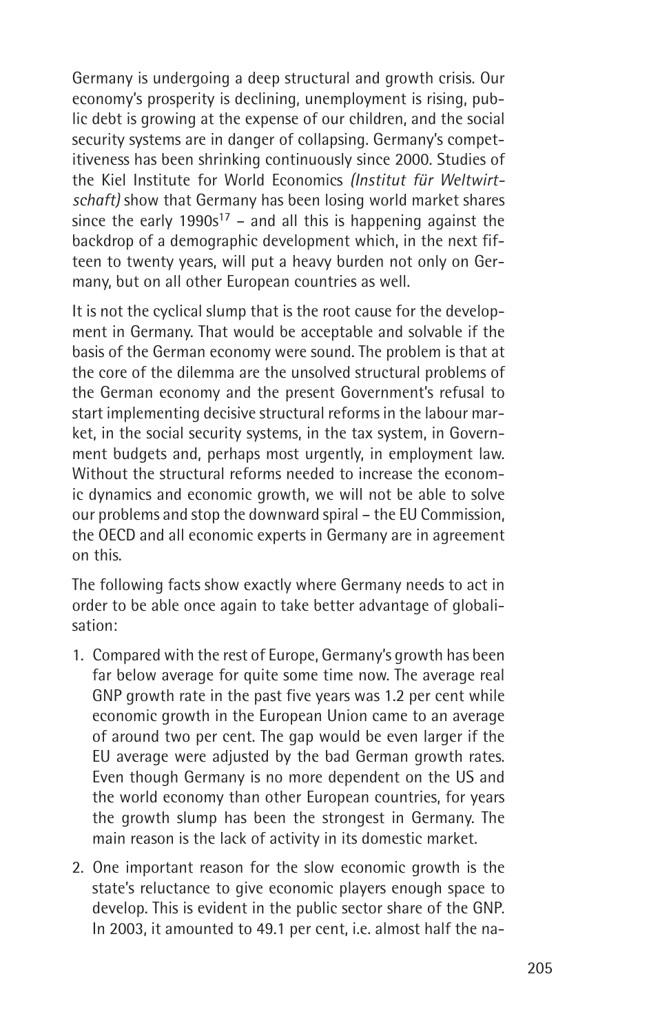Germany is undergoing a deep structural and growth crisis. Our economy's prosperity is declining, unemployment is rising, public debt is growing at the expense of our children, and the social security systems are in danger of collapsing. Germany's competitiveness has been shrinking continuously since 2000. Studies of the Kiel Institute for World Economics *(Institut für Weltwirtschaft)* show that Germany has been losing world market shares since the early 1990s[17] – and all this is happening against the backdrop of a demographic development which, in the next fifteen to twenty years, will put a heavy burden not only on Germany, but on all other European countries as well.

It is not the cyclical slump that is the root cause for the development in Germany. That would be acceptable and solvable if the basis of the German economy were sound. The problem is that at the core of the dilemma are the unsolved structural problems of the German economy and the present Government's refusal to start implementing decisive structural reforms in the labour market, in the social security systems, in the tax system, in Government budgets and, perhaps most urgently, in employment law. Without the structural reforms needed to increase the economic dynamics and economic growth, we will not be able to solve our problems and stop the downward spiral – the EU Commission, the OECD and all economic experts in Germany are in agreement on this.

The following facts show exactly where Germany needs to act in order to be able once again to take better advantage of globalisation:

1. Compared with the rest of Europe, Germany's growth has been far below average for quite some time now. The average real GNP growth rate in the past five years was 1.2 per cent while economic growth in the European Union came to an average of around two per cent. The gap would be even larger if the EU average were adjusted by the bad German growth rates. Even though Germany is no more dependent on the US and the world economy than other European countries, for years the growth slump has been the strongest in Germany. The main reason is the lack of activity in its domestic market.
2. One important reason for the slow economic growth is the state's reluctance to give economic players enough space to develop. This is evident in the public sector share of the GNP. In 2003, it amounted to 49.1 per cent, i.e. almost half the na-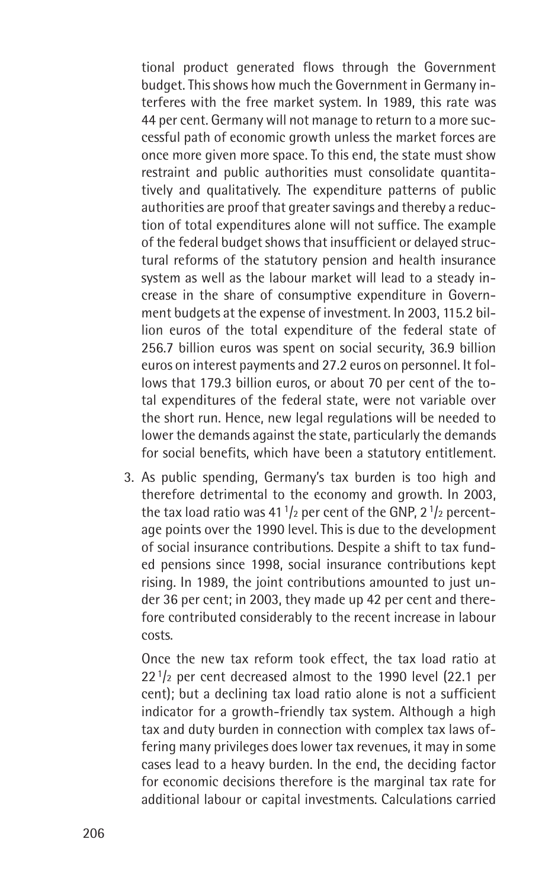tional product generated flows through the Government budget. This shows how much the Government in Germany interferes with the free market system. In 1989, this rate was 44 per cent. Germany will not manage to return to a more successful path of economic growth unless the market forces are once more given more space. To this end, the state must show restraint and public authorities must consolidate quantitatively and qualitatively. The expenditure patterns of public authorities are proof that greater savings and thereby a reduction of total expenditures alone will not suffice. The example of the federal budget shows that insufficient or delayed structural reforms of the statutory pension and health insurance system as well as the labour market will lead to a steady increase in the share of consumptive expenditure in Government budgets at the expense of investment. In 2003, 115.2 billion euros of the total expenditure of the federal state of 256.7 billion euros was spent on social security, 36.9 billion euros on interest payments and 27.2 euros on personnel. It follows that 179.3 billion euros, or about 70 per cent of the total expenditures of the federal state, were not variable over the short run. Hence, new legal regulations will be needed to lower the demands against the state, particularly the demands for social benefits, which have been a statutory entitlement.

3. As public spending, Germany's tax burden is too high and therefore detrimental to the economy and growth. In 2003, the tax load ratio was 41 1/2 per cent of the GNP, 2 1/2 percentage points over the 1990 level. This is due to the development of social insurance contributions. Despite a shift to tax funded pensions since 1998, social insurance contributions kept rising. In 1989, the joint contributions amounted to just under 36 per cent; in 2003, they made up 42 per cent and therefore contributed considerably to the recent increase in labour costs.

   Once the new tax reform took effect, the tax load ratio at 22 1/2 per cent decreased almost to the 1990 level (22.1 per cent); but a declining tax load ratio alone is not a sufficient indicator for a growth-friendly tax system. Although a high tax and duty burden in connection with complex tax laws offering many privileges does lower tax revenues, it may in some cases lead to a heavy burden. In the end, the deciding factor for economic decisions therefore is the marginal tax rate for additional labour or capital investments. Calculations carried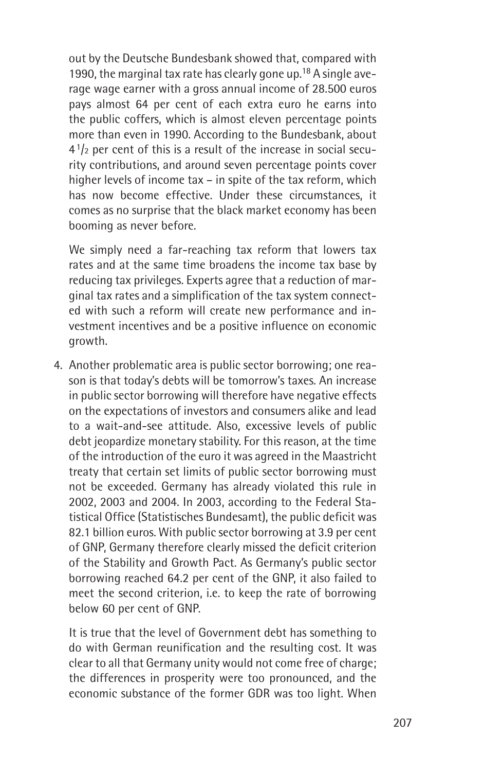out by the Deutsche Bundesbank showed that, compared with 1990, the marginal tax rate has clearly gone up.[18] A single average wage earner with a gross annual income of 28.500 euros pays almost 64 per cent of each extra euro he earns into the public coffers, which is almost eleven percentage points more than even in 1990. According to the Bundesbank, about 4 1/2 per cent of this is a result of the increase in social security contributions, and around seven percentage points cover higher levels of income tax – in spite of the tax reform, which has now become effective. Under these circumstances, it comes as no surprise that the black market economy has been booming as never before.

We simply need a far-reaching tax reform that lowers tax rates and at the same time broadens the income tax base by reducing tax privileges. Experts agree that a reduction of marginal tax rates and a simplification of the tax system connected with such a reform will create new performance and investment incentives and be a positive influence on economic growth.

4. Another problematic area is public sector borrowing; one reason is that today's debts will be tomorrow's taxes. An increase in public sector borrowing will therefore have negative effects on the expectations of investors and consumers alike and lead to a wait-and-see attitude. Also, excessive levels of public debt jeopardize monetary stability. For this reason, at the time of the introduction of the euro it was agreed in the Maastricht treaty that certain set limits of public sector borrowing must not be exceeded. Germany has already violated this rule in 2002, 2003 and 2004. In 2003, according to the Federal Statistical Office (Statistisches Bundesamt), the public deficit was 82.1 billion euros. With public sector borrowing at 3.9 per cent of GNP, Germany therefore clearly missed the deficit criterion of the Stability and Growth Pact. As Germany's public sector borrowing reached 64.2 per cent of the GNP, it also failed to meet the second criterion, i.e. to keep the rate of borrowing below 60 per cent of GNP.

   It is true that the level of Government debt has something to do with German reunification and the resulting cost. It was clear to all that Germany unity would not come free of charge; the differences in prosperity were too pronounced, and the economic substance of the former GDR was too light. When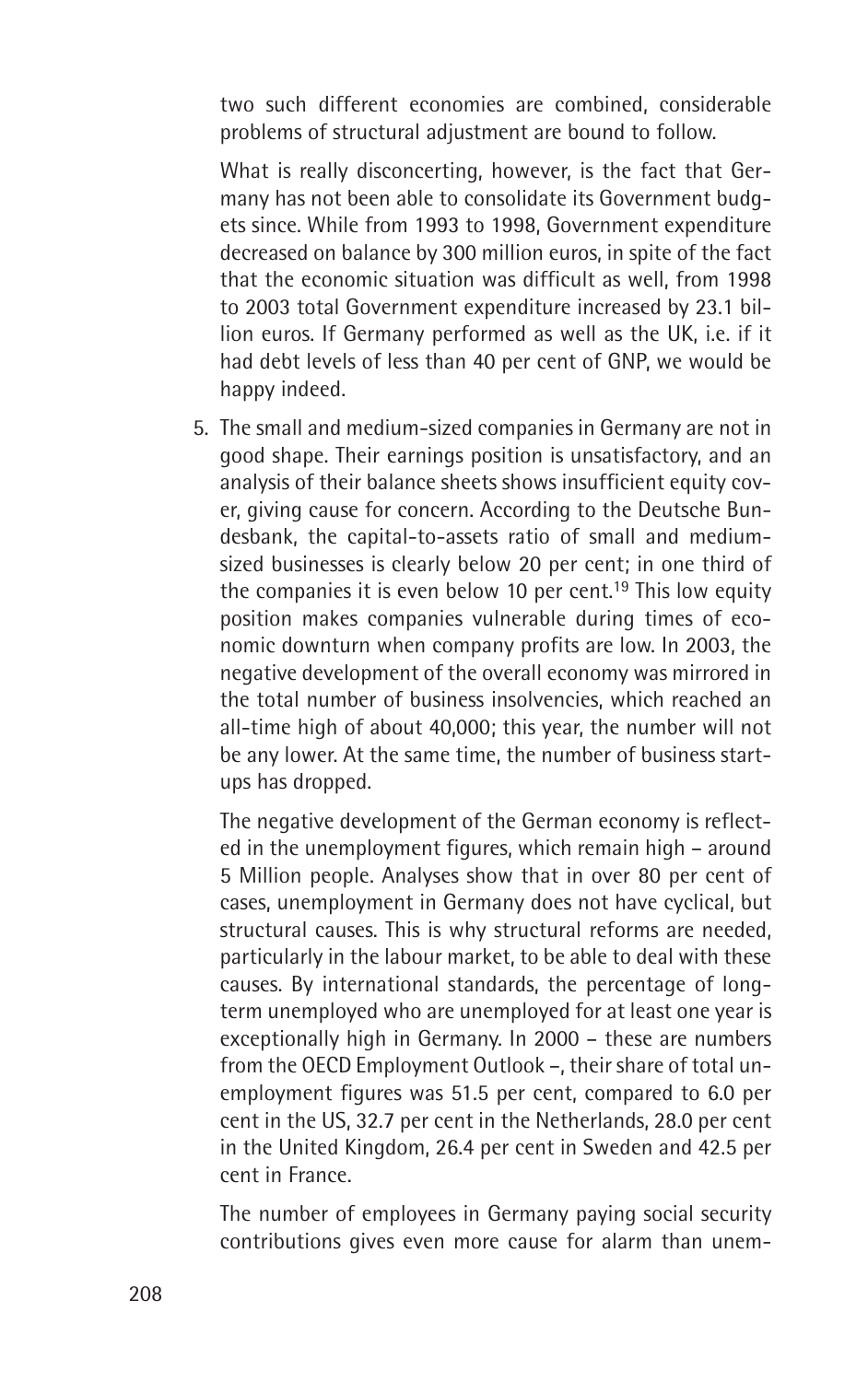two such different economies are combined, considerable problems of structural adjustment are bound to follow.

What is really disconcerting, however, is the fact that Germany has not been able to consolidate its Government budgets since. While from 1993 to 1998, Government expenditure decreased on balance by 300 million euros, in spite of the fact that the economic situation was difficult as well, from 1998 to 2003 total Government expenditure increased by 23.1 billion euros. If Germany performed as well as the UK, i.e. if it had debt levels of less than 40 per cent of GNP, we would be happy indeed.

5. The small and medium-sized companies in Germany are not in good shape. Their earnings position is unsatisfactory, and an analysis of their balance sheets shows insufficient equity cover, giving cause for concern. According to the Deutsche Bundesbank, the capital-to-assets ratio of small and medium-sized businesses is clearly below 20 per cent; in one third of the companies it is even below 10 per cent.[19] This low equity position makes companies vulnerable during times of economic downturn when company profits are low. In 2003, the negative development of the overall economy was mirrored in the total number of business insolvencies, which reached an all-time high of about 40,000; this year, the number will not be any lower. At the same time, the number of business start-ups has dropped.

   The negative development of the German economy is reflected in the unemployment figures, which remain high – around 5 Million people. Analyses show that in over 80 per cent of cases, unemployment in Germany does not have cyclical, but structural causes. This is why structural reforms are needed, particularly in the labour market, to be able to deal with these causes. By international standards, the percentage of long-term unemployed who are unemployed for at least one year is exceptionally high in Germany. In 2000 – these are numbers from the OECD Employment Outlook –, their share of total unemployment figures was 51.5 per cent, compared to 6.0 per cent in the US, 32.7 per cent in the Netherlands, 28.0 per cent in the United Kingdom, 26.4 per cent in Sweden and 42.5 per cent in France.

   The number of employees in Germany paying social security contributions gives even more cause for alarm than unem-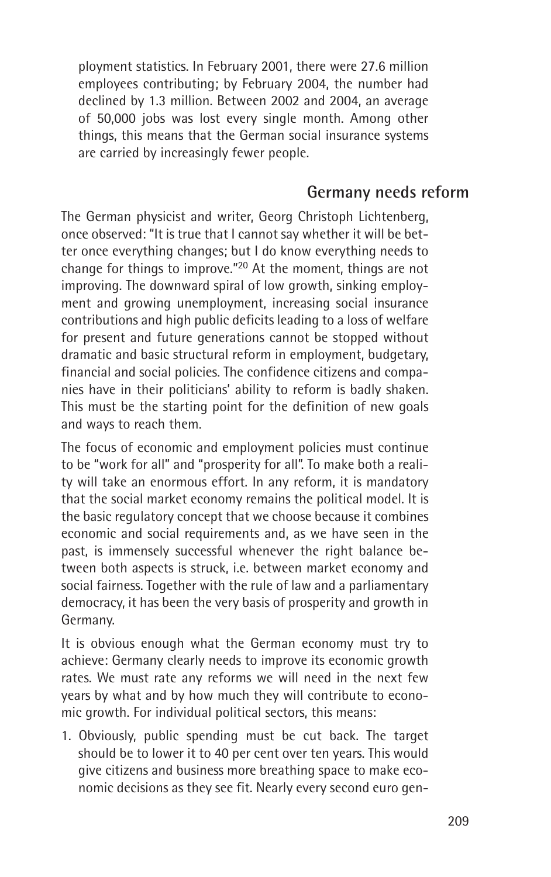ployment statistics. In February 2001, there were 27.6 million employees contributing; by February 2004, the number had declined by 1.3 million. Between 2002 and 2004, an average of 50,000 jobs was lost every single month. Among other things, this means that the German social insurance systems are carried by increasingly fewer people.

## Germany needs reform

The German physicist and writer, Georg Christoph Lichtenberg, once observed: "It is true that I cannot say whether it will be better once everything changes; but I do know everything needs to change for things to improve."[20] At the moment, things are not improving. The downward spiral of low growth, sinking employment and growing unemployment, increasing social insurance contributions and high public deficits leading to a loss of welfare for present and future generations cannot be stopped without dramatic and basic structural reform in employment, budgetary, financial and social policies. The confidence citizens and companies have in their politicians' ability to reform is badly shaken. This must be the starting point for the definition of new goals and ways to reach them.

The focus of economic and employment policies must continue to be "work for all" and "prosperity for all". To make both a reality will take an enormous effort. In any reform, it is mandatory that the social market economy remains the political model. It is the basic regulatory concept that we choose because it combines economic and social requirements and, as we have seen in the past, is immensely successful whenever the right balance between both aspects is struck, i.e. between market economy and social fairness. Together with the rule of law and a parliamentary democracy, it has been the very basis of prosperity and growth in Germany.

It is obvious enough what the German economy must try to achieve: Germany clearly needs to improve its economic growth rates. We must rate any reforms we will need in the next few years by what and by how much they will contribute to economic growth. For individual political sectors, this means:

1. Obviously, public spending must be cut back. The target should be to lower it to 40 per cent over ten years. This would give citizens and business more breathing space to make economic decisions as they see fit. Nearly every second euro gen-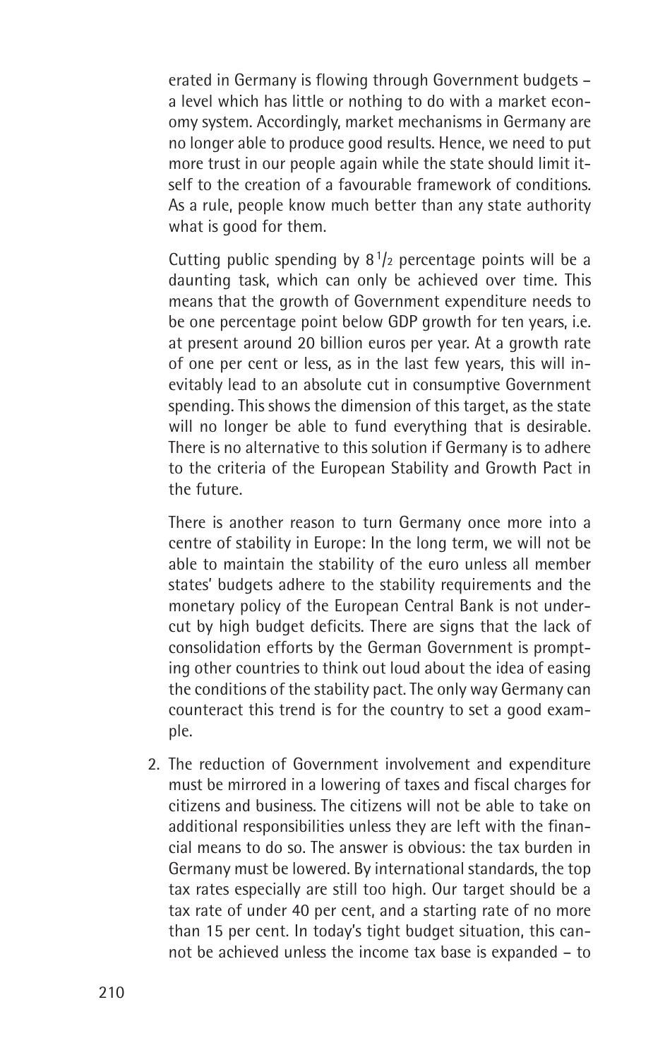erated in Germany is flowing through Government budgets – a level which has little or nothing to do with a market economy system. Accordingly, market mechanisms in Germany are no longer able to produce good results. Hence, we need to put more trust in our people again while the state should limit itself to the creation of a favourable framework of conditions. As a rule, people know much better than any state authority what is good for them.

Cutting public spending by 8 1/2 percentage points will be a daunting task, which can only be achieved over time. This means that the growth of Government expenditure needs to be one percentage point below GDP growth for ten years, i.e. at present around 20 billion euros per year. At a growth rate of one per cent or less, as in the last few years, this will inevitably lead to an absolute cut in consumptive Government spending. This shows the dimension of this target, as the state will no longer be able to fund everything that is desirable. There is no alternative to this solution if Germany is to adhere to the criteria of the European Stability and Growth Pact in the future.

There is another reason to turn Germany once more into a centre of stability in Europe: In the long term, we will not be able to maintain the stability of the euro unless all member states' budgets adhere to the stability requirements and the monetary policy of the European Central Bank is not undercut by high budget deficits. There are signs that the lack of consolidation efforts by the German Government is prompting other countries to think out loud about the idea of easing the conditions of the stability pact. The only way Germany can counteract this trend is for the country to set a good example.

2. The reduction of Government involvement and expenditure must be mirrored in a lowering of taxes and fiscal charges for citizens and business. The citizens will not be able to take on additional responsibilities unless they are left with the financial means to do so. The answer is obvious: the tax burden in Germany must be lowered. By international standards, the top tax rates especially are still too high. Our target should be a tax rate of under 40 per cent, and a starting rate of no more than 15 per cent. In today's tight budget situation, this cannot be achieved unless the income tax base is expanded – to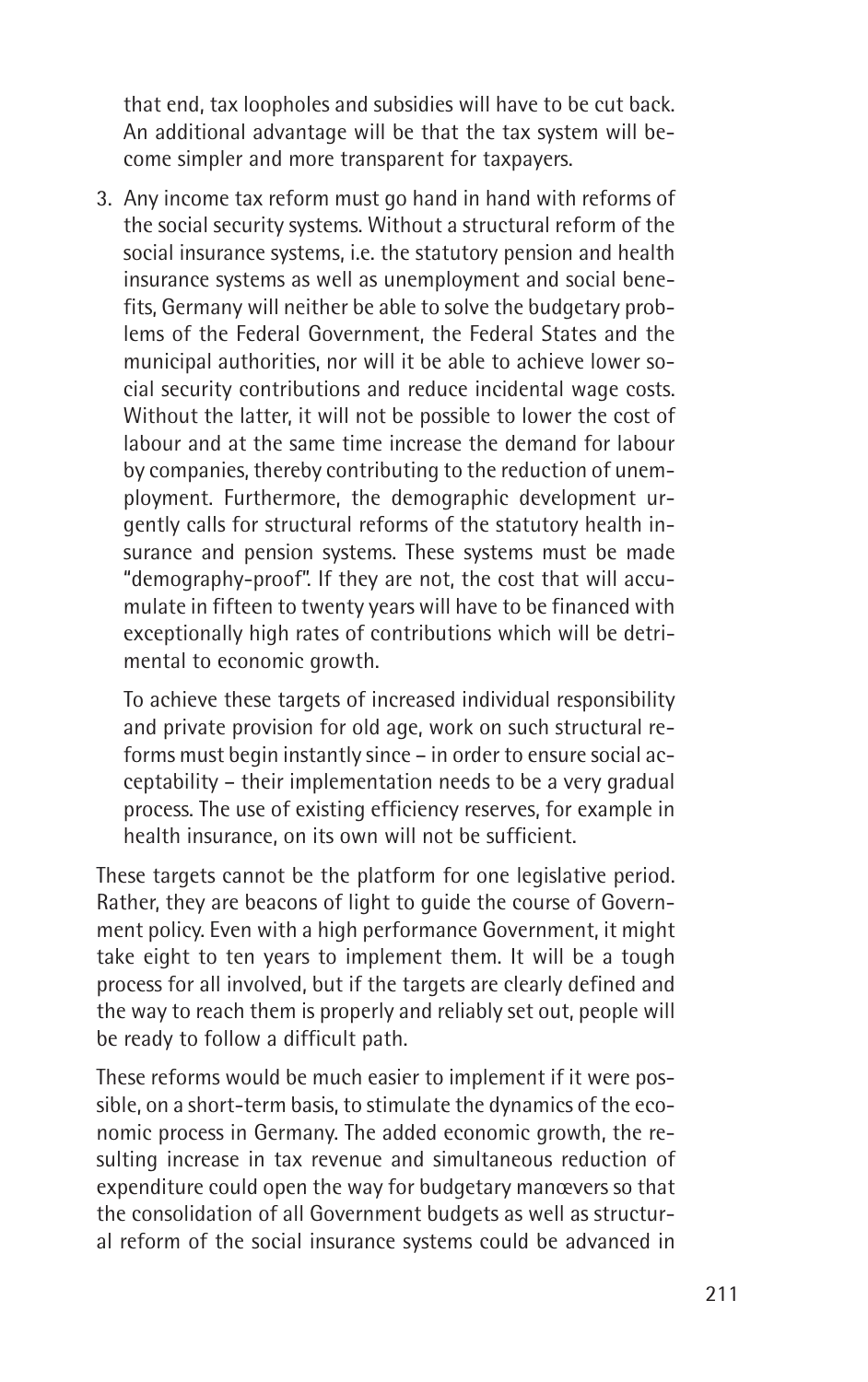that end, tax loopholes and subsidies will have to be cut back. An additional advantage will be that the tax system will become simpler and more transparent for taxpayers.

3. Any income tax reform must go hand in hand with reforms of the social security systems. Without a structural reform of the social insurance systems, i.e. the statutory pension and health insurance systems as well as unemployment and social benefits, Germany will neither be able to solve the budgetary problems of the Federal Government, the Federal States and the municipal authorities, nor will it be able to achieve lower social security contributions and reduce incidental wage costs. Without the latter, it will not be possible to lower the cost of labour and at the same time increase the demand for labour by companies, thereby contributing to the reduction of unemployment. Furthermore, the demographic development urgently calls for structural reforms of the statutory health insurance and pension systems. These systems must be made "demography-proof". If they are not, the cost that will accumulate in fifteen to twenty years will have to be financed with exceptionally high rates of contributions which will be detrimental to economic growth.

   To achieve these targets of increased individual responsibility and private provision for old age, work on such structural reforms must begin instantly since – in order to ensure social acceptability – their implementation needs to be a very gradual process. The use of existing efficiency reserves, for example in health insurance, on its own will not be sufficient.

These targets cannot be the platform for one legislative period. Rather, they are beacons of light to guide the course of Government policy. Even with a high performance Government, it might take eight to ten years to implement them. It will be a tough process for all involved, but if the targets are clearly defined and the way to reach them is properly and reliably set out, people will be ready to follow a difficult path.

These reforms would be much easier to implement if it were possible, on a short-term basis, to stimulate the dynamics of the economic process in Germany. The added economic growth, the resulting increase in tax revenue and simultaneous reduction of expenditure could open the way for budgetary manœvers so that the consolidation of all Government budgets as well as structural reform of the social insurance systems could be advanced in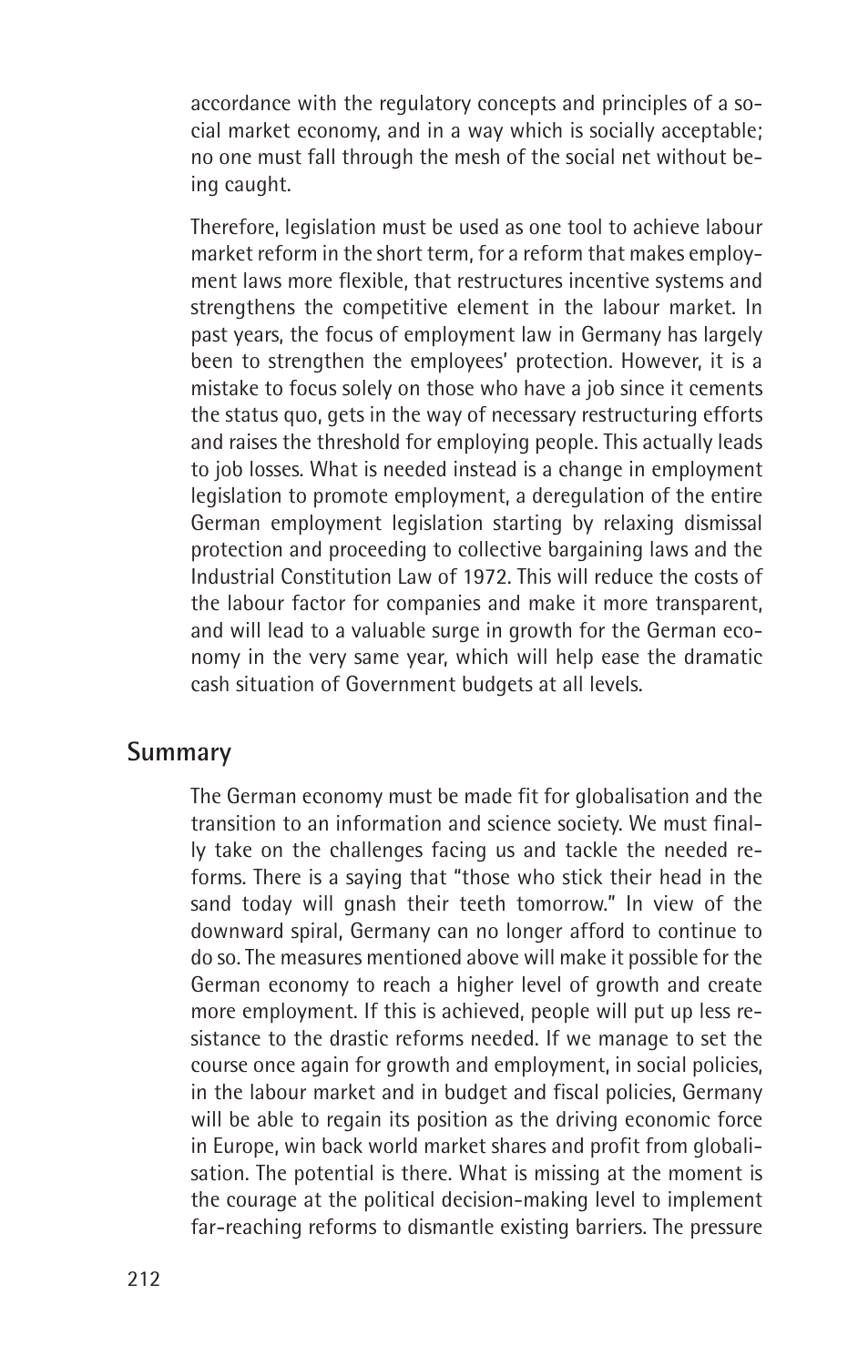accordance with the regulatory concepts and principles of a social market economy, and in a way which is socially acceptable; no one must fall through the mesh of the social net without being caught.

Therefore, legislation must be used as one tool to achieve labour market reform in the short term, for a reform that makes employment laws more flexible, that restructures incentive systems and strengthens the competitive element in the labour market. In past years, the focus of employment law in Germany has largely been to strengthen the employees' protection. However, it is a mistake to focus solely on those who have a job since it cements the status quo, gets in the way of necessary restructuring efforts and raises the threshold for employing people. This actually leads to job losses. What is needed instead is a change in employment legislation to promote employment, a deregulation of the entire German employment legislation starting by relaxing dismissal protection and proceeding to collective bargaining laws and the Industrial Constitution Law of 1972. This will reduce the costs of the labour factor for companies and make it more transparent, and will lead to a valuable surge in growth for the German economy in the very same year, which will help ease the dramatic cash situation of Government budgets at all levels.

## Summary

The German economy must be made fit for globalisation and the transition to an information and science society. We must finally take on the challenges facing us and tackle the needed reforms. There is a saying that "those who stick their head in the sand today will gnash their teeth tomorrow." In view of the downward spiral, Germany can no longer afford to continue to do so. The measures mentioned above will make it possible for the German economy to reach a higher level of growth and create more employment. If this is achieved, people will put up less resistance to the drastic reforms needed. If we manage to set the course once again for growth and employment, in social policies, in the labour market and in budget and fiscal policies, Germany will be able to regain its position as the driving economic force in Europe, win back world market shares and profit from globalisation. The potential is there. What is missing at the moment is the courage at the political decision-making level to implement far-reaching reforms to dismantle existing barriers. The pressure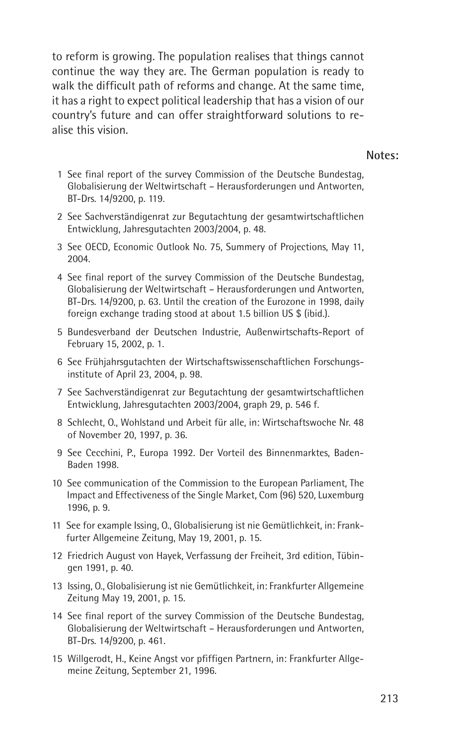to reform is growing. The population realises that things cannot continue the way they are. The German population is ready to walk the difficult path of reforms and change. At the same time, it has a right to expect political leadership that has a vision of our country's future and can offer straightforward solutions to realise this vision.

**Notes:**

1. See final report of the survey Commission of the Deutsche Bundestag, Globalisierung der Weltwirtschaft – Herausforderungen und Antworten, BT-Drs. 14/9200, p. 119.
2. See Sachverständigenrat zur Begutachtung der gesamtwirtschaftlichen Entwicklung, Jahresgutachten 2003/2004, p. 48.
3. See OECD, Economic Outlook No. 75, Summery of Projections, May 11, 2004.
4. See final report of the survey Commission of the Deutsche Bundestag, Globalisierung der Weltwirtschaft – Herausforderungen und Antworten, BT-Drs. 14/9200, p. 63. Until the creation of the Eurozone in 1998, daily foreign exchange trading stood at about 1.5 billion US $ (ibid.).
5. Bundesverband der Deutschen Industrie, Außenwirtschafts-Report of February 15, 2002, p. 1.
6. See Frühjahrsgutachten der Wirtschaftswissenschaftlichen Forschungsinstitute of April 23, 2004, p. 98.
7. See Sachverständigenrat zur Begutachtung der gesamtwirtschaftlichen Entwicklung, Jahresgutachten 2003/2004, graph 29, p. 546 f.
8. Schlecht, O., Wohlstand und Arbeit für alle, in: Wirtschaftswoche Nr. 48 of November 20, 1997, p. 36.
9. See Cecchini, P., Europa 1992. Der Vorteil des Binnenmarktes, Baden-Baden 1998.
10. See communication of the Commission to the European Parliament, The Impact and Effectiveness of the Single Market, Com (96) 520, Luxemburg 1996, p. 9.
11. See for example Issing, O., Globalisierung ist nie Gemütlichkeit, in: Frankfurter Allgemeine Zeitung, May 19, 2001, p. 15.
12. Friedrich August von Hayek, Verfassung der Freiheit, 3rd edition, Tübingen 1991, p. 40.
13. Issing, O., Globalisierung ist nie Gemütlichkeit, in: Frankfurter Allgemeine Zeitung May 19, 2001, p. 15.
14. See final report of the survey Commission of the Deutsche Bundestag, Globalisierung der Weltwirtschaft – Herausforderungen und Antworten, BT-Drs. 14/9200, p. 461.
15. Willgerodt, H., Keine Angst vor pfiffigen Partnern, in: Frankfurter Allgemeine Zeitung, September 21, 1996.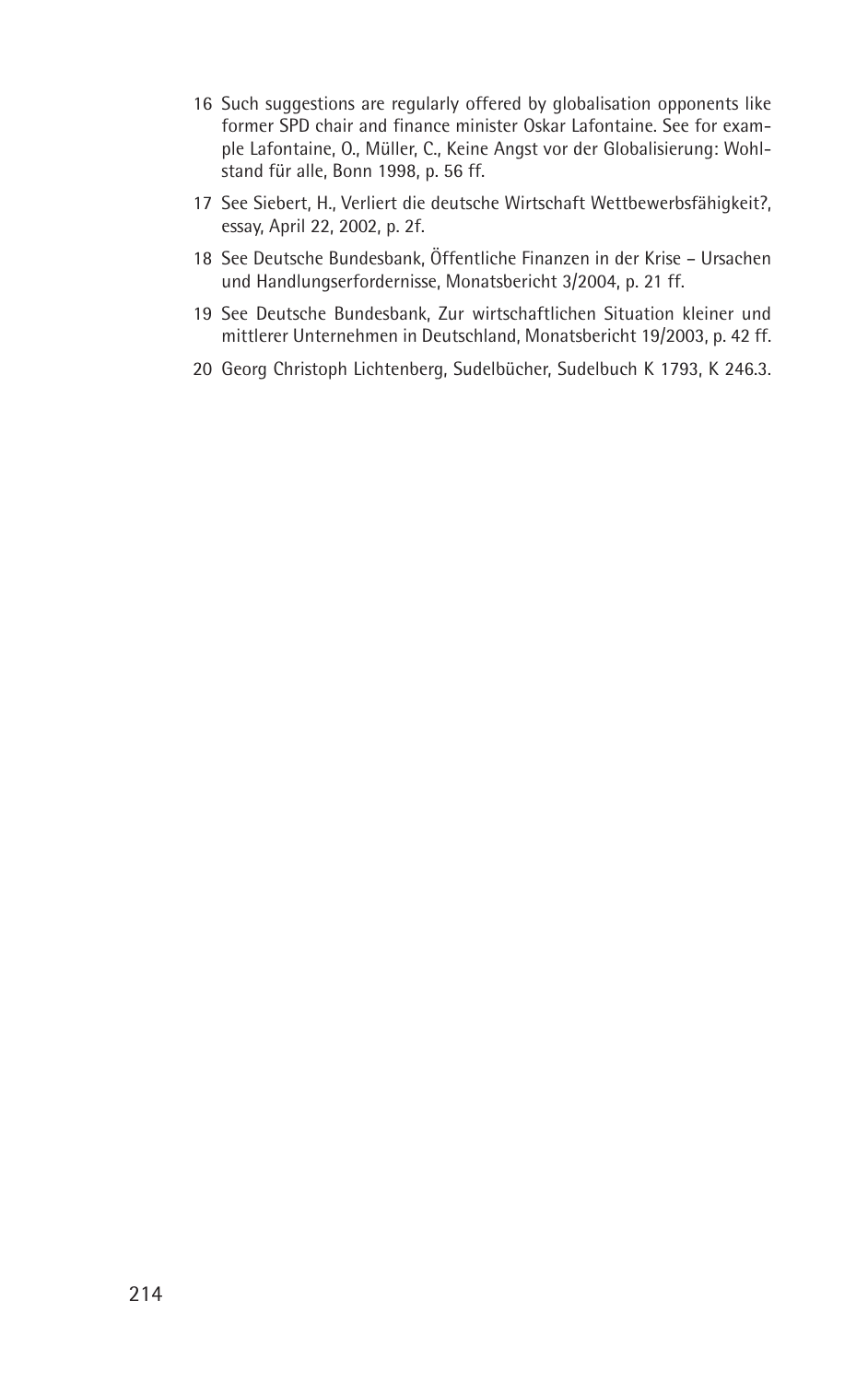16 Such suggestions are regularly offered by globalisation opponents like former SPD chair and finance minister Oskar Lafontaine. See for example Lafontaine, O., Müller, C., Keine Angst vor der Globalisierung: Wohlstand für alle, Bonn 1998, p. 56 ff.

17 See Siebert, H., Verliert die deutsche Wirtschaft Wettbewerbsfähigkeit?, essay, April 22, 2002, p. 2f.

18 See Deutsche Bundesbank, Öffentliche Finanzen in der Krise – Ursachen und Handlungserfordernisse, Monatsbericht 3/2004, p. 21 ff.

19 See Deutsche Bundesbank, Zur wirtschaftlichen Situation kleiner und mittlerer Unternehmen in Deutschland, Monatsbericht 19/2003, p. 42 ff.

20 Georg Christoph Lichtenberg, Sudelbücher, Sudelbuch K 1793, K 246.3.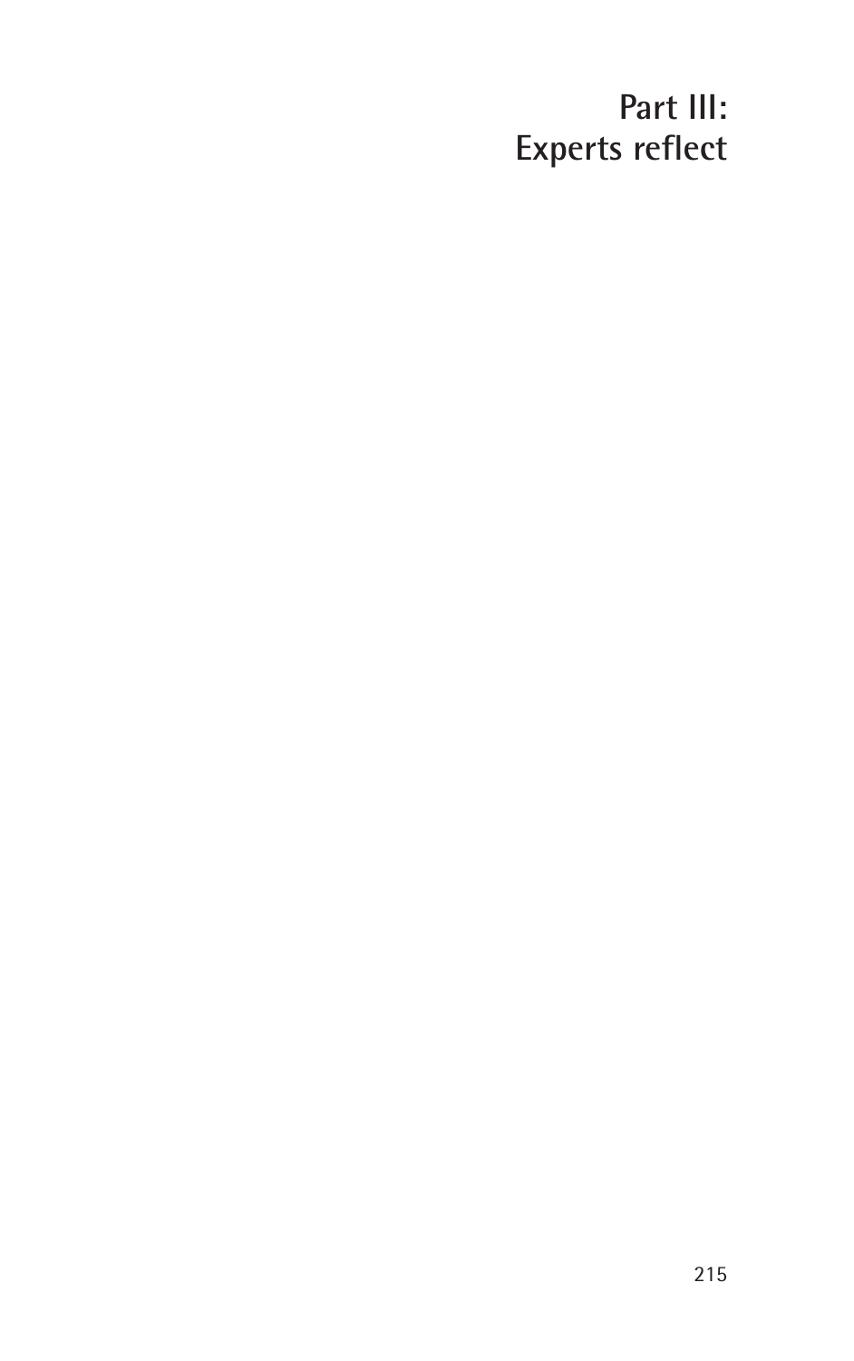# Part III: Experts reflect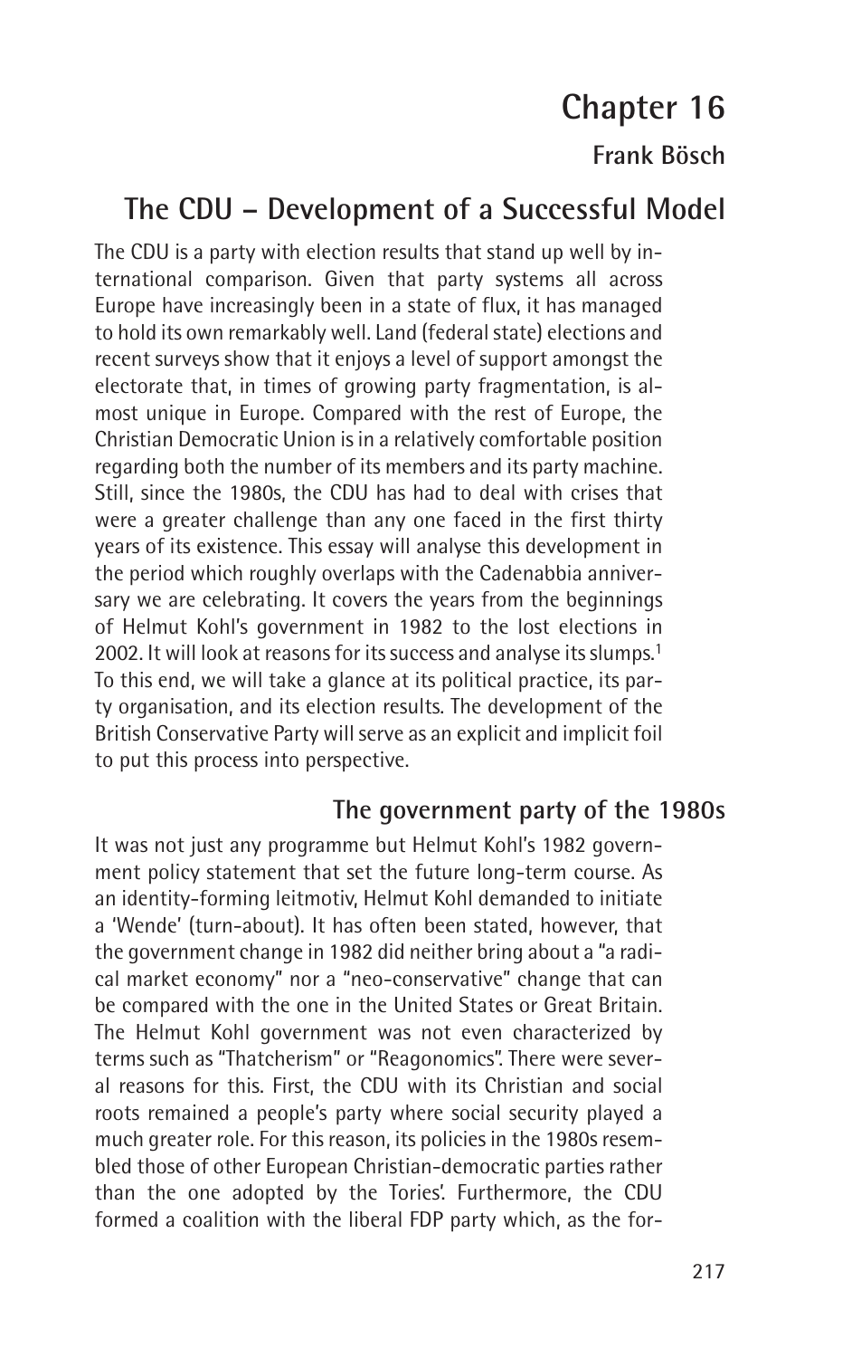# Chapter 16

**Frank Bösch**

## The CDU – Development of a Successful Model

The CDU is a party with election results that stand up well by international comparison. Given that party systems all across Europe have increasingly been in a state of flux, it has managed to hold its own remarkably well. Land (federal state) elections and recent surveys show that it enjoys a level of support amongst the electorate that, in times of growing party fragmentation, is almost unique in Europe. Compared with the rest of Europe, the Christian Democratic Union is in a relatively comfortable position regarding both the number of its members and its party machine. Still, since the 1980s, the CDU has had to deal with crises that were a greater challenge than any one faced in the first thirty years of its existence. This essay will analyse this development in the period which roughly overlaps with the Cadenabbia anniversary we are celebrating. It covers the years from the beginnings of Helmut Kohl's government in 1982 to the lost elections in 2002. It will look at reasons for its success and analyse its slumps.[1] To this end, we will take a glance at its political practice, its party organisation, and its election results. The development of the British Conservative Party will serve as an explicit and implicit foil to put this process into perspective.

### The government party of the 1980s

It was not just any programme but Helmut Kohl's 1982 government policy statement that set the future long-term course. As an identity-forming leitmotiv, Helmut Kohl demanded to initiate a 'Wende' (turn-about). It has often been stated, however, that the government change in 1982 did neither bring about a "a radical market economy" nor a "neo-conservative" change that can be compared with the one in the United States or Great Britain. The Helmut Kohl government was not even characterized by terms such as "Thatcherism" or "Reagonomics". There were several reasons for this. First, the CDU with its Christian and social roots remained a people's party where social security played a much greater role. For this reason, its policies in the 1980s resembled those of other European Christian-democratic parties rather than the one adopted by the Tories'. Furthermore, the CDU formed a coalition with the liberal FDP party which, as the for-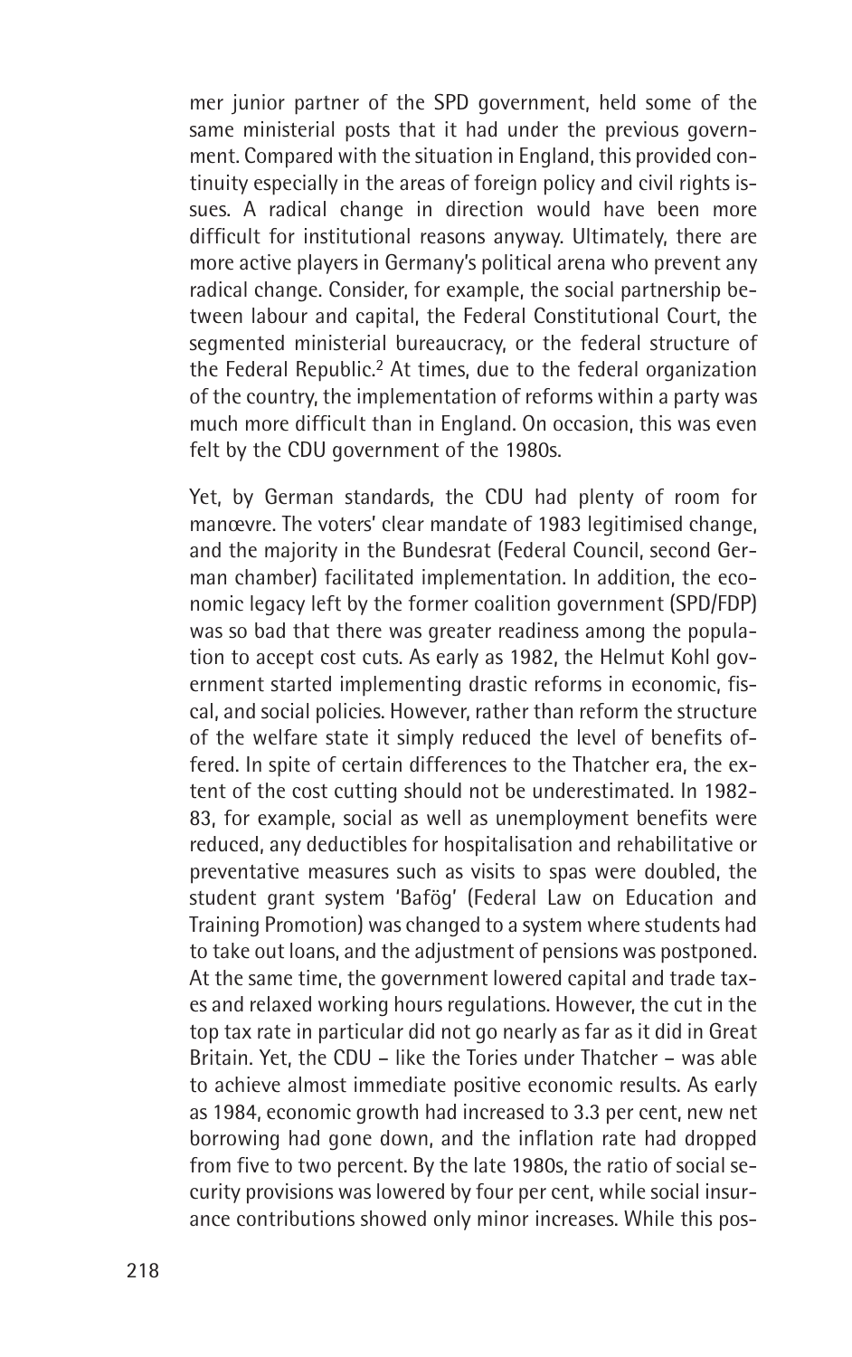mer junior partner of the SPD government, held some of the same ministerial posts that it had under the previous government. Compared with the situation in England, this provided continuity especially in the areas of foreign policy and civil rights issues. A radical change in direction would have been more difficult for institutional reasons anyway. Ultimately, there are more active players in Germany's political arena who prevent any radical change. Consider, for example, the social partnership between labour and capital, the Federal Constitutional Court, the segmented ministerial bureaucracy, or the federal structure of the Federal Republic.[2] At times, due to the federal organization of the country, the implementation of reforms within a party was much more difficult than in England. On occasion, this was even felt by the CDU government of the 1980s.

Yet, by German standards, the CDU had plenty of room for manœvre. The voters' clear mandate of 1983 legitimised change, and the majority in the Bundesrat (Federal Council, second German chamber) facilitated implementation. In addition, the economic legacy left by the former coalition government (SPD/FDP) was so bad that there was greater readiness among the population to accept cost cuts. As early as 1982, the Helmut Kohl government started implementing drastic reforms in economic, fiscal, and social policies. However, rather than reform the structure of the welfare state it simply reduced the level of benefits offered. In spite of certain differences to the Thatcher era, the extent of the cost cutting should not be underestimated. In 1982-83, for example, social as well as unemployment benefits were reduced, any deductibles for hospitalisation and rehabilitative or preventative measures such as visits to spas were doubled, the student grant system 'Bafög' (Federal Law on Education and Training Promotion) was changed to a system where students had to take out loans, and the adjustment of pensions was postponed. At the same time, the government lowered capital and trade taxes and relaxed working hours regulations. However, the cut in the top tax rate in particular did not go nearly as far as it did in Great Britain. Yet, the CDU – like the Tories under Thatcher – was able to achieve almost immediate positive economic results. As early as 1984, economic growth had increased to 3.3 per cent, new net borrowing had gone down, and the inflation rate had dropped from five to two percent. By the late 1980s, the ratio of social security provisions was lowered by four per cent, while social insurance contributions showed only minor increases. While this pos-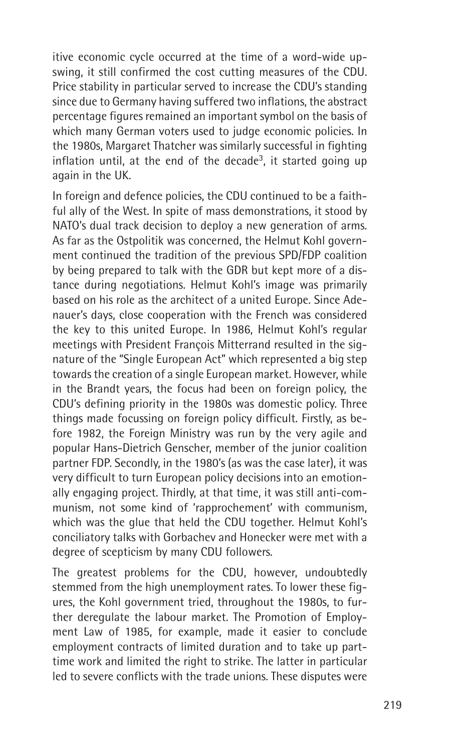itive economic cycle occurred at the time of a word-wide upswing, it still confirmed the cost cutting measures of the CDU. Price stability in particular served to increase the CDU's standing since due to Germany having suffered two inflations, the abstract percentage figures remained an important symbol on the basis of which many German voters used to judge economic policies. In the 1980s, Margaret Thatcher was similarly successful in fighting inflation until, at the end of the decade[3], it started going up again in the UK.

In foreign and defence policies, the CDU continued to be a faithful ally of the West. In spite of mass demonstrations, it stood by NATO's dual track decision to deploy a new generation of arms. As far as the Ostpolitik was concerned, the Helmut Kohl government continued the tradition of the previous SPD/FDP coalition by being prepared to talk with the GDR but kept more of a distance during negotiations. Helmut Kohl's image was primarily based on his role as the architect of a united Europe. Since Adenauer's days, close cooperation with the French was considered the key to this united Europe. In 1986, Helmut Kohl's regular meetings with President François Mitterrand resulted in the signature of the "Single European Act" which represented a big step towards the creation of a single European market. However, while in the Brandt years, the focus had been on foreign policy, the CDU's defining priority in the 1980s was domestic policy. Three things made focussing on foreign policy difficult. Firstly, as before 1982, the Foreign Ministry was run by the very agile and popular Hans-Dietrich Genscher, member of the junior coalition partner FDP. Secondly, in the 1980's (as was the case later), it was very difficult to turn European policy decisions into an emotionally engaging project. Thirdly, at that time, it was still anti-communism, not some kind of 'rapprochement' with communism, which was the glue that held the CDU together. Helmut Kohl's conciliatory talks with Gorbachev and Honecker were met with a degree of scepticism by many CDU followers.

The greatest problems for the CDU, however, undoubtedly stemmed from the high unemployment rates. To lower these figures, the Kohl government tried, throughout the 1980s, to further deregulate the labour market. The Promotion of Employment Law of 1985, for example, made it easier to conclude employment contracts of limited duration and to take up part-time work and limited the right to strike. The latter in particular led to severe conflicts with the trade unions. These disputes were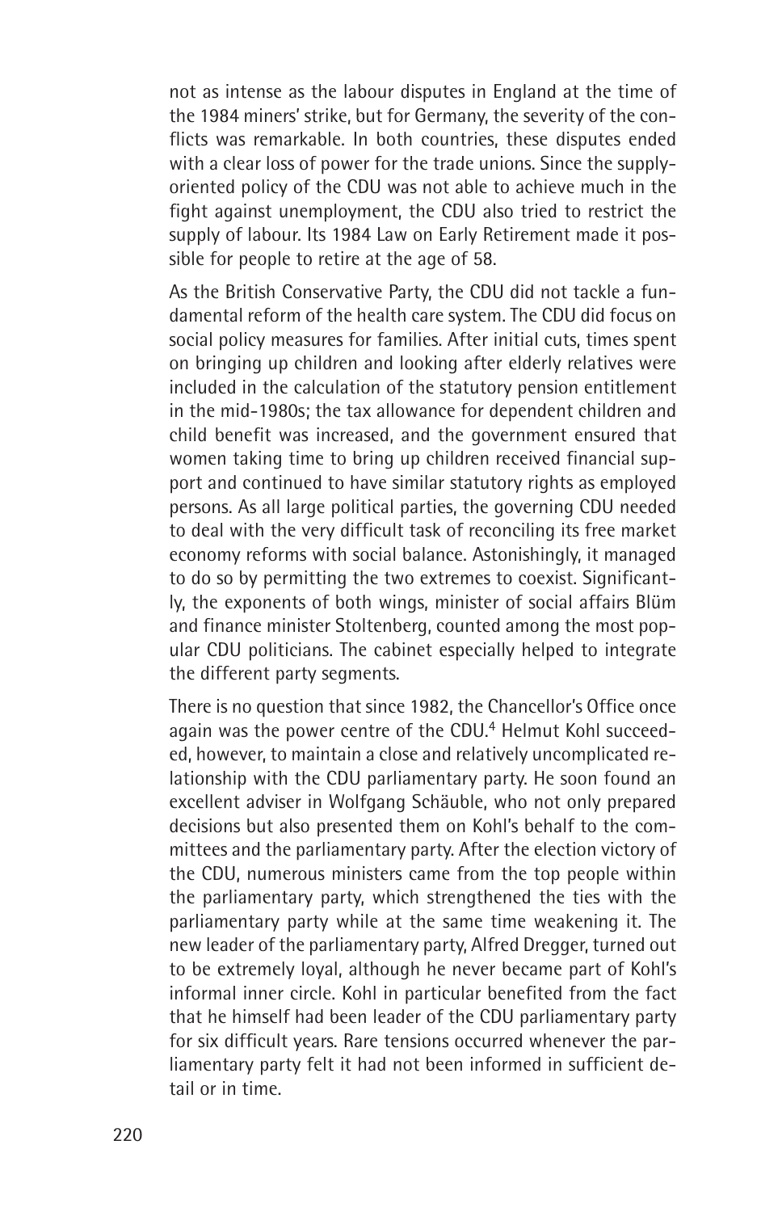not as intense as the labour disputes in England at the time of the 1984 miners' strike, but for Germany, the severity of the conflicts was remarkable. In both countries, these disputes ended with a clear loss of power for the trade unions. Since the supply-oriented policy of the CDU was not able to achieve much in the fight against unemployment, the CDU also tried to restrict the supply of labour. Its 1984 Law on Early Retirement made it possible for people to retire at the age of 58.

As the British Conservative Party, the CDU did not tackle a fundamental reform of the health care system. The CDU did focus on social policy measures for families. After initial cuts, times spent on bringing up children and looking after elderly relatives were included in the calculation of the statutory pension entitlement in the mid-1980s; the tax allowance for dependent children and child benefit was increased, and the government ensured that women taking time to bring up children received financial support and continued to have similar statutory rights as employed persons. As all large political parties, the governing CDU needed to deal with the very difficult task of reconciling its free market economy reforms with social balance. Astonishingly, it managed to do so by permitting the two extremes to coexist. Significantly, the exponents of both wings, minister of social affairs Blüm and finance minister Stoltenberg, counted among the most popular CDU politicians. The cabinet especially helped to integrate the different party segments.

There is no question that since 1982, the Chancellor's Office once again was the power centre of the CDU.[4] Helmut Kohl succeeded, however, to maintain a close and relatively uncomplicated relationship with the CDU parliamentary party. He soon found an excellent adviser in Wolfgang Schäuble, who not only prepared decisions but also presented them on Kohl's behalf to the committees and the parliamentary party. After the election victory of the CDU, numerous ministers came from the top people within the parliamentary party, which strengthened the ties with the parliamentary party while at the same time weakening it. The new leader of the parliamentary party, Alfred Dregger, turned out to be extremely loyal, although he never became part of Kohl's informal inner circle. Kohl in particular benefited from the fact that he himself had been leader of the CDU parliamentary party for six difficult years. Rare tensions occurred whenever the parliamentary party felt it had not been informed in sufficient detail or in time.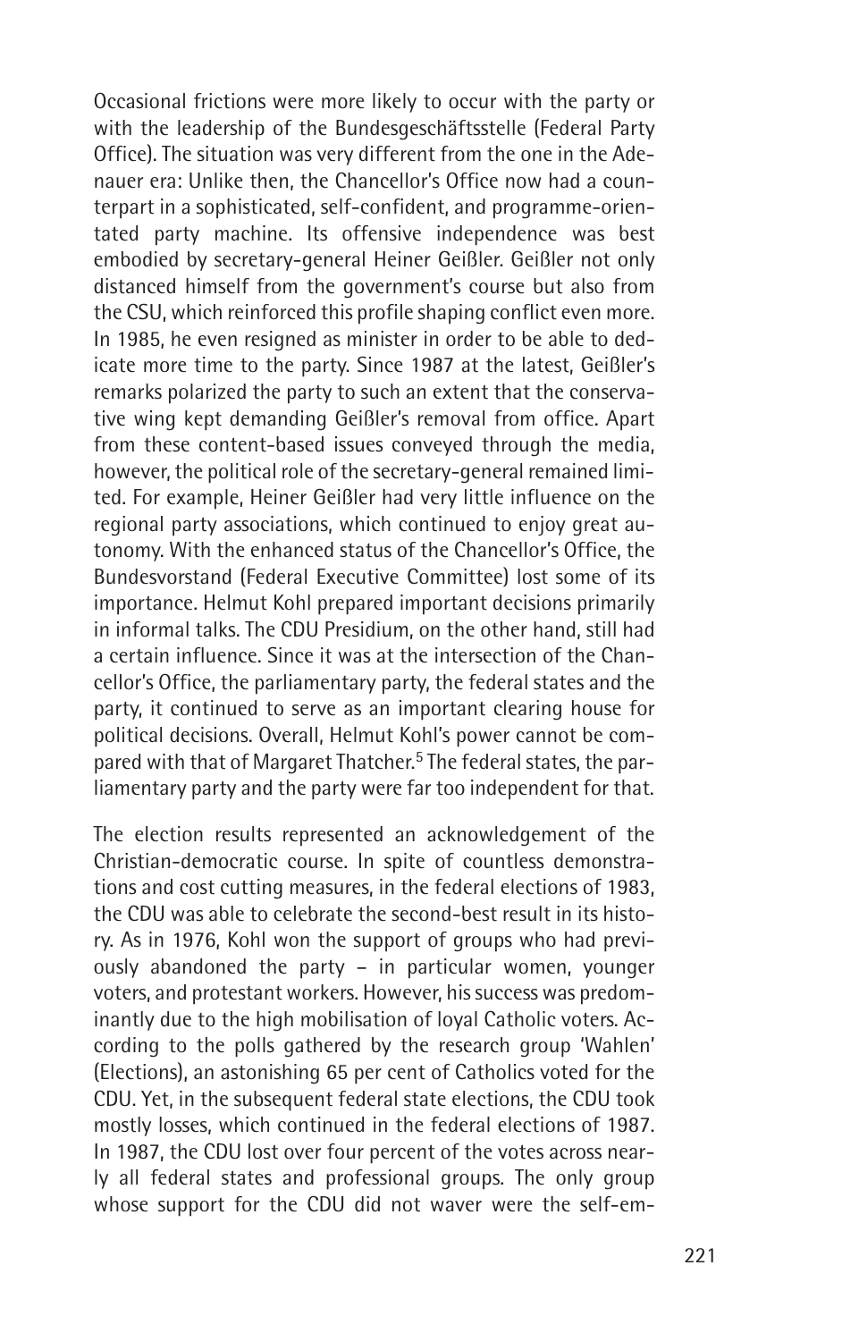Occasional frictions were more likely to occur with the party or with the leadership of the Bundesgeschäftsstelle (Federal Party Office). The situation was very different from the one in the Adenauer era: Unlike then, the Chancellor's Office now had a counterpart in a sophisticated, self-confident, and programme-orientated party machine. Its offensive independence was best embodied by secretary-general Heiner Geißler. Geißler not only distanced himself from the government's course but also from the CSU, which reinforced this profile shaping conflict even more. In 1985, he even resigned as minister in order to be able to dedicate more time to the party. Since 1987 at the latest, Geißler's remarks polarized the party to such an extent that the conservative wing kept demanding Geißler's removal from office. Apart from these content-based issues conveyed through the media, however, the political role of the secretary-general remained limited. For example, Heiner Geißler had very little influence on the regional party associations, which continued to enjoy great autonomy. With the enhanced status of the Chancellor's Office, the Bundesvorstand (Federal Executive Committee) lost some of its importance. Helmut Kohl prepared important decisions primarily in informal talks. The CDU Presidium, on the other hand, still had a certain influence. Since it was at the intersection of the Chancellor's Office, the parliamentary party, the federal states and the party, it continued to serve as an important clearing house for political decisions. Overall, Helmut Kohl's power cannot be compared with that of Margaret Thatcher.[5] The federal states, the parliamentary party and the party were far too independent for that.

The election results represented an acknowledgement of the Christian-democratic course. In spite of countless demonstrations and cost cutting measures, in the federal elections of 1983, the CDU was able to celebrate the second-best result in its history. As in 1976, Kohl won the support of groups who had previously abandoned the party – in particular women, younger voters, and protestant workers. However, his success was predominantly due to the high mobilisation of loyal Catholic voters. According to the polls gathered by the research group 'Wahlen' (Elections), an astonishing 65 per cent of Catholics voted for the CDU. Yet, in the subsequent federal state elections, the CDU took mostly losses, which continued in the federal elections of 1987. In 1987, the CDU lost over four percent of the votes across nearly all federal states and professional groups. The only group whose support for the CDU did not waver were the self-em-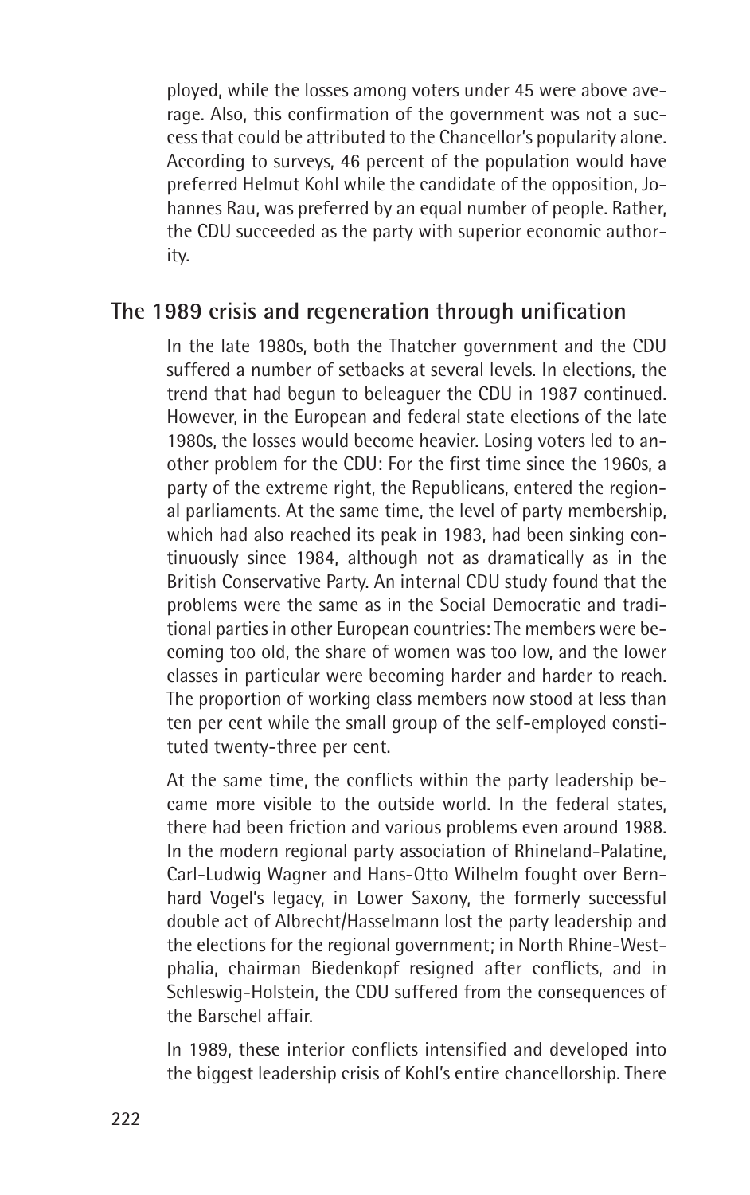ployed, while the losses among voters under 45 were above average. Also, this confirmation of the government was not a success that could be attributed to the Chancellor's popularity alone. According to surveys, 46 percent of the population would have preferred Helmut Kohl while the candidate of the opposition, Johannes Rau, was preferred by an equal number of people. Rather, the CDU succeeded as the party with superior economic authority.

## The 1989 crisis and regeneration through unification

In the late 1980s, both the Thatcher government and the CDU suffered a number of setbacks at several levels. In elections, the trend that had begun to beleaguer the CDU in 1987 continued. However, in the European and federal state elections of the late 1980s, the losses would become heavier. Losing voters led to another problem for the CDU: For the first time since the 1960s, a party of the extreme right, the Republicans, entered the regional parliaments. At the same time, the level of party membership, which had also reached its peak in 1983, had been sinking continuously since 1984, although not as dramatically as in the British Conservative Party. An internal CDU study found that the problems were the same as in the Social Democratic and traditional parties in other European countries: The members were becoming too old, the share of women was too low, and the lower classes in particular were becoming harder and harder to reach. The proportion of working class members now stood at less than ten per cent while the small group of the self-employed constituted twenty-three per cent.

At the same time, the conflicts within the party leadership became more visible to the outside world. In the federal states, there had been friction and various problems even around 1988. In the modern regional party association of Rhineland-Palatine, Carl-Ludwig Wagner and Hans-Otto Wilhelm fought over Bernhard Vogel's legacy, in Lower Saxony, the formerly successful double act of Albrecht/Hasselmann lost the party leadership and the elections for the regional government; in North Rhine-Westphalia, chairman Biedenkopf resigned after conflicts, and in Schleswig-Holstein, the CDU suffered from the consequences of the Barschel affair.

In 1989, these interior conflicts intensified and developed into the biggest leadership crisis of Kohl's entire chancellorship. There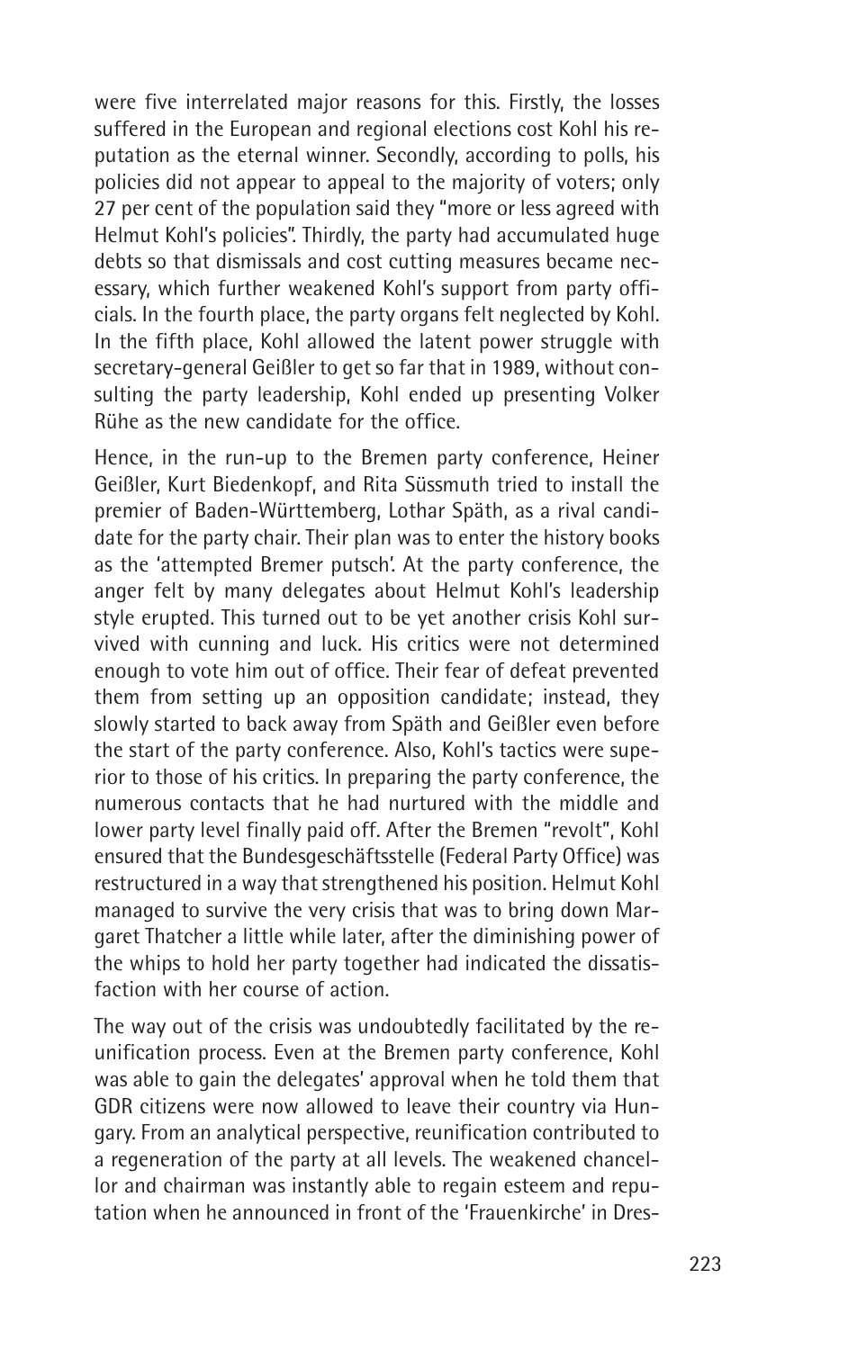were five interrelated major reasons for this. Firstly, the losses suffered in the European and regional elections cost Kohl his reputation as the eternal winner. Secondly, according to polls, his policies did not appear to appeal to the majority of voters; only 27 per cent of the population said they "more or less agreed with Helmut Kohl's policies". Thirdly, the party had accumulated huge debts so that dismissals and cost cutting measures became necessary, which further weakened Kohl's support from party officials. In the fourth place, the party organs felt neglected by Kohl. In the fifth place, Kohl allowed the latent power struggle with secretary-general Geißler to get so far that in 1989, without consulting the party leadership, Kohl ended up presenting Volker Rühe as the new candidate for the office.

Hence, in the run-up to the Bremen party conference, Heiner Geißler, Kurt Biedenkopf, and Rita Süssmuth tried to install the premier of Baden-Württemberg, Lothar Späth, as a rival candidate for the party chair. Their plan was to enter the history books as the 'attempted Bremer putsch'. At the party conference, the anger felt by many delegates about Helmut Kohl's leadership style erupted. This turned out to be yet another crisis Kohl survived with cunning and luck. His critics were not determined enough to vote him out of office. Their fear of defeat prevented them from setting up an opposition candidate; instead, they slowly started to back away from Späth and Geißler even before the start of the party conference. Also, Kohl's tactics were superior to those of his critics. In preparing the party conference, the numerous contacts that he had nurtured with the middle and lower party level finally paid off. After the Bremen "revolt", Kohl ensured that the Bundesgeschäftsstelle (Federal Party Office) was restructured in a way that strengthened his position. Helmut Kohl managed to survive the very crisis that was to bring down Margaret Thatcher a little while later, after the diminishing power of the whips to hold her party together had indicated the dissatisfaction with her course of action.

The way out of the crisis was undoubtedly facilitated by the reunification process. Even at the Bremen party conference, Kohl was able to gain the delegates' approval when he told them that GDR citizens were now allowed to leave their country via Hungary. From an analytical perspective, reunification contributed to a regeneration of the party at all levels. The weakened chancellor and chairman was instantly able to regain esteem and reputation when he announced in front of the 'Frauenkirche' in Dres-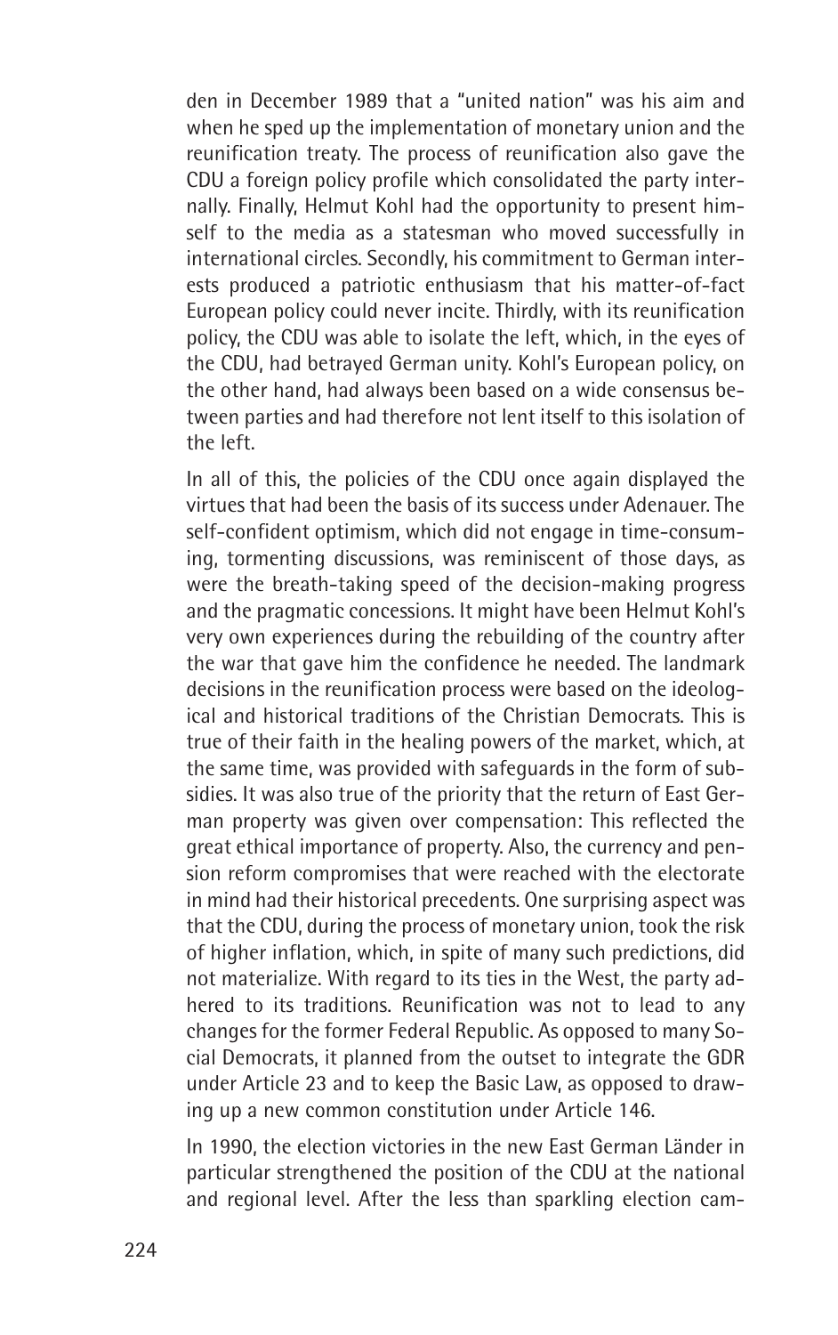den in December 1989 that a "united nation" was his aim and when he sped up the implementation of monetary union and the reunification treaty. The process of reunification also gave the CDU a foreign policy profile which consolidated the party internally. Finally, Helmut Kohl had the opportunity to present himself to the media as a statesman who moved successfully in international circles. Secondly, his commitment to German interests produced a patriotic enthusiasm that his matter-of-fact European policy could never incite. Thirdly, with its reunification policy, the CDU was able to isolate the left, which, in the eyes of the CDU, had betrayed German unity. Kohl's European policy, on the other hand, had always been based on a wide consensus between parties and had therefore not lent itself to this isolation of the left.

In all of this, the policies of the CDU once again displayed the virtues that had been the basis of its success under Adenauer. The self-confident optimism, which did not engage in time-consuming, tormenting discussions, was reminiscent of those days, as were the breath-taking speed of the decision-making progress and the pragmatic concessions. It might have been Helmut Kohl's very own experiences during the rebuilding of the country after the war that gave him the confidence he needed. The landmark decisions in the reunification process were based on the ideological and historical traditions of the Christian Democrats. This is true of their faith in the healing powers of the market, which, at the same time, was provided with safeguards in the form of subsidies. It was also true of the priority that the return of East German property was given over compensation: This reflected the great ethical importance of property. Also, the currency and pension reform compromises that were reached with the electorate in mind had their historical precedents. One surprising aspect was that the CDU, during the process of monetary union, took the risk of higher inflation, which, in spite of many such predictions, did not materialize. With regard to its ties in the West, the party adhered to its traditions. Reunification was not to lead to any changes for the former Federal Republic. As opposed to many Social Democrats, it planned from the outset to integrate the GDR under Article 23 and to keep the Basic Law, as opposed to drawing up a new common constitution under Article 146.

In 1990, the election victories in the new East German Länder in particular strengthened the position of the CDU at the national and regional level. After the less than sparkling election cam-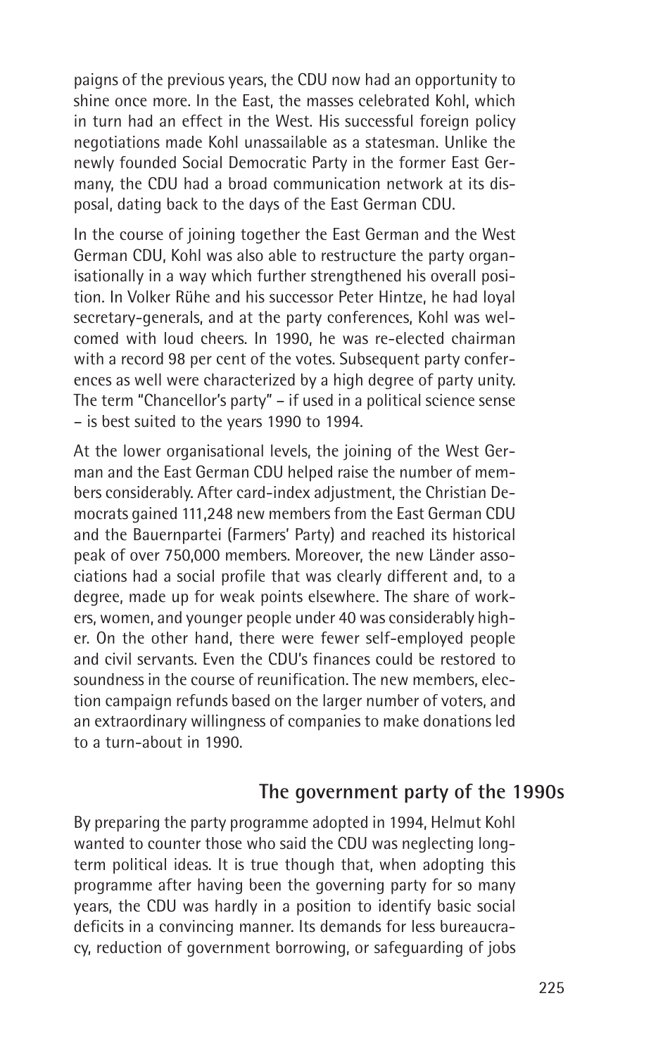paigns of the previous years, the CDU now had an opportunity to shine once more. In the East, the masses celebrated Kohl, which in turn had an effect in the West. His successful foreign policy negotiations made Kohl unassailable as a statesman. Unlike the newly founded Social Democratic Party in the former East Germany, the CDU had a broad communication network at its disposal, dating back to the days of the East German CDU.

In the course of joining together the East German and the West German CDU, Kohl was also able to restructure the party organisationally in a way which further strengthened his overall position. In Volker Rühe and his successor Peter Hintze, he had loyal secretary-generals, and at the party conferences, Kohl was welcomed with loud cheers. In 1990, he was re-elected chairman with a record 98 per cent of the votes. Subsequent party conferences as well were characterized by a high degree of party unity. The term "Chancellor's party" – if used in a political science sense – is best suited to the years 1990 to 1994.

At the lower organisational levels, the joining of the West German and the East German CDU helped raise the number of members considerably. After card-index adjustment, the Christian Democrats gained 111,248 new members from the East German CDU and the Bauernpartei (Farmers' Party) and reached its historical peak of over 750,000 members. Moreover, the new Länder associations had a social profile that was clearly different and, to a degree, made up for weak points elsewhere. The share of workers, women, and younger people under 40 was considerably higher. On the other hand, there were fewer self-employed people and civil servants. Even the CDU's finances could be restored to soundness in the course of reunification. The new members, election campaign refunds based on the larger number of voters, and an extraordinary willingness of companies to make donations led to a turn-about in 1990.

## The government party of the 1990s

By preparing the party programme adopted in 1994, Helmut Kohl wanted to counter those who said the CDU was neglecting long-term political ideas. It is true though that, when adopting this programme after having been the governing party for so many years, the CDU was hardly in a position to identify basic social deficits in a convincing manner. Its demands for less bureaucracy, reduction of government borrowing, or safeguarding of jobs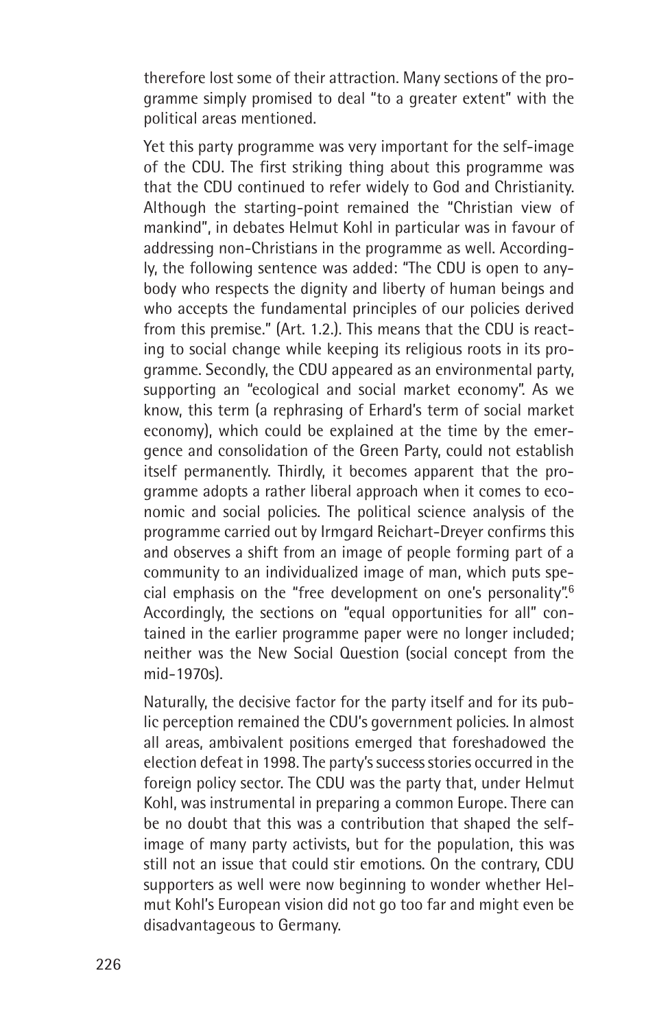therefore lost some of their attraction. Many sections of the programme simply promised to deal "to a greater extent" with the political areas mentioned.

Yet this party programme was very important for the self-image of the CDU. The first striking thing about this programme was that the CDU continued to refer widely to God and Christianity. Although the starting-point remained the "Christian view of mankind", in debates Helmut Kohl in particular was in favour of addressing non-Christians in the programme as well. Accordingly, the following sentence was added: "The CDU is open to anybody who respects the dignity and liberty of human beings and who accepts the fundamental principles of our policies derived from this premise." (Art. 1.2.). This means that the CDU is reacting to social change while keeping its religious roots in its programme. Secondly, the CDU appeared as an environmental party, supporting an "ecological and social market economy". As we know, this term (a rephrasing of Erhard's term of social market economy), which could be explained at the time by the emergence and consolidation of the Green Party, could not establish itself permanently. Thirdly, it becomes apparent that the programme adopts a rather liberal approach when it comes to economic and social policies. The political science analysis of the programme carried out by Irmgard Reichart-Dreyer confirms this and observes a shift from an image of people forming part of a community to an individualized image of man, which puts special emphasis on the "free development on one's personality".[6] Accordingly, the sections on "equal opportunities for all" contained in the earlier programme paper were no longer included; neither was the New Social Question (social concept from the mid-1970s).

Naturally, the decisive factor for the party itself and for its public perception remained the CDU's government policies. In almost all areas, ambivalent positions emerged that foreshadowed the election defeat in 1998. The party's success stories occurred in the foreign policy sector. The CDU was the party that, under Helmut Kohl, was instrumental in preparing a common Europe. There can be no doubt that this was a contribution that shaped the self-image of many party activists, but for the population, this was still not an issue that could stir emotions. On the contrary, CDU supporters as well were now beginning to wonder whether Helmut Kohl's European vision did not go too far and might even be disadvantageous to Germany.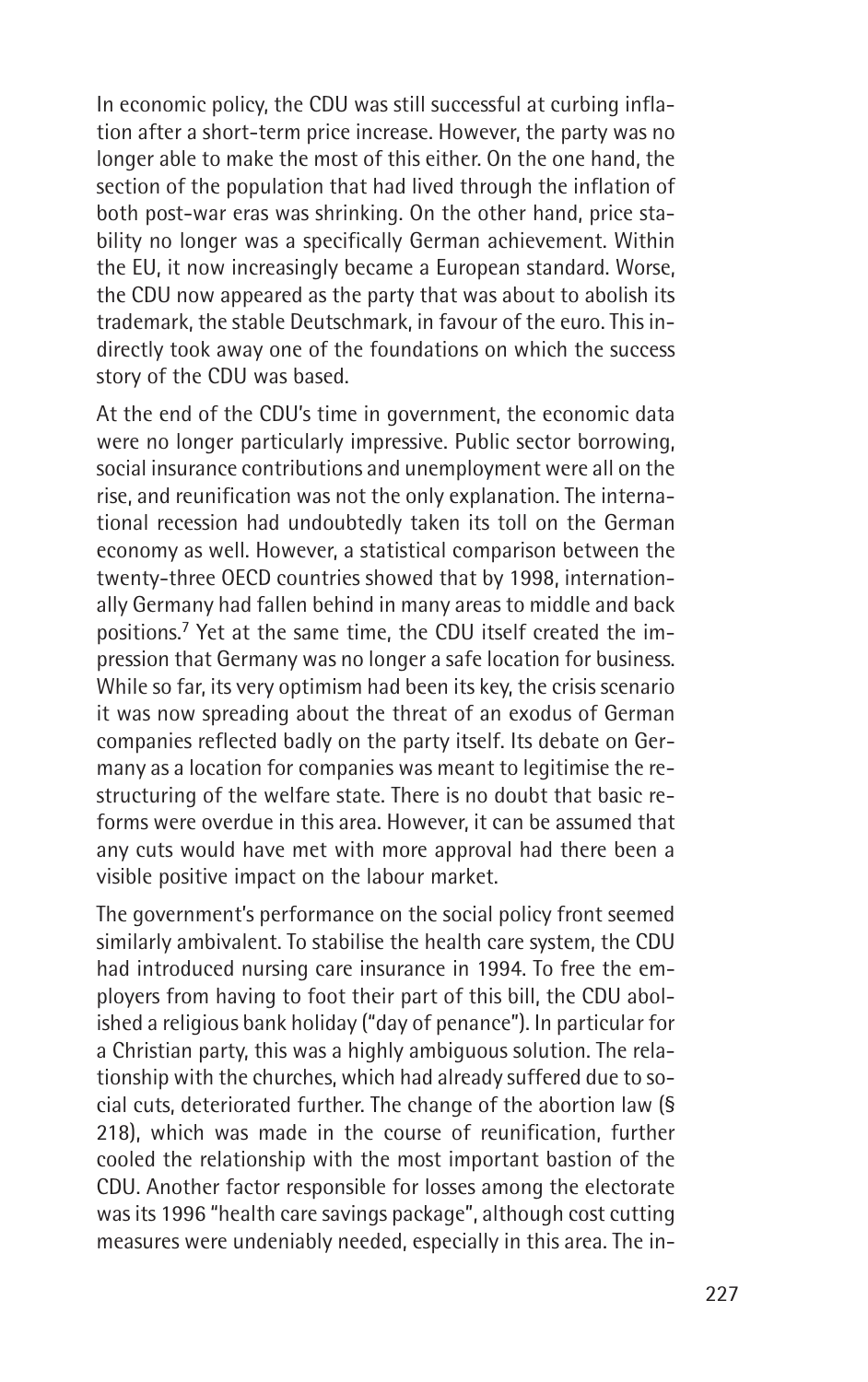In economic policy, the CDU was still successful at curbing inflation after a short-term price increase. However, the party was no longer able to make the most of this either. On the one hand, the section of the population that had lived through the inflation of both post-war eras was shrinking. On the other hand, price stability no longer was a specifically German achievement. Within the EU, it now increasingly became a European standard. Worse, the CDU now appeared as the party that was about to abolish its trademark, the stable Deutschmark, in favour of the euro. This indirectly took away one of the foundations on which the success story of the CDU was based.

At the end of the CDU's time in government, the economic data were no longer particularly impressive. Public sector borrowing, social insurance contributions and unemployment were all on the rise, and reunification was not the only explanation. The international recession had undoubtedly taken its toll on the German economy as well. However, a statistical comparison between the twenty-three OECD countries showed that by 1998, internationally Germany had fallen behind in many areas to middle and back positions.[7] Yet at the same time, the CDU itself created the impression that Germany was no longer a safe location for business. While so far, its very optimism had been its key, the crisis scenario it was now spreading about the threat of an exodus of German companies reflected badly on the party itself. Its debate on Germany as a location for companies was meant to legitimise the restructuring of the welfare state. There is no doubt that basic reforms were overdue in this area. However, it can be assumed that any cuts would have met with more approval had there been a visible positive impact on the labour market.

The government's performance on the social policy front seemed similarly ambivalent. To stabilise the health care system, the CDU had introduced nursing care insurance in 1994. To free the employers from having to foot their part of this bill, the CDU abolished a religious bank holiday ("day of penance"). In particular for a Christian party, this was a highly ambiguous solution. The relationship with the churches, which had already suffered due to social cuts, deteriorated further. The change of the abortion law (§ 218), which was made in the course of reunification, further cooled the relationship with the most important bastion of the CDU. Another factor responsible for losses among the electorate was its 1996 "health care savings package", although cost cutting measures were undeniably needed, especially in this area. The in-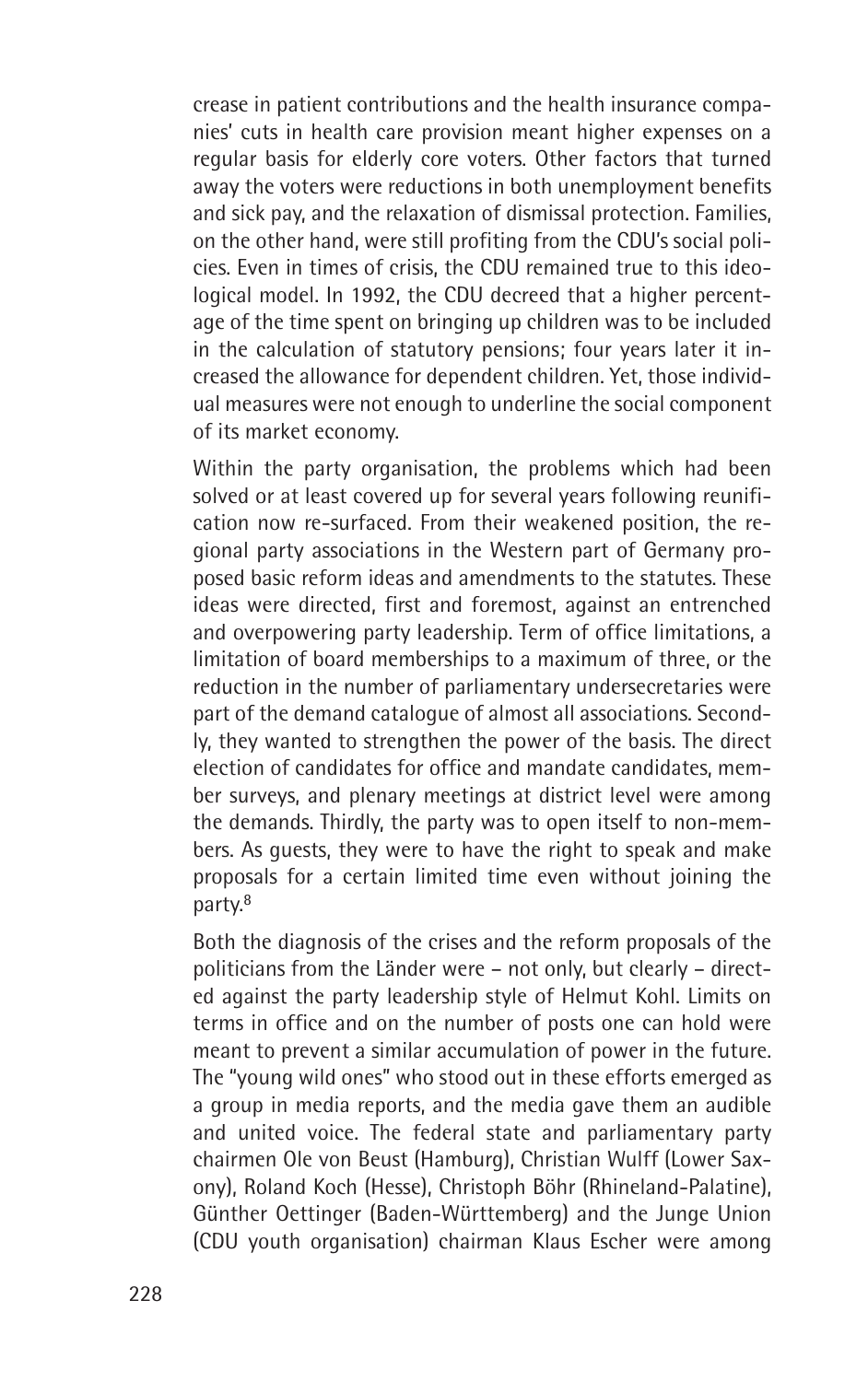crease in patient contributions and the health insurance companies' cuts in health care provision meant higher expenses on a regular basis for elderly core voters. Other factors that turned away the voters were reductions in both unemployment benefits and sick pay, and the relaxation of dismissal protection. Families, on the other hand, were still profiting from the CDU's social policies. Even in times of crisis, the CDU remained true to this ideological model. In 1992, the CDU decreed that a higher percentage of the time spent on bringing up children was to be included in the calculation of statutory pensions; four years later it increased the allowance for dependent children. Yet, those individual measures were not enough to underline the social component of its market economy.

Within the party organisation, the problems which had been solved or at least covered up for several years following reunification now re-surfaced. From their weakened position, the regional party associations in the Western part of Germany proposed basic reform ideas and amendments to the statutes. These ideas were directed, first and foremost, against an entrenched and overpowering party leadership. Term of office limitations, a limitation of board memberships to a maximum of three, or the reduction in the number of parliamentary undersecretaries were part of the demand catalogue of almost all associations. Secondly, they wanted to strengthen the power of the basis. The direct election of candidates for office and mandate candidates, member surveys, and plenary meetings at district level were among the demands. Thirdly, the party was to open itself to non-members. As guests, they were to have the right to speak and make proposals for a certain limited time even without joining the party.[8]

Both the diagnosis of the crises and the reform proposals of the politicians from the Länder were – not only, but clearly – directed against the party leadership style of Helmut Kohl. Limits on terms in office and on the number of posts one can hold were meant to prevent a similar accumulation of power in the future. The "young wild ones" who stood out in these efforts emerged as a group in media reports, and the media gave them an audible and united voice. The federal state and parliamentary party chairmen Ole von Beust (Hamburg), Christian Wulff (Lower Saxony), Roland Koch (Hesse), Christoph Böhr (Rhineland-Palatine), Günther Oettinger (Baden-Württemberg) and the Junge Union (CDU youth organisation) chairman Klaus Escher were among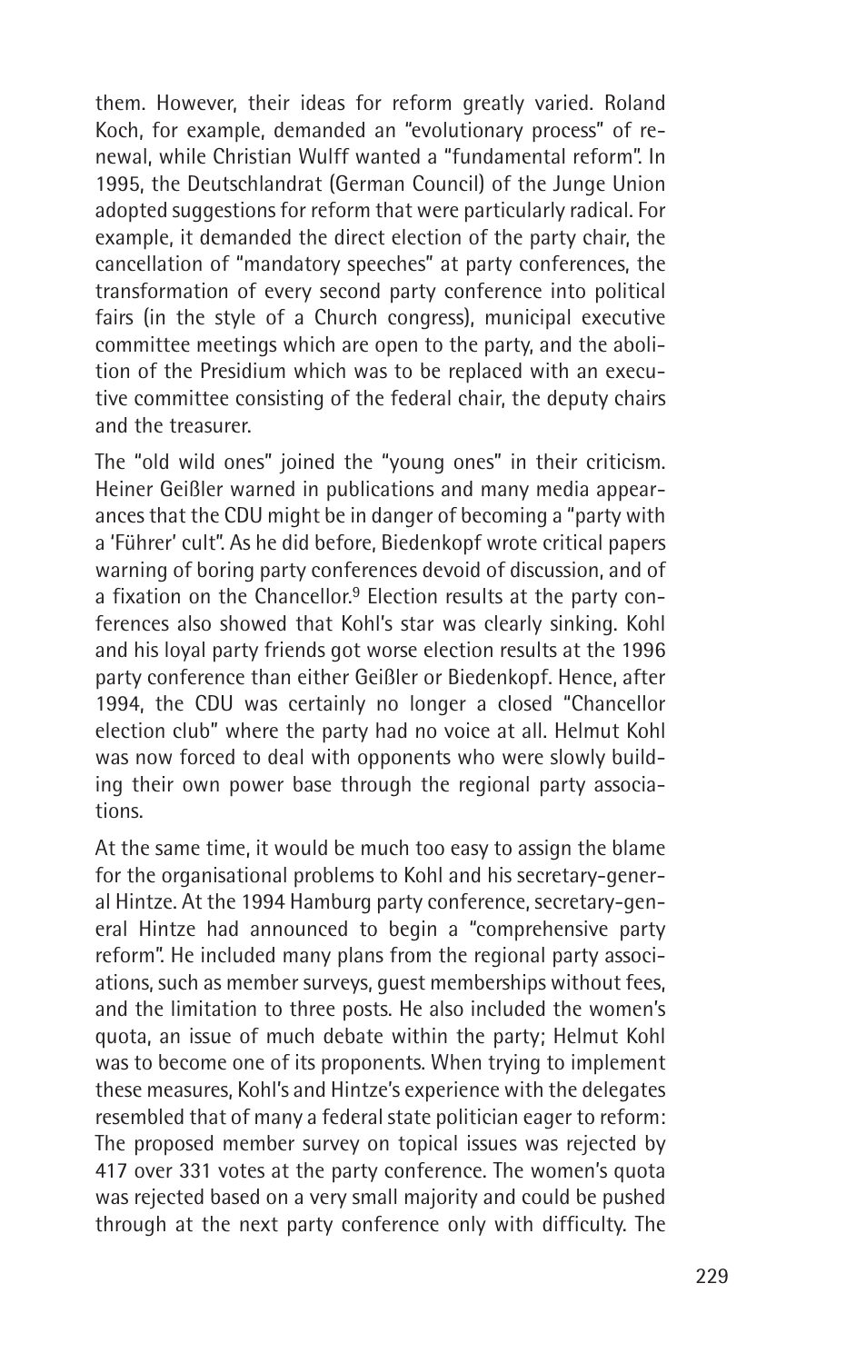them. However, their ideas for reform greatly varied. Roland Koch, for example, demanded an "evolutionary process" of renewal, while Christian Wulff wanted a "fundamental reform". In 1995, the Deutschlandrat (German Council) of the Junge Union adopted suggestions for reform that were particularly radical. For example, it demanded the direct election of the party chair, the cancellation of "mandatory speeches" at party conferences, the transformation of every second party conference into political fairs (in the style of a Church congress), municipal executive committee meetings which are open to the party, and the abolition of the Presidium which was to be replaced with an executive committee consisting of the federal chair, the deputy chairs and the treasurer.

The "old wild ones" joined the "young ones" in their criticism. Heiner Geißler warned in publications and many media appearances that the CDU might be in danger of becoming a "party with a 'Führer' cult". As he did before, Biedenkopf wrote critical papers warning of boring party conferences devoid of discussion, and of a fixation on the Chancellor.[9] Election results at the party conferences also showed that Kohl's star was clearly sinking. Kohl and his loyal party friends got worse election results at the 1996 party conference than either Geißler or Biedenkopf. Hence, after 1994, the CDU was certainly no longer a closed "Chancellor election club" where the party had no voice at all. Helmut Kohl was now forced to deal with opponents who were slowly building their own power base through the regional party associations.

At the same time, it would be much too easy to assign the blame for the organisational problems to Kohl and his secretary-general Hintze. At the 1994 Hamburg party conference, secretary-general Hintze had announced to begin a "comprehensive party reform". He included many plans from the regional party associations, such as member surveys, guest memberships without fees, and the limitation to three posts. He also included the women's quota, an issue of much debate within the party; Helmut Kohl was to become one of its proponents. When trying to implement these measures, Kohl's and Hintze's experience with the delegates resembled that of many a federal state politician eager to reform: The proposed member survey on topical issues was rejected by 417 over 331 votes at the party conference. The women's quota was rejected based on a very small majority and could be pushed through at the next party conference only with difficulty. The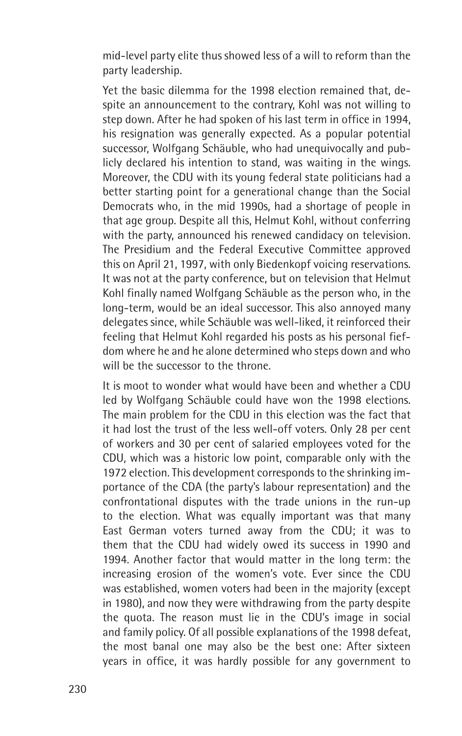mid-level party elite thus showed less of a will to reform than the party leadership.

Yet the basic dilemma for the 1998 election remained that, despite an announcement to the contrary, Kohl was not willing to step down. After he had spoken of his last term in office in 1994, his resignation was generally expected. As a popular potential successor, Wolfgang Schäuble, who had unequivocally and publicly declared his intention to stand, was waiting in the wings. Moreover, the CDU with its young federal state politicians had a better starting point for a generational change than the Social Democrats who, in the mid 1990s, had a shortage of people in that age group. Despite all this, Helmut Kohl, without conferring with the party, announced his renewed candidacy on television. The Presidium and the Federal Executive Committee approved this on April 21, 1997, with only Biedenkopf voicing reservations. It was not at the party conference, but on television that Helmut Kohl finally named Wolfgang Schäuble as the person who, in the long-term, would be an ideal successor. This also annoyed many delegates since, while Schäuble was well-liked, it reinforced their feeling that Helmut Kohl regarded his posts as his personal fiefdom where he and he alone determined who steps down and who will be the successor to the throne.

It is moot to wonder what would have been and whether a CDU led by Wolfgang Schäuble could have won the 1998 elections. The main problem for the CDU in this election was the fact that it had lost the trust of the less well-off voters. Only 28 per cent of workers and 30 per cent of salaried employees voted for the CDU, which was a historic low point, comparable only with the 1972 election. This development corresponds to the shrinking importance of the CDA (the party's labour representation) and the confrontational disputes with the trade unions in the run-up to the election. What was equally important was that many East German voters turned away from the CDU; it was to them that the CDU had widely owed its success in 1990 and 1994. Another factor that would matter in the long term: the increasing erosion of the women's vote. Ever since the CDU was established, women voters had been in the majority (except in 1980), and now they were withdrawing from the party despite the quota. The reason must lie in the CDU's image in social and family policy. Of all possible explanations of the 1998 defeat, the most banal one may also be the best one: After sixteen years in office, it was hardly possible for any government to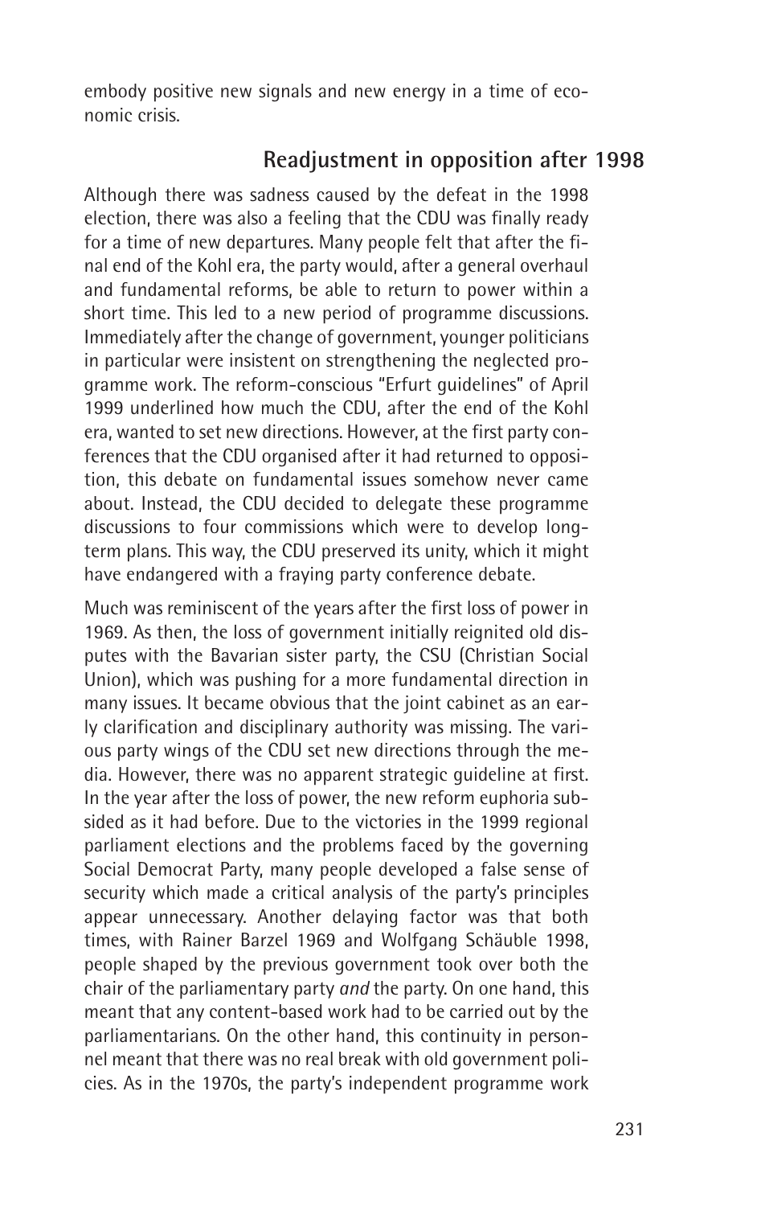embody positive new signals and new energy in a time of economic crisis.

## Readjustment in opposition after 1998

Although there was sadness caused by the defeat in the 1998 election, there was also a feeling that the CDU was finally ready for a time of new departures. Many people felt that after the final end of the Kohl era, the party would, after a general overhaul and fundamental reforms, be able to return to power within a short time. This led to a new period of programme discussions. Immediately after the change of government, younger politicians in particular were insistent on strengthening the neglected programme work. The reform-conscious "Erfurt guidelines" of April 1999 underlined how much the CDU, after the end of the Kohl era, wanted to set new directions. However, at the first party conferences that the CDU organised after it had returned to opposition, this debate on fundamental issues somehow never came about. Instead, the CDU decided to delegate these programme discussions to four commissions which were to develop long-term plans. This way, the CDU preserved its unity, which it might have endangered with a fraying party conference debate.

Much was reminiscent of the years after the first loss of power in 1969. As then, the loss of government initially reignited old disputes with the Bavarian sister party, the CSU (Christian Social Union), which was pushing for a more fundamental direction in many issues. It became obvious that the joint cabinet as an early clarification and disciplinary authority was missing. The various party wings of the CDU set new directions through the media. However, there was no apparent strategic guideline at first. In the year after the loss of power, the new reform euphoria subsided as it had before. Due to the victories in the 1999 regional parliament elections and the problems faced by the governing Social Democrat Party, many people developed a false sense of security which made a critical analysis of the party's principles appear unnecessary. Another delaying factor was that both times, with Rainer Barzel 1969 and Wolfgang Schäuble 1998, people shaped by the previous government took over both the chair of the parliamentary party *and* the party. On one hand, this meant that any content-based work had to be carried out by the parliamentarians. On the other hand, this continuity in personnel meant that there was no real break with old government policies. As in the 1970s, the party's independent programme work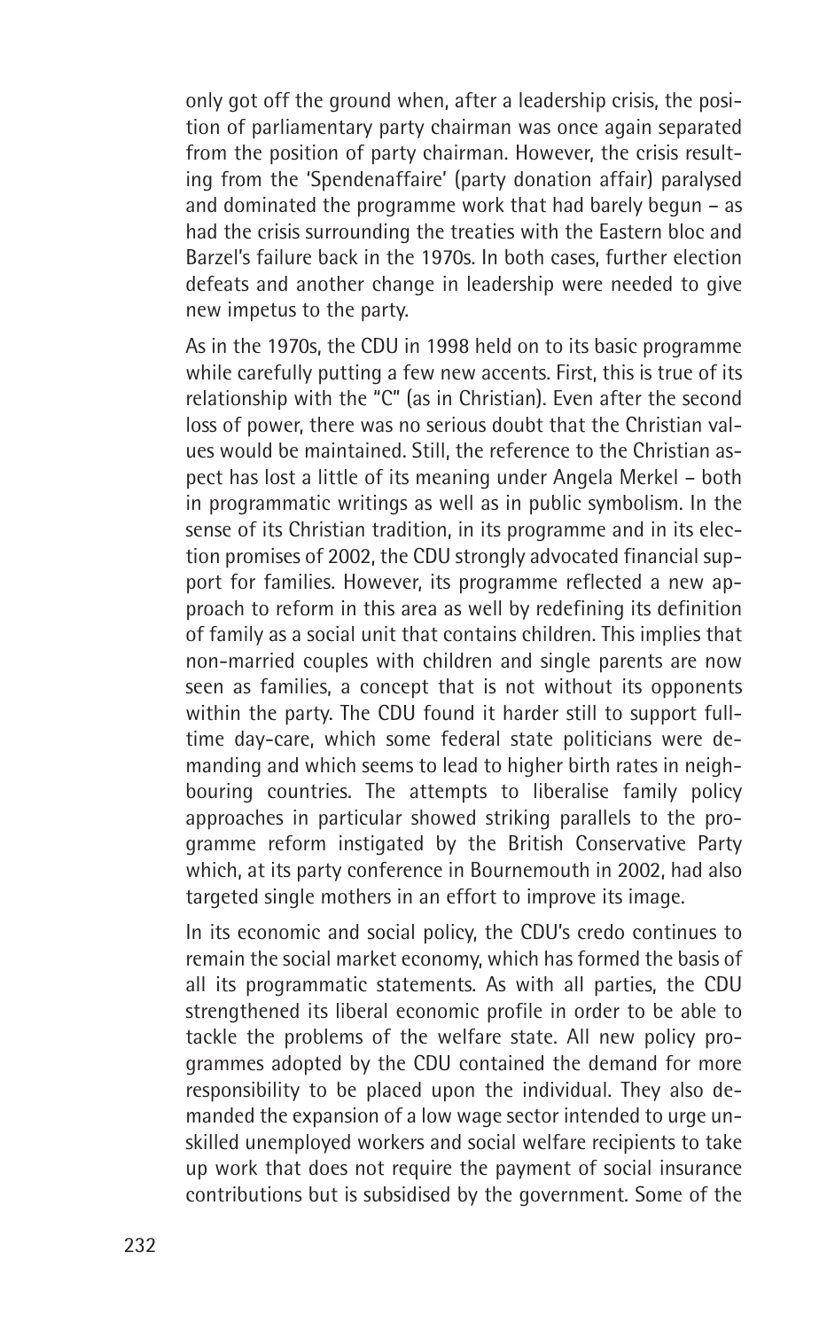only got off the ground when, after a leadership crisis, the position of parliamentary party chairman was once again separated from the position of party chairman. However, the crisis resulting from the 'Spendenaffaire' (party donation affair) paralysed and dominated the programme work that had barely begun – as had the crisis surrounding the treaties with the Eastern bloc and Barzel's failure back in the 1970s. In both cases, further election defeats and another change in leadership were needed to give new impetus to the party.

As in the 1970s, the CDU in 1998 held on to its basic programme while carefully putting a few new accents. First, this is true of its relationship with the "C" (as in Christian). Even after the second loss of power, there was no serious doubt that the Christian values would be maintained. Still, the reference to the Christian aspect has lost a little of its meaning under Angela Merkel – both in programmatic writings as well as in public symbolism. In the sense of its Christian tradition, in its programme and in its election promises of 2002, the CDU strongly advocated financial support for families. However, its programme reflected a new approach to reform in this area as well by redefining its definition of family as a social unit that contains children. This implies that non-married couples with children and single parents are now seen as families, a concept that is not without its opponents within the party. The CDU found it harder still to support full-time day-care, which some federal state politicians were demanding and which seems to lead to higher birth rates in neighbouring countries. The attempts to liberalise family policy approaches in particular showed striking parallels to the programme reform instigated by the British Conservative Party which, at its party conference in Bournemouth in 2002, had also targeted single mothers in an effort to improve its image.

In its economic and social policy, the CDU's credo continues to remain the social market economy, which has formed the basis of all its programmatic statements. As with all parties, the CDU strengthened its liberal economic profile in order to be able to tackle the problems of the welfare state. All new policy programmes adopted by the CDU contained the demand for more responsibility to be placed upon the individual. They also demanded the expansion of a low wage sector intended to urge unskilled unemployed workers and social welfare recipients to take up work that does not require the payment of social insurance contributions but is subsidised by the government. Some of the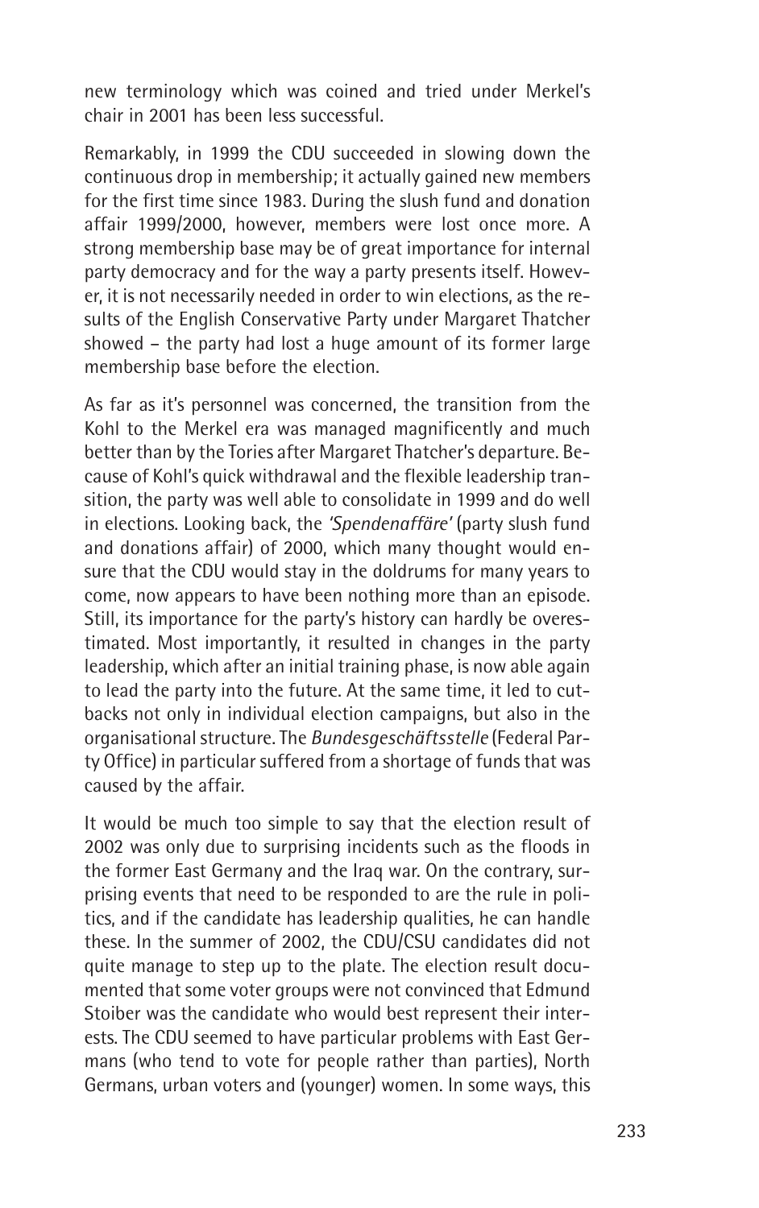new terminology which was coined and tried under Merkel's chair in 2001 has been less successful.

Remarkably, in 1999 the CDU succeeded in slowing down the continuous drop in membership; it actually gained new members for the first time since 1983. During the slush fund and donation affair 1999/2000, however, members were lost once more. A strong membership base may be of great importance for internal party democracy and for the way a party presents itself. However, it is not necessarily needed in order to win elections, as the results of the English Conservative Party under Margaret Thatcher showed – the party had lost a huge amount of its former large membership base before the election.

As far as it's personnel was concerned, the transition from the Kohl to the Merkel era was managed magnificently and much better than by the Tories after Margaret Thatcher's departure. Because of Kohl's quick withdrawal and the flexible leadership transition, the party was well able to consolidate in 1999 and do well in elections. Looking back, the *'Spendenaffäre'* (party slush fund and donations affair) of 2000, which many thought would ensure that the CDU would stay in the doldrums for many years to come, now appears to have been nothing more than an episode. Still, its importance for the party's history can hardly be overestimated. Most importantly, it resulted in changes in the party leadership, which after an initial training phase, is now able again to lead the party into the future. At the same time, it led to cutbacks not only in individual election campaigns, but also in the organisational structure. The *Bundesgeschäftsstelle* (Federal Party Office) in particular suffered from a shortage of funds that was caused by the affair.

It would be much too simple to say that the election result of 2002 was only due to surprising incidents such as the floods in the former East Germany and the Iraq war. On the contrary, surprising events that need to be responded to are the rule in politics, and if the candidate has leadership qualities, he can handle these. In the summer of 2002, the CDU/CSU candidates did not quite manage to step up to the plate. The election result documented that some voter groups were not convinced that Edmund Stoiber was the candidate who would best represent their interests. The CDU seemed to have particular problems with East Germans (who tend to vote for people rather than parties), North Germans, urban voters and (younger) women. In some ways, this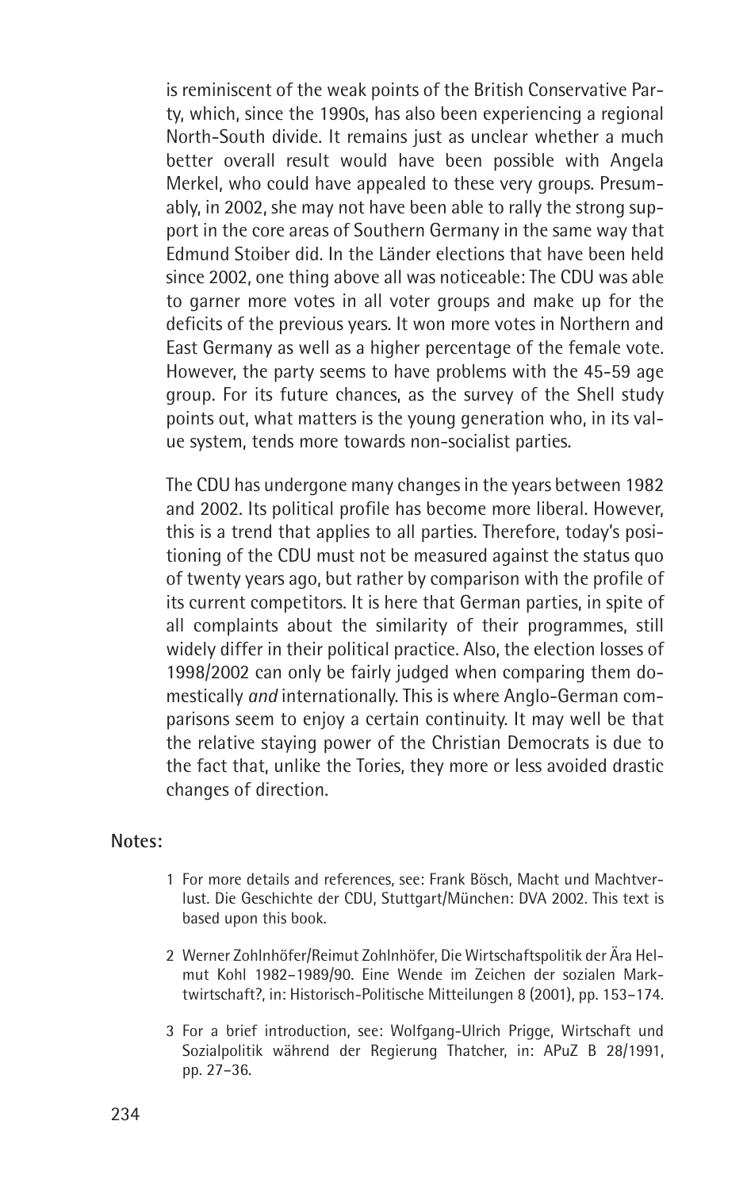is reminiscent of the weak points of the British Conservative Party, which, since the 1990s, has also been experiencing a regional North-South divide. It remains just as unclear whether a much better overall result would have been possible with Angela Merkel, who could have appealed to these very groups. Presumably, in 2002, she may not have been able to rally the strong support in the core areas of Southern Germany in the same way that Edmund Stoiber did. In the Länder elections that have been held since 2002, one thing above all was noticeable: The CDU was able to garner more votes in all voter groups and make up for the deficits of the previous years. It won more votes in Northern and East Germany as well as a higher percentage of the female vote. However, the party seems to have problems with the 45-59 age group. For its future chances, as the survey of the Shell study points out, what matters is the young generation who, in its value system, tends more towards non-socialist parties.

The CDU has undergone many changes in the years between 1982 and 2002. Its political profile has become more liberal. However, this is a trend that applies to all parties. Therefore, today's positioning of the CDU must not be measured against the status quo of twenty years ago, but rather by comparison with the profile of its current competitors. It is here that German parties, in spite of all complaints about the similarity of their programmes, still widely differ in their political practice. Also, the election losses of 1998/2002 can only be fairly judged when comparing them domestically *and* internationally. This is where Anglo-German comparisons seem to enjoy a certain continuity. It may well be that the relative staying power of the Christian Democrats is due to the fact that, unlike the Tories, they more or less avoided drastic changes of direction.

**Notes:**

1 For more details and references, see: Frank Bösch, Macht und Machtverlust. Die Geschichte der CDU, Stuttgart/München: DVA 2002. This text is based upon this book.

2 Werner Zohlnhöfer/Reimut Zohlnhöfer, Die Wirtschaftspolitik der Ära Helmut Kohl 1982–1989/90. Eine Wende im Zeichen der sozialen Marktwirtschaft?, in: Historisch-Politische Mitteilungen 8 (2001), pp. 153–174.

3 For a brief introduction, see: Wolfgang-Ulrich Prigge, Wirtschaft und Sozialpolitik während der Regierung Thatcher, in: APuZ B 28/1991, pp. 27–36.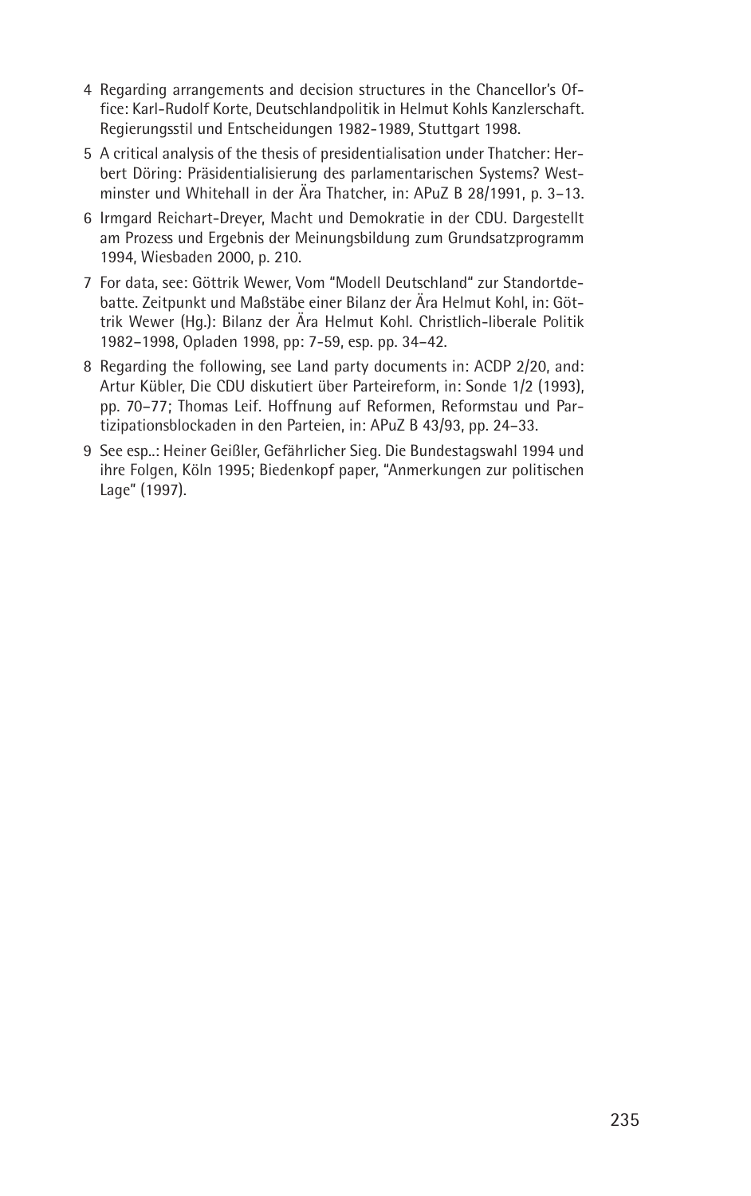4 Regarding arrangements and decision structures in the Chancellor's Office: Karl-Rudolf Korte, Deutschlandpolitik in Helmut Kohls Kanzlerschaft. Regierungsstil und Entscheidungen 1982-1989, Stuttgart 1998.

5 A critical analysis of the thesis of presidentialisation under Thatcher: Herbert Döring: Präsidentialisierung des parlamentarischen Systems? Westminster und Whitehall in der Ära Thatcher, in: APuZ B 28/1991, p. 3–13.

6 Irmgard Reichart-Dreyer, Macht und Demokratie in der CDU. Dargestellt am Prozess und Ergebnis der Meinungsbildung zum Grundsatzprogramm 1994, Wiesbaden 2000, p. 210.

7 For data, see: Göttrik Wewer, Vom "Modell Deutschland" zur Standortdebatte. Zeitpunkt und Maßstäbe einer Bilanz der Ära Helmut Kohl, in: Göttrik Wewer (Hg.): Bilanz der Ära Helmut Kohl. Christlich-liberale Politik 1982–1998, Opladen 1998, pp: 7-59, esp. pp. 34–42.

8 Regarding the following, see Land party documents in: ACDP 2/20, and: Artur Kübler, Die CDU diskutiert über Parteireform, in: Sonde 1/2 (1993), pp. 70–77; Thomas Leif. Hoffnung auf Reformen, Reformstau und Partizipationsblockaden in den Parteien, in: APuZ B 43/93, pp. 24–33.

9 See esp..: Heiner Geißler, Gefährlicher Sieg. Die Bundestagswahl 1994 und ihre Folgen, Köln 1995; Biedenkopf paper, "Anmerkungen zur politischen Lage" (1997).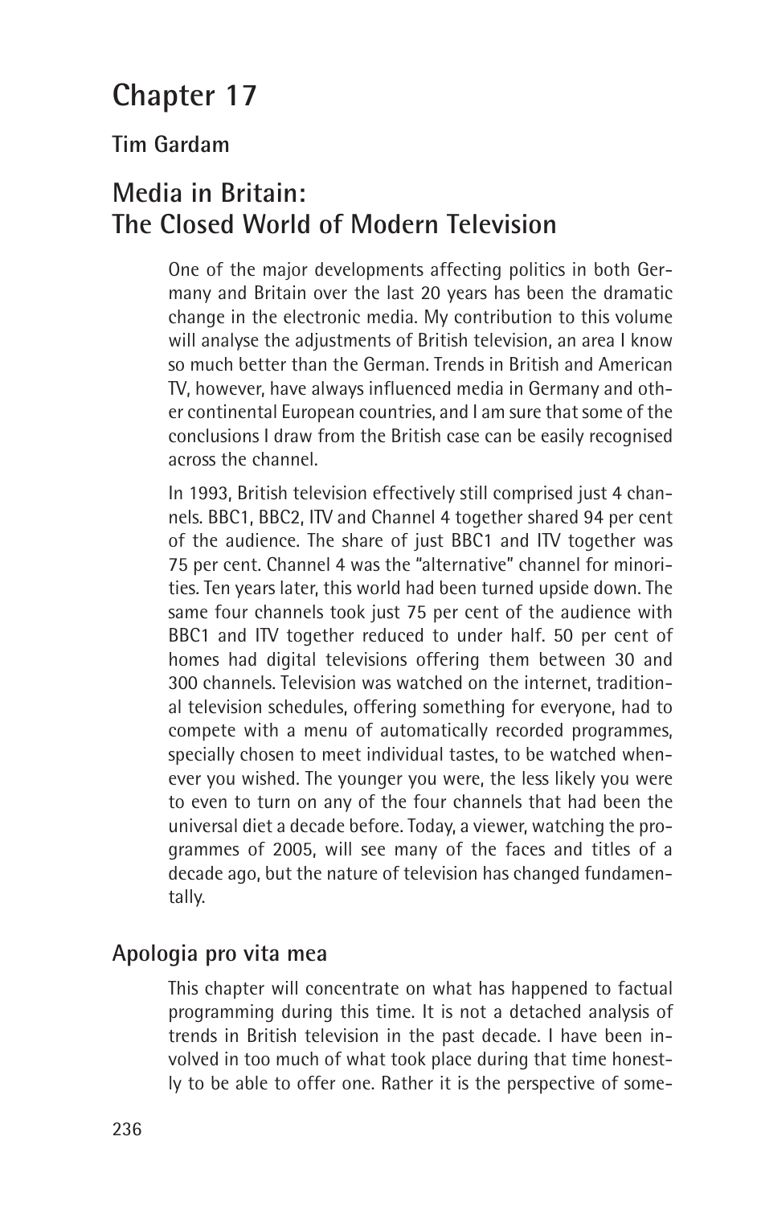# Chapter 17

**Tim Gardam**

## Media in Britain: The Closed World of Modern Television

One of the major developments affecting politics in both Germany and Britain over the last 20 years has been the dramatic change in the electronic media. My contribution to this volume will analyse the adjustments of British television, an area I know so much better than the German. Trends in British and American TV, however, have always influenced media in Germany and other continental European countries, and I am sure that some of the conclusions I draw from the British case can be easily recognised across the channel.

In 1993, British television effectively still comprised just 4 channels. BBC1, BBC2, ITV and Channel 4 together shared 94 per cent of the audience. The share of just BBC1 and ITV together was 75 per cent. Channel 4 was the "alternative" channel for minorities. Ten years later, this world had been turned upside down. The same four channels took just 75 per cent of the audience with BBC1 and ITV together reduced to under half. 50 per cent of homes had digital televisions offering them between 30 and 300 channels. Television was watched on the internet, traditional television schedules, offering something for everyone, had to compete with a menu of automatically recorded programmes, specially chosen to meet individual tastes, to be watched whenever you wished. The younger you were, the less likely you were to even to turn on any of the four channels that had been the universal diet a decade before. Today, a viewer, watching the programmes of 2005, will see many of the faces and titles of a decade ago, but the nature of television has changed fundamentally.

### Apologia pro vita mea

This chapter will concentrate on what has happened to factual programming during this time. It is not a detached analysis of trends in British television in the past decade. I have been involved in too much of what took place during that time honestly to be able to offer one. Rather it is the perspective of some-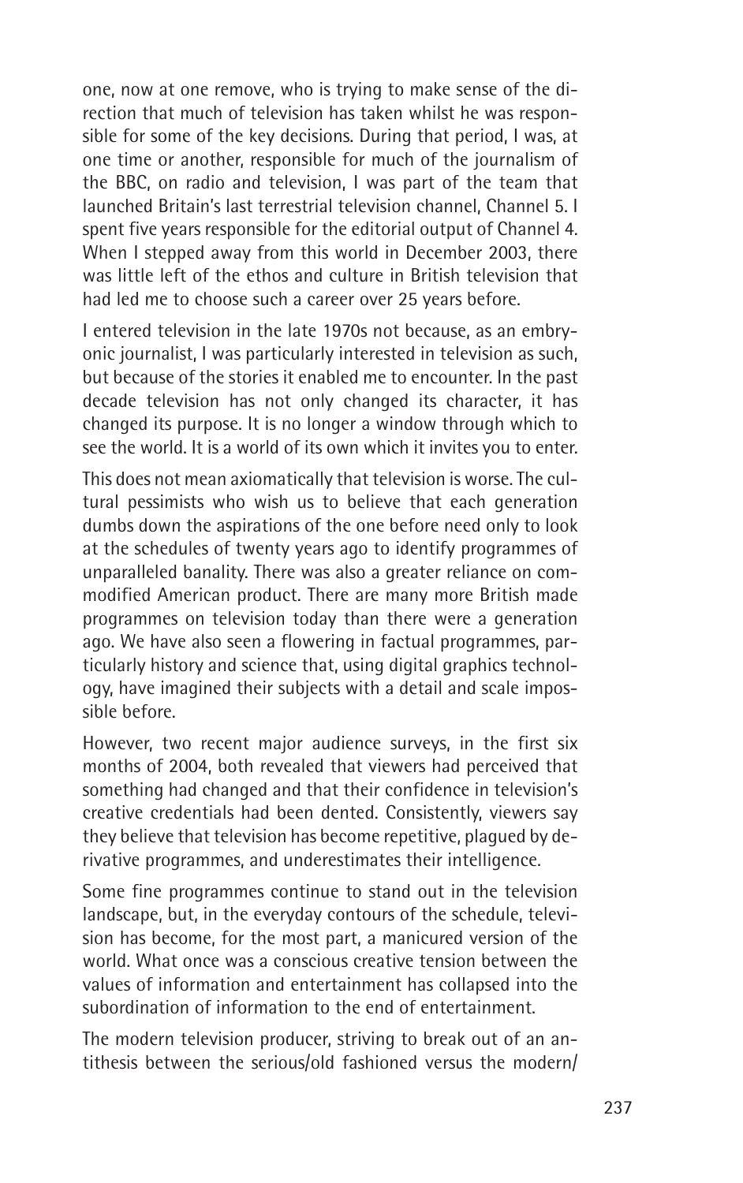one, now at one remove, who is trying to make sense of the direction that much of television has taken whilst he was responsible for some of the key decisions. During that period, I was, at one time or another, responsible for much of the journalism of the BBC, on radio and television, I was part of the team that launched Britain's last terrestrial television channel, Channel 5. I spent five years responsible for the editorial output of Channel 4. When I stepped away from this world in December 2003, there was little left of the ethos and culture in British television that had led me to choose such a career over 25 years before.

I entered television in the late 1970s not because, as an embryonic journalist, I was particularly interested in television as such, but because of the stories it enabled me to encounter. In the past decade television has not only changed its character, it has changed its purpose. It is no longer a window through which to see the world. It is a world of its own which it invites you to enter.

This does not mean axiomatically that television is worse. The cultural pessimists who wish us to believe that each generation dumbs down the aspirations of the one before need only to look at the schedules of twenty years ago to identify programmes of unparalleled banality. There was also a greater reliance on commodified American product. There are many more British made programmes on television today than there were a generation ago. We have also seen a flowering in factual programmes, particularly history and science that, using digital graphics technology, have imagined their subjects with a detail and scale impossible before.

However, two recent major audience surveys, in the first six months of 2004, both revealed that viewers had perceived that something had changed and that their confidence in television's creative credentials had been dented. Consistently, viewers say they believe that television has become repetitive, plagued by derivative programmes, and underestimates their intelligence.

Some fine programmes continue to stand out in the television landscape, but, in the everyday contours of the schedule, television has become, for the most part, a manicured version of the world. What once was a conscious creative tension between the values of information and entertainment has collapsed into the subordination of information to the end of entertainment.

The modern television producer, striving to break out of an antithesis between the serious/old fashioned versus the modern/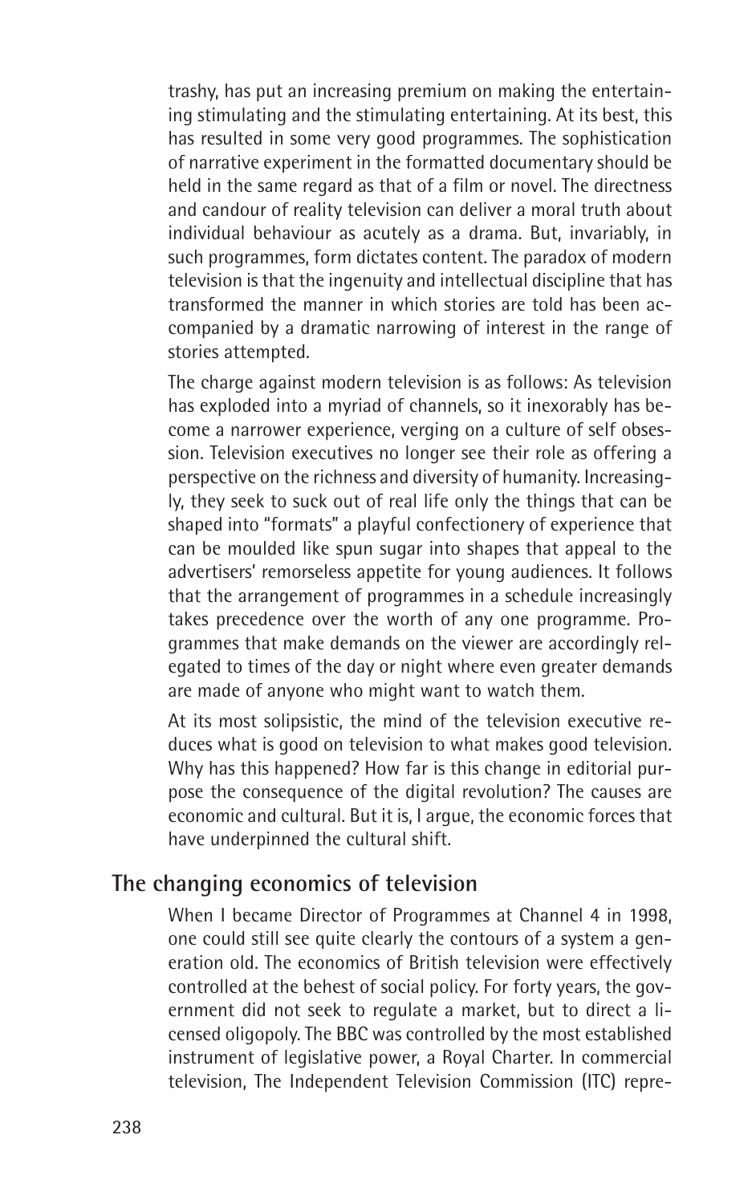trashy, has put an increasing premium on making the entertaining stimulating and the stimulating entertaining. At its best, this has resulted in some very good programmes. The sophistication of narrative experiment in the formatted documentary should be held in the same regard as that of a film or novel. The directness and candour of reality television can deliver a moral truth about individual behaviour as acutely as a drama. But, invariably, in such programmes, form dictates content. The paradox of modern television is that the ingenuity and intellectual discipline that has transformed the manner in which stories are told has been accompanied by a dramatic narrowing of interest in the range of stories attempted.

The charge against modern television is as follows: As television has exploded into a myriad of channels, so it inexorably has become a narrower experience, verging on a culture of self obsession. Television executives no longer see their role as offering a perspective on the richness and diversity of humanity. Increasingly, they seek to suck out of real life only the things that can be shaped into "formats" a playful confectionery of experience that can be moulded like spun sugar into shapes that appeal to the advertisers' remorseless appetite for young audiences. It follows that the arrangement of programmes in a schedule increasingly takes precedence over the worth of any one programme. Programmes that make demands on the viewer are accordingly relegated to times of the day or night where even greater demands are made of anyone who might want to watch them.

At its most solipsistic, the mind of the television executive reduces what is good on television to what makes good television. Why has this happened? How far is this change in editorial purpose the consequence of the digital revolution? The causes are economic and cultural. But it is, I argue, the economic forces that have underpinned the cultural shift.

## The changing economics of television

When I became Director of Programmes at Channel 4 in 1998, one could still see quite clearly the contours of a system a generation old. The economics of British television were effectively controlled at the behest of social policy. For forty years, the government did not seek to regulate a market, but to direct a licensed oligopoly. The BBC was controlled by the most established instrument of legislative power, a Royal Charter. In commercial television, The Independent Television Commission (ITC) repre-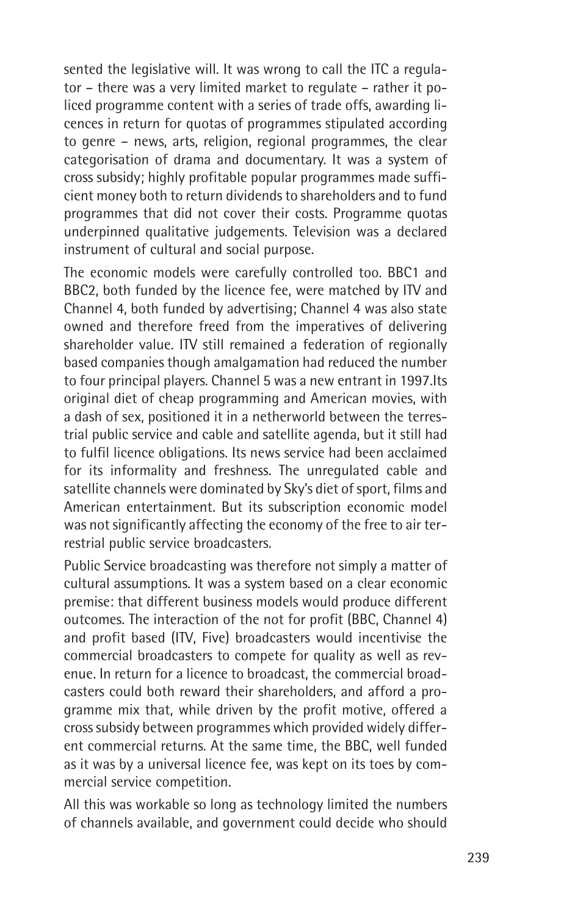sented the legislative will. It was wrong to call the ITC a regulator – there was a very limited market to regulate – rather it policed programme content with a series of trade offs, awarding licences in return for quotas of programmes stipulated according to genre – news, arts, religion, regional programmes, the clear categorisation of drama and documentary. It was a system of cross subsidy; highly profitable popular programmes made sufficient money both to return dividends to shareholders and to fund programmes that did not cover their costs. Programme quotas underpinned qualitative judgements. Television was a declared instrument of cultural and social purpose.

The economic models were carefully controlled too. BBC1 and BBC2, both funded by the licence fee, were matched by ITV and Channel 4, both funded by advertising; Channel 4 was also state owned and therefore freed from the imperatives of delivering shareholder value. ITV still remained a federation of regionally based companies though amalgamation had reduced the number to four principal players. Channel 5 was a new entrant in 1997.Its original diet of cheap programming and American movies, with a dash of sex, positioned it in a netherworld between the terrestrial public service and cable and satellite agenda, but it still had to fulfil licence obligations. Its news service had been acclaimed for its informality and freshness. The unregulated cable and satellite channels were dominated by Sky's diet of sport, films and American entertainment. But its subscription economic model was not significantly affecting the economy of the free to air terrestrial public service broadcasters.

Public Service broadcasting was therefore not simply a matter of cultural assumptions. It was a system based on a clear economic premise: that different business models would produce different outcomes. The interaction of the not for profit (BBC, Channel 4) and profit based (ITV, Five) broadcasters would incentivise the commercial broadcasters to compete for quality as well as revenue. In return for a licence to broadcast, the commercial broadcasters could both reward their shareholders, and afford a programme mix that, while driven by the profit motive, offered a cross subsidy between programmes which provided widely different commercial returns. At the same time, the BBC, well funded as it was by a universal licence fee, was kept on its toes by commercial service competition.

All this was workable so long as technology limited the numbers of channels available, and government could decide who should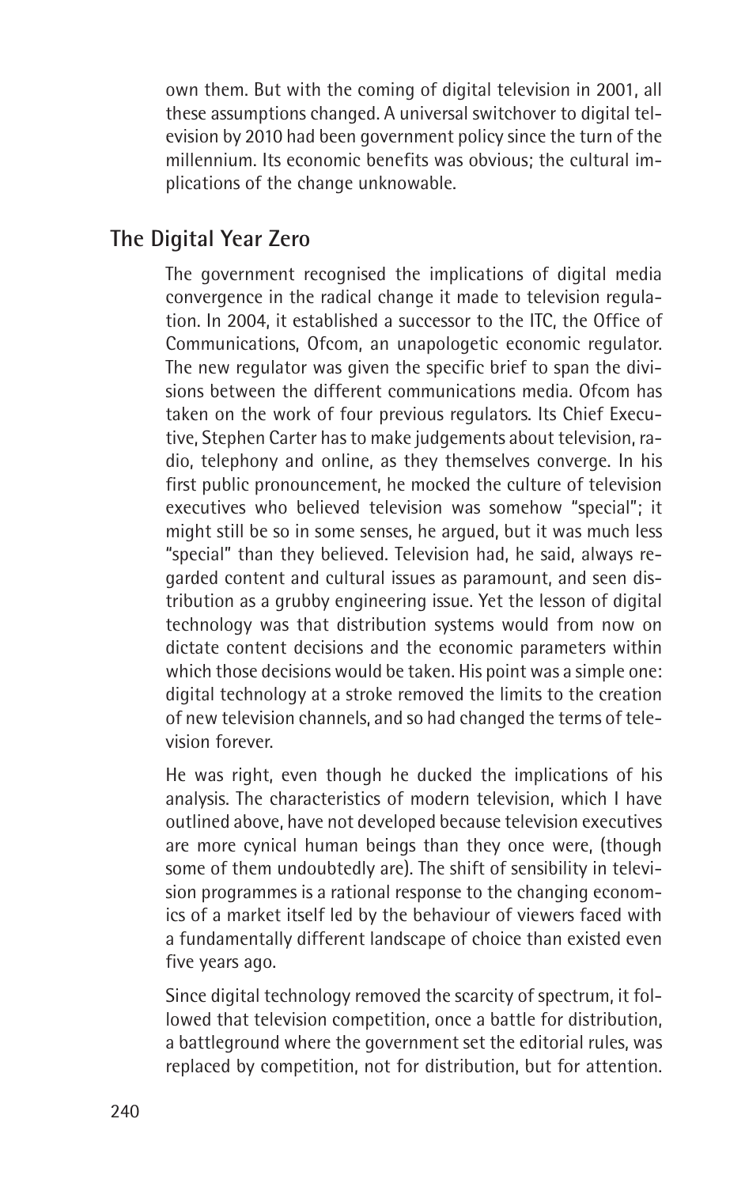own them. But with the coming of digital television in 2001, all these assumptions changed. A universal switchover to digital television by 2010 had been government policy since the turn of the millennium. Its economic benefits was obvious; the cultural implications of the change unknowable.

## The Digital Year Zero

The government recognised the implications of digital media convergence in the radical change it made to television regulation. In 2004, it established a successor to the ITC, the Office of Communications, Ofcom, an unapologetic economic regulator. The new regulator was given the specific brief to span the divisions between the different communications media. Ofcom has taken on the work of four previous regulators. Its Chief Executive, Stephen Carter has to make judgements about television, radio, telephony and online, as they themselves converge. In his first public pronouncement, he mocked the culture of television executives who believed television was somehow "special"; it might still be so in some senses, he argued, but it was much less "special" than they believed. Television had, he said, always regarded content and cultural issues as paramount, and seen distribution as a grubby engineering issue. Yet the lesson of digital technology was that distribution systems would from now on dictate content decisions and the economic parameters within which those decisions would be taken. His point was a simple one: digital technology at a stroke removed the limits to the creation of new television channels, and so had changed the terms of television forever.

He was right, even though he ducked the implications of his analysis. The characteristics of modern television, which I have outlined above, have not developed because television executives are more cynical human beings than they once were, (though some of them undoubtedly are). The shift of sensibility in television programmes is a rational response to the changing economics of a market itself led by the behaviour of viewers faced with a fundamentally different landscape of choice than existed even five years ago.

Since digital technology removed the scarcity of spectrum, it followed that television competition, once a battle for distribution, a battleground where the government set the editorial rules, was replaced by competition, not for distribution, but for attention.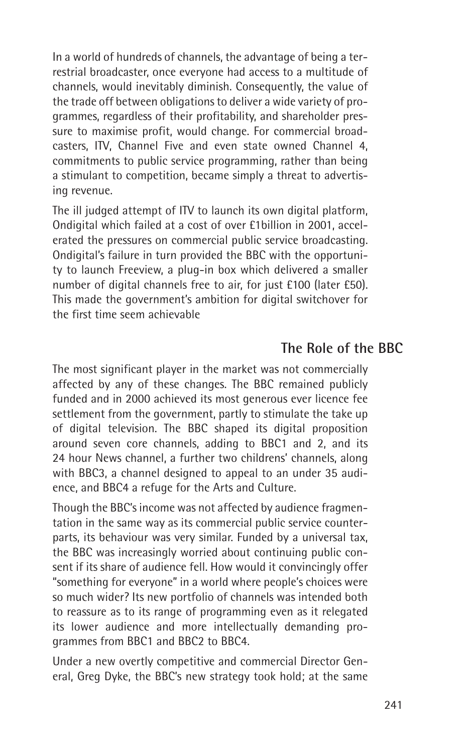In a world of hundreds of channels, the advantage of being a terrestrial broadcaster, once everyone had access to a multitude of channels, would inevitably diminish. Consequently, the value of the trade off between obligations to deliver a wide variety of programmes, regardless of their profitability, and shareholder pressure to maximise profit, would change. For commercial broadcasters, ITV, Channel Five and even state owned Channel 4, commitments to public service programming, rather than being a stimulant to competition, became simply a threat to advertising revenue.

The ill judged attempt of ITV to launch its own digital platform, Ondigital which failed at a cost of over £1billion in 2001, accelerated the pressures on commercial public service broadcasting. Ondigital's failure in turn provided the BBC with the opportunity to launch Freeview, a plug-in box which delivered a smaller number of digital channels free to air, for just £100 (later £50). This made the government's ambition for digital switchover for the first time seem achievable

## The Role of the BBC

The most significant player in the market was not commercially affected by any of these changes. The BBC remained publicly funded and in 2000 achieved its most generous ever licence fee settlement from the government, partly to stimulate the take up of digital television. The BBC shaped its digital proposition around seven core channels, adding to BBC1 and 2, and its 24 hour News channel, a further two childrens' channels, along with BBC3, a channel designed to appeal to an under 35 audience, and BBC4 a refuge for the Arts and Culture.

Though the BBC's income was not affected by audience fragmentation in the same way as its commercial public service counterparts, its behaviour was very similar. Funded by a universal tax, the BBC was increasingly worried about continuing public consent if its share of audience fell. How would it convincingly offer "something for everyone" in a world where people's choices were so much wider? Its new portfolio of channels was intended both to reassure as to its range of programming even as it relegated its lower audience and more intellectually demanding programmes from BBC1 and BBC2 to BBC4.

Under a new overtly competitive and commercial Director General, Greg Dyke, the BBC's new strategy took hold; at the same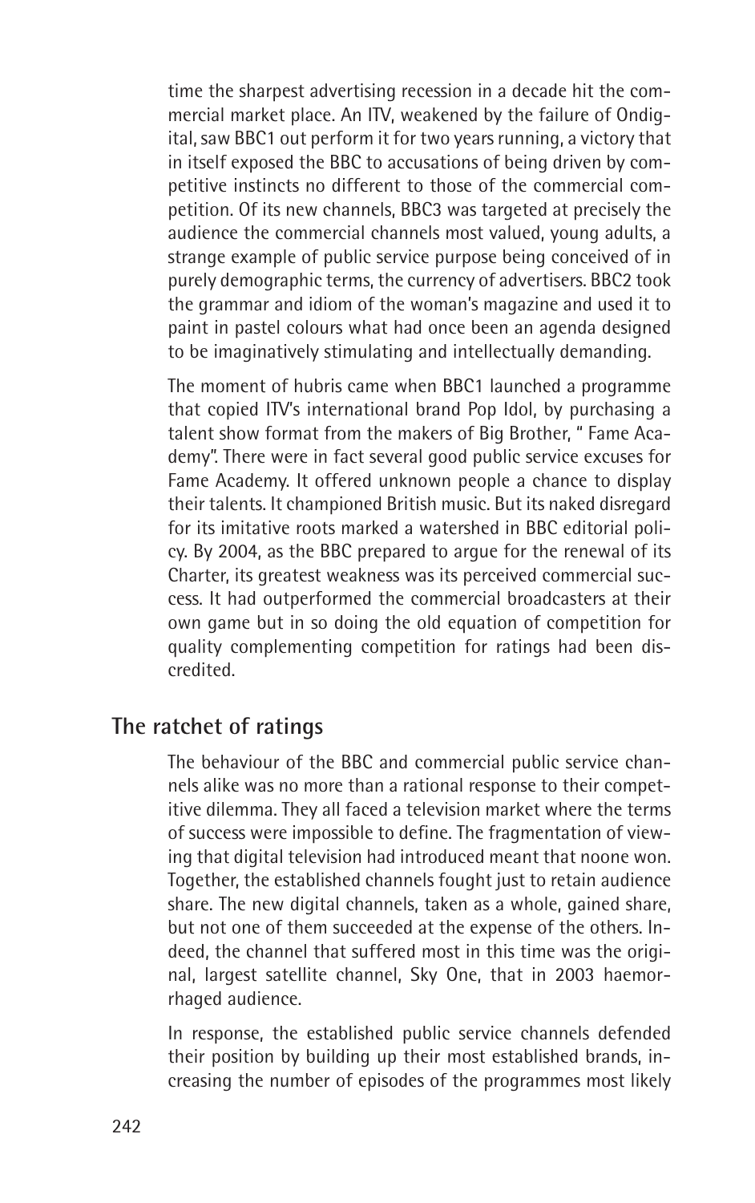time the sharpest advertising recession in a decade hit the commercial market place. An ITV, weakened by the failure of Ondigital, saw BBC1 out perform it for two years running, a victory that in itself exposed the BBC to accusations of being driven by competitive instincts no different to those of the commercial competition. Of its new channels, BBC3 was targeted at precisely the audience the commercial channels most valued, young adults, a strange example of public service purpose being conceived of in purely demographic terms, the currency of advertisers. BBC2 took the grammar and idiom of the woman's magazine and used it to paint in pastel colours what had once been an agenda designed to be imaginatively stimulating and intellectually demanding.

The moment of hubris came when BBC1 launched a programme that copied ITV's international brand Pop Idol, by purchasing a talent show format from the makers of Big Brother, " Fame Academy". There were in fact several good public service excuses for Fame Academy. It offered unknown people a chance to display their talents. It championed British music. But its naked disregard for its imitative roots marked a watershed in BBC editorial policy. By 2004, as the BBC prepared to argue for the renewal of its Charter, its greatest weakness was its perceived commercial success. It had outperformed the commercial broadcasters at their own game but in so doing the old equation of competition for quality complementing competition for ratings had been discredited.

## The ratchet of ratings

The behaviour of the BBC and commercial public service channels alike was no more than a rational response to their competitive dilemma. They all faced a television market where the terms of success were impossible to define. The fragmentation of viewing that digital television had introduced meant that noone won. Together, the established channels fought just to retain audience share. The new digital channels, taken as a whole, gained share, but not one of them succeeded at the expense of the others. Indeed, the channel that suffered most in this time was the original, largest satellite channel, Sky One, that in 2003 haemorrhaged audience.

In response, the established public service channels defended their position by building up their most established brands, increasing the number of episodes of the programmes most likely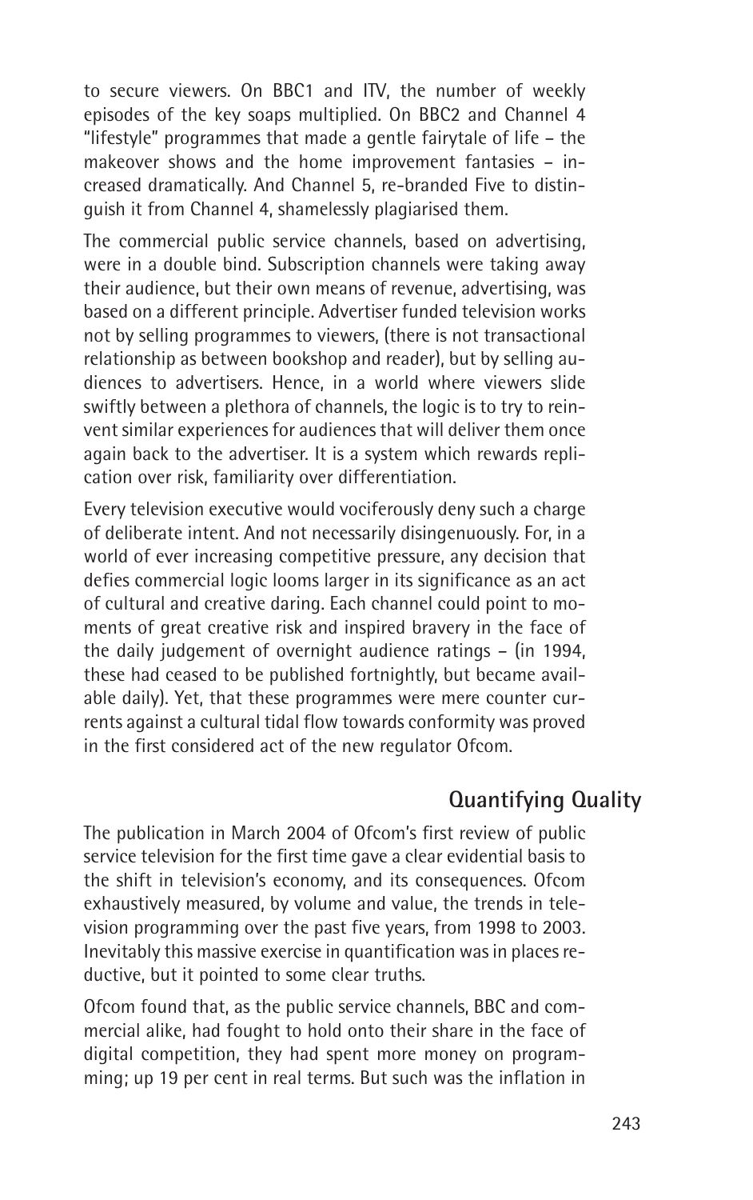to secure viewers. On BBC1 and ITV, the number of weekly episodes of the key soaps multiplied. On BBC2 and Channel 4 "lifestyle" programmes that made a gentle fairytale of life – the makeover shows and the home improvement fantasies – increased dramatically. And Channel 5, re-branded Five to distinguish it from Channel 4, shamelessly plagiarised them.

The commercial public service channels, based on advertising, were in a double bind. Subscription channels were taking away their audience, but their own means of revenue, advertising, was based on a different principle. Advertiser funded television works not by selling programmes to viewers, (there is not transactional relationship as between bookshop and reader), but by selling audiences to advertisers. Hence, in a world where viewers slide swiftly between a plethora of channels, the logic is to try to reinvent similar experiences for audiences that will deliver them once again back to the advertiser. It is a system which rewards replication over risk, familiarity over differentiation.

Every television executive would vociferously deny such a charge of deliberate intent. And not necessarily disingenuously. For, in a world of ever increasing competitive pressure, any decision that defies commercial logic looms larger in its significance as an act of cultural and creative daring. Each channel could point to moments of great creative risk and inspired bravery in the face of the daily judgement of overnight audience ratings – (in 1994, these had ceased to be published fortnightly, but became available daily). Yet, that these programmes were mere counter currents against a cultural tidal flow towards conformity was proved in the first considered act of the new regulator Ofcom.

## Quantifying Quality

The publication in March 2004 of Ofcom's first review of public service television for the first time gave a clear evidential basis to the shift in television's economy, and its consequences. Ofcom exhaustively measured, by volume and value, the trends in television programming over the past five years, from 1998 to 2003. Inevitably this massive exercise in quantification was in places reductive, but it pointed to some clear truths.

Ofcom found that, as the public service channels, BBC and commercial alike, had fought to hold onto their share in the face of digital competition, they had spent more money on programming; up 19 per cent in real terms. But such was the inflation in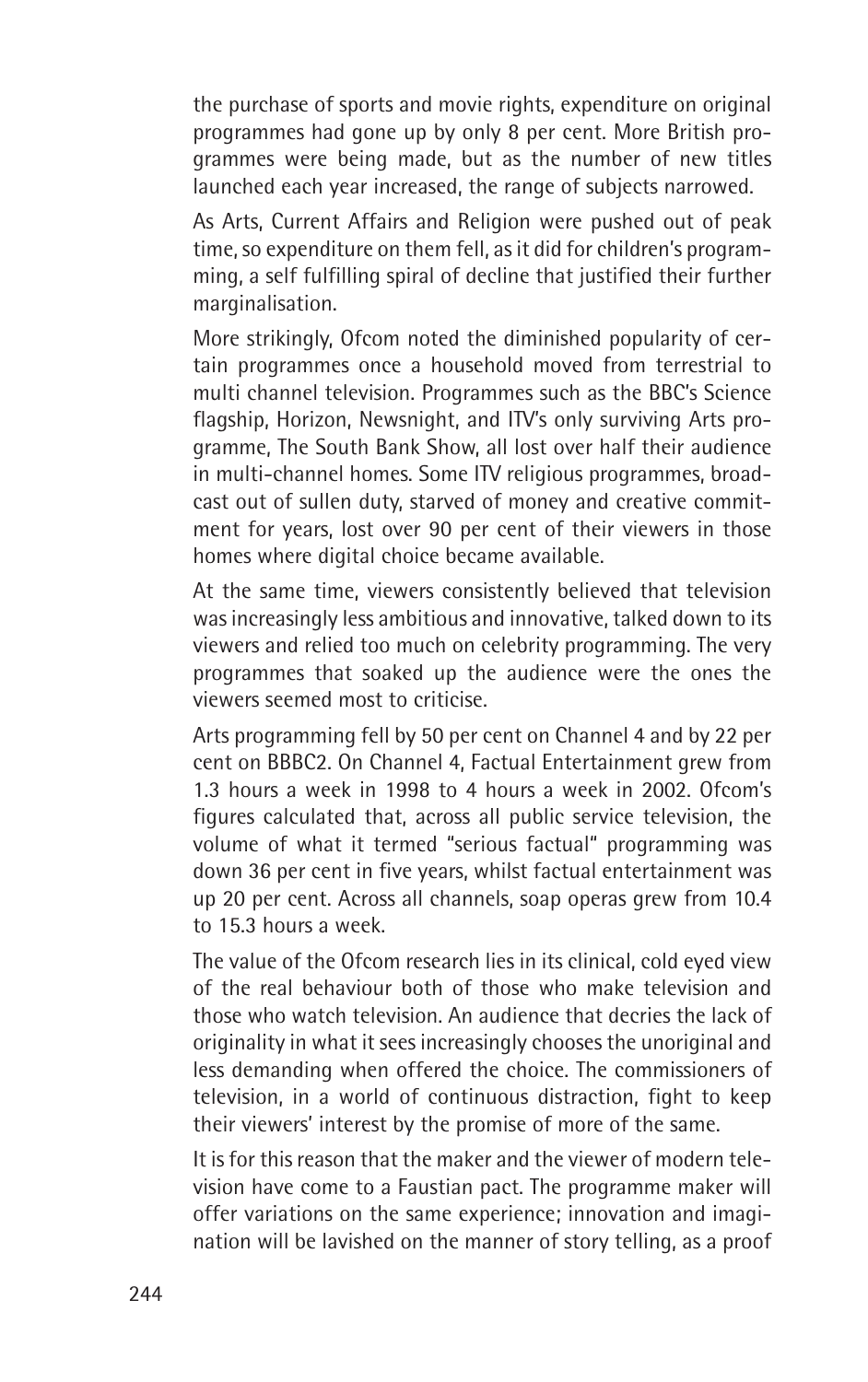the purchase of sports and movie rights, expenditure on original programmes had gone up by only 8 per cent. More British programmes were being made, but as the number of new titles launched each year increased, the range of subjects narrowed.

As Arts, Current Affairs and Religion were pushed out of peak time, so expenditure on them fell, as it did for children's programming, a self fulfilling spiral of decline that justified their further marginalisation.

More strikingly, Ofcom noted the diminished popularity of certain programmes once a household moved from terrestrial to multi channel television. Programmes such as the BBC's Science flagship, Horizon, Newsnight, and ITV's only surviving Arts programme, The South Bank Show, all lost over half their audience in multi-channel homes. Some ITV religious programmes, broadcast out of sullen duty, starved of money and creative commitment for years, lost over 90 per cent of their viewers in those homes where digital choice became available.

At the same time, viewers consistently believed that television was increasingly less ambitious and innovative, talked down to its viewers and relied too much on celebrity programming. The very programmes that soaked up the audience were the ones the viewers seemed most to criticise.

Arts programming fell by 50 per cent on Channel 4 and by 22 per cent on BBBC2. On Channel 4, Factual Entertainment grew from 1.3 hours a week in 1998 to 4 hours a week in 2002. Ofcom's figures calculated that, across all public service television, the volume of what it termed "serious factual" programming was down 36 per cent in five years, whilst factual entertainment was up 20 per cent. Across all channels, soap operas grew from 10.4 to 15.3 hours a week.

The value of the Ofcom research lies in its clinical, cold eyed view of the real behaviour both of those who make television and those who watch television. An audience that decries the lack of originality in what it sees increasingly chooses the unoriginal and less demanding when offered the choice. The commissioners of television, in a world of continuous distraction, fight to keep their viewers' interest by the promise of more of the same.

It is for this reason that the maker and the viewer of modern television have come to a Faustian pact. The programme maker will offer variations on the same experience; innovation and imagination will be lavished on the manner of story telling, as a proof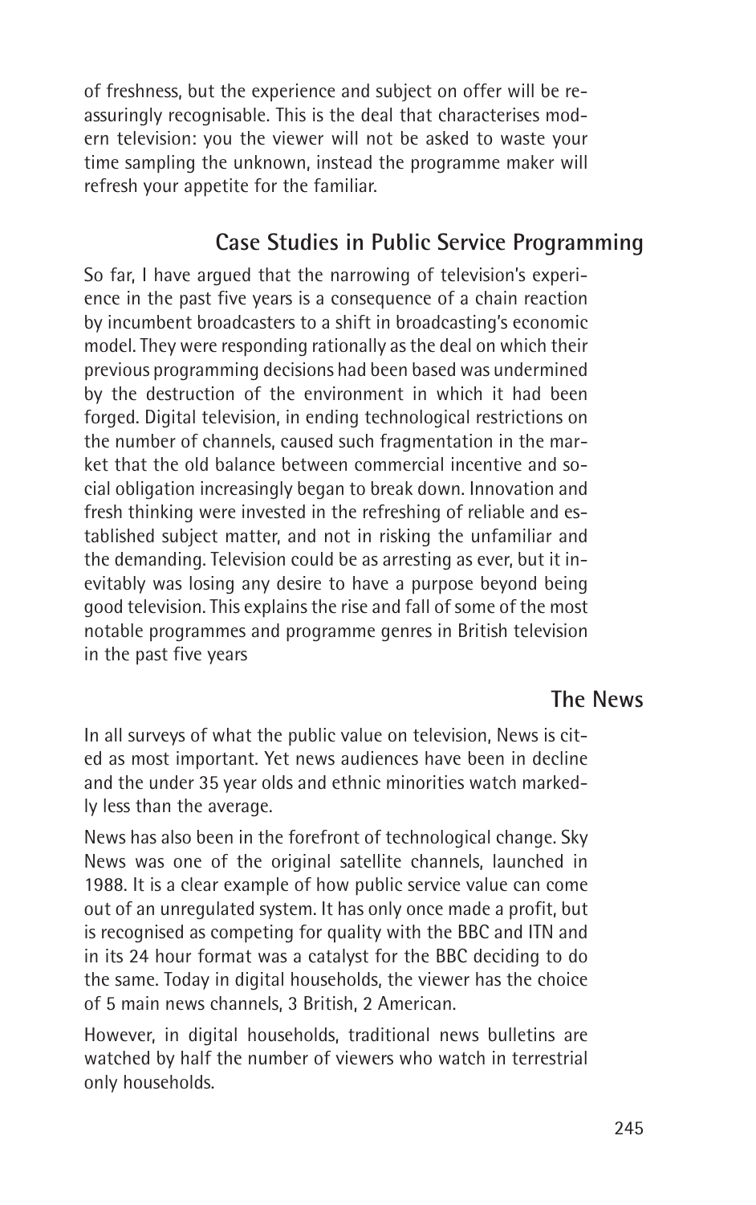of freshness, but the experience and subject on offer will be reassuringly recognisable. This is the deal that characterises modern television: you the viewer will not be asked to waste your time sampling the unknown, instead the programme maker will refresh your appetite for the familiar.

## Case Studies in Public Service Programming

So far, I have argued that the narrowing of television's experience in the past five years is a consequence of a chain reaction by incumbent broadcasters to a shift in broadcasting's economic model. They were responding rationally as the deal on which their previous programming decisions had been based was undermined by the destruction of the environment in which it had been forged. Digital television, in ending technological restrictions on the number of channels, caused such fragmentation in the market that the old balance between commercial incentive and social obligation increasingly began to break down. Innovation and fresh thinking were invested in the refreshing of reliable and established subject matter, and not in risking the unfamiliar and the demanding. Television could be as arresting as ever, but it inevitably was losing any desire to have a purpose beyond being good television. This explains the rise and fall of some of the most notable programmes and programme genres in British television in the past five years

### The News

In all surveys of what the public value on television, News is cited as most important. Yet news audiences have been in decline and the under 35 year olds and ethnic minorities watch markedly less than the average.

News has also been in the forefront of technological change. Sky News was one of the original satellite channels, launched in 1988. It is a clear example of how public service value can come out of an unregulated system. It has only once made a profit, but is recognised as competing for quality with the BBC and ITN and in its 24 hour format was a catalyst for the BBC deciding to do the same. Today in digital households, the viewer has the choice of 5 main news channels, 3 British, 2 American.

However, in digital households, traditional news bulletins are watched by half the number of viewers who watch in terrestrial only households.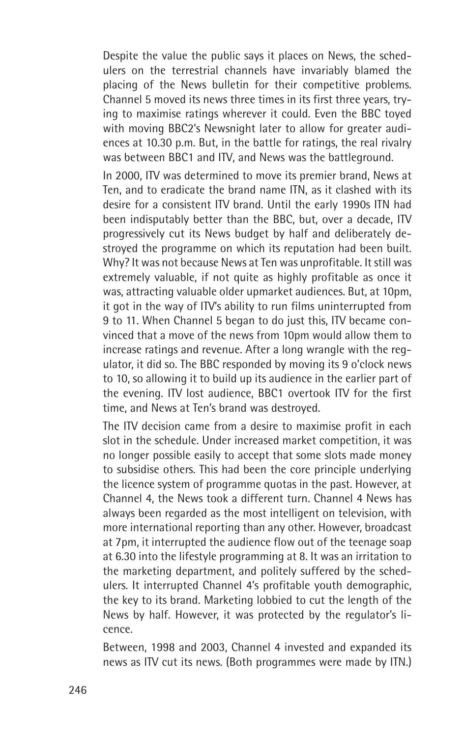Despite the value the public says it places on News, the schedulers on the terrestrial channels have invariably blamed the placing of the News bulletin for their competitive problems. Channel 5 moved its news three times in its first three years, trying to maximise ratings wherever it could. Even the BBC toyed with moving BBC2's Newsnight later to allow for greater audiences at 10.30 p.m. But, in the battle for ratings, the real rivalry was between BBC1 and ITV, and News was the battleground.

In 2000, ITV was determined to move its premier brand, News at Ten, and to eradicate the brand name ITN, as it clashed with its desire for a consistent ITV brand. Until the early 1990s ITN had been indisputably better than the BBC, but, over a decade, ITV progressively cut its News budget by half and deliberately destroyed the programme on which its reputation had been built. Why? It was not because News at Ten was unprofitable. It still was extremely valuable, if not quite as highly profitable as once it was, attracting valuable older upmarket audiences. But, at 10pm, it got in the way of ITV's ability to run films uninterrupted from 9 to 11. When Channel 5 began to do just this, ITV became convinced that a move of the news from 10pm would allow them to increase ratings and revenue. After a long wrangle with the regulator, it did so. The BBC responded by moving its 9 o'clock news to 10, so allowing it to build up its audience in the earlier part of the evening. ITV lost audience, BBC1 overtook ITV for the first time, and News at Ten's brand was destroyed.

The ITV decision came from a desire to maximise profit in each slot in the schedule. Under increased market competition, it was no longer possible easily to accept that some slots made money to subsidise others. This had been the core principle underlying the licence system of programme quotas in the past. However, at Channel 4, the News took a different turn. Channel 4 News has always been regarded as the most intelligent on television, with more international reporting than any other. However, broadcast at 7pm, it interrupted the audience flow out of the teenage soap at 6.30 into the lifestyle programming at 8. It was an irritation to the marketing department, and politely suffered by the schedulers. It interrupted Channel 4's profitable youth demographic, the key to its brand. Marketing lobbied to cut the length of the News by half. However, it was protected by the regulator's licence.

Between, 1998 and 2003, Channel 4 invested and expanded its news as ITV cut its news. (Both programmes were made by ITN.)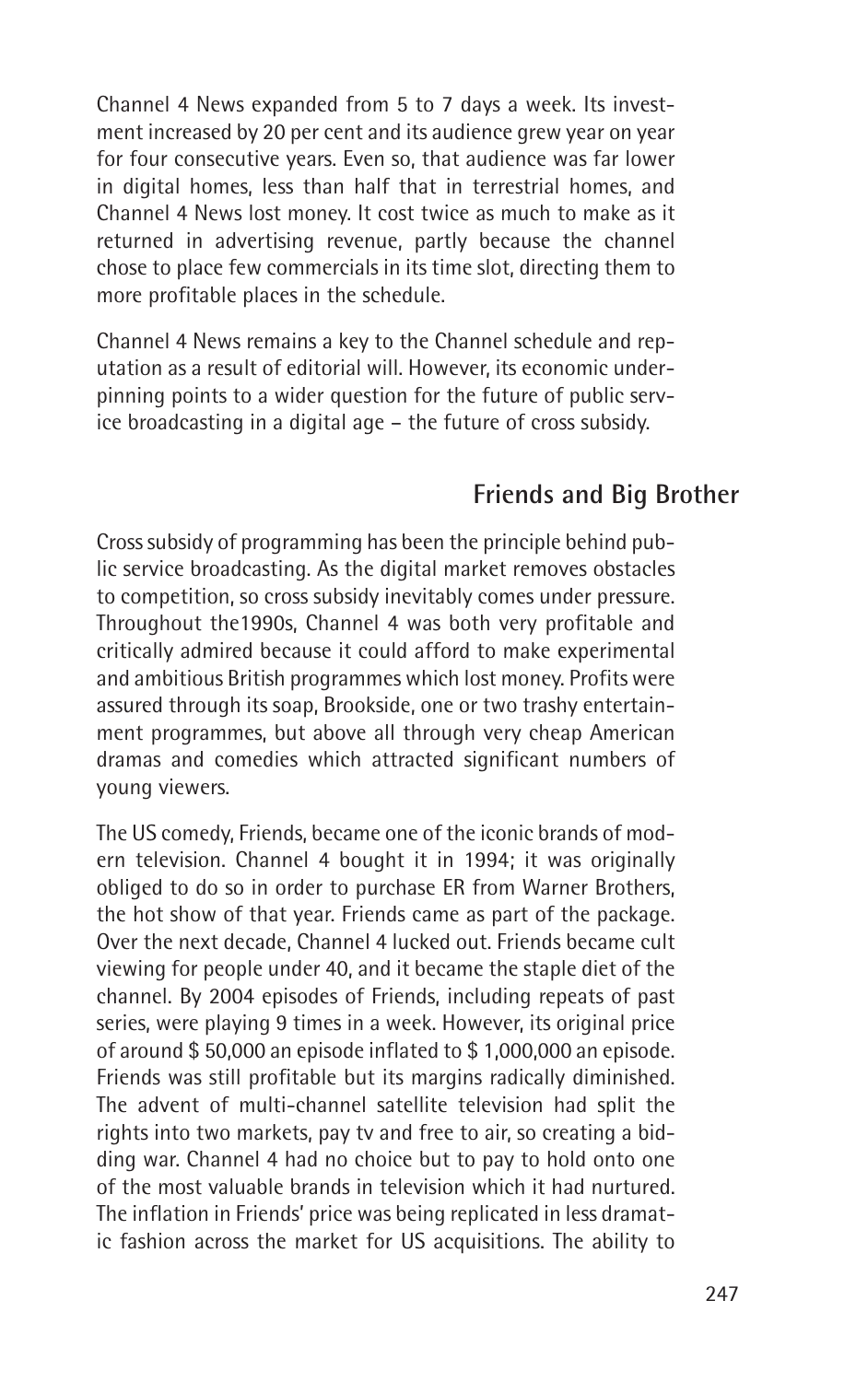Channel 4 News expanded from 5 to 7 days a week. Its investment increased by 20 per cent and its audience grew year on year for four consecutive years. Even so, that audience was far lower in digital homes, less than half that in terrestrial homes, and Channel 4 News lost money. It cost twice as much to make as it returned in advertising revenue, partly because the channel chose to place few commercials in its time slot, directing them to more profitable places in the schedule.

Channel 4 News remains a key to the Channel schedule and reputation as a result of editorial will. However, its economic underpinning points to a wider question for the future of public service broadcasting in a digital age – the future of cross subsidy.

## Friends and Big Brother

Cross subsidy of programming has been the principle behind public service broadcasting. As the digital market removes obstacles to competition, so cross subsidy inevitably comes under pressure. Throughout the1990s, Channel 4 was both very profitable and critically admired because it could afford to make experimental and ambitious British programmes which lost money. Profits were assured through its soap, Brookside, one or two trashy entertainment programmes, but above all through very cheap American dramas and comedies which attracted significant numbers of young viewers.

The US comedy, Friends, became one of the iconic brands of modern television. Channel 4 bought it in 1994; it was originally obliged to do so in order to purchase ER from Warner Brothers, the hot show of that year. Friends came as part of the package. Over the next decade, Channel 4 lucked out. Friends became cult viewing for people under 40, and it became the staple diet of the channel. By 2004 episodes of Friends, including repeats of past series, were playing 9 times in a week. However, its original price of around $ 50,000 an episode inflated to $ 1,000,000 an episode. Friends was still profitable but its margins radically diminished. The advent of multi-channel satellite television had split the rights into two markets, pay tv and free to air, so creating a bidding war. Channel 4 had no choice but to pay to hold onto one of the most valuable brands in television which it had nurtured. The inflation in Friends' price was being replicated in less dramatic fashion across the market for US acquisitions. The ability to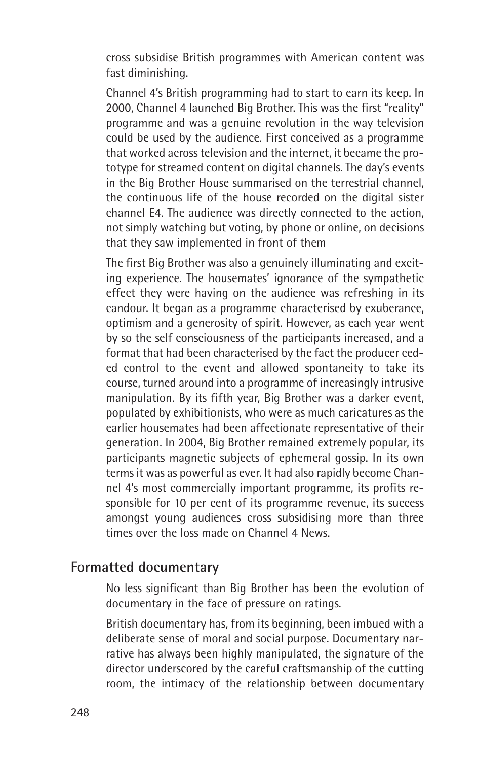cross subsidise British programmes with American content was fast diminishing.

Channel 4's British programming had to start to earn its keep. In 2000, Channel 4 launched Big Brother. This was the first "reality" programme and was a genuine revolution in the way television could be used by the audience. First conceived as a programme that worked across television and the internet, it became the prototype for streamed content on digital channels. The day's events in the Big Brother House summarised on the terrestrial channel, the continuous life of the house recorded on the digital sister channel E4. The audience was directly connected to the action, not simply watching but voting, by phone or online, on decisions that they saw implemented in front of them

The first Big Brother was also a genuinely illuminating and exciting experience. The housemates' ignorance of the sympathetic effect they were having on the audience was refreshing in its candour. It began as a programme characterised by exuberance, optimism and a generosity of spirit. However, as each year went by so the self consciousness of the participants increased, and a format that had been characterised by the fact the producer ceded control to the event and allowed spontaneity to take its course, turned around into a programme of increasingly intrusive manipulation. By its fifth year, Big Brother was a darker event, populated by exhibitionists, who were as much caricatures as the earlier housemates had been affectionate representative of their generation. In 2004, Big Brother remained extremely popular, its participants magnetic subjects of ephemeral gossip. In its own terms it was as powerful as ever. It had also rapidly become Channel 4's most commercially important programme, its profits responsible for 10 per cent of its programme revenue, its success amongst young audiences cross subsidising more than three times over the loss made on Channel 4 News.

## Formatted documentary

No less significant than Big Brother has been the evolution of documentary in the face of pressure on ratings.

British documentary has, from its beginning, been imbued with a deliberate sense of moral and social purpose. Documentary narrative has always been highly manipulated, the signature of the director underscored by the careful craftsmanship of the cutting room, the intimacy of the relationship between documentary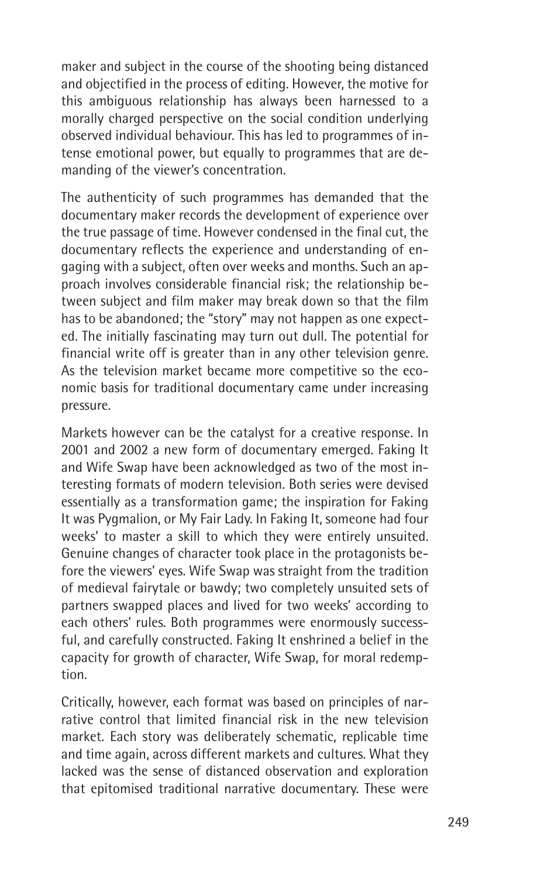maker and subject in the course of the shooting being distanced and objectified in the process of editing. However, the motive for this ambiguous relationship has always been harnessed to a morally charged perspective on the social condition underlying observed individual behaviour. This has led to programmes of intense emotional power, but equally to programmes that are demanding of the viewer's concentration.

The authenticity of such programmes has demanded that the documentary maker records the development of experience over the true passage of time. However condensed in the final cut, the documentary reflects the experience and understanding of engaging with a subject, often over weeks and months. Such an approach involves considerable financial risk; the relationship between subject and film maker may break down so that the film has to be abandoned; the "story" may not happen as one expected. The initially fascinating may turn out dull. The potential for financial write off is greater than in any other television genre. As the television market became more competitive so the economic basis for traditional documentary came under increasing pressure.

Markets however can be the catalyst for a creative response. In 2001 and 2002 a new form of documentary emerged. Faking It and Wife Swap have been acknowledged as two of the most interesting formats of modern television. Both series were devised essentially as a transformation game; the inspiration for Faking It was Pygmalion, or My Fair Lady. In Faking It, someone had four weeks' to master a skill to which they were entirely unsuited. Genuine changes of character took place in the protagonists before the viewers' eyes. Wife Swap was straight from the tradition of medieval fairytale or bawdy; two completely unsuited sets of partners swapped places and lived for two weeks' according to each others' rules. Both programmes were enormously successful, and carefully constructed. Faking It enshrined a belief in the capacity for growth of character, Wife Swap, for moral redemption.

Critically, however, each format was based on principles of narrative control that limited financial risk in the new television market. Each story was deliberately schematic, replicable time and time again, across different markets and cultures. What they lacked was the sense of distanced observation and exploration that epitomised traditional narrative documentary. These were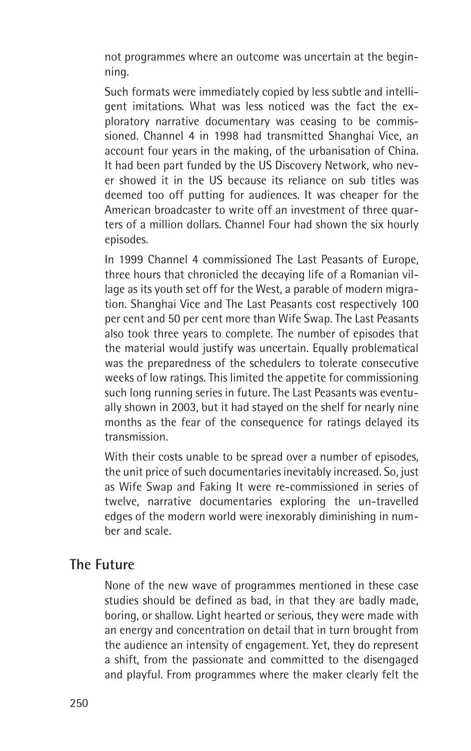not programmes where an outcome was uncertain at the beginning.

Such formats were immediately copied by less subtle and intelligent imitations. What was less noticed was the fact the exploratory narrative documentary was ceasing to be commissioned. Channel 4 in 1998 had transmitted Shanghai Vice, an account four years in the making, of the urbanisation of China. It had been part funded by the US Discovery Network, who never showed it in the US because its reliance on sub titles was deemed too off putting for audiences. It was cheaper for the American broadcaster to write off an investment of three quarters of a million dollars. Channel Four had shown the six hourly episodes.

In 1999 Channel 4 commissioned The Last Peasants of Europe, three hours that chronicled the decaying life of a Romanian village as its youth set off for the West, a parable of modern migration. Shanghai Vice and The Last Peasants cost respectively 100 per cent and 50 per cent more than Wife Swap. The Last Peasants also took three years to complete. The number of episodes that the material would justify was uncertain. Equally problematical was the preparedness of the schedulers to tolerate consecutive weeks of low ratings. This limited the appetite for commissioning such long running series in future. The Last Peasants was eventually shown in 2003, but it had stayed on the shelf for nearly nine months as the fear of the consequence for ratings delayed its transmission.

With their costs unable to be spread over a number of episodes, the unit price of such documentaries inevitably increased. So, just as Wife Swap and Faking It were re-commissioned in series of twelve, narrative documentaries exploring the un-travelled edges of the modern world were inexorably diminishing in number and scale.

## The Future

None of the new wave of programmes mentioned in these case studies should be defined as bad, in that they are badly made, boring, or shallow. Light hearted or serious, they were made with an energy and concentration on detail that in turn brought from the audience an intensity of engagement. Yet, they do represent a shift, from the passionate and committed to the disengaged and playful. From programmes where the maker clearly felt the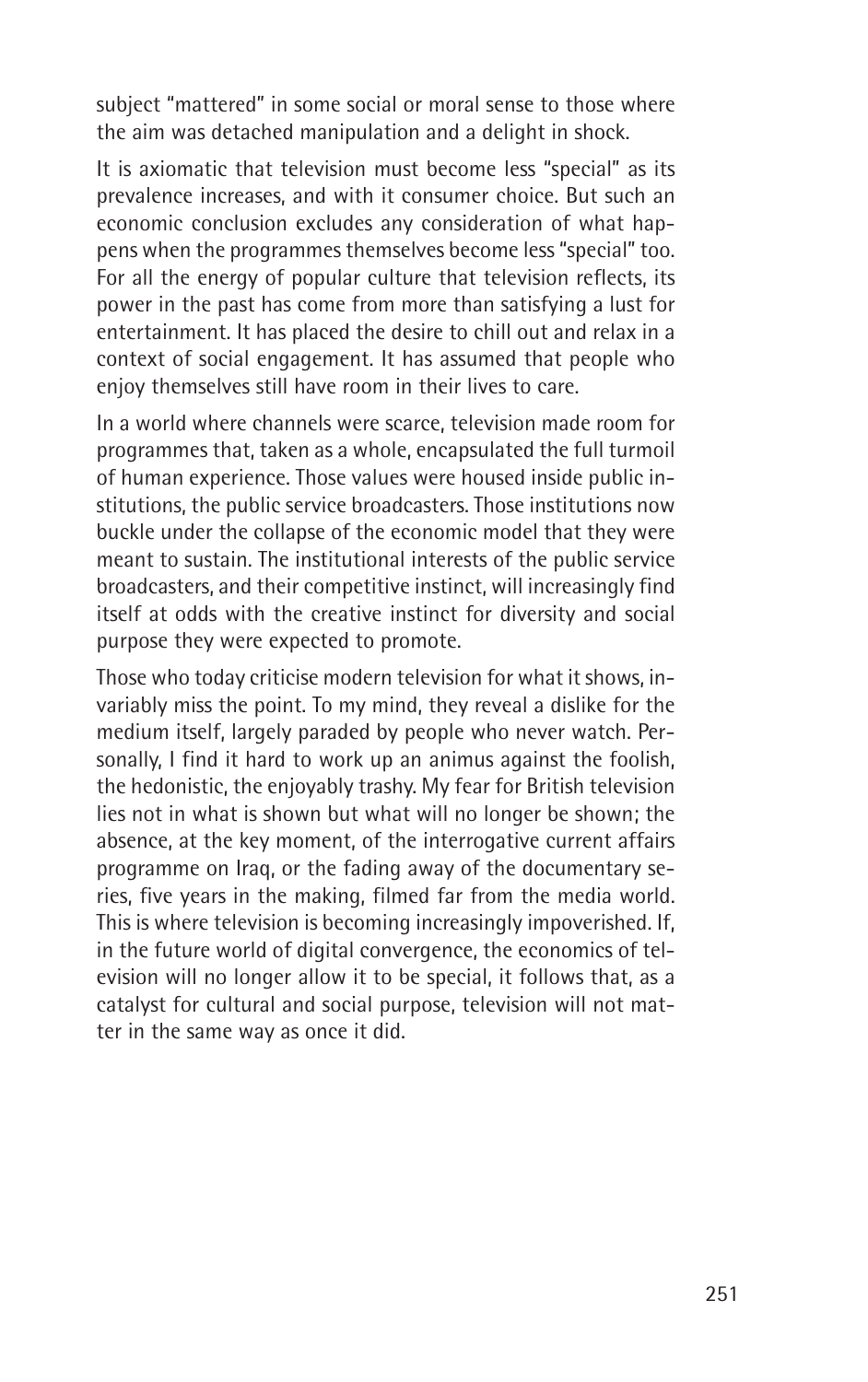subject "mattered" in some social or moral sense to those where the aim was detached manipulation and a delight in shock.

It is axiomatic that television must become less "special" as its prevalence increases, and with it consumer choice. But such an economic conclusion excludes any consideration of what happens when the programmes themselves become less "special" too. For all the energy of popular culture that television reflects, its power in the past has come from more than satisfying a lust for entertainment. It has placed the desire to chill out and relax in a context of social engagement. It has assumed that people who enjoy themselves still have room in their lives to care.

In a world where channels were scarce, television made room for programmes that, taken as a whole, encapsulated the full turmoil of human experience. Those values were housed inside public institutions, the public service broadcasters. Those institutions now buckle under the collapse of the economic model that they were meant to sustain. The institutional interests of the public service broadcasters, and their competitive instinct, will increasingly find itself at odds with the creative instinct for diversity and social purpose they were expected to promote.

Those who today criticise modern television for what it shows, invariably miss the point. To my mind, they reveal a dislike for the medium itself, largely paraded by people who never watch. Personally, I find it hard to work up an animus against the foolish, the hedonistic, the enjoyably trashy. My fear for British television lies not in what is shown but what will no longer be shown; the absence, at the key moment, of the interrogative current affairs programme on Iraq, or the fading away of the documentary series, five years in the making, filmed far from the media world. This is where television is becoming increasingly impoverished. If, in the future world of digital convergence, the economics of television will no longer allow it to be special, it follows that, as a catalyst for cultural and social purpose, television will not matter in the same way as once it did.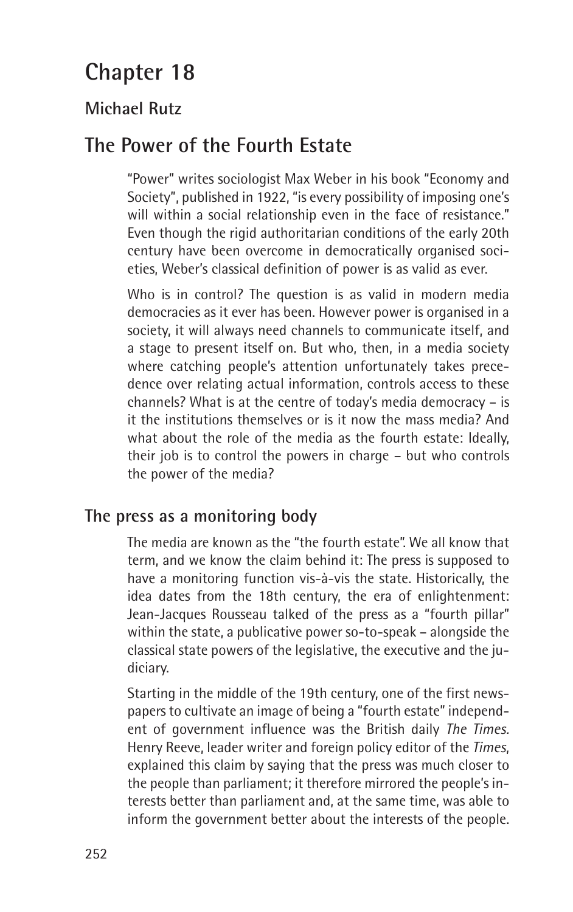# Chapter 18

## Michael Rutz

# The Power of the Fourth Estate

"Power" writes sociologist Max Weber in his book "Economy and Society", published in 1922, "is every possibility of imposing one's will within a social relationship even in the face of resistance." Even though the rigid authoritarian conditions of the early 20th century have been overcome in democratically organised societies, Weber's classical definition of power is as valid as ever.

Who is in control? The question is as valid in modern media democracies as it ever has been. However power is organised in a society, it will always need channels to communicate itself, and a stage to present itself on. But who, then, in a media society where catching people's attention unfortunately takes precedence over relating actual information, controls access to these channels? What is at the centre of today's media democracy – is it the institutions themselves or is it now the mass media? And what about the role of the media as the fourth estate: Ideally, their job is to control the powers in charge – but who controls the power of the media?

## The press as a monitoring body

The media are known as the "the fourth estate". We all know that term, and we know the claim behind it: The press is supposed to have a monitoring function vis-à-vis the state. Historically, the idea dates from the 18th century, the era of enlightenment: Jean-Jacques Rousseau talked of the press as a "fourth pillar" within the state, a publicative power so-to-speak – alongside the classical state powers of the legislative, the executive and the judiciary.

Starting in the middle of the 19th century, one of the first newspapers to cultivate an image of being a "fourth estate" independent of government influence was the British daily *The Times.* Henry Reeve, leader writer and foreign policy editor of the *Times*, explained this claim by saying that the press was much closer to the people than parliament; it therefore mirrored the people's interests better than parliament and, at the same time, was able to inform the government better about the interests of the people.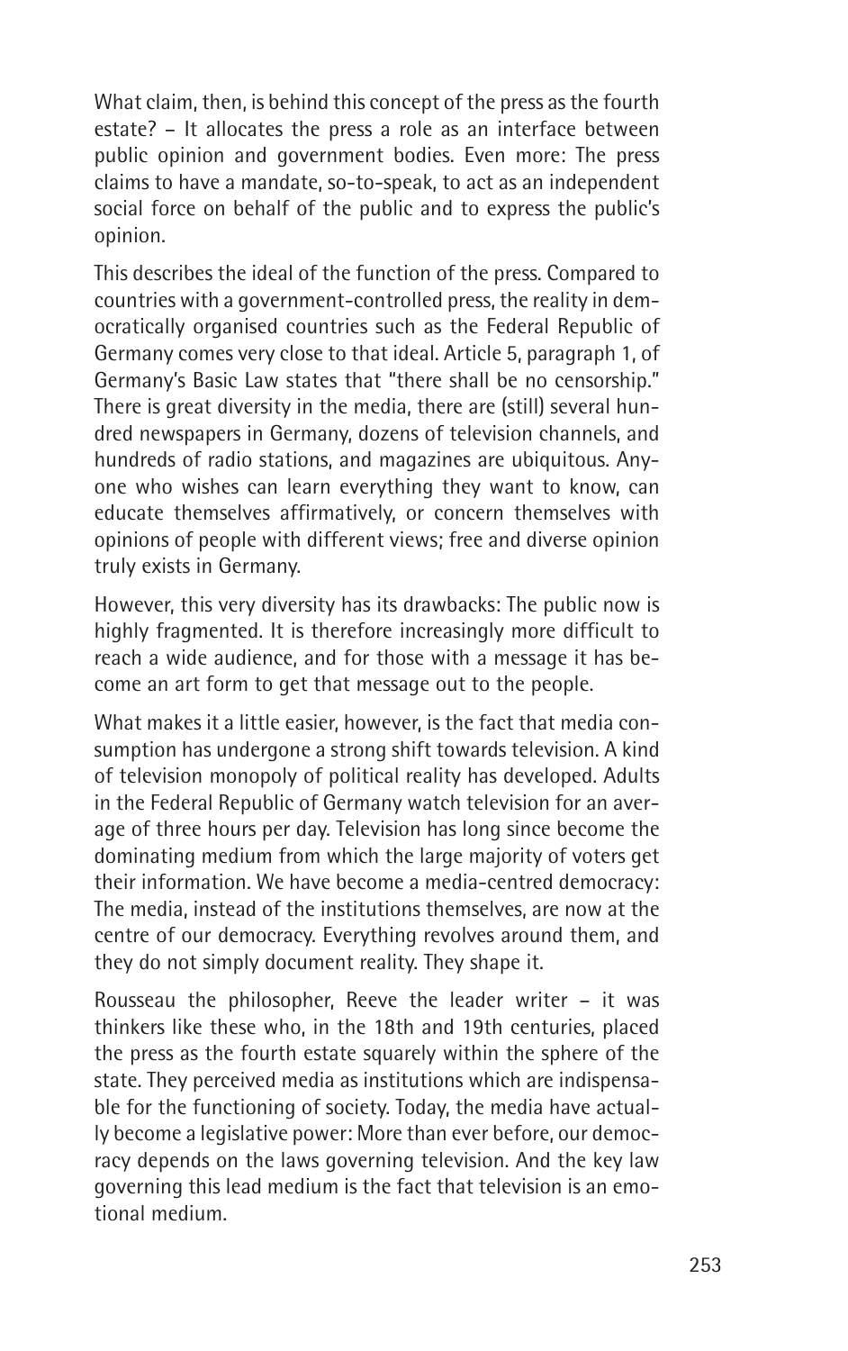What claim, then, is behind this concept of the press as the fourth estate? – It allocates the press a role as an interface between public opinion and government bodies. Even more: The press claims to have a mandate, so-to-speak, to act as an independent social force on behalf of the public and to express the public's opinion.

This describes the ideal of the function of the press. Compared to countries with a government-controlled press, the reality in democratically organised countries such as the Federal Republic of Germany comes very close to that ideal. Article 5, paragraph 1, of Germany's Basic Law states that "there shall be no censorship." There is great diversity in the media, there are (still) several hundred newspapers in Germany, dozens of television channels, and hundreds of radio stations, and magazines are ubiquitous. Anyone who wishes can learn everything they want to know, can educate themselves affirmatively, or concern themselves with opinions of people with different views; free and diverse opinion truly exists in Germany.

However, this very diversity has its drawbacks: The public now is highly fragmented. It is therefore increasingly more difficult to reach a wide audience, and for those with a message it has become an art form to get that message out to the people.

What makes it a little easier, however, is the fact that media consumption has undergone a strong shift towards television. A kind of television monopoly of political reality has developed. Adults in the Federal Republic of Germany watch television for an average of three hours per day. Television has long since become the dominating medium from which the large majority of voters get their information. We have become a media-centred democracy: The media, instead of the institutions themselves, are now at the centre of our democracy. Everything revolves around them, and they do not simply document reality. They shape it.

Rousseau the philosopher, Reeve the leader writer – it was thinkers like these who, in the 18th and 19th centuries, placed the press as the fourth estate squarely within the sphere of the state. They perceived media as institutions which are indispensable for the functioning of society. Today, the media have actually become a legislative power: More than ever before, our democracy depends on the laws governing television. And the key law governing this lead medium is the fact that television is an emotional medium.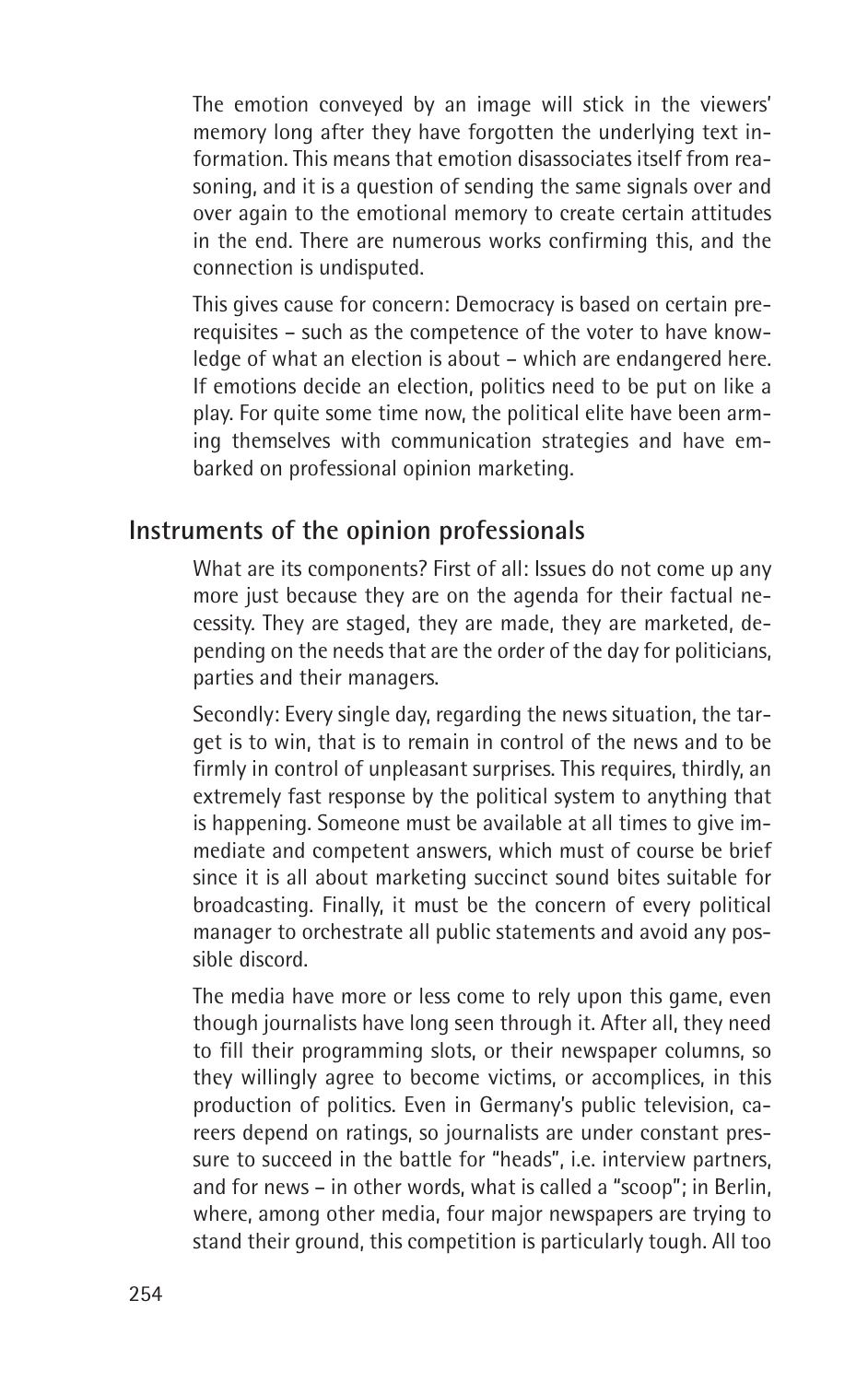The emotion conveyed by an image will stick in the viewers' memory long after they have forgotten the underlying text information. This means that emotion disassociates itself from reasoning, and it is a question of sending the same signals over and over again to the emotional memory to create certain attitudes in the end. There are numerous works confirming this, and the connection is undisputed.

This gives cause for concern: Democracy is based on certain prerequisites – such as the competence of the voter to have knowledge of what an election is about – which are endangered here. If emotions decide an election, politics need to be put on like a play. For quite some time now, the political elite have been arming themselves with communication strategies and have embarked on professional opinion marketing.

## Instruments of the opinion professionals

What are its components? First of all: Issues do not come up any more just because they are on the agenda for their factual necessity. They are staged, they are made, they are marketed, depending on the needs that are the order of the day for politicians, parties and their managers.

Secondly: Every single day, regarding the news situation, the target is to win, that is to remain in control of the news and to be firmly in control of unpleasant surprises. This requires, thirdly, an extremely fast response by the political system to anything that is happening. Someone must be available at all times to give immediate and competent answers, which must of course be brief since it is all about marketing succinct sound bites suitable for broadcasting. Finally, it must be the concern of every political manager to orchestrate all public statements and avoid any possible discord.

The media have more or less come to rely upon this game, even though journalists have long seen through it. After all, they need to fill their programming slots, or their newspaper columns, so they willingly agree to become victims, or accomplices, in this production of politics. Even in Germany's public television, careers depend on ratings, so journalists are under constant pressure to succeed in the battle for "heads", i.e. interview partners, and for news – in other words, what is called a "scoop"; in Berlin, where, among other media, four major newspapers are trying to stand their ground, this competition is particularly tough. All too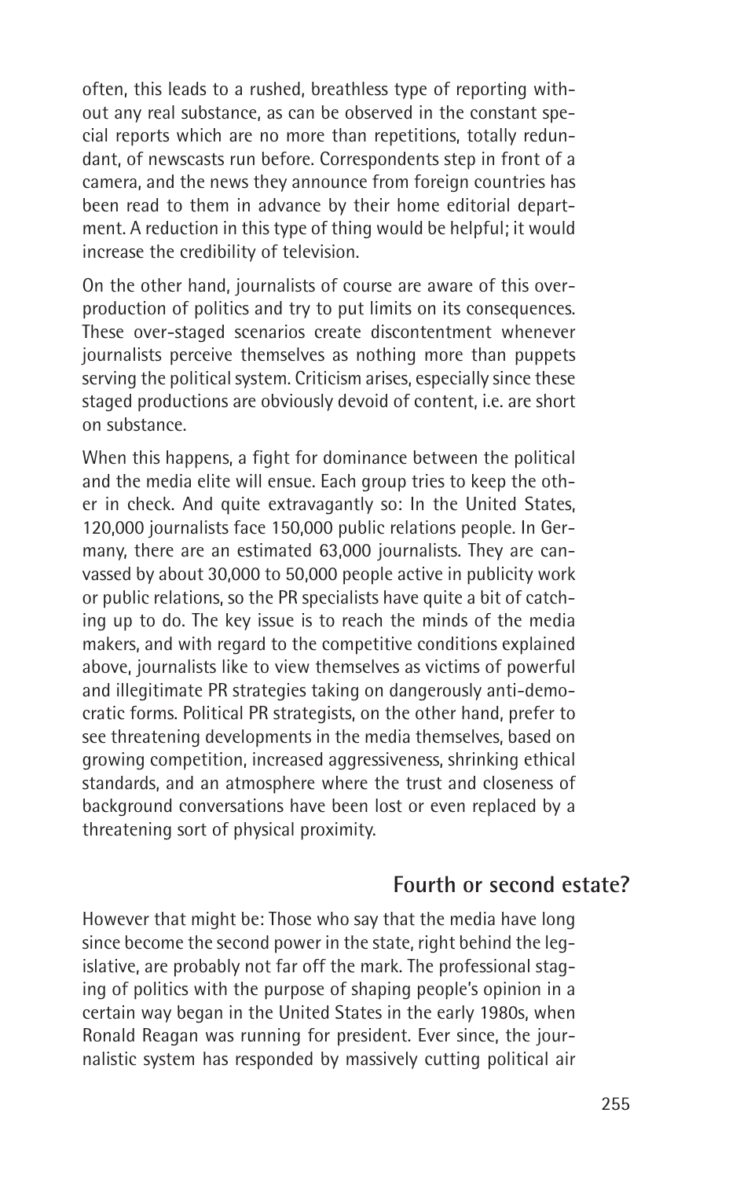often, this leads to a rushed, breathless type of reporting without any real substance, as can be observed in the constant special reports which are no more than repetitions, totally redundant, of newscasts run before. Correspondents step in front of a camera, and the news they announce from foreign countries has been read to them in advance by their home editorial department. A reduction in this type of thing would be helpful; it would increase the credibility of television.

On the other hand, journalists of course are aware of this overproduction of politics and try to put limits on its consequences. These over-staged scenarios create discontentment whenever journalists perceive themselves as nothing more than puppets serving the political system. Criticism arises, especially since these staged productions are obviously devoid of content, i.e. are short on substance.

When this happens, a fight for dominance between the political and the media elite will ensue. Each group tries to keep the other in check. And quite extravagantly so: In the United States, 120,000 journalists face 150,000 public relations people. In Germany, there are an estimated 63,000 journalists. They are canvassed by about 30,000 to 50,000 people active in publicity work or public relations, so the PR specialists have quite a bit of catching up to do. The key issue is to reach the minds of the media makers, and with regard to the competitive conditions explained above, journalists like to view themselves as victims of powerful and illegitimate PR strategies taking on dangerously anti-democratic forms. Political PR strategists, on the other hand, prefer to see threatening developments in the media themselves, based on growing competition, increased aggressiveness, shrinking ethical standards, and an atmosphere where the trust and closeness of background conversations have been lost or even replaced by a threatening sort of physical proximity.

## Fourth or second estate?

However that might be: Those who say that the media have long since become the second power in the state, right behind the legislative, are probably not far off the mark. The professional staging of politics with the purpose of shaping people's opinion in a certain way began in the United States in the early 1980s, when Ronald Reagan was running for president. Ever since, the journalistic system has responded by massively cutting political air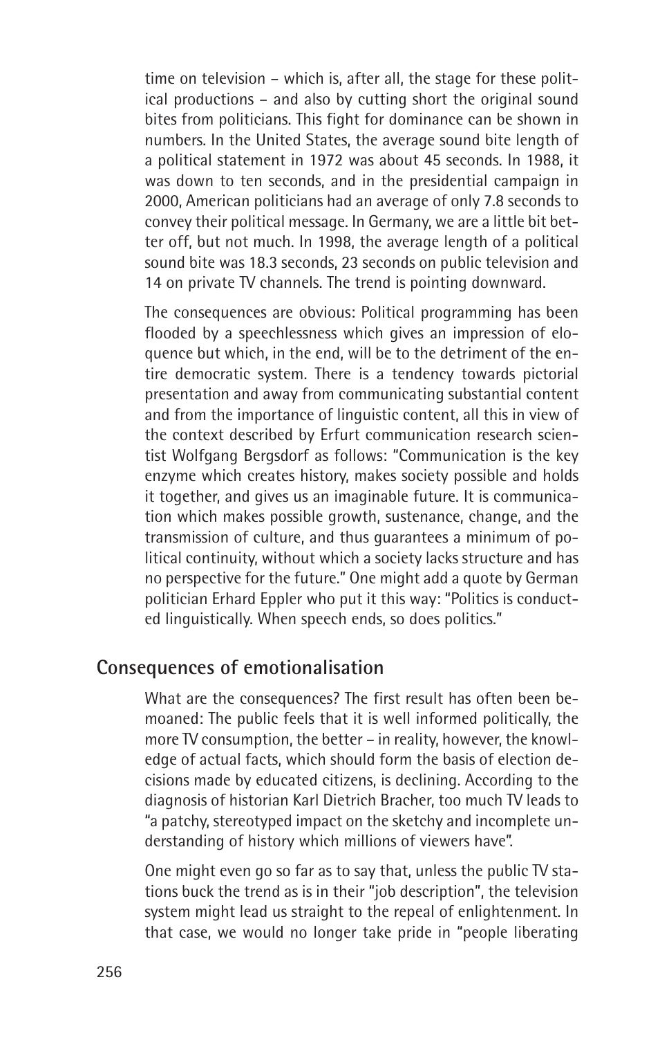time on television – which is, after all, the stage for these political productions – and also by cutting short the original sound bites from politicians. This fight for dominance can be shown in numbers. In the United States, the average sound bite length of a political statement in 1972 was about 45 seconds. In 1988, it was down to ten seconds, and in the presidential campaign in 2000, American politicians had an average of only 7.8 seconds to convey their political message. In Germany, we are a little bit better off, but not much. In 1998, the average length of a political sound bite was 18.3 seconds, 23 seconds on public television and 14 on private TV channels. The trend is pointing downward.

The consequences are obvious: Political programming has been flooded by a speechlessness which gives an impression of eloquence but which, in the end, will be to the detriment of the entire democratic system. There is a tendency towards pictorial presentation and away from communicating substantial content and from the importance of linguistic content, all this in view of the context described by Erfurt communication research scientist Wolfgang Bergsdorf as follows: "Communication is the key enzyme which creates history, makes society possible and holds it together, and gives us an imaginable future. It is communication which makes possible growth, sustenance, change, and the transmission of culture, and thus guarantees a minimum of political continuity, without which a society lacks structure and has no perspective for the future." One might add a quote by German politician Erhard Eppler who put it this way: "Politics is conducted linguistically. When speech ends, so does politics."

## Consequences of emotionalisation

What are the consequences? The first result has often been bemoaned: The public feels that it is well informed politically, the more TV consumption, the better – in reality, however, the knowledge of actual facts, which should form the basis of election decisions made by educated citizens, is declining. According to the diagnosis of historian Karl Dietrich Bracher, too much TV leads to "a patchy, stereotyped impact on the sketchy and incomplete understanding of history which millions of viewers have".

One might even go so far as to say that, unless the public TV stations buck the trend as is in their "job description", the television system might lead us straight to the repeal of enlightenment. In that case, we would no longer take pride in "people liberating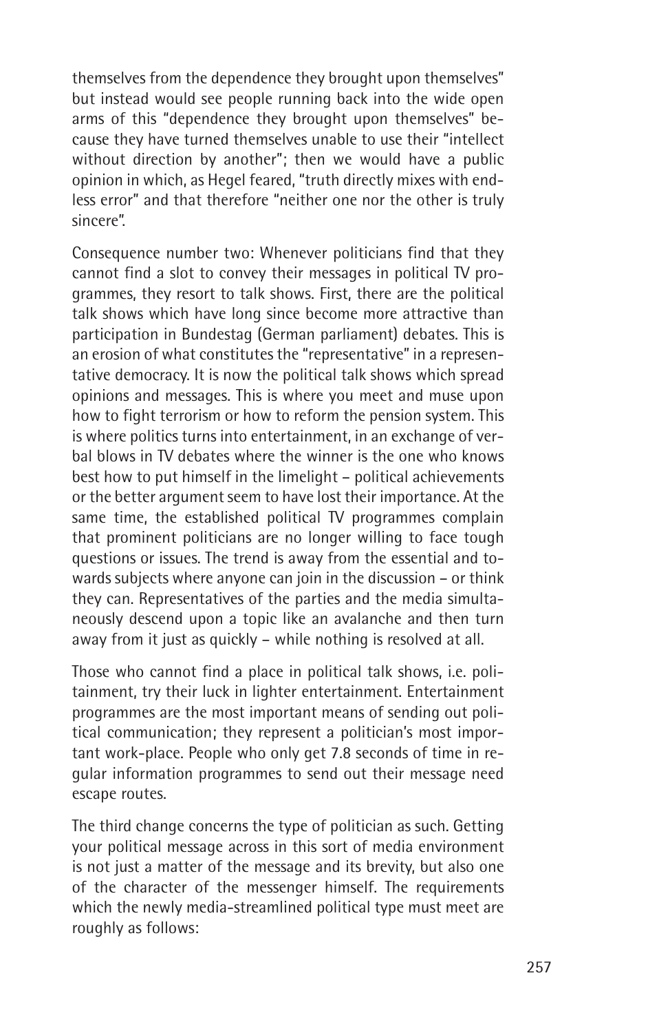themselves from the dependence they brought upon themselves" but instead would see people running back into the wide open arms of this "dependence they brought upon themselves" because they have turned themselves unable to use their "intellect without direction by another"; then we would have a public opinion in which, as Hegel feared, "truth directly mixes with endless error" and that therefore "neither one nor the other is truly sincere".

Consequence number two: Whenever politicians find that they cannot find a slot to convey their messages in political TV programmes, they resort to talk shows. First, there are the political talk shows which have long since become more attractive than participation in Bundestag (German parliament) debates. This is an erosion of what constitutes the "representative" in a representative democracy. It is now the political talk shows which spread opinions and messages. This is where you meet and muse upon how to fight terrorism or how to reform the pension system. This is where politics turns into entertainment, in an exchange of verbal blows in TV debates where the winner is the one who knows best how to put himself in the limelight – political achievements or the better argument seem to have lost their importance. At the same time, the established political TV programmes complain that prominent politicians are no longer willing to face tough questions or issues. The trend is away from the essential and towards subjects where anyone can join in the discussion – or think they can. Representatives of the parties and the media simultaneously descend upon a topic like an avalanche and then turn away from it just as quickly – while nothing is resolved at all.

Those who cannot find a place in political talk shows, i.e. politainment, try their luck in lighter entertainment. Entertainment programmes are the most important means of sending out political communication; they represent a politician's most important work-place. People who only get 7.8 seconds of time in regular information programmes to send out their message need escape routes.

The third change concerns the type of politician as such. Getting your political message across in this sort of media environment is not just a matter of the message and its brevity, but also one of the character of the messenger himself. The requirements which the newly media-streamlined political type must meet are roughly as follows: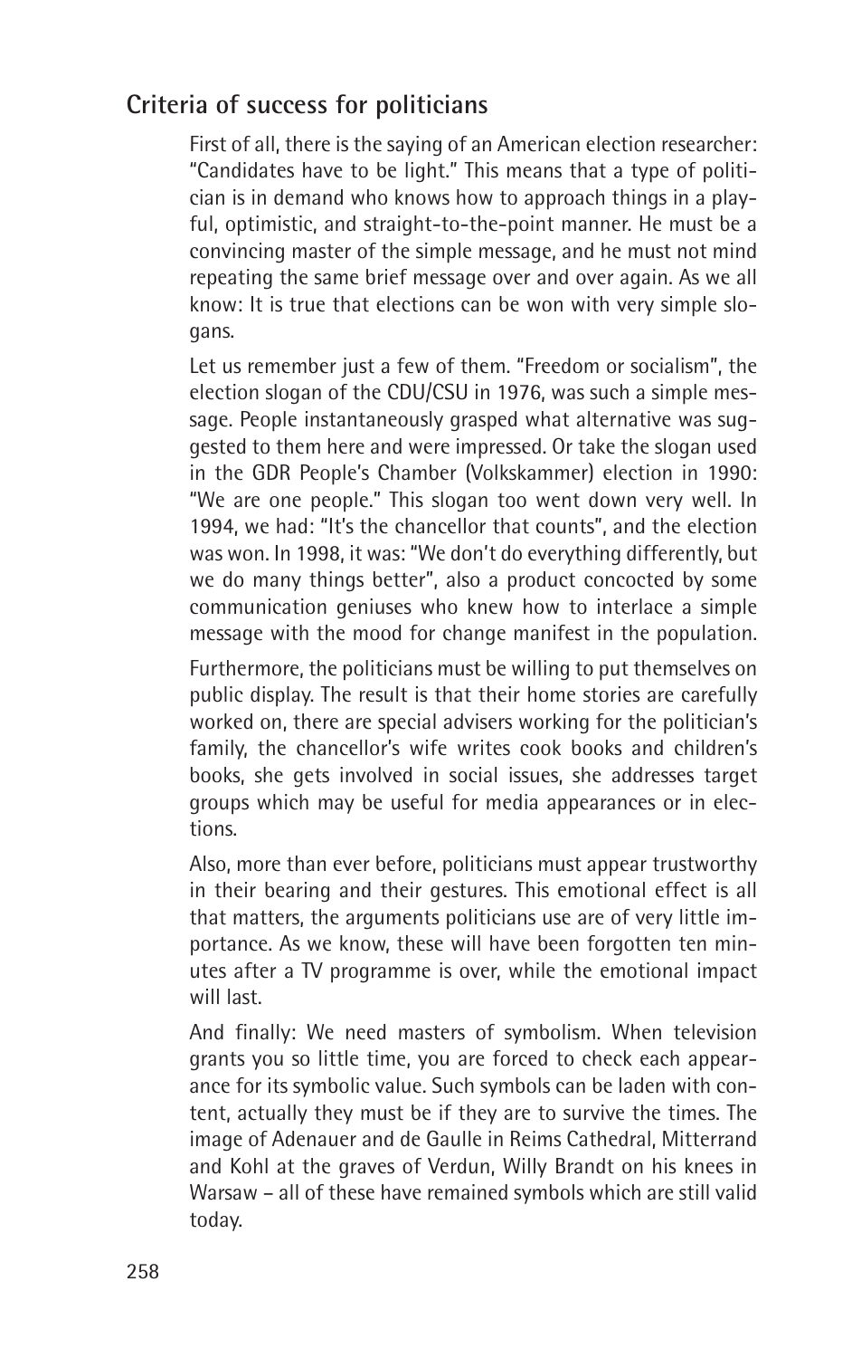## Criteria of success for politicians

First of all, there is the saying of an American election researcher: "Candidates have to be light." This means that a type of politician is in demand who knows how to approach things in a playful, optimistic, and straight-to-the-point manner. He must be a convincing master of the simple message, and he must not mind repeating the same brief message over and over again. As we all know: It is true that elections can be won with very simple slogans.

Let us remember just a few of them. "Freedom or socialism", the election slogan of the CDU/CSU in 1976, was such a simple message. People instantaneously grasped what alternative was suggested to them here and were impressed. Or take the slogan used in the GDR People's Chamber (Volkskammer) election in 1990: "We are one people." This slogan too went down very well. In 1994, we had: "It's the chancellor that counts", and the election was won. In 1998, it was: "We don't do everything differently, but we do many things better", also a product concocted by some communication geniuses who knew how to interlace a simple message with the mood for change manifest in the population.

Furthermore, the politicians must be willing to put themselves on public display. The result is that their home stories are carefully worked on, there are special advisers working for the politician's family, the chancellor's wife writes cook books and children's books, she gets involved in social issues, she addresses target groups which may be useful for media appearances or in elections.

Also, more than ever before, politicians must appear trustworthy in their bearing and their gestures. This emotional effect is all that matters, the arguments politicians use are of very little importance. As we know, these will have been forgotten ten minutes after a TV programme is over, while the emotional impact will last.

And finally: We need masters of symbolism. When television grants you so little time, you are forced to check each appearance for its symbolic value. Such symbols can be laden with content, actually they must be if they are to survive the times. The image of Adenauer and de Gaulle in Reims Cathedral, Mitterrand and Kohl at the graves of Verdun, Willy Brandt on his knees in Warsaw – all of these have remained symbols which are still valid today.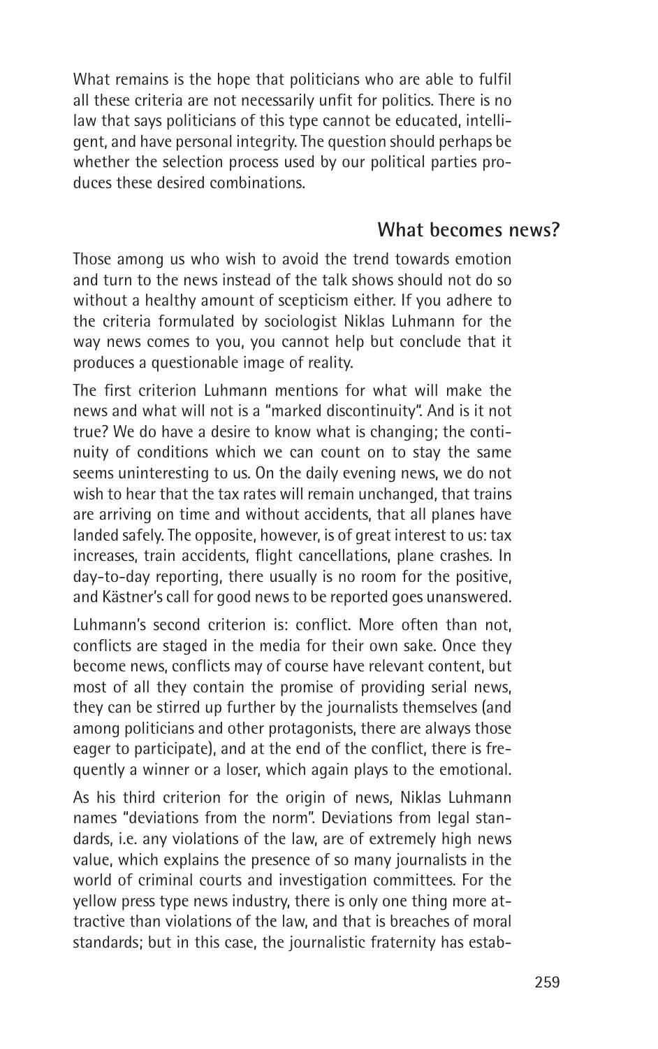What remains is the hope that politicians who are able to fulfil all these criteria are not necessarily unfit for politics. There is no law that says politicians of this type cannot be educated, intelligent, and have personal integrity. The question should perhaps be whether the selection process used by our political parties produces these desired combinations.

## What becomes news?

Those among us who wish to avoid the trend towards emotion and turn to the news instead of the talk shows should not do so without a healthy amount of scepticism either. If you adhere to the criteria formulated by sociologist Niklas Luhmann for the way news comes to you, you cannot help but conclude that it produces a questionable image of reality.

The first criterion Luhmann mentions for what will make the news and what will not is a "marked discontinuity". And is it not true? We do have a desire to know what is changing; the continuity of conditions which we can count on to stay the same seems uninteresting to us. On the daily evening news, we do not wish to hear that the tax rates will remain unchanged, that trains are arriving on time and without accidents, that all planes have landed safely. The opposite, however, is of great interest to us: tax increases, train accidents, flight cancellations, plane crashes. In day-to-day reporting, there usually is no room for the positive, and Kästner's call for good news to be reported goes unanswered.

Luhmann's second criterion is: conflict. More often than not, conflicts are staged in the media for their own sake. Once they become news, conflicts may of course have relevant content, but most of all they contain the promise of providing serial news, they can be stirred up further by the journalists themselves (and among politicians and other protagonists, there are always those eager to participate), and at the end of the conflict, there is frequently a winner or a loser, which again plays to the emotional.

As his third criterion for the origin of news, Niklas Luhmann names "deviations from the norm". Deviations from legal standards, i.e. any violations of the law, are of extremely high news value, which explains the presence of so many journalists in the world of criminal courts and investigation committees. For the yellow press type news industry, there is only one thing more attractive than violations of the law, and that is breaches of moral standards; but in this case, the journalistic fraternity has estab-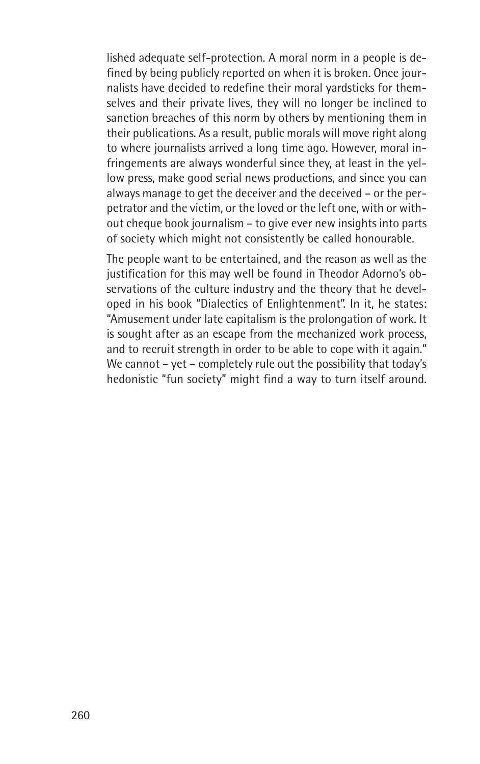lished adequate self-protection. A moral norm in a people is defined by being publicly reported on when it is broken. Once journalists have decided to redefine their moral yardsticks for themselves and their private lives, they will no longer be inclined to sanction breaches of this norm by others by mentioning them in their publications. As a result, public morals will move right along to where journalists arrived a long time ago. However, moral infringements are always wonderful since they, at least in the yellow press, make good serial news productions, and since you can always manage to get the deceiver and the deceived – or the perpetrator and the victim, or the loved or the left one, with or without cheque book journalism – to give ever new insights into parts of society which might not consistently be called honourable.

The people want to be entertained, and the reason as well as the justification for this may well be found in Theodor Adorno's observations of the culture industry and the theory that he developed in his book "Dialectics of Enlightenment". In it, he states: "Amusement under late capitalism is the prolongation of work. It is sought after as an escape from the mechanized work process, and to recruit strength in order to be able to cope with it again." We cannot – yet – completely rule out the possibility that today's hedonistic "fun society" might find a way to turn itself around.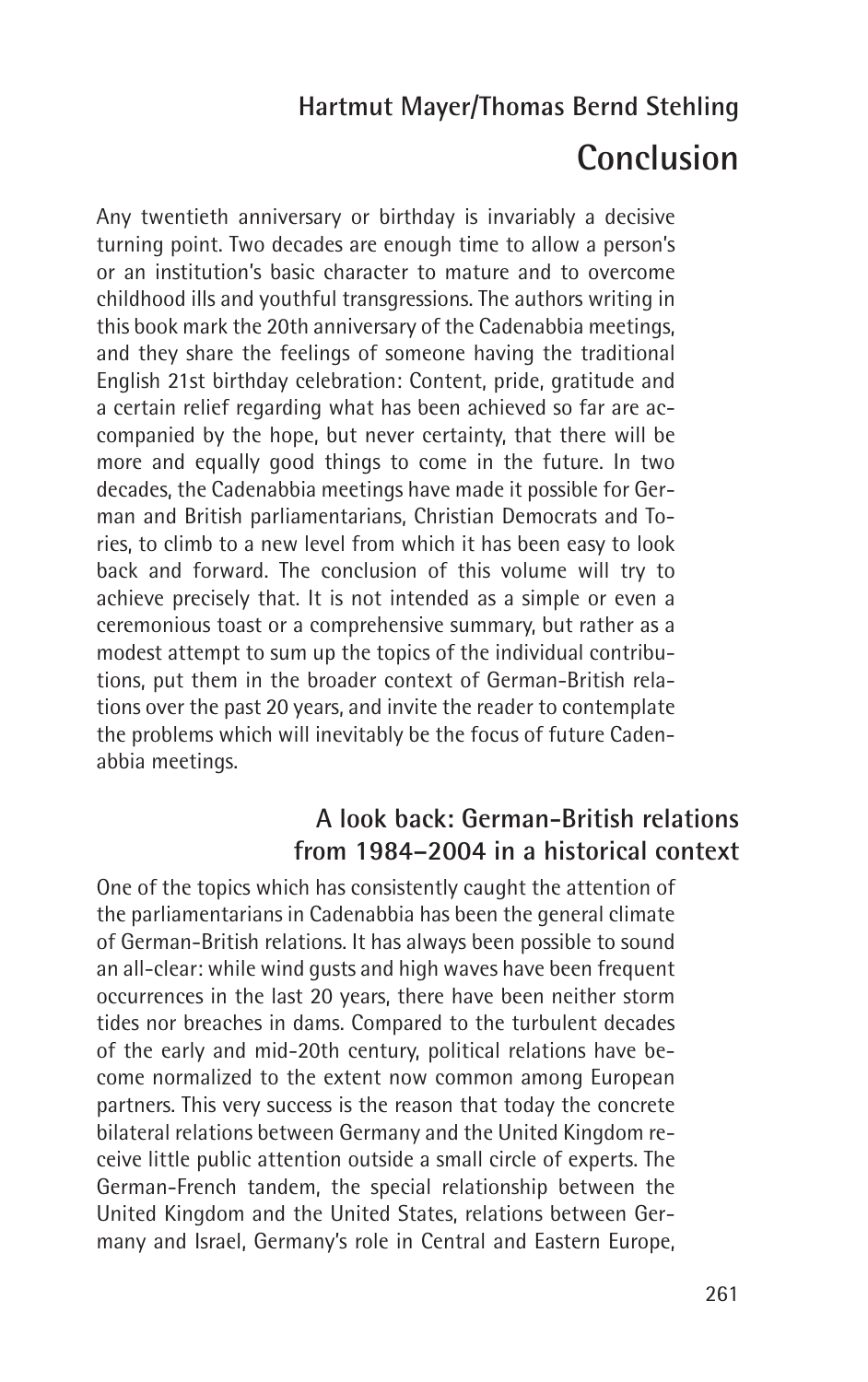## Hartmut Mayer/Thomas Bernd Stehling

# Conclusion

Any twentieth anniversary or birthday is invariably a decisive turning point. Two decades are enough time to allow a person's or an institution's basic character to mature and to overcome childhood ills and youthful transgressions. The authors writing in this book mark the 20th anniversary of the Cadenabbia meetings, and they share the feelings of someone having the traditional English 21st birthday celebration: Content, pride, gratitude and a certain relief regarding what has been achieved so far are accompanied by the hope, but never certainty, that there will be more and equally good things to come in the future. In two decades, the Cadenabbia meetings have made it possible for German and British parliamentarians, Christian Democrats and Tories, to climb to a new level from which it has been easy to look back and forward. The conclusion of this volume will try to achieve precisely that. It is not intended as a simple or even a ceremonious toast or a comprehensive summary, but rather as a modest attempt to sum up the topics of the individual contributions, put them in the broader context of German-British relations over the past 20 years, and invite the reader to contemplate the problems which will inevitably be the focus of future Cadenabbia meetings.

## A look back: German-British relations from 1984–2004 in a historical context

One of the topics which has consistently caught the attention of the parliamentarians in Cadenabbia has been the general climate of German-British relations. It has always been possible to sound an all-clear: while wind gusts and high waves have been frequent occurrences in the last 20 years, there have been neither storm tides nor breaches in dams. Compared to the turbulent decades of the early and mid-20th century, political relations have become normalized to the extent now common among European partners. This very success is the reason that today the concrete bilateral relations between Germany and the United Kingdom receive little public attention outside a small circle of experts. The German-French tandem, the special relationship between the United Kingdom and the United States, relations between Germany and Israel, Germany's role in Central and Eastern Europe,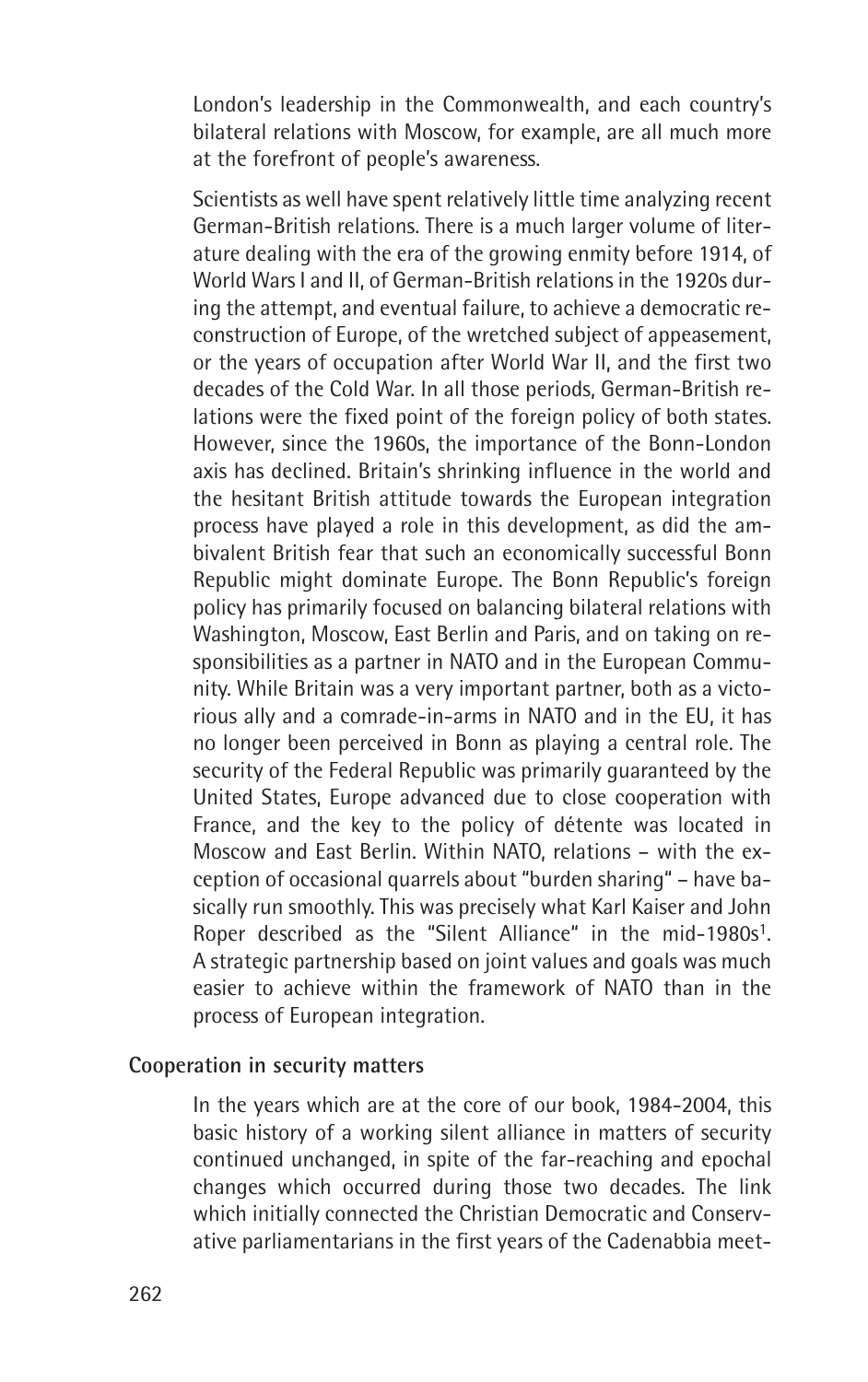London's leadership in the Commonwealth, and each country's bilateral relations with Moscow, for example, are all much more at the forefront of people's awareness.

Scientists as well have spent relatively little time analyzing recent German-British relations. There is a much larger volume of literature dealing with the era of the growing enmity before 1914, of World Wars I and II, of German-British relations in the 1920s during the attempt, and eventual failure, to achieve a democratic reconstruction of Europe, of the wretched subject of appeasement, or the years of occupation after World War II, and the first two decades of the Cold War. In all those periods, German-British relations were the fixed point of the foreign policy of both states. However, since the 1960s, the importance of the Bonn-London axis has declined. Britain's shrinking influence in the world and the hesitant British attitude towards the European integration process have played a role in this development, as did the ambivalent British fear that such an economically successful Bonn Republic might dominate Europe. The Bonn Republic's foreign policy has primarily focused on balancing bilateral relations with Washington, Moscow, East Berlin and Paris, and on taking on responsibilities as a partner in NATO and in the European Community. While Britain was a very important partner, both as a victorious ally and a comrade-in-arms in NATO and in the EU, it has no longer been perceived in Bonn as playing a central role. The security of the Federal Republic was primarily guaranteed by the United States, Europe advanced due to close cooperation with France, and the key to the policy of détente was located in Moscow and East Berlin. Within NATO, relations – with the exception of occasional quarrels about "burden sharing" – have basically run smoothly. This was precisely what Karl Kaiser and John Roper described as the "Silent Alliance" in the mid-1980s[1]. A strategic partnership based on joint values and goals was much easier to achieve within the framework of NATO than in the process of European integration.

**Cooperation in security matters**

In the years which are at the core of our book, 1984-2004, this basic history of a working silent alliance in matters of security continued unchanged, in spite of the far-reaching and epochal changes which occurred during those two decades. The link which initially connected the Christian Democratic and Conservative parliamentarians in the first years of the Cadenabbia meet-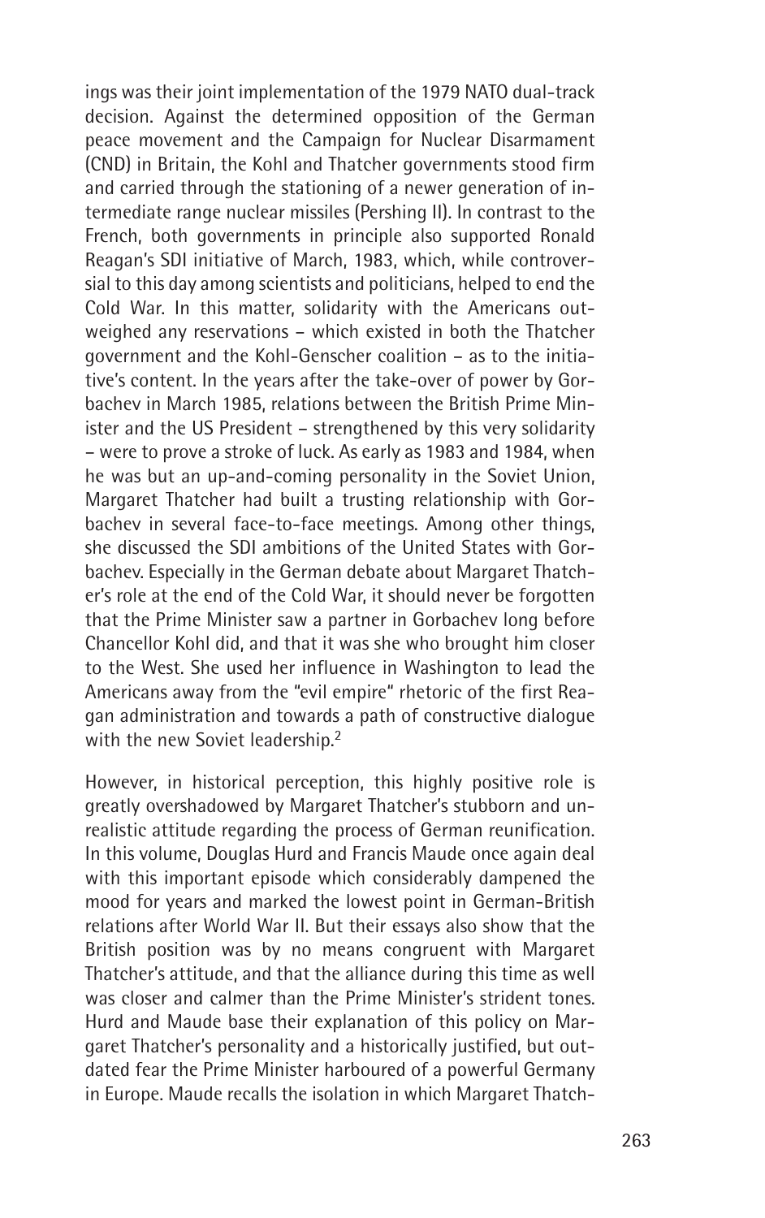ings was their joint implementation of the 1979 NATO dual-track decision. Against the determined opposition of the German peace movement and the Campaign for Nuclear Disarmament (CND) in Britain, the Kohl and Thatcher governments stood firm and carried through the stationing of a newer generation of intermediate range nuclear missiles (Pershing II). In contrast to the French, both governments in principle also supported Ronald Reagan's SDI initiative of March, 1983, which, while controversial to this day among scientists and politicians, helped to end the Cold War. In this matter, solidarity with the Americans outweighed any reservations – which existed in both the Thatcher government and the Kohl-Genscher coalition – as to the initiative's content. In the years after the take-over of power by Gorbachev in March 1985, relations between the British Prime Minister and the US President – strengthened by this very solidarity – were to prove a stroke of luck. As early as 1983 and 1984, when he was but an up-and-coming personality in the Soviet Union, Margaret Thatcher had built a trusting relationship with Gorbachev in several face-to-face meetings. Among other things, she discussed the SDI ambitions of the United States with Gorbachev. Especially in the German debate about Margaret Thatcher's role at the end of the Cold War, it should never be forgotten that the Prime Minister saw a partner in Gorbachev long before Chancellor Kohl did, and that it was she who brought him closer to the West. She used her influence in Washington to lead the Americans away from the "evil empire" rhetoric of the first Reagan administration and towards a path of constructive dialogue with the new Soviet leadership.[2]

However, in historical perception, this highly positive role is greatly overshadowed by Margaret Thatcher's stubborn and unrealistic attitude regarding the process of German reunification. In this volume, Douglas Hurd and Francis Maude once again deal with this important episode which considerably dampened the mood for years and marked the lowest point in German-British relations after World War II. But their essays also show that the British position was by no means congruent with Margaret Thatcher's attitude, and that the alliance during this time as well was closer and calmer than the Prime Minister's strident tones. Hurd and Maude base their explanation of this policy on Margaret Thatcher's personality and a historically justified, but outdated fear the Prime Minister harboured of a powerful Germany in Europe. Maude recalls the isolation in which Margaret Thatch-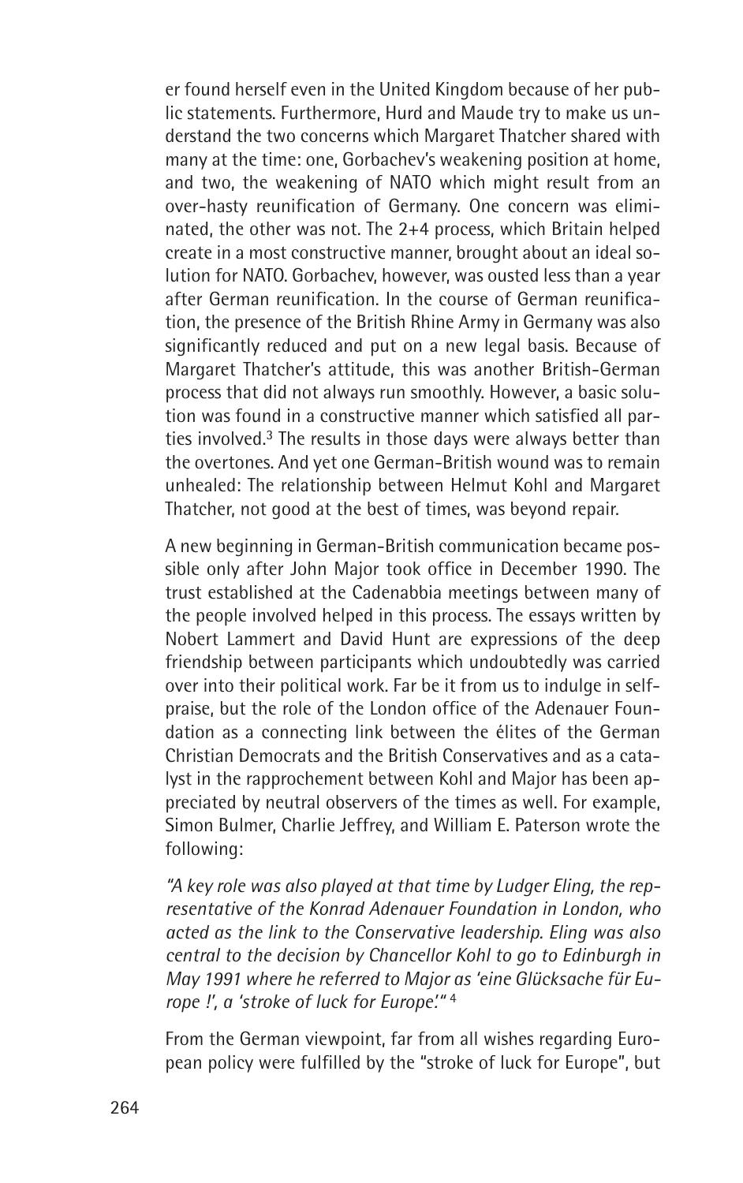er found herself even in the United Kingdom because of her public statements. Furthermore, Hurd and Maude try to make us understand the two concerns which Margaret Thatcher shared with many at the time: one, Gorbachev's weakening position at home, and two, the weakening of NATO which might result from an over-hasty reunification of Germany. One concern was eliminated, the other was not. The 2+4 process, which Britain helped create in a most constructive manner, brought about an ideal solution for NATO. Gorbachev, however, was ousted less than a year after German reunification. In the course of German reunification, the presence of the British Rhine Army in Germany was also significantly reduced and put on a new legal basis. Because of Margaret Thatcher's attitude, this was another British-German process that did not always run smoothly. However, a basic solution was found in a constructive manner which satisfied all parties involved.[3] The results in those days were always better than the overtones. And yet one German-British wound was to remain unhealed: The relationship between Helmut Kohl and Margaret Thatcher, not good at the best of times, was beyond repair.

A new beginning in German-British communication became possible only after John Major took office in December 1990. The trust established at the Cadenabbia meetings between many of the people involved helped in this process. The essays written by Nobert Lammert and David Hunt are expressions of the deep friendship between participants which undoubtedly was carried over into their political work. Far be it from us to indulge in self-praise, but the role of the London office of the Adenauer Foundation as a connecting link between the élites of the German Christian Democrats and the British Conservatives and as a catalyst in the rapprochement between Kohl and Major has been appreciated by neutral observers of the times as well. For example, Simon Bulmer, Charlie Jeffrey, and William E. Paterson wrote the following:

*"A key role was also played at that time by Ludger Eling, the representative of the Konrad Adenauer Foundation in London, who acted as the link to the Conservative leadership. Eling was also central to the decision by Chancellor Kohl to go to Edinburgh in May 1991 where he referred to Major as 'eine Glücksache für Europe !', a 'stroke of luck for Europe'."* [4]

From the German viewpoint, far from all wishes regarding European policy were fulfilled by the "stroke of luck for Europe", but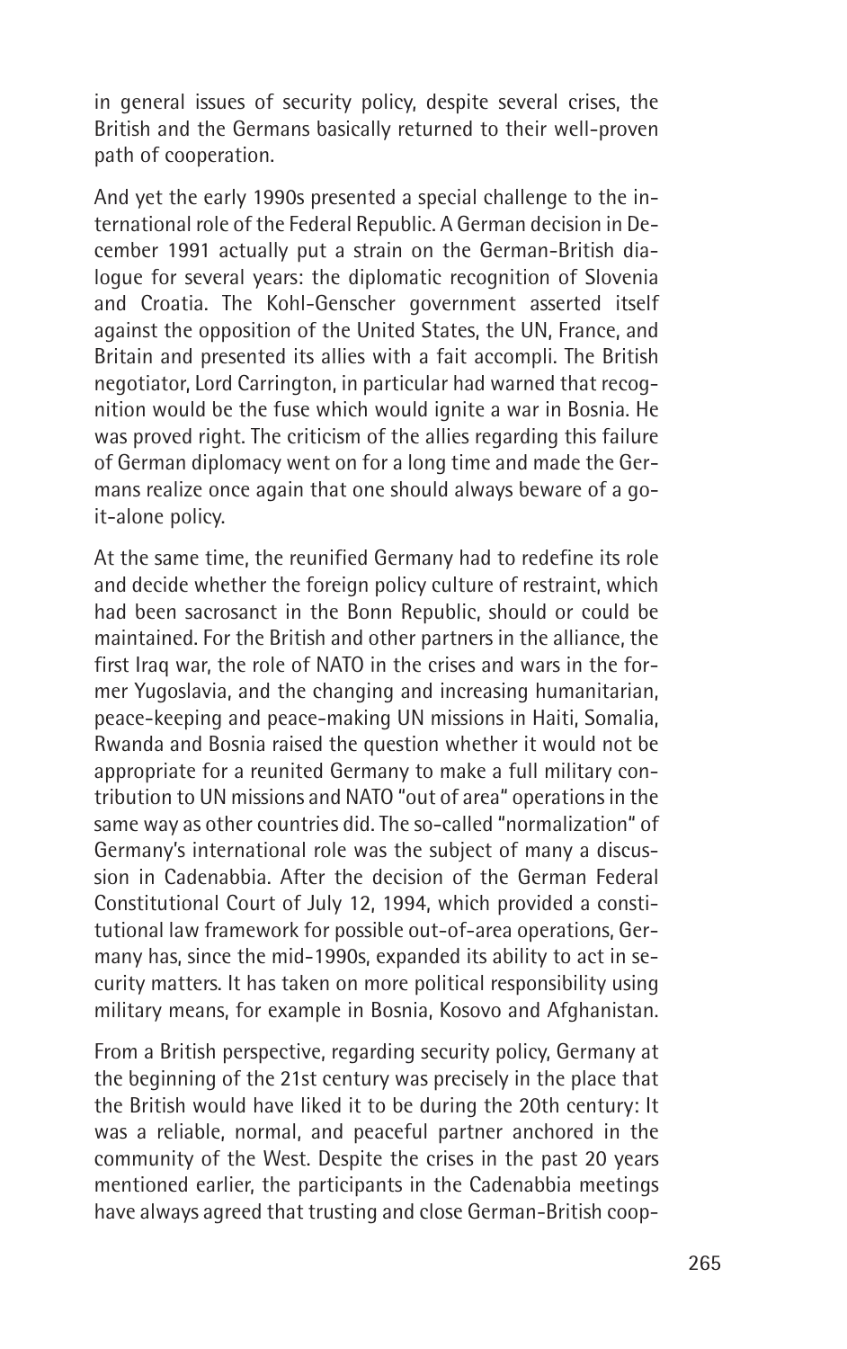in general issues of security policy, despite several crises, the British and the Germans basically returned to their well-proven path of cooperation.

And yet the early 1990s presented a special challenge to the international role of the Federal Republic. A German decision in December 1991 actually put a strain on the German-British dialogue for several years: the diplomatic recognition of Slovenia and Croatia. The Kohl-Genscher government asserted itself against the opposition of the United States, the UN, France, and Britain and presented its allies with a fait accompli. The British negotiator, Lord Carrington, in particular had warned that recognition would be the fuse which would ignite a war in Bosnia. He was proved right. The criticism of the allies regarding this failure of German diplomacy went on for a long time and made the Germans realize once again that one should always beware of a go-it-alone policy.

At the same time, the reunified Germany had to redefine its role and decide whether the foreign policy culture of restraint, which had been sacrosanct in the Bonn Republic, should or could be maintained. For the British and other partners in the alliance, the first Iraq war, the role of NATO in the crises and wars in the former Yugoslavia, and the changing and increasing humanitarian, peace-keeping and peace-making UN missions in Haiti, Somalia, Rwanda and Bosnia raised the question whether it would not be appropriate for a reunited Germany to make a full military contribution to UN missions and NATO "out of area" operations in the same way as other countries did. The so-called "normalization" of Germany's international role was the subject of many a discussion in Cadenabbia. After the decision of the German Federal Constitutional Court of July 12, 1994, which provided a constitutional law framework for possible out-of-area operations, Germany has, since the mid-1990s, expanded its ability to act in security matters. It has taken on more political responsibility using military means, for example in Bosnia, Kosovo and Afghanistan.

From a British perspective, regarding security policy, Germany at the beginning of the 21st century was precisely in the place that the British would have liked it to be during the 20th century: It was a reliable, normal, and peaceful partner anchored in the community of the West. Despite the crises in the past 20 years mentioned earlier, the participants in the Cadenabbia meetings have always agreed that trusting and close German-British coop-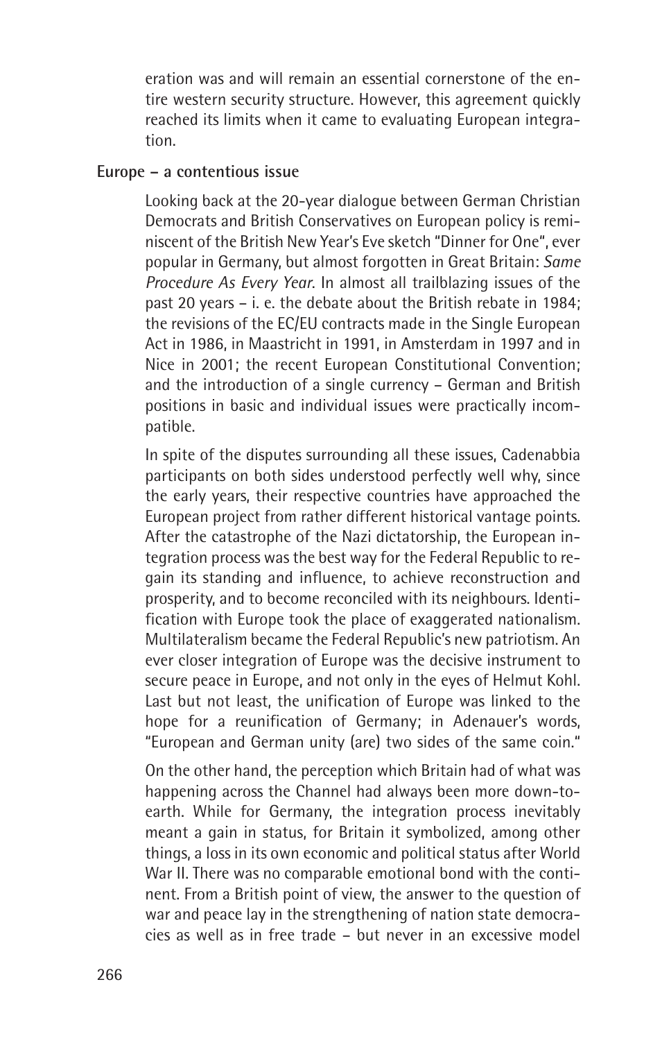eration was and will remain an essential cornerstone of the entire western security structure. However, this agreement quickly reached its limits when it came to evaluating European integration.

**Europe – a contentious issue**

Looking back at the 20-year dialogue between German Christian Democrats and British Conservatives on European policy is reminiscent of the British New Year's Eve sketch "Dinner for One", ever popular in Germany, but almost forgotten in Great Britain: *Same Procedure As Every Year*. In almost all trailblazing issues of the past 20 years – i. e. the debate about the British rebate in 1984; the revisions of the EC/EU contracts made in the Single European Act in 1986, in Maastricht in 1991, in Amsterdam in 1997 and in Nice in 2001; the recent European Constitutional Convention; and the introduction of a single currency – German and British positions in basic and individual issues were practically incompatible.

In spite of the disputes surrounding all these issues, Cadenabbia participants on both sides understood perfectly well why, since the early years, their respective countries have approached the European project from rather different historical vantage points. After the catastrophe of the Nazi dictatorship, the European integration process was the best way for the Federal Republic to regain its standing and influence, to achieve reconstruction and prosperity, and to become reconciled with its neighbours. Identification with Europe took the place of exaggerated nationalism. Multilateralism became the Federal Republic's new patriotism. An ever closer integration of Europe was the decisive instrument to secure peace in Europe, and not only in the eyes of Helmut Kohl. Last but not least, the unification of Europe was linked to the hope for a reunification of Germany; in Adenauer's words, "European and German unity (are) two sides of the same coin."

On the other hand, the perception which Britain had of what was happening across the Channel had always been more down-to-earth. While for Germany, the integration process inevitably meant a gain in status, for Britain it symbolized, among other things, a loss in its own economic and political status after World War II. There was no comparable emotional bond with the continent. From a British point of view, the answer to the question of war and peace lay in the strengthening of nation state democracies as well as in free trade – but never in an excessive model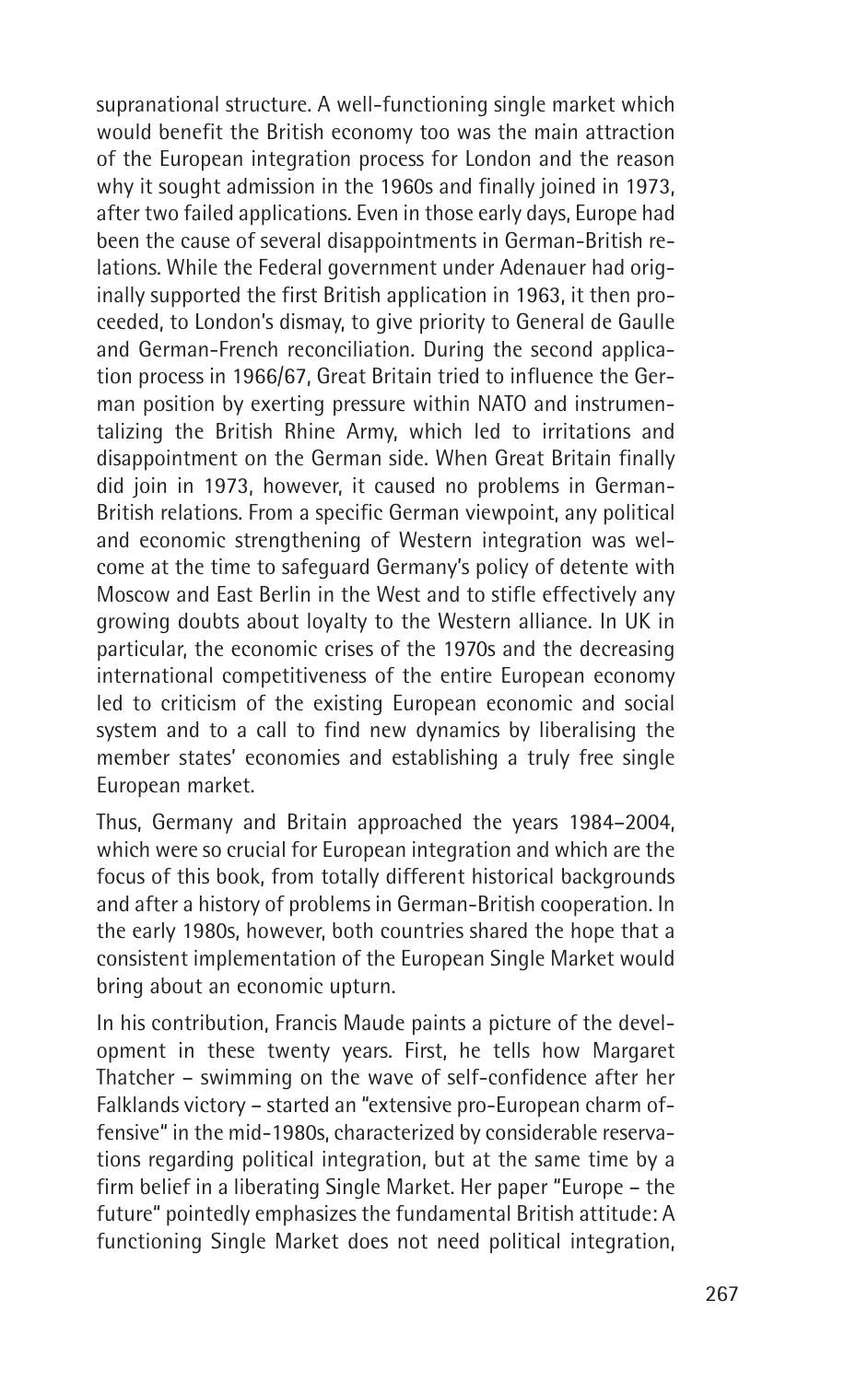supranational structure. A well-functioning single market which would benefit the British economy too was the main attraction of the European integration process for London and the reason why it sought admission in the 1960s and finally joined in 1973, after two failed applications. Even in those early days, Europe had been the cause of several disappointments in German-British relations. While the Federal government under Adenauer had originally supported the first British application in 1963, it then proceeded, to London's dismay, to give priority to General de Gaulle and German-French reconciliation. During the second application process in 1966/67, Great Britain tried to influence the German position by exerting pressure within NATO and instrumentalizing the British Rhine Army, which led to irritations and disappointment on the German side. When Great Britain finally did join in 1973, however, it caused no problems in German-British relations. From a specific German viewpoint, any political and economic strengthening of Western integration was welcome at the time to safeguard Germany's policy of detente with Moscow and East Berlin in the West and to stifle effectively any growing doubts about loyalty to the Western alliance. In UK in particular, the economic crises of the 1970s and the decreasing international competitiveness of the entire European economy led to criticism of the existing European economic and social system and to a call to find new dynamics by liberalising the member states' economies and establishing a truly free single European market.

Thus, Germany and Britain approached the years 1984–2004, which were so crucial for European integration and which are the focus of this book, from totally different historical backgrounds and after a history of problems in German-British cooperation. In the early 1980s, however, both countries shared the hope that a consistent implementation of the European Single Market would bring about an economic upturn.

In his contribution, Francis Maude paints a picture of the development in these twenty years. First, he tells how Margaret Thatcher – swimming on the wave of self-confidence after her Falklands victory – started an "extensive pro-European charm offensive" in the mid-1980s, characterized by considerable reservations regarding political integration, but at the same time by a firm belief in a liberating Single Market. Her paper "Europe – the future" pointedly emphasizes the fundamental British attitude: A functioning Single Market does not need political integration,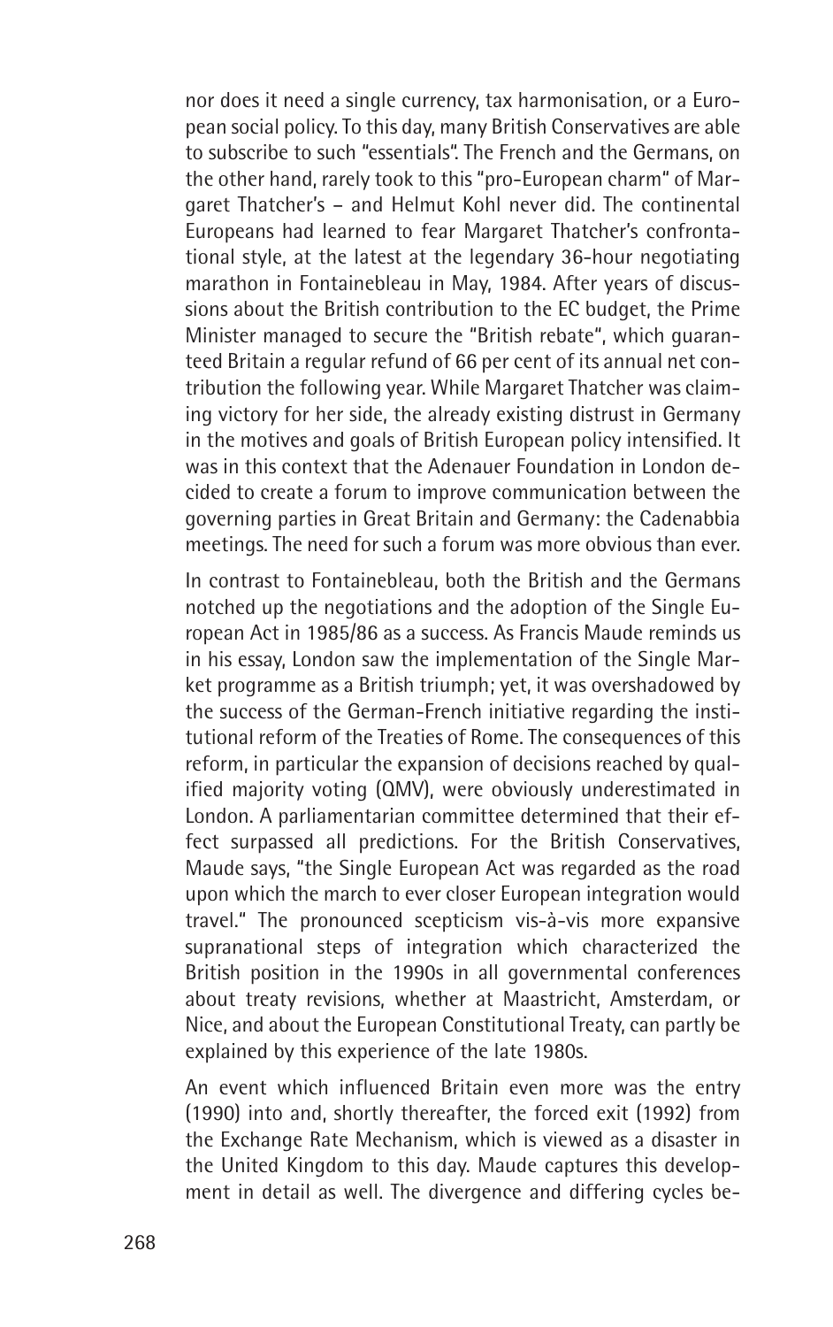nor does it need a single currency, tax harmonisation, or a European social policy. To this day, many British Conservatives are able to subscribe to such "essentials". The French and the Germans, on the other hand, rarely took to this "pro-European charm" of Margaret Thatcher's – and Helmut Kohl never did. The continental Europeans had learned to fear Margaret Thatcher's confrontational style, at the latest at the legendary 36-hour negotiating marathon in Fontainebleau in May, 1984. After years of discussions about the British contribution to the EC budget, the Prime Minister managed to secure the "British rebate", which guaranteed Britain a regular refund of 66 per cent of its annual net contribution the following year. While Margaret Thatcher was claiming victory for her side, the already existing distrust in Germany in the motives and goals of British European policy intensified. It was in this context that the Adenauer Foundation in London decided to create a forum to improve communication between the governing parties in Great Britain and Germany: the Cadenabbia meetings. The need for such a forum was more obvious than ever.

In contrast to Fontainebleau, both the British and the Germans notched up the negotiations and the adoption of the Single European Act in 1985/86 as a success. As Francis Maude reminds us in his essay, London saw the implementation of the Single Market programme as a British triumph; yet, it was overshadowed by the success of the German-French initiative regarding the institutional reform of the Treaties of Rome. The consequences of this reform, in particular the expansion of decisions reached by qualified majority voting (QMV), were obviously underestimated in London. A parliamentarian committee determined that their effect surpassed all predictions. For the British Conservatives, Maude says, "the Single European Act was regarded as the road upon which the march to ever closer European integration would travel." The pronounced scepticism vis-à-vis more expansive supranational steps of integration which characterized the British position in the 1990s in all governmental conferences about treaty revisions, whether at Maastricht, Amsterdam, or Nice, and about the European Constitutional Treaty, can partly be explained by this experience of the late 1980s.

An event which influenced Britain even more was the entry (1990) into and, shortly thereafter, the forced exit (1992) from the Exchange Rate Mechanism, which is viewed as a disaster in the United Kingdom to this day. Maude captures this development in detail as well. The divergence and differing cycles be-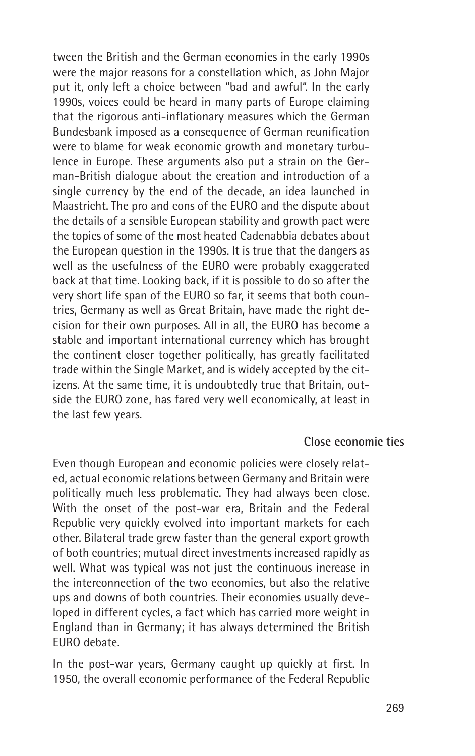tween the British and the German economies in the early 1990s were the major reasons for a constellation which, as John Major put it, only left a choice between "bad and awful". In the early 1990s, voices could be heard in many parts of Europe claiming that the rigorous anti-inflationary measures which the German Bundesbank imposed as a consequence of German reunification were to blame for weak economic growth and monetary turbulence in Europe. These arguments also put a strain on the German-British dialogue about the creation and introduction of a single currency by the end of the decade, an idea launched in Maastricht. The pro and cons of the EURO and the dispute about the details of a sensible European stability and growth pact were the topics of some of the most heated Cadenabbia debates about the European question in the 1990s. It is true that the dangers as well as the usefulness of the EURO were probably exaggerated back at that time. Looking back, if it is possible to do so after the very short life span of the EURO so far, it seems that both countries, Germany as well as Great Britain, have made the right decision for their own purposes. All in all, the EURO has become a stable and important international currency which has brought the continent closer together politically, has greatly facilitated trade within the Single Market, and is widely accepted by the citizens. At the same time, it is undoubtedly true that Britain, outside the EURO zone, has fared very well economically, at least in the last few years.

### Close economic ties

Even though European and economic policies were closely related, actual economic relations between Germany and Britain were politically much less problematic. They had always been close. With the onset of the post-war era, Britain and the Federal Republic very quickly evolved into important markets for each other. Bilateral trade grew faster than the general export growth of both countries; mutual direct investments increased rapidly as well. What was typical was not just the continuous increase in the interconnection of the two economies, but also the relative ups and downs of both countries. Their economies usually developed in different cycles, a fact which has carried more weight in England than in Germany; it has always determined the British EURO debate.

In the post-war years, Germany caught up quickly at first. In 1950, the overall economic performance of the Federal Republic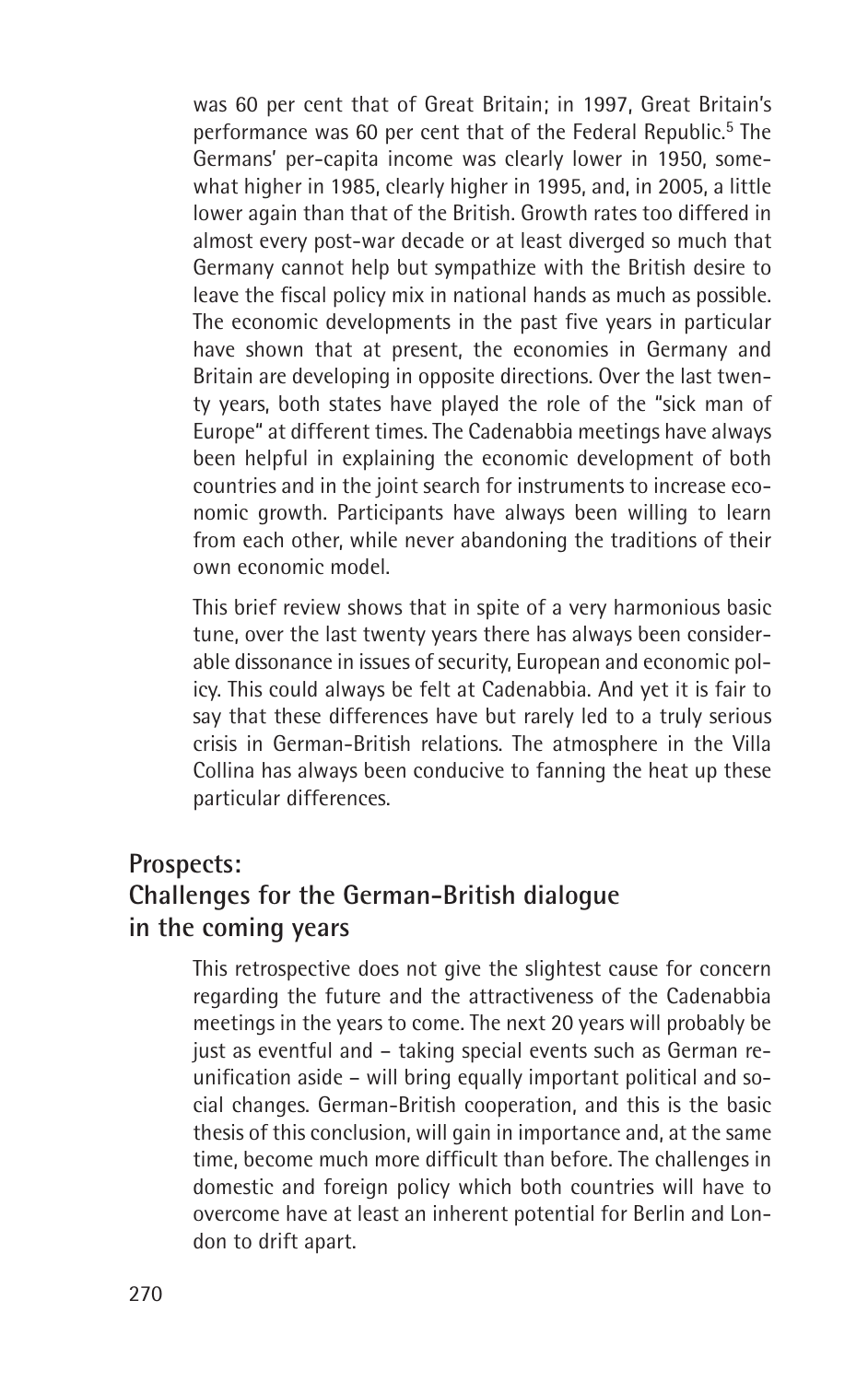was 60 per cent that of Great Britain; in 1997, Great Britain's performance was 60 per cent that of the Federal Republic.[5] The Germans' per-capita income was clearly lower in 1950, somewhat higher in 1985, clearly higher in 1995, and, in 2005, a little lower again than that of the British. Growth rates too differed in almost every post-war decade or at least diverged so much that Germany cannot help but sympathize with the British desire to leave the fiscal policy mix in national hands as much as possible. The economic developments in the past five years in particular have shown that at present, the economies in Germany and Britain are developing in opposite directions. Over the last twenty years, both states have played the role of the "sick man of Europe" at different times. The Cadenabbia meetings have always been helpful in explaining the economic development of both countries and in the joint search for instruments to increase economic growth. Participants have always been willing to learn from each other, while never abandoning the traditions of their own economic model.

This brief review shows that in spite of a very harmonious basic tune, over the last twenty years there has always been considerable dissonance in issues of security, European and economic policy. This could always be felt at Cadenabbia. And yet it is fair to say that these differences have but rarely led to a truly serious crisis in German-British relations. The atmosphere in the Villa Collina has always been conducive to fanning the heat up these particular differences.

## Prospects: Challenges for the German-British dialogue in the coming years

This retrospective does not give the slightest cause for concern regarding the future and the attractiveness of the Cadenabbia meetings in the years to come. The next 20 years will probably be just as eventful and – taking special events such as German reunification aside – will bring equally important political and social changes. German-British cooperation, and this is the basic thesis of this conclusion, will gain in importance and, at the same time, become much more difficult than before. The challenges in domestic and foreign policy which both countries will have to overcome have at least an inherent potential for Berlin and London to drift apart.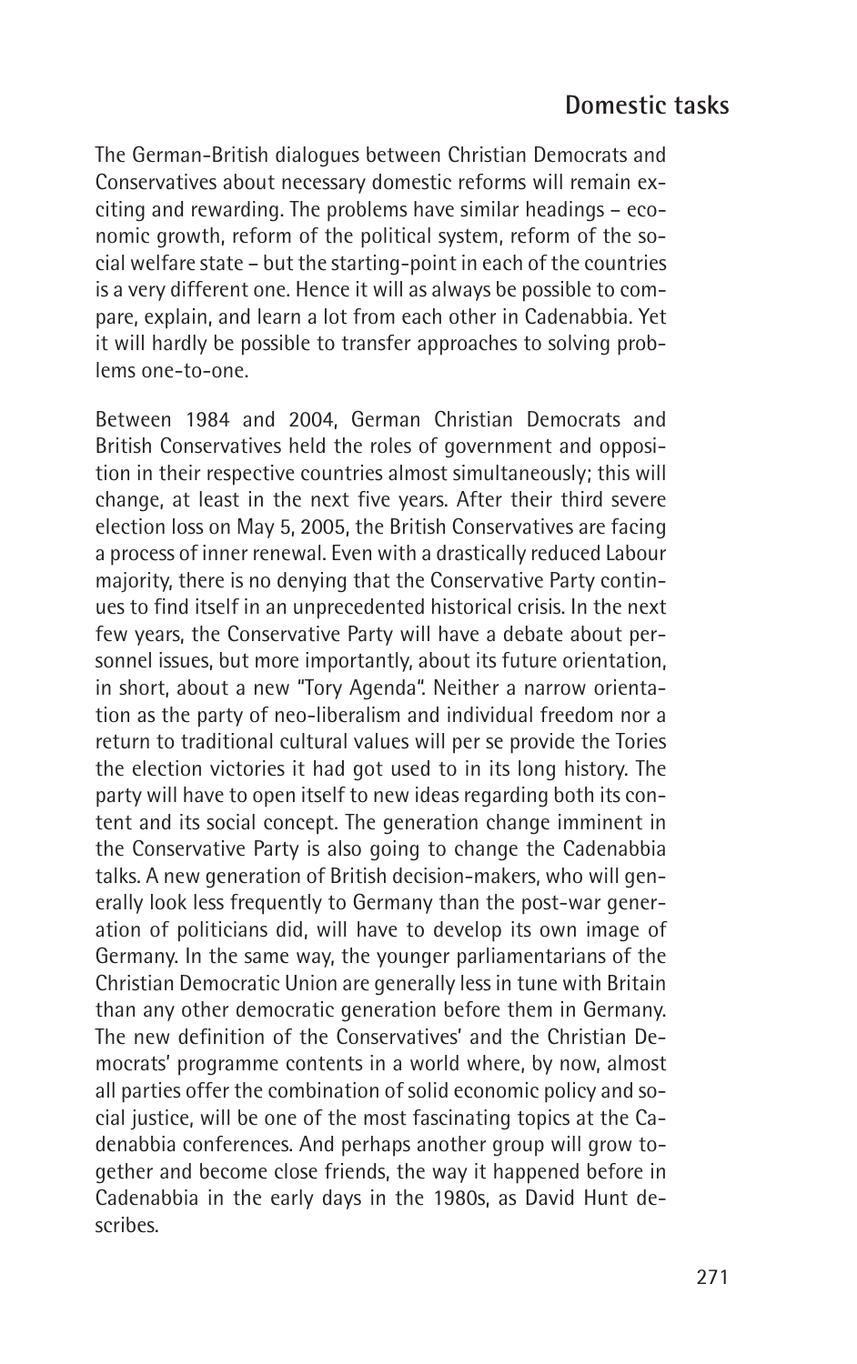## Domestic tasks

The German-British dialogues between Christian Democrats and Conservatives about necessary domestic reforms will remain exciting and rewarding. The problems have similar headings – economic growth, reform of the political system, reform of the social welfare state – but the starting-point in each of the countries is a very different one. Hence it will as always be possible to compare, explain, and learn a lot from each other in Cadenabbia. Yet it will hardly be possible to transfer approaches to solving problems one-to-one.

Between 1984 and 2004, German Christian Democrats and British Conservatives held the roles of government and opposition in their respective countries almost simultaneously; this will change, at least in the next five years. After their third severe election loss on May 5, 2005, the British Conservatives are facing a process of inner renewal. Even with a drastically reduced Labour majority, there is no denying that the Conservative Party continues to find itself in an unprecedented historical crisis. In the next few years, the Conservative Party will have a debate about personnel issues, but more importantly, about its future orientation, in short, about a new "Tory Agenda". Neither a narrow orientation as the party of neo-liberalism and individual freedom nor a return to traditional cultural values will per se provide the Tories the election victories it had got used to in its long history. The party will have to open itself to new ideas regarding both its content and its social concept. The generation change imminent in the Conservative Party is also going to change the Cadenabbia talks. A new generation of British decision-makers, who will generally look less frequently to Germany than the post-war generation of politicians did, will have to develop its own image of Germany. In the same way, the younger parliamentarians of the Christian Democratic Union are generally less in tune with Britain than any other democratic generation before them in Germany. The new definition of the Conservatives' and the Christian Democrats' programme contents in a world where, by now, almost all parties offer the combination of solid economic policy and social justice, will be one of the most fascinating topics at the Cadenabbia conferences. And perhaps another group will grow together and become close friends, the way it happened before in Cadenabbia in the early days in the 1980s, as David Hunt describes.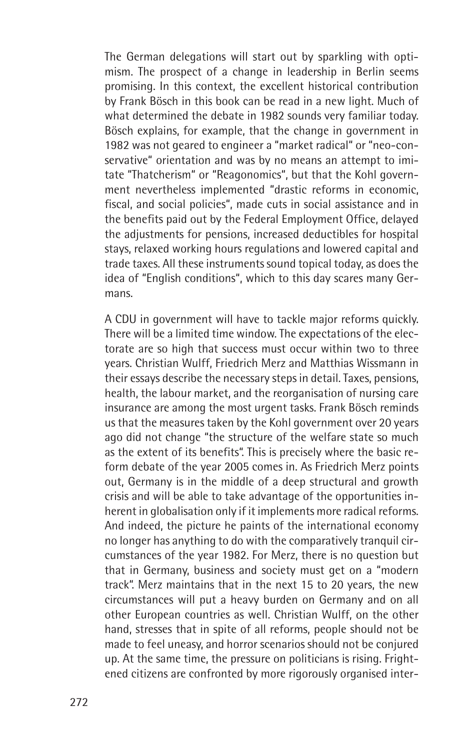The German delegations will start out by sparkling with optimism. The prospect of a change in leadership in Berlin seems promising. In this context, the excellent historical contribution by Frank Bösch in this book can be read in a new light. Much of what determined the debate in 1982 sounds very familiar today. Bösch explains, for example, that the change in government in 1982 was not geared to engineer a "market radical" or "neo-conservative" orientation and was by no means an attempt to imitate "Thatcherism" or "Reagonomics", but that the Kohl government nevertheless implemented "drastic reforms in economic, fiscal, and social policies", made cuts in social assistance and in the benefits paid out by the Federal Employment Office, delayed the adjustments for pensions, increased deductibles for hospital stays, relaxed working hours regulations and lowered capital and trade taxes. All these instruments sound topical today, as does the idea of "English conditions", which to this day scares many Germans.

A CDU in government will have to tackle major reforms quickly. There will be a limited time window. The expectations of the electorate are so high that success must occur within two to three years. Christian Wulff, Friedrich Merz and Matthias Wissmann in their essays describe the necessary steps in detail. Taxes, pensions, health, the labour market, and the reorganisation of nursing care insurance are among the most urgent tasks. Frank Bösch reminds us that the measures taken by the Kohl government over 20 years ago did not change "the structure of the welfare state so much as the extent of its benefits". This is precisely where the basic reform debate of the year 2005 comes in. As Friedrich Merz points out, Germany is in the middle of a deep structural and growth crisis and will be able to take advantage of the opportunities inherent in globalisation only if it implements more radical reforms. And indeed, the picture he paints of the international economy no longer has anything to do with the comparatively tranquil circumstances of the year 1982. For Merz, there is no question but that in Germany, business and society must get on a "modern track". Merz maintains that in the next 15 to 20 years, the new circumstances will put a heavy burden on Germany and on all other European countries as well. Christian Wulff, on the other hand, stresses that in spite of all reforms, people should not be made to feel uneasy, and horror scenarios should not be conjured up. At the same time, the pressure on politicians is rising. Frightened citizens are confronted by more rigorously organised inter-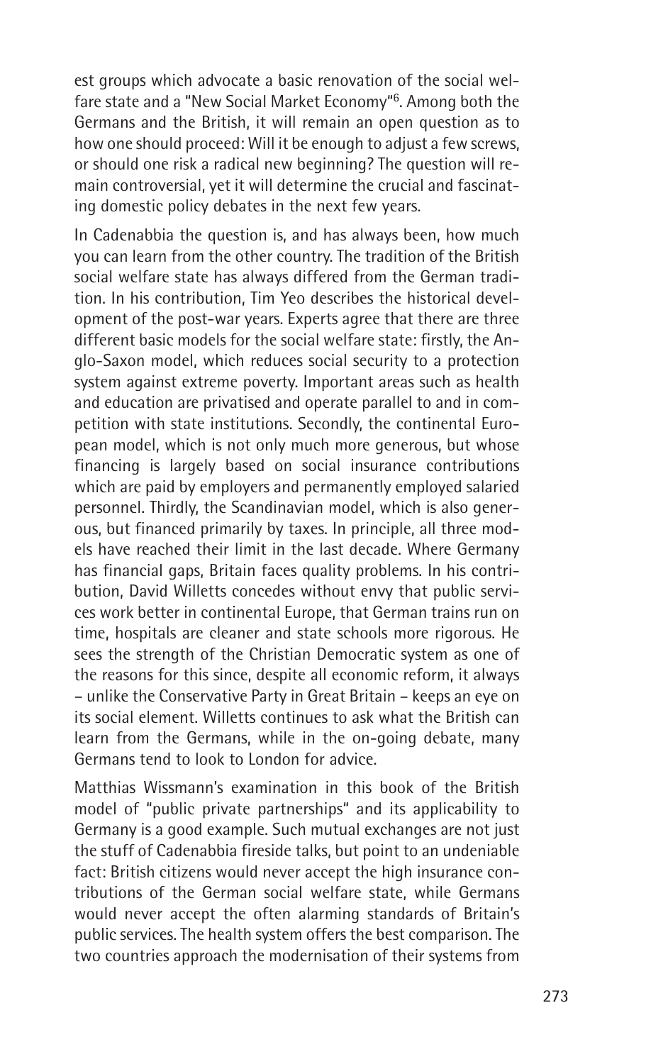est groups which advocate a basic renovation of the social welfare state and a "New Social Market Economy"[6]. Among both the Germans and the British, it will remain an open question as to how one should proceed: Will it be enough to adjust a few screws, or should one risk a radical new beginning? The question will remain controversial, yet it will determine the crucial and fascinating domestic policy debates in the next few years.

In Cadenabbia the question is, and has always been, how much you can learn from the other country. The tradition of the British social welfare state has always differed from the German tradition. In his contribution, Tim Yeo describes the historical development of the post-war years. Experts agree that there are three different basic models for the social welfare state: firstly, the Anglo-Saxon model, which reduces social security to a protection system against extreme poverty. Important areas such as health and education are privatised and operate parallel to and in competition with state institutions. Secondly, the continental European model, which is not only much more generous, but whose financing is largely based on social insurance contributions which are paid by employers and permanently employed salaried personnel. Thirdly, the Scandinavian model, which is also generous, but financed primarily by taxes. In principle, all three models have reached their limit in the last decade. Where Germany has financial gaps, Britain faces quality problems. In his contribution, David Willetts concedes without envy that public services work better in continental Europe, that German trains run on time, hospitals are cleaner and state schools more rigorous. He sees the strength of the Christian Democratic system as one of the reasons for this since, despite all economic reform, it always – unlike the Conservative Party in Great Britain – keeps an eye on its social element. Willetts continues to ask what the British can learn from the Germans, while in the on-going debate, many Germans tend to look to London for advice.

Matthias Wissmann's examination in this book of the British model of "public private partnerships" and its applicability to Germany is a good example. Such mutual exchanges are not just the stuff of Cadenabbia fireside talks, but point to an undeniable fact: British citizens would never accept the high insurance contributions of the German social welfare state, while Germans would never accept the often alarming standards of Britain's public services. The health system offers the best comparison. The two countries approach the modernisation of their systems from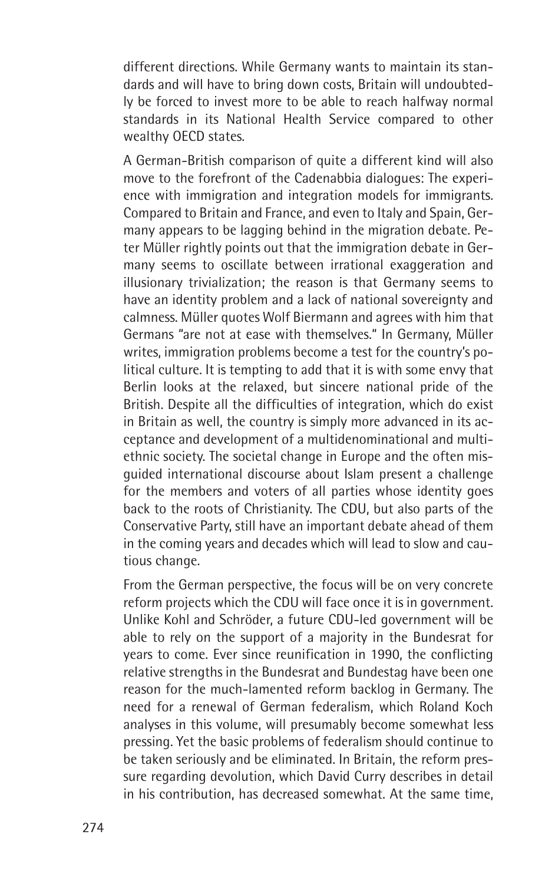different directions. While Germany wants to maintain its standards and will have to bring down costs, Britain will undoubtedly be forced to invest more to be able to reach halfway normal standards in its National Health Service compared to other wealthy OECD states.

A German-British comparison of quite a different kind will also move to the forefront of the Cadenabbia dialogues: The experience with immigration and integration models for immigrants. Compared to Britain and France, and even to Italy and Spain, Germany appears to be lagging behind in the migration debate. Peter Müller rightly points out that the immigration debate in Germany seems to oscillate between irrational exaggeration and illusionary trivialization; the reason is that Germany seems to have an identity problem and a lack of national sovereignty and calmness. Müller quotes Wolf Biermann and agrees with him that Germans "are not at ease with themselves." In Germany, Müller writes, immigration problems become a test for the country's political culture. It is tempting to add that it is with some envy that Berlin looks at the relaxed, but sincere national pride of the British. Despite all the difficulties of integration, which do exist in Britain as well, the country is simply more advanced in its acceptance and development of a multidenominational and multiethnic society. The societal change in Europe and the often misguided international discourse about Islam present a challenge for the members and voters of all parties whose identity goes back to the roots of Christianity. The CDU, but also parts of the Conservative Party, still have an important debate ahead of them in the coming years and decades which will lead to slow and cautious change.

From the German perspective, the focus will be on very concrete reform projects which the CDU will face once it is in government. Unlike Kohl and Schröder, a future CDU-led government will be able to rely on the support of a majority in the Bundesrat for years to come. Ever since reunification in 1990, the conflicting relative strengths in the Bundesrat and Bundestag have been one reason for the much-lamented reform backlog in Germany. The need for a renewal of German federalism, which Roland Koch analyses in this volume, will presumably become somewhat less pressing. Yet the basic problems of federalism should continue to be taken seriously and be eliminated. In Britain, the reform pressure regarding devolution, which David Curry describes in detail in his contribution, has decreased somewhat. At the same time,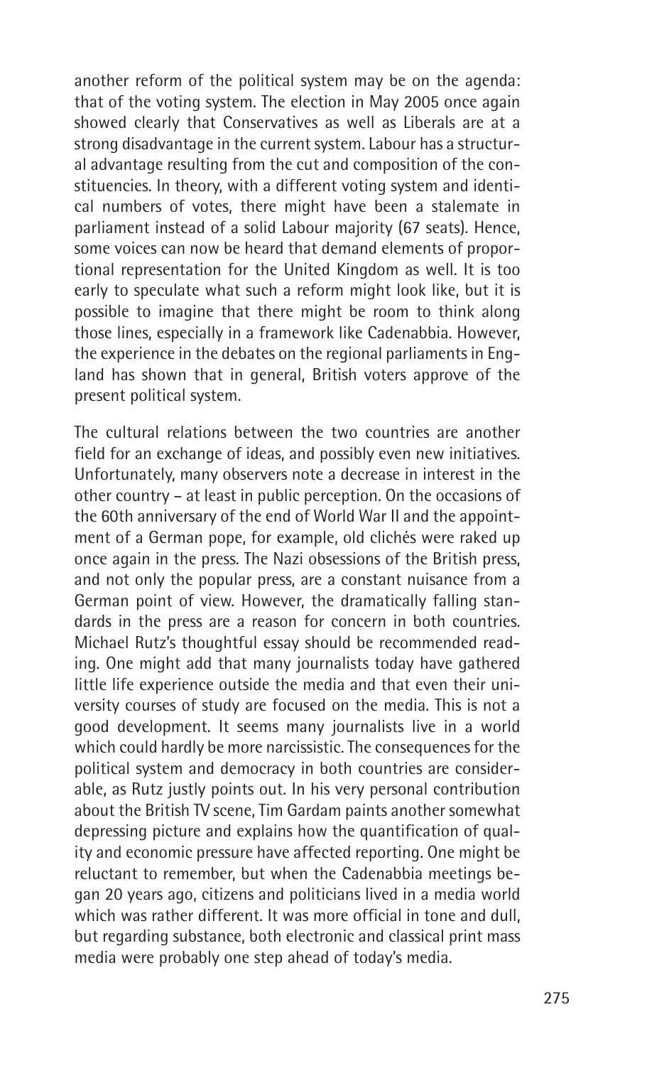another reform of the political system may be on the agenda: that of the voting system. The election in May 2005 once again showed clearly that Conservatives as well as Liberals are at a strong disadvantage in the current system. Labour has a structural advantage resulting from the cut and composition of the constituencies. In theory, with a different voting system and identical numbers of votes, there might have been a stalemate in parliament instead of a solid Labour majority (67 seats). Hence, some voices can now be heard that demand elements of proportional representation for the United Kingdom as well. It is too early to speculate what such a reform might look like, but it is possible to imagine that there might be room to think along those lines, especially in a framework like Cadenabbia. However, the experience in the debates on the regional parliaments in England has shown that in general, British voters approve of the present political system.

The cultural relations between the two countries are another field for an exchange of ideas, and possibly even new initiatives. Unfortunately, many observers note a decrease in interest in the other country – at least in public perception. On the occasions of the 60th anniversary of the end of World War II and the appointment of a German pope, for example, old clichés were raked up once again in the press. The Nazi obsessions of the British press, and not only the popular press, are a constant nuisance from a German point of view. However, the dramatically falling standards in the press are a reason for concern in both countries. Michael Rutz's thoughtful essay should be recommended reading. One might add that many journalists today have gathered little life experience outside the media and that even their university courses of study are focused on the media. This is not a good development. It seems many journalists live in a world which could hardly be more narcissistic. The consequences for the political system and democracy in both countries are considerable, as Rutz justly points out. In his very personal contribution about the British TV scene, Tim Gardam paints another somewhat depressing picture and explains how the quantification of quality and economic pressure have affected reporting. One might be reluctant to remember, but when the Cadenabbia meetings began 20 years ago, citizens and politicians lived in a media world which was rather different. It was more official in tone and dull, but regarding substance, both electronic and classical print mass media were probably one step ahead of today's media.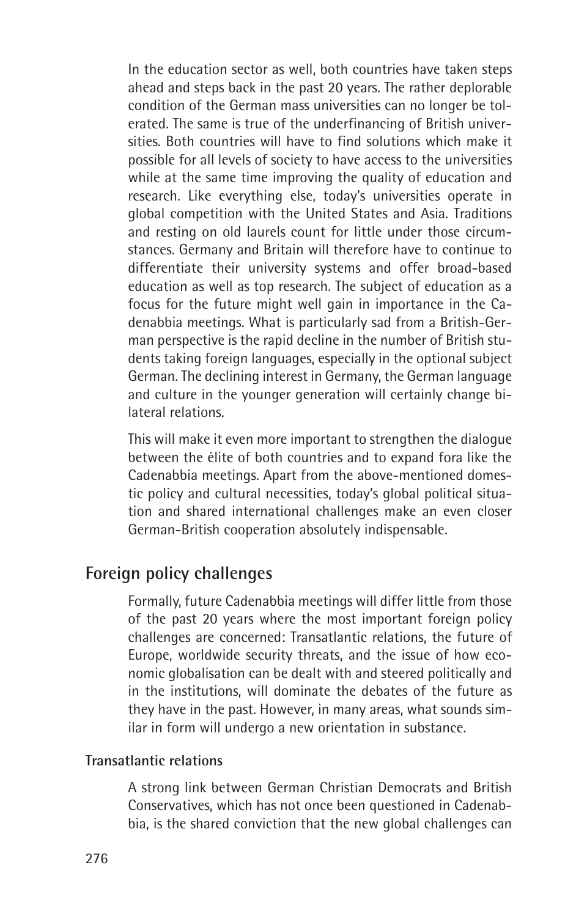In the education sector as well, both countries have taken steps ahead and steps back in the past 20 years. The rather deplorable condition of the German mass universities can no longer be tolerated. The same is true of the underfinancing of British universities. Both countries will have to find solutions which make it possible for all levels of society to have access to the universities while at the same time improving the quality of education and research. Like everything else, today's universities operate in global competition with the United States and Asia. Traditions and resting on old laurels count for little under those circumstances. Germany and Britain will therefore have to continue to differentiate their university systems and offer broad-based education as well as top research. The subject of education as a focus for the future might well gain in importance in the Cadenabbia meetings. What is particularly sad from a British-German perspective is the rapid decline in the number of British students taking foreign languages, especially in the optional subject German. The declining interest in Germany, the German language and culture in the younger generation will certainly change bilateral relations.

This will make it even more important to strengthen the dialogue between the élite of both countries and to expand fora like the Cadenabbia meetings. Apart from the above-mentioned domestic policy and cultural necessities, today's global political situation and shared international challenges make an even closer German-British cooperation absolutely indispensable.

## Foreign policy challenges

Formally, future Cadenabbia meetings will differ little from those of the past 20 years where the most important foreign policy challenges are concerned: Transatlantic relations, the future of Europe, worldwide security threats, and the issue of how economic globalisation can be dealt with and steered politically and in the institutions, will dominate the debates of the future as they have in the past. However, in many areas, what sounds similar in form will undergo a new orientation in substance.

### Transatlantic relations

A strong link between German Christian Democrats and British Conservatives, which has not once been questioned in Cadenabbia, is the shared conviction that the new global challenges can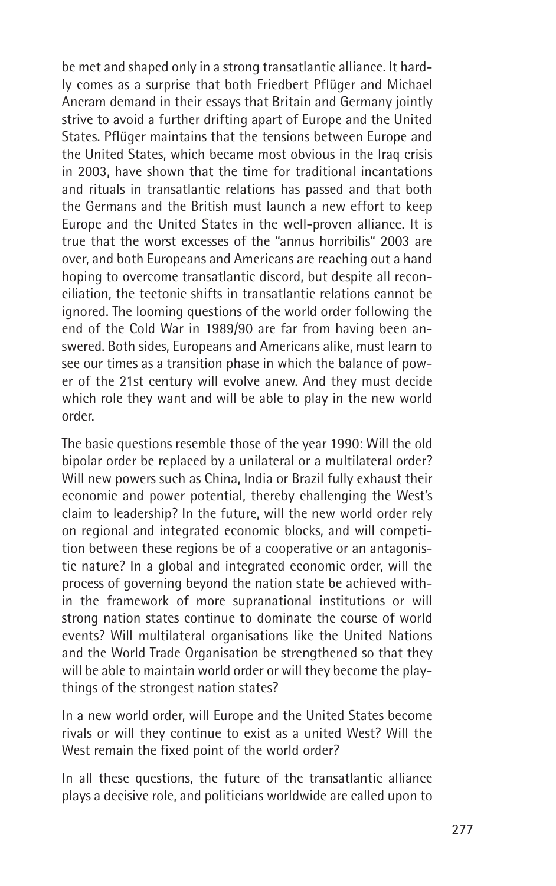be met and shaped only in a strong transatlantic alliance. It hardly comes as a surprise that both Friedbert Pflüger and Michael Ancram demand in their essays that Britain and Germany jointly strive to avoid a further drifting apart of Europe and the United States. Pflüger maintains that the tensions between Europe and the United States, which became most obvious in the Iraq crisis in 2003, have shown that the time for traditional incantations and rituals in transatlantic relations has passed and that both the Germans and the British must launch a new effort to keep Europe and the United States in the well-proven alliance. It is true that the worst excesses of the "annus horribilis" 2003 are over, and both Europeans and Americans are reaching out a hand hoping to overcome transatlantic discord, but despite all reconciliation, the tectonic shifts in transatlantic relations cannot be ignored. The looming questions of the world order following the end of the Cold War in 1989/90 are far from having been answered. Both sides, Europeans and Americans alike, must learn to see our times as a transition phase in which the balance of power of the 21st century will evolve anew. And they must decide which role they want and will be able to play in the new world order.

The basic questions resemble those of the year 1990: Will the old bipolar order be replaced by a unilateral or a multilateral order? Will new powers such as China, India or Brazil fully exhaust their economic and power potential, thereby challenging the West's claim to leadership? In the future, will the new world order rely on regional and integrated economic blocks, and will competition between these regions be of a cooperative or an antagonistic nature? In a global and integrated economic order, will the process of governing beyond the nation state be achieved within the framework of more supranational institutions or will strong nation states continue to dominate the course of world events? Will multilateral organisations like the United Nations and the World Trade Organisation be strengthened so that they will be able to maintain world order or will they become the playthings of the strongest nation states?

In a new world order, will Europe and the United States become rivals or will they continue to exist as a united West? Will the West remain the fixed point of the world order?

In all these questions, the future of the transatlantic alliance plays a decisive role, and politicians worldwide are called upon to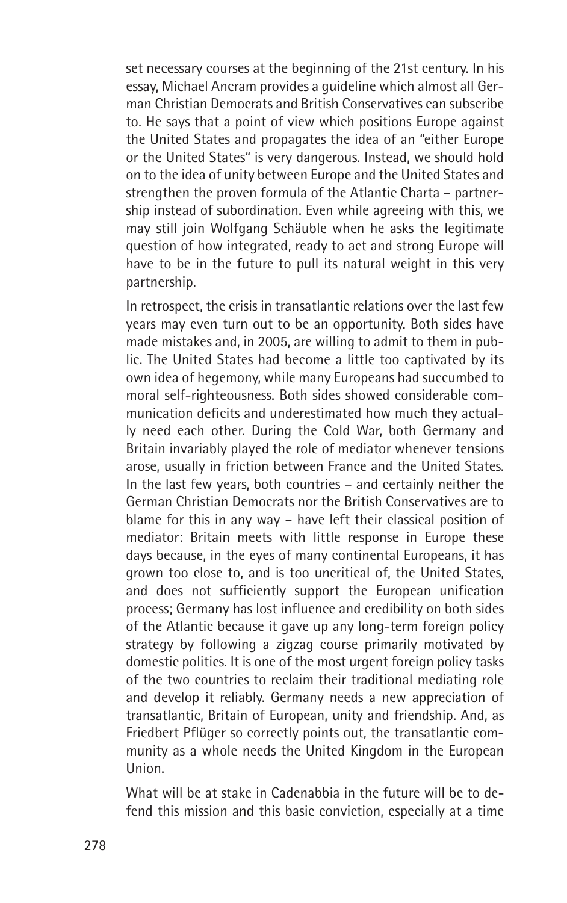set necessary courses at the beginning of the 21st century. In his essay, Michael Ancram provides a guideline which almost all German Christian Democrats and British Conservatives can subscribe to. He says that a point of view which positions Europe against the United States and propagates the idea of an "either Europe or the United States" is very dangerous. Instead, we should hold on to the idea of unity between Europe and the United States and strengthen the proven formula of the Atlantic Charta – partnership instead of subordination. Even while agreeing with this, we may still join Wolfgang Schäuble when he asks the legitimate question of how integrated, ready to act and strong Europe will have to be in the future to pull its natural weight in this very partnership.

In retrospect, the crisis in transatlantic relations over the last few years may even turn out to be an opportunity. Both sides have made mistakes and, in 2005, are willing to admit to them in public. The United States had become a little too captivated by its own idea of hegemony, while many Europeans had succumbed to moral self-righteousness. Both sides showed considerable communication deficits and underestimated how much they actually need each other. During the Cold War, both Germany and Britain invariably played the role of mediator whenever tensions arose, usually in friction between France and the United States. In the last few years, both countries – and certainly neither the German Christian Democrats nor the British Conservatives are to blame for this in any way – have left their classical position of mediator: Britain meets with little response in Europe these days because, in the eyes of many continental Europeans, it has grown too close to, and is too uncritical of, the United States, and does not sufficiently support the European unification process; Germany has lost influence and credibility on both sides of the Atlantic because it gave up any long-term foreign policy strategy by following a zigzag course primarily motivated by domestic politics. It is one of the most urgent foreign policy tasks of the two countries to reclaim their traditional mediating role and develop it reliably. Germany needs a new appreciation of transatlantic, Britain of European, unity and friendship. And, as Friedbert Pflüger so correctly points out, the transatlantic community as a whole needs the United Kingdom in the European Union.

What will be at stake in Cadenabbia in the future will be to defend this mission and this basic conviction, especially at a time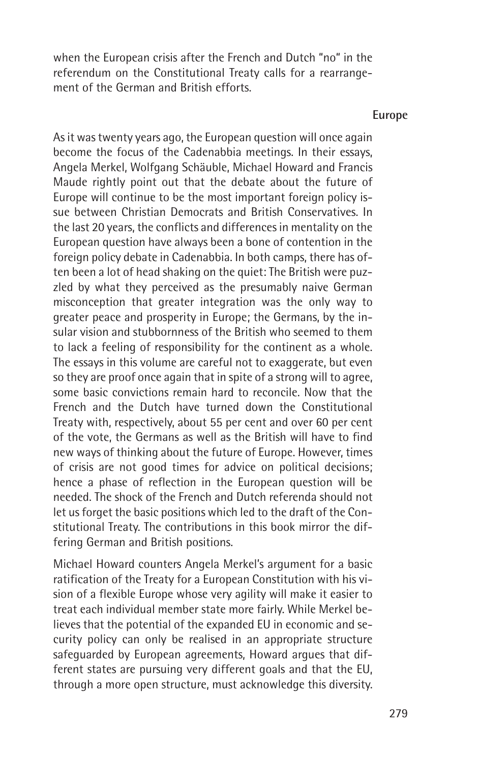when the European crisis after the French and Dutch "no" in the referendum on the Constitutional Treaty calls for a rearrangement of the German and British efforts.

### Europe

As it was twenty years ago, the European question will once again become the focus of the Cadenabbia meetings. In their essays, Angela Merkel, Wolfgang Schäuble, Michael Howard and Francis Maude rightly point out that the debate about the future of Europe will continue to be the most important foreign policy issue between Christian Democrats and British Conservatives. In the last 20 years, the conflicts and differences in mentality on the European question have always been a bone of contention in the foreign policy debate in Cadenabbia. In both camps, there has often been a lot of head shaking on the quiet: The British were puzzled by what they perceived as the presumably naive German misconception that greater integration was the only way to greater peace and prosperity in Europe; the Germans, by the insular vision and stubbornness of the British who seemed to them to lack a feeling of responsibility for the continent as a whole. The essays in this volume are careful not to exaggerate, but even so they are proof once again that in spite of a strong will to agree, some basic convictions remain hard to reconcile. Now that the French and the Dutch have turned down the Constitutional Treaty with, respectively, about 55 per cent and over 60 per cent of the vote, the Germans as well as the British will have to find new ways of thinking about the future of Europe. However, times of crisis are not good times for advice on political decisions; hence a phase of reflection in the European question will be needed. The shock of the French and Dutch referenda should not let us forget the basic positions which led to the draft of the Constitutional Treaty. The contributions in this book mirror the differing German and British positions.

Michael Howard counters Angela Merkel's argument for a basic ratification of the Treaty for a European Constitution with his vision of a flexible Europe whose very agility will make it easier to treat each individual member state more fairly. While Merkel believes that the potential of the expanded EU in economic and security policy can only be realised in an appropriate structure safeguarded by European agreements, Howard argues that different states are pursuing very different goals and that the EU, through a more open structure, must acknowledge this diversity.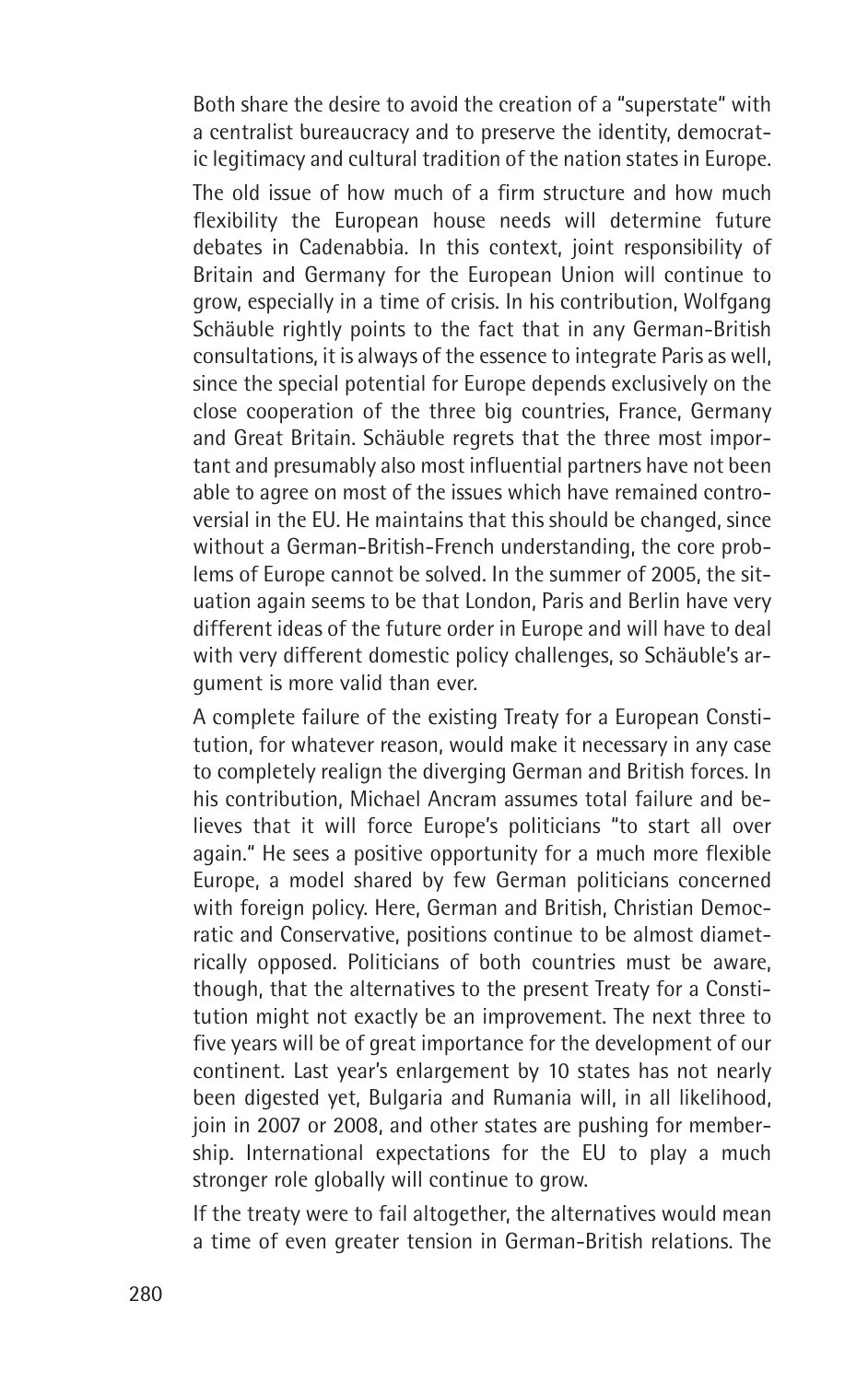Both share the desire to avoid the creation of a "superstate" with a centralist bureaucracy and to preserve the identity, democratic legitimacy and cultural tradition of the nation states in Europe.

The old issue of how much of a firm structure and how much flexibility the European house needs will determine future debates in Cadenabbia. In this context, joint responsibility of Britain and Germany for the European Union will continue to grow, especially in a time of crisis. In his contribution, Wolfgang Schäuble rightly points to the fact that in any German-British consultations, it is always of the essence to integrate Paris as well, since the special potential for Europe depends exclusively on the close cooperation of the three big countries, France, Germany and Great Britain. Schäuble regrets that the three most important and presumably also most influential partners have not been able to agree on most of the issues which have remained controversial in the EU. He maintains that this should be changed, since without a German-British-French understanding, the core problems of Europe cannot be solved. In the summer of 2005, the situation again seems to be that London, Paris and Berlin have very different ideas of the future order in Europe and will have to deal with very different domestic policy challenges, so Schäuble's argument is more valid than ever.

A complete failure of the existing Treaty for a European Constitution, for whatever reason, would make it necessary in any case to completely realign the diverging German and British forces. In his contribution, Michael Ancram assumes total failure and believes that it will force Europe's politicians "to start all over again." He sees a positive opportunity for a much more flexible Europe, a model shared by few German politicians concerned with foreign policy. Here, German and British, Christian Democratic and Conservative, positions continue to be almost diametrically opposed. Politicians of both countries must be aware, though, that the alternatives to the present Treaty for a Constitution might not exactly be an improvement. The next three to five years will be of great importance for the development of our continent. Last year's enlargement by 10 states has not nearly been digested yet, Bulgaria and Rumania will, in all likelihood, join in 2007 or 2008, and other states are pushing for membership. International expectations for the EU to play a much stronger role globally will continue to grow.

If the treaty were to fail altogether, the alternatives would mean a time of even greater tension in German-British relations. The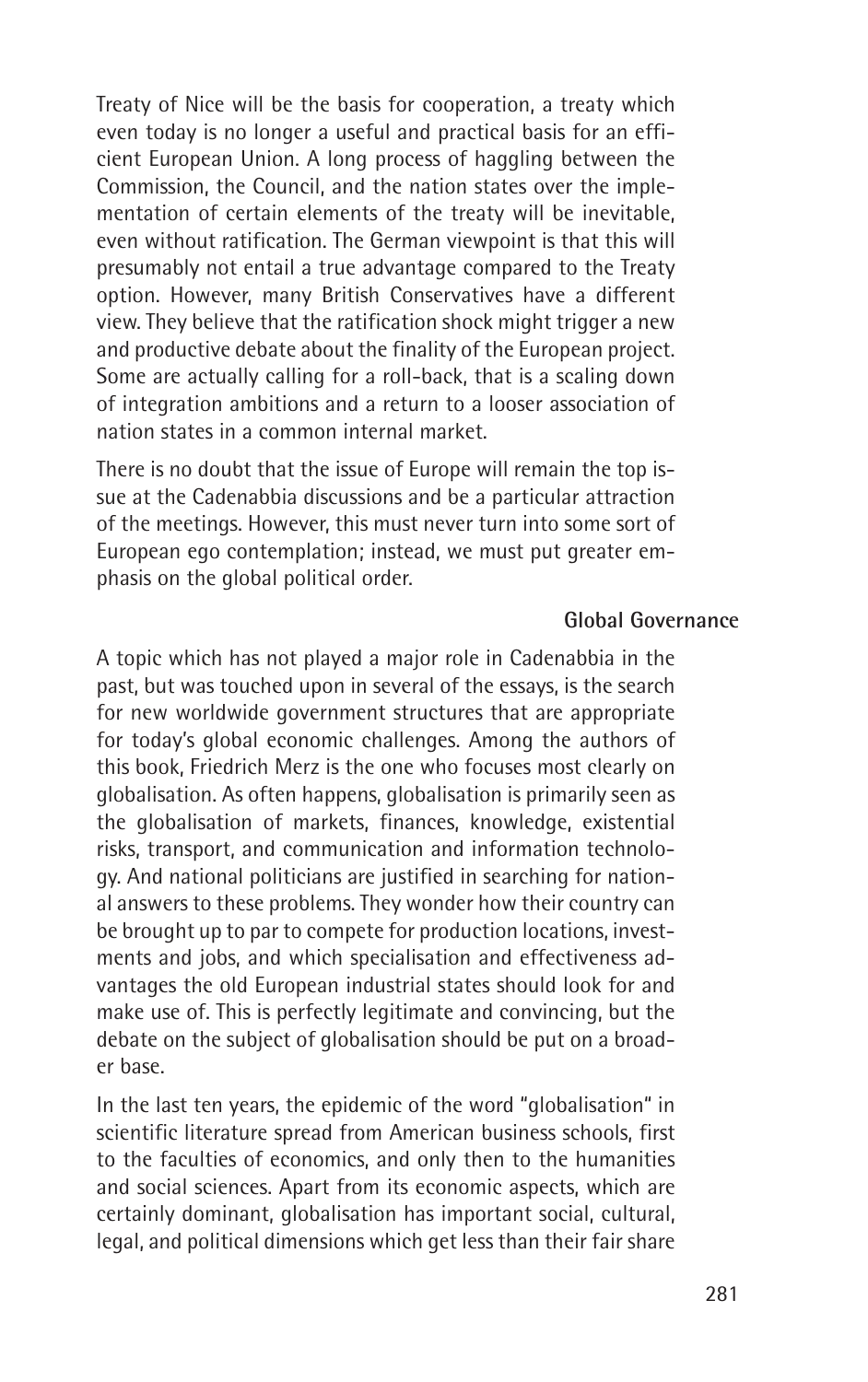Treaty of Nice will be the basis for cooperation, a treaty which even today is no longer a useful and practical basis for an efficient European Union. A long process of haggling between the Commission, the Council, and the nation states over the implementation of certain elements of the treaty will be inevitable, even without ratification. The German viewpoint is that this will presumably not entail a true advantage compared to the Treaty option. However, many British Conservatives have a different view. They believe that the ratification shock might trigger a new and productive debate about the finality of the European project. Some are actually calling for a roll-back, that is a scaling down of integration ambitions and a return to a looser association of nation states in a common internal market.

There is no doubt that the issue of Europe will remain the top issue at the Cadenabbia discussions and be a particular attraction of the meetings. However, this must never turn into some sort of European ego contemplation; instead, we must put greater emphasis on the global political order.

### Global Governance

A topic which has not played a major role in Cadenabbia in the past, but was touched upon in several of the essays, is the search for new worldwide government structures that are appropriate for today's global economic challenges. Among the authors of this book, Friedrich Merz is the one who focuses most clearly on globalisation. As often happens, globalisation is primarily seen as the globalisation of markets, finances, knowledge, existential risks, transport, and communication and information technology. And national politicians are justified in searching for national answers to these problems. They wonder how their country can be brought up to par to compete for production locations, investments and jobs, and which specialisation and effectiveness advantages the old European industrial states should look for and make use of. This is perfectly legitimate and convincing, but the debate on the subject of globalisation should be put on a broader base.

In the last ten years, the epidemic of the word "globalisation" in scientific literature spread from American business schools, first to the faculties of economics, and only then to the humanities and social sciences. Apart from its economic aspects, which are certainly dominant, globalisation has important social, cultural, legal, and political dimensions which get less than their fair share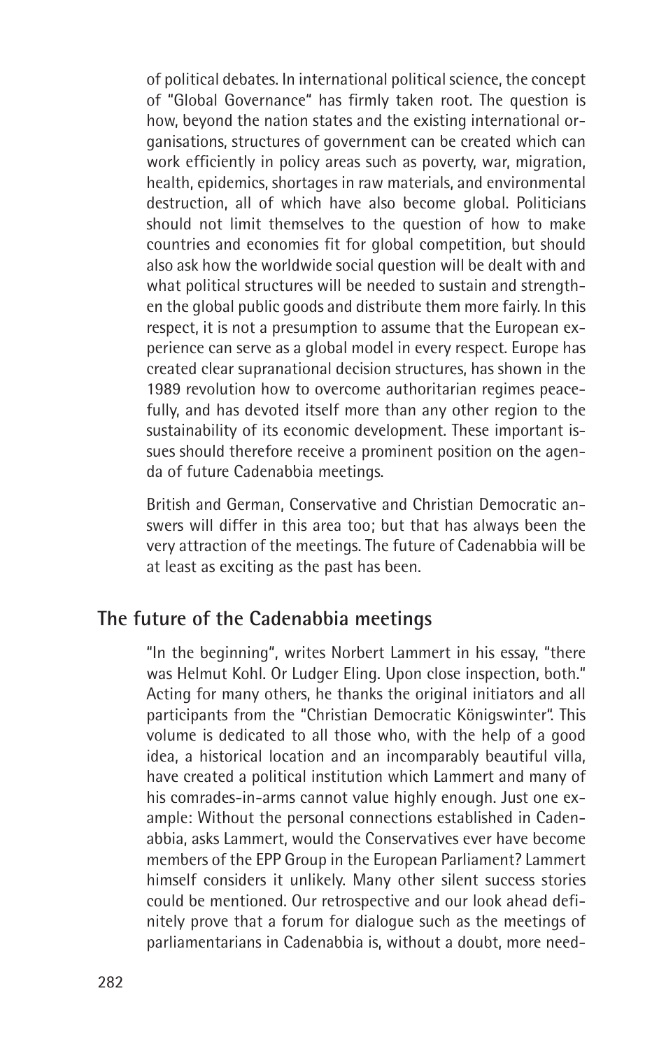of political debates. In international political science, the concept of "Global Governance" has firmly taken root. The question is how, beyond the nation states and the existing international organisations, structures of government can be created which can work efficiently in policy areas such as poverty, war, migration, health, epidemics, shortages in raw materials, and environmental destruction, all of which have also become global. Politicians should not limit themselves to the question of how to make countries and economies fit for global competition, but should also ask how the worldwide social question will be dealt with and what political structures will be needed to sustain and strengthen the global public goods and distribute them more fairly. In this respect, it is not a presumption to assume that the European experience can serve as a global model in every respect. Europe has created clear supranational decision structures, has shown in the 1989 revolution how to overcome authoritarian regimes peacefully, and has devoted itself more than any other region to the sustainability of its economic development. These important issues should therefore receive a prominent position on the agenda of future Cadenabbia meetings.

British and German, Conservative and Christian Democratic answers will differ in this area too; but that has always been the very attraction of the meetings. The future of Cadenabbia will be at least as exciting as the past has been.

## The future of the Cadenabbia meetings

"In the beginning", writes Norbert Lammert in his essay, "there was Helmut Kohl. Or Ludger Eling. Upon close inspection, both." Acting for many others, he thanks the original initiators and all participants from the "Christian Democratic Königswinter". This volume is dedicated to all those who, with the help of a good idea, a historical location and an incomparably beautiful villa, have created a political institution which Lammert and many of his comrades-in-arms cannot value highly enough. Just one example: Without the personal connections established in Cadenabbia, asks Lammert, would the Conservatives ever have become members of the EPP Group in the European Parliament? Lammert himself considers it unlikely. Many other silent success stories could be mentioned. Our retrospective and our look ahead definitely prove that a forum for dialogue such as the meetings of parliamentarians in Cadenabbia is, without a doubt, more need-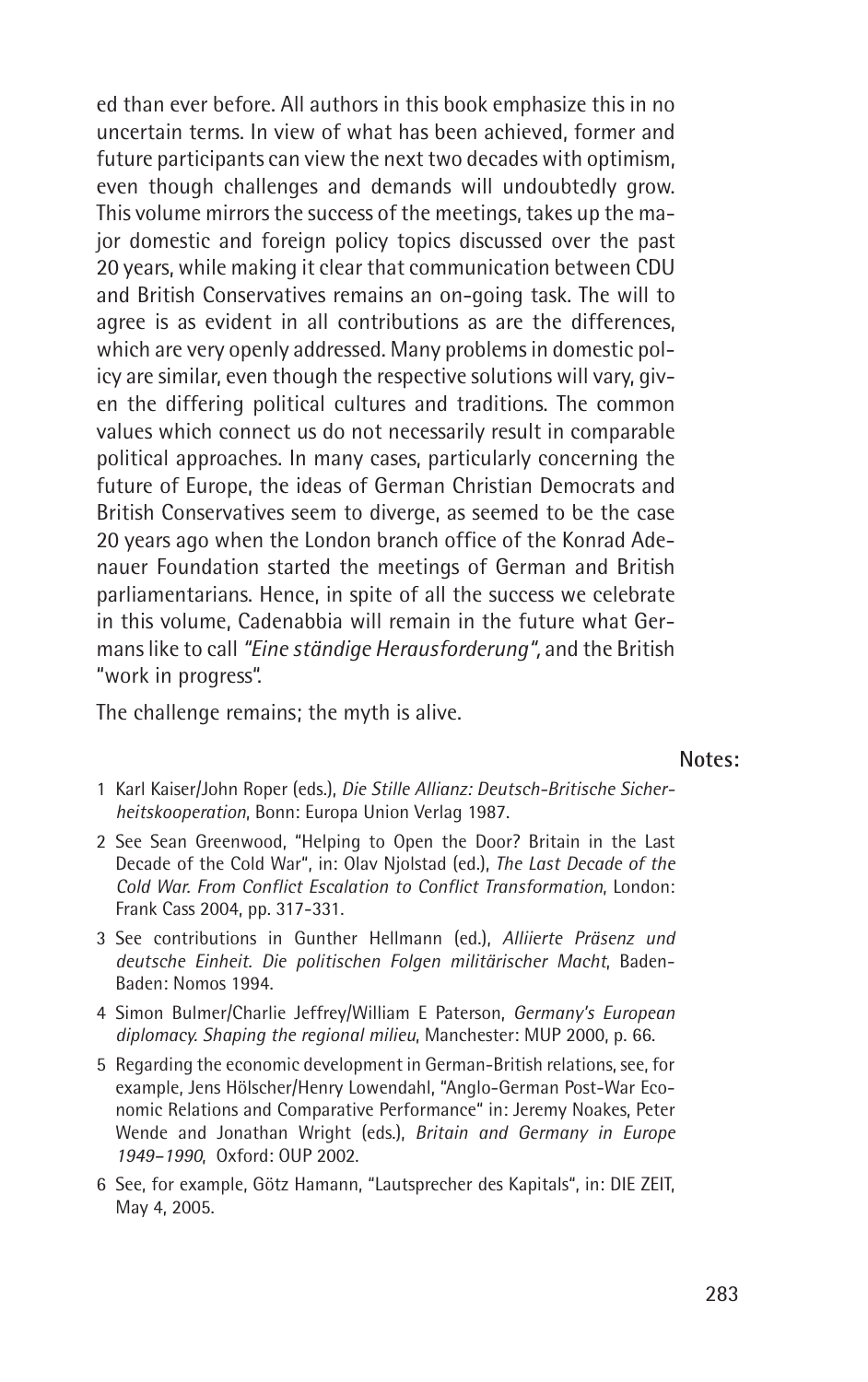ed than ever before. All authors in this book emphasize this in no uncertain terms. In view of what has been achieved, former and future participants can view the next two decades with optimism, even though challenges and demands will undoubtedly grow. This volume mirrors the success of the meetings, takes up the major domestic and foreign policy topics discussed over the past 20 years, while making it clear that communication between CDU and British Conservatives remains an on-going task. The will to agree is as evident in all contributions as are the differences, which are very openly addressed. Many problems in domestic policy are similar, even though the respective solutions will vary, given the differing political cultures and traditions. The common values which connect us do not necessarily result in comparable political approaches. In many cases, particularly concerning the future of Europe, the ideas of German Christian Democrats and British Conservatives seem to diverge, as seemed to be the case 20 years ago when the London branch office of the Konrad Adenauer Foundation started the meetings of German and British parliamentarians. Hence, in spite of all the success we celebrate in this volume, Cadenabbia will remain in the future what Germans like to call *"Eine ständige Herausforderung"*, and the British "work in progress".

The challenge remains; the myth is alive.

**Notes:**

1 Karl Kaiser/John Roper (eds.), *Die Stille Allianz: Deutsch-Britische Sicherheitskooperation*, Bonn: Europa Union Verlag 1987.

2 See Sean Greenwood, "Helping to Open the Door? Britain in the Last Decade of the Cold War", in: Olav Njolstad (ed.), *The Last Decade of the Cold War. From Conflict Escalation to Conflict Transformation*, London: Frank Cass 2004, pp. 317-331.

3 See contributions in Gunther Hellmann (ed.), *Alliierte Präsenz und deutsche Einheit. Die politischen Folgen militärischer Macht*, Baden-Baden: Nomos 1994.

4 Simon Bulmer/Charlie Jeffrey/William E Paterson, *Germany's European diplomacy. Shaping the regional milieu*, Manchester: MUP 2000, p. 66.

5 Regarding the economic development in German-British relations, see, for example, Jens Hölscher/Henry Lowendahl, "Anglo-German Post-War Economic Relations and Comparative Performance" in: Jeremy Noakes, Peter Wende and Jonathan Wright (eds.), *Britain and Germany in Europe 1949–1990*, Oxford: OUP 2002.

6 See, for example, Götz Hamann, "Lautsprecher des Kapitals", in: DIE ZEIT, May 4, 2005.